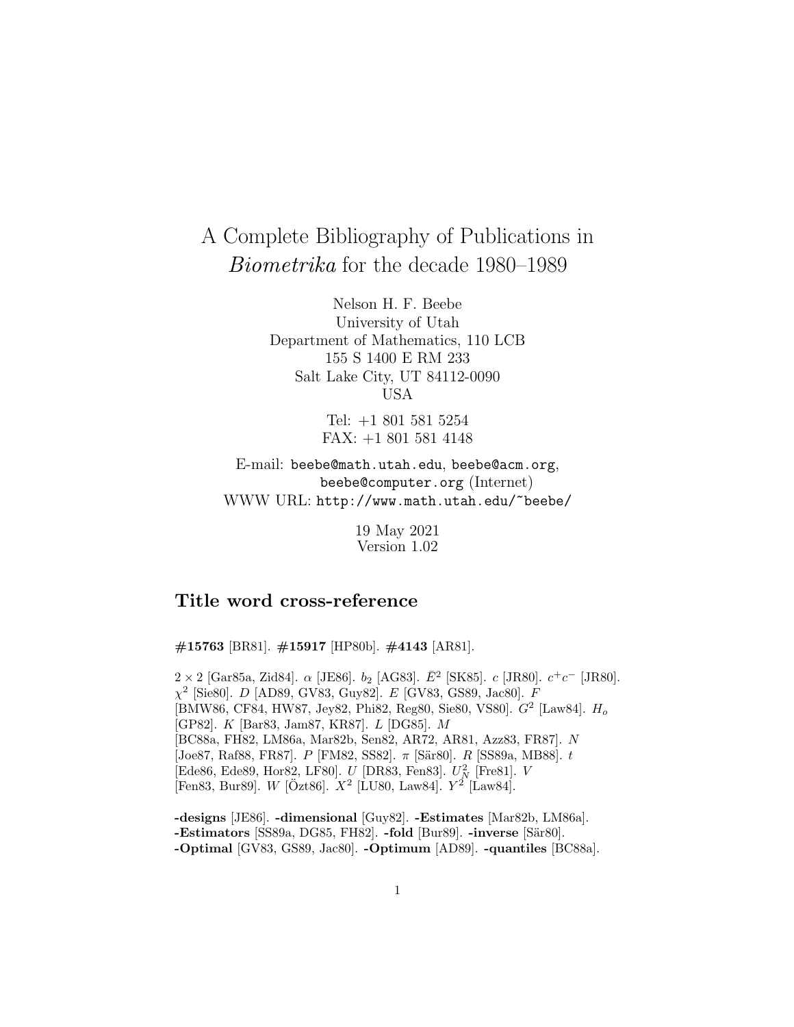# A Complete Bibliography of Publications in *Biometrika* for the decade 1980–1989

Nelson H. F. Beebe
University of Utah
Department of Mathematics, 110 LCB
155 S 1400 E RM 233
Salt Lake City, UT 84112-0090
USA

Tel: +1 801 581 5254
FAX: +1 801 581 4148

E-mail: beebe@math.utah.edu, beebe@acm.org, beebe@computer.org (Internet)
WWW URL: http://www.math.utah.edu/~beebe/

19 May 2021
Version 1.02

## Title word cross-reference

**#15763** [BR81]. **#15917** [HP80b]. **#4143** [AR81].

$2 \times 2$ [Gar85a, Zid84]. $\alpha$ [JE86]. $b_2$ [AG83]. $\bar{E}^2$ [SK85]. $c$ [JR80]. $c^+c^-$ [JR80]. $\chi^2$ [Sie80]. $D$ [AD89, GV83, Guy82]. $E$ [GV83, GS89, Jac80]. $F$ [BMW86, CF84, HW87, Jey82, Phi82, Reg80, Sie80, VS80]. $G^2$ [Law84]. $H_o$ [GP82]. $K$ [Bar83, Jam87, KR87]. $L$ [DG85]. $M$ [BC88a, FH82, LM86a, Mar82b, Sen82, AR72, AR81, Azz83, FR87]. $N$ [Joe87, Raf88, FR87]. $P$ [FM82, SS82]. $\pi$ [Sär80]. $R$ [SS89a, MB88]. $t$ [Ede86, Ede89, Hor82, LF80]. $U$ [DR83, Fen83]. $U_N^2$ [Fre81]. $V$ [Fen83, Bur89]. $W$ [Özt86]. $X^2$ [LU80, Law84]. $Y^2$ [Law84].

**-designs** [JE86]. **-dimensional** [Guy82]. **-Estimates** [Mar82b, LM86a]. **-Estimators** [SS89a, DG85, FH82]. **-fold** [Bur89]. **-inverse** [Sär80]. **-Optimal** [GV83, GS89, Jac80]. **-Optimum** [AD89]. **-quantiles** [BC88a].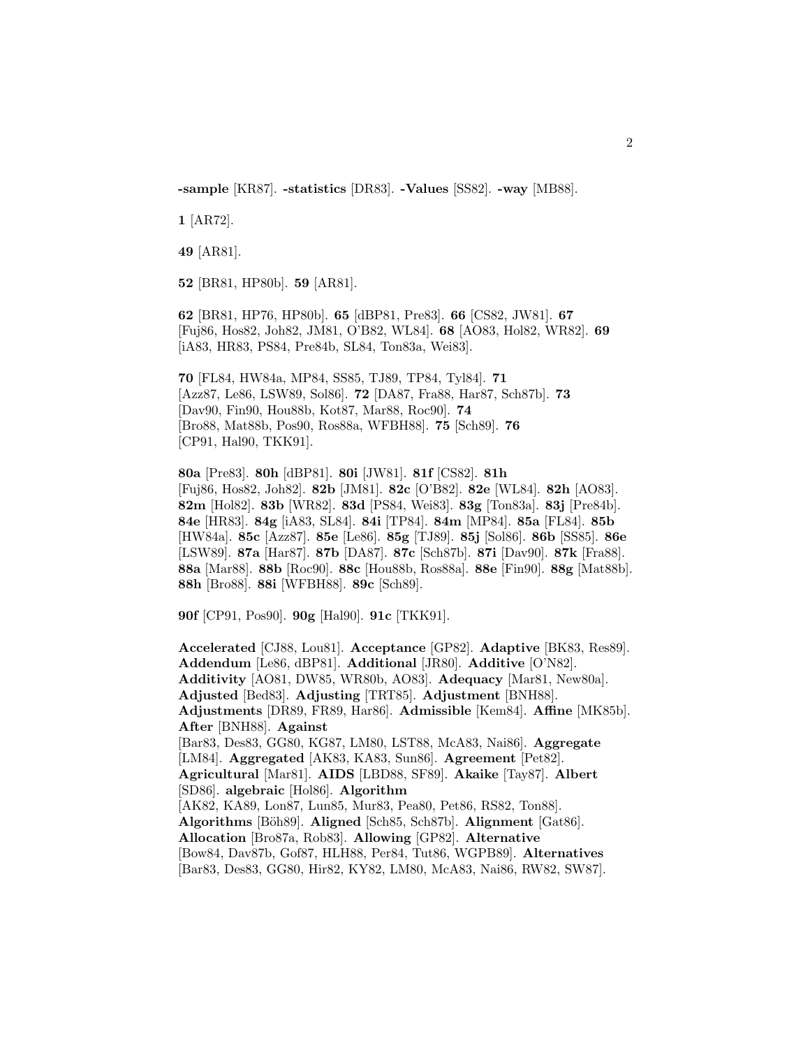**-sample** [KR87]. **-statistics** [DR83]. **-Values** [SS82]. **-way** [MB88].

**1** [AR72].

**49** [AR81].

**52** [BR81, HP80b]. **59** [AR81].

**62** [BR81, HP76, HP80b]. **65** [dBP81, Pre83]. **66** [CS82, JW81]. **67** [Fuj86, Hos82, Joh82, JM81, O'B82, WL84]. **68** [AO83, Hol82, WR82]. **69** [iA83, HR83, PS84, Pre84b, SL84, Ton83a, Wei83].

**70** [FL84, HW84a, MP84, SS85, TJ89, TP84, Tyl84]. **71** [Azz87, Le86, LSW89, Sol86]. **72** [DA87, Fra88, Har87, Sch87b]. **73** [Dav90, Fin90, Hou88b, Kot87, Mar88, Roc90]. **74** [Bro88, Mat88b, Pos90, Ros88a, WFBH88]. **75** [Sch89]. **76** [CP91, Hal90, TKK91].

**80a** [Pre83]. **80h** [dBP81]. **80i** [JW81]. **81f** [CS82]. **81h** [Fuj86, Hos82, Joh82]. **82b** [JM81]. **82c** [O'B82]. **82e** [WL84]. **82h** [AO83]. **82m** [Hol82]. **83b** [WR82]. **83d** [PS84, Wei83]. **83g** [Ton83a]. **83j** [Pre84b]. **84e** [HR83]. **84g** [iA83, SL84]. **84i** [TP84]. **84m** [MP84]. **85a** [FL84]. **85b** [HW84a]. **85c** [Azz87]. **85e** [Le86]. **85g** [TJ89]. **85j** [Sol86]. **86b** [SS85]. **86e** [LSW89]. **87a** [Har87]. **87b** [DA87]. **87c** [Sch87b]. **87i** [Dav90]. **87k** [Fra88]. **88a** [Mar88]. **88b** [Roc90]. **88c** [Hou88b, Ros88a]. **88e** [Fin90]. **88g** [Mat88b]. **88h** [Bro88]. **88i** [WFBH88]. **89c** [Sch89].

**90f** [CP91, Pos90]. **90g** [Hal90]. **91c** [TKK91].

**Accelerated** [CJ88, Lou81]. **Acceptance** [GP82]. **Adaptive** [BK83, Res89]. **Addendum** [Le86, dBP81]. **Additional** [JR80]. **Additive** [O'N82]. **Additivity** [AO81, DW85, WR80b, AO83]. **Adequacy** [Mar81, New80a]. **Adjusted** [Bed83]. **Adjusting** [TRT85]. **Adjustment** [BNH88]. **Adjustments** [DR89, FR89, Har86]. **Admissible** [Kem84]. **Affine** [MK85b]. **After** [BNH88]. **Against** [Bar83, Des83, GG80, KG87, LM80, LST88, McA83, Nai86]. **Aggregate** [LM84]. **Aggregated** [AK83, KA83, Sun86]. **Agreement** [Pet82]. **Agricultural** [Mar81]. **AIDS** [LBD88, SF89]. **Akaike** [Tay87]. **Albert** [SD86]. **algebraic** [Hol86]. **Algorithm** [AK82, KA89, Lon87, Lun85, Mur83, Pea80, Pet86, RS82, Ton88]. **Algorithms** [Böh89]. **Aligned** [Sch85, Sch87b]. **Alignment** [Gat86]. **Allocation** [Bro87a, Rob83]. **Allowing** [GP82]. **Alternative** [Bow84, Dav87b, Gof87, HLH88, Per84, Tut86, WGPB89]. **Alternatives** [Bar83, Des83, GG80, Hir82, KY82, LM80, McA83, Nai86, RW82, SW87].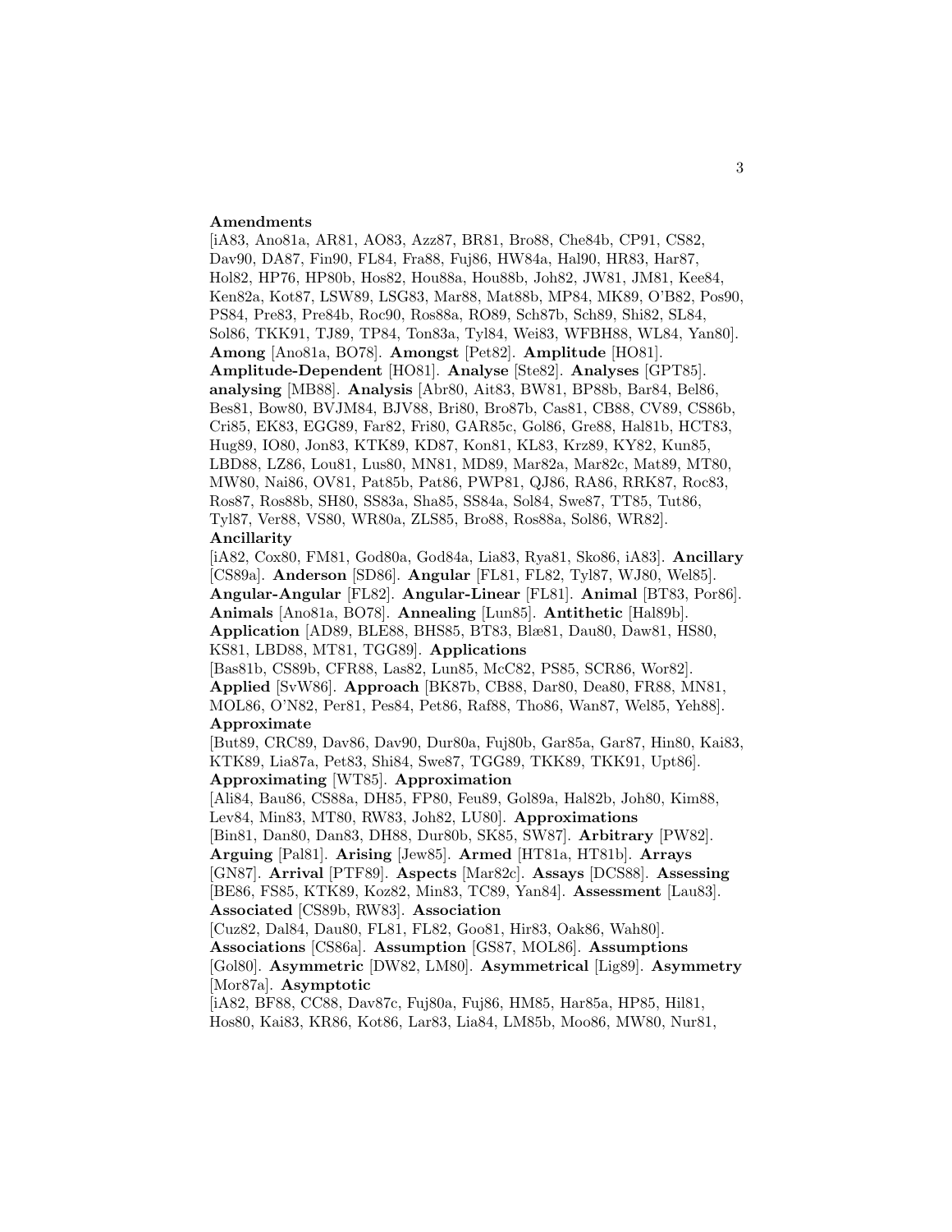**Amendments** [iA83, Ano81a, AR81, AO83, Azz87, BR81, Bro88, Che84b, CP91, CS82, Dav90, DA87, Fin90, FL84, Fra88, Fuj86, HW84a, Hal90, HR83, Har87, Hol82, HP76, HP80b, Hos82, Hou88a, Hou88b, Joh82, JW81, JM81, Kee84, Ken82a, Kot87, LSW89, LSG83, Mar88, Mat88b, MP84, MK89, O'B82, Pos90, PS84, Pre83, Pre84b, Roc90, Ros88a, RO89, Sch87b, Sch89, Shi82, SL84, Sol86, TKK91, TJ89, TP84, Ton83a, Tyl84, Wei83, WFBH88, WL84, Yan80]. **Among** [Ano81a, BO78]. **Amongst** [Pet82]. **Amplitude** [HO81]. **Amplitude-Dependent** [HO81]. **Analyse** [Ste82]. **Analyses** [GPT85]. **analysing** [MB88]. **Analysis** [Abr80, Ait83, BW81, BP88b, Bar84, Bel86, Bes81, Bow80, BVJM84, BJV88, Bri80, Bro87b, Cas81, CB88, CV89, CS86b, Cri85, EK83, EGG89, Far82, Fri80, GAR85c, Gol86, Gre88, Hal81b, HCT83, Hug89, IO80, Jon83, KTK89, KD87, Kon81, KL83, Krz89, KY82, Kun85, LBD88, LZ86, Lou81, Lus80, MN81, MD89, Mar82a, Mar82c, Mat89, MT80, MW80, Nai86, OV81, Pat85b, Pat86, PWP81, QJ86, RA86, RRK87, Roc83, Ros87, Ros88b, SH80, SS83a, Sha85, SS84a, Sol84, Swe87, TT85, Tut86, Tyl87, Ver88, VS80, WR80a, ZLS85, Bro88, Ros88a, Sol86, WR82]. **Ancillarity** [iA82, Cox80, FM81, God80a, God84a, Lia83, Rya81, Sko86, iA83]. **Ancillary** [CS89a]. **Anderson** [SD86]. **Angular** [FL81, FL82, Tyl87, WJ80, Wel85]. **Angular-Angular** [FL82]. **Angular-Linear** [FL81]. **Animal** [BT83, Por86]. **Animals** [Ano81a, BO78]. **Annealing** [Lun85]. **Antithetic** [Hal89b]. **Application** [AD89, BLE88, BHS85, BT83, Blæ81, Dau80, Daw81, HS80, KS81, LBD88, MT81, TGG89]. **Applications** [Bas81b, CS89b, CFR88, Las82, Lun85, McC82, PS85, SCR86, Wor82]. **Applied** [SvW86]. **Approach** [BK87b, CB88, Dar80, Dea80, FR88, MN81, MOL86, O'N82, Per81, Pes84, Pet86, Raf88, Tho86, Wan87, Wel85, Yeh88]. **Approximate** [But89, CRC89, Dav86, Dav90, Dur80a, Fuj80b, Gar85a, Gar87, Hin80, Kai83, KTK89, Lia87a, Pet83, Shi84, Swe87, TGG89, TKK89, TKK91, Upt86]. **Approximating** [WT85]. **Approximation** [Ali84, Bau86, CS88a, DH85, FP80, Feu89, Gol89a, Hal82b, Joh80, Kim88, Lev84, Min83, MT80, RW83, Joh82, LU80]. **Approximations** [Bin81, Dan80, Dan83, DH88, Dur80b, SK85, SW87]. **Arbitrary** [PW82]. **Arguing** [Pal81]. **Arising** [Jew85]. **Armed** [HT81a, HT81b]. **Arrays** [GN87]. **Arrival** [PTF89]. **Aspects** [Mar82c]. **Assays** [DCS88]. **Assessing** [BE86, FS85, KTK89, Koz82, Min83, TC89, Yan84]. **Assessment** [Lau83]. **Associated** [CS89b, RW83]. **Association** [Cuz82, Dal84, Dau80, FL81, FL82, Goo81, Hir83, Oak86, Wah80]. **Associations** [CS86a]. **Assumption** [GS87, MOL86]. **Assumptions** [Gol80]. **Asymmetric** [DW82, LM80]. **Asymmetrical** [Lig89]. **Asymmetry** [Mor87a]. **Asymptotic** [iA82, BF88, CC88, Dav87c, Fuj80a, Fuj86, HM85, Har85a, HP85, Hil81, Hos80, Kai83, KR86, Kot86, Lar83, Lia84, LM85b, Moo86, MW80, Nur81,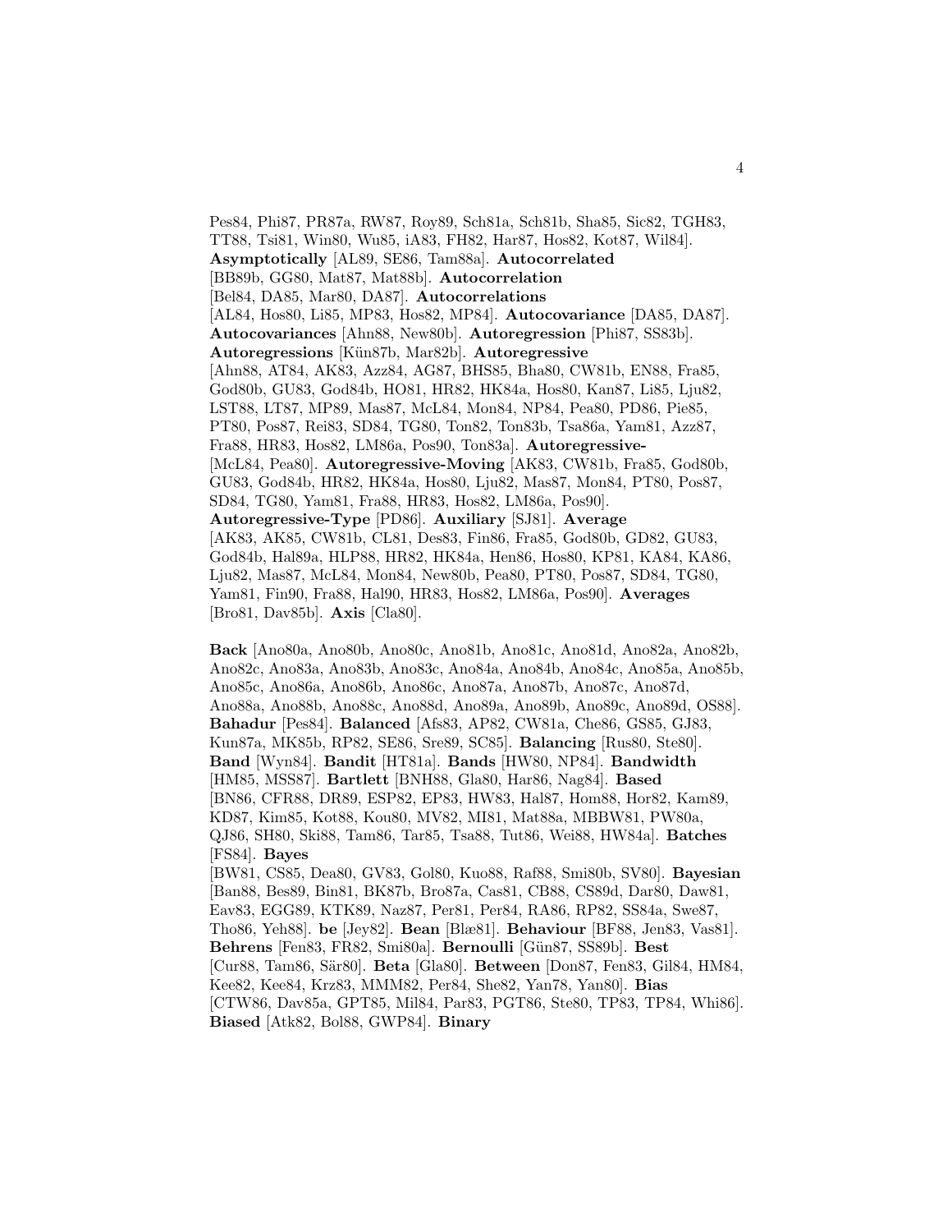Pes84, Phi87, PR87a, RW87, Roy89, Sch81a, Sch81b, Sha85, Sic82, TGH83, TT88, Tsi81, Win80, Wu85, iA83, FH82, Har87, Hos82, Kot87, Wil84]. **Asymptotically** [AL89, SE86, Tam88a]. **Autocorrelated** [BB89b, GG80, Mat87, Mat88b]. **Autocorrelation** [Bel84, DA85, Mar80, DA87]. **Autocorrelations** [AL84, Hos80, Li85, MP83, Hos82, MP84]. **Autocovariance** [DA85, DA87]. **Autocovariances** [Ahn88, New80b]. **Autoregression** [Phi87, SS83b]. **Autoregressions** [Kün87b, Mar82b]. **Autoregressive** [Ahn88, AT84, AK83, Azz84, AG87, BHS85, Bha80, CW81b, EN88, Fra85, God80b, GU83, God84b, HO81, HR82, HK84a, Hos80, Kan87, Li85, Lju82, LST88, LT87, MP89, Mas87, McL84, Mon84, NP84, Pea80, PD86, Pie85, PT80, Pos87, Rei83, SD84, TG80, Ton82, Ton83b, Tsa86a, Yam81, Azz87, Fra88, HR83, Hos82, LM86a, Pos90, Ton83a]. **Autoregressive-** [McL84, Pea80]. **Autoregressive-Moving** [AK83, CW81b, Fra85, God80b, GU83, God84b, HR82, HK84a, Hos80, Lju82, Mas87, Mon84, PT80, Pos87, SD84, TG80, Yam81, Fra88, HR83, Hos82, LM86a, Pos90]. **Autoregressive-Type** [PD86]. **Auxiliary** [SJ81]. **Average** [AK83, AK85, CW81b, CL81, Des83, Fin86, Fra85, God80b, GD82, GU83, God84b, Hal89a, HLP88, HR82, HK84a, Hen86, Hos80, KP81, KA84, KA86, Lju82, Mas87, McL84, Mon84, New80b, Pea80, PT80, Pos87, SD84, TG80, Yam81, Fin90, Fra88, Hal90, HR83, Hos82, LM86a, Pos90]. **Averages** [Bro81, Dav85b]. **Axis** [Cla80].

**Back** [Ano80a, Ano80b, Ano80c, Ano81b, Ano81c, Ano81d, Ano82a, Ano82b, Ano82c, Ano83a, Ano83b, Ano83c, Ano84a, Ano84b, Ano84c, Ano85a, Ano85b, Ano85c, Ano86a, Ano86b, Ano86c, Ano87a, Ano87b, Ano87c, Ano87d, Ano88a, Ano88b, Ano88c, Ano88d, Ano89a, Ano89b, Ano89c, Ano89d, OS88]. **Bahadur** [Pes84]. **Balanced** [Afs83, AP82, CW81a, Che86, GS85, GJ83, Kun87a, MK85b, RP82, SE86, Sre89, SC85]. **Balancing** [Rus80, Ste80]. **Band** [Wyn84]. **Bandit** [HT81a]. **Bands** [HW80, NP84]. **Bandwidth** [HM85, MSS87]. **Bartlett** [BNH88, Gla80, Har86, Nag84]. **Based** [BN86, CFR88, DR89, ESP82, EP83, HW83, Hal87, Hom88, Hor82, Kam89, KD87, Kim85, Kot88, Kou80, MV82, MI81, Mat88a, MBBW81, PW80a, QJ86, SH80, Ski88, Tam86, Tar85, Tsa88, Tut86, Wei88, HW84a]. **Batches** [FS84]. **Bayes** [BW81, CS85, Dea80, GV83, Gol80, Kuo88, Raf88, Smi80b, SV80]. **Bayesian** [Ban88, Bes89, Bin81, BK87b, Bro87a, Cas81, CB88, CS89d, Dar80, Daw81, Eav83, EGG89, KTK89, Naz87, Per81, Per84, RA86, RP82, SS84a, Swe87, Tho86, Yeh88]. **be** [Jey82]. **Bean** [Blæ81]. **Behaviour** [BF88, Jen83, Vas81]. **Behrens** [Fen83, FR82, Smi80a]. **Bernoulli** [Gün87, SS89b]. **Best** [Cur88, Tam86, Sär80]. **Beta** [Gla80]. **Between** [Don87, Fen83, Gil84, HM84, Kee82, Kee84, Krz83, MMM82, Per84, She82, Yan78, Yan80]. **Bias** [CTW86, Dav85a, GPT85, Mil84, Par83, PGT86, Ste80, TP83, TP84, Whi86]. **Biased** [Atk82, Bol88, GWP84]. **Binary**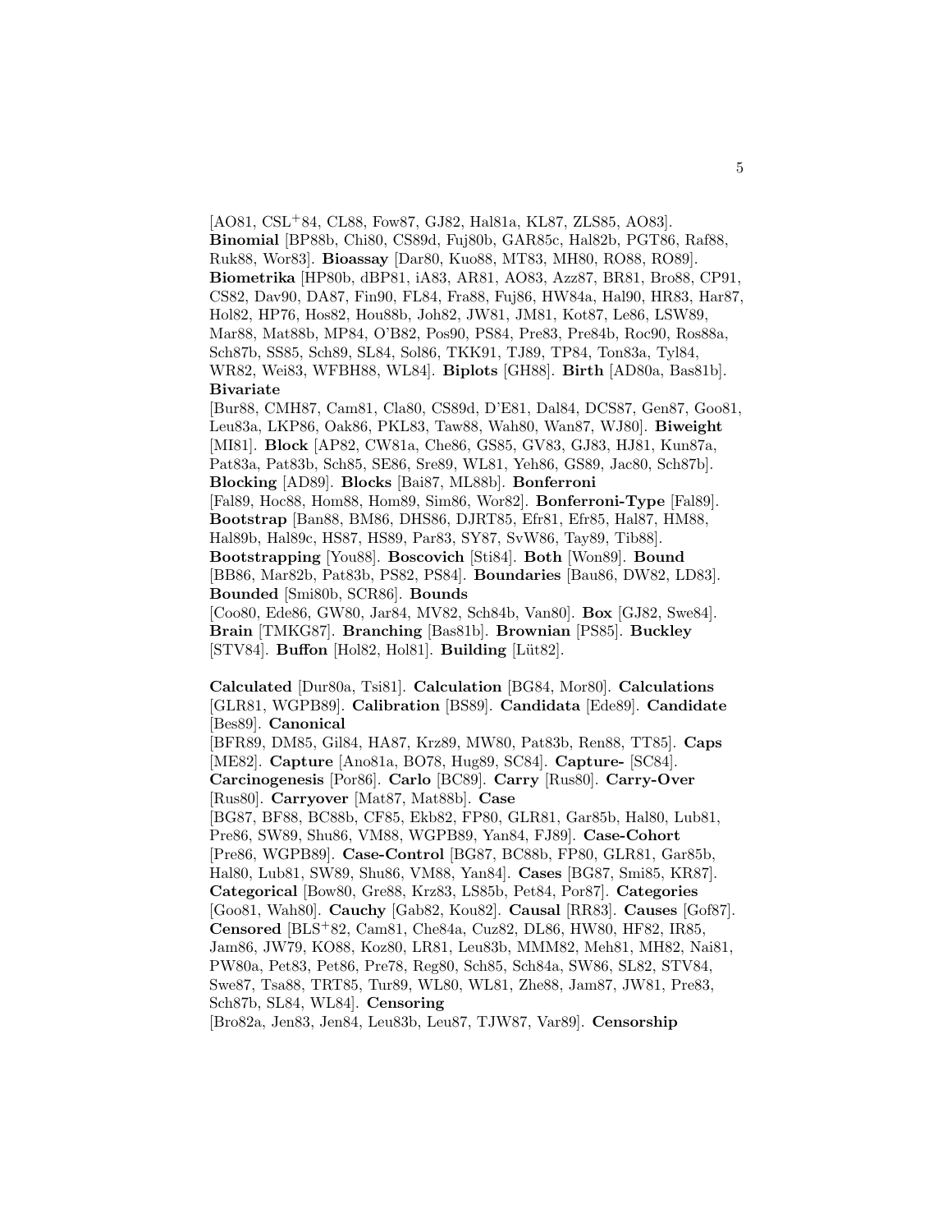[AO81, CSL+84, CL88, Fow87, GJ82, Hal81a, KL87, ZLS85, AO83]. **Binomial** [BP88b, Chi80, CS89d, Fuj80b, GAR85c, Hal82b, PGT86, Raf88, Ruk88, Wor83]. **Bioassay** [Dar80, Kuo88, MT83, MH80, RO88, RO89]. **Biometrika** [HP80b, dBP81, iA83, AR81, AO83, Azz87, BR81, Bro88, CP91, CS82, Dav90, DA87, Fin90, FL84, Fra88, Fuj86, HW84a, Hal90, HR83, Har87, Hol82, HP76, Hos82, Hou88b, Joh82, JW81, JM81, Kot87, Le86, LSW89, Mar88, Mat88b, MP84, O'B82, Pos90, PS84, Pre83, Pre84b, Roc90, Ros88a, Sch87b, SS85, Sch89, SL84, Sol86, TKK91, TJ89, TP84, Ton83a, Tyl84, WR82, Wei83, WFBH88, WL84]. **Biplots** [GH88]. **Birth** [AD80a, Bas81b]. **Bivariate** [Bur88, CMH87, Cam81, Cla80, CS89d, D'E81, Dal84, DCS87, Gen87, Goo81, Leu83a, LKP86, Oak86, PKL83, Taw88, Wah80, Wan87, WJ80]. **Biweight** [MI81]. **Block** [AP82, CW81a, Che86, GS85, GV83, GJ83, HJ81, Kun87a, Pat83a, Pat83b, Sch85, SE86, Sre89, WL81, Yeh86, GS89, Jac80, Sch87b]. **Blocking** [AD89]. **Blocks** [Bai87, ML88b]. **Bonferroni** [Fal89, Hoc88, Hom88, Hom89, Sim86, Wor82]. **Bonferroni-Type** [Fal89]. **Bootstrap** [Ban88, BM86, DHS86, DJRT85, Efr81, Efr85, Hal87, HM88, Hal89b, Hal89c, HS87, HS89, Par83, SY87, SvW86, Tay89, Tib88]. **Bootstrapping** [You88]. **Boscovich** [Sti84]. **Both** [Won89]. **Bound** [BB86, Mar82b, Pat83b, PS82, PS84]. **Boundaries** [Bau86, DW82, LD83]. **Bounded** [Smi80b, SCR86]. **Bounds** [Coo80, Ede86, GW80, Jar84, MV82, Sch84b, Van80]. **Box** [GJ82, Swe84]. **Brain** [TMKG87]. **Branching** [Bas81b]. **Brownian** [PS85]. **Buckley** [STV84]. **Buffon** [Hol82, Hol81]. **Building** [Lüt82].

**Calculated** [Dur80a, Tsi81]. **Calculation** [BG84, Mor80]. **Calculations** [GLR81, WGPB89]. **Calibration** [BS89]. **Candidata** [Ede89]. **Candidate** [Bes89]. **Canonical** [BFR89, DM85, Gil84, HA87, Krz89, MW80, Pat83b, Ren88, TT85]. **Caps** [ME82]. **Capture** [Ano81a, BO78, Hug89, SC84]. **Capture-** [SC84]. **Carcinogenesis** [Por86]. **Carlo** [BC89]. **Carry** [Rus80]. **Carry-Over** [Rus80]. **Carryover** [Mat87, Mat88b]. **Case** [BG87, BF88, BC88b, CF85, Ekb82, FP80, GLR81, Gar85b, Hal80, Lub81, Pre86, SW89, Shu86, VM88, WGPB89, Yan84, FJ89]. **Case-Cohort** [Pre86, WGPB89]. **Case-Control** [BG87, BC88b, FP80, GLR81, Gar85b, Hal80, Lub81, SW89, Shu86, VM88, Yan84]. **Cases** [BG87, Smi85, KR87]. **Categorical** [Bow80, Gre88, Krz83, LS85b, Pet84, Por87]. **Categories** [Goo81, Wah80]. **Cauchy** [Gab82, Kou82]. **Causal** [RR83]. **Causes** [Gof87]. **Censored** [BLS+82, Cam81, Che84a, Cuz82, DL86, HW80, HF82, IR85, Jam86, JW79, KO88, Koz80, LR81, Leu83b, MMM82, Meh81, MH82, Nai81, PW80a, Pet83, Pet86, Pre78, Reg80, Sch85, Sch84a, SW86, SL82, STV84, Swe87, Tsa88, TRT85, Tur89, WL80, WL81, Zhe88, Jam87, JW81, Pre83, Sch87b, SL84, WL84]. **Censoring** [Bro82a, Jen83, Jen84, Leu83b, Leu87, TJW87, Var89]. **Censorship**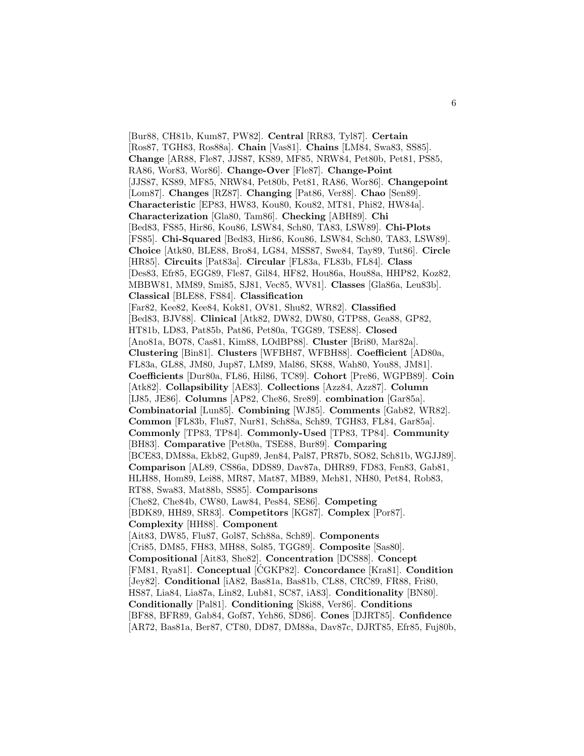[Bur88, CH81b, Kum87, PW82]. **Central** [RR83, Tyl87]. **Certain** [Ros87, TGH83, Ros88a]. **Chain** [Vas81]. **Chains** [LM84, Swa83, SS85]. **Change** [AR88, Fle87, JJS87, KS89, MF85, NRW84, Pet80b, Pet81, PS85, RA86, Wor83, Wor86]. **Change-Over** [Fle87]. **Change-Point** [JJS87, KS89, MF85, NRW84, Pet80b, Pet81, RA86, Wor86]. **Changepoint** [Lom87]. **Changes** [RZ87]. **Changing** [Pat86, Ver88]. **Chao** [Sen89]. **Characteristic** [EP83, HW83, Kou80, Kou82, MT81, Phi82, HW84a]. **Characterization** [Gla80, Tam86]. **Checking** [ABH89]. **Chi** [Bed83, FS85, Hir86, Kou86, LSW84, Sch80, TA83, LSW89]. **Chi-Plots** [FS85]. **Chi-Squared** [Bed83, Hir86, Kou86, LSW84, Sch80, TA83, LSW89]. **Choice** [Atk80, BLE88, Bro84, LG84, MSS87, Swe84, Tay89, Tut86]. **Circle** [HR85]. **Circuits** [Pat83a]. **Circular** [FL83a, FL83b, FL84]. **Class** [Des83, Efr85, EGG89, Fle87, Gil84, HF82, Hou86a, Hou88a, HHP82, Koz82, MBBW81, MM89, Smi85, SJ81, Vec85, WV81]. **Classes** [Gla86a, Leu83b]. **Classical** [BLE88, FS84]. **Classification** [Far82, Kee82, Kee84, Kok81, OV81, Shu82, WR82]. **Classified** [Bed83, BJV88]. **Clinical** [Atk82, DW82, DW80, GTP88, Gea88, GP82, HT81b, LD83, Pat85b, Pat86, Pet80a, TGG89, TSE88]. **Closed** [Ano81a, BO78, Cas81, Kim88, LOdBP88]. **Cluster** [Bri80, Mar82a]. **Clustering** [Bin81]. **Clusters** [WFBH87, WFBH88]. **Coefficient** [AD80a, FL83a, GL88, JM80, Jup87, LM89, Mal86, SK88, Wah80, You88, JM81]. **Coefficients** [Dur80a, FL86, Hil86, TC89]. **Cohort** [Pre86, WGPB89]. **Coin** [Atk82]. **Collapsibility** [AE83]. **Collections** [Azz84, Azz87]. **Column** [IJ85, JE86]. **Columns** [AP82, Che86, Sre89]. **combination** [Gar85a]. **Combinatorial** [Lun85]. **Combining** [WJ85]. **Comments** [Gab82, WR82]. **Common** [FL83b, Flu87, Nur81, Sch88a, Sch89, TGH83, FL84, Gar85a]. **Commonly** [TP83, TP84]. **Commonly-Used** [TP83, TP84]. **Community** [BH83]. **Comparative** [Pet80a, TSE88, Bur89]. **Comparing** [BCE83, DM88a, Ekb82, Gup89, Jen84, Pal87, PR87b, SO82, Sch81b, WGJJ89]. **Comparison** [AL89, CS86a, DDS89, Dav87a, DHR89, FD83, Fen83, Gab81, HLH88, Hom89, Lei88, MR87, Mat87, MB89, Meh81, NH80, Pet84, Rob83, RT88, Swa83, Mat88b, SS85]. **Comparisons** [Che82, Che84b, CW80, Law84, Pes84, SE86]. **Competing** [BDK89, HH89, SR83]. **Competitors** [KG87]. **Complex** [Por87]. **Complexity** [HH88]. **Component** [Ait83, DW85, Flu87, Gol87, Sch88a, Sch89]. **Components** [Cri85, DM85, FH83, MH88, Sol85, TGG89]. **Composite** [Sas80]. **Compositional** [Ait83, She82]. **Concentration** [DCS88]. **Concept** [FM81, Rya81]. **Conceptual** [ĆGKP82]. **Concordance** [Kra81]. **Condition** [Jey82]. **Conditional** [iA82, Bas81a, Bas81b, CL88, CRC89, FR88, Fri80, HS87, Lia84, Lia87a, Lin82, Lub81, SC87, iA83]. **Conditionality** [BN80]. **Conditionally** [Pal81]. **Conditioning** [Ski88, Ver86]. **Conditions** [BF88, BFR89, Gab84, Gof87, Yeh86, SD86]. **Cones** [DJRT85]. **Confidence** [AR72, Bas81a, Ber87, CT80, DD87, DM88a, Dav87c, DJRT85, Efr85, Fuj80b,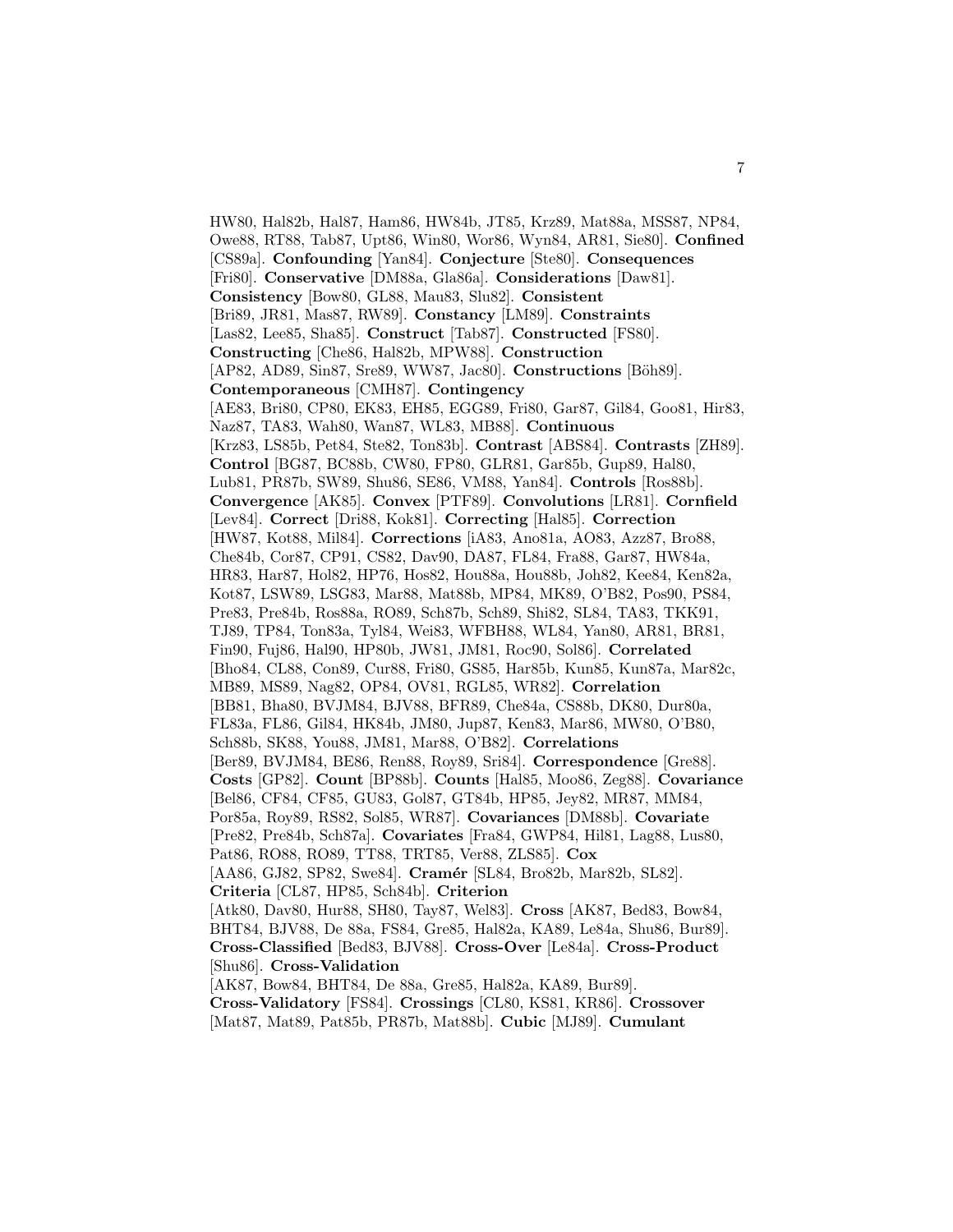HW80, Hal82b, Hal87, Ham86, HW84b, JT85, Krz89, Mat88a, MSS87, NP84, Owe88, RT88, Tab87, Upt86, Win80, Wor86, Wyn84, AR81, Sie80]. **Confined** [CS89a]. **Confounding** [Yan84]. **Conjecture** [Ste80]. **Consequences** [Fri80]. **Conservative** [DM88a, Gla86a]. **Considerations** [Daw81]. **Consistency** [Bow80, GL88, Mau83, Slu82]. **Consistent** [Bri89, JR81, Mas87, RW89]. **Constancy** [LM89]. **Constraints** [Las82, Lee85, Sha85]. **Construct** [Tab87]. **Constructed** [FS80]. **Constructing** [Che86, Hal82b, MPW88]. **Construction** [AP82, AD89, Sin87, Sre89, WW87, Jac80]. **Constructions** [Böh89]. **Contemporaneous** [CMH87]. **Contingency** [AE83, Bri80, CP80, EK83, EH85, EGG89, Fri80, Gar87, Gil84, Goo81, Hir83, Naz87, TA83, Wah80, Wan87, WL83, MB88]. **Continuous** [Krz83, LS85b, Pet84, Ste82, Ton83b]. **Contrast** [ABS84]. **Contrasts** [ZH89]. **Control** [BG87, BC88b, CW80, FP80, GLR81, Gar85b, Gup89, Hal80, Lub81, PR87b, SW89, Shu86, SE86, VM88, Yan84]. **Controls** [Ros88b]. **Convergence** [AK85]. **Convex** [PTF89]. **Convolutions** [LR81]. **Cornfield** [Lev84]. **Correct** [Dri88, Kok81]. **Correcting** [Hal85]. **Correction** [HW87, Kot88, Mil84]. **Corrections** [iA83, Ano81a, AO83, Azz87, Bro88, Che84b, Cor87, CP91, CS82, Dav90, DA87, FL84, Fra88, Gar87, HW84a, HR83, Har87, Hol82, HP76, Hos82, Hou88a, Hou88b, Joh82, Kee84, Ken82a, Kot87, LSW89, LSG83, Mar88, Mat88b, MP84, MK89, O'B82, Pos90, PS84, Pre83, Pre84b, Ros88a, RO89, Sch87b, Sch89, Shi82, SL84, TA83, TKK91, TJ89, TP84, Ton83a, Tyl84, Wei83, WFBH88, WL84, Yan80, AR81, BR81, Fin90, Fuj86, Hal90, HP80b, JW81, JM81, Roc90, Sol86]. **Correlated** [Bho84, CL88, Con89, Cur88, Fri80, GS85, Har85b, Kun85, Kun87a, Mar82c, MB89, MS89, Nag82, OP84, OV81, RGL85, WR82]. **Correlation** [BB81, Bha80, BVJM84, BJV88, BFR89, Che84a, CS88b, DK80, Dur80a, FL83a, FL86, Gil84, HK84b, JM80, Jup87, Ken83, Mar86, MW80, O'B80, Sch88b, SK88, You88, JM81, Mar88, O'B82]. **Correlations** [Ber89, BVJM84, BE86, Ren88, Roy89, Sri84]. **Correspondence** [Gre88]. **Costs** [GP82]. **Count** [BP88b]. **Counts** [Hal85, Moo86, Zeg88]. **Covariance** [Bel86, CF84, CF85, GU83, Gol87, GT84b, HP85, Jey82, MR87, MM84, Por85a, Roy89, RS82, Sol85, WR87]. **Covariances** [DM88b]. **Covariate** [Pre82, Pre84b, Sch87a]. **Covariates** [Fra84, GWP84, Hil81, Lag88, Lus80, Pat86, RO88, RO89, TT88, TRT85, Ver88, ZLS85]. **Cox** [AA86, GJ82, SP82, Swe84]. **Cramér** [SL84, Bro82b, Mar82b, SL82]. **Criteria** [CL87, HP85, Sch84b]. **Criterion** [Atk80, Dav80, Hur88, SH80, Tay87, Wel83]. **Cross** [AK87, Bed83, Bow84, BHT84, BJV88, De 88a, FS84, Gre85, Hal82a, KA89, Le84a, Shu86, Bur89]. **Cross-Classified** [Bed83, BJV88]. **Cross-Over** [Le84a]. **Cross-Product** [Shu86]. **Cross-Validation** [AK87, Bow84, BHT84, De 88a, Gre85, Hal82a, KA89, Bur89]. **Cross-Validatory** [FS84]. **Crossings** [CL80, KS81, KR86]. **Crossover** [Mat87, Mat89, Pat85b, PR87b, Mat88b]. **Cubic** [MJ89]. **Cumulant**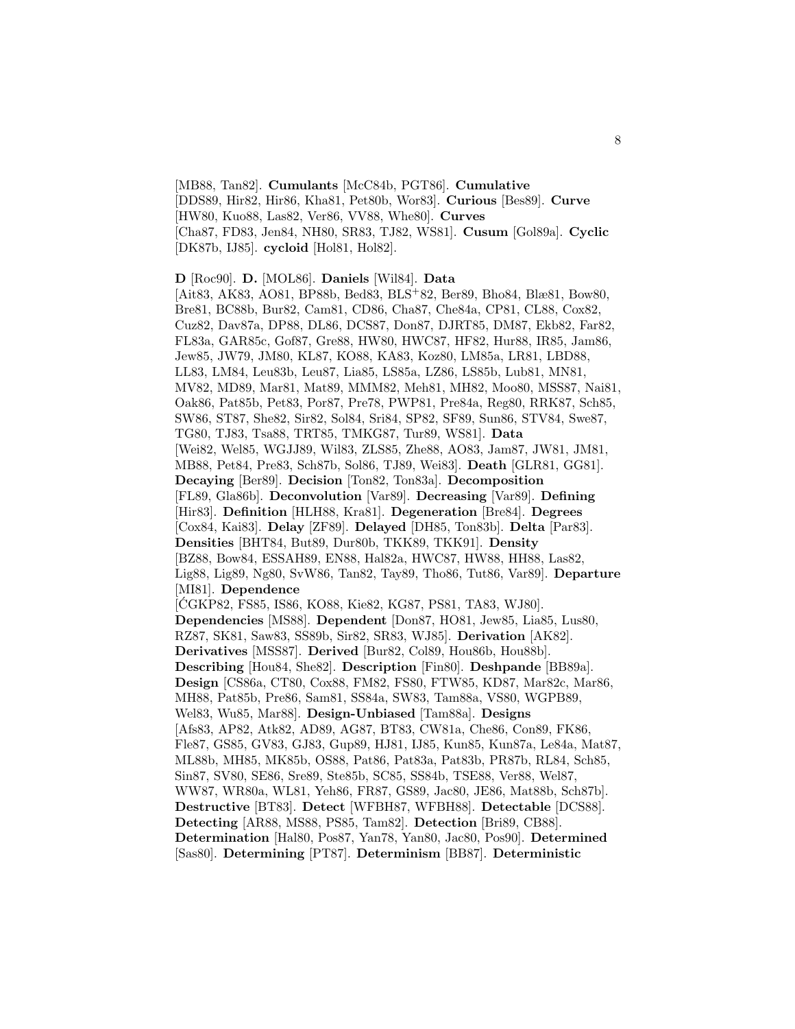[MB88, Tan82]. **Cumulants** [McC84b, PGT86]. **Cumulative** [DDS89, Hir82, Hir86, Kha81, Pet80b, Wor83]. **Curious** [Bes89]. **Curve** [HW80, Kuo88, Las82, Ver86, VV88, Whe80]. **Curves** [Cha87, FD83, Jen84, NH80, SR83, TJ82, WS81]. **Cusum** [Gol89a]. **Cyclic** [DK87b, IJ85]. **cycloid** [Hol81, Hol82].

**D** [Roc90]. **D.** [MOL86]. **Daniels** [Wil84]. **Data** [Ait83, AK83, AO81, BP88b, Bed83, BLS+82, Ber89, Bho84, Blæ81, Bow80, Bre81, BC88b, Bur82, Cam81, CD86, Cha87, Che84a, CP81, CL88, Cox82, Cuz82, Dav87a, DP88, DL86, DCS87, Don87, DJRT85, DM87, Ekb82, Far82, FL83a, GAR85c, Gof87, Gre88, HW80, HWC87, HF82, Hur88, IR85, Jam86, Jew85, JW79, JM80, KL87, KO88, KA83, Koz80, LM85a, LR81, LBD88, LL83, LM84, Leu83b, Leu87, Lia85, LS85a, LZ86, LS85b, Lub81, MN81, MV82, MD89, Mar81, Mat89, MMM82, Meh81, MH82, Moo80, MSS87, Nai81, Oak86, Pat85b, Pet83, Por87, Pre78, PWP81, Pre84a, Reg80, RRK87, Sch85, SW86, ST87, She82, Sir82, Sol84, Sri84, SP82, SF89, Sun86, STV84, Swe87, TG80, TJ83, Tsa88, TRT85, TMKG87, Tur89, WS81]. **Data** [Wei82, Wel85, WGJJ89, Wil83, ZLS85, Zhe88, AO83, Jam87, JW81, JM81, MB88, Pet84, Pre83, Sch87b, Sol86, TJ89, Wei83]. **Death** [GLR81, GG81]. **Decaying** [Ber89]. **Decision** [Ton82, Ton83a]. **Decomposition** [FL89, Gla86b]. **Deconvolution** [Var89]. **Decreasing** [Var89]. **Defining** [Hir83]. **Definition** [HLH88, Kra81]. **Degeneration** [Bre84]. **Degrees** [Cox84, Kai83]. **Delay** [ZF89]. **Delayed** [DH85, Ton83b]. **Delta** [Par83]. **Densities** [BHT84, But89, Dur80b, TKK89, TKK91]. **Density** [BZ88, Bow84, ESSAH89, EN88, Hal82a, HWC87, HW88, HH88, Las82, Lig88, Lig89, Ng80, SvW86, Tan82, Tay89, Tho86, Tut86, Var89]. **Departure** [MI81]. **Dependence** [ĆGKP82, FS85, IS86, KO88, Kie82, KG87, PS81, TA83, WJ80]. **Dependencies** [MS88]. **Dependent** [Don87, HO81, Jew85, Lia85, Lus80, RZ87, SK81, Saw83, SS89b, Sir82, SR83, WJ85]. **Derivation** [AK82]. **Derivatives** [MSS87]. **Derived** [Bur82, Col89, Hou86b, Hou88b]. **Describing** [Hou84, She82]. **Description** [Fin80]. **Deshpande** [BB89a]. **Design** [CS86a, CT80, Cox88, FM82, FS80, FTW85, KD87, Mar82c, Mar86, MH88, Pat85b, Pre86, Sam81, SS84a, SW83, Tam88a, VS80, WGPB89, Wel83, Wu85, Mar88]. **Design-Unbiased** [Tam88a]. **Designs** [Afs83, AP82, Atk82, AD89, AG87, BT83, CW81a, Che86, Con89, FK86, Fle87, GS85, GV83, GJ83, Gup89, HJ81, IJ85, Kun85, Kun87a, Le84a, Mat87, ML88b, MH85, MK85b, OS88, Pat86, Pat83a, Pat83b, PR87b, RL84, Sch85, Sin87, SV80, SE86, Sre89, Ste85b, SC85, SS84b, TSE88, Ver88, Wel87, WW87, WR80a, WL81, Yeh86, FR87, GS89, Jac80, JE86, Mat88b, Sch87b]. **Destructive** [BT83]. **Detect** [WFBH87, WFBH88]. **Detectable** [DCS88]. **Detecting** [AR88, MS88, PS85, Tam82]. **Detection** [Bri89, CB88]. **Determination** [Hal80, Pos87, Yan78, Yan80, Jac80, Pos90]. **Determined** [Sas80]. **Determining** [PT87]. **Determinism** [BB87]. **Deterministic**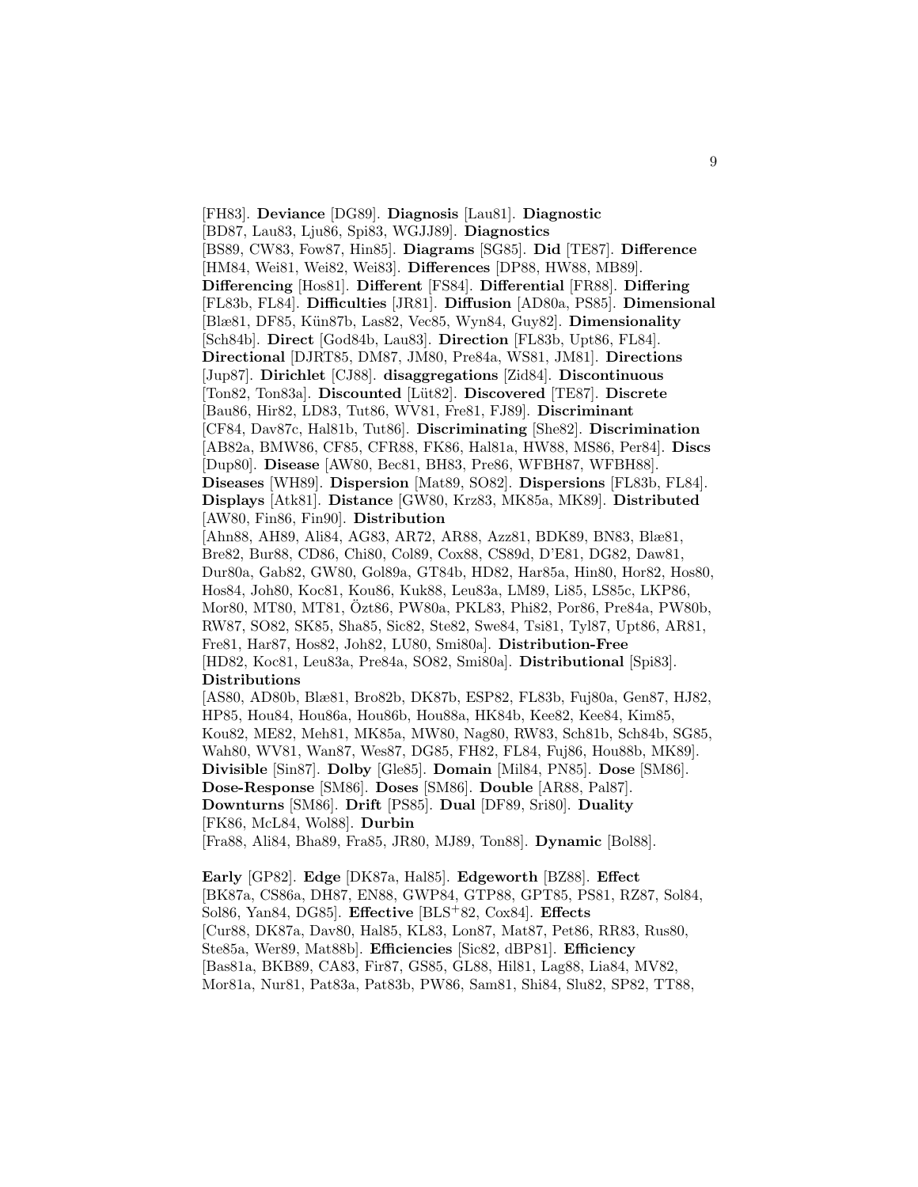[FH83]. **Deviance** [DG89]. **Diagnosis** [Lau81]. **Diagnostic** [BD87, Lau83, Lju86, Spi83, WGJJ89]. **Diagnostics** [BS89, CW83, Fow87, Hin85]. **Diagrams** [SG85]. **Did** [TE87]. **Difference** [HM84, Wei81, Wei82, Wei83]. **Differences** [DP88, HW88, MB89]. **Differencing** [Hos81]. **Different** [FS84]. **Differential** [FR88]. **Differing** [FL83b, FL84]. **Difficulties** [JR81]. **Diffusion** [AD80a, PS85]. **Dimensional** [Blæ81, DF85, Kün87b, Las82, Vec85, Wyn84, Guy82]. **Dimensionality** [Sch84b]. **Direct** [God84b, Lau83]. **Direction** [FL83b, Upt86, FL84]. **Directional** [DJRT85, DM87, JM80, Pre84a, WS81, JM81]. **Directions** [Jup87]. **Dirichlet** [CJ88]. **disaggregations** [Zid84]. **Discontinuous** [Ton82, Ton83a]. **Discounted** [Lüt82]. **Discovered** [TE87]. **Discrete** [Bau86, Hir82, LD83, Tut86, WV81, Fre81, FJ89]. **Discriminant** [CF84, Dav87c, Hal81b, Tut86]. **Discriminating** [She82]. **Discrimination** [AB82a, BMW86, CF85, CFR88, FK86, Hal81a, HW88, MS86, Per84]. **Discs** [Dup80]. **Disease** [AW80, Bec81, BH83, Pre86, WFBH87, WFBH88]. **Diseases** [WH89]. **Dispersion** [Mat89, SO82]. **Dispersions** [FL83b, FL84]. **Displays** [Atk81]. **Distance** [GW80, Krz83, MK85a, MK89]. **Distributed** [AW80, Fin86, Fin90]. **Distribution** [Ahn88, AH89, Ali84, AG83, AR72, AR88, Azz81, BDK89, BN83, Blæ81, Bre82, Bur88, CD86, Chi80, Col89, Cox88, CS89d, D'E81, DG82, Daw81, Dur80a, Gab82, GW80, Gol89a, GT84b, HD82, Har85a, Hin80, Hor82, Hos80, Hos84, Joh80, Koc81, Kou86, Kuk88, Leu83a, LM89, Li85, LS85c, LKP86, Mor80, MT80, MT81, Özt86, PW80a, PKL83, Phi82, Por86, Pre84a, PW80b, RW87, SO82, SK85, Sha85, Sic82, Ste82, Swe84, Tsi81, Tyl87, Upt86, AR81, Fre81, Har87, Hos82, Joh82, LU80, Smi80a]. **Distribution-Free** [HD82, Koc81, Leu83a, Pre84a, SO82, Smi80a]. **Distributional** [Spi83]. **Distributions** [AS80, AD80b, Blæ81, Bro82b, DK87b, ESP82, FL83b, Fuj80a, Gen87, HJ82, HP85, Hou84, Hou86a, Hou86b, Hou88a, HK84b, Kee82, Kee84, Kim85, Kou82, ME82, Meh81, MK85a, MW80, Nag80, RW83, Sch81b, Sch84b, SG85, Wah80, WV81, Wan87, Wes87, DG85, FH82, FL84, Fuj86, Hou88b, MK89]. **Divisible** [Sin87]. **Dolby** [Gle85]. **Domain** [Mil84, PN85]. **Dose** [SM86]. **Dose-Response** [SM86]. **Doses** [SM86]. **Double** [AR88, Pal87]. **Downturns** [SM86]. **Drift** [PS85]. **Dual** [DF89, Sri80]. **Duality** [FK86, McL84, Wol88]. **Durbin** [Fra88, Ali84, Bha89, Fra85, JR80, MJ89, Ton88]. **Dynamic** [Bol88].

**Early** [GP82]. **Edge** [DK87a, Hal85]. **Edgeworth** [BZ88]. **Effect** [BK87a, CS86a, DH87, EN88, GWP84, GTP88, GPT85, PS81, RZ87, Sol84, Sol86, Yan84, DG85]. **Effective** [BLS+82, Cox84]. **Effects** [Cur88, DK87a, Dav80, Hal85, KL83, Lon87, Mat87, Pet86, RR83, Rus80, Ste85a, Wer89, Mat88b]. **Efficiencies** [Sic82, dBP81]. **Efficiency** [Bas81a, BKB89, CA83, Fir87, GS85, GL88, Hil81, Lag88, Lia84, MV82, Mor81a, Nur81, Pat83a, Pat83b, PW86, Sam81, Shi84, Slu82, SP82, TT88,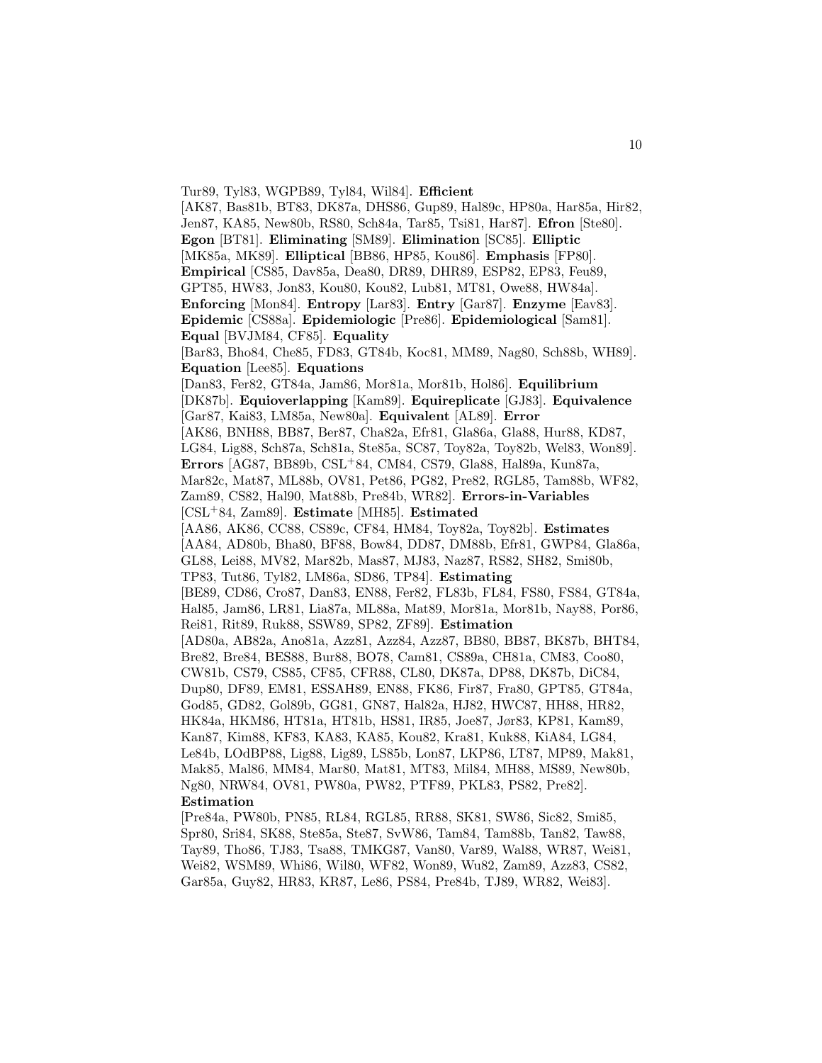Tur89, Tyl83, WGPB89, Tyl84, Wil84]. **Efficient** [AK87, Bas81b, BT83, DK87a, DHS86, Gup89, Hal89c, HP80a, Har85a, Hir82, Jen87, KA85, New80b, RS80, Sch84a, Tar85, Tsi81, Har87]. **Efron** [Ste80]. **Egon** [BT81]. **Eliminating** [SM89]. **Elimination** [SC85]. **Elliptic** [MK85a, MK89]. **Elliptical** [BB86, HP85, Kou86]. **Emphasis** [FP80]. **Empirical** [CS85, Dav85a, Dea80, DR89, DHR89, ESP82, EP83, Feu89, GPT85, HW83, Jon83, Kou80, Kou82, Lub81, MT81, Owe88, HW84a]. **Enforcing** [Mon84]. **Entropy** [Lar83]. **Entry** [Gar87]. **Enzyme** [Eav83]. **Epidemic** [CS88a]. **Epidemiologic** [Pre86]. **Epidemiological** [Sam81]. **Equal** [BVJM84, CF85]. **Equality** [Bar83, Bho84, Che85, FD83, GT84b, Koc81, MM89, Nag80, Sch88b, WH89]. **Equation** [Lee85]. **Equations** [Dan83, Fer82, GT84a, Jam86, Mor81a, Mor81b, Hol86]. **Equilibrium** [DK87b]. **Equioverlapping** [Kam89]. **Equireplicate** [GJ83]. **Equivalence** [Gar87, Kai83, LM85a, New80a]. **Equivalent** [AL89]. **Error** [AK86, BNH88, BB87, Ber87, Cha82a, Efr81, Gla86a, Gla88, Hur88, KD87, LG84, Lig88, Sch87a, Sch81a, Ste85a, SC87, Toy82a, Toy82b, Wel83, Won89]. **Errors** [AG87, BB89b, CSL+84, CM84, CS79, Gla88, Hal89a, Kun87a, Mar82c, Mat87, ML88b, OV81, Pet86, PG82, Pre82, RGL85, Tam88b, WF82, Zam89, CS82, Hal90, Mat88b, Pre84b, WR82]. **Errors-in-Variables** [CSL+84, Zam89]. **Estimate** [MH85]. **Estimated** [AA86, AK86, CC88, CS89c, CF84, HM84, Toy82a, Toy82b]. **Estimates** [AA84, AD80b, Bha80, BF88, Bow84, DD87, DM88b, Efr81, GWP84, Gla86a, GL88, Lei88, MV82, Mar82b, Mas87, MJ83, Naz87, RS82, SH82, Smi80b, TP83, Tut86, Tyl82, LM86a, SD86, TP84]. **Estimating** [BE89, CD86, Cro87, Dan83, EN88, Fer82, FL83b, FL84, FS80, FS84, GT84a, Hal85, Jam86, LR81, Lia87a, ML88a, Mat89, Mor81a, Mor81b, Nay88, Por86, Rei81, Rit89, Ruk88, SSW89, SP82, ZF89]. **Estimation** [AD80a, AB82a, Ano81a, Azz81, Azz84, Azz87, BB80, BB87, BK87b, BHT84, Bre82, Bre84, BES88, Bur88, BO78, Cam81, CS89a, CH81a, CM83, Coo80, CW81b, CS79, CS85, CF85, CFR88, CL80, DK87a, DP88, DK87b, DiC84, Dup80, DF89, EM81, ESSAH89, EN88, FK86, Fir87, Fra80, GPT85, GT84a, God85, GD82, Gol89b, GG81, GN87, Hal82a, HJ82, HWC87, HH88, HR82, HK84a, HKM86, HT81a, HT81b, HS81, IR85, Joe87, Jør83, KP81, Kam89, Kan87, Kim88, KF83, KA83, KA85, Kou82, Kra81, Kuk88, KiA84, LG84, Le84b, LOdBP88, Lig88, Lig89, LS85b, Lon87, LKP86, LT87, MP89, Mak81, Mak85, Mal86, MM84, Mar80, Mat81, MT83, Mil84, MH88, MS89, New80b, Ng80, NRW84, OV81, PW80a, PW82, PTF89, PKL83, PS82, Pre82]. **Estimation** [Pre84a, PW80b, PN85, RL84, RGL85, RR88, SK81, SW86, Sic82, Smi85, Spr80, Sri84, SK88, Ste85a, Ste87, SvW86, Tam84, Tam88b, Tan82, Taw88, Tay89, Tho86, TJ83, Tsa88, TMKG87, Van80, Var89, Wal88, WR87, Wei81, Wei82, WSM89, Whi86, Wil80, WF82, Won89, Wu82, Zam89, Azz83, CS82, Gar85a, Guy82, HR83, KR87, Le86, PS84, Pre84b, TJ89, WR82, Wei83].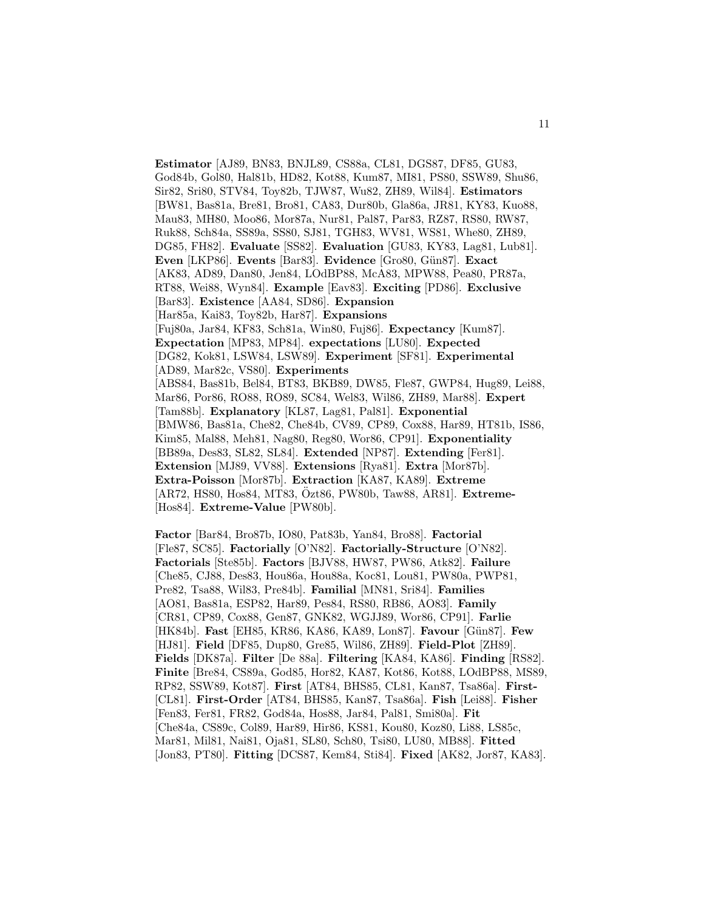**Estimator** [AJ89, BN83, BNJL89, CS88a, CL81, DGS87, DF85, GU83, God84b, Gol80, Hal81b, HD82, Kot88, Kum87, MI81, PS80, SSW89, Shu86, Sir82, Sri80, STV84, Toy82b, TJW87, Wu82, ZH89, Wil84]. **Estimators** [BW81, Bas81a, Bre81, Bro81, CA83, Dur80b, Gla86a, JR81, KY83, Kuo88, Mau83, MH80, Moo86, Mor87a, Nur81, Pal87, Par83, RZ87, RS80, RW87, Ruk88, Sch84a, SS89a, SS80, SJ81, TGH83, WV81, WS81, Whe80, ZH89, DG85, FH82]. **Evaluate** [SS82]. **Evaluation** [GU83, KY83, Lag81, Lub81]. **Even** [LKP86]. **Events** [Bar83]. **Evidence** [Gro80, Gün87]. **Exact** [AK83, AD89, Dan80, Jen84, LOdBP88, McA83, MPW88, Pea80, PR87a, RT88, Wei88, Wyn84]. **Example** [Eav83]. **Exciting** [PD86]. **Exclusive** [Bar83]. **Existence** [AA84, SD86]. **Expansion** [Har85a, Kai83, Toy82b, Har87]. **Expansions** [Fuj80a, Jar84, KF83, Sch81a, Win80, Fuj86]. **Expectancy** [Kum87]. **Expectation** [MP83, MP84]. **expectations** [LU80]. **Expected** [DG82, Kok81, LSW84, LSW89]. **Experiment** [SF81]. **Experimental** [AD89, Mar82c, VS80]. **Experiments** [ABS84, Bas81b, Bel84, BT83, BKB89, DW85, Fle87, GWP84, Hug89, Lei88, Mar86, Por86, RO88, RO89, SC84, Wel83, Wil86, ZH89, Mar88]. **Expert** [Tam88b]. **Explanatory** [KL87, Lag81, Pal81]. **Exponential** [BMW86, Bas81a, Che82, Che84b, CV89, CP89, Cox88, Har89, HT81b, IS86, Kim85, Mal88, Meh81, Nag80, Reg80, Wor86, CP91]. **Exponentiality** [BB89a, Des83, SL82, SL84]. **Extended** [NP87]. **Extending** [Fer81]. **Extension** [MJ89, VV88]. **Extensions** [Rya81]. **Extra** [Mor87b]. **Extra-Poisson** [Mor87b]. **Extraction** [KA87, KA89]. **Extreme** [AR72, HS80, Hos84, MT83, Özt86, PW80b, Taw88, AR81]. **Extreme-** [Hos84]. **Extreme-Value** [PW80b].

**Factor** [Bar84, Bro87b, IO80, Pat83b, Yan84, Bro88]. **Factorial** [Fle87, SC85]. **Factorially** [O'N82]. **Factorially-Structure** [O'N82]. **Factorials** [Ste85b]. **Factors** [BJV88, HW87, PW86, Atk82]. **Failure** [Che85, CJ88, Des83, Hou86a, Hou88a, Koc81, Lou81, PW80a, PWP81, Pre82, Tsa88, Wil83, Pre84b]. **Familial** [MN81, Sri84]. **Families** [AO81, Bas81a, ESP82, Har89, Pes84, RS80, RB86, AO83]. **Family** [CR81, CP89, Cox88, Gen87, GNK82, WGJJ89, Wor86, CP91]. **Farlie** [HK84b]. **Fast** [EH85, KR86, KA86, KA89, Lon87]. **Favour** [Gün87]. **Few** [HJ81]. **Field** [DF85, Dup80, Gre85, Wil86, ZH89]. **Field-Plot** [ZH89]. **Fields** [DK87a]. **Filter** [De 88a]. **Filtering** [KA84, KA86]. **Finding** [RS82]. **Finite** [Bre84, CS89a, God85, Hor82, KA87, Kot86, Kot88, LOdBP88, MS89, RP82, SSW89, Kot87]. **First** [AT84, BHS85, CL81, Kan87, Tsa86a]. **First-** [CL81]. **First-Order** [AT84, BHS85, Kan87, Tsa86a]. **Fish** [Lei88]. **Fisher** [Fen83, Fer81, FR82, God84a, Hos88, Jar84, Pal81, Smi80a]. **Fit** [Che84a, CS89c, Col89, Har89, Hir86, KS81, Kou80, Koz80, Li88, LS85c, Mar81, Mil81, Nai81, Oja81, SL80, Sch80, Tsi80, LU80, MB88]. **Fitted** [Jon83, PT80]. **Fitting** [DCS87, Kem84, Sti84]. **Fixed** [AK82, Jor87, KA83].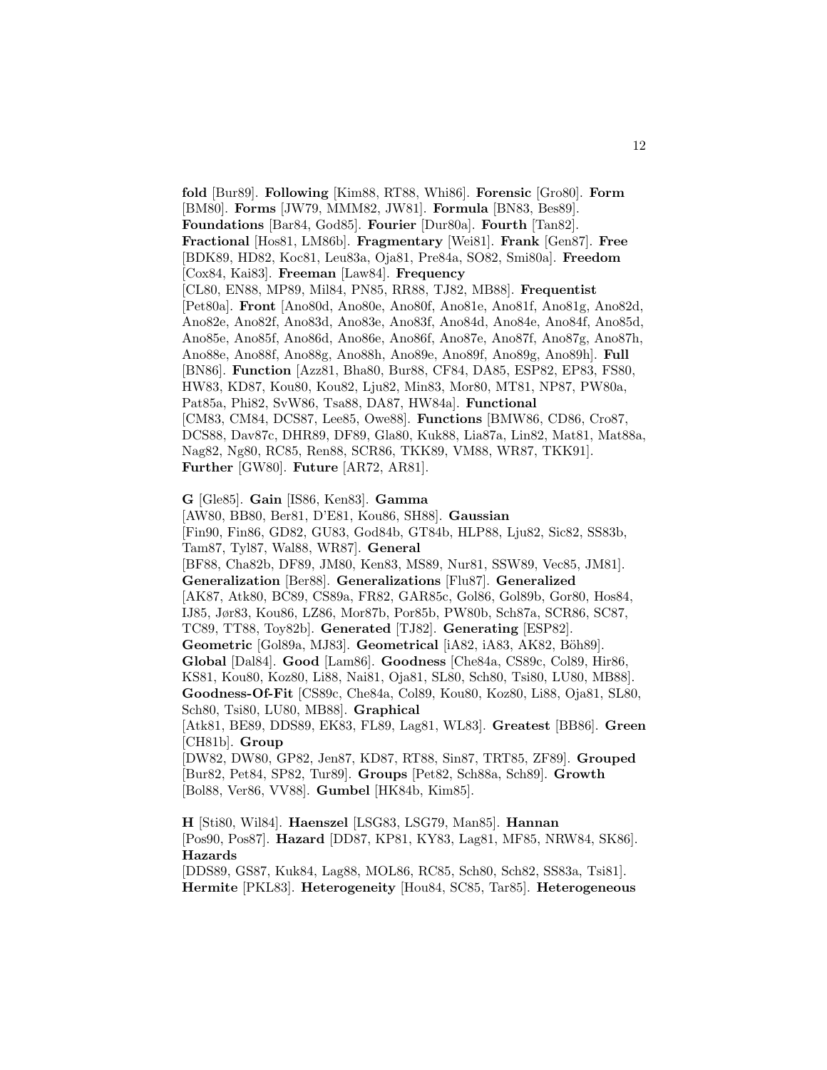**fold** [Bur89]. **Following** [Kim88, RT88, Whi86]. **Forensic** [Gro80]. **Form** [BM80]. **Forms** [JW79, MMM82, JW81]. **Formula** [BN83, Bes89]. **Foundations** [Bar84, God85]. **Fourier** [Dur80a]. **Fourth** [Tan82]. **Fractional** [Hos81, LM86b]. **Fragmentary** [Wei81]. **Frank** [Gen87]. **Free** [BDK89, HD82, Koc81, Leu83a, Oja81, Pre84a, SO82, Smi80a]. **Freedom** [Cox84, Kai83]. **Freeman** [Law84]. **Frequency** [CL80, EN88, MP89, Mil84, PN85, RR88, TJ82, MB88]. **Frequentist** [Pet80a]. **Front** [Ano80d, Ano80e, Ano80f, Ano81e, Ano81f, Ano81g, Ano82d, Ano82e, Ano82f, Ano83d, Ano83e, Ano83f, Ano84d, Ano84e, Ano84f, Ano85d, Ano85e, Ano85f, Ano86d, Ano86e, Ano86f, Ano87e, Ano87f, Ano87g, Ano87h, Ano88e, Ano88f, Ano88g, Ano88h, Ano89e, Ano89f, Ano89g, Ano89h]. **Full** [BN86]. **Function** [Azz81, Bha80, Bur88, CF84, DA85, ESP82, EP83, FS80, HW83, KD87, Kou80, Kou82, Lju82, Min83, Mor80, MT81, NP87, PW80a, Pat85a, Phi82, SvW86, Tsa88, DA87, HW84a]. **Functional** [CM83, CM84, DCS87, Lee85, Owe88]. **Functions** [BMW86, CD86, Cro87, DCS88, Dav87c, DHR89, DF89, Gla80, Kuk88, Lia87a, Lin82, Mat81, Mat88a, Nag82, Ng80, RC85, Ren88, SCR86, TKK89, VM88, WR87, TKK91]. **Further** [GW80]. **Future** [AR72, AR81].

**G** [Gle85]. **Gain** [IS86, Ken83]. **Gamma** [AW80, BB80, Ber81, D'E81, Kou86, SH88]. **Gaussian** [Fin90, Fin86, GD82, GU83, God84b, GT84b, HLP88, Lju82, Sic82, SS83b, Tam87, Tyl87, Wal88, WR87]. **General** [BF88, Cha82b, DF89, JM80, Ken83, MS89, Nur81, SSW89, Vec85, JM81]. **Generalization** [Ber88]. **Generalizations** [Flu87]. **Generalized** [AK87, Atk80, BC89, CS89a, FR82, GAR85c, Gol86, Gol89b, Gor80, Hos84, IJ85, Jør83, Kou86, LZ86, Mor87b, Por85b, PW80b, Sch87a, SCR86, SC87, TC89, TT88, Toy82b]. **Generated** [TJ82]. **Generating** [ESP82]. **Geometric** [Gol89a, MJ83]. **Geometrical** [iA82, iA83, AK82, Böh89]. **Global** [Dal84]. **Good** [Lam86]. **Goodness** [Che84a, CS89c, Col89, Hir86, KS81, Kou80, Koz80, Li88, Nai81, Oja81, SL80, Sch80, Tsi80, LU80, MB88]. **Goodness-Of-Fit** [CS89c, Che84a, Col89, Kou80, Koz80, Li88, Oja81, SL80, Sch80, Tsi80, LU80, MB88]. **Graphical** [Atk81, BE89, DDS89, EK83, FL89, Lag81, WL83]. **Greatest** [BB86]. **Green** [CH81b]. **Group** [DW82, DW80, GP82, Jen87, KD87, RT88, Sin87, TRT85, ZF89]. **Grouped** [Bur82, Pet84, SP82, Tur89]. **Groups** [Pet82, Sch88a, Sch89]. **Growth** [Bol88, Ver86, VV88]. **Gumbel** [HK84b, Kim85].

**H** [Sti80, Wil84]. **Haenszel** [LSG83, LSG79, Man85]. **Hannan** [Pos90, Pos87]. **Hazard** [DD87, KP81, KY83, Lag81, MF85, NRW84, SK86]. **Hazards** [DDS89, GS87, Kuk84, Lag88, MOL86, RC85, Sch80, Sch82, SS83a, Tsi81]. **Hermite** [PKL83]. **Heterogeneity** [Hou84, SC85, Tar85]. **Heterogeneous**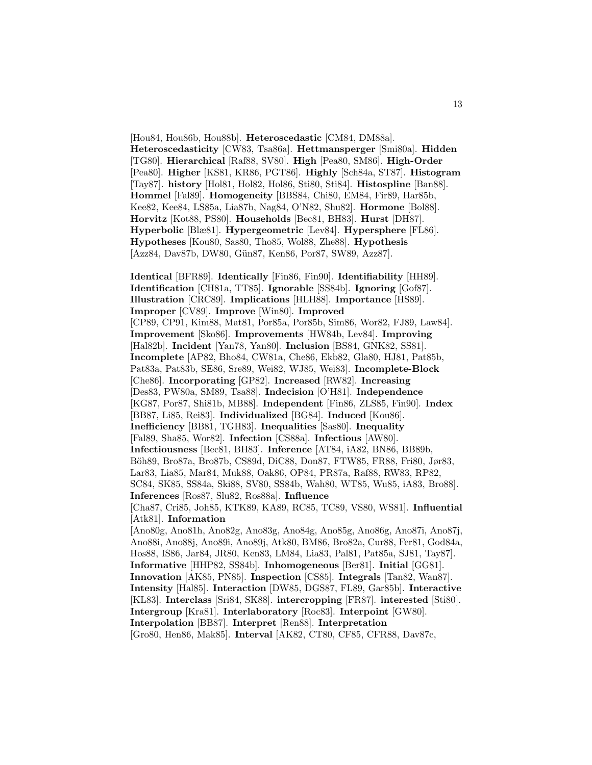[Hou84, Hou86b, Hou88b]. **Heteroscedastic** [CM84, DM88a]. **Heteroscedasticity** [CW83, Tsa86a]. **Hettmansperger** [Smi80a]. **Hidden** [TG80]. **Hierarchical** [Raf88, SV80]. **High** [Pea80, SM86]. **High-Order** [Pea80]. **Higher** [KS81, KR86, PGT86]. **Highly** [Sch84a, ST87]. **Histogram** [Tay87]. **history** [Hol81, Hol82, Hol86, Sti80, Sti84]. **Histospline** [Ban88]. **Hommel** [Fal89]. **Homogeneity** [BBS84, Chi80, EM84, Fir89, Har85b, Kee82, Kee84, LS85a, Lia87b, Nag84, O'N82, Shu82]. **Hormone** [Bol88]. **Horvitz** [Kot88, PS80]. **Households** [Bec81, BH83]. **Hurst** [DH87]. **Hyperbolic** [Blæ81]. **Hypergeometric** [Lev84]. **Hypersphere** [FL86]. **Hypotheses** [Kou80, Sas80, Tho85, Wol88, Zhe88]. **Hypothesis** [Azz84, Dav87b, DW80, Gün87, Ken86, Por87, SW89, Azz87].

**Identical** [BFR89]. **Identically** [Fin86, Fin90]. **Identifiability** [HH89]. **Identification** [CH81a, TT85]. **Ignorable** [SS84b]. **Ignoring** [Gof87]. **Illustration** [CRC89]. **Implications** [HLH88]. **Importance** [HS89]. **Improper** [CV89]. **Improve** [Win80]. **Improved** [CP89, CP91, Kim88, Mat81, Por85a, Por85b, Sim86, Wor82, FJ89, Law84]. **Improvement** [Sko86]. **Improvements** [HW84b, Lev84]. **Improving** [Hal82b]. **Incident** [Yan78, Yan80]. **Inclusion** [BS84, GNK82, SS81]. **Incomplete** [AP82, Bho84, CW81a, Che86, Ekb82, Gla80, HJ81, Pat85b, Pat83a, Pat83b, SE86, Sre89, Wei82, WJ85, Wei83]. **Incomplete-Block** [Che86]. **Incorporating** [GP82]. **Increased** [RW82]. **Increasing** [Des83, PW80a, SM89, Tsa88]. **Indecision** [O'H81]. **Independence** [KG87, Por87, Shi81b, MB88]. **Independent** [Fin86, ZLS85, Fin90]. **Index** [BB87, Li85, Rei83]. **Individualized** [BG84]. **Induced** [Kou86]. **Inefficiency** [BB81, TGH83]. **Inequalities** [Sas80]. **Inequality** [Fal89, Sha85, Wor82]. **Infection** [CS88a]. **Infectious** [AW80]. **Infectiousness** [Bec81, BH83]. **Inference** [AT84, iA82, BN86, BB89b, Böh89, Bro87a, Bro87b, CS89d, DiC88, Don87, FTW85, FR88, Fri80, Jør83, Lar83, Lia85, Mar84, Muk88, Oak86, OP84, PR87a, Raf88, RW83, RP82, SC84, SK85, SS84a, Ski88, SV80, SS84b, Wah80, WT85, Wu85, iA83, Bro88]. **Inferences** [Ros87, Slu82, Ros88a]. **Influence** [Cha87, Cri85, Joh85, KTK89, KA89, RC85, TC89, VS80, WS81]. **Influential** [Atk81]. **Information** [Ano80g, Ano81h, Ano82g, Ano83g, Ano84g, Ano85g, Ano86g, Ano87i, Ano87j, Ano88i, Ano88j, Ano89i, Ano89j, Atk80, BM86, Bro82a, Cur88, Fer81, God84a, Hos88, IS86, Jar84, JR80, Ken83, LM84, Lia83, Pal81, Pat85a, SJ81, Tay87]. **Informative** [HHP82, SS84b]. **Inhomogeneous** [Ber81]. **Initial** [GG81]. **Innovation** [AK85, PN85]. **Inspection** [CS85]. **Integrals** [Tan82, Wan87]. **Intensity** [Hal85]. **Interaction** [DW85, DGS87, FL89, Gar85b]. **Interactive** [KL83]. **Interclass** [Sri84, SK88]. **intercropping** [FR87]. **interested** [Sti80]. **Intergroup** [Kra81]. **Interlaboratory** [Roc83]. **Interpoint** [GW80]. **Interpolation** [BB87]. **Interpret** [Ren88]. **Interpretation** [Gro80, Hen86, Mak85]. **Interval** [AK82, CT80, CF85, CFR88, Dav87c,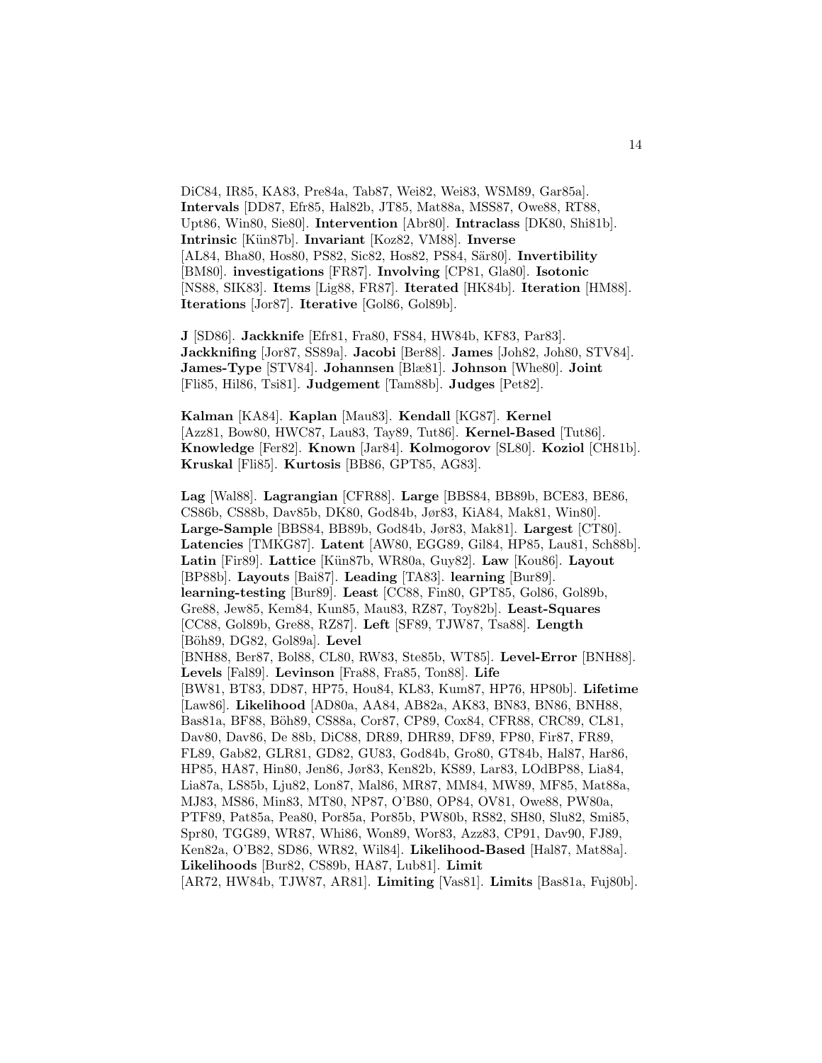DiC84, IR85, KA83, Pre84a, Tab87, Wei82, Wei83, WSM89, Gar85a]. **Intervals** [DD87, Efr85, Hal82b, JT85, Mat88a, MSS87, Owe88, RT88, Upt86, Win80, Sie80]. **Intervention** [Abr80]. **Intraclass** [DK80, Shi81b]. **Intrinsic** [Kün87b]. **Invariant** [Koz82, VM88]. **Inverse** [AL84, Bha80, Hos80, PS82, Sic82, Hos82, PS84, Sär80]. **Invertibility** [BM80]. **investigations** [FR87]. **Involving** [CP81, Gla80]. **Isotonic** [NS88, SIK83]. **Items** [Lig88, FR87]. **Iterated** [HK84b]. **Iteration** [HM88]. **Iterations** [Jor87]. **Iterative** [Gol86, Gol89b].

**J** [SD86]. **Jackknife** [Efr81, Fra80, FS84, HW84b, KF83, Par83]. **Jackknifing** [Jor87, SS89a]. **Jacobi** [Ber88]. **James** [Joh82, Joh80, STV84]. **James-Type** [STV84]. **Johannsen** [Blæ81]. **Johnson** [Whe80]. **Joint** [Fli85, Hil86, Tsi81]. **Judgement** [Tam88b]. **Judges** [Pet82].

**Kalman** [KA84]. **Kaplan** [Mau83]. **Kendall** [KG87]. **Kernel** [Azz81, Bow80, HWC87, Lau83, Tay89, Tut86]. **Kernel-Based** [Tut86]. **Knowledge** [Fer82]. **Known** [Jar84]. **Kolmogorov** [SL80]. **Koziol** [CH81b]. **Kruskal** [Fli85]. **Kurtosis** [BB86, GPT85, AG83].

**Lag** [Wal88]. **Lagrangian** [CFR88]. **Large** [BBS84, BB89b, BCE83, BE86, CS86b, CS88b, Dav85b, DK80, God84b, Jør83, KiA84, Mak81, Win80]. **Large-Sample** [BBS84, BB89b, God84b, Jør83, Mak81]. **Largest** [CT80]. **Latencies** [TMKG87]. **Latent** [AW80, EGG89, Gil84, HP85, Lau81, Sch88b]. **Latin** [Fir89]. **Lattice** [Kün87b, WR80a, Guy82]. **Law** [Kou86]. **Layout** [BP88b]. **Layouts** [Bai87]. **Leading** [TA83]. **learning** [Bur89]. **learning-testing** [Bur89]. **Least** [CC88, Fin80, GPT85, Gol86, Gol89b, Gre88, Jew85, Kem84, Kun85, Mau83, RZ87, Toy82b]. **Least-Squares** [CC88, Gol89b, Gre88, RZ87]. **Left** [SF89, TJW87, Tsa88]. **Length** [Böh89, DG82, Gol89a]. **Level** [BNH88, Ber87, Bol88, CL80, RW83, Ste85b, WT85]. **Level-Error** [BNH88]. **Levels** [Fal89]. **Levinson** [Fra88, Fra85, Ton88]. **Life** [BW81, BT83, DD87, HP75, Hou84, KL83, Kum87, HP76, HP80b]. **Lifetime** [Law86]. **Likelihood** [AD80a, AA84, AB82a, AK83, BN83, BN86, BNH88, Bas81a, BF88, Böh89, CS88a, Cor87, CP89, Cox84, CFR88, CRC89, CL81, Dav80, Dav86, De 88b, DiC88, DR89, DHR89, DF89, FP80, Fir87, FR89, FL89, Gab82, GLR81, GD82, GU83, God84b, Gro80, GT84b, Hal87, Har86, HP85, HA87, Hin80, Jen86, Jør83, Ken82b, KS89, Lar83, LOdBP88, Lia84, Lia87a, LS85b, Lju82, Lon87, Mal86, MR87, MM84, MW89, MF85, Mat88a, MJ83, MS86, Min83, MT80, NP87, O'B80, OP84, OV81, Owe88, PW80a, PTF89, Pat85a, Pea80, Por85a, Por85b, PW80b, RS82, SH80, Slu82, Smi85, Spr80, TGG89, WR87, Whi86, Won89, Wor83, Azz83, CP91, Dav90, FJ89, Ken82a, O'B82, SD86, WR82, Wil84]. **Likelihood-Based** [Hal87, Mat88a]. **Likelihoods** [Bur82, CS89b, HA87, Lub81]. **Limit** [AR72, HW84b, TJW87, AR81]. **Limiting** [Vas81]. **Limits** [Bas81a, Fuj80b].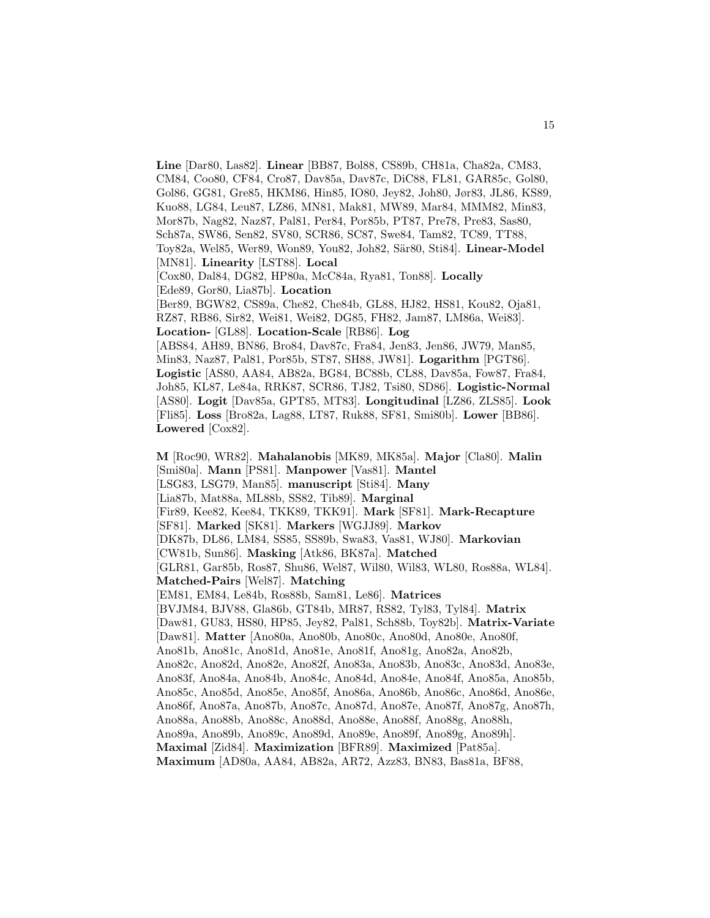**Line** [Dar80, Las82]. **Linear** [BB87, Bol88, CS89b, CH81a, Cha82a, CM83, CM84, Coo80, CF84, Cro87, Dav85a, Dav87c, DiC88, FL81, GAR85c, Gol80, Gol86, GG81, Gre85, HKM86, Hin85, IO80, Jey82, Joh80, Jør83, JL86, KS89, Kuo88, LG84, Leu87, LZ86, MN81, Mak81, MW89, Mar84, MMM82, Min83, Mor87b, Nag82, Naz87, Pal81, Per84, Por85b, PT87, Pre78, Pre83, Sas80, Sch87a, SW86, Sen82, SV80, SCR86, SC87, Swe84, Tam82, TC89, TT88, Toy82a, Wel85, Wer89, Won89, You82, Joh82, Sär80, Sti84]. **Linear-Model** [MN81]. **Linearity** [LST88]. **Local** [Cox80, Dal84, DG82, HP80a, McC84a, Rya81, Ton88]. **Locally** [Ede89, Gor80, Lia87b]. **Location** [Ber89, BGW82, CS89a, Che82, Che84b, GL88, HJ82, HS81, Kou82, Oja81, RZ87, RB86, Sir82, Wei81, Wei82, DG85, FH82, Jam87, LM86a, Wei83]. **Location-** [GL88]. **Location-Scale** [RB86]. **Log** [ABS84, AH89, BN86, Bro84, Dav87c, Fra84, Jen83, Jen86, JW79, Man85, Min83, Naz87, Pal81, Por85b, ST87, SH88, JW81]. **Logarithm** [PGT86]. **Logistic** [AS80, AA84, AB82a, BG84, BC88b, CL88, Dav85a, Fow87, Fra84, Joh85, KL87, Le84a, RRK87, SCR86, TJ82, Tsi80, SD86]. **Logistic-Normal** [AS80]. **Logit** [Dav85a, GPT85, MT83]. **Longitudinal** [LZ86, ZLS85]. **Look** [Fli85]. **Loss** [Bro82a, Lag88, LT87, Ruk88, SF81, Smi80b]. **Lower** [BB86]. **Lowered** [Cox82].

**M** [Roc90, WR82]. **Mahalanobis** [MK89, MK85a]. **Major** [Cla80]. **Malin** [Smi80a]. **Mann** [PS81]. **Manpower** [Vas81]. **Mantel** [LSG83, LSG79, Man85]. **manuscript** [Sti84]. **Many** [Lia87b, Mat88a, ML88b, SS82, Tib89]. **Marginal** [Fir89, Kee82, Kee84, TKK89, TKK91]. **Mark** [SF81]. **Mark-Recapture** [SF81]. **Marked** [SK81]. **Markers** [WGJJ89]. **Markov** [DK87b, DL86, LM84, SS85, SS89b, Swa83, Vas81, WJ80]. **Markovian** [CW81b, Sun86]. **Masking** [Atk86, BK87a]. **Matched** [GLR81, Gar85b, Ros87, Shu86, Wel87, Wil80, Wil83, WL80, Ros88a, WL84]. **Matched-Pairs** [Wel87]. **Matching** [EM81, EM84, Le84b, Ros88b, Sam81, Le86]. **Matrices** [BVJM84, BJV88, Gla86b, GT84b, MR87, RS82, Tyl83, Tyl84]. **Matrix** [Daw81, GU83, HS80, HP85, Jey82, Pal81, Sch88b, Toy82b]. **Matrix-Variate** [Daw81]. **Matter** [Ano80a, Ano80b, Ano80c, Ano80d, Ano80e, Ano80f, Ano81b, Ano81c, Ano81d, Ano81e, Ano81f, Ano81g, Ano82a, Ano82b, Ano82c, Ano82d, Ano82e, Ano82f, Ano83a, Ano83b, Ano83c, Ano83d, Ano83e, Ano83f, Ano84a, Ano84b, Ano84c, Ano84d, Ano84e, Ano84f, Ano85a, Ano85b, Ano85c, Ano85d, Ano85e, Ano85f, Ano86a, Ano86b, Ano86c, Ano86d, Ano86e, Ano86f, Ano87a, Ano87b, Ano87c, Ano87d, Ano87e, Ano87f, Ano87g, Ano87h, Ano88a, Ano88b, Ano88c, Ano88d, Ano88e, Ano88f, Ano88g, Ano88h, Ano89a, Ano89b, Ano89c, Ano89d, Ano89e, Ano89f, Ano89g, Ano89h]. **Maximal** [Zid84]. **Maximization** [BFR89]. **Maximized** [Pat85a]. **Maximum** [AD80a, AA84, AB82a, AR72, Azz83, BN83, Bas81a, BF88,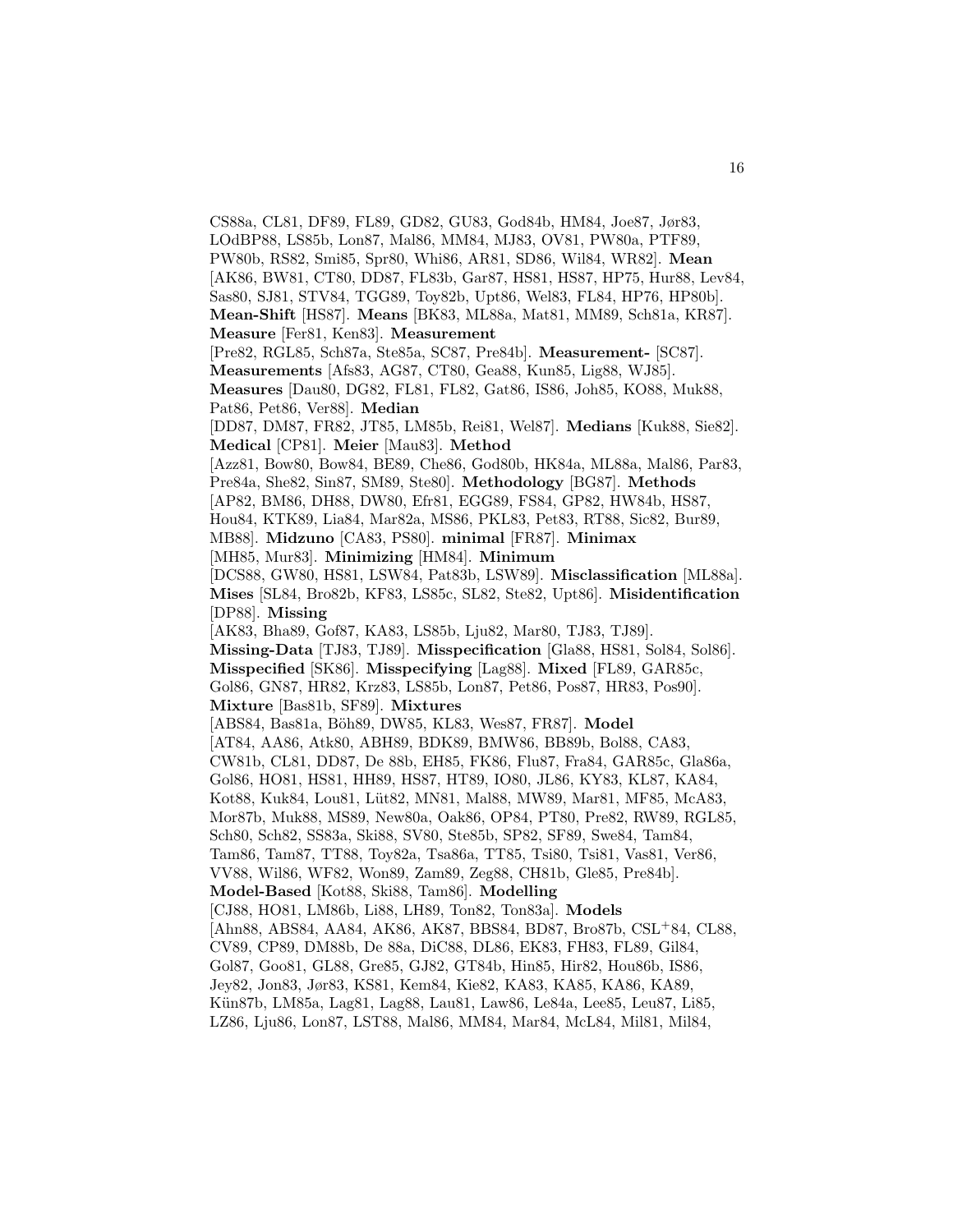CS88a, CL81, DF89, FL89, GD82, GU83, God84b, HM84, Joe87, Jør83, LOdBP88, LS85b, Lon87, Mal86, MM84, MJ83, OV81, PW80a, PTF89, PW80b, RS82, Smi85, Spr80, Whi86, AR81, SD86, Wil84, WR82]. **Mean** [AK86, BW81, CT80, DD87, FL83b, Gar87, HS81, HS87, HP75, Hur88, Lev84, Sas80, SJ81, STV84, TGG89, Toy82b, Upt86, Wel83, FL84, HP76, HP80b]. **Mean-Shift** [HS87]. **Means** [BK83, ML88a, Mat81, MM89, Sch81a, KR87]. **Measure** [Fer81, Ken83]. **Measurement** [Pre82, RGL85, Sch87a, Ste85a, SC87, Pre84b]. **Measurement-** [SC87]. **Measurements** [Afs83, AG87, CT80, Gea88, Kun85, Lig88, WJ85]. **Measures** [Dau80, DG82, FL81, FL82, Gat86, IS86, Joh85, KO88, Muk88, Pat86, Pet86, Ver88]. **Median** [DD87, DM87, FR82, JT85, LM85b, Rei81, Wel87]. **Medians** [Kuk88, Sie82]. **Medical** [CP81]. **Meier** [Mau83]. **Method** [Azz81, Bow80, Bow84, BE89, Che86, God80b, HK84a, ML88a, Mal86, Par83, Pre84a, She82, Sin87, SM89, Ste80]. **Methodology** [BG87]. **Methods** [AP82, BM86, DH88, DW80, Efr81, EGG89, FS84, GP82, HW84b, HS87, Hou84, KTK89, Lia84, Mar82a, MS86, PKL83, Pet83, RT88, Sic82, Bur89, MB88]. **Midzuno** [CA83, PS80]. **minimal** [FR87]. **Minimax** [MH85, Mur83]. **Minimizing** [HM84]. **Minimum** [DCS88, GW80, HS81, LSW84, Pat83b, LSW89]. **Misclassification** [ML88a]. **Mises** [SL84, Bro82b, KF83, LS85c, SL82, Ste82, Upt86]. **Misidentification** [DP88]. **Missing** [AK83, Bha89, Gof87, KA83, LS85b, Lju82, Mar80, TJ83, TJ89]. **Missing-Data** [TJ83, TJ89]. **Misspecification** [Gla88, HS81, Sol84, Sol86]. **Misspecified** [SK86]. **Misspecifying** [Lag88]. **Mixed** [FL89, GAR85c, Gol86, GN87, HR82, Krz83, LS85b, Lon87, Pet86, Pos87, HR83, Pos90]. **Mixture** [Bas81b, SF89]. **Mixtures** [ABS84, Bas81a, Böh89, DW85, KL83, Wes87, FR87]. **Model** [AT84, AA86, Atk80, ABH89, BDK89, BMW86, BB89b, Bol88, CA83, CW81b, CL81, DD87, De 88b, EH85, FK86, Flu87, Fra84, GAR85c, Gla86a, Gol86, HO81, HS81, HH89, HS87, HT89, IO80, JL86, KY83, KL87, KA84, Kot88, Kuk84, Lou81, Lüt82, MN81, Mal88, MW89, Mar81, MF85, McA83, Mor87b, Muk88, MS89, New80a, Oak86, OP84, PT80, Pre82, RW89, RGL85, Sch80, Sch82, SS83a, Ski88, SV80, Ste85b, SP82, SF89, Swe84, Tam84, Tam86, Tam87, TT88, Toy82a, Tsa86a, TT85, Tsi80, Tsi81, Vas81, Ver86, VV88, Wil86, WF82, Won89, Zam89, Zeg88, CH81b, Gle85, Pre84b]. **Model-Based** [Kot88, Ski88, Tam86]. **Modelling** [CJ88, HO81, LM86b, Li88, LH89, Ton82, Ton83a]. **Models** [Ahn88, ABS84, AA84, AK86, AK87, BBS84, BD87, Bro87b, CSL+84, CL88, CV89, CP89, DM88b, De 88a, DiC88, DL86, EK83, FH83, FL89, Gil84, Gol87, Goo81, GL88, Gre85, GJ82, GT84b, Hin85, Hir82, Hou86b, IS86, Jey82, Jon83, Jør83, KS81, Kem84, Kie82, KA83, KA85, KA86, KA89, Kün87b, LM85a, Lag81, Lag88, Lau81, Law86, Le84a, Lee85, Leu87, Li85, LZ86, Lju86, Lon87, LST88, Mal86, MM84, Mar84, McL84, Mil81, Mil84,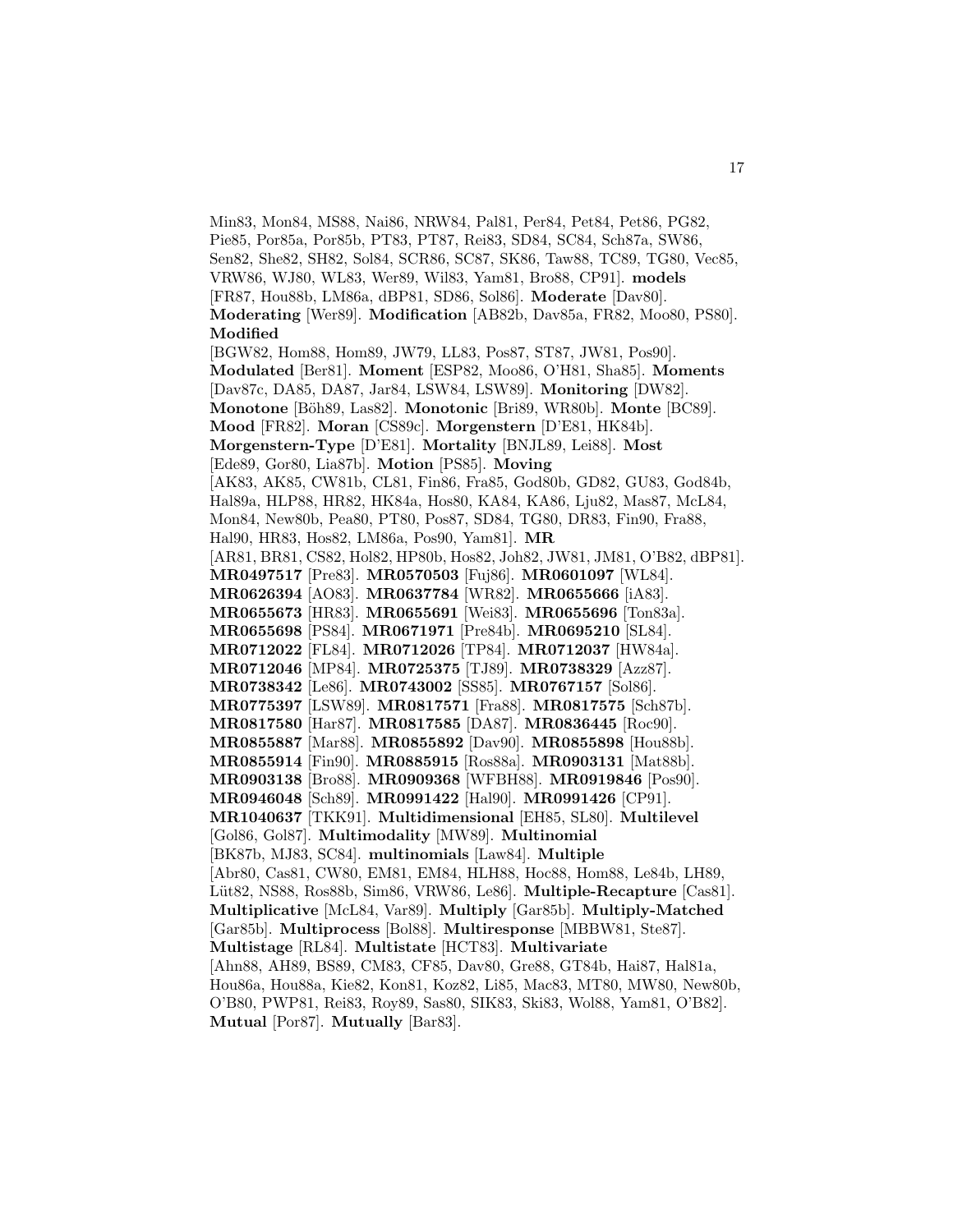Min83, Mon84, MS88, Nai86, NRW84, Pal81, Per84, Pet84, Pet86, PG82, Pie85, Por85a, Por85b, PT83, PT87, Rei83, SD84, SC84, Sch87a, SW86, Sen82, She82, SH82, Sol84, SCR86, SC87, SK86, Taw88, TC89, TG80, Vec85, VRW86, WJ80, WL83, Wer89, Wil83, Yam81, Bro88, CP91]. **models** [FR87, Hou88b, LM86a, dBP81, SD86, Sol86]. **Moderate** [Dav80]. **Moderating** [Wer89]. **Modification** [AB82b, Dav85a, FR82, Moo80, PS80]. **Modified** [BGW82, Hom88, Hom89, JW79, LL83, Pos87, ST87, JW81, Pos90]. **Modulated** [Ber81]. **Moment** [ESP82, Moo86, O'H81, Sha85]. **Moments** [Dav87c, DA85, DA87, Jar84, LSW84, LSW89]. **Monitoring** [DW82]. **Monotone** [Böh89, Las82]. **Monotonic** [Bri89, WR80b]. **Monte** [BC89]. **Mood** [FR82]. **Moran** [CS89c]. **Morgenstern** [D'E81, HK84b]. **Morgenstern-Type** [D'E81]. **Mortality** [BNJL89, Lei88]. **Most** [Ede89, Gor80, Lia87b]. **Motion** [PS85]. **Moving** [AK83, AK85, CW81b, CL81, Fin86, Fra85, God80b, GD82, GU83, God84b, Hal89a, HLP88, HR82, HK84a, Hos80, KA84, KA86, Lju82, Mas87, McL84, Mon84, New80b, Pea80, PT80, Pos87, SD84, TG80, DR83, Fin90, Fra88, Hal90, HR83, Hos82, LM86a, Pos90, Yam81]. **MR** [AR81, BR81, CS82, Hol82, HP80b, Hos82, Joh82, JW81, JM81, O'B82, dBP81]. **MR0497517** [Pre83]. **MR0570503** [Fuj86]. **MR0601097** [WL84]. **MR0626394** [AO83]. **MR0637784** [WR82]. **MR0655666** [iA83]. **MR0655673** [HR83]. **MR0655691** [Wei83]. **MR0655696** [Ton83a]. **MR0655698** [PS84]. **MR0671971** [Pre84b]. **MR0695210** [SL84]. **MR0712022** [FL84]. **MR0712026** [TP84]. **MR0712037** [HW84a]. **MR0712046** [MP84]. **MR0725375** [TJ89]. **MR0738329** [Azz87]. **MR0738342** [Le86]. **MR0743002** [SS85]. **MR0767157** [Sol86]. **MR0775397** [LSW89]. **MR0817571** [Fra88]. **MR0817575** [Sch87b]. **MR0817580** [Har87]. **MR0817585** [DA87]. **MR0836445** [Roc90]. **MR0855887** [Mar88]. **MR0855892** [Dav90]. **MR0855898** [Hou88b]. **MR0855914** [Fin90]. **MR0885915** [Ros88a]. **MR0903131** [Mat88b]. **MR0903138** [Bro88]. **MR0909368** [WFBH88]. **MR0919846** [Pos90]. **MR0946048** [Sch89]. **MR0991422** [Hal90]. **MR0991426** [CP91]. **MR1040637** [TKK91]. **Multidimensional** [EH85, SL80]. **Multilevel** [Gol86, Gol87]. **Multimodality** [MW89]. **Multinomial** [BK87b, MJ83, SC84]. **multinomials** [Law84]. **Multiple** [Abr80, Cas81, CW80, EM81, EM84, HLH88, Hoc88, Hom88, Le84b, LH89, Lüt82, NS88, Ros88b, Sim86, VRW86, Le86]. **Multiple-Recapture** [Cas81]. **Multiplicative** [McL84, Var89]. **Multiply** [Gar85b]. **Multiply-Matched** [Gar85b]. **Multiprocess** [Bol88]. **Multiresponse** [MBBW81, Ste87]. **Multistage** [RL84]. **Multistate** [HCT83]. **Multivariate** [Ahn88, AH89, BS89, CM83, CF85, Dav80, Gre88, GT84b, Hai87, Hal81a, Hou86a, Hou88a, Kie82, Kon81, Koz82, Li85, Mac83, MT80, MW80, New80b, O'B80, PWP81, Rei83, Roy89, Sas80, SIK83, Ski83, Wol88, Yam81, O'B82]. **Mutual** [Por87]. **Mutually** [Bar83].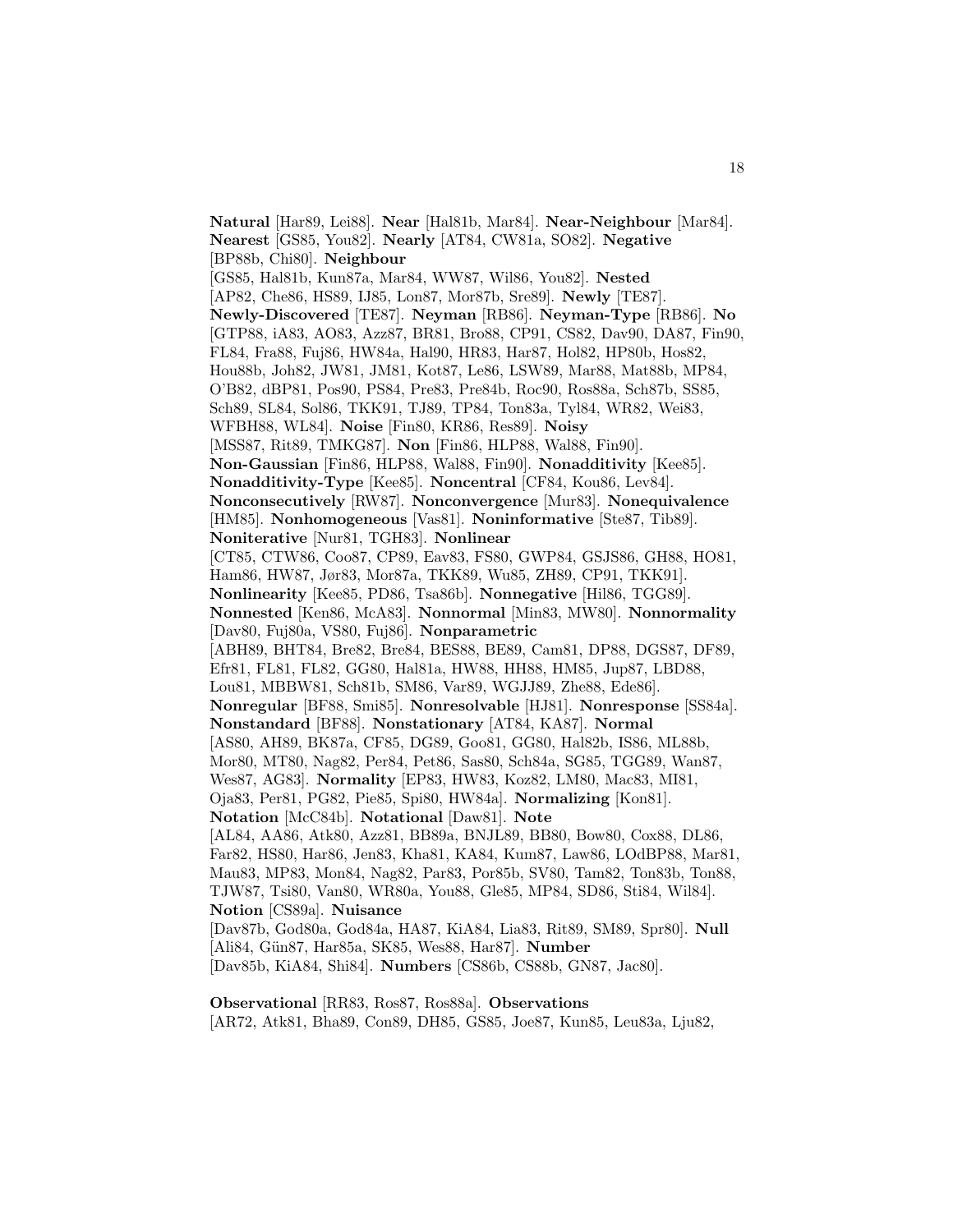**Natural** [Har89, Lei88]. **Near** [Hal81b, Mar84]. **Near-Neighbour** [Mar84]. **Nearest** [GS85, You82]. **Nearly** [AT84, CW81a, SO82]. **Negative** [BP88b, Chi80]. **Neighbour** [GS85, Hal81b, Kun87a, Mar84, WW87, Wil86, You82]. **Nested** [AP82, Che86, HS89, IJ85, Lon87, Mor87b, Sre89]. **Newly** [TE87]. **Newly-Discovered** [TE87]. **Neyman** [RB86]. **Neyman-Type** [RB86]. **No** [GTP88, iA83, AO83, Azz87, BR81, Bro88, CP91, CS82, Dav90, DA87, Fin90, FL84, Fra88, Fuj86, HW84a, Hal90, HR83, Har87, Hol82, HP80b, Hos82, Hou88b, Joh82, JW81, JM81, Kot87, Le86, LSW89, Mar88, Mat88b, MP84, O'B82, dBP81, Pos90, PS84, Pre83, Pre84b, Roc90, Ros88a, Sch87b, SS85, Sch89, SL84, Sol86, TKK91, TJ89, TP84, Ton83a, Tyl84, WR82, Wei83, WFBH88, WL84]. **Noise** [Fin80, KR86, Res89]. **Noisy** [MSS87, Rit89, TMKG87]. **Non** [Fin86, HLP88, Wal88, Fin90]. **Non-Gaussian** [Fin86, HLP88, Wal88, Fin90]. **Nonadditivity** [Kee85]. **Nonadditivity-Type** [Kee85]. **Noncentral** [CF84, Kou86, Lev84]. **Nonconsecutively** [RW87]. **Nonconvergence** [Mur83]. **Nonequivalence** [HM85]. **Nonhomogeneous** [Vas81]. **Noninformative** [Ste87, Tib89]. **Noniterative** [Nur81, TGH83]. **Nonlinear** [CT85, CTW86, Coo87, CP89, Eav83, FS80, GWP84, GSJS86, GH88, HO81, Ham86, HW87, Jør83, Mor87a, TKK89, Wu85, ZH89, CP91, TKK91]. **Nonlinearity** [Kee85, PD86, Tsa86b]. **Nonnegative** [Hil86, TGG89]. **Nonnested** [Ken86, McA83]. **Nonnormal** [Min83, MW80]. **Nonnormality** [Dav80, Fuj80a, VS80, Fuj86]. **Nonparametric** [ABH89, BHT84, Bre82, Bre84, BES88, BE89, Cam81, DP88, DGS87, DF89, Efr81, FL81, FL82, GG80, Hal81a, HW88, HH88, HM85, Jup87, LBD88, Lou81, MBBW81, Sch81b, SM86, Var89, WGJJ89, Zhe88, Ede86]. **Nonregular** [BF88, Smi85]. **Nonresolvable** [HJ81]. **Nonresponse** [SS84a]. **Nonstandard** [BF88]. **Nonstationary** [AT84, KA87]. **Normal** [AS80, AH89, BK87a, CF85, DG89, Goo81, GG80, Hal82b, IS86, ML88b, Mor80, MT80, Nag82, Per84, Pet86, Sas80, Sch84a, SG85, TGG89, Wan87, Wes87, AG83]. **Normality** [EP83, HW83, Koz82, LM80, Mac83, MI81, Oja83, Per81, PG82, Pie85, Spi80, HW84a]. **Normalizing** [Kon81]. **Notation** [McC84b]. **Notational** [Daw81]. **Note** [AL84, AA86, Atk80, Azz81, BB89a, BNJL89, BB80, Bow80, Cox88, DL86, Far82, HS80, Har86, Jen83, Kha81, KA84, Kum87, Law86, LOdBP88, Mar81, Mau83, MP83, Mon84, Nag82, Par83, Por85b, SV80, Tam82, Ton83b, Ton88, TJW87, Tsi80, Van80, WR80a, You88, Gle85, MP84, SD86, Sti84, Wil84]. **Notion** [CS89a]. **Nuisance** [Dav87b, God80a, God84a, HA87, KiA84, Lia83, Rit89, SM89, Spr80]. **Null** [Ali84, Gün87, Har85a, SK85, Wes88, Har87]. **Number** [Dav85b, KiA84, Shi84]. **Numbers** [CS86b, CS88b, GN87, Jac80].

**Observational** [RR83, Ros87, Ros88a]. **Observations** [AR72, Atk81, Bha89, Con89, DH85, GS85, Joe87, Kun85, Leu83a, Lju82,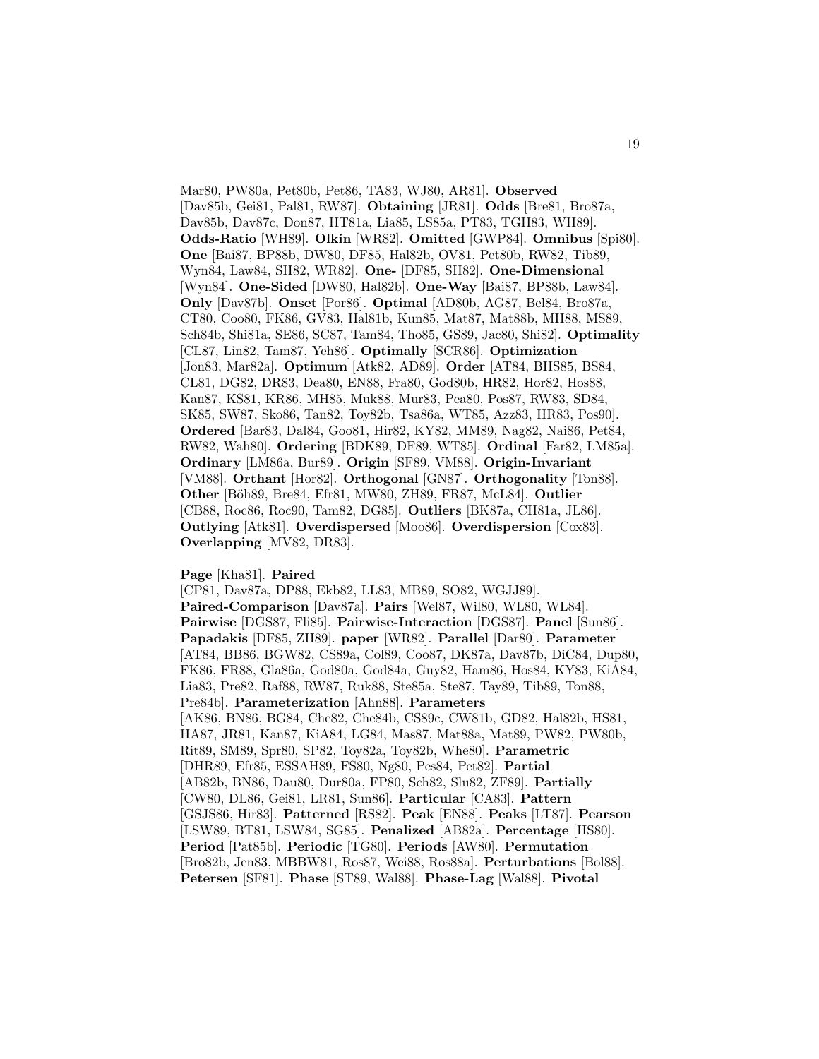Mar80, PW80a, Pet80b, Pet86, TA83, WJ80, AR81]. **Observed** [Dav85b, Gei81, Pal81, RW87]. **Obtaining** [JR81]. **Odds** [Bre81, Bro87a, Dav85b, Dav87c, Don87, HT81a, Lia85, LS85a, PT83, TGH83, WH89]. **Odds-Ratio** [WH89]. **Olkin** [WR82]. **Omitted** [GWP84]. **Omnibus** [Spi80]. **One** [Bai87, BP88b, DW80, DF85, Hal82b, OV81, Pet80b, RW82, Tib89, Wyn84, Law84, SH82, WR82]. **One-** [DF85, SH82]. **One-Dimensional** [Wyn84]. **One-Sided** [DW80, Hal82b]. **One-Way** [Bai87, BP88b, Law84]. **Only** [Dav87b]. **Onset** [Por86]. **Optimal** [AD80b, AG87, Bel84, Bro87a, CT80, Coo80, FK86, GV83, Hal81b, Kun85, Mat87, Mat88b, MH88, MS89, Sch84b, Shi81a, SE86, SC87, Tam84, Tho85, GS89, Jac80, Shi82]. **Optimality** [CL87, Lin82, Tam87, Yeh86]. **Optimally** [SCR86]. **Optimization** [Jon83, Mar82a]. **Optimum** [Atk82, AD89]. **Order** [AT84, BHS85, BS84, CL81, DG82, DR83, Dea80, EN88, Fra80, God80b, HR82, Hor82, Hos88, Kan87, KS81, KR86, MH85, Muk88, Mur83, Pea80, Pos87, RW83, SD84, SK85, SW87, Sko86, Tan82, Toy82b, Tsa86a, WT85, Azz83, HR83, Pos90]. **Ordered** [Bar83, Dal84, Goo81, Hir82, KY82, MM89, Nag82, Nai86, Pet84, RW82, Wah80]. **Ordering** [BDK89, DF89, WT85]. **Ordinal** [Far82, LM85a]. **Ordinary** [LM86a, Bur89]. **Origin** [SF89, VM88]. **Origin-Invariant** [VM88]. **Orthant** [Hor82]. **Orthogonal** [GN87]. **Orthogonality** [Ton88]. **Other** [Böh89, Bre84, Efr81, MW80, ZH89, FR87, McL84]. **Outlier** [CB88, Roc86, Roc90, Tam82, DG85]. **Outliers** [BK87a, CH81a, JL86]. **Outlying** [Atk81]. **Overdispersed** [Moo86]. **Overdispersion** [Cox83]. **Overlapping** [MV82, DR83].

**Page** [Kha81]. **Paired** [CP81, Dav87a, DP88, Ekb82, LL83, MB89, SO82, WGJJ89]. **Paired-Comparison** [Dav87a]. **Pairs** [Wel87, Wil80, WL80, WL84]. **Pairwise** [DGS87, Fli85]. **Pairwise-Interaction** [DGS87]. **Panel** [Sun86]. **Papadakis** [DF85, ZH89]. **paper** [WR82]. **Parallel** [Dar80]. **Parameter** [AT84, BB86, BGW82, CS89a, Col89, Coo87, DK87a, Dav87b, DiC84, Dup80, FK86, FR88, Gla86a, God80a, God84a, Guy82, Ham86, Hos84, KY83, KiA84, Lia83, Pre82, Raf88, RW87, Ruk88, Ste85a, Ste87, Tay89, Tib89, Ton88, Pre84b]. **Parameterization** [Ahn88]. **Parameters** [AK86, BN86, BG84, Che82, Che84b, CS89c, CW81b, GD82, Hal82b, HS81, HA87, JR81, Kan87, KiA84, LG84, Mas87, Mat88a, Mat89, PW82, PW80b, Rit89, SM89, Spr80, SP82, Toy82a, Toy82b, Whe80]. **Parametric** [DHR89, Efr85, ESSAH89, FS80, Ng80, Pes84, Pet82]. **Partial** [AB82b, BN86, Dau80, Dur80a, FP80, Sch82, Slu82, ZF89]. **Partially** [CW80, DL86, Gei81, LR81, Sun86]. **Particular** [CA83]. **Pattern** [GSJS86, Hir83]. **Patterned** [RS82]. **Peak** [EN88]. **Peaks** [LT87]. **Pearson** [LSW89, BT81, LSW84, SG85]. **Penalized** [AB82a]. **Percentage** [HS80]. **Period** [Pat85b]. **Periodic** [TG80]. **Periods** [AW80]. **Permutation** [Bro82b, Jen83, MBBW81, Ros87, Wei88, Ros88a]. **Perturbations** [Bol88]. **Petersen** [SF81]. **Phase** [ST89, Wal88]. **Phase-Lag** [Wal88]. **Pivotal**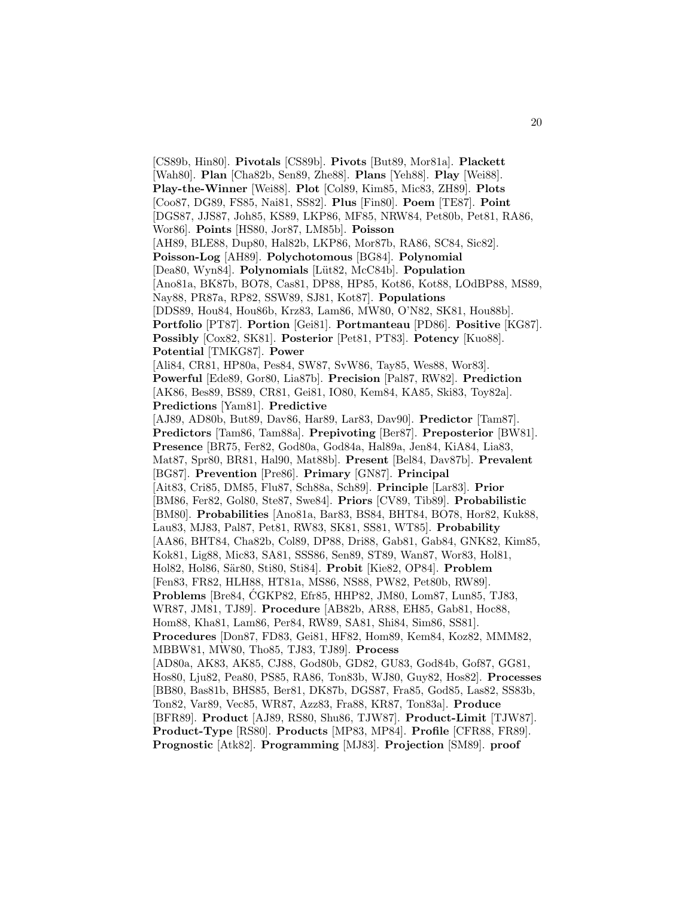[CS89b, Hin80]. **Pivotals** [CS89b]. **Pivots** [But89, Mor81a]. **Plackett** [Wah80]. **Plan** [Cha82b, Sen89, Zhe88]. **Plans** [Yeh88]. **Play** [Wei88]. **Play-the-Winner** [Wei88]. **Plot** [Col89, Kim85, Mic83, ZH89]. **Plots** [Coo87, DG89, FS85, Nai81, SS82]. **Plus** [Fin80]. **Poem** [TE87]. **Point** [DGS87, JJS87, Joh85, KS89, LKP86, MF85, NRW84, Pet80b, Pet81, RA86, Wor86]. **Points** [HS80, Jor87, LM85b]. **Poisson** [AH89, BLE88, Dup80, Hal82b, LKP86, Mor87b, RA86, SC84, Sic82]. **Poisson-Log** [AH89]. **Polychotomous** [BG84]. **Polynomial** [Dea80, Wyn84]. **Polynomials** [Lüt82, McC84b]. **Population** [Ano81a, BK87b, BO78, Cas81, DP88, HP85, Kot86, Kot88, LOdBP88, MS89, Nay88, PR87a, RP82, SSW89, SJ81, Kot87]. **Populations** [DDS89, Hou84, Hou86b, Krz83, Lam86, MW80, O'N82, SK81, Hou88b]. **Portfolio** [PT87]. **Portion** [Gei81]. **Portmanteau** [PD86]. **Positive** [KG87]. **Possibly** [Cox82, SK81]. **Posterior** [Pet81, PT83]. **Potency** [Kuo88]. **Potential** [TMKG87]. **Power** [Ali84, CR81, HP80a, Pes84, SW87, SvW86, Tay85, Wes88, Wor83]. **Powerful** [Ede89, Gor80, Lia87b]. **Precision** [Pal87, RW82]. **Prediction** [AK86, Bes89, BS89, CR81, Gei81, IO80, Kem84, KA85, Ski83, Toy82a]. **Predictions** [Yam81]. **Predictive** [AJ89, AD80b, But89, Dav86, Har89, Lar83, Dav90]. **Predictor** [Tam87]. **Predictors** [Tam86, Tam88a]. **Prepivoting** [Ber87]. **Preposterior** [BW81]. **Presence** [BR75, Fer82, God80a, God84a, Hal89a, Jen84, KiA84, Lia83, Mat87, Spr80, BR81, Hal90, Mat88b]. **Present** [Bel84, Dav87b]. **Prevalent** [BG87]. **Prevention** [Pre86]. **Primary** [GN87]. **Principal** [Ait83, Cri85, DM85, Flu87, Sch88a, Sch89]. **Principle** [Lar83]. **Prior** [BM86, Fer82, Gol80, Ste87, Swe84]. **Priors** [CV89, Tib89]. **Probabilistic** [BM80]. **Probabilities** [Ano81a, Bar83, BS84, BHT84, BO78, Hor82, Kuk88, Lau83, MJ83, Pal87, Pet81, RW83, SK81, SS81, WT85]. **Probability** [AA86, BHT84, Cha82b, Col89, DP88, Dri88, Gab81, Gab84, GNK82, Kim85, Kok81, Lig88, Mic83, SA81, SSS86, Sen89, ST89, Wan87, Wor83, Hol81, Hol82, Hol86, Sär80, Sti80, Sti84]. **Probit** [Kie82, OP84]. **Problem** [Fen83, FR82, HLH88, HT81a, MS86, NS88, PW82, Pet80b, RW89]. **Problems** [Bre84, ĆGKP82, Efr85, HHP82, JM80, Lom87, Lun85, TJ83, WR87, JM81, TJ89]. **Procedure** [AB82b, AR88, EH85, Gab81, Hoc88, Hom88, Kha81, Lam86, Per84, RW89, SA81, Shi84, Sim86, SS81]. **Procedures** [Don87, FD83, Gei81, HF82, Hom89, Kem84, Koz82, MMM82, MBBW81, MW80, Tho85, TJ83, TJ89]. **Process** [AD80a, AK83, AK85, CJ88, God80b, GD82, GU83, God84b, Gof87, GG81, Hos80, Lju82, Pea80, PS85, RA86, Ton83b, WJ80, Guy82, Hos82]. **Processes** [BB80, Bas81b, BHS85, Ber81, DK87b, DGS87, Fra85, God85, Las82, SS83b, Ton82, Var89, Vec85, WR87, Azz83, Fra88, KR87, Ton83a]. **Produce** [BFR89]. **Product** [AJ89, RS80, Shu86, TJW87]. **Product-Limit** [TJW87]. **Product-Type** [RS80]. **Products** [MP83, MP84]. **Profile** [CFR88, FR89]. **Prognostic** [Atk82]. **Programming** [MJ83]. **Projection** [SM89]. **proof**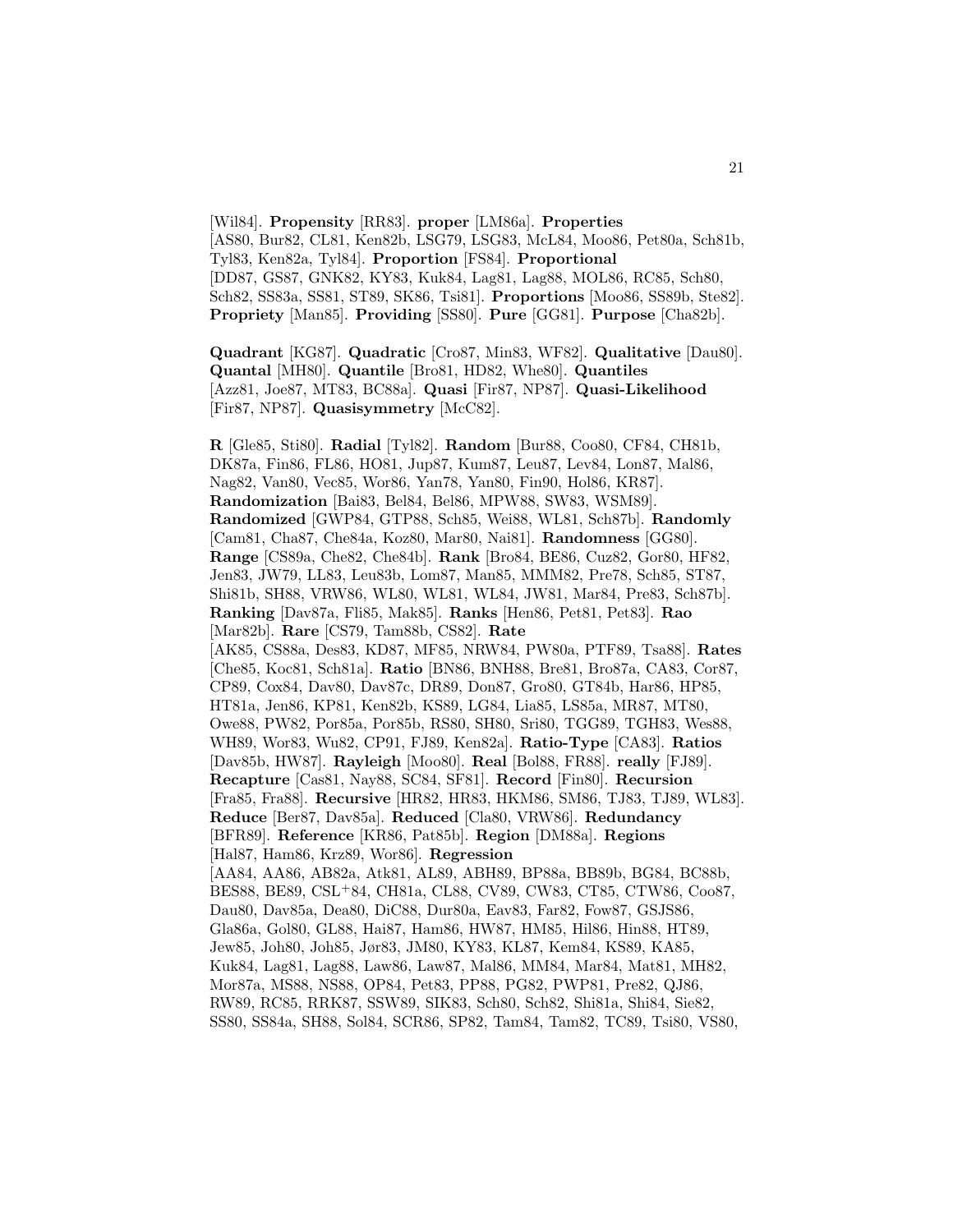[Wil84]. **Propensity** [RR83]. **proper** [LM86a]. **Properties** [AS80, Bur82, CL81, Ken82b, LSG79, LSG83, McL84, Moo86, Pet80a, Sch81b, Tyl83, Ken82a, Tyl84]. **Proportion** [FS84]. **Proportional** [DD87, GS87, GNK82, KY83, Kuk84, Lag81, Lag88, MOL86, RC85, Sch80, Sch82, SS83a, SS81, ST89, SK86, Tsi81]. **Proportions** [Moo86, SS89b, Ste82]. **Propriety** [Man85]. **Providing** [SS80]. **Pure** [GG81]. **Purpose** [Cha82b].

**Quadrant** [KG87]. **Quadratic** [Cro87, Min83, WF82]. **Qualitative** [Dau80]. **Quantal** [MH80]. **Quantile** [Bro81, HD82, Whe80]. **Quantiles** [Azz81, Joe87, MT83, BC88a]. **Quasi** [Fir87, NP87]. **Quasi-Likelihood** [Fir87, NP87]. **Quasisymmetry** [McC82].

**R** [Gle85, Sti80]. **Radial** [Tyl82]. **Random** [Bur88, Coo80, CF84, CH81b, DK87a, Fin86, FL86, HO81, Jup87, Kum87, Leu87, Lev84, Lon87, Mal86, Nag82, Van80, Vec85, Wor86, Yan78, Yan80, Fin90, Hol86, KR87]. **Randomization** [Bai83, Bel84, Bel86, MPW88, SW83, WSM89]. **Randomized** [GWP84, GTP88, Sch85, Wei88, WL81, Sch87b]. **Randomly** [Cam81, Cha87, Che84a, Koz80, Mar80, Nai81]. **Randomness** [GG80]. **Range** [CS89a, Che82, Che84b]. **Rank** [Bro84, BE86, Cuz82, Gor80, HF82, Jen83, JW79, LL83, Leu83b, Lom87, Man85, MMM82, Pre78, Sch85, ST87, Shi81b, SH88, VRW86, WL80, WL81, WL84, JW81, Mar84, Pre83, Sch87b]. **Ranking** [Dav87a, Fli85, Mak85]. **Ranks** [Hen86, Pet81, Pet83]. **Rao** [Mar82b]. **Rare** [CS79, Tam88b, CS82]. **Rate** [AK85, CS88a, Des83, KD87, MF85, NRW84, PW80a, PTF89, Tsa88]. **Rates** [Che85, Koc81, Sch81a]. **Ratio** [BN86, BNH88, Bre81, Bro87a, CA83, Cor87, CP89, Cox84, Dav80, Dav87c, DR89, Don87, Gro80, GT84b, Har86, HP85, HT81a, Jen86, KP81, Ken82b, KS89, LG84, Lia85, LS85a, MR87, MT80, Owe88, PW82, Por85a, Por85b, RS80, SH80, Sri80, TGG89, TGH83, Wes88, WH89, Wor83, Wu82, CP91, FJ89, Ken82a]. **Ratio-Type** [CA83]. **Ratios** [Dav85b, HW87]. **Rayleigh** [Moo80]. **Real** [Bol88, FR88]. **really** [FJ89]. **Recapture** [Cas81, Nay88, SC84, SF81]. **Record** [Fin80]. **Recursion** [Fra85, Fra88]. **Recursive** [HR82, HR83, HKM86, SM86, TJ83, TJ89, WL83]. **Reduce** [Ber87, Dav85a]. **Reduced** [Cla80, VRW86]. **Redundancy** [BFR89]. **Reference** [KR86, Pat85b]. **Region** [DM88a]. **Regions** [Hal87, Ham86, Krz89, Wor86]. **Regression** [AA84, AA86, AB82a, Atk81, AL89, ABH89, BP88a, BB89b, BG84, BC88b, BES88, BE89, CSL+84, CH81a, CL88, CV89, CW83, CT85, CTW86, Coo87, Dau80, Dav85a, Dea80, DiC88, Dur80a, Eav83, Far82, Fow87, GSJS86, Gla86a, Gol80, GL88, Hai87, Ham86, HW87, HM85, Hil86, Hin88, HT89, Jew85, Joh80, Joh85, Jør83, JM80, KY83, KL87, Kem84, KS89, KA85, Kuk84, Lag81, Lag88, Law86, Law87, Mal86, MM84, Mar84, Mat81, MH82, Mor87a, MS88, NS88, OP84, Pet83, PP88, PG82, PWP81, Pre82, QJ86, RW89, RC85, RRK87, SSW89, SIK83, Sch80, Sch82, Shi81a, Shi84, Sie82, SS80, SS84a, SH88, Sol84, SCR86, SP82, Tam84, Tam82, TC89, Tsi80, VS80,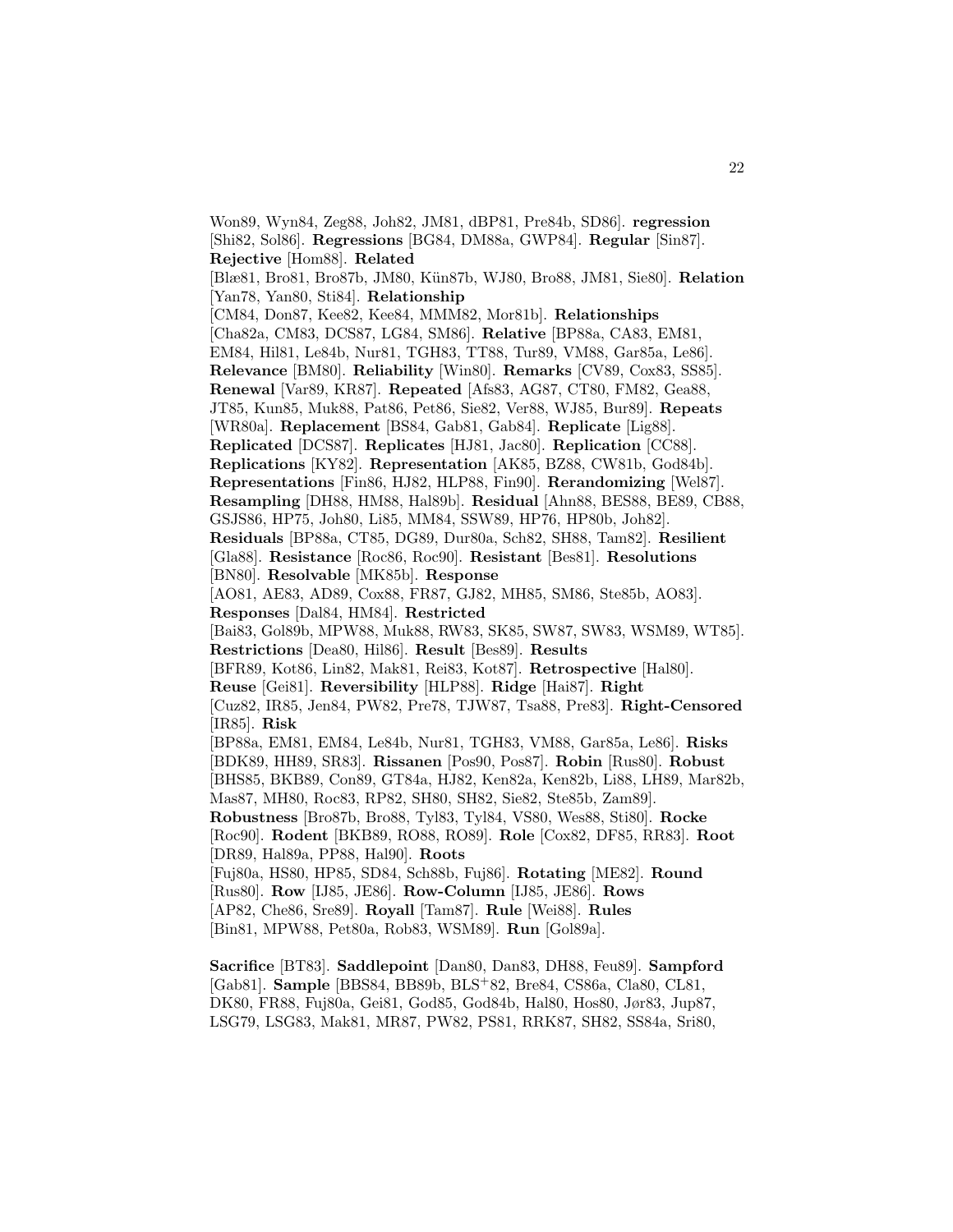Won89, Wyn84, Zeg88, Joh82, JM81, dBP81, Pre84b, SD86]. **regression** [Shi82, Sol86]. **Regressions** [BG84, DM88a, GWP84]. **Regular** [Sin87]. **Rejective** [Hom88]. **Related** [Blæ81, Bro81, Bro87b, JM80, Kün87b, WJ80, Bro88, JM81, Sie80]. **Relation** [Yan78, Yan80, Sti84]. **Relationship** [CM84, Don87, Kee82, Kee84, MMM82, Mor81b]. **Relationships** [Cha82a, CM83, DCS87, LG84, SM86]. **Relative** [BP88a, CA83, EM81, EM84, Hil81, Le84b, Nur81, TGH83, Tur89, VM88, Gar85a, Le86]. **Relevance** [BM80]. **Reliability** [Win80]. **Remarks** [CV89, Cox83, SS85]. **Renewal** [Var89, KR87]. **Repeated** [Afs83, AG87, CT80, FM82, Gea88, JT85, Kun85, Muk88, Pat86, Pet86, Sie82, Ver88, WJ85, Bur89]. **Repeats** [WR80a]. **Replacement** [BS84, Gab81, Gab84]. **Replicate** [Lig88]. **Replicated** [DCS87]. **Replicates** [HJ81, Jac80]. **Replication** [CC88]. **Replications** [KY82]. **Representation** [AK85, BZ88, CW81b, God84b]. **Representations** [Fin86, HJ82, HLP88, Fin90]. **Rerandomizing** [Wel87]. **Resampling** [DH88, HM88, Hal89b]. **Residual** [Ahn88, BES88, BE89, CB88, GSJS86, HP75, Joh80, Li85, MM84, SSW89, HP76, HP80b, Joh82]. **Residuals** [BP88a, CT85, DG89, Dur80a, Sch82, SH88, Tam82]. **Resilient** [Gla88]. **Resistance** [Roc86, Roc90]. **Resistant** [Bes81]. **Resolutions** [BN80]. **Resolvable** [MK85b]. **Response** [AO81, AE83, AD89, Cox88, FR87, GJ82, MH85, SM86, Ste85b, AO83]. **Responses** [Dal84, HM84]. **Restricted** [Bai83, Gol89b, MPW88, Muk88, RW83, SK85, SW87, SW83, WSM89, WT85]. **Restrictions** [Dea80, Hil86]. **Result** [Bes89]. **Results** [BFR89, Kot86, Lin82, Mak81, Rei83, Kot87]. **Retrospective** [Hal80]. **Reuse** [Gei81]. **Reversibility** [HLP88]. **Ridge** [Hai87]. **Right** [Cuz82, IR85, Jen84, PW82, Pre78, TJW87, Tsa88, Pre83]. **Right-Censored** [IR85]. **Risk** [BP88a, EM81, EM84, Le84b, Nur81, TGH83, VM88, Gar85a, Le86]. **Risks** [BDK89, HH89, SR83]. **Rissanen** [Pos90, Pos87]. **Robin** [Rus80]. **Robust** [BHS85, BKB89, Con89, GT84a, HJ82, Ken82a, Ken82b, Li88, LH89, Mar82b, Mas87, MH80, Roc83, RP82, SH80, SH82, Sie82, Ste85b, Zam89]. **Robustness** [Bro87b, Bro88, Tyl83, Tyl84, VS80, Wes88, Sti80]. **Rocke** [Roc90]. **Rodent** [BKB89, RO88, RO89]. **Role** [Cox82, DF85, RR83]. **Root** [DR89, Hal89a, PP88, Hal90]. **Roots** [Fuj80a, HS80, HP85, SD84, Sch88b, Fuj86]. **Rotating** [ME82]. **Round** [Rus80]. **Row** [IJ85, JE86]. **Row-Column** [IJ85, JE86]. **Rows** [AP82, Che86, Sre89]. **Royall** [Tam87]. **Rule** [Wei88]. **Rules** [Bin81, MPW88, Pet80a, Rob83, WSM89]. **Run** [Gol89a].

**Sacrifice** [BT83]. **Saddlepoint** [Dan80, Dan83, DH88, Feu89]. **Sampford** [Gab81]. **Sample** [BBS84, BB89b, BLS+82, Bre84, CS86a, Cla80, CL81, DK80, FR88, Fuj80a, Gei81, God85, God84b, Hal80, Hos80, Jør83, Jup87, LSG79, LSG83, Mak81, MR87, PW82, PS81, RRK87, SH82, SS84a, Sri80,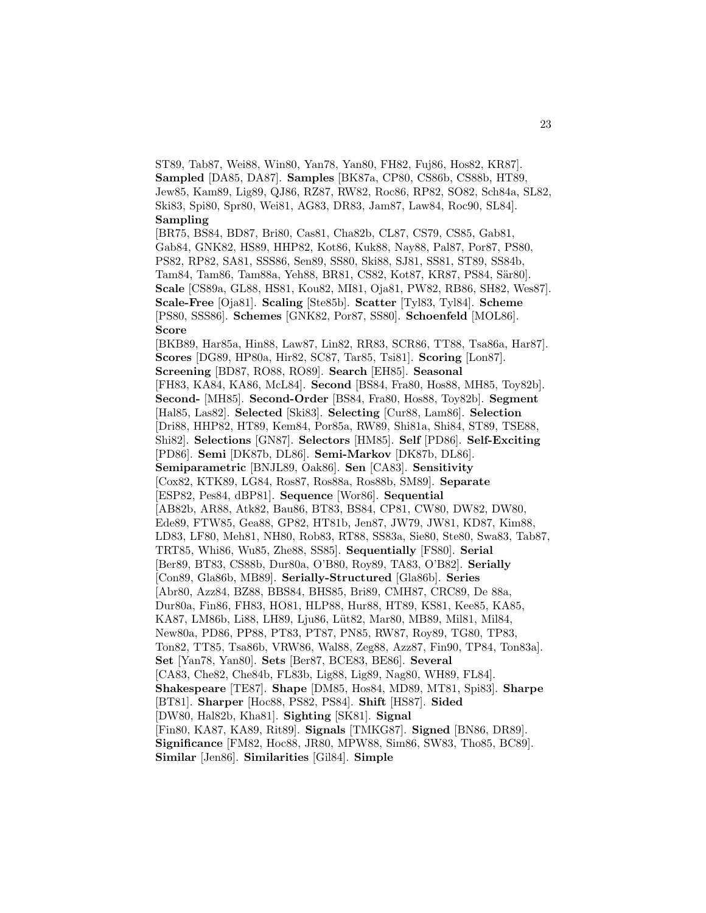ST89, Tab87, Wei88, Win80, Yan78, Yan80, FH82, Fuj86, Hos82, KR87]. **Sampled** [DA85, DA87]. **Samples** [BK87a, CP80, CS86b, CS88b, HT89, Jew85, Kam89, Lig89, QJ86, RZ87, RW82, Roc86, RP82, SO82, Sch84a, SL82, Ski83, Spi80, Spr80, Wei81, AG83, DR83, Jam87, Law84, Roc90, SL84]. **Sampling** [BR75, BS84, BD87, Bri80, Cas81, Cha82b, CL87, CS79, CS85, Gab81, Gab84, GNK82, HS89, HHP82, Kot86, Kuk88, Nay88, Pal87, Por87, PS80, PS82, RP82, SA81, SSS86, Sen89, SS80, Ski88, SJ81, SS81, ST89, SS84b, Tam84, Tam86, Tam88a, Yeh88, BR81, CS82, Kot87, KR87, PS84, Sär80]. **Scale** [CS89a, GL88, HS81, Kou82, MI81, Oja81, PW82, RB86, SH82, Wes87]. **Scale-Free** [Oja81]. **Scaling** [Ste85b]. **Scatter** [Tyl83, Tyl84]. **Scheme** [PS80, SSS86]. **Schemes** [GNK82, Por87, SS80]. **Schoenfeld** [MOL86]. **Score** [BKB89, Har85a, Hin88, Law87, Lin82, RR83, SCR86, TT88, Tsa86a, Har87]. **Scores** [DG89, HP80a, Hir82, SC87, Tar85, Tsi81]. **Scoring** [Lon87]. **Screening** [BD87, RO88, RO89]. **Search** [EH85]. **Seasonal** [FH83, KA84, KA86, McL84]. **Second** [BS84, Fra80, Hos88, MH85, Toy82b]. **Second-** [MH85]. **Second-Order** [BS84, Fra80, Hos88, Toy82b]. **Segment** [Hal85, Las82]. **Selected** [Ski83]. **Selecting** [Cur88, Lam86]. **Selection** [Dri88, HHP82, HT89, Kem84, Por85a, RW89, Shi81a, Shi84, ST89, TSE88, Shi82]. **Selections** [GN87]. **Selectors** [HM85]. **Self** [PD86]. **Self-Exciting** [PD86]. **Semi** [DK87b, DL86]. **Semi-Markov** [DK87b, DL86]. **Semiparametric** [BNJL89, Oak86]. **Sen** [CA83]. **Sensitivity** [Cox82, KTK89, LG84, Ros87, Ros88a, Ros88b, SM89]. **Separate** [ESP82, Pes84, dBP81]. **Sequence** [Wor86]. **Sequential** [AB82b, AR88, Atk82, Bau86, BT83, BS84, CP81, CW80, DW82, DW80, Ede89, FTW85, Gea88, GP82, HT81b, Jen87, JW79, JW81, KD87, Kim88, LD83, LF80, Meh81, NH80, Rob83, RT88, SS83a, Sie80, Ste80, Swa83, Tab87, TRT85, Whi86, Wu85, Zhe88, SS85]. **Sequentially** [FS80]. **Serial** [Ber89, BT83, CS88b, Dur80a, O'B80, Roy89, TA83, O'B82]. **Serially** [Con89, Gla86b, MB89]. **Serially-Structured** [Gla86b]. **Series** [Abr80, Azz84, BZ88, BBS84, BHS85, Bri89, CMH87, CRC89, De 88a, Dur80a, Fin86, FH83, HO81, HLP88, Hur88, HT89, KS81, Kee85, KA85, KA87, LM86b, Li88, LH89, Lju86, Lüt82, Mar80, MB89, Mil81, Mil84, New80a, PD86, PP88, PT83, PT87, PN85, RW87, Roy89, TG80, TP83, Ton82, TT85, Tsa86b, VRW86, Wal88, Zeg88, Azz87, Fin90, TP84, Ton83a]. **Set** [Yan78, Yan80]. **Sets** [Ber87, BCE83, BE86]. **Several** [CA83, Che82, Che84b, FL83b, Lig88, Lig89, Nag80, WH89, FL84]. **Shakespeare** [TE87]. **Shape** [DM85, Hos84, MD89, MT81, Spi83]. **Sharpe** [BT81]. **Sharper** [Hoc88, PS82, PS84]. **Shift** [HS87]. **Sided** [DW80, Hal82b, Kha81]. **Sighting** [SK81]. **Signal** [Fin80, KA87, KA89, Rit89]. **Signals** [TMKG87]. **Signed** [BN86, DR89]. **Significance** [FM82, Hoc88, JR80, MPW88, Sim86, SW83, Tho85, BC89]. **Similar** [Jen86]. **Similarities** [Gil84]. **Simple**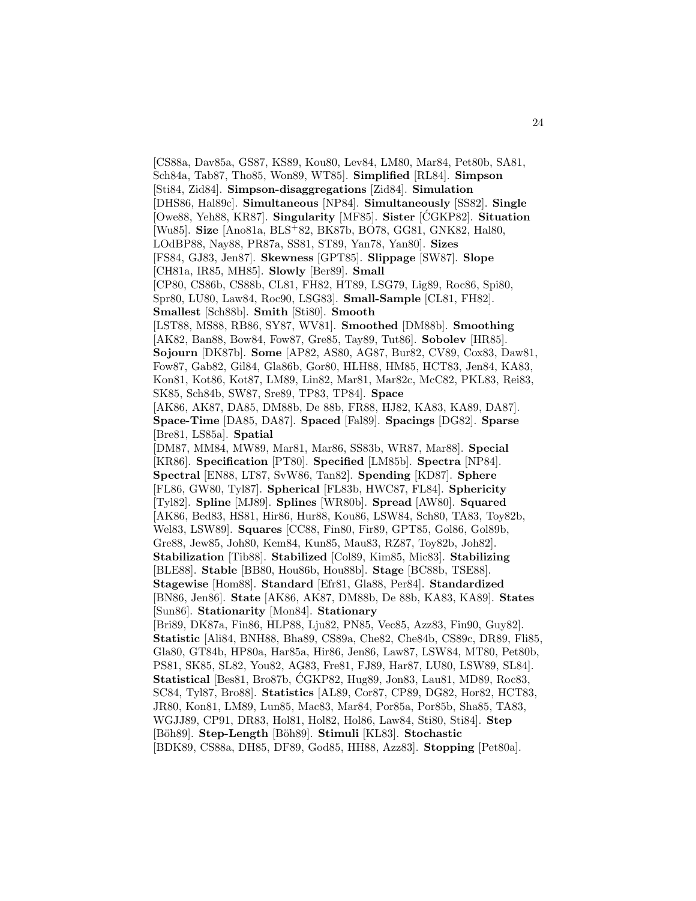[CS88a, Dav85a, GS87, KS89, Kou80, Lev84, LM80, Mar84, Pet80b, SA81, Sch84a, Tab87, Tho85, Won89, WT85]. **Simplified** [RL84]. **Simpson** [Sti84, Zid84]. **Simpson-disaggregations** [Zid84]. **Simulation** [DHS86, Hal89c]. **Simultaneous** [NP84]. **Simultaneously** [SS82]. **Single** [Owe88, Yeh88, KR87]. **Singularity** [MF85]. **Sister** [ĆGKP82]. **Situation** [Wu85]. **Size** [Ano81a, BLS+82, BK87b, BO78, GG81, GNK82, Hal80, LOdBP88, Nay88, PR87a, SS81, ST89, Yan78, Yan80]. **Sizes** [FS84, GJ83, Jen87]. **Skewness** [GPT85]. **Slippage** [SW87]. **Slope** [CH81a, IR85, MH85]. **Slowly** [Ber89]. **Small** [CP80, CS86b, CS88b, CL81, FH82, HT89, LSG79, Lig89, Roc86, Spi80, Spr80, LU80, Law84, Roc90, LSG83]. **Small-Sample** [CL81, FH82]. **Smallest** [Sch88b]. **Smith** [Sti80]. **Smooth** [LST88, MS88, RB86, SY87, WV81]. **Smoothed** [DM88b]. **Smoothing** [AK82, Ban88, Bow84, Fow87, Gre85, Tay89, Tut86]. **Sobolev** [HR85]. **Sojourn** [DK87b]. **Some** [AP82, AS80, AG87, Bur82, CV89, Cox83, Daw81, Fow87, Gab82, Gil84, Gla86b, Gor80, HLH88, HM85, HCT83, Jen84, KA83, Kon81, Kot86, Kot87, LM89, Lin82, Mar81, Mar82c, McC82, PKL83, Rei83, SK85, Sch84b, SW87, Sre89, TP83, TP84]. **Space** [AK86, AK87, DA85, DM88b, De 88b, FR88, HJ82, KA83, KA89, DA87]. **Space-Time** [DA85, DA87]. **Spaced** [Fal89]. **Spacings** [DG82]. **Sparse** [Bre81, LS85a]. **Spatial** [DM87, MM84, MW89, Mar81, Mar86, SS83b, WR87, Mar88]. **Special** [KR86]. **Specification** [PT80]. **Specified** [LM85b]. **Spectra** [NP84]. **Spectral** [EN88, LT87, SvW86, Tan82]. **Spending** [KD87]. **Sphere** [FL86, GW80, Tyl87]. **Spherical** [FL83b, HWC87, FL84]. **Sphericity** [Tyl82]. **Spline** [MJ89]. **Splines** [WR80b]. **Spread** [AW80]. **Squared** [AK86, Bed83, HS81, Hir86, Hur88, Kou86, LSW84, Sch80, TA83, Toy82b, Wel83, LSW89]. **Squares** [CC88, Fin80, Fir89, GPT85, Gol86, Gol89b, Gre88, Jew85, Joh80, Kem84, Kun85, Mau83, RZ87, Toy82b, Joh82]. **Stabilization** [Tib88]. **Stabilized** [Col89, Kim85, Mic83]. **Stabilizing** [BLE88]. **Stable** [BB80, Hou86b, Hou88b]. **Stage** [BC88b, TSE88]. **Stagewise** [Hom88]. **Standard** [Efr81, Gla88, Per84]. **Standardized** [BN86, Jen86]. **State** [AK86, AK87, DM88b, De 88b, KA83, KA89]. **States** [Sun86]. **Stationarity** [Mon84]. **Stationary** [Bri89, DK87a, Fin86, HLP88, Lju82, PN85, Vec85, Azz83, Fin90, Guy82]. **Statistic** [Ali84, BNH88, Bha89, CS89a, Che82, Che84b, CS89c, DR89, Fli85, Gla80, GT84b, HP80a, Har85a, Hir86, Jen86, Law87, LSW84, MT80, Pet80b, PS81, SK85, SL82, You82, AG83, Fre81, FJ89, Har87, LU80, LSW89, SL84]. **Statistical** [Bes81, Bro87b, ĆGKP82, Hug89, Jon83, Lau81, MD89, Roc83, SC84, Tyl87, Bro88]. **Statistics** [AL89, Cor87, CP89, DG82, Hor82, HCT83, JR80, Kon81, LM89, Lun85, Mac83, Mar84, Por85a, Por85b, Sha85, TA83, WGJJ89, CP91, DR83, Hol81, Hol82, Hol86, Law84, Sti80, Sti84]. **Step** [Böh89]. **Step-Length** [Böh89]. **Stimuli** [KL83]. **Stochastic** [BDK89, CS88a, DH85, DF89, God85, HH88, Azz83]. **Stopping** [Pet80a].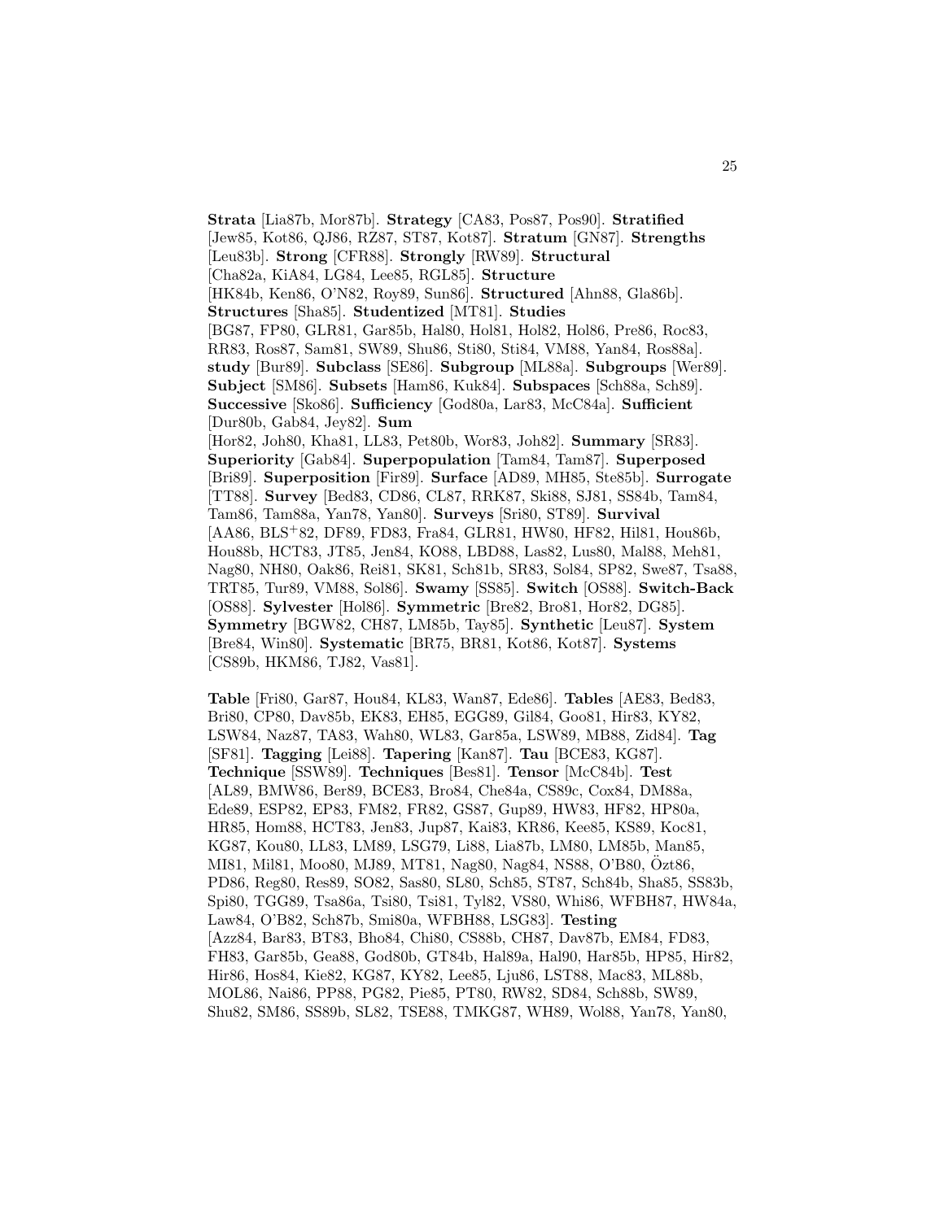**Strata** [Lia87b, Mor87b]. **Strategy** [CA83, Pos87, Pos90]. **Stratified** [Jew85, Kot86, QJ86, RZ87, ST87, Kot87]. **Stratum** [GN87]. **Strengths** [Leu83b]. **Strong** [CFR88]. **Strongly** [RW89]. **Structural** [Cha82a, KiA84, LG84, Lee85, RGL85]. **Structure** [HK84b, Ken86, O'N82, Roy89, Sun86]. **Structured** [Ahn88, Gla86b]. **Structures** [Sha85]. **Studentized** [MT81]. **Studies** [BG87, FP80, GLR81, Gar85b, Hal80, Hol81, Hol82, Hol86, Pre86, Roc83, RR83, Ros87, Sam81, SW89, Shu86, Sti80, Sti84, VM88, Yan84, Ros88a]. **study** [Bur89]. **Subclass** [SE86]. **Subgroup** [ML88a]. **Subgroups** [Wer89]. **Subject** [SM86]. **Subsets** [Ham86, Kuk84]. **Subspaces** [Sch88a, Sch89]. **Successive** [Sko86]. **Sufficiency** [God80a, Lar83, McC84a]. **Sufficient** [Dur80b, Gab84, Jey82]. **Sum** [Hor82, Joh80, Kha81, LL83, Pet80b, Wor83, Joh82]. **Summary** [SR83]. **Superiority** [Gab84]. **Superpopulation** [Tam84, Tam87]. **Superposed** [Bri89]. **Superposition** [Fir89]. **Surface** [AD89, MH85, Ste85b]. **Surrogate** [TT88]. **Survey** [Bed83, CD86, CL87, RRK87, Ski88, SJ81, SS84b, Tam84, Tam86, Tam88a, Yan78, Yan80]. **Surveys** [Sri80, ST89]. **Survival** [AA86, BLS+82, DF89, FD83, Fra84, GLR81, HW80, HF82, Hil81, Hou86b, Hou88b, HCT83, JT85, Jen84, KO88, LBD88, Las82, Lus80, Mal88, Meh81, Nag80, NH80, Oak86, Rei81, SK81, Sch81b, SR83, Sol84, SP82, Swe87, Tsa88, TRT85, Tur89, VM88, Sol86]. **Swamy** [SS85]. **Switch** [OS88]. **Switch-Back** [OS88]. **Sylvester** [Hol86]. **Symmetric** [Bre82, Bro81, Hor82, DG85]. **Symmetry** [BGW82, CH87, LM85b, Tay85]. **Synthetic** [Leu87]. **System** [Bre84, Win80]. **Systematic** [BR75, BR81, Kot86, Kot87]. **Systems** [CS89b, HKM86, TJ82, Vas81].

**Table** [Fri80, Gar87, Hou84, KL83, Wan87, Ede86]. **Tables** [AE83, Bed83, Bri80, CP80, Dav85b, EK83, EH85, EGG89, Gil84, Goo81, Hir83, KY82, LSW84, Naz87, TA83, Wah80, WL83, Gar85a, LSW89, MB88, Zid84]. **Tag** [SF81]. **Tagging** [Lei88]. **Tapering** [Kan87]. **Tau** [BCE83, KG87]. **Technique** [SSW89]. **Techniques** [Bes81]. **Tensor** [McC84b]. **Test** [AL89, BMW86, Ber89, BCE83, Bro84, Che84a, CS89c, Cox84, DM88a, Ede89, ESP82, EP83, FM82, FR82, GS87, Gup89, HW83, HF82, HP80a, HR85, Hom88, HCT83, Jen83, Jup87, Kai83, KR86, Kee85, KS89, Koc81, KG87, Kou80, LL83, LM89, LSG79, Li88, Lia87b, LM80, LM85b, Man85, MI81, Mil81, Moo80, MJ89, MT81, Nag80, Nag84, NS88, O'B80, Özt86, PD86, Reg80, Res89, SO82, Sas80, SL80, Sch85, ST87, Sch84b, Sha85, SS83b, Spi80, TGG89, Tsa86a, Tsi80, Tsi81, Tyl82, VS80, Whi86, WFBH87, HW84a, Law84, O'B82, Sch87b, Smi80a, WFBH88, LSG83]. **Testing** [Azz84, Bar83, BT83, Bho84, Chi80, CS88b, CH87, Dav87b, EM84, FD83, FH83, Gar85b, Gea88, God80b, GT84b, Hal89a, Hal90, Har85b, HP85, Hir82, Hir86, Hos84, Kie82, KG87, KY82, Lee85, Lju86, LST88, Mac83, ML88b, MOL86, Nai86, PP88, PG82, Pie85, PT80, RW82, SD84, Sch88b, SW89, Shu82, SM86, SS89b, SL82, TSE88, TMKG87, WH89, Wol88, Yan78, Yan80,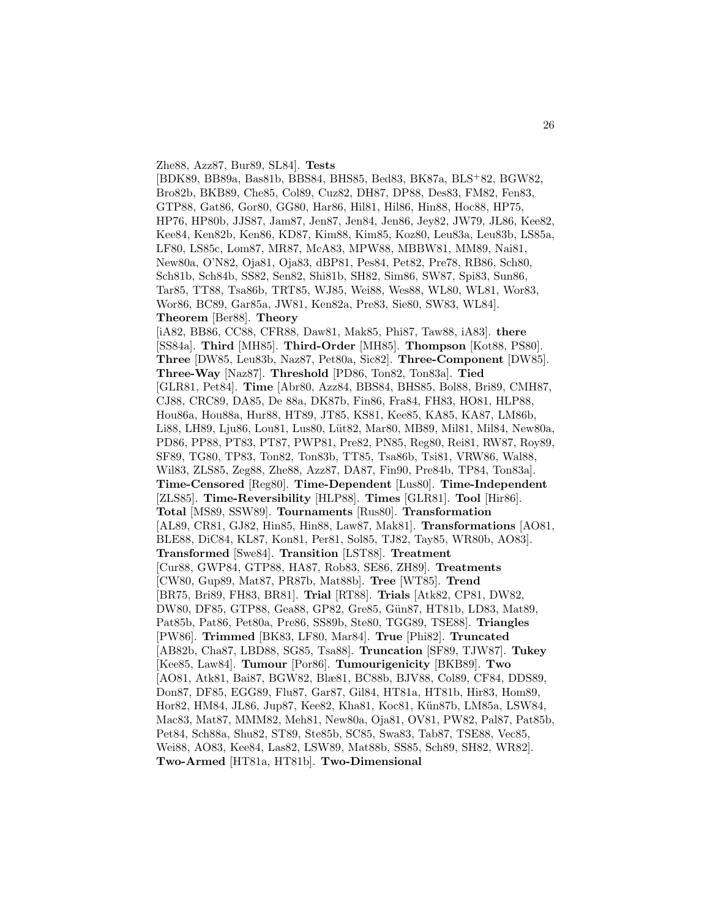Zhe88, Azz87, Bur89, SL84]. **Tests** [BDK89, BB89a, Bas81b, BBS84, BHS85, Bed83, BK87a, BLS+82, BGW82, Bro82b, BKB89, Che85, Col89, Cuz82, DH87, DP88, Des83, FM82, Fen83, GTP88, Gat86, Gor80, GG80, Har86, Hil81, Hil86, Hin88, Hoc88, HP75, HP76, HP80b, JJS87, Jam87, Jen87, Jen84, Jen86, Jey82, JW79, JL86, Kee82, Kee84, Ken82b, Ken86, KD87, Kim88, Kim85, Koz80, Leu83a, Leu83b, LS85a, LF80, LS85c, Lom87, MR87, McA83, MPW88, MBBW81, MM89, Nai81, New80a, O'N82, Oja81, Oja83, dBP81, Pes84, Pet82, Pre78, RB86, Sch80, Sch81b, Sch84b, SS82, Sen82, Shi81b, SH82, Sim86, SW87, Spi83, Sun86, Tar85, TT88, Tsa86b, TRT85, WJ85, Wei88, Wes88, WL80, WL81, Wor83, Wor86, BC89, Gar85a, JW81, Ken82a, Pre83, Sie80, SW83, WL84]. **Theorem** [Ber88]. **Theory** [iA82, BB86, CC88, CFR88, Daw81, Mak85, Phi87, Taw88, iA83]. **there** [SS84a]. **Third** [MH85]. **Third-Order** [MH85]. **Thompson** [Kot88, PS80]. **Three** [DW85, Leu83b, Naz87, Pet80a, Sic82]. **Three-Component** [DW85]. **Three-Way** [Naz87]. **Threshold** [PD86, Ton82, Ton83a]. **Tied** [GLR81, Pet84]. **Time** [Abr80, Azz84, BBS84, BHS85, Bol88, Bri89, CMH87, CJ88, CRC89, DA85, De 88a, DK87b, Fin86, Fra84, FH83, HO81, HLP88, Hou86a, Hou88a, Hur88, HT89, JT85, KS81, Kee85, KA85, KA87, LM86b, Li88, LH89, Lju86, Lou81, Lus80, Lüt82, Mar80, MB89, Mil81, Mil84, New80a, PD86, PP88, PT83, PT87, PWP81, Pre82, PN85, Reg80, Rei81, RW87, Roy89, SF89, TG80, TP83, Ton82, Ton83b, TT85, Tsa86b, Tsi81, VRW86, Wal88, Wil83, ZLS85, Zeg88, Zhe88, Azz87, DA87, Fin90, Pre84b, TP84, Ton83a]. **Time-Censored** [Reg80]. **Time-Dependent** [Lus80]. **Time-Independent** [ZLS85]. **Time-Reversibility** [HLP88]. **Times** [GLR81]. **Tool** [Hir86]. **Total** [MS89, SSW89]. **Tournaments** [Rus80]. **Transformation** [AL89, CR81, GJ82, Hin85, Hin88, Law87, Mak81]. **Transformations** [AO81, BLE88, DiC84, KL87, Kon81, Per81, Sol85, TJ82, Tay85, WR80b, AO83]. **Transformed** [Swe84]. **Transition** [LST88]. **Treatment** [Cur88, GWP84, GTP88, HA87, Rob83, SE86, ZH89]. **Treatments** [CW80, Gup89, Mat87, PR87b, Mat88b]. **Tree** [WT85]. **Trend** [BR75, Bri89, FH83, BR81]. **Trial** [RT88]. **Trials** [Atk82, CP81, DW82, DW80, DF85, GTP88, Gea88, GP82, Gre85, Gün87, HT81b, LD83, Mat89, Pat85b, Pat86, Pet80a, Pre86, SS89b, Ste80, TGG89, TSE88]. **Triangles** [PW86]. **Trimmed** [BK83, LF80, Mar84]. **True** [Phi82]. **Truncated** [AB82b, Cha87, LBD88, SG85, Tsa88]. **Truncation** [SF89, TJW87]. **Tukey** [Kee85, Law84]. **Tumour** [Por86]. **Tumourigenicity** [BKB89]. **Two** [AO81, Atk81, Bai87, BGW82, Blæ81, BC88b, BJV88, Col89, CF84, DDS89, Don87, DF85, EGG89, Flu87, Gar87, Gil84, HT81a, HT81b, Hir83, Hom89, Hor82, HM84, JL86, Jup87, Kee82, Kha81, Koc81, Kün87b, LM85a, LSW84, Mac83, Mat87, MMM82, Meh81, New80a, Oja81, OV81, PW82, Pal87, Pat85b, Pet84, Sch88a, Shu82, ST89, Ste85b, SC85, Swa83, Tab87, TSE88, Vec85, Wei88, AO83, Kee84, Las82, LSW89, Mat88b, SS85, Sch89, SH82, WR82]. **Two-Armed** [HT81a, HT81b]. **Two-Dimensional**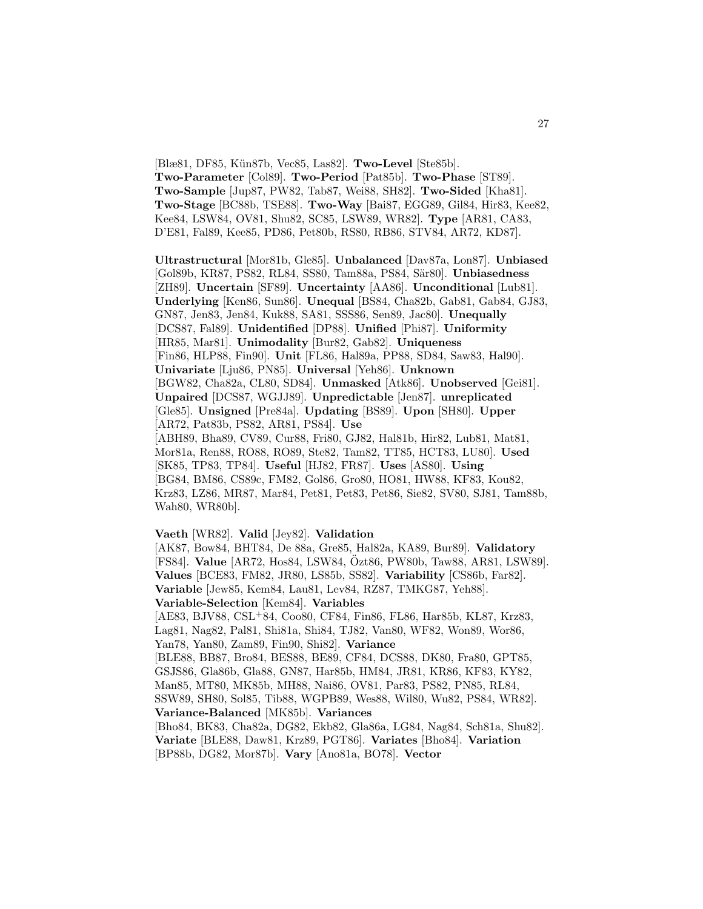[Blæ81, DF85, Kün87b, Vec85, Las82]. **Two-Level** [Ste85b]. **Two-Parameter** [Col89]. **Two-Period** [Pat85b]. **Two-Phase** [ST89]. **Two-Sample** [Jup87, PW82, Tab87, Wei88, SH82]. **Two-Sided** [Kha81]. **Two-Stage** [BC88b, TSE88]. **Two-Way** [Bai87, EGG89, Gil84, Hir83, Kee82, Kee84, LSW84, OV81, Shu82, SC85, LSW89, WR82]. **Type** [AR81, CA83, D'E81, Fal89, Kee85, PD86, Pet80b, RS80, RB86, STV84, AR72, KD87].

**Ultrastructural** [Mor81b, Gle85]. **Unbalanced** [Dav87a, Lon87]. **Unbiased** [Gol89b, KR87, PS82, RL84, SS80, Tam88a, PS84, Sär80]. **Unbiasedness** [ZH89]. **Uncertain** [SF89]. **Uncertainty** [AA86]. **Unconditional** [Lub81]. **Underlying** [Ken86, Sun86]. **Unequal** [BS84, Cha82b, Gab81, Gab84, GJ83, GN87, Jen83, Jen84, Kuk88, SA81, SSS86, Sen89, Jac80]. **Unequally** [DCS87, Fal89]. **Unidentified** [DP88]. **Unified** [Phi87]. **Uniformity** [HR85, Mar81]. **Unimodality** [Bur82, Gab82]. **Uniqueness** [Fin86, HLP88, Fin90]. **Unit** [FL86, Hal89a, PP88, SD84, Saw83, Hal90]. **Univariate** [Lju86, PN85]. **Universal** [Yeh86]. **Unknown** [BGW82, Cha82a, CL80, SD84]. **Unmasked** [Atk86]. **Unobserved** [Gei81]. **Unpaired** [DCS87, WGJJ89]. **Unpredictable** [Jen87]. **unreplicated** [Gle85]. **Unsigned** [Pre84a]. **Updating** [BS89]. **Upon** [SH80]. **Upper** [AR72, Pat83b, PS82, AR81, PS84]. **Use** [ABH89, Bha89, CV89, Cur88, Fri80, GJ82, Hal81b, Hir82, Lub81, Mat81, Mor81a, Ren88, RO88, RO89, Ste82, Tam82, TT85, HCT83, LU80]. **Used** [SK85, TP83, TP84]. **Useful** [HJ82, FR87]. **Uses** [AS80]. **Using** [BG84, BM86, CS89c, FM82, Gol86, Gro80, HO81, HW88, KF83, Kou82, Krz83, LZ86, MR87, Mar84, Pet81, Pet83, Pet86, Sie82, SV80, SJ81, Tam88b, Wah80, WR80b].

**Vaeth** [WR82]. **Valid** [Jey82]. **Validation** [AK87, Bow84, BHT84, De 88a, Gre85, Hal82a, KA89, Bur89]. **Validatory** [FS84]. **Value** [AR72, Hos84, LSW84, Özt86, PW80b, Taw88, AR81, LSW89]. **Values** [BCE83, FM82, JR80, LS85b, SS82]. **Variability** [CS86b, Far82]. **Variable** [Jew85, Kem84, Lau81, Lev84, RZ87, TMKG87, Yeh88]. **Variable-Selection** [Kem84]. **Variables** [AE83, BJV88, CSL+84, Coo80, CF84, Fin86, FL86, Har85b, KL87, Krz83, Lag81, Nag82, Pal81, Shi81a, Shi84, TJ82, Van80, WF82, Won89, Wor86, Yan78, Yan80, Zam89, Fin90, Shi82]. **Variance** [BLE88, BB87, Bro84, BES88, BE89, CF84, DCS88, DK80, Fra80, GPT85, GSJS86, Gla86b, Gla88, GN87, Har85b, HM84, JR81, KR86, KF83, KY82, Man85, MT80, MK85b, MH88, Nai86, OV81, Par83, PS82, PN85, RL84, SSW89, SH80, Sol85, Tib88, WGPB89, Wes88, Wil80, Wu82, PS84, WR82]. **Variance-Balanced** [MK85b]. **Variances** [Bho84, BK83, Cha82a, DG82, Ekb82, Gla86a, LG84, Nag84, Sch81a, Shu82]. **Variate** [BLE88, Daw81, Krz89, PGT86]. **Variates** [Bho84]. **Variation** [BP88b, DG82, Mor87b]. **Vary** [Ano81a, BO78]. **Vector**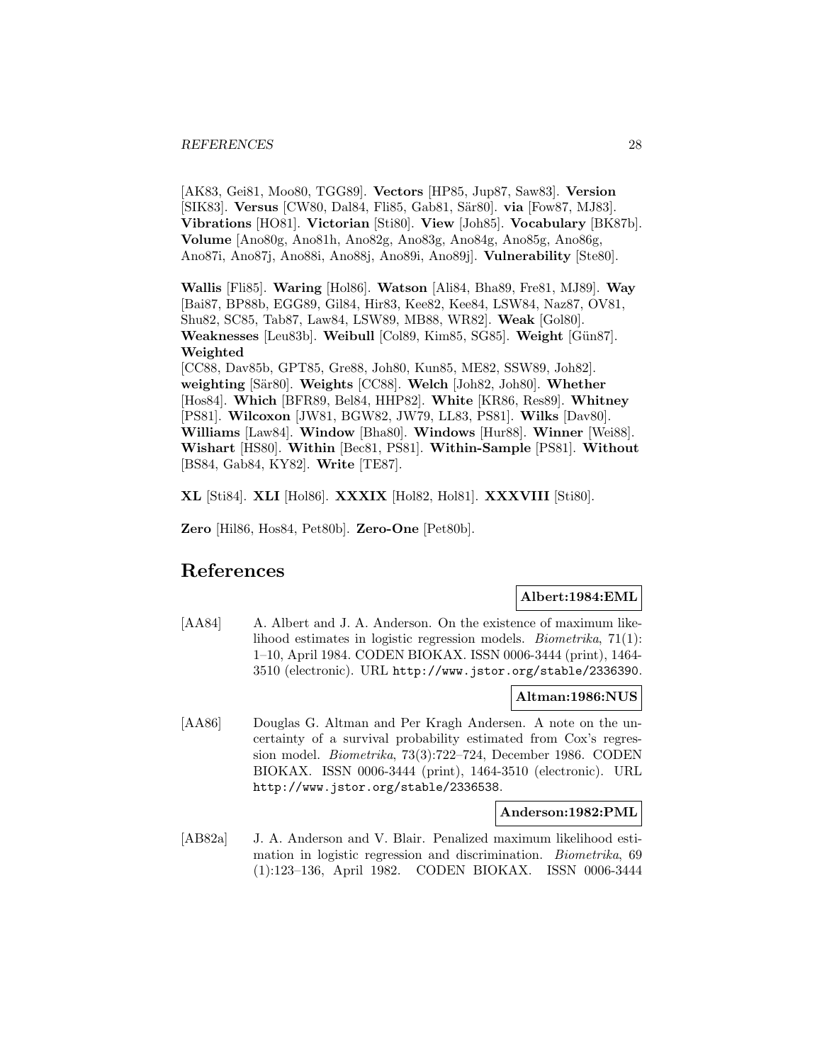[AK83, Gei81, Moo80, TGG89]. **Vectors** [HP85, Jup87, Saw83]. **Version** [SIK83]. **Versus** [CW80, Dal84, Fli85, Gab81, Sär80]. **via** [Fow87, MJ83]. **Vibrations** [HO81]. **Victorian** [Sti80]. **View** [Joh85]. **Vocabulary** [BK87b]. **Volume** [Ano80g, Ano81h, Ano82g, Ano83g, Ano84g, Ano85g, Ano86g, Ano87i, Ano87j, Ano88i, Ano88j, Ano89i, Ano89j]. **Vulnerability** [Ste80].

**Wallis** [Fli85]. **Waring** [Hol86]. **Watson** [Ali84, Bha89, Fre81, MJ89]. **Way** [Bai87, BP88b, EGG89, Gil84, Hir83, Kee82, Kee84, LSW84, Naz87, OV81, Shu82, SC85, Tab87, Law84, LSW89, MB88, WR82]. **Weak** [Gol80]. **Weaknesses** [Leu83b]. **Weibull** [Col89, Kim85, SG85]. **Weight** [Gün87]. **Weighted** [CC88, Dav85b, GPT85, Gre88, Joh80, Kun85, ME82, SSW89, Joh82]. **weighting** [Sär80]. **Weights** [CC88]. **Welch** [Joh82, Joh80]. **Whether** [Hos84]. **Which** [BFR89, Bel84, HHP82]. **White** [KR86, Res89]. **Whitney** [PS81]. **Wilcoxon** [JW81, BGW82, JW79, LL83, PS81]. **Wilks** [Dav80]. **Williams** [Law84]. **Window** [Bha80]. **Windows** [Hur88]. **Winner** [Wei88]. **Wishart** [HS80]. **Within** [Bec81, PS81]. **Within-Sample** [PS81]. **Without** [BS84, Gab84, KY82]. **Write** [TE87].

**XL** [Sti84]. **XLI** [Hol86]. **XXXIX** [Hol82, Hol81]. **XXXVIII** [Sti80].

**Zero** [Hil86, Hos84, Pet80b]. **Zero-One** [Pet80b].

# References

**Albert:1984:EML**

[AA84] A. Albert and J. A. Anderson. On the existence of maximum likelihood estimates in logistic regression models. *Biometrika*, 71(1): 1–10, April 1984. CODEN BIOKAX. ISSN 0006-3444 (print), 1464-3510 (electronic). URL http://www.jstor.org/stable/2336390.

**Altman:1986:NUS**

[AA86] Douglas G. Altman and Per Kragh Andersen. A note on the uncertainty of a survival probability estimated from Cox's regression model. *Biometrika*, 73(3):722–724, December 1986. CODEN BIOKAX. ISSN 0006-3444 (print), 1464-3510 (electronic). URL http://www.jstor.org/stable/2336538.

**Anderson:1982:PML**

[AB82a] J. A. Anderson and V. Blair. Penalized maximum likelihood estimation in logistic regression and discrimination. *Biometrika*, 69 (1):123–136, April 1982. CODEN BIOKAX. ISSN 0006-3444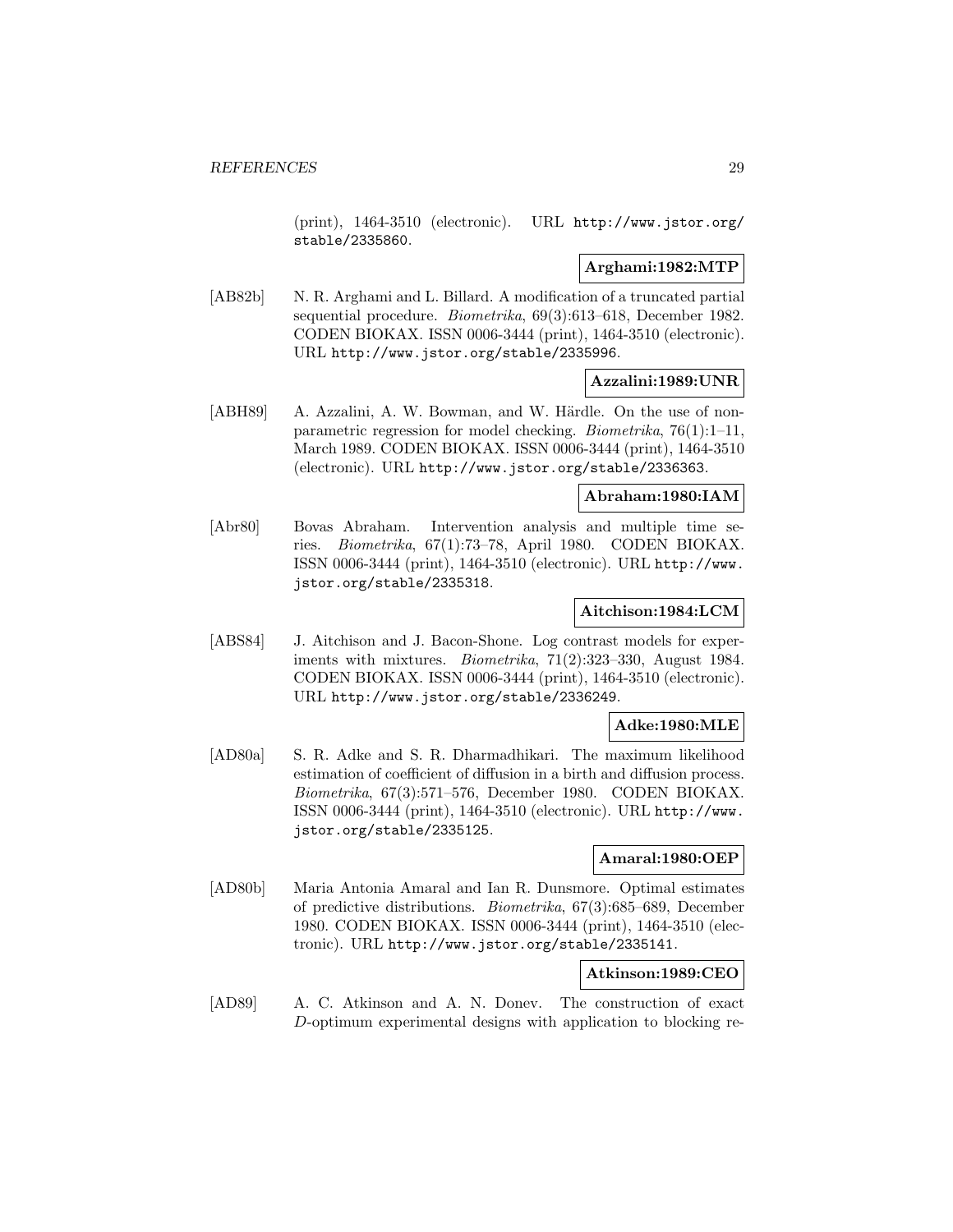(print), 1464-3510 (electronic). URL http://www.jstor.org/stable/2335860.

**Arghami:1982:MTP**

[AB82b] N. R. Arghami and L. Billard. A modification of a truncated partial sequential procedure. *Biometrika*, 69(3):613–618, December 1982. CODEN BIOKAX. ISSN 0006-3444 (print), 1464-3510 (electronic). URL http://www.jstor.org/stable/2335996.

**Azzalini:1989:UNR**

[ABH89] A. Azzalini, A. W. Bowman, and W. Härdle. On the use of nonparametric regression for model checking. *Biometrika*, 76(1):1–11, March 1989. CODEN BIOKAX. ISSN 0006-3444 (print), 1464-3510 (electronic). URL http://www.jstor.org/stable/2336363.

**Abraham:1980:IAM**

[Abr80] Bovas Abraham. Intervention analysis and multiple time series. *Biometrika*, 67(1):73–78, April 1980. CODEN BIOKAX. ISSN 0006-3444 (print), 1464-3510 (electronic). URL http://www.jstor.org/stable/2335318.

**Aitchison:1984:LCM**

[ABS84] J. Aitchison and J. Bacon-Shone. Log contrast models for experiments with mixtures. *Biometrika*, 71(2):323–330, August 1984. CODEN BIOKAX. ISSN 0006-3444 (print), 1464-3510 (electronic). URL http://www.jstor.org/stable/2336249.

**Adke:1980:MLE**

[AD80a] S. R. Adke and S. R. Dharmadhikari. The maximum likelihood estimation of coefficient of diffusion in a birth and diffusion process. *Biometrika*, 67(3):571–576, December 1980. CODEN BIOKAX. ISSN 0006-3444 (print), 1464-3510 (electronic). URL http://www.jstor.org/stable/2335125.

**Amaral:1980:OEP**

[AD80b] Maria Antonia Amaral and Ian R. Dunsmore. Optimal estimates of predictive distributions. *Biometrika*, 67(3):685–689, December 1980. CODEN BIOKAX. ISSN 0006-3444 (print), 1464-3510 (electronic). URL http://www.jstor.org/stable/2335141.

**Atkinson:1989:CEO**

[AD89] A. C. Atkinson and A. N. Donev. The construction of exact $D$-optimum experimental designs with application to blocking re-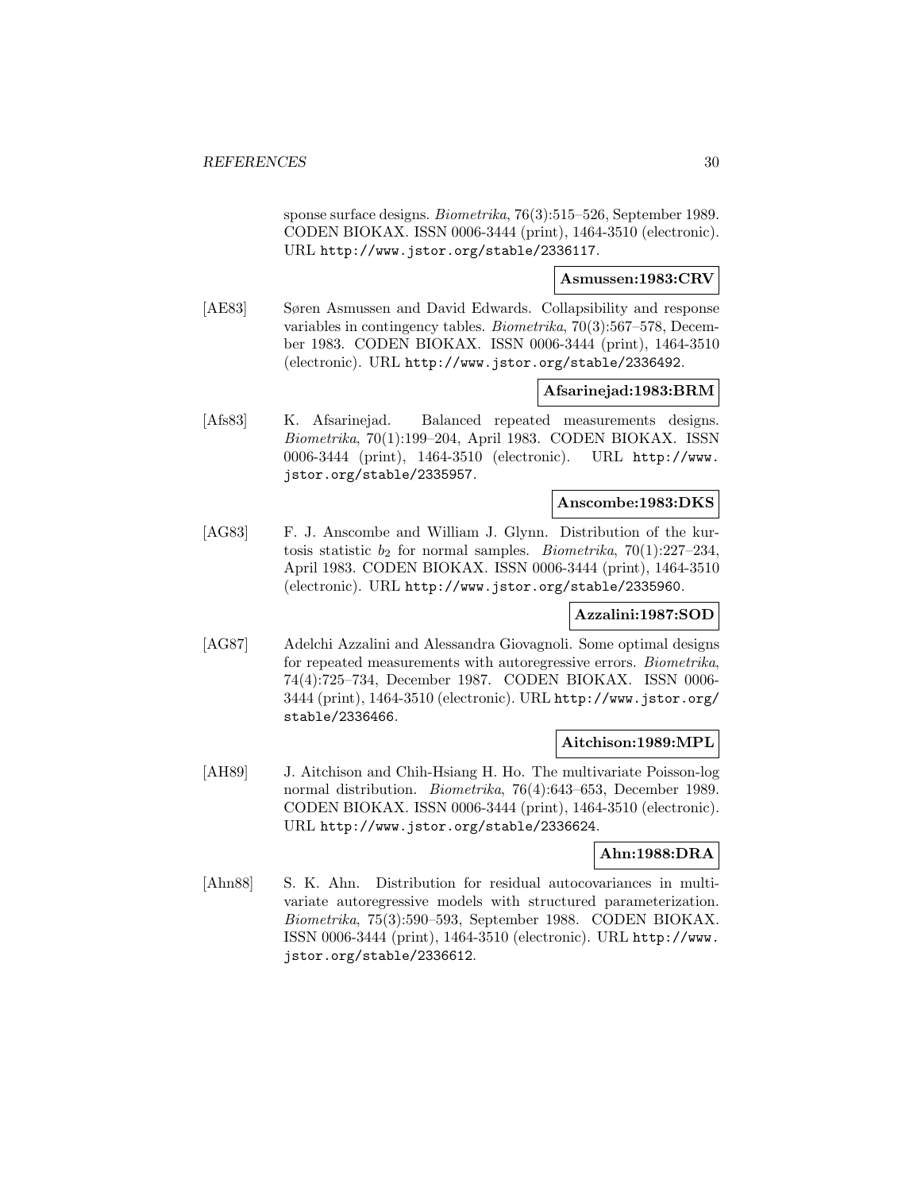sponse surface designs. *Biometrika*, 76(3):515–526, September 1989. CODEN BIOKAX. ISSN 0006-3444 (print), 1464-3510 (electronic). URL http://www.jstor.org/stable/2336117.

**Asmussen:1983:CRV**

[AE83] Søren Asmussen and David Edwards. Collapsibility and response variables in contingency tables. *Biometrika*, 70(3):567–578, December 1983. CODEN BIOKAX. ISSN 0006-3444 (print), 1464-3510 (electronic). URL http://www.jstor.org/stable/2336492.

**Afsarinejad:1983:BRM**

[Afs83] K. Afsarinejad. Balanced repeated measurements designs. *Biometrika*, 70(1):199–204, April 1983. CODEN BIOKAX. ISSN 0006-3444 (print), 1464-3510 (electronic). URL http://www.jstor.org/stable/2335957.

**Anscombe:1983:DKS**

[AG83] F. J. Anscombe and William J. Glynn. Distribution of the kurtosis statistic $b_2$ for normal samples. *Biometrika*, 70(1):227–234, April 1983. CODEN BIOKAX. ISSN 0006-3444 (print), 1464-3510 (electronic). URL http://www.jstor.org/stable/2335960.

**Azzalini:1987:SOD**

[AG87] Adelchi Azzalini and Alessandra Giovagnoli. Some optimal designs for repeated measurements with autoregressive errors. *Biometrika*, 74(4):725–734, December 1987. CODEN BIOKAX. ISSN 0006-3444 (print), 1464-3510 (electronic). URL http://www.jstor.org/stable/2336466.

**Aitchison:1989:MPL**

[AH89] J. Aitchison and Chih-Hsiang H. Ho. The multivariate Poisson-log normal distribution. *Biometrika*, 76(4):643–653, December 1989. CODEN BIOKAX. ISSN 0006-3444 (print), 1464-3510 (electronic). URL http://www.jstor.org/stable/2336624.

**Ahn:1988:DRA**

[Ahn88] S. K. Ahn. Distribution for residual autocovariances in multivariate autoregressive models with structured parameterization. *Biometrika*, 75(3):590–593, September 1988. CODEN BIOKAX. ISSN 0006-3444 (print), 1464-3510 (electronic). URL http://www.jstor.org/stable/2336612.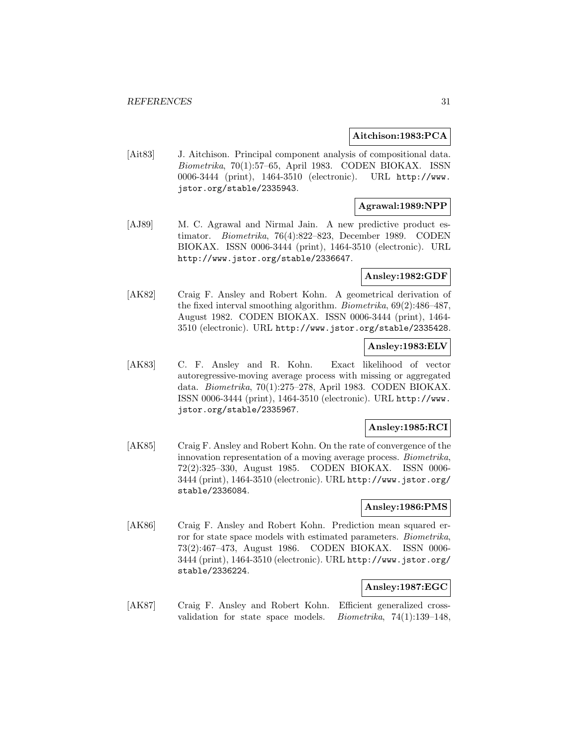**Aitchison:1983:PCA**

[Ait83] J. Aitchison. Principal component analysis of compositional data. *Biometrika*, 70(1):57–65, April 1983. CODEN BIOKAX. ISSN 0006-3444 (print), 1464-3510 (electronic). URL http://www.jstor.org/stable/2335943.

**Agrawal:1989:NPP**

[AJ89] M. C. Agrawal and Nirmal Jain. A new predictive product estimator. *Biometrika*, 76(4):822–823, December 1989. CODEN BIOKAX. ISSN 0006-3444 (print), 1464-3510 (electronic). URL http://www.jstor.org/stable/2336647.

**Ansley:1982:GDF**

[AK82] Craig F. Ansley and Robert Kohn. A geometrical derivation of the fixed interval smoothing algorithm. *Biometrika*, 69(2):486–487, August 1982. CODEN BIOKAX. ISSN 0006-3444 (print), 1464-3510 (electronic). URL http://www.jstor.org/stable/2335428.

**Ansley:1983:ELV**

[AK83] C. F. Ansley and R. Kohn. Exact likelihood of vector autoregressive-moving average process with missing or aggregated data. *Biometrika*, 70(1):275–278, April 1983. CODEN BIOKAX. ISSN 0006-3444 (print), 1464-3510 (electronic). URL http://www.jstor.org/stable/2335967.

**Ansley:1985:RCI**

[AK85] Craig F. Ansley and Robert Kohn. On the rate of convergence of the innovation representation of a moving average process. *Biometrika*, 72(2):325–330, August 1985. CODEN BIOKAX. ISSN 0006-3444 (print), 1464-3510 (electronic). URL http://www.jstor.org/stable/2336084.

**Ansley:1986:PMS**

[AK86] Craig F. Ansley and Robert Kohn. Prediction mean squared error for state space models with estimated parameters. *Biometrika*, 73(2):467–473, August 1986. CODEN BIOKAX. ISSN 0006-3444 (print), 1464-3510 (electronic). URL http://www.jstor.org/stable/2336224.

**Ansley:1987:EGC**

[AK87] Craig F. Ansley and Robert Kohn. Efficient generalized cross-validation for state space models. *Biometrika*, 74(1):139–148,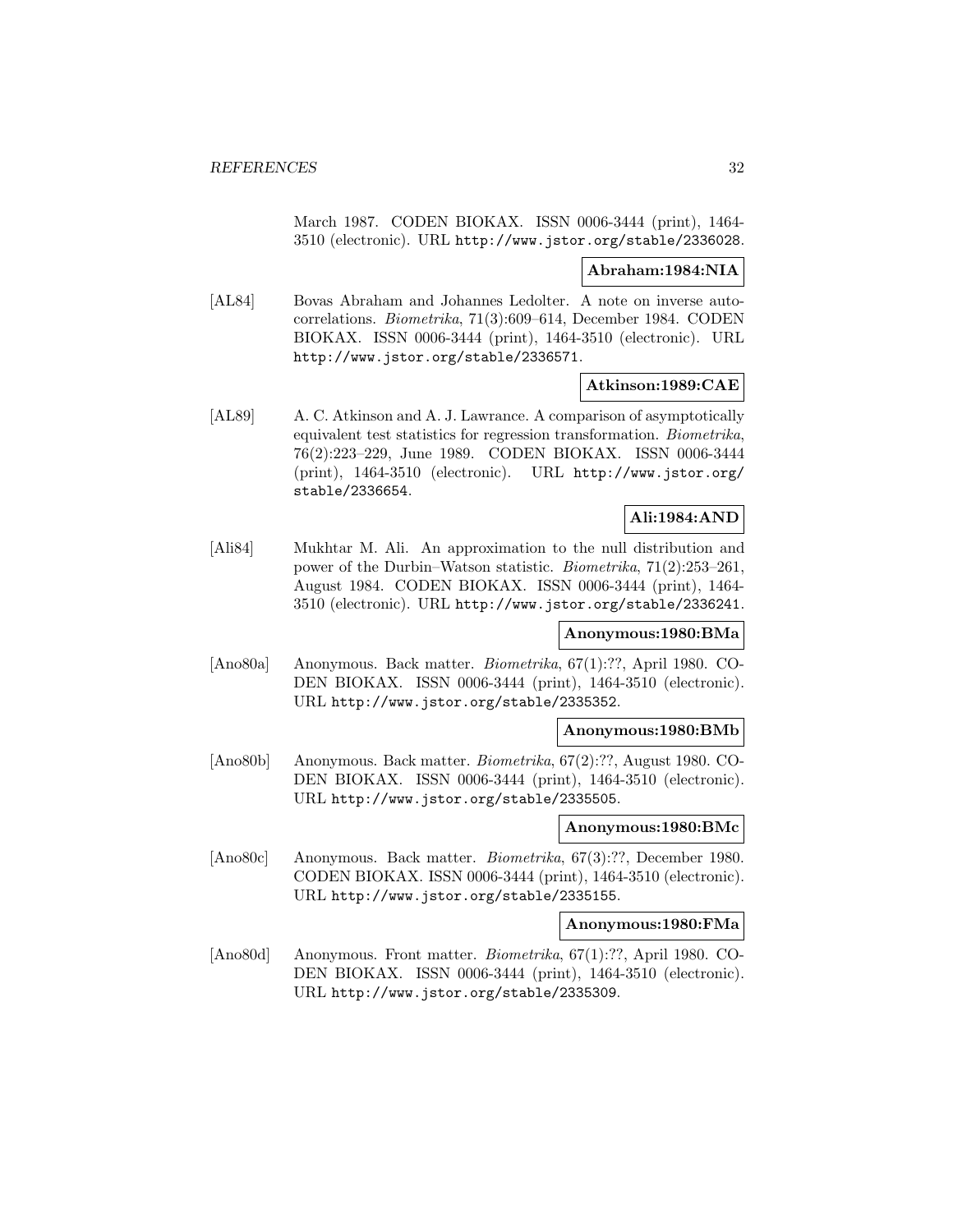March 1987. CODEN BIOKAX. ISSN 0006-3444 (print), 1464-3510 (electronic). URL http://www.jstor.org/stable/2336028.

**Abraham:1984:NIA**

[AL84] Bovas Abraham and Johannes Ledolter. A note on inverse autocorrelations. *Biometrika*, 71(3):609–614, December 1984. CODEN BIOKAX. ISSN 0006-3444 (print), 1464-3510 (electronic). URL http://www.jstor.org/stable/2336571.

**Atkinson:1989:CAE**

[AL89] A. C. Atkinson and A. J. Lawrance. A comparison of asymptotically equivalent test statistics for regression transformation. *Biometrika*, 76(2):223–229, June 1989. CODEN BIOKAX. ISSN 0006-3444 (print), 1464-3510 (electronic). URL http://www.jstor.org/stable/2336654.

**Ali:1984:AND**

[Ali84] Mukhtar M. Ali. An approximation to the null distribution and power of the Durbin–Watson statistic. *Biometrika*, 71(2):253–261, August 1984. CODEN BIOKAX. ISSN 0006-3444 (print), 1464-3510 (electronic). URL http://www.jstor.org/stable/2336241.

**Anonymous:1980:BMa**

[Ano80a] Anonymous. Back matter. *Biometrika*, 67(1):??, April 1980. CODEN BIOKAX. ISSN 0006-3444 (print), 1464-3510 (electronic). URL http://www.jstor.org/stable/2335352.

**Anonymous:1980:BMb**

[Ano80b] Anonymous. Back matter. *Biometrika*, 67(2):??, August 1980. CODEN BIOKAX. ISSN 0006-3444 (print), 1464-3510 (electronic). URL http://www.jstor.org/stable/2335505.

**Anonymous:1980:BMc**

[Ano80c] Anonymous. Back matter. *Biometrika*, 67(3):??, December 1980. CODEN BIOKAX. ISSN 0006-3444 (print), 1464-3510 (electronic). URL http://www.jstor.org/stable/2335155.

**Anonymous:1980:FMa**

[Ano80d] Anonymous. Front matter. *Biometrika*, 67(1):??, April 1980. CODEN BIOKAX. ISSN 0006-3444 (print), 1464-3510 (electronic). URL http://www.jstor.org/stable/2335309.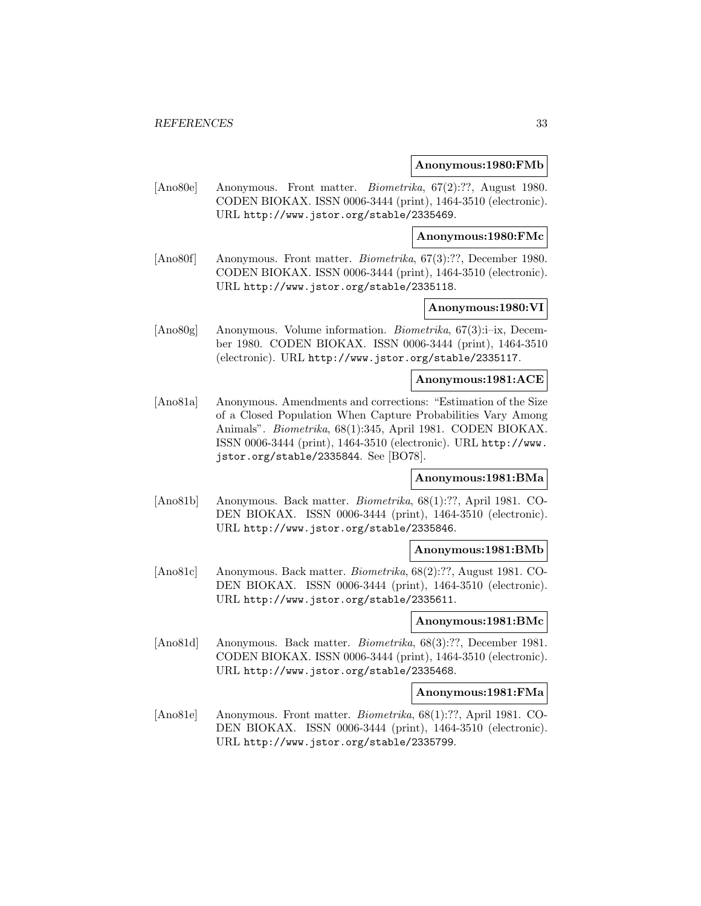**Anonymous:1980:FMb**

[Ano80e] Anonymous. Front matter. *Biometrika*, 67(2):??, August 1980. CODEN BIOKAX. ISSN 0006-3444 (print), 1464-3510 (electronic). URL http://www.jstor.org/stable/2335469.

**Anonymous:1980:FMc**

[Ano80f] Anonymous. Front matter. *Biometrika*, 67(3):??, December 1980. CODEN BIOKAX. ISSN 0006-3444 (print), 1464-3510 (electronic). URL http://www.jstor.org/stable/2335118.

**Anonymous:1980:VI**

[Ano80g] Anonymous. Volume information. *Biometrika*, 67(3):i–ix, December 1980. CODEN BIOKAX. ISSN 0006-3444 (print), 1464-3510 (electronic). URL http://www.jstor.org/stable/2335117.

**Anonymous:1981:ACE**

[Ano81a] Anonymous. Amendments and corrections: "Estimation of the Size of a Closed Population When Capture Probabilities Vary Among Animals". *Biometrika*, 68(1):345, April 1981. CODEN BIOKAX. ISSN 0006-3444 (print), 1464-3510 (electronic). URL http://www.jstor.org/stable/2335844. See [BO78].

**Anonymous:1981:BMa**

[Ano81b] Anonymous. Back matter. *Biometrika*, 68(1):??, April 1981. CODEN BIOKAX. ISSN 0006-3444 (print), 1464-3510 (electronic). URL http://www.jstor.org/stable/2335846.

**Anonymous:1981:BMb**

[Ano81c] Anonymous. Back matter. *Biometrika*, 68(2):??, August 1981. CODEN BIOKAX. ISSN 0006-3444 (print), 1464-3510 (electronic). URL http://www.jstor.org/stable/2335611.

**Anonymous:1981:BMc**

[Ano81d] Anonymous. Back matter. *Biometrika*, 68(3):??, December 1981. CODEN BIOKAX. ISSN 0006-3444 (print), 1464-3510 (electronic). URL http://www.jstor.org/stable/2335468.

**Anonymous:1981:FMa**

[Ano81e] Anonymous. Front matter. *Biometrika*, 68(1):??, April 1981. CODEN BIOKAX. ISSN 0006-3444 (print), 1464-3510 (electronic). URL http://www.jstor.org/stable/2335799.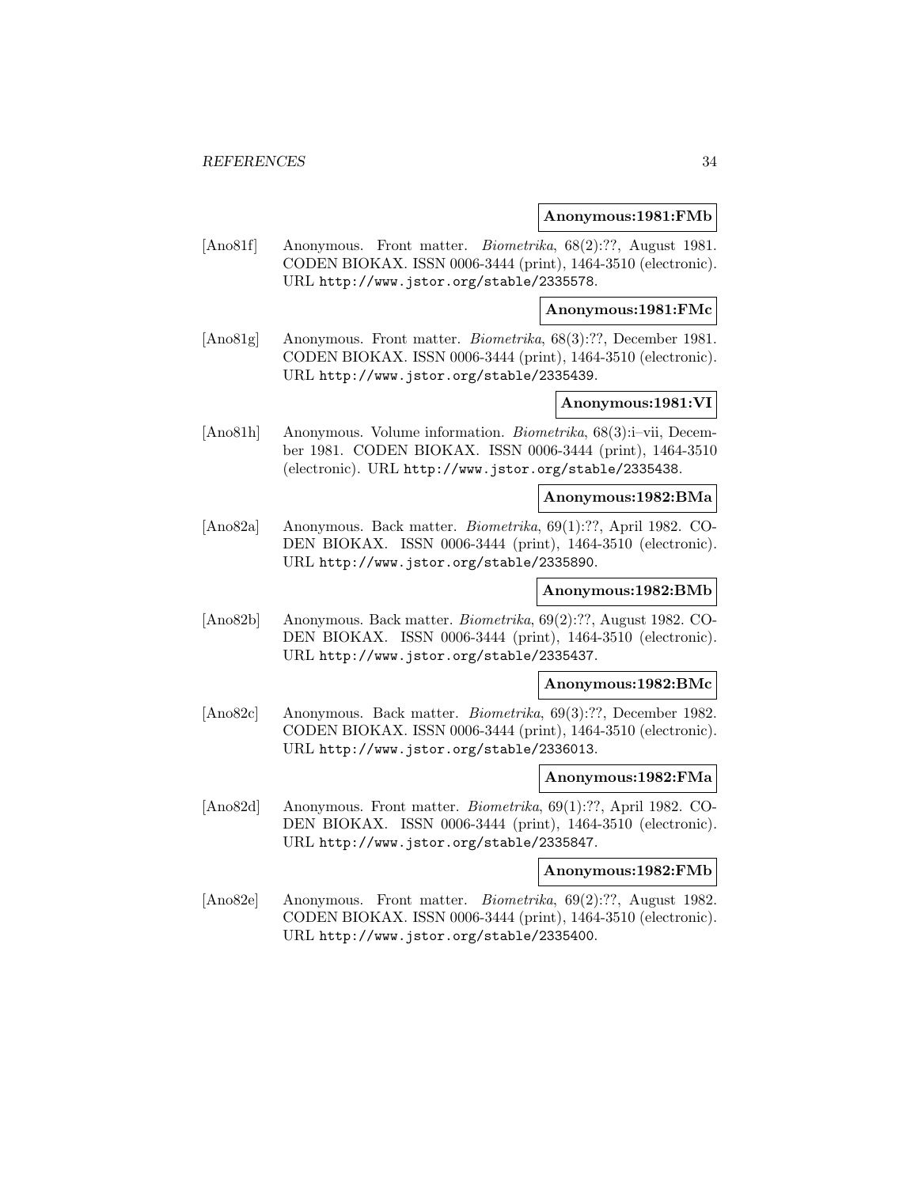**Anonymous:1981:FMb**

[Ano81f] Anonymous. Front matter. *Biometrika*, 68(2):??, August 1981. CODEN BIOKAX. ISSN 0006-3444 (print), 1464-3510 (electronic). URL http://www.jstor.org/stable/2335578.

**Anonymous:1981:FMc**

[Ano81g] Anonymous. Front matter. *Biometrika*, 68(3):??, December 1981. CODEN BIOKAX. ISSN 0006-3444 (print), 1464-3510 (electronic). URL http://www.jstor.org/stable/2335439.

**Anonymous:1981:VI**

[Ano81h] Anonymous. Volume information. *Biometrika*, 68(3):i–vii, December 1981. CODEN BIOKAX. ISSN 0006-3444 (print), 1464-3510 (electronic). URL http://www.jstor.org/stable/2335438.

**Anonymous:1982:BMa**

[Ano82a] Anonymous. Back matter. *Biometrika*, 69(1):??, April 1982. CODEN BIOKAX. ISSN 0006-3444 (print), 1464-3510 (electronic). URL http://www.jstor.org/stable/2335890.

**Anonymous:1982:BMb**

[Ano82b] Anonymous. Back matter. *Biometrika*, 69(2):??, August 1982. CODEN BIOKAX. ISSN 0006-3444 (print), 1464-3510 (electronic). URL http://www.jstor.org/stable/2335437.

**Anonymous:1982:BMc**

[Ano82c] Anonymous. Back matter. *Biometrika*, 69(3):??, December 1982. CODEN BIOKAX. ISSN 0006-3444 (print), 1464-3510 (electronic). URL http://www.jstor.org/stable/2336013.

**Anonymous:1982:FMa**

[Ano82d] Anonymous. Front matter. *Biometrika*, 69(1):??, April 1982. CODEN BIOKAX. ISSN 0006-3444 (print), 1464-3510 (electronic). URL http://www.jstor.org/stable/2335847.

**Anonymous:1982:FMb**

[Ano82e] Anonymous. Front matter. *Biometrika*, 69(2):??, August 1982. CODEN BIOKAX. ISSN 0006-3444 (print), 1464-3510 (electronic). URL http://www.jstor.org/stable/2335400.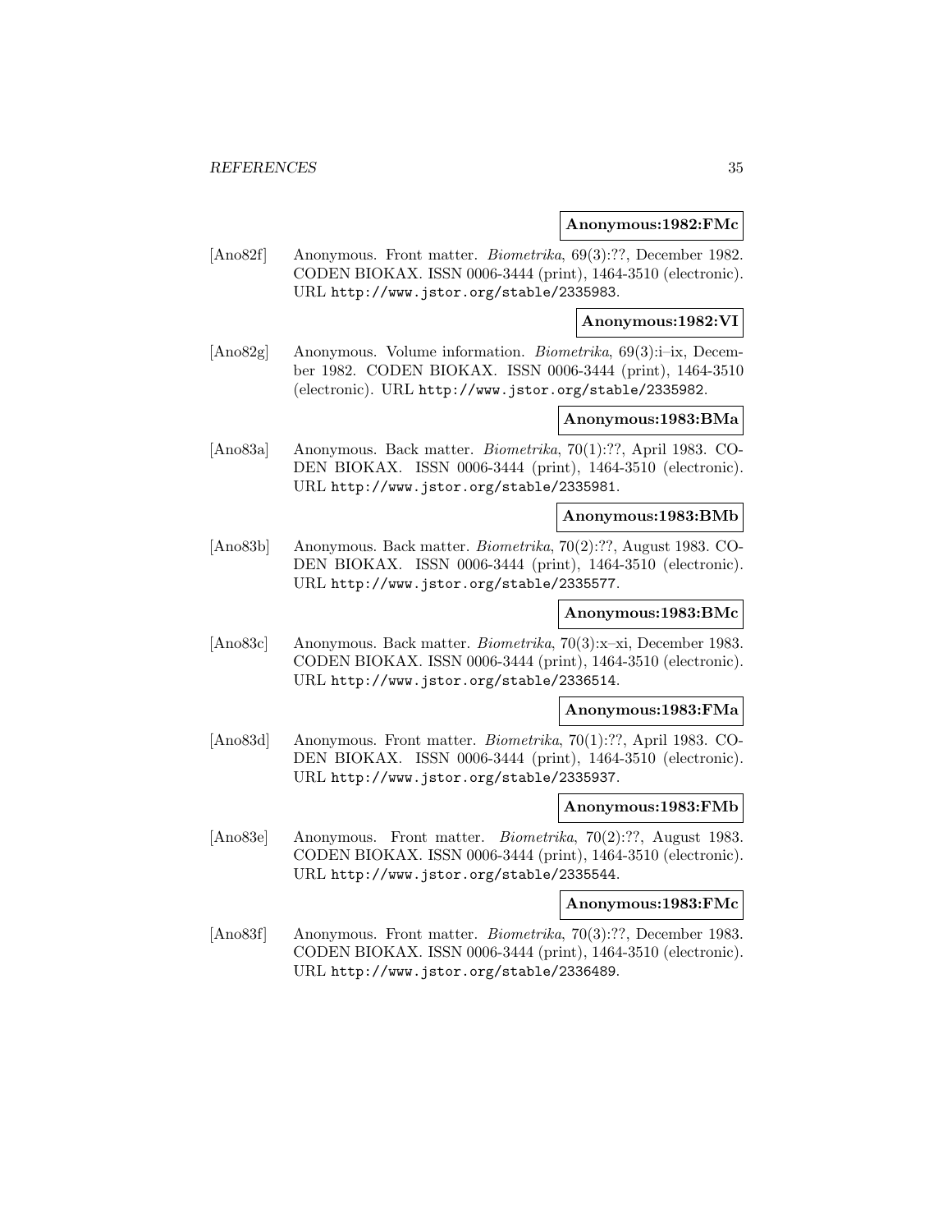**Anonymous:1982:FMc**

[Ano82f] Anonymous. Front matter. *Biometrika*, 69(3):??, December 1982. CODEN BIOKAX. ISSN 0006-3444 (print), 1464-3510 (electronic). URL http://www.jstor.org/stable/2335983.

**Anonymous:1982:VI**

[Ano82g] Anonymous. Volume information. *Biometrika*, 69(3):i–ix, December 1982. CODEN BIOKAX. ISSN 0006-3444 (print), 1464-3510 (electronic). URL http://www.jstor.org/stable/2335982.

**Anonymous:1983:BMa**

[Ano83a] Anonymous. Back matter. *Biometrika*, 70(1):??, April 1983. CODEN BIOKAX. ISSN 0006-3444 (print), 1464-3510 (electronic). URL http://www.jstor.org/stable/2335981.

**Anonymous:1983:BMb**

[Ano83b] Anonymous. Back matter. *Biometrika*, 70(2):??, August 1983. CODEN BIOKAX. ISSN 0006-3444 (print), 1464-3510 (electronic). URL http://www.jstor.org/stable/2335577.

**Anonymous:1983:BMc**

[Ano83c] Anonymous. Back matter. *Biometrika*, 70(3):x–xi, December 1983. CODEN BIOKAX. ISSN 0006-3444 (print), 1464-3510 (electronic). URL http://www.jstor.org/stable/2336514.

**Anonymous:1983:FMa**

[Ano83d] Anonymous. Front matter. *Biometrika*, 70(1):??, April 1983. CODEN BIOKAX. ISSN 0006-3444 (print), 1464-3510 (electronic). URL http://www.jstor.org/stable/2335937.

**Anonymous:1983:FMb**

[Ano83e] Anonymous. Front matter. *Biometrika*, 70(2):??, August 1983. CODEN BIOKAX. ISSN 0006-3444 (print), 1464-3510 (electronic). URL http://www.jstor.org/stable/2335544.

**Anonymous:1983:FMc**

[Ano83f] Anonymous. Front matter. *Biometrika*, 70(3):??, December 1983. CODEN BIOKAX. ISSN 0006-3444 (print), 1464-3510 (electronic). URL http://www.jstor.org/stable/2336489.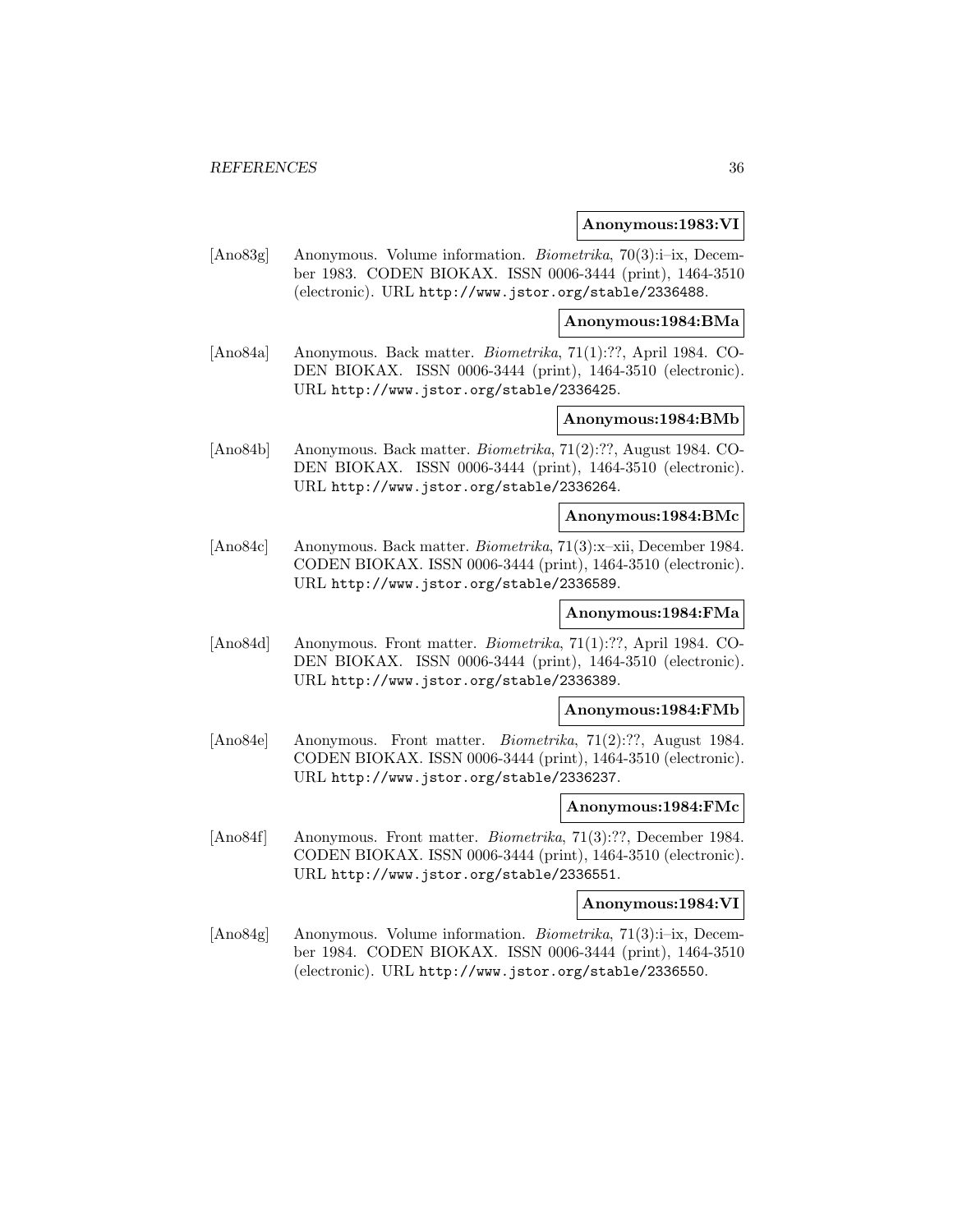**Anonymous:1983:VI**

[Ano83g] Anonymous. Volume information. *Biometrika*, 70(3):i–ix, December 1983. CODEN BIOKAX. ISSN 0006-3444 (print), 1464-3510 (electronic). URL http://www.jstor.org/stable/2336488.

**Anonymous:1984:BMa**

[Ano84a] Anonymous. Back matter. *Biometrika*, 71(1):??, April 1984. CODEN BIOKAX. ISSN 0006-3444 (print), 1464-3510 (electronic). URL http://www.jstor.org/stable/2336425.

**Anonymous:1984:BMb**

[Ano84b] Anonymous. Back matter. *Biometrika*, 71(2):??, August 1984. CODEN BIOKAX. ISSN 0006-3444 (print), 1464-3510 (electronic). URL http://www.jstor.org/stable/2336264.

**Anonymous:1984:BMc**

[Ano84c] Anonymous. Back matter. *Biometrika*, 71(3):x–xii, December 1984. CODEN BIOKAX. ISSN 0006-3444 (print), 1464-3510 (electronic). URL http://www.jstor.org/stable/2336589.

**Anonymous:1984:FMa**

[Ano84d] Anonymous. Front matter. *Biometrika*, 71(1):??, April 1984. CODEN BIOKAX. ISSN 0006-3444 (print), 1464-3510 (electronic). URL http://www.jstor.org/stable/2336389.

**Anonymous:1984:FMb**

[Ano84e] Anonymous. Front matter. *Biometrika*, 71(2):??, August 1984. CODEN BIOKAX. ISSN 0006-3444 (print), 1464-3510 (electronic). URL http://www.jstor.org/stable/2336237.

**Anonymous:1984:FMc**

[Ano84f] Anonymous. Front matter. *Biometrika*, 71(3):??, December 1984. CODEN BIOKAX. ISSN 0006-3444 (print), 1464-3510 (electronic). URL http://www.jstor.org/stable/2336551.

**Anonymous:1984:VI**

[Ano84g] Anonymous. Volume information. *Biometrika*, 71(3):i–ix, December 1984. CODEN BIOKAX. ISSN 0006-3444 (print), 1464-3510 (electronic). URL http://www.jstor.org/stable/2336550.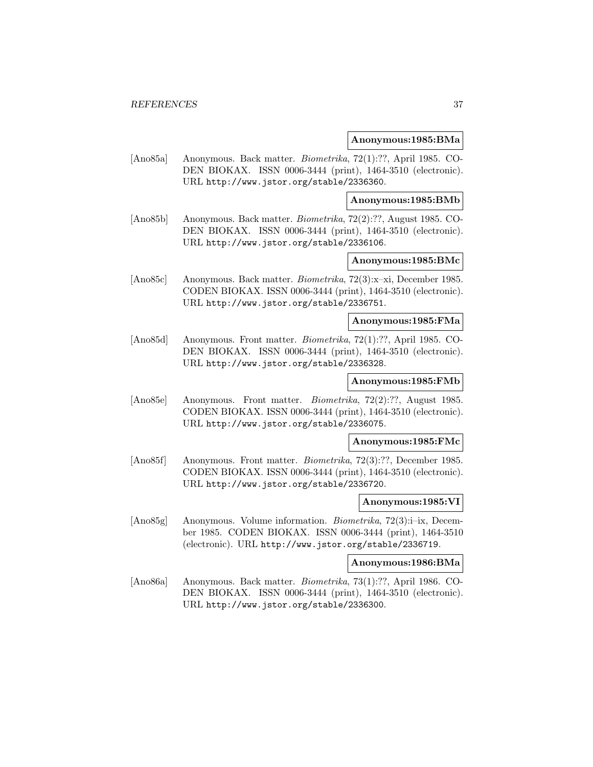**Anonymous:1985:BMa**

[Ano85a] Anonymous. Back matter. *Biometrika*, 72(1):??, April 1985. CODEN BIOKAX. ISSN 0006-3444 (print), 1464-3510 (electronic). URL http://www.jstor.org/stable/2336360.

**Anonymous:1985:BMb**

[Ano85b] Anonymous. Back matter. *Biometrika*, 72(2):??, August 1985. CODEN BIOKAX. ISSN 0006-3444 (print), 1464-3510 (electronic). URL http://www.jstor.org/stable/2336106.

**Anonymous:1985:BMc**

[Ano85c] Anonymous. Back matter. *Biometrika*, 72(3):x–xi, December 1985. CODEN BIOKAX. ISSN 0006-3444 (print), 1464-3510 (electronic). URL http://www.jstor.org/stable/2336751.

**Anonymous:1985:FMa**

[Ano85d] Anonymous. Front matter. *Biometrika*, 72(1):??, April 1985. CODEN BIOKAX. ISSN 0006-3444 (print), 1464-3510 (electronic). URL http://www.jstor.org/stable/2336328.

**Anonymous:1985:FMb**

[Ano85e] Anonymous. Front matter. *Biometrika*, 72(2):??, August 1985. CODEN BIOKAX. ISSN 0006-3444 (print), 1464-3510 (electronic). URL http://www.jstor.org/stable/2336075.

**Anonymous:1985:FMc**

[Ano85f] Anonymous. Front matter. *Biometrika*, 72(3):??, December 1985. CODEN BIOKAX. ISSN 0006-3444 (print), 1464-3510 (electronic). URL http://www.jstor.org/stable/2336720.

**Anonymous:1985:VI**

[Ano85g] Anonymous. Volume information. *Biometrika*, 72(3):i–ix, December 1985. CODEN BIOKAX. ISSN 0006-3444 (print), 1464-3510 (electronic). URL http://www.jstor.org/stable/2336719.

**Anonymous:1986:BMa**

[Ano86a] Anonymous. Back matter. *Biometrika*, 73(1):??, April 1986. CODEN BIOKAX. ISSN 0006-3444 (print), 1464-3510 (electronic). URL http://www.jstor.org/stable/2336300.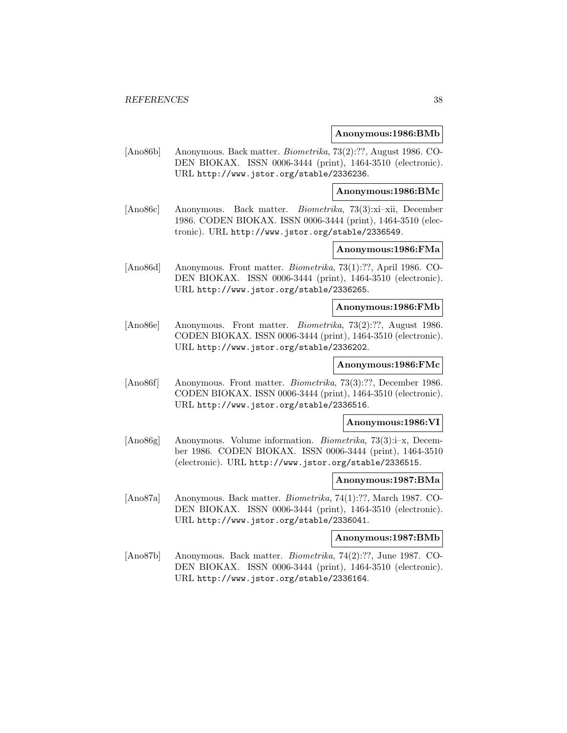**Anonymous:1986:BMb**

[Ano86b] Anonymous. Back matter. *Biometrika*, 73(2):??, August 1986. CODEN BIOKAX. ISSN 0006-3444 (print), 1464-3510 (electronic). URL http://www.jstor.org/stable/2336236.

**Anonymous:1986:BMc**

[Ano86c] Anonymous. Back matter. *Biometrika*, 73(3):xi–xii, December 1986. CODEN BIOKAX. ISSN 0006-3444 (print), 1464-3510 (electronic). URL http://www.jstor.org/stable/2336549.

**Anonymous:1986:FMa**

[Ano86d] Anonymous. Front matter. *Biometrika*, 73(1):??, April 1986. CODEN BIOKAX. ISSN 0006-3444 (print), 1464-3510 (electronic). URL http://www.jstor.org/stable/2336265.

**Anonymous:1986:FMb**

[Ano86e] Anonymous. Front matter. *Biometrika*, 73(2):??, August 1986. CODEN BIOKAX. ISSN 0006-3444 (print), 1464-3510 (electronic). URL http://www.jstor.org/stable/2336202.

**Anonymous:1986:FMc**

[Ano86f] Anonymous. Front matter. *Biometrika*, 73(3):??, December 1986. CODEN BIOKAX. ISSN 0006-3444 (print), 1464-3510 (electronic). URL http://www.jstor.org/stable/2336516.

**Anonymous:1986:VI**

[Ano86g] Anonymous. Volume information. *Biometrika*, 73(3):i–x, December 1986. CODEN BIOKAX. ISSN 0006-3444 (print), 1464-3510 (electronic). URL http://www.jstor.org/stable/2336515.

**Anonymous:1987:BMa**

[Ano87a] Anonymous. Back matter. *Biometrika*, 74(1):??, March 1987. CODEN BIOKAX. ISSN 0006-3444 (print), 1464-3510 (electronic). URL http://www.jstor.org/stable/2336041.

**Anonymous:1987:BMb**

[Ano87b] Anonymous. Back matter. *Biometrika*, 74(2):??, June 1987. CODEN BIOKAX. ISSN 0006-3444 (print), 1464-3510 (electronic). URL http://www.jstor.org/stable/2336164.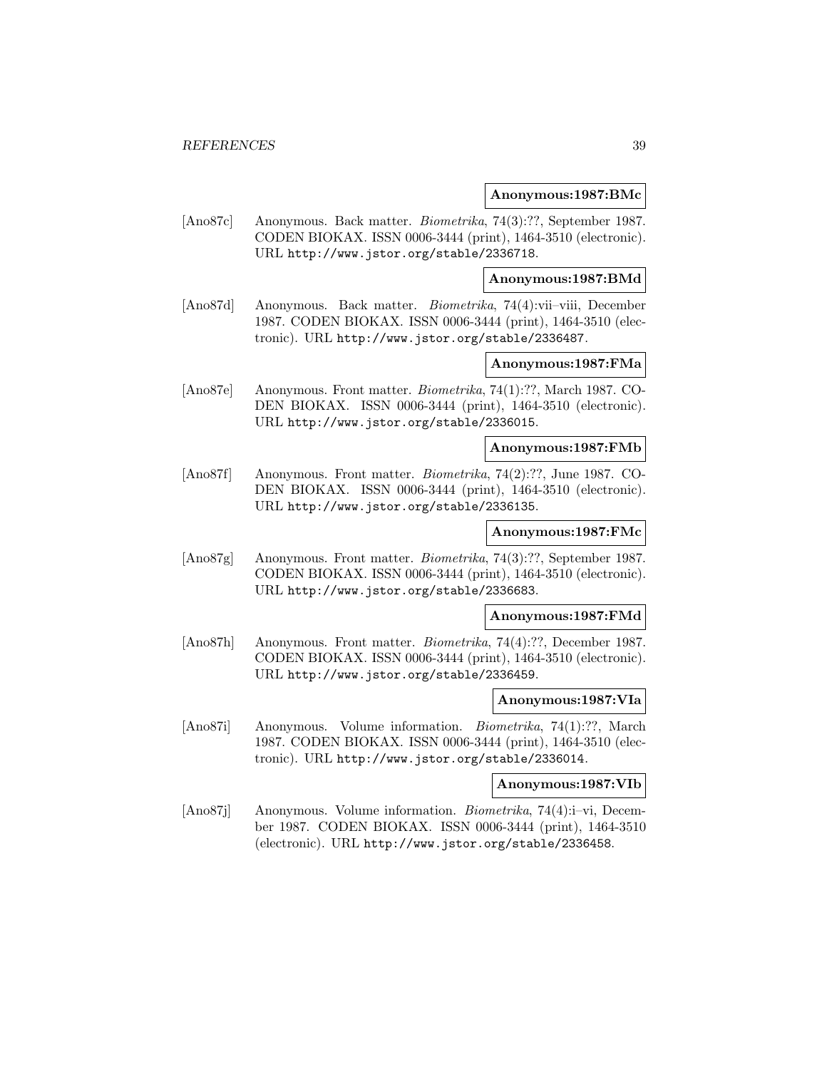**Anonymous:1987:BMc**

[Ano87c] Anonymous. Back matter. *Biometrika*, 74(3):??, September 1987. CODEN BIOKAX. ISSN 0006-3444 (print), 1464-3510 (electronic). URL http://www.jstor.org/stable/2336718.

**Anonymous:1987:BMd**

[Ano87d] Anonymous. Back matter. *Biometrika*, 74(4):vii–viii, December 1987. CODEN BIOKAX. ISSN 0006-3444 (print), 1464-3510 (electronic). URL http://www.jstor.org/stable/2336487.

**Anonymous:1987:FMa**

[Ano87e] Anonymous. Front matter. *Biometrika*, 74(1):??, March 1987. CODEN BIOKAX. ISSN 0006-3444 (print), 1464-3510 (electronic). URL http://www.jstor.org/stable/2336015.

**Anonymous:1987:FMb**

[Ano87f] Anonymous. Front matter. *Biometrika*, 74(2):??, June 1987. CODEN BIOKAX. ISSN 0006-3444 (print), 1464-3510 (electronic). URL http://www.jstor.org/stable/2336135.

**Anonymous:1987:FMc**

[Ano87g] Anonymous. Front matter. *Biometrika*, 74(3):??, September 1987. CODEN BIOKAX. ISSN 0006-3444 (print), 1464-3510 (electronic). URL http://www.jstor.org/stable/2336683.

**Anonymous:1987:FMd**

[Ano87h] Anonymous. Front matter. *Biometrika*, 74(4):??, December 1987. CODEN BIOKAX. ISSN 0006-3444 (print), 1464-3510 (electronic). URL http://www.jstor.org/stable/2336459.

**Anonymous:1987:VIa**

[Ano87i] Anonymous. Volume information. *Biometrika*, 74(1):??, March 1987. CODEN BIOKAX. ISSN 0006-3444 (print), 1464-3510 (electronic). URL http://www.jstor.org/stable/2336014.

**Anonymous:1987:VIb**

[Ano87j] Anonymous. Volume information. *Biometrika*, 74(4):i–vi, December 1987. CODEN BIOKAX. ISSN 0006-3444 (print), 1464-3510 (electronic). URL http://www.jstor.org/stable/2336458.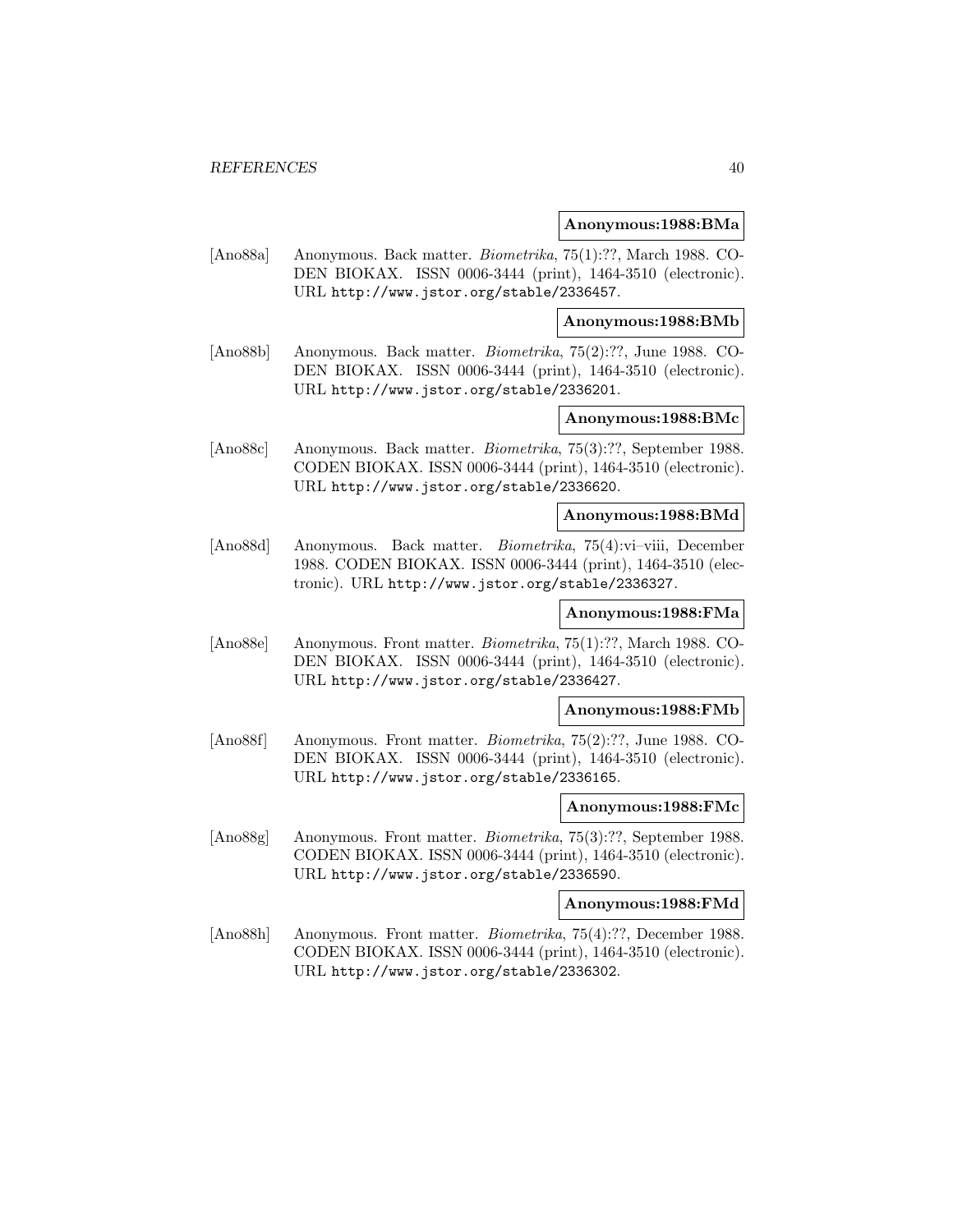**Anonymous:1988:BMa**

[Ano88a] Anonymous. Back matter. *Biometrika*, 75(1):??, March 1988. CODEN BIOKAX. ISSN 0006-3444 (print), 1464-3510 (electronic). URL http://www.jstor.org/stable/2336457.

**Anonymous:1988:BMb**

[Ano88b] Anonymous. Back matter. *Biometrika*, 75(2):??, June 1988. CODEN BIOKAX. ISSN 0006-3444 (print), 1464-3510 (electronic). URL http://www.jstor.org/stable/2336201.

**Anonymous:1988:BMc**

[Ano88c] Anonymous. Back matter. *Biometrika*, 75(3):??, September 1988. CODEN BIOKAX. ISSN 0006-3444 (print), 1464-3510 (electronic). URL http://www.jstor.org/stable/2336620.

**Anonymous:1988:BMd**

[Ano88d] Anonymous. Back matter. *Biometrika*, 75(4):vi–viii, December 1988. CODEN BIOKAX. ISSN 0006-3444 (print), 1464-3510 (electronic). URL http://www.jstor.org/stable/2336327.

**Anonymous:1988:FMa**

[Ano88e] Anonymous. Front matter. *Biometrika*, 75(1):??, March 1988. CODEN BIOKAX. ISSN 0006-3444 (print), 1464-3510 (electronic). URL http://www.jstor.org/stable/2336427.

**Anonymous:1988:FMb**

[Ano88f] Anonymous. Front matter. *Biometrika*, 75(2):??, June 1988. CODEN BIOKAX. ISSN 0006-3444 (print), 1464-3510 (electronic). URL http://www.jstor.org/stable/2336165.

**Anonymous:1988:FMc**

[Ano88g] Anonymous. Front matter. *Biometrika*, 75(3):??, September 1988. CODEN BIOKAX. ISSN 0006-3444 (print), 1464-3510 (electronic). URL http://www.jstor.org/stable/2336590.

**Anonymous:1988:FMd**

[Ano88h] Anonymous. Front matter. *Biometrika*, 75(4):??, December 1988. CODEN BIOKAX. ISSN 0006-3444 (print), 1464-3510 (electronic). URL http://www.jstor.org/stable/2336302.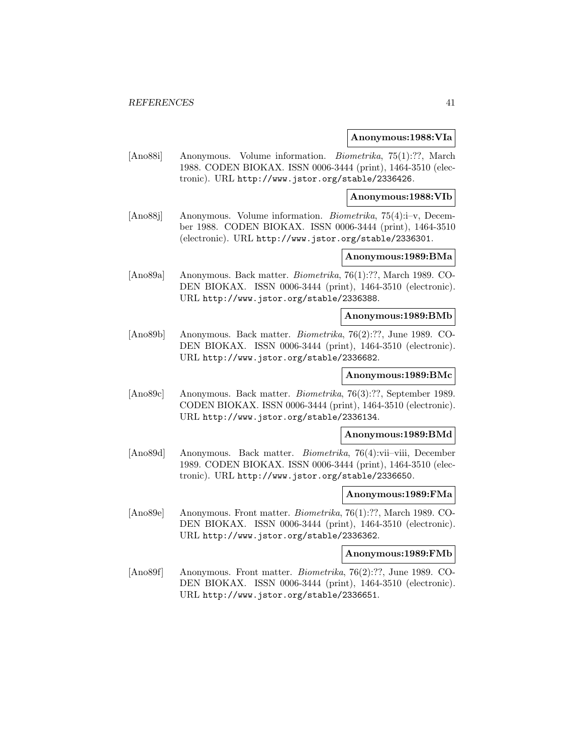**Anonymous:1988:VIa**

[Ano88i] Anonymous. Volume information. *Biometrika*, 75(1):??, March 1988. CODEN BIOKAX. ISSN 0006-3444 (print), 1464-3510 (electronic). URL http://www.jstor.org/stable/2336426.

**Anonymous:1988:VIb**

[Ano88j] Anonymous. Volume information. *Biometrika*, 75(4):i–v, December 1988. CODEN BIOKAX. ISSN 0006-3444 (print), 1464-3510 (electronic). URL http://www.jstor.org/stable/2336301.

**Anonymous:1989:BMa**

[Ano89a] Anonymous. Back matter. *Biometrika*, 76(1):??, March 1989. CODEN BIOKAX. ISSN 0006-3444 (print), 1464-3510 (electronic). URL http://www.jstor.org/stable/2336388.

**Anonymous:1989:BMb**

[Ano89b] Anonymous. Back matter. *Biometrika*, 76(2):??, June 1989. CODEN BIOKAX. ISSN 0006-3444 (print), 1464-3510 (electronic). URL http://www.jstor.org/stable/2336682.

**Anonymous:1989:BMc**

[Ano89c] Anonymous. Back matter. *Biometrika*, 76(3):??, September 1989. CODEN BIOKAX. ISSN 0006-3444 (print), 1464-3510 (electronic). URL http://www.jstor.org/stable/2336134.

**Anonymous:1989:BMd**

[Ano89d] Anonymous. Back matter. *Biometrika*, 76(4):vii–viii, December 1989. CODEN BIOKAX. ISSN 0006-3444 (print), 1464-3510 (electronic). URL http://www.jstor.org/stable/2336650.

**Anonymous:1989:FMa**

[Ano89e] Anonymous. Front matter. *Biometrika*, 76(1):??, March 1989. CODEN BIOKAX. ISSN 0006-3444 (print), 1464-3510 (electronic). URL http://www.jstor.org/stable/2336362.

**Anonymous:1989:FMb**

[Ano89f] Anonymous. Front matter. *Biometrika*, 76(2):??, June 1989. CODEN BIOKAX. ISSN 0006-3444 (print), 1464-3510 (electronic). URL http://www.jstor.org/stable/2336651.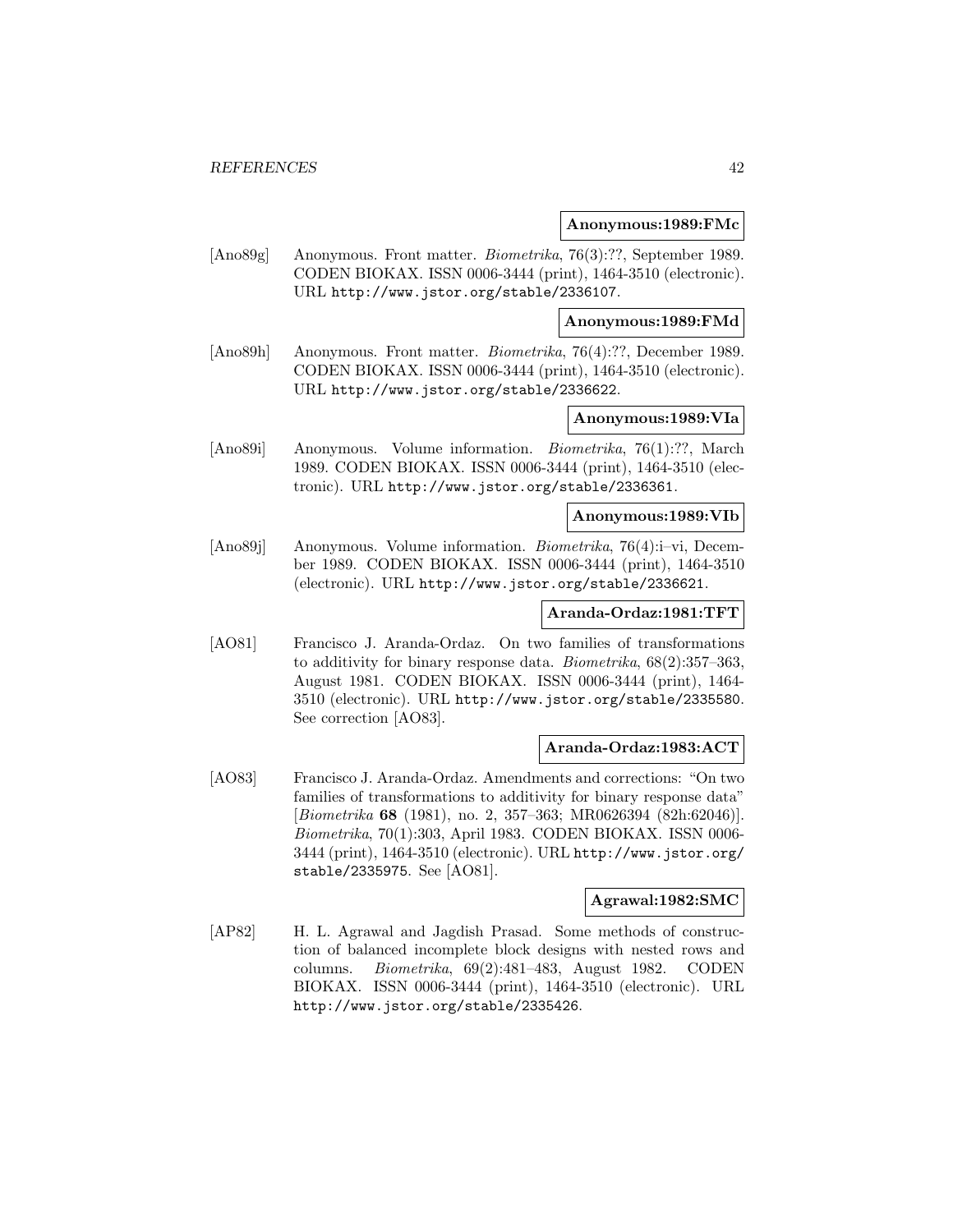**Anonymous:1989:FMc**

[Ano89g] Anonymous. Front matter. *Biometrika*, 76(3):??, September 1989. CODEN BIOKAX. ISSN 0006-3444 (print), 1464-3510 (electronic). URL http://www.jstor.org/stable/2336107.

**Anonymous:1989:FMd**

[Ano89h] Anonymous. Front matter. *Biometrika*, 76(4):??, December 1989. CODEN BIOKAX. ISSN 0006-3444 (print), 1464-3510 (electronic). URL http://www.jstor.org/stable/2336622.

**Anonymous:1989:VIa**

[Ano89i] Anonymous. Volume information. *Biometrika*, 76(1):??, March 1989. CODEN BIOKAX. ISSN 0006-3444 (print), 1464-3510 (electronic). URL http://www.jstor.org/stable/2336361.

**Anonymous:1989:VIb**

[Ano89j] Anonymous. Volume information. *Biometrika*, 76(4):i–vi, December 1989. CODEN BIOKAX. ISSN 0006-3444 (print), 1464-3510 (electronic). URL http://www.jstor.org/stable/2336621.

**Aranda-Ordaz:1981:TFT**

[AO81] Francisco J. Aranda-Ordaz. On two families of transformations to additivity for binary response data. *Biometrika*, 68(2):357–363, August 1981. CODEN BIOKAX. ISSN 0006-3444 (print), 1464-3510 (electronic). URL http://www.jstor.org/stable/2335580. See correction [AO83].

**Aranda-Ordaz:1983:ACT**

[AO83] Francisco J. Aranda-Ordaz. Amendments and corrections: "On two families of transformations to additivity for binary response data" [*Biometrika* **68** (1981), no. 2, 357–363; MR0626394 (82h:62046)]. *Biometrika*, 70(1):303, April 1983. CODEN BIOKAX. ISSN 0006-3444 (print), 1464-3510 (electronic). URL http://www.jstor.org/stable/2335975. See [AO81].

**Agrawal:1982:SMC**

[AP82] H. L. Agrawal and Jagdish Prasad. Some methods of construction of balanced incomplete block designs with nested rows and columns. *Biometrika*, 69(2):481–483, August 1982. CODEN BIOKAX. ISSN 0006-3444 (print), 1464-3510 (electronic). URL http://www.jstor.org/stable/2335426.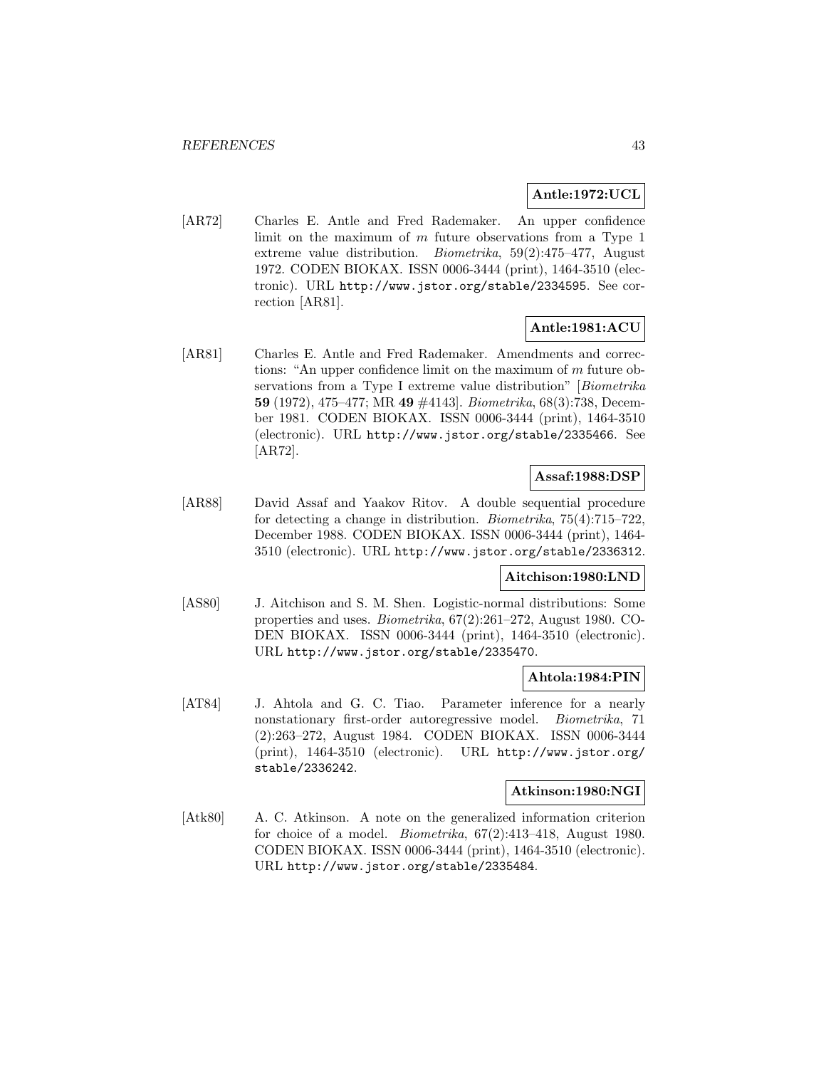**Antle:1972:UCL**

[AR72] Charles E. Antle and Fred Rademaker. An upper confidence limit on the maximum of $m$ future observations from a Type 1 extreme value distribution. *Biometrika*, 59(2):475–477, August 1972. CODEN BIOKAX. ISSN 0006-3444 (print), 1464-3510 (electronic). URL `http://www.jstor.org/stable/2334595`. See correction [AR81].

**Antle:1981:ACU**

[AR81] Charles E. Antle and Fred Rademaker. Amendments and corrections: "An upper confidence limit on the maximum of $m$ future observations from a Type I extreme value distribution" [*Biometrika* **59** (1972), 475–477; MR **49** #4143]. *Biometrika*, 68(3):738, December 1981. CODEN BIOKAX. ISSN 0006-3444 (print), 1464-3510 (electronic). URL `http://www.jstor.org/stable/2335466`. See [AR72].

**Assaf:1988:DSP**

[AR88] David Assaf and Yaakov Ritov. A double sequential procedure for detecting a change in distribution. *Biometrika*, 75(4):715–722, December 1988. CODEN BIOKAX. ISSN 0006-3444 (print), 1464-3510 (electronic). URL `http://www.jstor.org/stable/2336312`.

**Aitchison:1980:LND**

[AS80] J. Aitchison and S. M. Shen. Logistic-normal distributions: Some properties and uses. *Biometrika*, 67(2):261–272, August 1980. CODEN BIOKAX. ISSN 0006-3444 (print), 1464-3510 (electronic). URL `http://www.jstor.org/stable/2335470`.

**Ahtola:1984:PIN**

[AT84] J. Ahtola and G. C. Tiao. Parameter inference for a nearly nonstationary first-order autoregressive model. *Biometrika*, 71 (2):263–272, August 1984. CODEN BIOKAX. ISSN 0006-3444 (print), 1464-3510 (electronic). URL `http://www.jstor.org/stable/2336242`.

**Atkinson:1980:NGI**

[Atk80] A. C. Atkinson. A note on the generalized information criterion for choice of a model. *Biometrika*, 67(2):413–418, August 1980. CODEN BIOKAX. ISSN 0006-3444 (print), 1464-3510 (electronic). URL `http://www.jstor.org/stable/2335484`.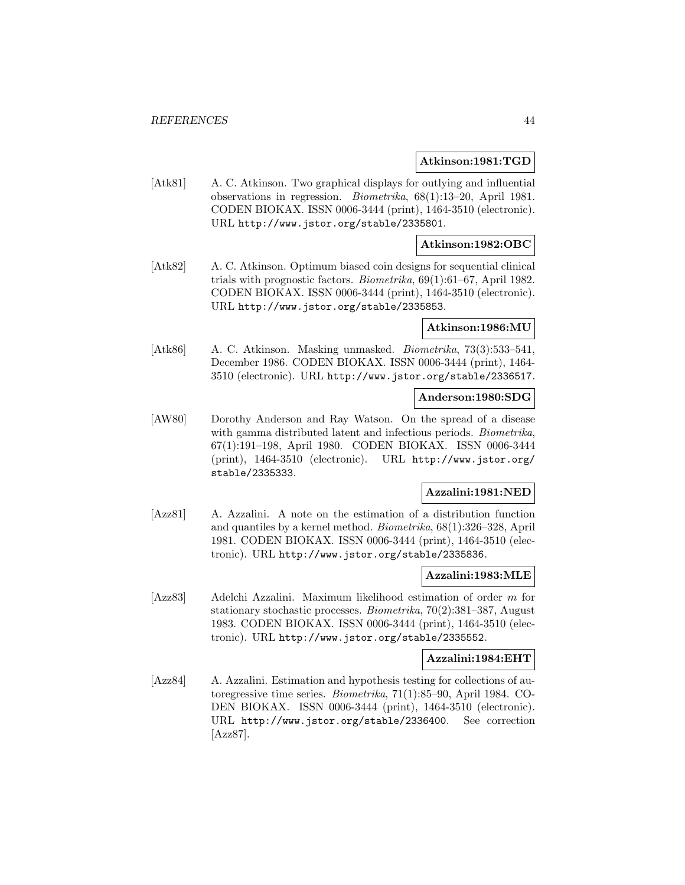**Atkinson:1981:TGD**

[Atk81] A. C. Atkinson. Two graphical displays for outlying and influential observations in regression. *Biometrika*, 68(1):13–20, April 1981. CODEN BIOKAX. ISSN 0006-3444 (print), 1464-3510 (electronic). URL http://www.jstor.org/stable/2335801.

**Atkinson:1982:OBC**

[Atk82] A. C. Atkinson. Optimum biased coin designs for sequential clinical trials with prognostic factors. *Biometrika*, 69(1):61–67, April 1982. CODEN BIOKAX. ISSN 0006-3444 (print), 1464-3510 (electronic). URL http://www.jstor.org/stable/2335853.

**Atkinson:1986:MU**

[Atk86] A. C. Atkinson. Masking unmasked. *Biometrika*, 73(3):533–541, December 1986. CODEN BIOKAX. ISSN 0006-3444 (print), 1464-3510 (electronic). URL http://www.jstor.org/stable/2336517.

**Anderson:1980:SDG**

[AW80] Dorothy Anderson and Ray Watson. On the spread of a disease with gamma distributed latent and infectious periods. *Biometrika*, 67(1):191–198, April 1980. CODEN BIOKAX. ISSN 0006-3444 (print), 1464-3510 (electronic). URL http://www.jstor.org/stable/2335333.

**Azzalini:1981:NED**

[Azz81] A. Azzalini. A note on the estimation of a distribution function and quantiles by a kernel method. *Biometrika*, 68(1):326–328, April 1981. CODEN BIOKAX. ISSN 0006-3444 (print), 1464-3510 (electronic). URL http://www.jstor.org/stable/2335836.

**Azzalini:1983:MLE**

[Azz83] Adelchi Azzalini. Maximum likelihood estimation of order $m$ for stationary stochastic processes. *Biometrika*, 70(2):381–387, August 1983. CODEN BIOKAX. ISSN 0006-3444 (print), 1464-3510 (electronic). URL http://www.jstor.org/stable/2335552.

**Azzalini:1984:EHT**

[Azz84] A. Azzalini. Estimation and hypothesis testing for collections of autoregressive time series. *Biometrika*, 71(1):85–90, April 1984. CODEN BIOKAX. ISSN 0006-3444 (print), 1464-3510 (electronic). URL http://www.jstor.org/stable/2336400. See correction [Azz87].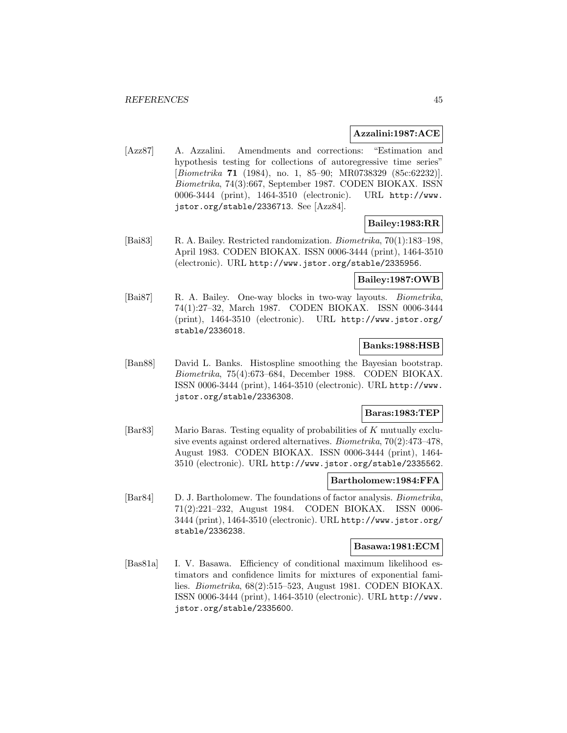**Azzalini:1987:ACE**

[Azz87] A. Azzalini. Amendments and corrections: "Estimation and hypothesis testing for collections of autoregressive time series" [*Biometrika* **71** (1984), no. 1, 85–90; MR0738329 (85c:62232)]. *Biometrika*, 74(3):667, September 1987. CODEN BIOKAX. ISSN 0006-3444 (print), 1464-3510 (electronic). URL http://www.jstor.org/stable/2336713. See [Azz84].

**Bailey:1983:RR**

[Bai83] R. A. Bailey. Restricted randomization. *Biometrika*, 70(1):183–198, April 1983. CODEN BIOKAX. ISSN 0006-3444 (print), 1464-3510 (electronic). URL http://www.jstor.org/stable/2335956.

**Bailey:1987:OWB**

[Bai87] R. A. Bailey. One-way blocks in two-way layouts. *Biometrika*, 74(1):27–32, March 1987. CODEN BIOKAX. ISSN 0006-3444 (print), 1464-3510 (electronic). URL http://www.jstor.org/stable/2336018.

**Banks:1988:HSB**

[Ban88] David L. Banks. Histospline smoothing the Bayesian bootstrap. *Biometrika*, 75(4):673–684, December 1988. CODEN BIOKAX. ISSN 0006-3444 (print), 1464-3510 (electronic). URL http://www.jstor.org/stable/2336308.

**Baras:1983:TEP**

[Bar83] Mario Baras. Testing equality of probabilities of $K$ mutually exclusive events against ordered alternatives. *Biometrika*, 70(2):473–478, August 1983. CODEN BIOKAX. ISSN 0006-3444 (print), 1464-3510 (electronic). URL http://www.jstor.org/stable/2335562.

**Bartholomew:1984:FFA**

[Bar84] D. J. Bartholomew. The foundations of factor analysis. *Biometrika*, 71(2):221–232, August 1984. CODEN BIOKAX. ISSN 0006-3444 (print), 1464-3510 (electronic). URL http://www.jstor.org/stable/2336238.

**Basawa:1981:ECM**

[Bas81a] I. V. Basawa. Efficiency of conditional maximum likelihood estimators and confidence limits for mixtures of exponential families. *Biometrika*, 68(2):515–523, August 1981. CODEN BIOKAX. ISSN 0006-3444 (print), 1464-3510 (electronic). URL http://www.jstor.org/stable/2335600.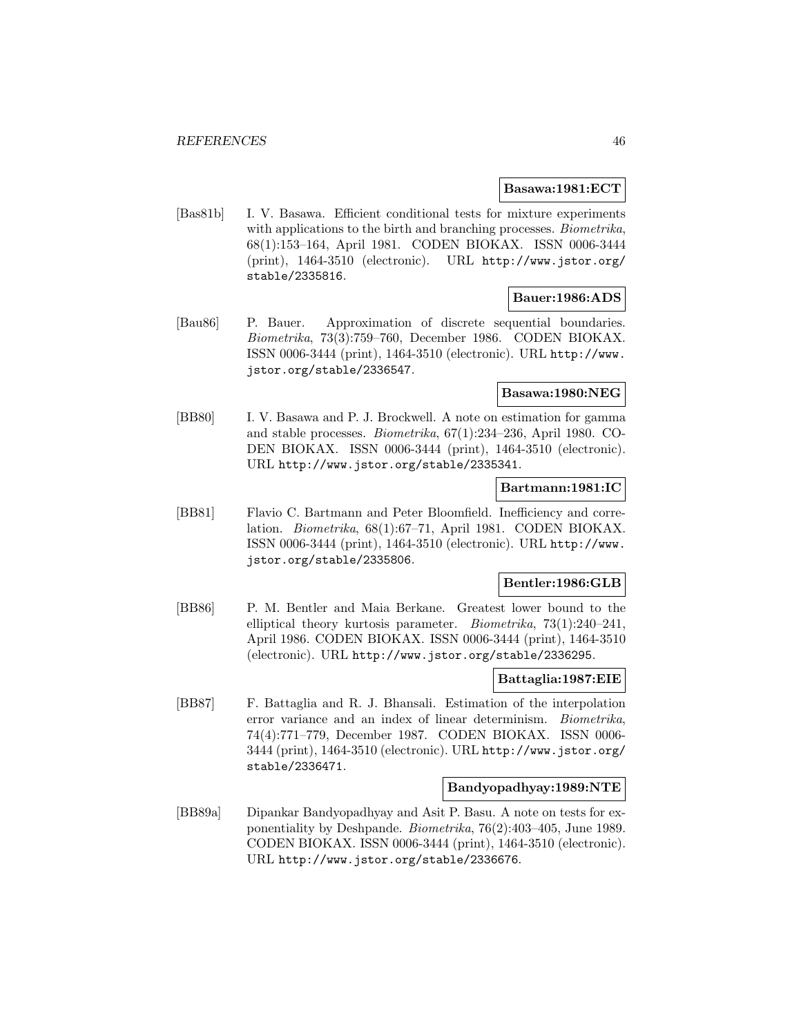**Basawa:1981:ECT**

[Bas81b] I. V. Basawa. Efficient conditional tests for mixture experiments with applications to the birth and branching processes. *Biometrika*, 68(1):153–164, April 1981. CODEN BIOKAX. ISSN 0006-3444 (print), 1464-3510 (electronic). URL http://www.jstor.org/stable/2335816.

**Bauer:1986:ADS**

[Bau86] P. Bauer. Approximation of discrete sequential boundaries. *Biometrika*, 73(3):759–760, December 1986. CODEN BIOKAX. ISSN 0006-3444 (print), 1464-3510 (electronic). URL http://www.jstor.org/stable/2336547.

**Basawa:1980:NEG**

[BB80] I. V. Basawa and P. J. Brockwell. A note on estimation for gamma and stable processes. *Biometrika*, 67(1):234–236, April 1980. CODEN BIOKAX. ISSN 0006-3444 (print), 1464-3510 (electronic). URL http://www.jstor.org/stable/2335341.

**Bartmann:1981:IC**

[BB81] Flavio C. Bartmann and Peter Bloomfield. Inefficiency and correlation. *Biometrika*, 68(1):67–71, April 1981. CODEN BIOKAX. ISSN 0006-3444 (print), 1464-3510 (electronic). URL http://www.jstor.org/stable/2335806.

**Bentler:1986:GLB**

[BB86] P. M. Bentler and Maia Berkane. Greatest lower bound to the elliptical theory kurtosis parameter. *Biometrika*, 73(1):240–241, April 1986. CODEN BIOKAX. ISSN 0006-3444 (print), 1464-3510 (electronic). URL http://www.jstor.org/stable/2336295.

**Battaglia:1987:EIE**

[BB87] F. Battaglia and R. J. Bhansali. Estimation of the interpolation error variance and an index of linear determinism. *Biometrika*, 74(4):771–779, December 1987. CODEN BIOKAX. ISSN 0006-3444 (print), 1464-3510 (electronic). URL http://www.jstor.org/stable/2336471.

**Bandyopadhyay:1989:NTE**

[BB89a] Dipankar Bandyopadhyay and Asit P. Basu. A note on tests for exponentiality by Deshpande. *Biometrika*, 76(2):403–405, June 1989. CODEN BIOKAX. ISSN 0006-3444 (print), 1464-3510 (electronic). URL http://www.jstor.org/stable/2336676.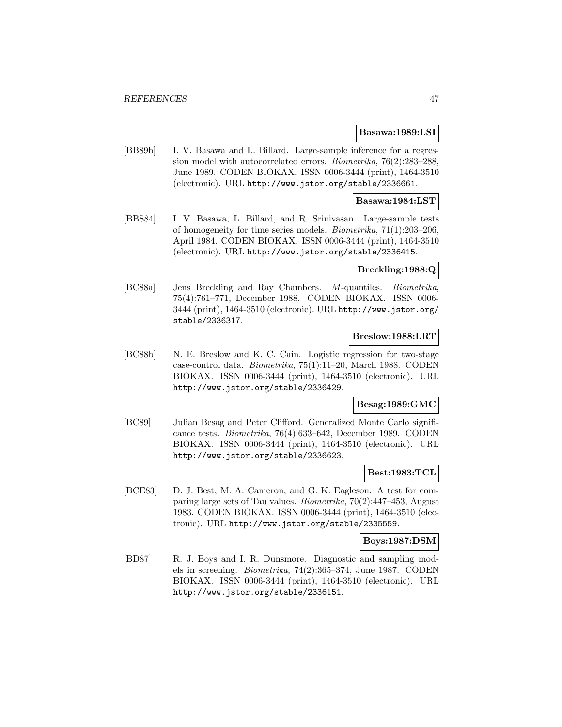**Basawa:1989:LSI**

[BB89b] I. V. Basawa and L. Billard. Large-sample inference for a regression model with autocorrelated errors. *Biometrika*, 76(2):283–288, June 1989. CODEN BIOKAX. ISSN 0006-3444 (print), 1464-3510 (electronic). URL http://www.jstor.org/stable/2336661.

**Basawa:1984:LST**

[BBS84] I. V. Basawa, L. Billard, and R. Srinivasan. Large-sample tests of homogeneity for time series models. *Biometrika*, 71(1):203–206, April 1984. CODEN BIOKAX. ISSN 0006-3444 (print), 1464-3510 (electronic). URL http://www.jstor.org/stable/2336415.

**Breckling:1988:Q**

[BC88a] Jens Breckling and Ray Chambers. *M*-quantiles. *Biometrika*, 75(4):761–771, December 1988. CODEN BIOKAX. ISSN 0006-3444 (print), 1464-3510 (electronic). URL http://www.jstor.org/stable/2336317.

**Breslow:1988:LRT**

[BC88b] N. E. Breslow and K. C. Cain. Logistic regression for two-stage case-control data. *Biometrika*, 75(1):11–20, March 1988. CODEN BIOKAX. ISSN 0006-3444 (print), 1464-3510 (electronic). URL http://www.jstor.org/stable/2336429.

**Besag:1989:GMC**

[BC89] Julian Besag and Peter Clifford. Generalized Monte Carlo significance tests. *Biometrika*, 76(4):633–642, December 1989. CODEN BIOKAX. ISSN 0006-3444 (print), 1464-3510 (electronic). URL http://www.jstor.org/stable/2336623.

**Best:1983:TCL**

[BCE83] D. J. Best, M. A. Cameron, and G. K. Eagleson. A test for comparing large sets of Tau values. *Biometrika*, 70(2):447–453, August 1983. CODEN BIOKAX. ISSN 0006-3444 (print), 1464-3510 (electronic). URL http://www.jstor.org/stable/2335559.

**Boys:1987:DSM**

[BD87] R. J. Boys and I. R. Dunsmore. Diagnostic and sampling models in screening. *Biometrika*, 74(2):365–374, June 1987. CODEN BIOKAX. ISSN 0006-3444 (print), 1464-3510 (electronic). URL http://www.jstor.org/stable/2336151.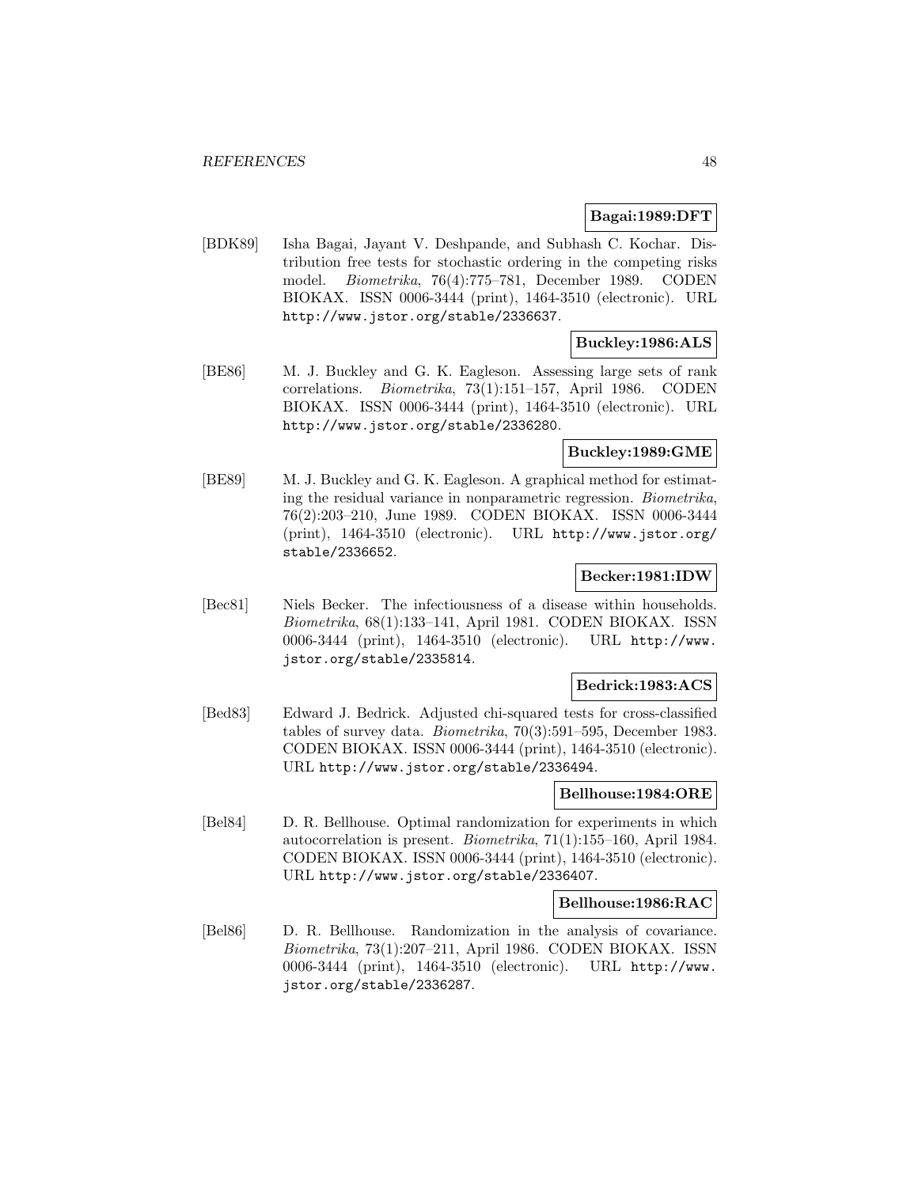**Bagai:1989:DFT**

[BDK89] Isha Bagai, Jayant V. Deshpande, and Subhash C. Kochar. Distribution free tests for stochastic ordering in the competing risks model. *Biometrika*, 76(4):775–781, December 1989. CODEN BIOKAX. ISSN 0006-3444 (print), 1464-3510 (electronic). URL http://www.jstor.org/stable/2336637.

**Buckley:1986:ALS**

[BE86] M. J. Buckley and G. K. Eagleson. Assessing large sets of rank correlations. *Biometrika*, 73(1):151–157, April 1986. CODEN BIOKAX. ISSN 0006-3444 (print), 1464-3510 (electronic). URL http://www.jstor.org/stable/2336280.

**Buckley:1989:GME**

[BE89] M. J. Buckley and G. K. Eagleson. A graphical method for estimating the residual variance in nonparametric regression. *Biometrika*, 76(2):203–210, June 1989. CODEN BIOKAX. ISSN 0006-3444 (print), 1464-3510 (electronic). URL http://www.jstor.org/stable/2336652.

**Becker:1981:IDW**

[Bec81] Niels Becker. The infectiousness of a disease within households. *Biometrika*, 68(1):133–141, April 1981. CODEN BIOKAX. ISSN 0006-3444 (print), 1464-3510 (electronic). URL http://www.jstor.org/stable/2335814.

**Bedrick:1983:ACS**

[Bed83] Edward J. Bedrick. Adjusted chi-squared tests for cross-classified tables of survey data. *Biometrika*, 70(3):591–595, December 1983. CODEN BIOKAX. ISSN 0006-3444 (print), 1464-3510 (electronic). URL http://www.jstor.org/stable/2336494.

**Bellhouse:1984:ORE**

[Bel84] D. R. Bellhouse. Optimal randomization for experiments in which autocorrelation is present. *Biometrika*, 71(1):155–160, April 1984. CODEN BIOKAX. ISSN 0006-3444 (print), 1464-3510 (electronic). URL http://www.jstor.org/stable/2336407.

**Bellhouse:1986:RAC**

[Bel86] D. R. Bellhouse. Randomization in the analysis of covariance. *Biometrika*, 73(1):207–211, April 1986. CODEN BIOKAX. ISSN 0006-3444 (print), 1464-3510 (electronic). URL http://www.jstor.org/stable/2336287.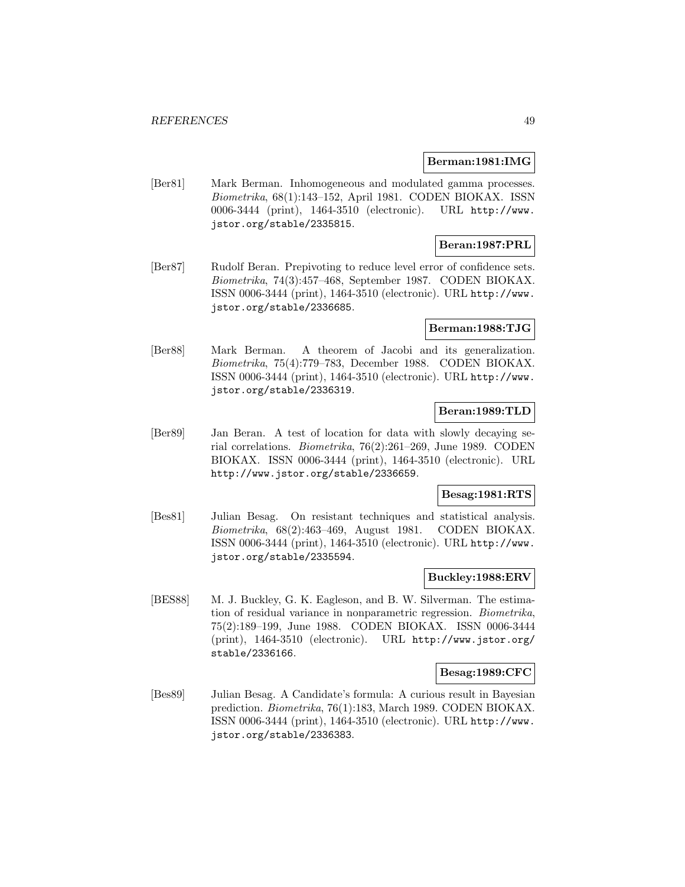**Berman:1981:IMG**

[Ber81] Mark Berman. Inhomogeneous and modulated gamma processes. *Biometrika*, 68(1):143–152, April 1981. CODEN BIOKAX. ISSN 0006-3444 (print), 1464-3510 (electronic). URL http://www.jstor.org/stable/2335815.

**Beran:1987:PRL**

[Ber87] Rudolf Beran. Prepivoting to reduce level error of confidence sets. *Biometrika*, 74(3):457–468, September 1987. CODEN BIOKAX. ISSN 0006-3444 (print), 1464-3510 (electronic). URL http://www.jstor.org/stable/2336685.

**Berman:1988:TJG**

[Ber88] Mark Berman. A theorem of Jacobi and its generalization. *Biometrika*, 75(4):779–783, December 1988. CODEN BIOKAX. ISSN 0006-3444 (print), 1464-3510 (electronic). URL http://www.jstor.org/stable/2336319.

**Beran:1989:TLD**

[Ber89] Jan Beran. A test of location for data with slowly decaying serial correlations. *Biometrika*, 76(2):261–269, June 1989. CODEN BIOKAX. ISSN 0006-3444 (print), 1464-3510 (electronic). URL http://www.jstor.org/stable/2336659.

**Besag:1981:RTS**

[Bes81] Julian Besag. On resistant techniques and statistical analysis. *Biometrika*, 68(2):463–469, August 1981. CODEN BIOKAX. ISSN 0006-3444 (print), 1464-3510 (electronic). URL http://www.jstor.org/stable/2335594.

**Buckley:1988:ERV**

[BES88] M. J. Buckley, G. K. Eagleson, and B. W. Silverman. The estimation of residual variance in nonparametric regression. *Biometrika*, 75(2):189–199, June 1988. CODEN BIOKAX. ISSN 0006-3444 (print), 1464-3510 (electronic). URL http://www.jstor.org/stable/2336166.

**Besag:1989:CFC**

[Bes89] Julian Besag. A Candidate's formula: A curious result in Bayesian prediction. *Biometrika*, 76(1):183, March 1989. CODEN BIOKAX. ISSN 0006-3444 (print), 1464-3510 (electronic). URL http://www.jstor.org/stable/2336383.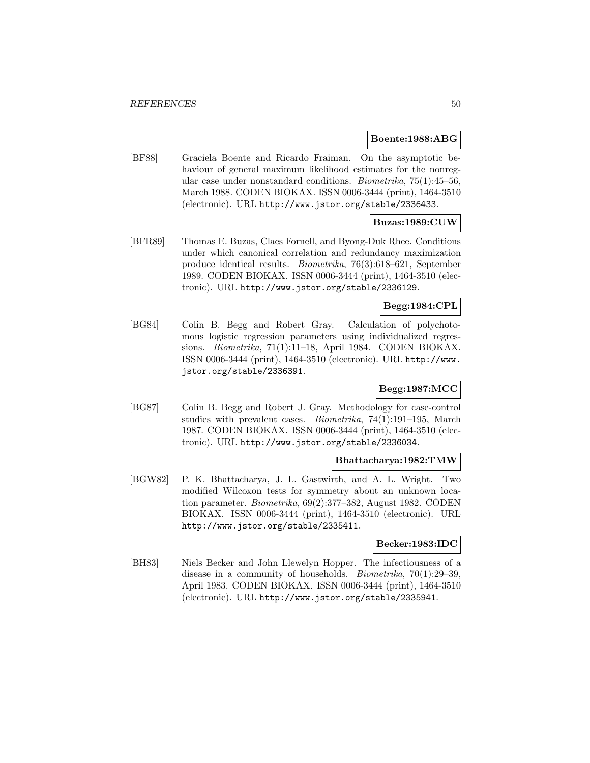**Boente:1988:ABG**

[BF88] Graciela Boente and Ricardo Fraiman. On the asymptotic behaviour of general maximum likelihood estimates for the nonregular case under nonstandard conditions. *Biometrika*, 75(1):45–56, March 1988. CODEN BIOKAX. ISSN 0006-3444 (print), 1464-3510 (electronic). URL http://www.jstor.org/stable/2336433.

**Buzas:1989:CUW**

[BFR89] Thomas E. Buzas, Claes Fornell, and Byong-Duk Rhee. Conditions under which canonical correlation and redundancy maximization produce identical results. *Biometrika*, 76(3):618–621, September 1989. CODEN BIOKAX. ISSN 0006-3444 (print), 1464-3510 (electronic). URL http://www.jstor.org/stable/2336129.

**Begg:1984:CPL**

[BG84] Colin B. Begg and Robert Gray. Calculation of polychotomous logistic regression parameters using individualized regressions. *Biometrika*, 71(1):11–18, April 1984. CODEN BIOKAX. ISSN 0006-3444 (print), 1464-3510 (electronic). URL http://www.jstor.org/stable/2336391.

**Begg:1987:MCC**

[BG87] Colin B. Begg and Robert J. Gray. Methodology for case-control studies with prevalent cases. *Biometrika*, 74(1):191–195, March 1987. CODEN BIOKAX. ISSN 0006-3444 (print), 1464-3510 (electronic). URL http://www.jstor.org/stable/2336034.

**Bhattacharya:1982:TMW**

[BGW82] P. K. Bhattacharya, J. L. Gastwirth, and A. L. Wright. Two modified Wilcoxon tests for symmetry about an unknown location parameter. *Biometrika*, 69(2):377–382, August 1982. CODEN BIOKAX. ISSN 0006-3444 (print), 1464-3510 (electronic). URL http://www.jstor.org/stable/2335411.

**Becker:1983:IDC**

[BH83] Niels Becker and John Llewelyn Hopper. The infectiousness of a disease in a community of households. *Biometrika*, 70(1):29–39, April 1983. CODEN BIOKAX. ISSN 0006-3444 (print), 1464-3510 (electronic). URL http://www.jstor.org/stable/2335941.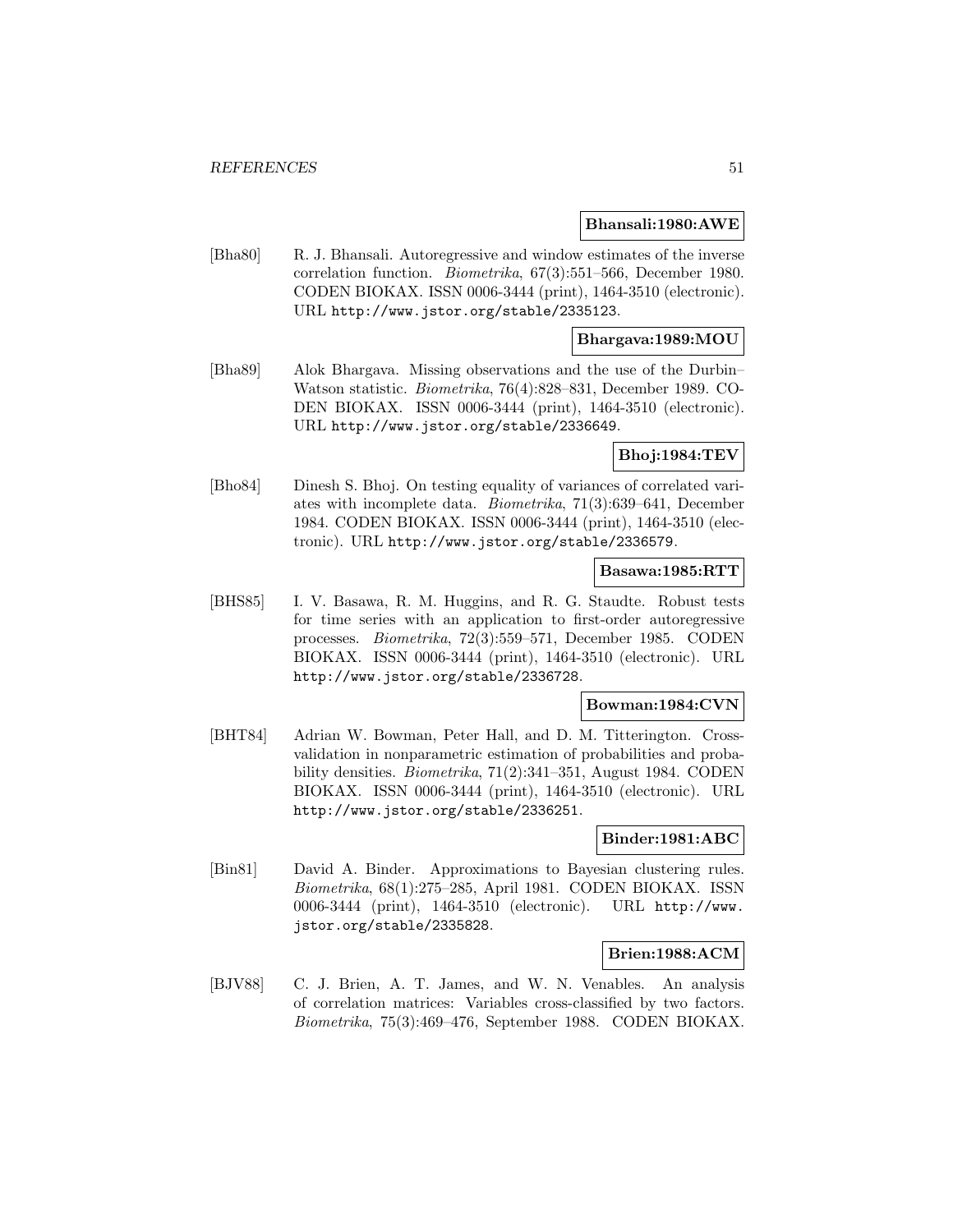**Bhansali:1980:AWE**

[Bha80] R. J. Bhansali. Autoregressive and window estimates of the inverse correlation function. *Biometrika*, 67(3):551–566, December 1980. CODEN BIOKAX. ISSN 0006-3444 (print), 1464-3510 (electronic). URL http://www.jstor.org/stable/2335123.

**Bhargava:1989:MOU**

[Bha89] Alok Bhargava. Missing observations and the use of the Durbin–Watson statistic. *Biometrika*, 76(4):828–831, December 1989. CODEN BIOKAX. ISSN 0006-3444 (print), 1464-3510 (electronic). URL http://www.jstor.org/stable/2336649.

**Bhoj:1984:TEV**

[Bho84] Dinesh S. Bhoj. On testing equality of variances of correlated variates with incomplete data. *Biometrika*, 71(3):639–641, December 1984. CODEN BIOKAX. ISSN 0006-3444 (print), 1464-3510 (electronic). URL http://www.jstor.org/stable/2336579.

**Basawa:1985:RTT**

[BHS85] I. V. Basawa, R. M. Huggins, and R. G. Staudte. Robust tests for time series with an application to first-order autoregressive processes. *Biometrika*, 72(3):559–571, December 1985. CODEN BIOKAX. ISSN 0006-3444 (print), 1464-3510 (electronic). URL http://www.jstor.org/stable/2336728.

**Bowman:1984:CVN**

[BHT84] Adrian W. Bowman, Peter Hall, and D. M. Titterington. Cross-validation in nonparametric estimation of probabilities and probability densities. *Biometrika*, 71(2):341–351, August 1984. CODEN BIOKAX. ISSN 0006-3444 (print), 1464-3510 (electronic). URL http://www.jstor.org/stable/2336251.

**Binder:1981:ABC**

[Bin81] David A. Binder. Approximations to Bayesian clustering rules. *Biometrika*, 68(1):275–285, April 1981. CODEN BIOKAX. ISSN 0006-3444 (print), 1464-3510 (electronic). URL http://www.jstor.org/stable/2335828.

**Brien:1988:ACM**

[BJV88] C. J. Brien, A. T. James, and W. N. Venables. An analysis of correlation matrices: Variables cross-classified by two factors. *Biometrika*, 75(3):469–476, September 1988. CODEN BIOKAX.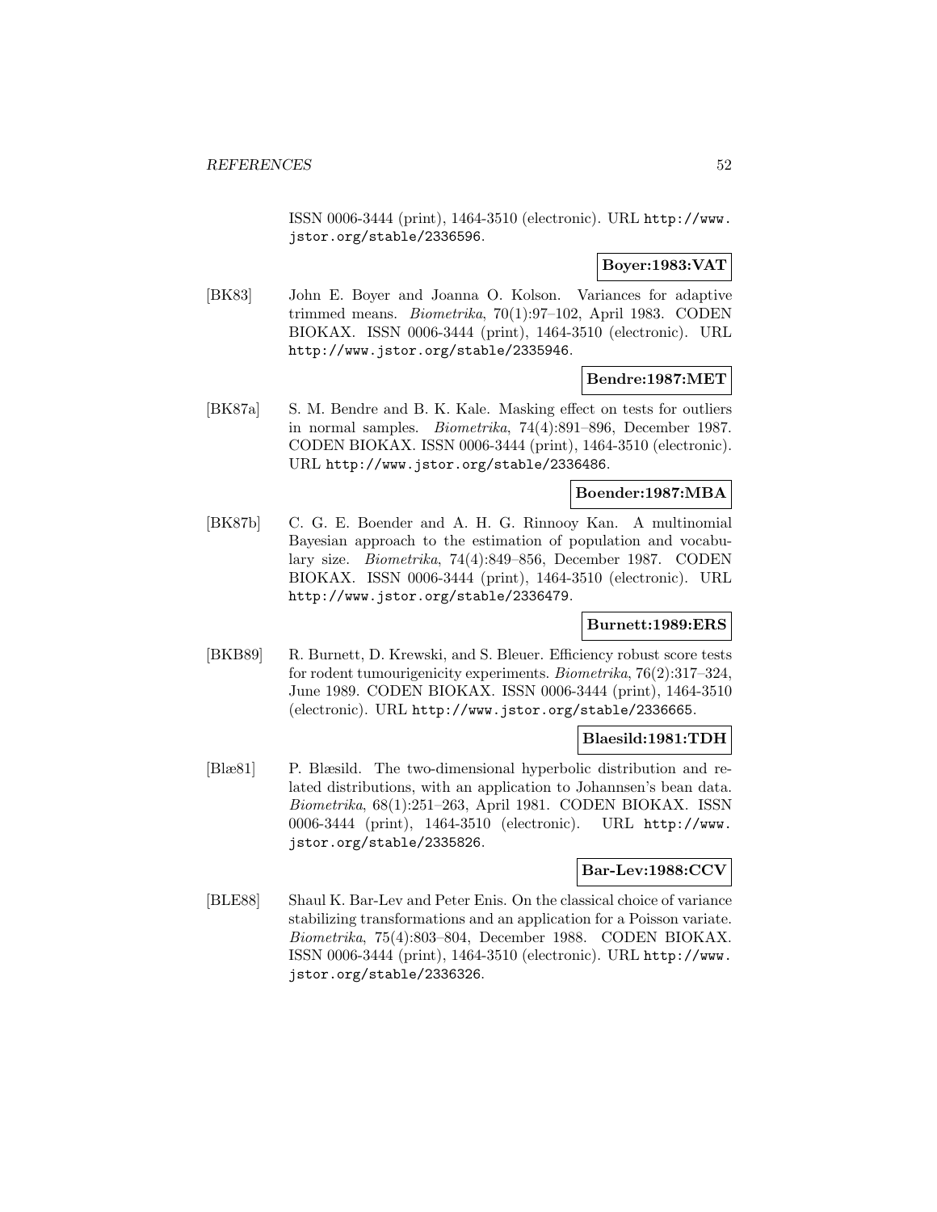ISSN 0006-3444 (print), 1464-3510 (electronic). URL http://www.jstor.org/stable/2336596.

**Boyer:1983:VAT**

[BK83] John E. Boyer and Joanna O. Kolson. Variances for adaptive trimmed means. *Biometrika*, 70(1):97–102, April 1983. CODEN BIOKAX. ISSN 0006-3444 (print), 1464-3510 (electronic). URL http://www.jstor.org/stable/2335946.

**Bendre:1987:MET**

[BK87a] S. M. Bendre and B. K. Kale. Masking effect on tests for outliers in normal samples. *Biometrika*, 74(4):891–896, December 1987. CODEN BIOKAX. ISSN 0006-3444 (print), 1464-3510 (electronic). URL http://www.jstor.org/stable/2336486.

**Boender:1987:MBA**

[BK87b] C. G. E. Boender and A. H. G. Rinnooy Kan. A multinomial Bayesian approach to the estimation of population and vocabulary size. *Biometrika*, 74(4):849–856, December 1987. CODEN BIOKAX. ISSN 0006-3444 (print), 1464-3510 (electronic). URL http://www.jstor.org/stable/2336479.

**Burnett:1989:ERS**

[BKB89] R. Burnett, D. Krewski, and S. Bleuer. Efficiency robust score tests for rodent tumourigenicity experiments. *Biometrika*, 76(2):317–324, June 1989. CODEN BIOKAX. ISSN 0006-3444 (print), 1464-3510 (electronic). URL http://www.jstor.org/stable/2336665.

**Blaesild:1981:TDH**

[Blæ81] P. Blæsild. The two-dimensional hyperbolic distribution and related distributions, with an application to Johannsen's bean data. *Biometrika*, 68(1):251–263, April 1981. CODEN BIOKAX. ISSN 0006-3444 (print), 1464-3510 (electronic). URL http://www.jstor.org/stable/2335826.

**Bar-Lev:1988:CCV**

[BLE88] Shaul K. Bar-Lev and Peter Enis. On the classical choice of variance stabilizing transformations and an application for a Poisson variate. *Biometrika*, 75(4):803–804, December 1988. CODEN BIOKAX. ISSN 0006-3444 (print), 1464-3510 (electronic). URL http://www.jstor.org/stable/2336326.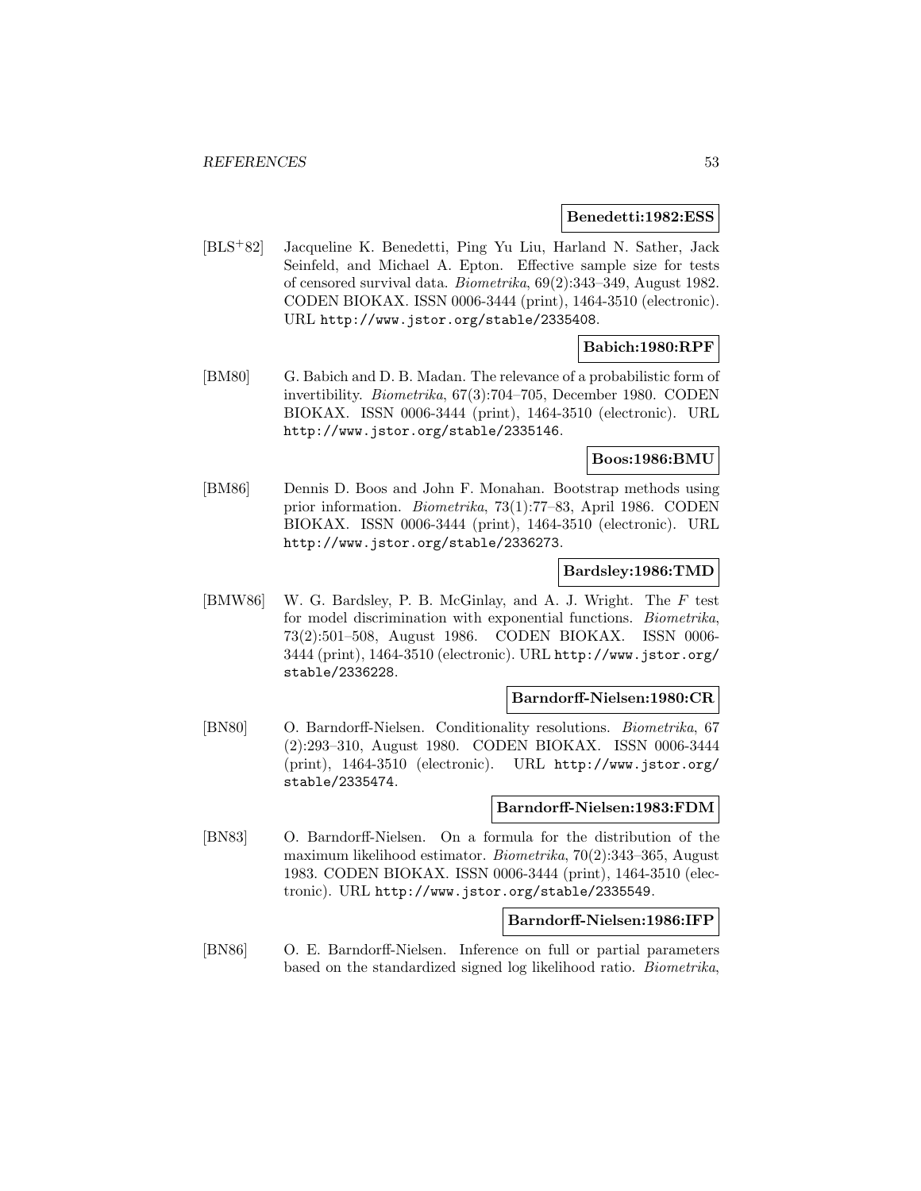**Benedetti:1982:ESS**

[BLS+82] Jacqueline K. Benedetti, Ping Yu Liu, Harland N. Sather, Jack Seinfeld, and Michael A. Epton. Effective sample size for tests of censored survival data. *Biometrika*, 69(2):343–349, August 1982. CODEN BIOKAX. ISSN 0006-3444 (print), 1464-3510 (electronic). URL http://www.jstor.org/stable/2335408.

**Babich:1980:RPF**

[BM80] G. Babich and D. B. Madan. The relevance of a probabilistic form of invertibility. *Biometrika*, 67(3):704–705, December 1980. CODEN BIOKAX. ISSN 0006-3444 (print), 1464-3510 (electronic). URL http://www.jstor.org/stable/2335146.

**Boos:1986:BMU**

[BM86] Dennis D. Boos and John F. Monahan. Bootstrap methods using prior information. *Biometrika*, 73(1):77–83, April 1986. CODEN BIOKAX. ISSN 0006-3444 (print), 1464-3510 (electronic). URL http://www.jstor.org/stable/2336273.

**Bardsley:1986:TMD**

[BMW86] W. G. Bardsley, P. B. McGinlay, and A. J. Wright. The $F$ test for model discrimination with exponential functions. *Biometrika*, 73(2):501–508, August 1986. CODEN BIOKAX. ISSN 0006-3444 (print), 1464-3510 (electronic). URL http://www.jstor.org/stable/2336228.

**Barndorff-Nielsen:1980:CR**

[BN80] O. Barndorff-Nielsen. Conditionality resolutions. *Biometrika*, 67 (2):293–310, August 1980. CODEN BIOKAX. ISSN 0006-3444 (print), 1464-3510 (electronic). URL http://www.jstor.org/stable/2335474.

**Barndorff-Nielsen:1983:FDM**

[BN83] O. Barndorff-Nielsen. On a formula for the distribution of the maximum likelihood estimator. *Biometrika*, 70(2):343–365, August 1983. CODEN BIOKAX. ISSN 0006-3444 (print), 1464-3510 (electronic). URL http://www.jstor.org/stable/2335549.

**Barndorff-Nielsen:1986:IFP**

[BN86] O. E. Barndorff-Nielsen. Inference on full or partial parameters based on the standardized signed log likelihood ratio. *Biometrika*,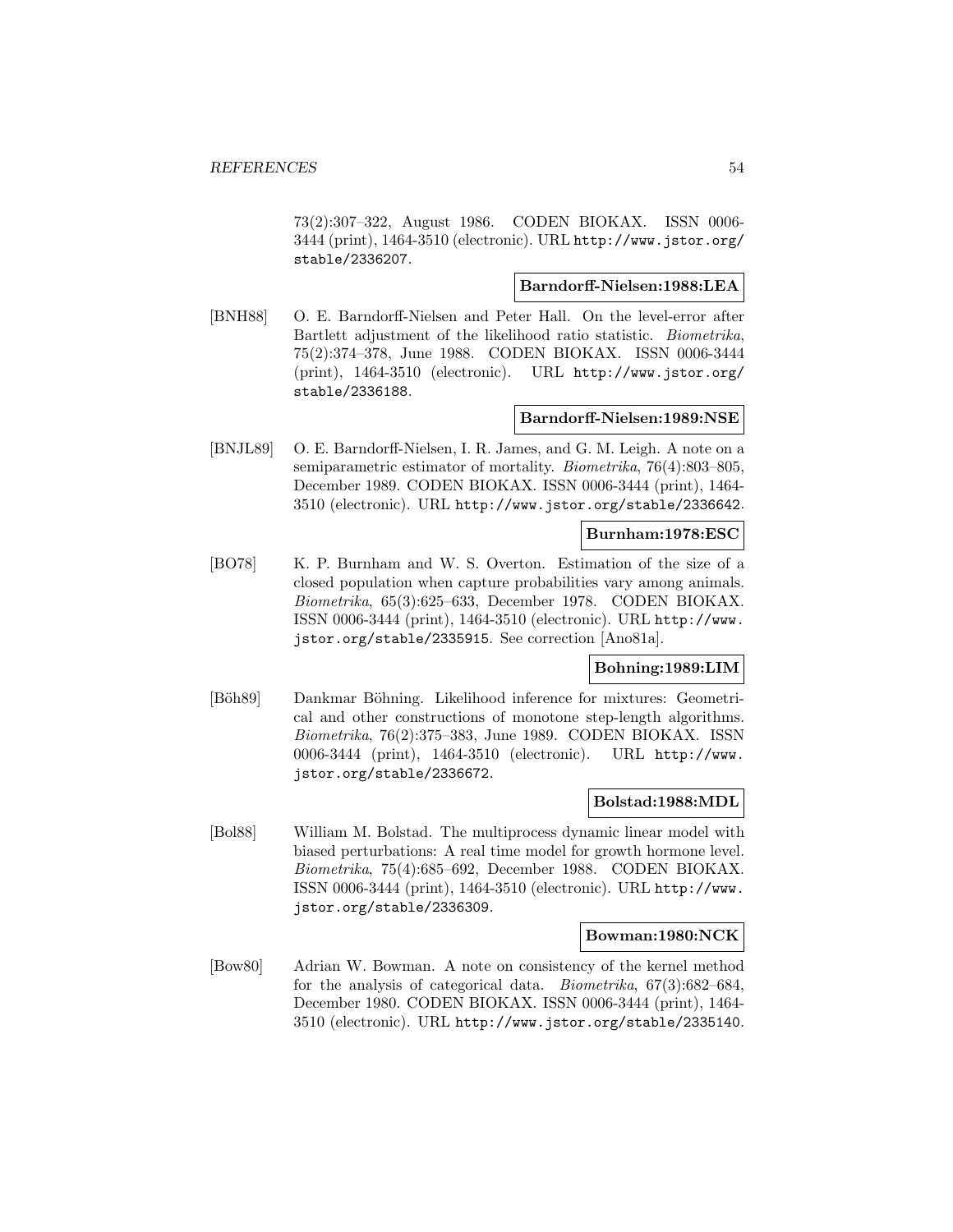73(2):307–322, August 1986. CODEN BIOKAX. ISSN 0006-3444 (print), 1464-3510 (electronic). URL http://www.jstor.org/stable/2336207.

**Barndorff-Nielsen:1988:LEA**

[BNH88] O. E. Barndorff-Nielsen and Peter Hall. On the level-error after Bartlett adjustment of the likelihood ratio statistic. *Biometrika*, 75(2):374–378, June 1988. CODEN BIOKAX. ISSN 0006-3444 (print), 1464-3510 (electronic). URL http://www.jstor.org/stable/2336188.

**Barndorff-Nielsen:1989:NSE**

[BNJL89] O. E. Barndorff-Nielsen, I. R. James, and G. M. Leigh. A note on a semiparametric estimator of mortality. *Biometrika*, 76(4):803–805, December 1989. CODEN BIOKAX. ISSN 0006-3444 (print), 1464-3510 (electronic). URL http://www.jstor.org/stable/2336642.

**Burnham:1978:ESC**

[BO78] K. P. Burnham and W. S. Overton. Estimation of the size of a closed population when capture probabilities vary among animals. *Biometrika*, 65(3):625–633, December 1978. CODEN BIOKAX. ISSN 0006-3444 (print), 1464-3510 (electronic). URL http://www.jstor.org/stable/2335915. See correction [Ano81a].

**Bohning:1989:LIM**

[Böh89] Dankmar Böhning. Likelihood inference for mixtures: Geometrical and other constructions of monotone step-length algorithms. *Biometrika*, 76(2):375–383, June 1989. CODEN BIOKAX. ISSN 0006-3444 (print), 1464-3510 (electronic). URL http://www.jstor.org/stable/2336672.

**Bolstad:1988:MDL**

[Bol88] William M. Bolstad. The multiprocess dynamic linear model with biased perturbations: A real time model for growth hormone level. *Biometrika*, 75(4):685–692, December 1988. CODEN BIOKAX. ISSN 0006-3444 (print), 1464-3510 (electronic). URL http://www.jstor.org/stable/2336309.

**Bowman:1980:NCK**

[Bow80] Adrian W. Bowman. A note on consistency of the kernel method for the analysis of categorical data. *Biometrika*, 67(3):682–684, December 1980. CODEN BIOKAX. ISSN 0006-3444 (print), 1464-3510 (electronic). URL http://www.jstor.org/stable/2335140.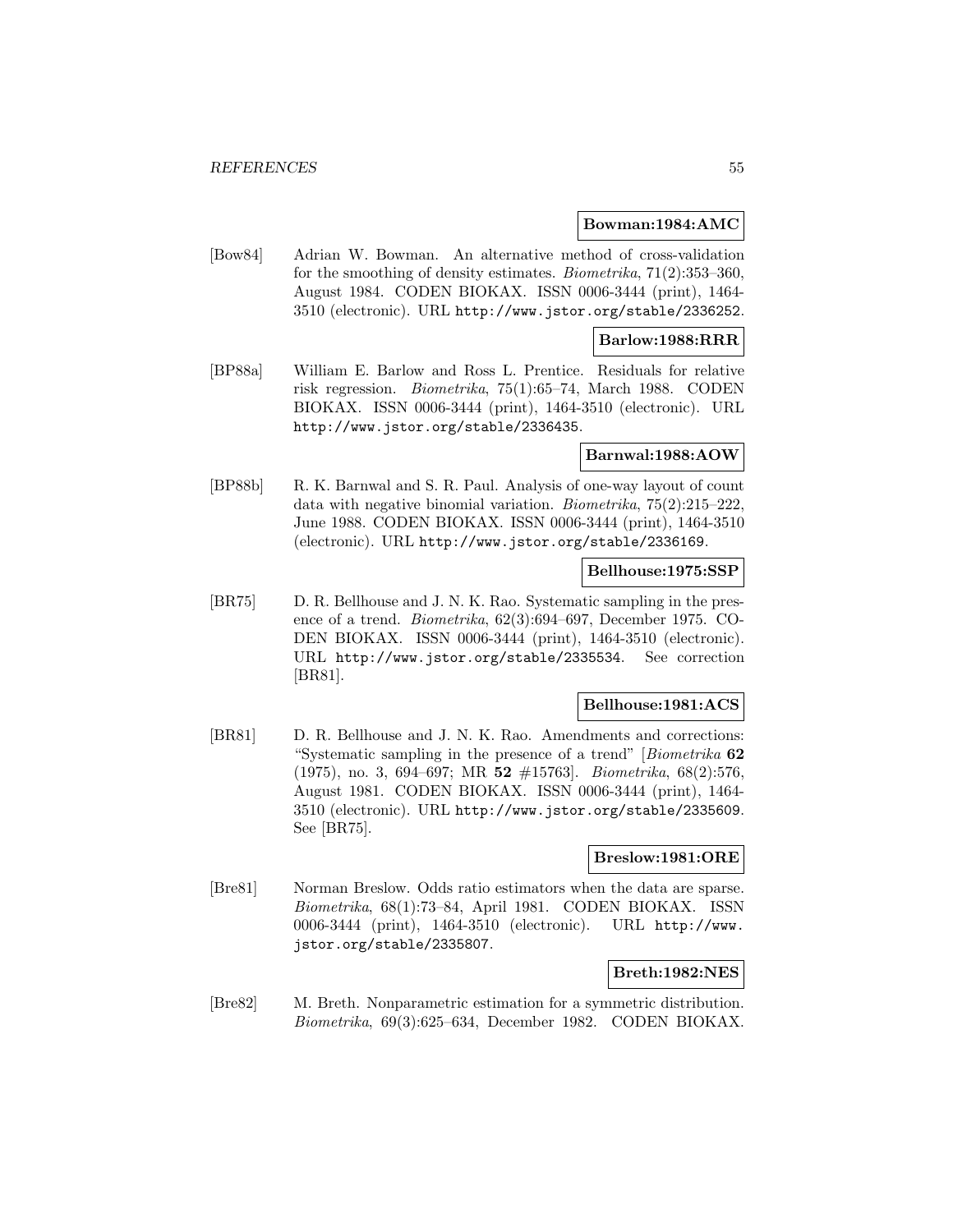**Bowman:1984:AMC**

[Bow84] Adrian W. Bowman. An alternative method of cross-validation for the smoothing of density estimates. *Biometrika*, 71(2):353–360, August 1984. CODEN BIOKAX. ISSN 0006-3444 (print), 1464-3510 (electronic). URL http://www.jstor.org/stable/2336252.

**Barlow:1988:RRR**

[BP88a] William E. Barlow and Ross L. Prentice. Residuals for relative risk regression. *Biometrika*, 75(1):65–74, March 1988. CODEN BIOKAX. ISSN 0006-3444 (print), 1464-3510 (electronic). URL http://www.jstor.org/stable/2336435.

**Barnwal:1988:AOW**

[BP88b] R. K. Barnwal and S. R. Paul. Analysis of one-way layout of count data with negative binomial variation. *Biometrika*, 75(2):215–222, June 1988. CODEN BIOKAX. ISSN 0006-3444 (print), 1464-3510 (electronic). URL http://www.jstor.org/stable/2336169.

**Bellhouse:1975:SSP**

[BR75] D. R. Bellhouse and J. N. K. Rao. Systematic sampling in the presence of a trend. *Biometrika*, 62(3):694–697, December 1975. CODEN BIOKAX. ISSN 0006-3444 (print), 1464-3510 (electronic). URL http://www.jstor.org/stable/2335534. See correction [BR81].

**Bellhouse:1981:ACS**

[BR81] D. R. Bellhouse and J. N. K. Rao. Amendments and corrections: "Systematic sampling in the presence of a trend" [*Biometrika* **62** (1975), no. 3, 694–697; MR **52** #15763]. *Biometrika*, 68(2):576, August 1981. CODEN BIOKAX. ISSN 0006-3444 (print), 1464-3510 (electronic). URL http://www.jstor.org/stable/2335609. See [BR75].

**Breslow:1981:ORE**

[Bre81] Norman Breslow. Odds ratio estimators when the data are sparse. *Biometrika*, 68(1):73–84, April 1981. CODEN BIOKAX. ISSN 0006-3444 (print), 1464-3510 (electronic). URL http://www.jstor.org/stable/2335807.

**Breth:1982:NES**

[Bre82] M. Breth. Nonparametric estimation for a symmetric distribution. *Biometrika*, 69(3):625–634, December 1982. CODEN BIOKAX.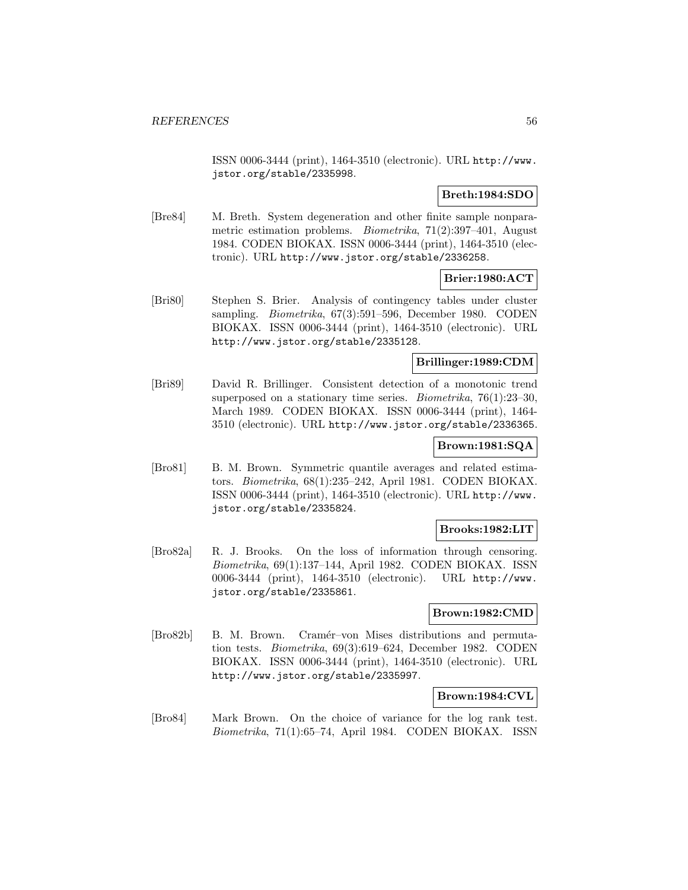ISSN 0006-3444 (print), 1464-3510 (electronic). URL http://www.jstor.org/stable/2335998.

**Breth:1984:SDO**

[Bre84] M. Breth. System degeneration and other finite sample nonparametric estimation problems. *Biometrika*, 71(2):397–401, August 1984. CODEN BIOKAX. ISSN 0006-3444 (print), 1464-3510 (electronic). URL http://www.jstor.org/stable/2336258.

**Brier:1980:ACT**

[Bri80] Stephen S. Brier. Analysis of contingency tables under cluster sampling. *Biometrika*, 67(3):591–596, December 1980. CODEN BIOKAX. ISSN 0006-3444 (print), 1464-3510 (electronic). URL http://www.jstor.org/stable/2335128.

**Brillinger:1989:CDM**

[Bri89] David R. Brillinger. Consistent detection of a monotonic trend superposed on a stationary time series. *Biometrika*, 76(1):23–30, March 1989. CODEN BIOKAX. ISSN 0006-3444 (print), 1464-3510 (electronic). URL http://www.jstor.org/stable/2336365.

**Brown:1981:SQA**

[Bro81] B. M. Brown. Symmetric quantile averages and related estimators. *Biometrika*, 68(1):235–242, April 1981. CODEN BIOKAX. ISSN 0006-3444 (print), 1464-3510 (electronic). URL http://www.jstor.org/stable/2335824.

**Brooks:1982:LIT**

[Bro82a] R. J. Brooks. On the loss of information through censoring. *Biometrika*, 69(1):137–144, April 1982. CODEN BIOKAX. ISSN 0006-3444 (print), 1464-3510 (electronic). URL http://www.jstor.org/stable/2335861.

**Brown:1982:CMD**

[Bro82b] B. M. Brown. Cramér–von Mises distributions and permutation tests. *Biometrika*, 69(3):619–624, December 1982. CODEN BIOKAX. ISSN 0006-3444 (print), 1464-3510 (electronic). URL http://www.jstor.org/stable/2335997.

**Brown:1984:CVL**

[Bro84] Mark Brown. On the choice of variance for the log rank test. *Biometrika*, 71(1):65–74, April 1984. CODEN BIOKAX. ISSN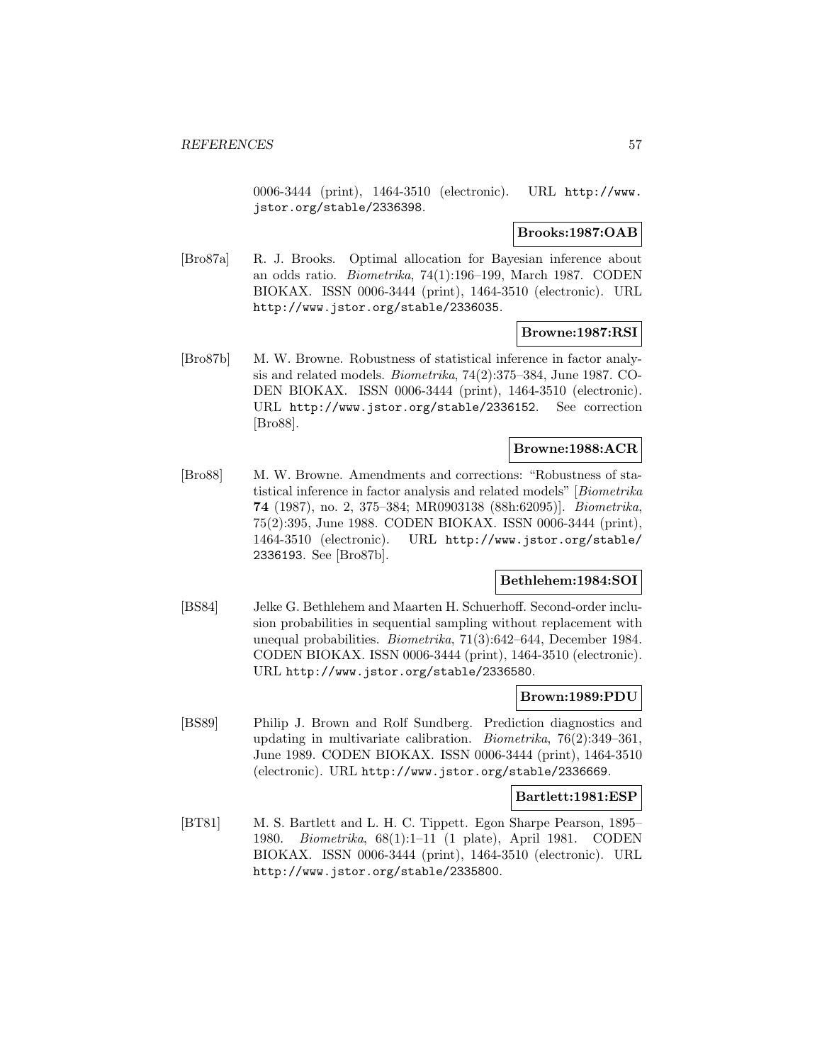0006-3444 (print), 1464-3510 (electronic). URL http://www.jstor.org/stable/2336398.

**Brooks:1987:OAB**

[Bro87a] R. J. Brooks. Optimal allocation for Bayesian inference about an odds ratio. *Biometrika*, 74(1):196–199, March 1987. CODEN BIOKAX. ISSN 0006-3444 (print), 1464-3510 (electronic). URL http://www.jstor.org/stable/2336035.

**Browne:1987:RSI**

[Bro87b] M. W. Browne. Robustness of statistical inference in factor analysis and related models. *Biometrika*, 74(2):375–384, June 1987. CODEN BIOKAX. ISSN 0006-3444 (print), 1464-3510 (electronic). URL http://www.jstor.org/stable/2336152. See correction [Bro88].

**Browne:1988:ACR**

[Bro88] M. W. Browne. Amendments and corrections: "Robustness of statistical inference in factor analysis and related models" [*Biometrika* **74** (1987), no. 2, 375–384; MR0903138 (88h:62095)]. *Biometrika*, 75(2):395, June 1988. CODEN BIOKAX. ISSN 0006-3444 (print), 1464-3510 (electronic). URL http://www.jstor.org/stable/2336193. See [Bro87b].

**Bethlehem:1984:SOI**

[BS84] Jelke G. Bethlehem and Maarten H. Schuerhoff. Second-order inclusion probabilities in sequential sampling without replacement with unequal probabilities. *Biometrika*, 71(3):642–644, December 1984. CODEN BIOKAX. ISSN 0006-3444 (print), 1464-3510 (electronic). URL http://www.jstor.org/stable/2336580.

**Brown:1989:PDU**

[BS89] Philip J. Brown and Rolf Sundberg. Prediction diagnostics and updating in multivariate calibration. *Biometrika*, 76(2):349–361, June 1989. CODEN BIOKAX. ISSN 0006-3444 (print), 1464-3510 (electronic). URL http://www.jstor.org/stable/2336669.

**Bartlett:1981:ESP**

[BT81] M. S. Bartlett and L. H. C. Tippett. Egon Sharpe Pearson, 1895–1980. *Biometrika*, 68(1):1–11 (1 plate), April 1981. CODEN BIOKAX. ISSN 0006-3444 (print), 1464-3510 (electronic). URL http://www.jstor.org/stable/2335800.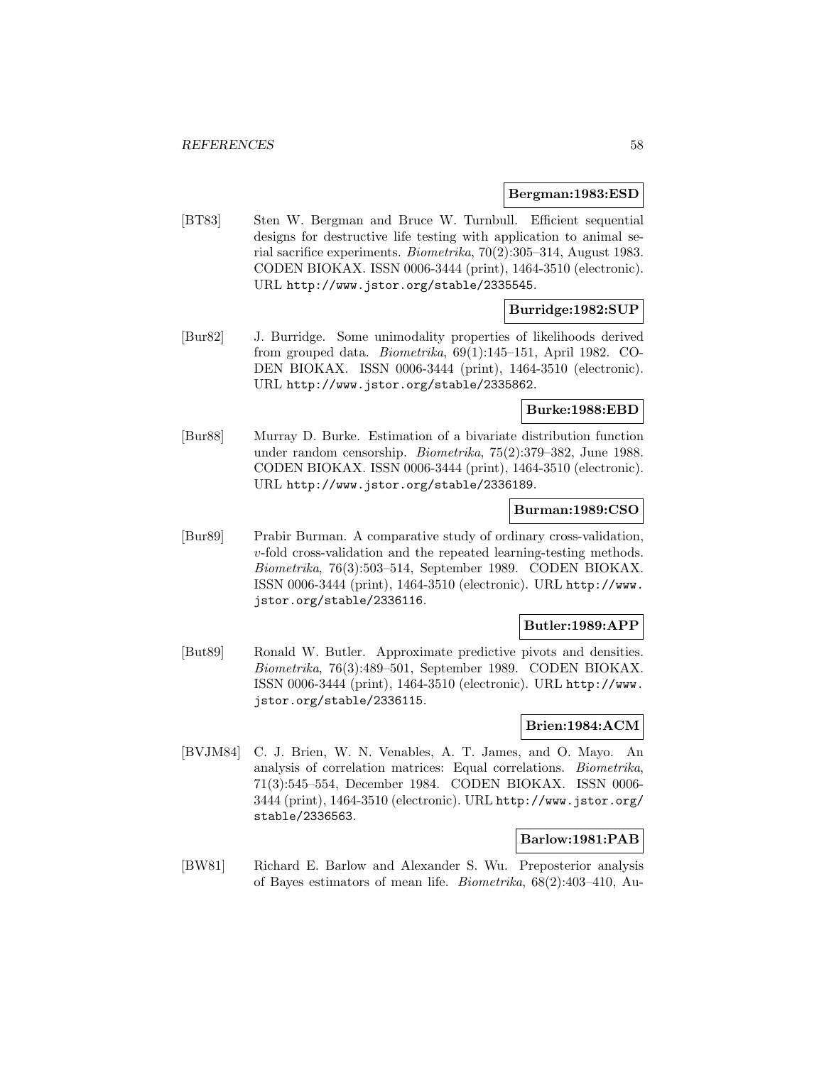**Bergman:1983:ESD**

[BT83] Sten W. Bergman and Bruce W. Turnbull. Efficient sequential designs for destructive life testing with application to animal serial sacrifice experiments. *Biometrika*, 70(2):305–314, August 1983. CODEN BIOKAX. ISSN 0006-3444 (print), 1464-3510 (electronic). URL http://www.jstor.org/stable/2335545.

**Burridge:1982:SUP**

[Bur82] J. Burridge. Some unimodality properties of likelihoods derived from grouped data. *Biometrika*, 69(1):145–151, April 1982. CODEN BIOKAX. ISSN 0006-3444 (print), 1464-3510 (electronic). URL http://www.jstor.org/stable/2335862.

**Burke:1988:EBD**

[Bur88] Murray D. Burke. Estimation of a bivariate distribution function under random censorship. *Biometrika*, 75(2):379–382, June 1988. CODEN BIOKAX. ISSN 0006-3444 (print), 1464-3510 (electronic). URL http://www.jstor.org/stable/2336189.

**Burman:1989:CSO**

[Bur89] Prabir Burman. A comparative study of ordinary cross-validation, $v$-fold cross-validation and the repeated learning-testing methods. *Biometrika*, 76(3):503–514, September 1989. CODEN BIOKAX. ISSN 0006-3444 (print), 1464-3510 (electronic). URL http://www.jstor.org/stable/2336116.

**Butler:1989:APP**

[But89] Ronald W. Butler. Approximate predictive pivots and densities. *Biometrika*, 76(3):489–501, September 1989. CODEN BIOKAX. ISSN 0006-3444 (print), 1464-3510 (electronic). URL http://www.jstor.org/stable/2336115.

**Brien:1984:ACM**

[BVJM84] C. J. Brien, W. N. Venables, A. T. James, and O. Mayo. An analysis of correlation matrices: Equal correlations. *Biometrika*, 71(3):545–554, December 1984. CODEN BIOKAX. ISSN 0006-3444 (print), 1464-3510 (electronic). URL http://www.jstor.org/stable/2336563.

**Barlow:1981:PAB**

[BW81] Richard E. Barlow and Alexander S. Wu. Preposterior analysis of Bayes estimators of mean life. *Biometrika*, 68(2):403–410, Au-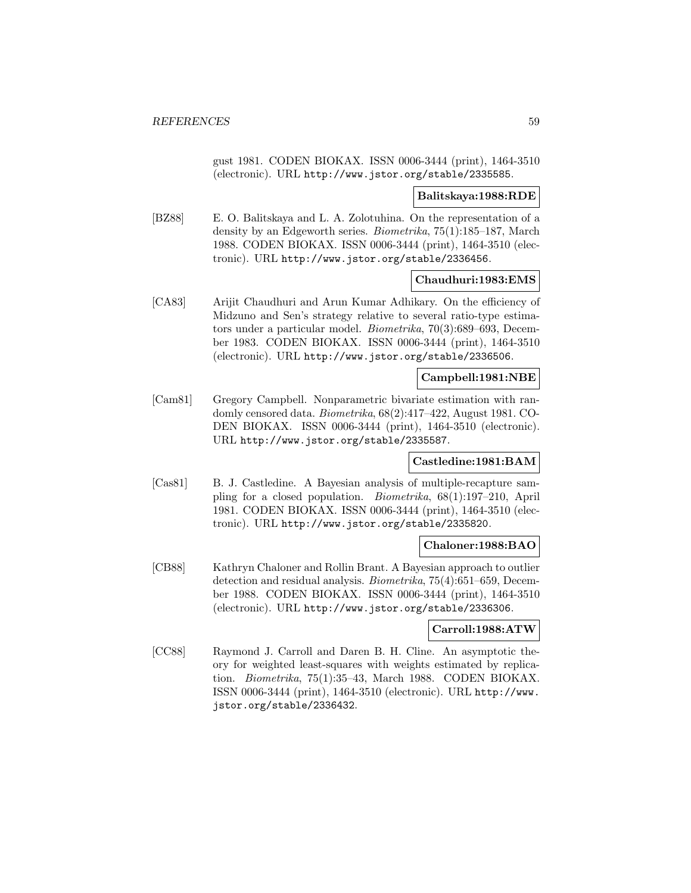gust 1981. CODEN BIOKAX. ISSN 0006-3444 (print), 1464-3510 (electronic). URL http://www.jstor.org/stable/2335585.

**Balitskaya:1988:RDE**

[BZ88] E. O. Balitskaya and L. A. Zolotuhina. On the representation of a density by an Edgeworth series. *Biometrika*, 75(1):185–187, March 1988. CODEN BIOKAX. ISSN 0006-3444 (print), 1464-3510 (electronic). URL http://www.jstor.org/stable/2336456.

**Chaudhuri:1983:EMS**

[CA83] Arijit Chaudhuri and Arun Kumar Adhikary. On the efficiency of Midzuno and Sen's strategy relative to several ratio-type estimators under a particular model. *Biometrika*, 70(3):689–693, December 1983. CODEN BIOKAX. ISSN 0006-3444 (print), 1464-3510 (electronic). URL http://www.jstor.org/stable/2336506.

**Campbell:1981:NBE**

[Cam81] Gregory Campbell. Nonparametric bivariate estimation with randomly censored data. *Biometrika*, 68(2):417–422, August 1981. CODEN BIOKAX. ISSN 0006-3444 (print), 1464-3510 (electronic). URL http://www.jstor.org/stable/2335587.

**Castledine:1981:BAM**

[Cas81] B. J. Castledine. A Bayesian analysis of multiple-recapture sampling for a closed population. *Biometrika*, 68(1):197–210, April 1981. CODEN BIOKAX. ISSN 0006-3444 (print), 1464-3510 (electronic). URL http://www.jstor.org/stable/2335820.

**Chaloner:1988:BAO**

[CB88] Kathryn Chaloner and Rollin Brant. A Bayesian approach to outlier detection and residual analysis. *Biometrika*, 75(4):651–659, December 1988. CODEN BIOKAX. ISSN 0006-3444 (print), 1464-3510 (electronic). URL http://www.jstor.org/stable/2336306.

**Carroll:1988:ATW**

[CC88] Raymond J. Carroll and Daren B. H. Cline. An asymptotic theory for weighted least-squares with weights estimated by replication. *Biometrika*, 75(1):35–43, March 1988. CODEN BIOKAX. ISSN 0006-3444 (print), 1464-3510 (electronic). URL http://www.jstor.org/stable/2336432.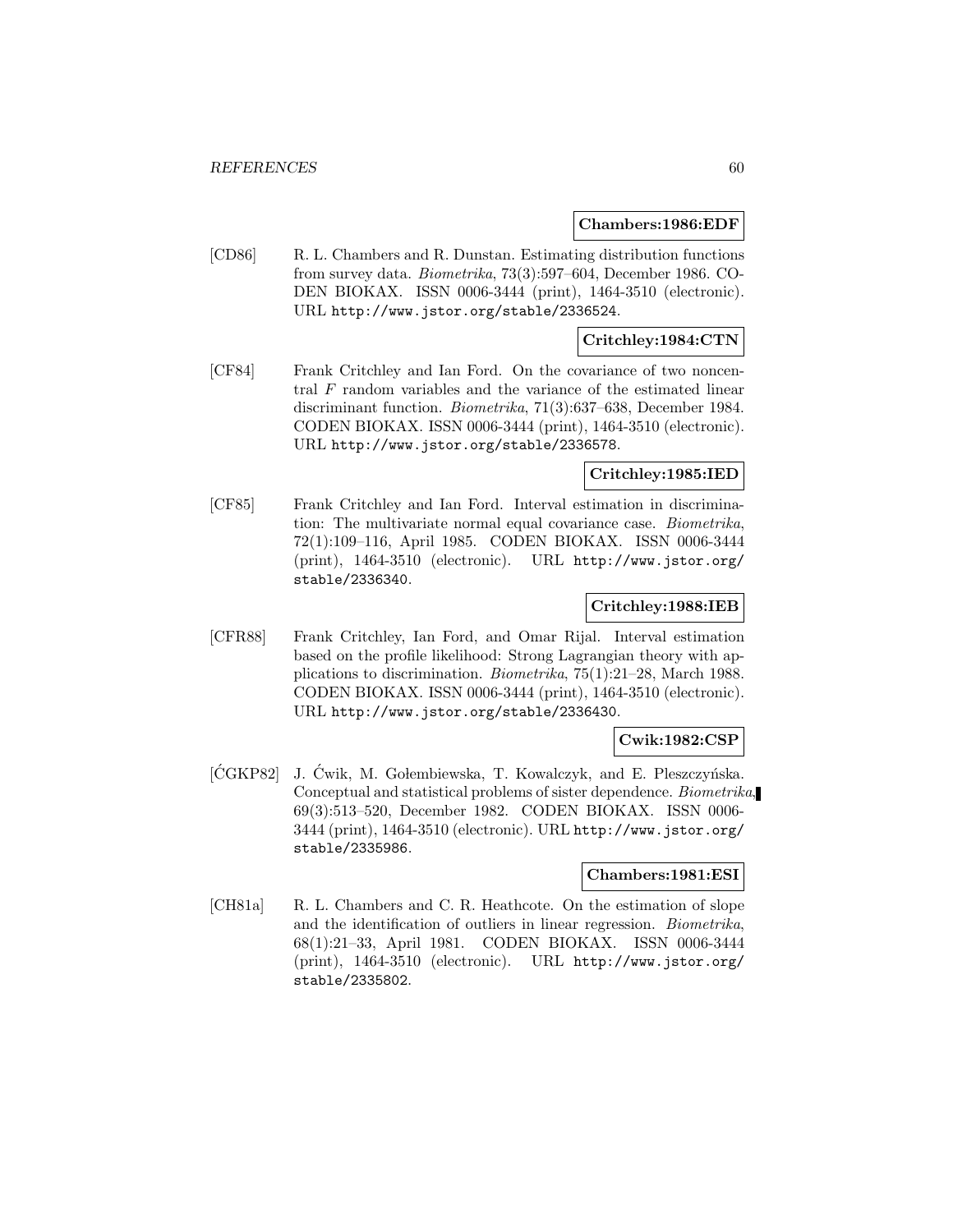**Chambers:1986:EDF**

[CD86] R. L. Chambers and R. Dunstan. Estimating distribution functions from survey data. *Biometrika*, 73(3):597–604, December 1986. CODEN BIOKAX. ISSN 0006-3444 (print), 1464-3510 (electronic). URL http://www.jstor.org/stable/2336524.

**Critchley:1984:CTN**

[CF84] Frank Critchley and Ian Ford. On the covariance of two noncentral $F$ random variables and the variance of the estimated linear discriminant function. *Biometrika*, 71(3):637–638, December 1984. CODEN BIOKAX. ISSN 0006-3444 (print), 1464-3510 (electronic). URL http://www.jstor.org/stable/2336578.

**Critchley:1985:IED**

[CF85] Frank Critchley and Ian Ford. Interval estimation in discrimination: The multivariate normal equal covariance case. *Biometrika*, 72(1):109–116, April 1985. CODEN BIOKAX. ISSN 0006-3444 (print), 1464-3510 (electronic). URL http://www.jstor.org/stable/2336340.

**Critchley:1988:IEB**

[CFR88] Frank Critchley, Ian Ford, and Omar Rijal. Interval estimation based on the profile likelihood: Strong Lagrangian theory with applications to discrimination. *Biometrika*, 75(1):21–28, March 1988. CODEN BIOKAX. ISSN 0006-3444 (print), 1464-3510 (electronic). URL http://www.jstor.org/stable/2336430.

**Cwik:1982:CSP**

[ĆGKP82] J. Ćwik, M. Gołembiewska, T. Kowalczyk, and E. Pleszczyńska. Conceptual and statistical problems of sister dependence. *Biometrika*, 69(3):513–520, December 1982. CODEN BIOKAX. ISSN 0006-3444 (print), 1464-3510 (electronic). URL http://www.jstor.org/stable/2335986.

**Chambers:1981:ESI**

[CH81a] R. L. Chambers and C. R. Heathcote. On the estimation of slope and the identification of outliers in linear regression. *Biometrika*, 68(1):21–33, April 1981. CODEN BIOKAX. ISSN 0006-3444 (print), 1464-3510 (electronic). URL http://www.jstor.org/stable/2335802.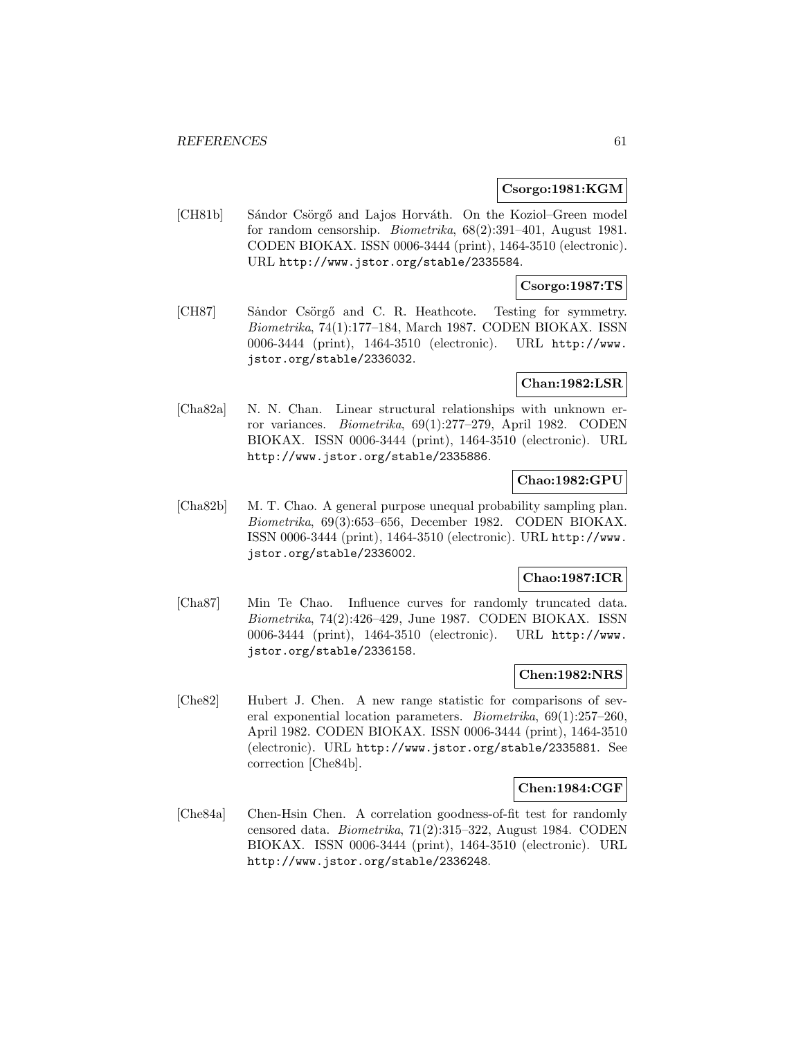**Csorgo:1981:KGM**

[CH81b] Sándor Csörgő and Lajos Horváth. On the Koziol–Green model for random censorship. *Biometrika*, 68(2):391–401, August 1981. CODEN BIOKAX. ISSN 0006-3444 (print), 1464-3510 (electronic). URL http://www.jstor.org/stable/2335584.

**Csorgo:1987:TS**

[CH87] Sàndor Csörgő and C. R. Heathcote. Testing for symmetry. *Biometrika*, 74(1):177–184, March 1987. CODEN BIOKAX. ISSN 0006-3444 (print), 1464-3510 (electronic). URL http://www.jstor.org/stable/2336032.

**Chan:1982:LSR**

[Cha82a] N. N. Chan. Linear structural relationships with unknown error variances. *Biometrika*, 69(1):277–279, April 1982. CODEN BIOKAX. ISSN 0006-3444 (print), 1464-3510 (electronic). URL http://www.jstor.org/stable/2335886.

**Chao:1982:GPU**

[Cha82b] M. T. Chao. A general purpose unequal probability sampling plan. *Biometrika*, 69(3):653–656, December 1982. CODEN BIOKAX. ISSN 0006-3444 (print), 1464-3510 (electronic). URL http://www.jstor.org/stable/2336002.

**Chao:1987:ICR**

[Cha87] Min Te Chao. Influence curves for randomly truncated data. *Biometrika*, 74(2):426–429, June 1987. CODEN BIOKAX. ISSN 0006-3444 (print), 1464-3510 (electronic). URL http://www.jstor.org/stable/2336158.

**Chen:1982:NRS**

[Che82] Hubert J. Chen. A new range statistic for comparisons of several exponential location parameters. *Biometrika*, 69(1):257–260, April 1982. CODEN BIOKAX. ISSN 0006-3444 (print), 1464-3510 (electronic). URL http://www.jstor.org/stable/2335881. See correction [Che84b].

**Chen:1984:CGF**

[Che84a] Chen-Hsin Chen. A correlation goodness-of-fit test for randomly censored data. *Biometrika*, 71(2):315–322, August 1984. CODEN BIOKAX. ISSN 0006-3444 (print), 1464-3510 (electronic). URL http://www.jstor.org/stable/2336248.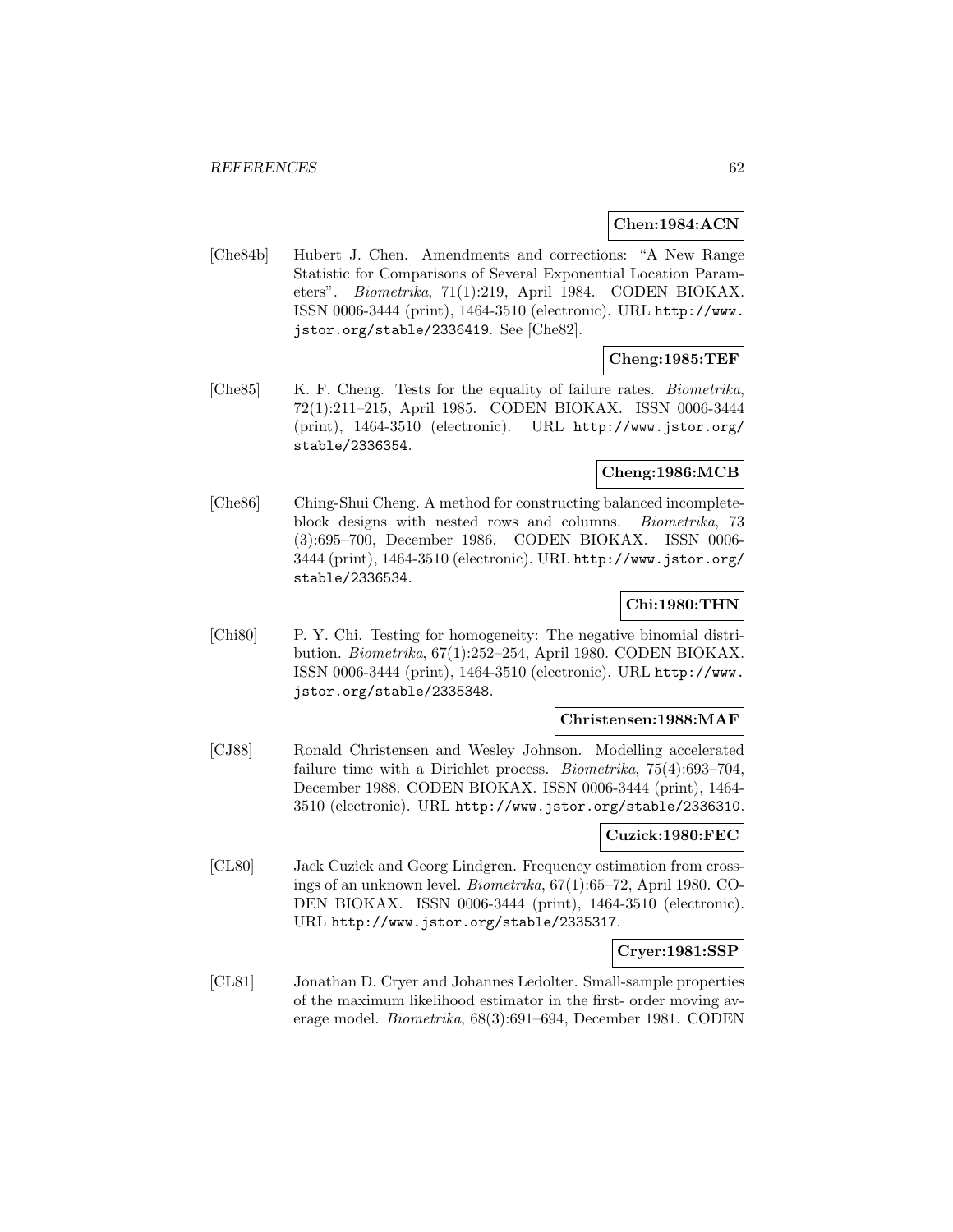**Chen:1984:ACN**

[Che84b] Hubert J. Chen. Amendments and corrections: "A New Range Statistic for Comparisons of Several Exponential Location Parameters". *Biometrika*, 71(1):219, April 1984. CODEN BIOKAX. ISSN 0006-3444 (print), 1464-3510 (electronic). URL http://www.jstor.org/stable/2336419. See [Che82].

**Cheng:1985:TEF**

[Che85] K. F. Cheng. Tests for the equality of failure rates. *Biometrika*, 72(1):211–215, April 1985. CODEN BIOKAX. ISSN 0006-3444 (print), 1464-3510 (electronic). URL http://www.jstor.org/stable/2336354.

**Cheng:1986:MCB**

[Che86] Ching-Shui Cheng. A method for constructing balanced incomplete-block designs with nested rows and columns. *Biometrika*, 73(3):695–700, December 1986. CODEN BIOKAX. ISSN 0006-3444 (print), 1464-3510 (electronic). URL http://www.jstor.org/stable/2336534.

**Chi:1980:THN**

[Chi80] P. Y. Chi. Testing for homogeneity: The negative binomial distribution. *Biometrika*, 67(1):252–254, April 1980. CODEN BIOKAX. ISSN 0006-3444 (print), 1464-3510 (electronic). URL http://www.jstor.org/stable/2335348.

**Christensen:1988:MAF**

[CJ88] Ronald Christensen and Wesley Johnson. Modelling accelerated failure time with a Dirichlet process. *Biometrika*, 75(4):693–704, December 1988. CODEN BIOKAX. ISSN 0006-3444 (print), 1464-3510 (electronic). URL http://www.jstor.org/stable/2336310.

**Cuzick:1980:FEC**

[CL80] Jack Cuzick and Georg Lindgren. Frequency estimation from crossings of an unknown level. *Biometrika*, 67(1):65–72, April 1980. CODEN BIOKAX. ISSN 0006-3444 (print), 1464-3510 (electronic). URL http://www.jstor.org/stable/2335317.

**Cryer:1981:SSP**

[CL81] Jonathan D. Cryer and Johannes Ledolter. Small-sample properties of the maximum likelihood estimator in the first- order moving average model. *Biometrika*, 68(3):691–694, December 1981. CODEN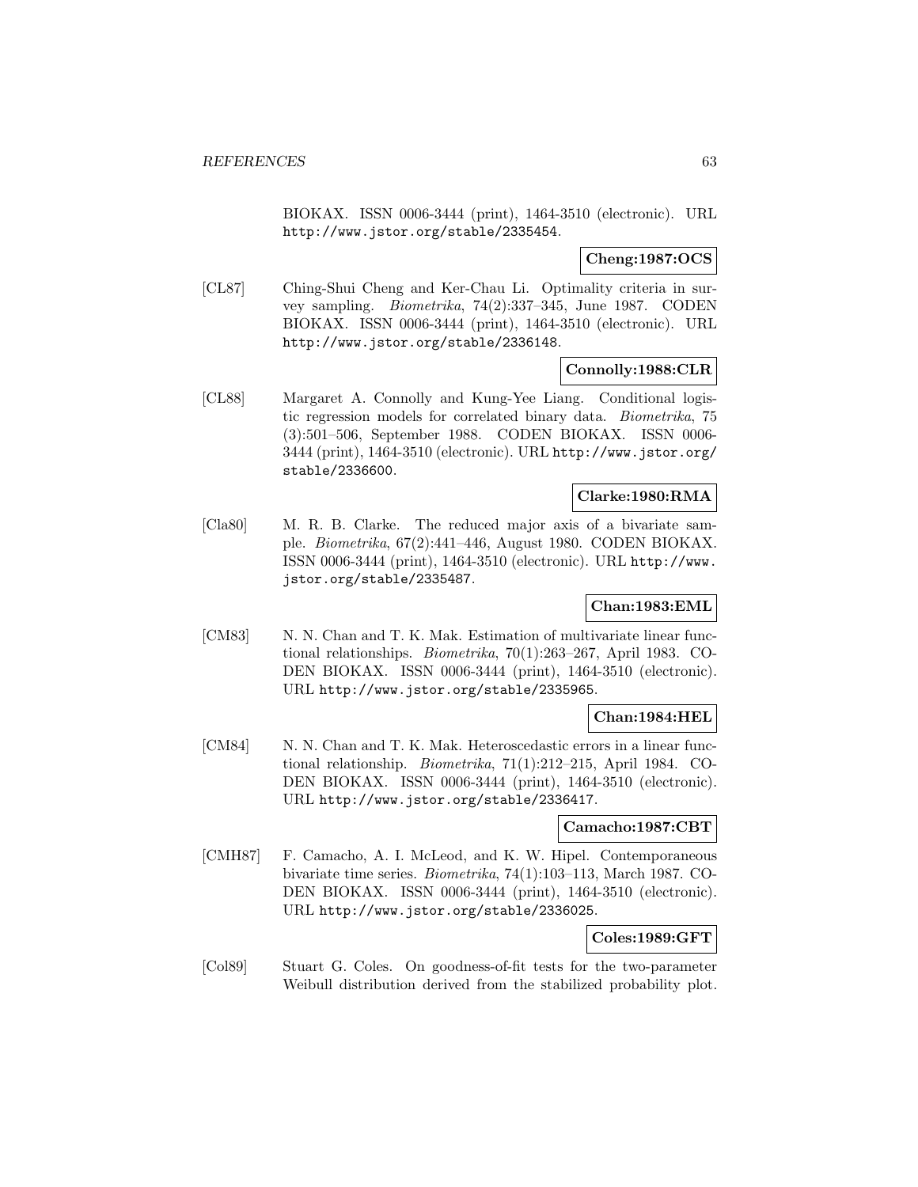BIOKAX. ISSN 0006-3444 (print), 1464-3510 (electronic). URL http://www.jstor.org/stable/2335454.

**Cheng:1987:OCS**

[CL87] Ching-Shui Cheng and Ker-Chau Li. Optimality criteria in survey sampling. *Biometrika*, 74(2):337–345, June 1987. CODEN BIOKAX. ISSN 0006-3444 (print), 1464-3510 (electronic). URL http://www.jstor.org/stable/2336148.

**Connolly:1988:CLR**

[CL88] Margaret A. Connolly and Kung-Yee Liang. Conditional logistic regression models for correlated binary data. *Biometrika*, 75 (3):501–506, September 1988. CODEN BIOKAX. ISSN 0006-3444 (print), 1464-3510 (electronic). URL http://www.jstor.org/stable/2336600.

**Clarke:1980:RMA**

[Cla80] M. R. B. Clarke. The reduced major axis of a bivariate sample. *Biometrika*, 67(2):441–446, August 1980. CODEN BIOKAX. ISSN 0006-3444 (print), 1464-3510 (electronic). URL http://www.jstor.org/stable/2335487.

**Chan:1983:EML**

[CM83] N. N. Chan and T. K. Mak. Estimation of multivariate linear functional relationships. *Biometrika*, 70(1):263–267, April 1983. CODEN BIOKAX. ISSN 0006-3444 (print), 1464-3510 (electronic). URL http://www.jstor.org/stable/2335965.

**Chan:1984:HEL**

[CM84] N. N. Chan and T. K. Mak. Heteroscedastic errors in a linear functional relationship. *Biometrika*, 71(1):212–215, April 1984. CODEN BIOKAX. ISSN 0006-3444 (print), 1464-3510 (electronic). URL http://www.jstor.org/stable/2336417.

**Camacho:1987:CBT**

[CMH87] F. Camacho, A. I. McLeod, and K. W. Hipel. Contemporaneous bivariate time series. *Biometrika*, 74(1):103–113, March 1987. CODEN BIOKAX. ISSN 0006-3444 (print), 1464-3510 (electronic). URL http://www.jstor.org/stable/2336025.

**Coles:1989:GFT**

[Col89] Stuart G. Coles. On goodness-of-fit tests for the two-parameter Weibull distribution derived from the stabilized probability plot.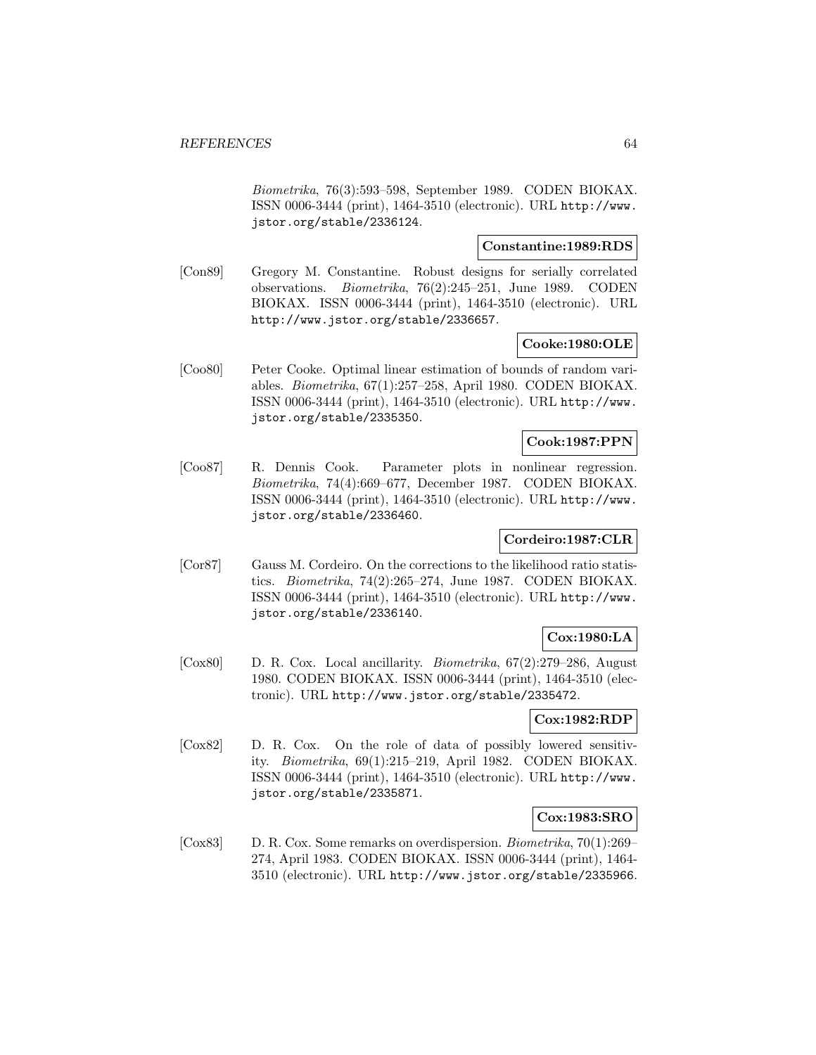*Biometrika*, 76(3):593–598, September 1989. CODEN BIOKAX. ISSN 0006-3444 (print), 1464-3510 (electronic). URL http://www.jstor.org/stable/2336124.

**Constantine:1989:RDS**

[Con89] Gregory M. Constantine. Robust designs for serially correlated observations. *Biometrika*, 76(2):245–251, June 1989. CODEN BIOKAX. ISSN 0006-3444 (print), 1464-3510 (electronic). URL http://www.jstor.org/stable/2336657.

**Cooke:1980:OLE**

[Coo80] Peter Cooke. Optimal linear estimation of bounds of random variables. *Biometrika*, 67(1):257–258, April 1980. CODEN BIOKAX. ISSN 0006-3444 (print), 1464-3510 (electronic). URL http://www.jstor.org/stable/2335350.

**Cook:1987:PPN**

[Coo87] R. Dennis Cook. Parameter plots in nonlinear regression. *Biometrika*, 74(4):669–677, December 1987. CODEN BIOKAX. ISSN 0006-3444 (print), 1464-3510 (electronic). URL http://www.jstor.org/stable/2336460.

**Cordeiro:1987:CLR**

[Cor87] Gauss M. Cordeiro. On the corrections to the likelihood ratio statistics. *Biometrika*, 74(2):265–274, June 1987. CODEN BIOKAX. ISSN 0006-3444 (print), 1464-3510 (electronic). URL http://www.jstor.org/stable/2336140.

**Cox:1980:LA**

[Cox80] D. R. Cox. Local ancillarity. *Biometrika*, 67(2):279–286, August 1980. CODEN BIOKAX. ISSN 0006-3444 (print), 1464-3510 (electronic). URL http://www.jstor.org/stable/2335472.

**Cox:1982:RDP**

[Cox82] D. R. Cox. On the role of data of possibly lowered sensitivity. *Biometrika*, 69(1):215–219, April 1982. CODEN BIOKAX. ISSN 0006-3444 (print), 1464-3510 (electronic). URL http://www.jstor.org/stable/2335871.

**Cox:1983:SRO**

[Cox83] D. R. Cox. Some remarks on overdispersion. *Biometrika*, 70(1):269–274, April 1983. CODEN BIOKAX. ISSN 0006-3444 (print), 1464-3510 (electronic). URL http://www.jstor.org/stable/2335966.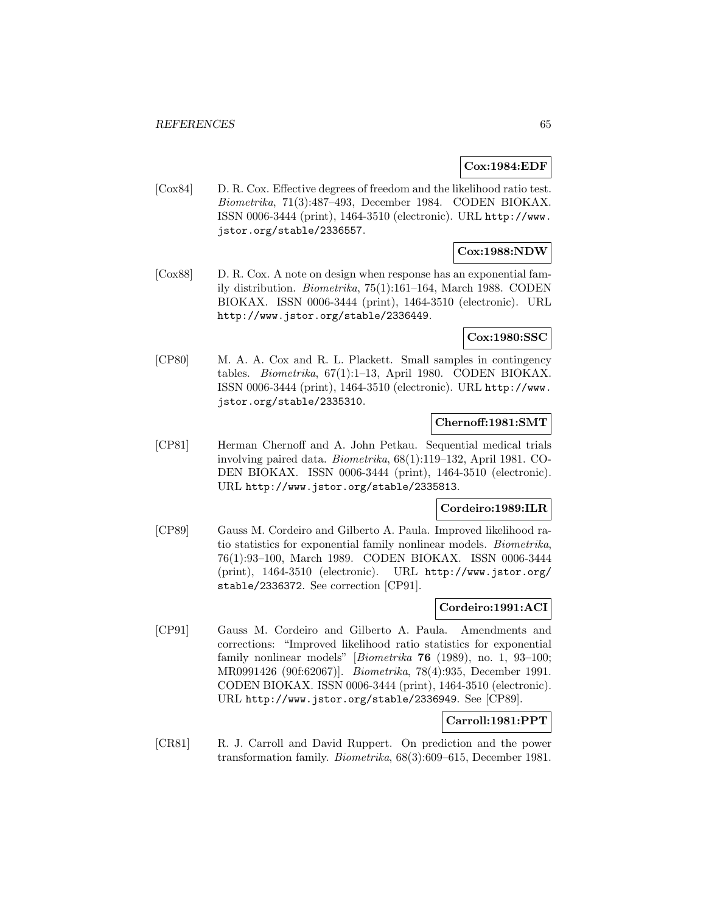**Cox:1984:EDF**

[Cox84] D. R. Cox. Effective degrees of freedom and the likelihood ratio test. *Biometrika*, 71(3):487–493, December 1984. CODEN BIOKAX. ISSN 0006-3444 (print), 1464-3510 (electronic). URL http://www.jstor.org/stable/2336557.

**Cox:1988:NDW**

[Cox88] D. R. Cox. A note on design when response has an exponential family distribution. *Biometrika*, 75(1):161–164, March 1988. CODEN BIOKAX. ISSN 0006-3444 (print), 1464-3510 (electronic). URL http://www.jstor.org/stable/2336449.

**Cox:1980:SSC**

[CP80] M. A. A. Cox and R. L. Plackett. Small samples in contingency tables. *Biometrika*, 67(1):1–13, April 1980. CODEN BIOKAX. ISSN 0006-3444 (print), 1464-3510 (electronic). URL http://www.jstor.org/stable/2335310.

**Chernoff:1981:SMT**

[CP81] Herman Chernoff and A. John Petkau. Sequential medical trials involving paired data. *Biometrika*, 68(1):119–132, April 1981. CODEN BIOKAX. ISSN 0006-3444 (print), 1464-3510 (electronic). URL http://www.jstor.org/stable/2335813.

**Cordeiro:1989:ILR**

[CP89] Gauss M. Cordeiro and Gilberto A. Paula. Improved likelihood ratio statistics for exponential family nonlinear models. *Biometrika*, 76(1):93–100, March 1989. CODEN BIOKAX. ISSN 0006-3444 (print), 1464-3510 (electronic). URL http://www.jstor.org/stable/2336372. See correction [CP91].

**Cordeiro:1991:ACI**

[CP91] Gauss M. Cordeiro and Gilberto A. Paula. Amendments and corrections: "Improved likelihood ratio statistics for exponential family nonlinear models" [*Biometrika* **76** (1989), no. 1, 93–100; MR0991426 (90f:62067)]. *Biometrika*, 78(4):935, December 1991. CODEN BIOKAX. ISSN 0006-3444 (print), 1464-3510 (electronic). URL http://www.jstor.org/stable/2336949. See [CP89].

**Carroll:1981:PPT**

[CR81] R. J. Carroll and David Ruppert. On prediction and the power transformation family. *Biometrika*, 68(3):609–615, December 1981.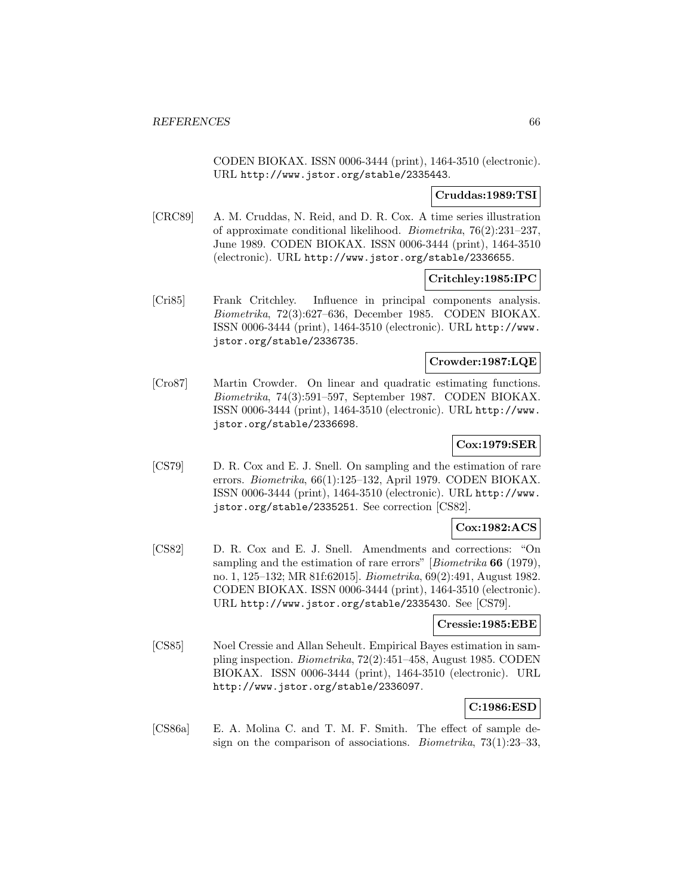CODEN BIOKAX. ISSN 0006-3444 (print), 1464-3510 (electronic). URL http://www.jstor.org/stable/2335443.

**Cruddas:1989:TSI**

[CRC89] A. M. Cruddas, N. Reid, and D. R. Cox. A time series illustration of approximate conditional likelihood. *Biometrika*, 76(2):231–237, June 1989. CODEN BIOKAX. ISSN 0006-3444 (print), 1464-3510 (electronic). URL http://www.jstor.org/stable/2336655.

**Critchley:1985:IPC**

[Cri85] Frank Critchley. Influence in principal components analysis. *Biometrika*, 72(3):627–636, December 1985. CODEN BIOKAX. ISSN 0006-3444 (print), 1464-3510 (electronic). URL http://www.jstor.org/stable/2336735.

**Crowder:1987:LQE**

[Cro87] Martin Crowder. On linear and quadratic estimating functions. *Biometrika*, 74(3):591–597, September 1987. CODEN BIOKAX. ISSN 0006-3444 (print), 1464-3510 (electronic). URL http://www.jstor.org/stable/2336698.

**Cox:1979:SER**

[CS79] D. R. Cox and E. J. Snell. On sampling and the estimation of rare errors. *Biometrika*, 66(1):125–132, April 1979. CODEN BIOKAX. ISSN 0006-3444 (print), 1464-3510 (electronic). URL http://www.jstor.org/stable/2335251. See correction [CS82].

**Cox:1982:ACS**

[CS82] D. R. Cox and E. J. Snell. Amendments and corrections: "On sampling and the estimation of rare errors" [*Biometrika* **66** (1979), no. 1, 125–132; MR 81f:62015]. *Biometrika*, 69(2):491, August 1982. CODEN BIOKAX. ISSN 0006-3444 (print), 1464-3510 (electronic). URL http://www.jstor.org/stable/2335430. See [CS79].

**Cressie:1985:EBE**

[CS85] Noel Cressie and Allan Seheult. Empirical Bayes estimation in sampling inspection. *Biometrika*, 72(2):451–458, August 1985. CODEN BIOKAX. ISSN 0006-3444 (print), 1464-3510 (electronic). URL http://www.jstor.org/stable/2336097.

**C:1986:ESD**

[CS86a] E. A. Molina C. and T. M. F. Smith. The effect of sample design on the comparison of associations. *Biometrika*, 73(1):23–33,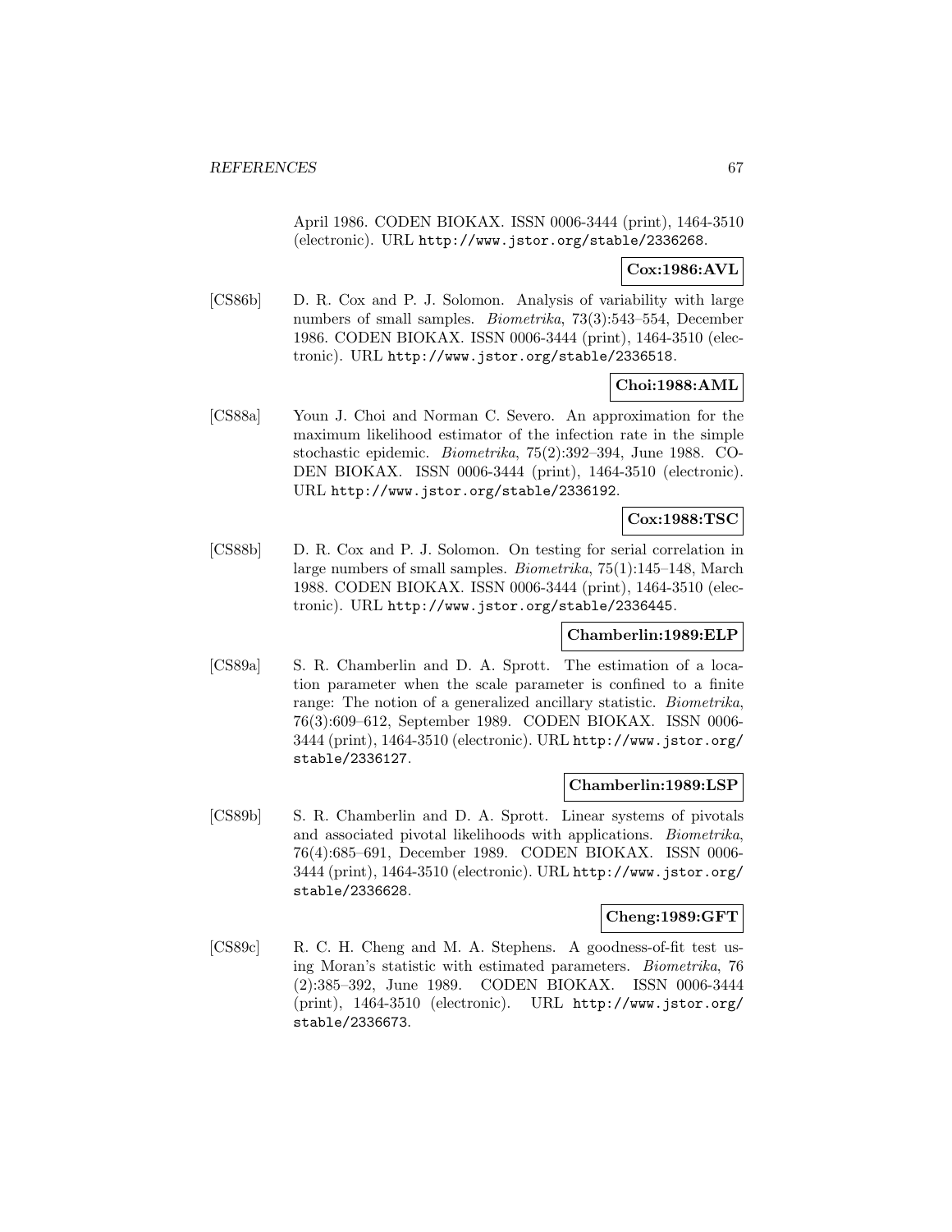April 1986. CODEN BIOKAX. ISSN 0006-3444 (print), 1464-3510 (electronic). URL http://www.jstor.org/stable/2336268.

**Cox:1986:AVL**

[CS86b] D. R. Cox and P. J. Solomon. Analysis of variability with large numbers of small samples. *Biometrika*, 73(3):543–554, December 1986. CODEN BIOKAX. ISSN 0006-3444 (print), 1464-3510 (electronic). URL http://www.jstor.org/stable/2336518.

**Choi:1988:AML**

[CS88a] Youn J. Choi and Norman C. Severo. An approximation for the maximum likelihood estimator of the infection rate in the simple stochastic epidemic. *Biometrika*, 75(2):392–394, June 1988. CODEN BIOKAX. ISSN 0006-3444 (print), 1464-3510 (electronic). URL http://www.jstor.org/stable/2336192.

**Cox:1988:TSC**

[CS88b] D. R. Cox and P. J. Solomon. On testing for serial correlation in large numbers of small samples. *Biometrika*, 75(1):145–148, March 1988. CODEN BIOKAX. ISSN 0006-3444 (print), 1464-3510 (electronic). URL http://www.jstor.org/stable/2336445.

**Chamberlin:1989:ELP**

[CS89a] S. R. Chamberlin and D. A. Sprott. The estimation of a location parameter when the scale parameter is confined to a finite range: The notion of a generalized ancillary statistic. *Biometrika*, 76(3):609–612, September 1989. CODEN BIOKAX. ISSN 0006-3444 (print), 1464-3510 (electronic). URL http://www.jstor.org/stable/2336127.

**Chamberlin:1989:LSP**

[CS89b] S. R. Chamberlin and D. A. Sprott. Linear systems of pivotals and associated pivotal likelihoods with applications. *Biometrika*, 76(4):685–691, December 1989. CODEN BIOKAX. ISSN 0006-3444 (print), 1464-3510 (electronic). URL http://www.jstor.org/stable/2336628.

**Cheng:1989:GFT**

[CS89c] R. C. H. Cheng and M. A. Stephens. A goodness-of-fit test using Moran's statistic with estimated parameters. *Biometrika*, 76(2):385–392, June 1989. CODEN BIOKAX. ISSN 0006-3444 (print), 1464-3510 (electronic). URL http://www.jstor.org/stable/2336673.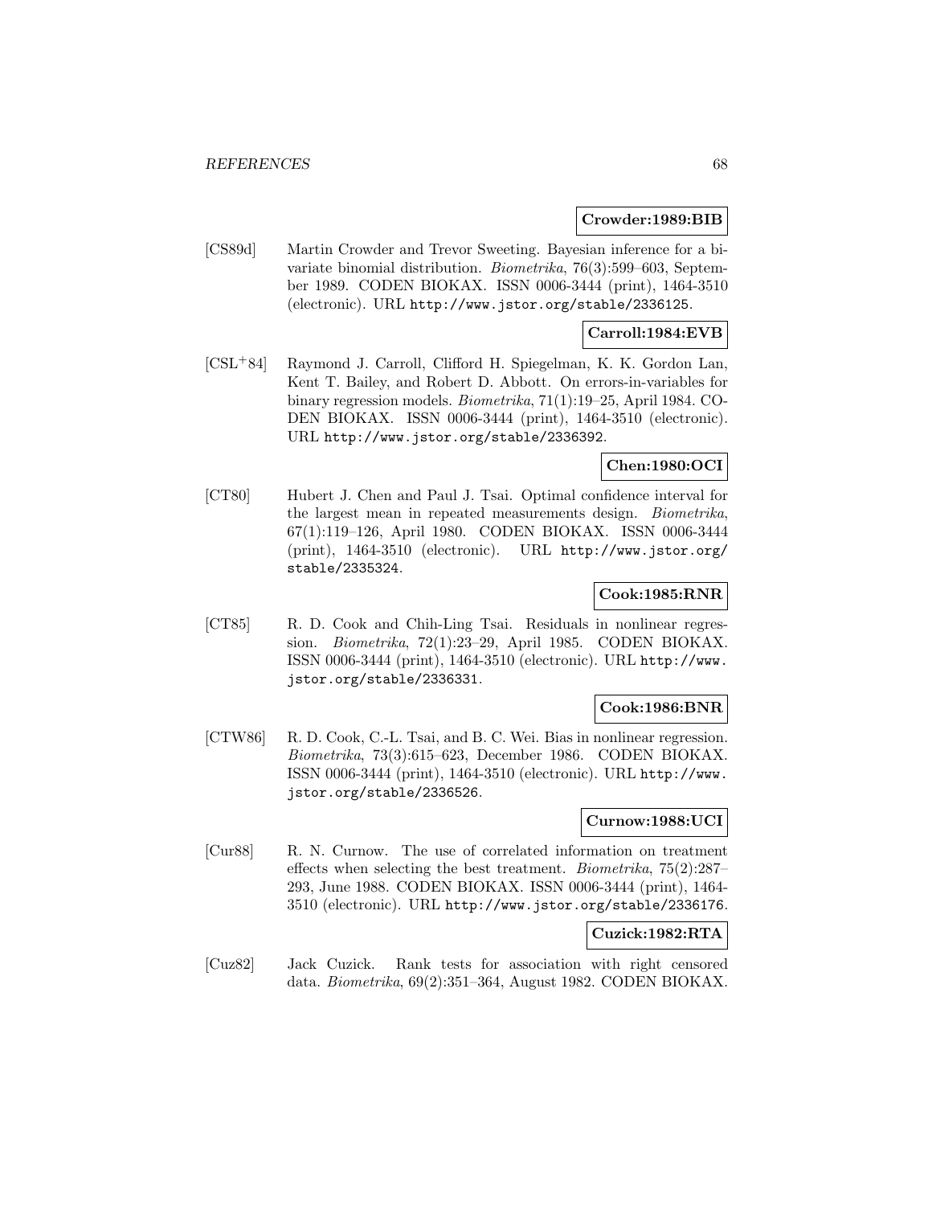**Crowder:1989:BIB**

[CS89d] Martin Crowder and Trevor Sweeting. Bayesian inference for a bivariate binomial distribution. *Biometrika*, 76(3):599–603, September 1989. CODEN BIOKAX. ISSN 0006-3444 (print), 1464-3510 (electronic). URL http://www.jstor.org/stable/2336125.

**Carroll:1984:EVB**

[CSL+84] Raymond J. Carroll, Clifford H. Spiegelman, K. K. Gordon Lan, Kent T. Bailey, and Robert D. Abbott. On errors-in-variables for binary regression models. *Biometrika*, 71(1):19–25, April 1984. CODEN BIOKAX. ISSN 0006-3444 (print), 1464-3510 (electronic). URL http://www.jstor.org/stable/2336392.

**Chen:1980:OCI**

[CT80] Hubert J. Chen and Paul J. Tsai. Optimal confidence interval for the largest mean in repeated measurements design. *Biometrika*, 67(1):119–126, April 1980. CODEN BIOKAX. ISSN 0006-3444 (print), 1464-3510 (electronic). URL http://www.jstor.org/stable/2335324.

**Cook:1985:RNR**

[CT85] R. D. Cook and Chih-Ling Tsai. Residuals in nonlinear regression. *Biometrika*, 72(1):23–29, April 1985. CODEN BIOKAX. ISSN 0006-3444 (print), 1464-3510 (electronic). URL http://www.jstor.org/stable/2336331.

**Cook:1986:BNR**

[CTW86] R. D. Cook, C.-L. Tsai, and B. C. Wei. Bias in nonlinear regression. *Biometrika*, 73(3):615–623, December 1986. CODEN BIOKAX. ISSN 0006-3444 (print), 1464-3510 (electronic). URL http://www.jstor.org/stable/2336526.

**Curnow:1988:UCI**

[Cur88] R. N. Curnow. The use of correlated information on treatment effects when selecting the best treatment. *Biometrika*, 75(2):287–293, June 1988. CODEN BIOKAX. ISSN 0006-3444 (print), 1464-3510 (electronic). URL http://www.jstor.org/stable/2336176.

**Cuzick:1982:RTA**

[Cuz82] Jack Cuzick. Rank tests for association with right censored data. *Biometrika*, 69(2):351–364, August 1982. CODEN BIOKAX.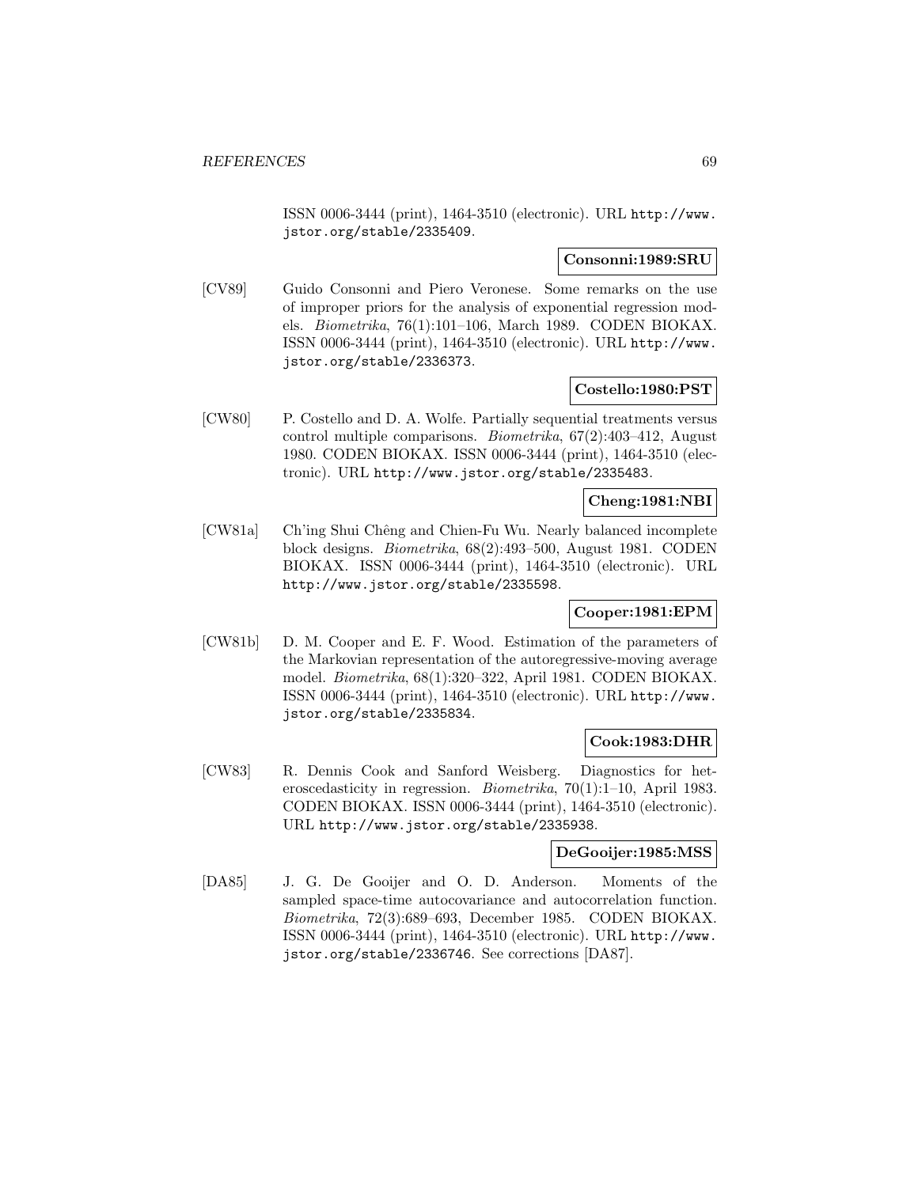ISSN 0006-3444 (print), 1464-3510 (electronic). URL http://www.jstor.org/stable/2335409.

**Consonni:1989:SRU**

[CV89] Guido Consonni and Piero Veronese. Some remarks on the use of improper priors for the analysis of exponential regression models. *Biometrika*, 76(1):101–106, March 1989. CODEN BIOKAX. ISSN 0006-3444 (print), 1464-3510 (electronic). URL http://www.jstor.org/stable/2336373.

**Costello:1980:PST**

[CW80] P. Costello and D. A. Wolfe. Partially sequential treatments versus control multiple comparisons. *Biometrika*, 67(2):403–412, August 1980. CODEN BIOKAX. ISSN 0006-3444 (print), 1464-3510 (electronic). URL http://www.jstor.org/stable/2335483.

**Cheng:1981:NBI**

[CW81a] Ch'ing Shui Chêng and Chien-Fu Wu. Nearly balanced incomplete block designs. *Biometrika*, 68(2):493–500, August 1981. CODEN BIOKAX. ISSN 0006-3444 (print), 1464-3510 (electronic). URL http://www.jstor.org/stable/2335598.

**Cooper:1981:EPM**

[CW81b] D. M. Cooper and E. F. Wood. Estimation of the parameters of the Markovian representation of the autoregressive-moving average model. *Biometrika*, 68(1):320–322, April 1981. CODEN BIOKAX. ISSN 0006-3444 (print), 1464-3510 (electronic). URL http://www.jstor.org/stable/2335834.

**Cook:1983:DHR**

[CW83] R. Dennis Cook and Sanford Weisberg. Diagnostics for heteroscedasticity in regression. *Biometrika*, 70(1):1–10, April 1983. CODEN BIOKAX. ISSN 0006-3444 (print), 1464-3510 (electronic). URL http://www.jstor.org/stable/2335938.

**DeGooijer:1985:MSS**

[DA85] J. G. De Gooijer and O. D. Anderson. Moments of the sampled space-time autocovariance and autocorrelation function. *Biometrika*, 72(3):689–693, December 1985. CODEN BIOKAX. ISSN 0006-3444 (print), 1464-3510 (electronic). URL http://www.jstor.org/stable/2336746. See corrections [DA87].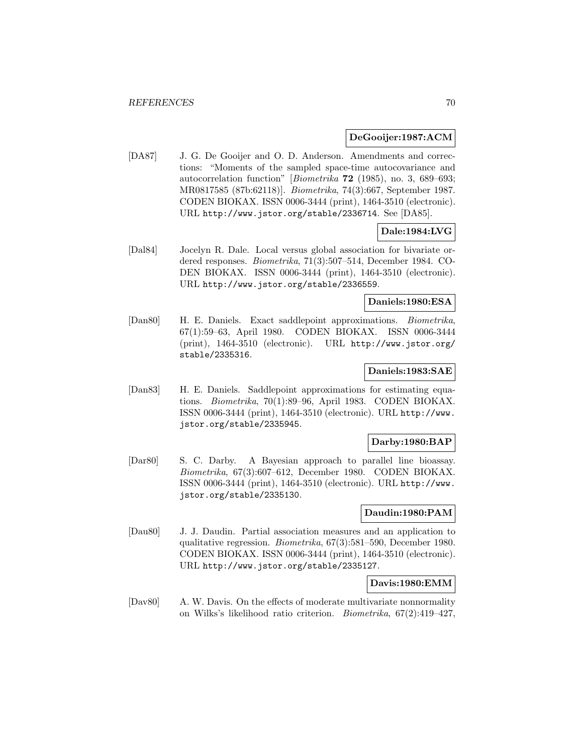**DeGooijer:1987:ACM**

[DA87] J. G. De Gooijer and O. D. Anderson. Amendments and corrections: "Moments of the sampled space-time autocovariance and autocorrelation function" [*Biometrika* **72** (1985), no. 3, 689–693; MR0817585 (87b:62118)]. *Biometrika*, 74(3):667, September 1987. CODEN BIOKAX. ISSN 0006-3444 (print), 1464-3510 (electronic). URL http://www.jstor.org/stable/2336714. See [DA85].

**Dale:1984:LVG**

[Dal84] Jocelyn R. Dale. Local versus global association for bivariate ordered responses. *Biometrika*, 71(3):507–514, December 1984. CODEN BIOKAX. ISSN 0006-3444 (print), 1464-3510 (electronic). URL http://www.jstor.org/stable/2336559.

**Daniels:1980:ESA**

[Dan80] H. E. Daniels. Exact saddlepoint approximations. *Biometrika*, 67(1):59–63, April 1980. CODEN BIOKAX. ISSN 0006-3444 (print), 1464-3510 (electronic). URL http://www.jstor.org/stable/2335316.

**Daniels:1983:SAE**

[Dan83] H. E. Daniels. Saddlepoint approximations for estimating equations. *Biometrika*, 70(1):89–96, April 1983. CODEN BIOKAX. ISSN 0006-3444 (print), 1464-3510 (electronic). URL http://www.jstor.org/stable/2335945.

**Darby:1980:BAP**

[Dar80] S. C. Darby. A Bayesian approach to parallel line bioassay. *Biometrika*, 67(3):607–612, December 1980. CODEN BIOKAX. ISSN 0006-3444 (print), 1464-3510 (electronic). URL http://www.jstor.org/stable/2335130.

**Daudin:1980:PAM**

[Dau80] J. J. Daudin. Partial association measures and an application to qualitative regression. *Biometrika*, 67(3):581–590, December 1980. CODEN BIOKAX. ISSN 0006-3444 (print), 1464-3510 (electronic). URL http://www.jstor.org/stable/2335127.

**Davis:1980:EMM**

[Dav80] A. W. Davis. On the effects of moderate multivariate nonnormality on Wilks's likelihood ratio criterion. *Biometrika*, 67(2):419–427,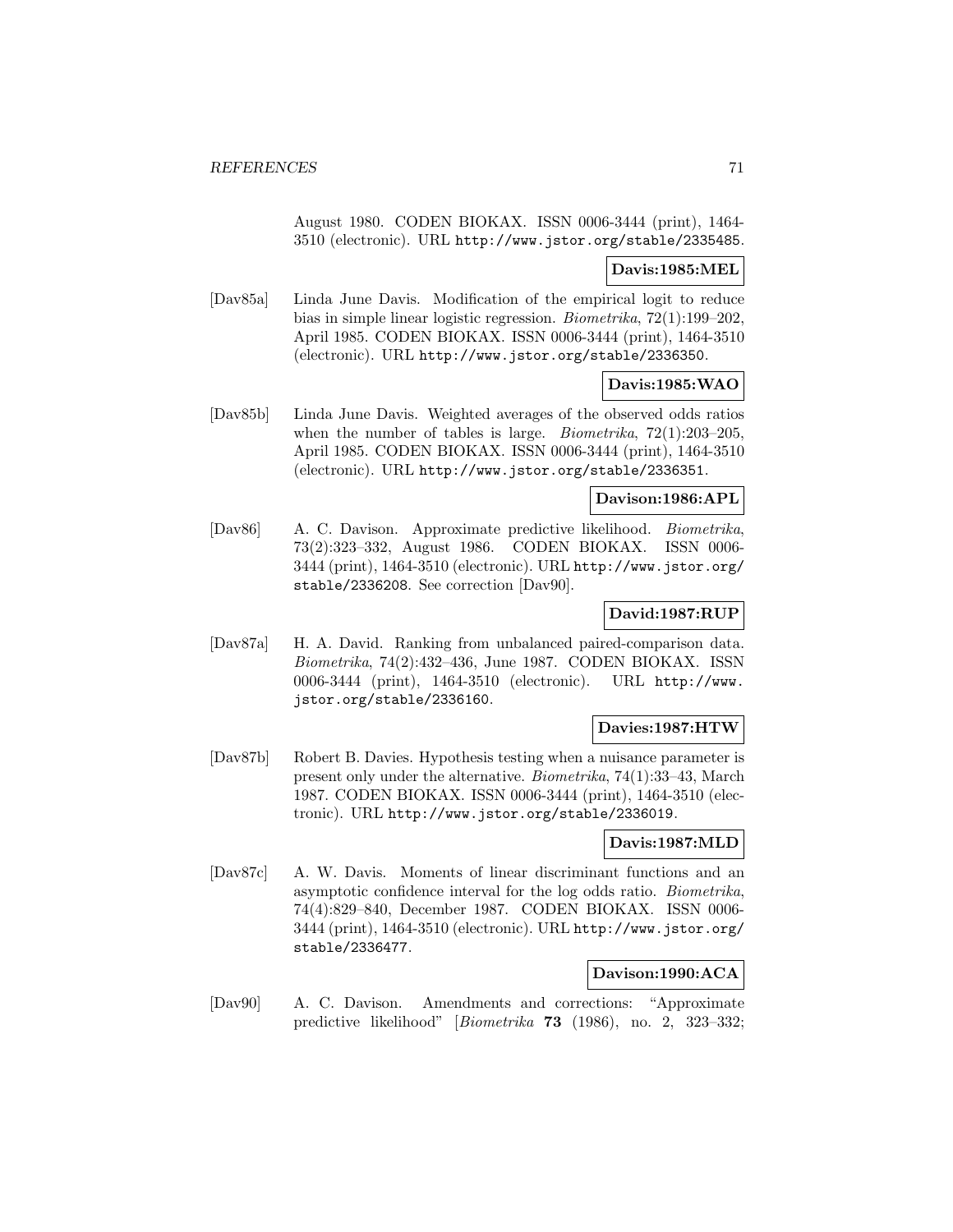August 1980. CODEN BIOKAX. ISSN 0006-3444 (print), 1464-3510 (electronic). URL http://www.jstor.org/stable/2335485.

**Davis:1985:MEL**

[Dav85a] Linda June Davis. Modification of the empirical logit to reduce bias in simple linear logistic regression. *Biometrika*, 72(1):199–202, April 1985. CODEN BIOKAX. ISSN 0006-3444 (print), 1464-3510 (electronic). URL http://www.jstor.org/stable/2336350.

**Davis:1985:WAO**

[Dav85b] Linda June Davis. Weighted averages of the observed odds ratios when the number of tables is large. *Biometrika*, 72(1):203–205, April 1985. CODEN BIOKAX. ISSN 0006-3444 (print), 1464-3510 (electronic). URL http://www.jstor.org/stable/2336351.

**Davison:1986:APL**

[Dav86] A. C. Davison. Approximate predictive likelihood. *Biometrika*, 73(2):323–332, August 1986. CODEN BIOKAX. ISSN 0006-3444 (print), 1464-3510 (electronic). URL http://www.jstor.org/stable/2336208. See correction [Dav90].

**David:1987:RUP**

[Dav87a] H. A. David. Ranking from unbalanced paired-comparison data. *Biometrika*, 74(2):432–436, June 1987. CODEN BIOKAX. ISSN 0006-3444 (print), 1464-3510 (electronic). URL http://www.jstor.org/stable/2336160.

**Davies:1987:HTW**

[Dav87b] Robert B. Davies. Hypothesis testing when a nuisance parameter is present only under the alternative. *Biometrika*, 74(1):33–43, March 1987. CODEN BIOKAX. ISSN 0006-3444 (print), 1464-3510 (electronic). URL http://www.jstor.org/stable/2336019.

**Davis:1987:MLD**

[Dav87c] A. W. Davis. Moments of linear discriminant functions and an asymptotic confidence interval for the log odds ratio. *Biometrika*, 74(4):829–840, December 1987. CODEN BIOKAX. ISSN 0006-3444 (print), 1464-3510 (electronic). URL http://www.jstor.org/stable/2336477.

**Davison:1990:ACA**

[Dav90] A. C. Davison. Amendments and corrections: "Approximate predictive likelihood" [*Biometrika* **73** (1986), no. 2, 323–332;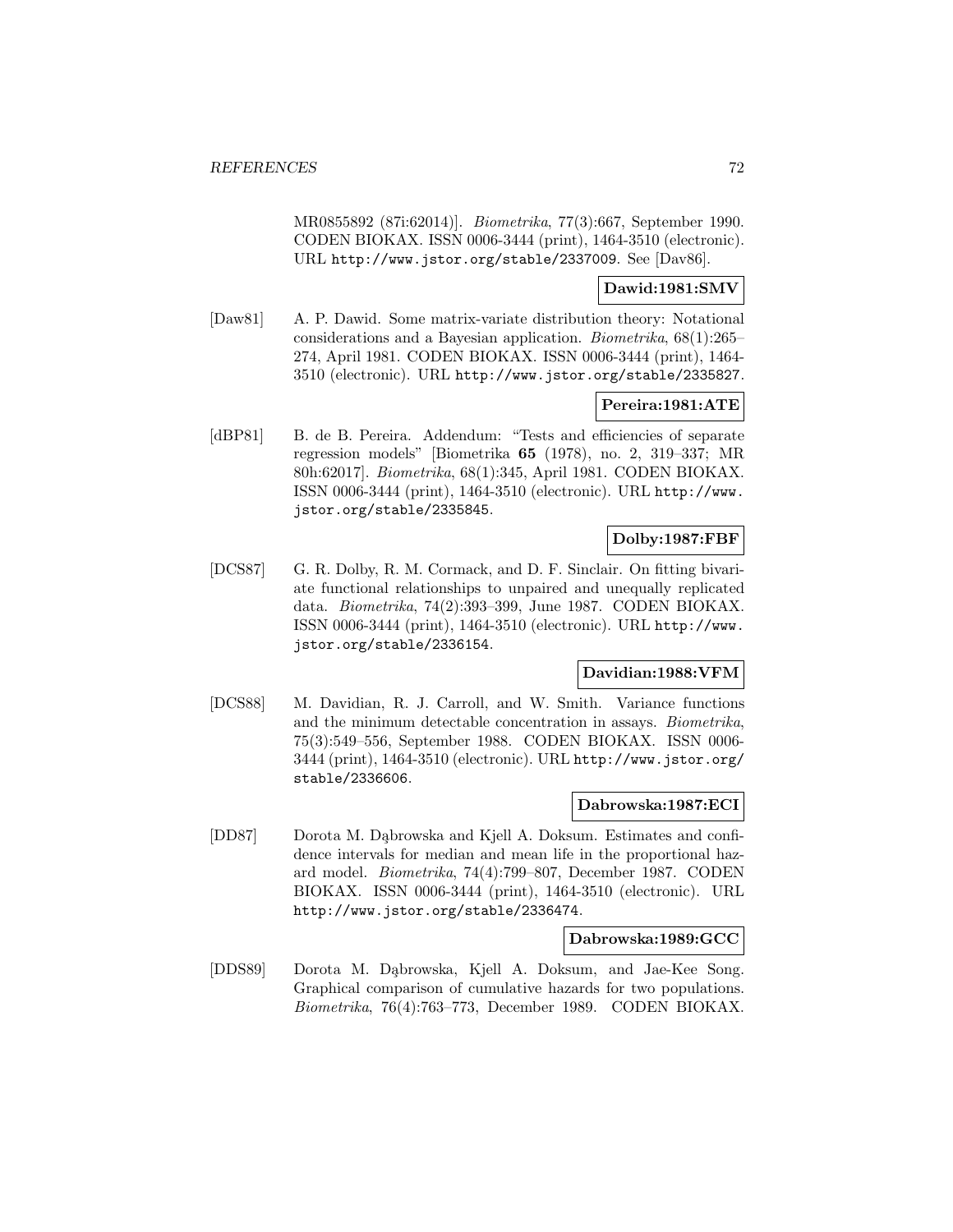MR0855892 (87i:62014)]. *Biometrika*, 77(3):667, September 1990. CODEN BIOKAX. ISSN 0006-3444 (print), 1464-3510 (electronic). URL `http://www.jstor.org/stable/2337009`. See [Dav86].

**Dawid:1981:SMV**

[Daw81] A. P. Dawid. Some matrix-variate distribution theory: Notational considerations and a Bayesian application. *Biometrika*, 68(1):265–274, April 1981. CODEN BIOKAX. ISSN 0006-3444 (print), 1464-3510 (electronic). URL `http://www.jstor.org/stable/2335827`.

**Pereira:1981:ATE**

[dBP81] B. de B. Pereira. Addendum: "Tests and efficiencies of separate regression models" [Biometrika **65** (1978), no. 2, 319–337; MR 80h:62017]. *Biometrika*, 68(1):345, April 1981. CODEN BIOKAX. ISSN 0006-3444 (print), 1464-3510 (electronic). URL `http://www.jstor.org/stable/2335845`.

**Dolby:1987:FBF**

[DCS87] G. R. Dolby, R. M. Cormack, and D. F. Sinclair. On fitting bivariate functional relationships to unpaired and unequally replicated data. *Biometrika*, 74(2):393–399, June 1987. CODEN BIOKAX. ISSN 0006-3444 (print), 1464-3510 (electronic). URL `http://www.jstor.org/stable/2336154`.

**Davidian:1988:VFM**

[DCS88] M. Davidian, R. J. Carroll, and W. Smith. Variance functions and the minimum detectable concentration in assays. *Biometrika*, 75(3):549–556, September 1988. CODEN BIOKAX. ISSN 0006-3444 (print), 1464-3510 (electronic). URL `http://www.jstor.org/stable/2336606`.

**Dabrowska:1987:ECI**

[DD87] Dorota M. Dąbrowska and Kjell A. Doksum. Estimates and confidence intervals for median and mean life in the proportional hazard model. *Biometrika*, 74(4):799–807, December 1987. CODEN BIOKAX. ISSN 0006-3444 (print), 1464-3510 (electronic). URL `http://www.jstor.org/stable/2336474`.

**Dabrowska:1989:GCC**

[DDS89] Dorota M. Dąbrowska, Kjell A. Doksum, and Jae-Kee Song. Graphical comparison of cumulative hazards for two populations. *Biometrika*, 76(4):763–773, December 1989. CODEN BIOKAX.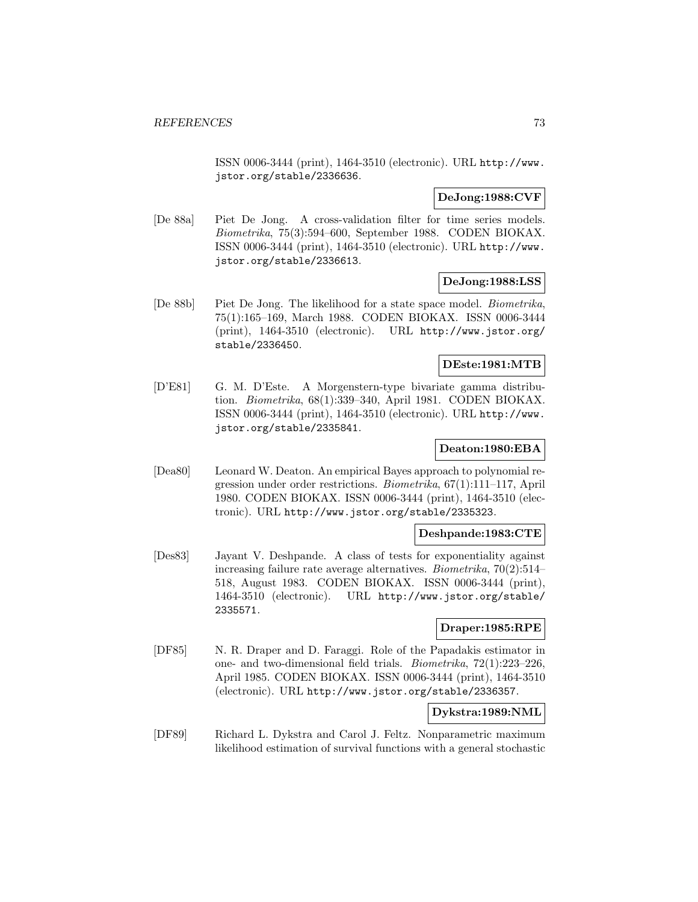ISSN 0006-3444 (print), 1464-3510 (electronic). URL http://www.jstor.org/stable/2336636.

**DeJong:1988:CVF**

[De 88a] Piet De Jong. A cross-validation filter for time series models. *Biometrika*, 75(3):594–600, September 1988. CODEN BIOKAX. ISSN 0006-3444 (print), 1464-3510 (electronic). URL http://www.jstor.org/stable/2336613.

**DeJong:1988:LSS**

[De 88b] Piet De Jong. The likelihood for a state space model. *Biometrika*, 75(1):165–169, March 1988. CODEN BIOKAX. ISSN 0006-3444 (print), 1464-3510 (electronic). URL http://www.jstor.org/stable/2336450.

**DEste:1981:MTB**

[D'E81] G. M. D'Este. A Morgenstern-type bivariate gamma distribution. *Biometrika*, 68(1):339–340, April 1981. CODEN BIOKAX. ISSN 0006-3444 (print), 1464-3510 (electronic). URL http://www.jstor.org/stable/2335841.

**Deaton:1980:EBA**

[Dea80] Leonard W. Deaton. An empirical Bayes approach to polynomial regression under order restrictions. *Biometrika*, 67(1):111–117, April 1980. CODEN BIOKAX. ISSN 0006-3444 (print), 1464-3510 (electronic). URL http://www.jstor.org/stable/2335323.

**Deshpande:1983:CTE**

[Des83] Jayant V. Deshpande. A class of tests for exponentiality against increasing failure rate average alternatives. *Biometrika*, 70(2):514–518, August 1983. CODEN BIOKAX. ISSN 0006-3444 (print), 1464-3510 (electronic). URL http://www.jstor.org/stable/2335571.

**Draper:1985:RPE**

[DF85] N. R. Draper and D. Faraggi. Role of the Papadakis estimator in one- and two-dimensional field trials. *Biometrika*, 72(1):223–226, April 1985. CODEN BIOKAX. ISSN 0006-3444 (print), 1464-3510 (electronic). URL http://www.jstor.org/stable/2336357.

**Dykstra:1989:NML**

[DF89] Richard L. Dykstra and Carol J. Feltz. Nonparametric maximum likelihood estimation of survival functions with a general stochastic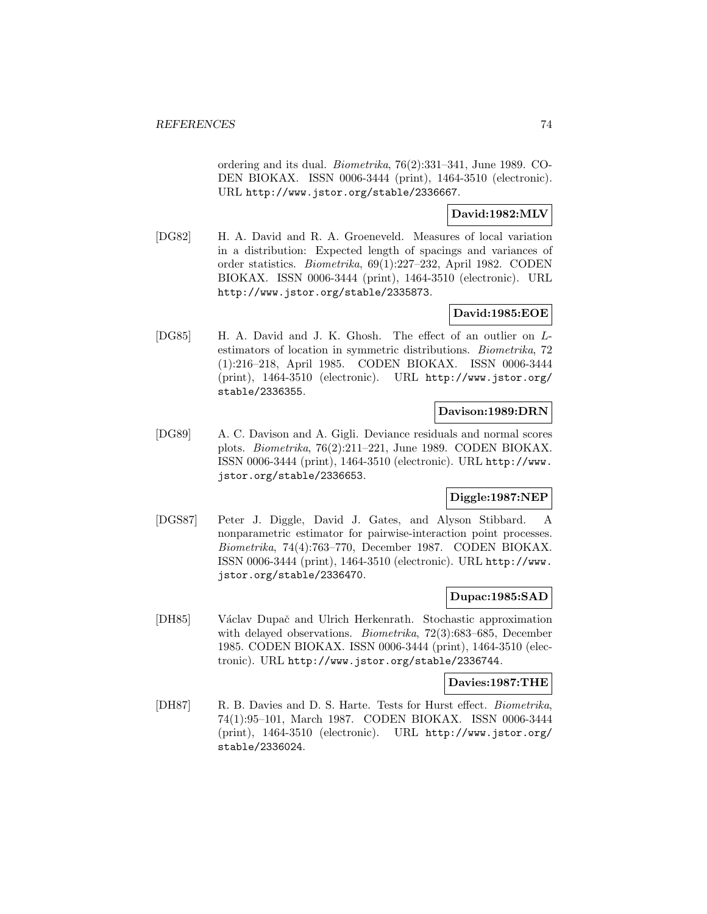ordering and its dual. *Biometrika*, 76(2):331–341, June 1989. CODEN BIOKAX. ISSN 0006-3444 (print), 1464-3510 (electronic). URL http://www.jstor.org/stable/2336667.

**David:1982:MLV**

[DG82] H. A. David and R. A. Groeneveld. Measures of local variation in a distribution: Expected length of spacings and variances of order statistics. *Biometrika*, 69(1):227–232, April 1982. CODEN BIOKAX. ISSN 0006-3444 (print), 1464-3510 (electronic). URL http://www.jstor.org/stable/2335873.

**David:1985:EOE**

[DG85] H. A. David and J. K. Ghosh. The effect of an outlier on $L$-estimators of location in symmetric distributions. *Biometrika*, 72 (1):216–218, April 1985. CODEN BIOKAX. ISSN 0006-3444 (print), 1464-3510 (electronic). URL http://www.jstor.org/stable/2336355.

**Davison:1989:DRN**

[DG89] A. C. Davison and A. Gigli. Deviance residuals and normal scores plots. *Biometrika*, 76(2):211–221, June 1989. CODEN BIOKAX. ISSN 0006-3444 (print), 1464-3510 (electronic). URL http://www.jstor.org/stable/2336653.

**Diggle:1987:NEP**

[DGS87] Peter J. Diggle, David J. Gates, and Alyson Stibbard. A nonparametric estimator for pairwise-interaction point processes. *Biometrika*, 74(4):763–770, December 1987. CODEN BIOKAX. ISSN 0006-3444 (print), 1464-3510 (electronic). URL http://www.jstor.org/stable/2336470.

**Dupac:1985:SAD**

[DH85] Václav Dupač and Ulrich Herkenrath. Stochastic approximation with delayed observations. *Biometrika*, 72(3):683–685, December 1985. CODEN BIOKAX. ISSN 0006-3444 (print), 1464-3510 (electronic). URL http://www.jstor.org/stable/2336744.

**Davies:1987:THE**

[DH87] R. B. Davies and D. S. Harte. Tests for Hurst effect. *Biometrika*, 74(1):95–101, March 1987. CODEN BIOKAX. ISSN 0006-3444 (print), 1464-3510 (electronic). URL http://www.jstor.org/stable/2336024.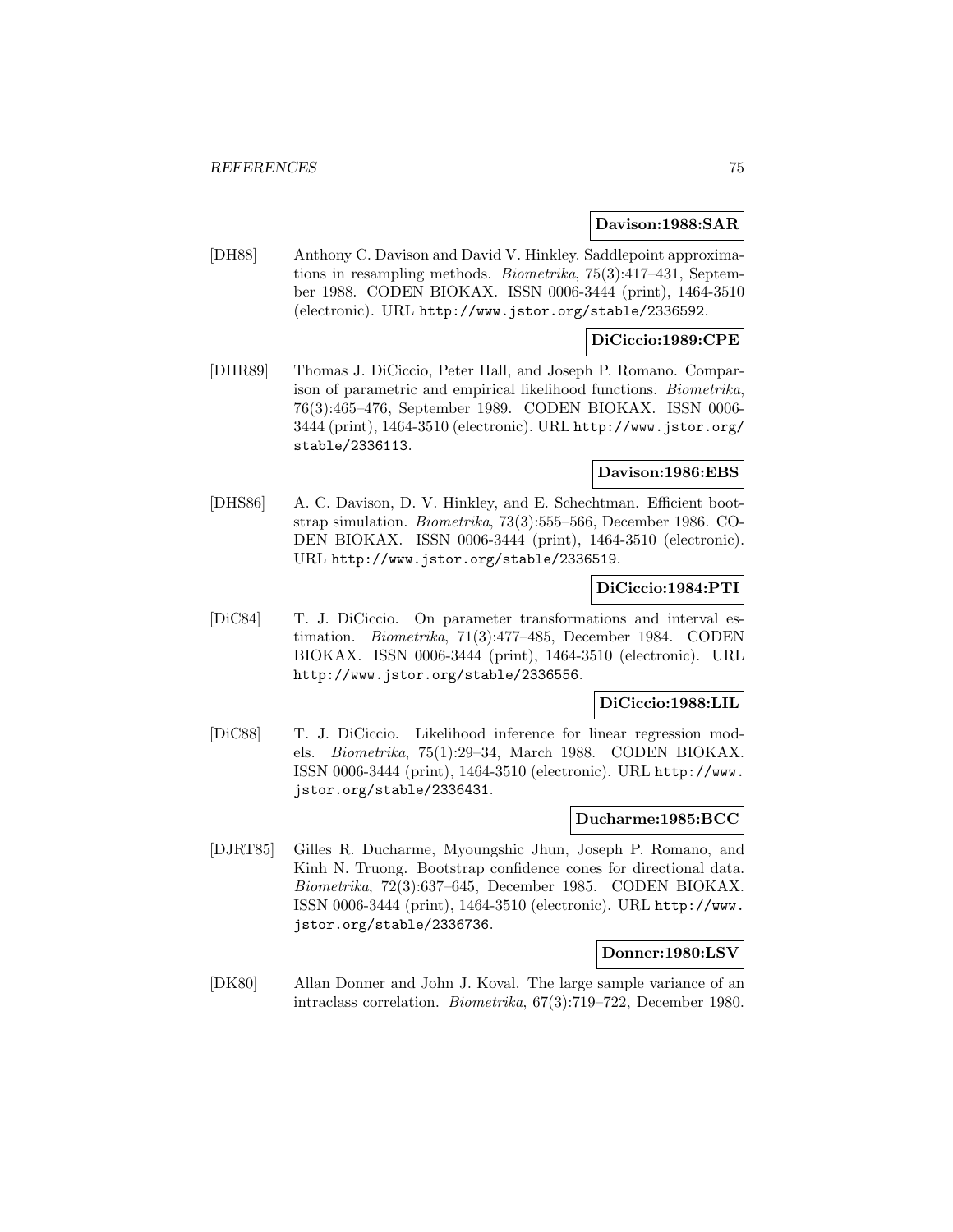**Davison:1988:SAR**

[DH88] Anthony C. Davison and David V. Hinkley. Saddlepoint approximations in resampling methods. *Biometrika*, 75(3):417–431, September 1988. CODEN BIOKAX. ISSN 0006-3444 (print), 1464-3510 (electronic). URL http://www.jstor.org/stable/2336592.

**DiCiccio:1989:CPE**

[DHR89] Thomas J. DiCiccio, Peter Hall, and Joseph P. Romano. Comparison of parametric and empirical likelihood functions. *Biometrika*, 76(3):465–476, September 1989. CODEN BIOKAX. ISSN 0006-3444 (print), 1464-3510 (electronic). URL http://www.jstor.org/stable/2336113.

**Davison:1986:EBS**

[DHS86] A. C. Davison, D. V. Hinkley, and E. Schechtman. Efficient bootstrap simulation. *Biometrika*, 73(3):555–566, December 1986. CODEN BIOKAX. ISSN 0006-3444 (print), 1464-3510 (electronic). URL http://www.jstor.org/stable/2336519.

**DiCiccio:1984:PTI**

[DiC84] T. J. DiCiccio. On parameter transformations and interval estimation. *Biometrika*, 71(3):477–485, December 1984. CODEN BIOKAX. ISSN 0006-3444 (print), 1464-3510 (electronic). URL http://www.jstor.org/stable/2336556.

**DiCiccio:1988:LIL**

[DiC88] T. J. DiCiccio. Likelihood inference for linear regression models. *Biometrika*, 75(1):29–34, March 1988. CODEN BIOKAX. ISSN 0006-3444 (print), 1464-3510 (electronic). URL http://www.jstor.org/stable/2336431.

**Ducharme:1985:BCC**

[DJRT85] Gilles R. Ducharme, Myoungshic Jhun, Joseph P. Romano, and Kinh N. Truong. Bootstrap confidence cones for directional data. *Biometrika*, 72(3):637–645, December 1985. CODEN BIOKAX. ISSN 0006-3444 (print), 1464-3510 (electronic). URL http://www.jstor.org/stable/2336736.

**Donner:1980:LSV**

[DK80] Allan Donner and John J. Koval. The large sample variance of an intraclass correlation. *Biometrika*, 67(3):719–722, December 1980.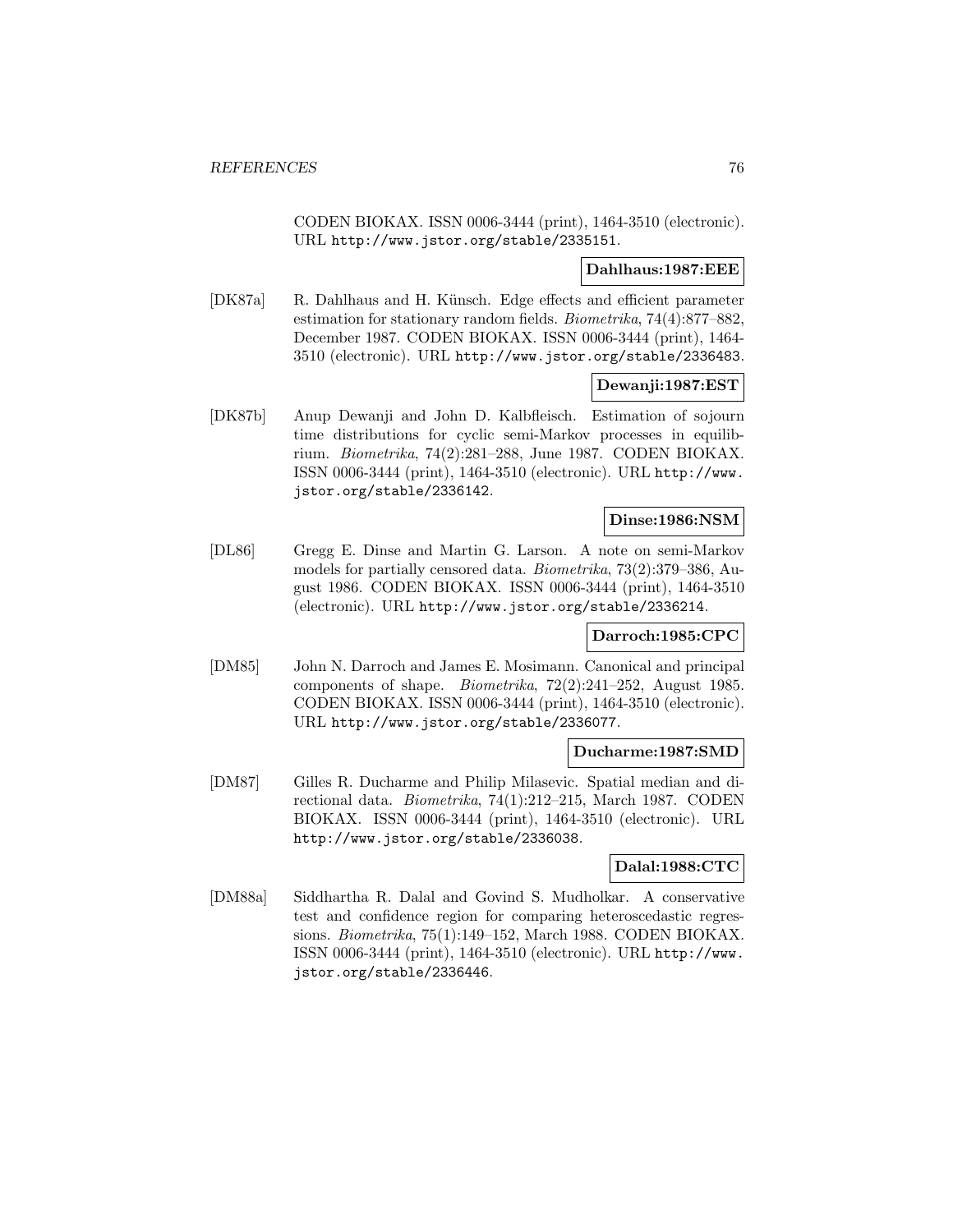CODEN BIOKAX. ISSN 0006-3444 (print), 1464-3510 (electronic). URL http://www.jstor.org/stable/2335151.

**Dahlhaus:1987:EEE**

[DK87a] R. Dahlhaus and H. Künsch. Edge effects and efficient parameter estimation for stationary random fields. *Biometrika*, 74(4):877–882, December 1987. CODEN BIOKAX. ISSN 0006-3444 (print), 1464-3510 (electronic). URL http://www.jstor.org/stable/2336483.

**Dewanji:1987:EST**

[DK87b] Anup Dewanji and John D. Kalbfleisch. Estimation of sojourn time distributions for cyclic semi-Markov processes in equilibrium. *Biometrika*, 74(2):281–288, June 1987. CODEN BIOKAX. ISSN 0006-3444 (print), 1464-3510 (electronic). URL http://www.jstor.org/stable/2336142.

**Dinse:1986:NSM**

[DL86] Gregg E. Dinse and Martin G. Larson. A note on semi-Markov models for partially censored data. *Biometrika*, 73(2):379–386, August 1986. CODEN BIOKAX. ISSN 0006-3444 (print), 1464-3510 (electronic). URL http://www.jstor.org/stable/2336214.

**Darroch:1985:CPC**

[DM85] John N. Darroch and James E. Mosimann. Canonical and principal components of shape. *Biometrika*, 72(2):241–252, August 1985. CODEN BIOKAX. ISSN 0006-3444 (print), 1464-3510 (electronic). URL http://www.jstor.org/stable/2336077.

**Ducharme:1987:SMD**

[DM87] Gilles R. Ducharme and Philip Milasevic. Spatial median and directional data. *Biometrika*, 74(1):212–215, March 1987. CODEN BIOKAX. ISSN 0006-3444 (print), 1464-3510 (electronic). URL http://www.jstor.org/stable/2336038.

**Dalal:1988:CTC**

[DM88a] Siddhartha R. Dalal and Govind S. Mudholkar. A conservative test and confidence region for comparing heteroscedastic regressions. *Biometrika*, 75(1):149–152, March 1988. CODEN BIOKAX. ISSN 0006-3444 (print), 1464-3510 (electronic). URL http://www.jstor.org/stable/2336446.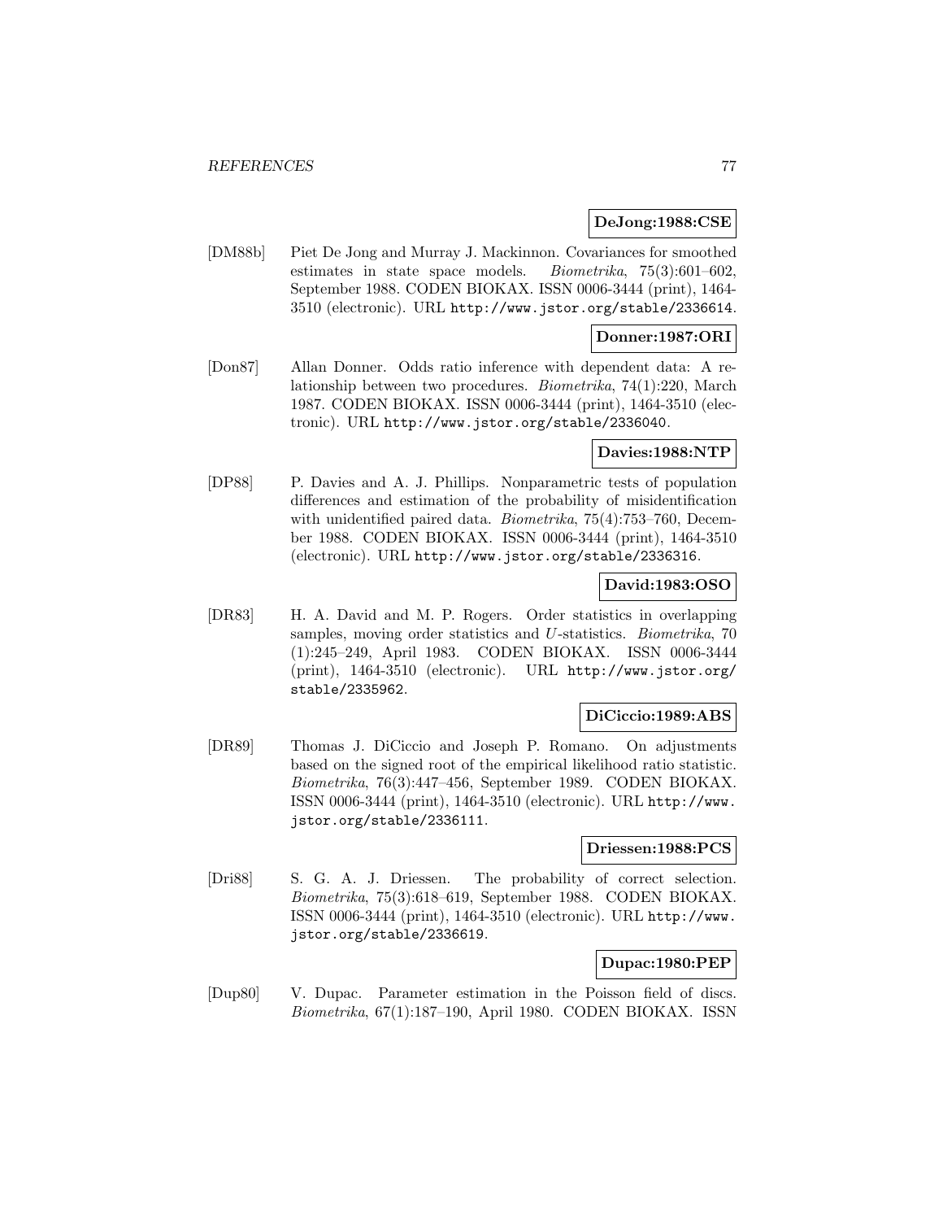**DeJong:1988:CSE**

[DM88b] Piet De Jong and Murray J. Mackinnon. Covariances for smoothed estimates in state space models. *Biometrika*, 75(3):601–602, September 1988. CODEN BIOKAX. ISSN 0006-3444 (print), 1464-3510 (electronic). URL http://www.jstor.org/stable/2336614.

**Donner:1987:ORI**

[Don87] Allan Donner. Odds ratio inference with dependent data: A relationship between two procedures. *Biometrika*, 74(1):220, March 1987. CODEN BIOKAX. ISSN 0006-3444 (print), 1464-3510 (electronic). URL http://www.jstor.org/stable/2336040.

**Davies:1988:NTP**

[DP88] P. Davies and A. J. Phillips. Nonparametric tests of population differences and estimation of the probability of misidentification with unidentified paired data. *Biometrika*, 75(4):753–760, December 1988. CODEN BIOKAX. ISSN 0006-3444 (print), 1464-3510 (electronic). URL http://www.jstor.org/stable/2336316.

**David:1983:OSO**

[DR83] H. A. David and M. P. Rogers. Order statistics in overlapping samples, moving order statistics and U-statistics. *Biometrika*, 70 (1):245–249, April 1983. CODEN BIOKAX. ISSN 0006-3444 (print), 1464-3510 (electronic). URL http://www.jstor.org/stable/2335962.

**DiCiccio:1989:ABS**

[DR89] Thomas J. DiCiccio and Joseph P. Romano. On adjustments based on the signed root of the empirical likelihood ratio statistic. *Biometrika*, 76(3):447–456, September 1989. CODEN BIOKAX. ISSN 0006-3444 (print), 1464-3510 (electronic). URL http://www.jstor.org/stable/2336111.

**Driessen:1988:PCS**

[Dri88] S. G. A. J. Driessen. The probability of correct selection. *Biometrika*, 75(3):618–619, September 1988. CODEN BIOKAX. ISSN 0006-3444 (print), 1464-3510 (electronic). URL http://www.jstor.org/stable/2336619.

**Dupac:1980:PEP**

[Dup80] V. Dupac. Parameter estimation in the Poisson field of discs. *Biometrika*, 67(1):187–190, April 1980. CODEN BIOKAX. ISSN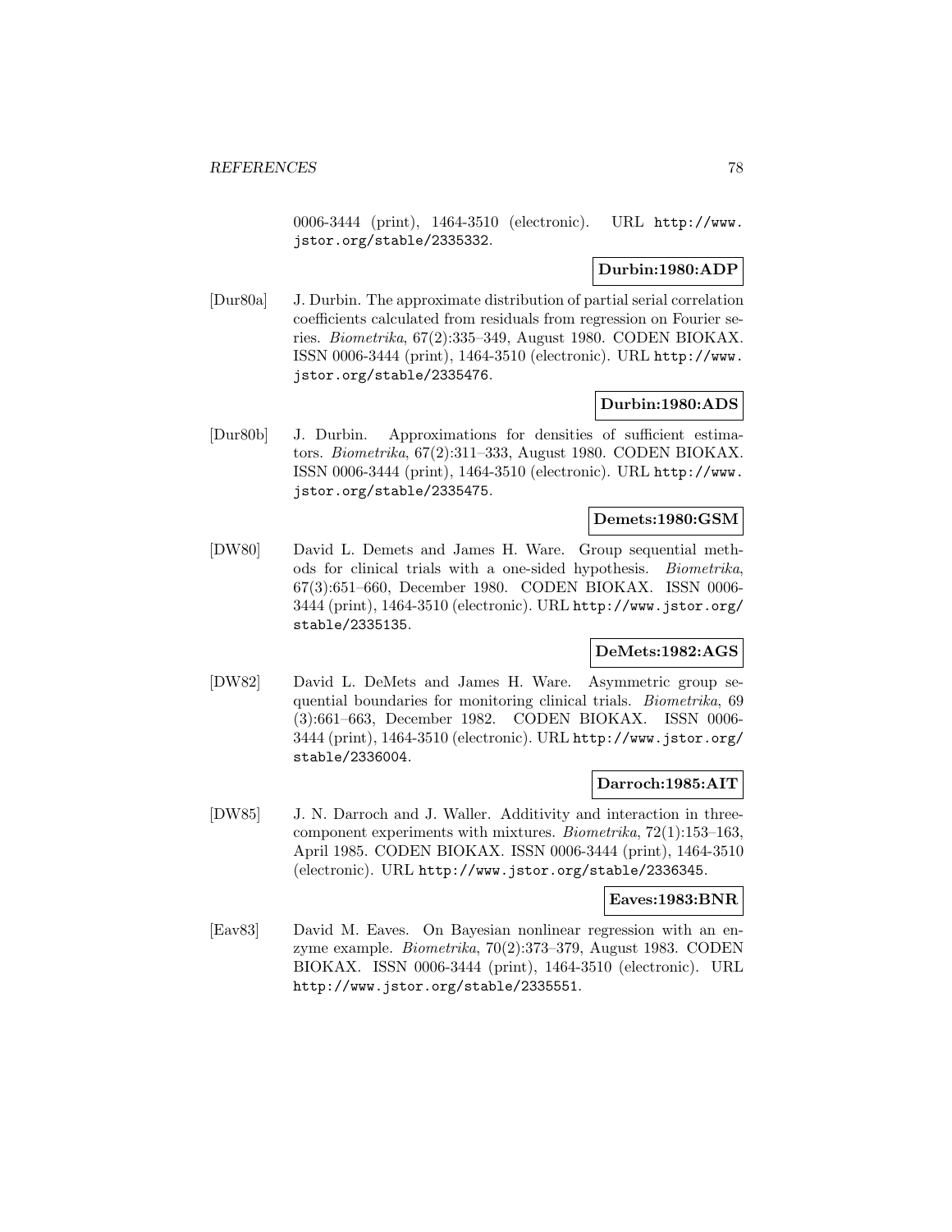0006-3444 (print), 1464-3510 (electronic). URL http://www.jstor.org/stable/2335332.

**Durbin:1980:ADP**

[Dur80a] J. Durbin. The approximate distribution of partial serial correlation coefficients calculated from residuals from regression on Fourier series. *Biometrika*, 67(2):335–349, August 1980. CODEN BIOKAX. ISSN 0006-3444 (print), 1464-3510 (electronic). URL http://www.jstor.org/stable/2335476.

**Durbin:1980:ADS**

[Dur80b] J. Durbin. Approximations for densities of sufficient estimators. *Biometrika*, 67(2):311–333, August 1980. CODEN BIOKAX. ISSN 0006-3444 (print), 1464-3510 (electronic). URL http://www.jstor.org/stable/2335475.

**Demets:1980:GSM**

[DW80] David L. Demets and James H. Ware. Group sequential methods for clinical trials with a one-sided hypothesis. *Biometrika*, 67(3):651–660, December 1980. CODEN BIOKAX. ISSN 0006-3444 (print), 1464-3510 (electronic). URL http://www.jstor.org/stable/2335135.

**DeMets:1982:AGS**

[DW82] David L. DeMets and James H. Ware. Asymmetric group sequential boundaries for monitoring clinical trials. *Biometrika*, 69 (3):661–663, December 1982. CODEN BIOKAX. ISSN 0006-3444 (print), 1464-3510 (electronic). URL http://www.jstor.org/stable/2336004.

**Darroch:1985:AIT**

[DW85] J. N. Darroch and J. Waller. Additivity and interaction in three-component experiments with mixtures. *Biometrika*, 72(1):153–163, April 1985. CODEN BIOKAX. ISSN 0006-3444 (print), 1464-3510 (electronic). URL http://www.jstor.org/stable/2336345.

**Eaves:1983:BNR**

[Eav83] David M. Eaves. On Bayesian nonlinear regression with an enzyme example. *Biometrika*, 70(2):373–379, August 1983. CODEN BIOKAX. ISSN 0006-3444 (print), 1464-3510 (electronic). URL http://www.jstor.org/stable/2335551.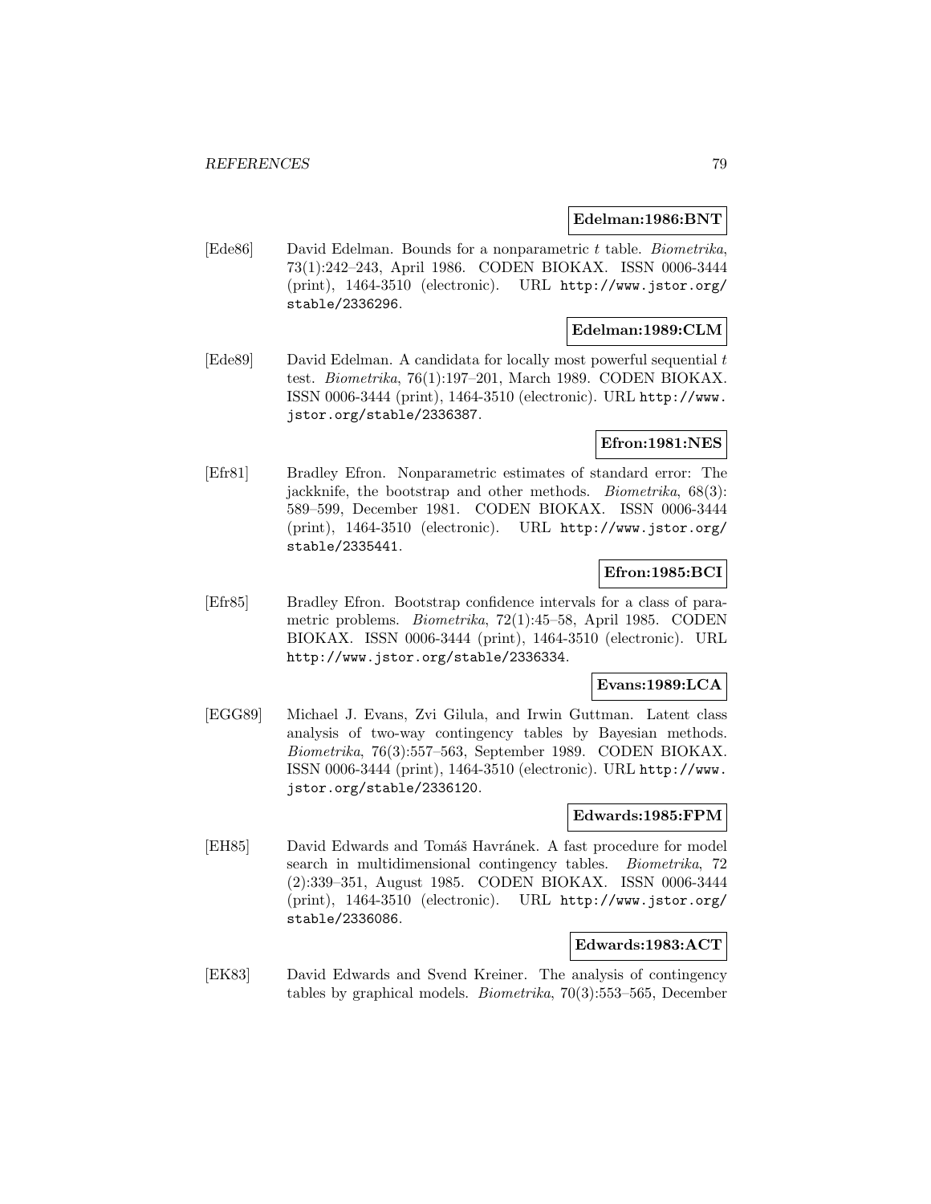**Edelman:1986:BNT**

[Ede86] David Edelman. Bounds for a nonparametric $t$ table. *Biometrika*, 73(1):242–243, April 1986. CODEN BIOKAX. ISSN 0006-3444 (print), 1464-3510 (electronic). URL http://www.jstor.org/stable/2336296.

**Edelman:1989:CLM**

[Ede89] David Edelman. A candidata for locally most powerful sequential $t$ test. *Biometrika*, 76(1):197–201, March 1989. CODEN BIOKAX. ISSN 0006-3444 (print), 1464-3510 (electronic). URL http://www.jstor.org/stable/2336387.

**Efron:1981:NES**

[Efr81] Bradley Efron. Nonparametric estimates of standard error: The jackknife, the bootstrap and other methods. *Biometrika*, 68(3): 589–599, December 1981. CODEN BIOKAX. ISSN 0006-3444 (print), 1464-3510 (electronic). URL http://www.jstor.org/stable/2335441.

**Efron:1985:BCI**

[Efr85] Bradley Efron. Bootstrap confidence intervals for a class of parametric problems. *Biometrika*, 72(1):45–58, April 1985. CODEN BIOKAX. ISSN 0006-3444 (print), 1464-3510 (electronic). URL http://www.jstor.org/stable/2336334.

**Evans:1989:LCA**

[EGG89] Michael J. Evans, Zvi Gilula, and Irwin Guttman. Latent class analysis of two-way contingency tables by Bayesian methods. *Biometrika*, 76(3):557–563, September 1989. CODEN BIOKAX. ISSN 0006-3444 (print), 1464-3510 (electronic). URL http://www.jstor.org/stable/2336120.

**Edwards:1985:FPM**

[EH85] David Edwards and Tomáš Havránek. A fast procedure for model search in multidimensional contingency tables. *Biometrika*, 72 (2):339–351, August 1985. CODEN BIOKAX. ISSN 0006-3444 (print), 1464-3510 (electronic). URL http://www.jstor.org/stable/2336086.

**Edwards:1983:ACT**

[EK83] David Edwards and Svend Kreiner. The analysis of contingency tables by graphical models. *Biometrika*, 70(3):553–565, December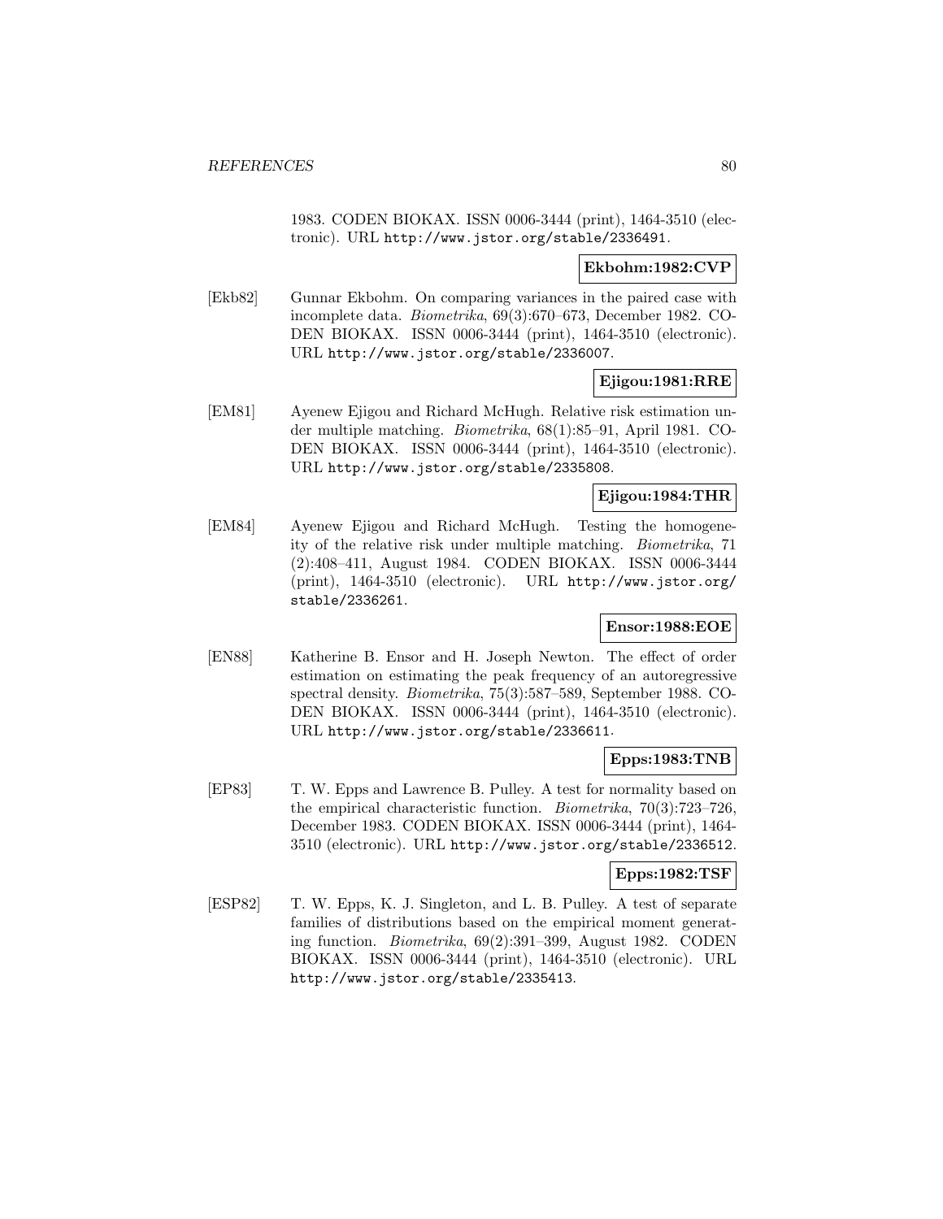1983. CODEN BIOKAX. ISSN 0006-3444 (print), 1464-3510 (electronic). URL http://www.jstor.org/stable/2336491.

**Ekbohm:1982:CVP**

[Ekb82] Gunnar Ekbohm. On comparing variances in the paired case with incomplete data. *Biometrika*, 69(3):670–673, December 1982. CODEN BIOKAX. ISSN 0006-3444 (print), 1464-3510 (electronic). URL http://www.jstor.org/stable/2336007.

**Ejigou:1981:RRE**

[EM81] Ayenew Ejigou and Richard McHugh. Relative risk estimation under multiple matching. *Biometrika*, 68(1):85–91, April 1981. CODEN BIOKAX. ISSN 0006-3444 (print), 1464-3510 (electronic). URL http://www.jstor.org/stable/2335808.

**Ejigou:1984:THR**

[EM84] Ayenew Ejigou and Richard McHugh. Testing the homogeneity of the relative risk under multiple matching. *Biometrika*, 71 (2):408–411, August 1984. CODEN BIOKAX. ISSN 0006-3444 (print), 1464-3510 (electronic). URL http://www.jstor.org/stable/2336261.

**Ensor:1988:EOE**

[EN88] Katherine B. Ensor and H. Joseph Newton. The effect of order estimation on estimating the peak frequency of an autoregressive spectral density. *Biometrika*, 75(3):587–589, September 1988. CODEN BIOKAX. ISSN 0006-3444 (print), 1464-3510 (electronic). URL http://www.jstor.org/stable/2336611.

**Epps:1983:TNB**

[EP83] T. W. Epps and Lawrence B. Pulley. A test for normality based on the empirical characteristic function. *Biometrika*, 70(3):723–726, December 1983. CODEN BIOKAX. ISSN 0006-3444 (print), 1464-3510 (electronic). URL http://www.jstor.org/stable/2336512.

**Epps:1982:TSF**

[ESP82] T. W. Epps, K. J. Singleton, and L. B. Pulley. A test of separate families of distributions based on the empirical moment generating function. *Biometrika*, 69(2):391–399, August 1982. CODEN BIOKAX. ISSN 0006-3444 (print), 1464-3510 (electronic). URL http://www.jstor.org/stable/2335413.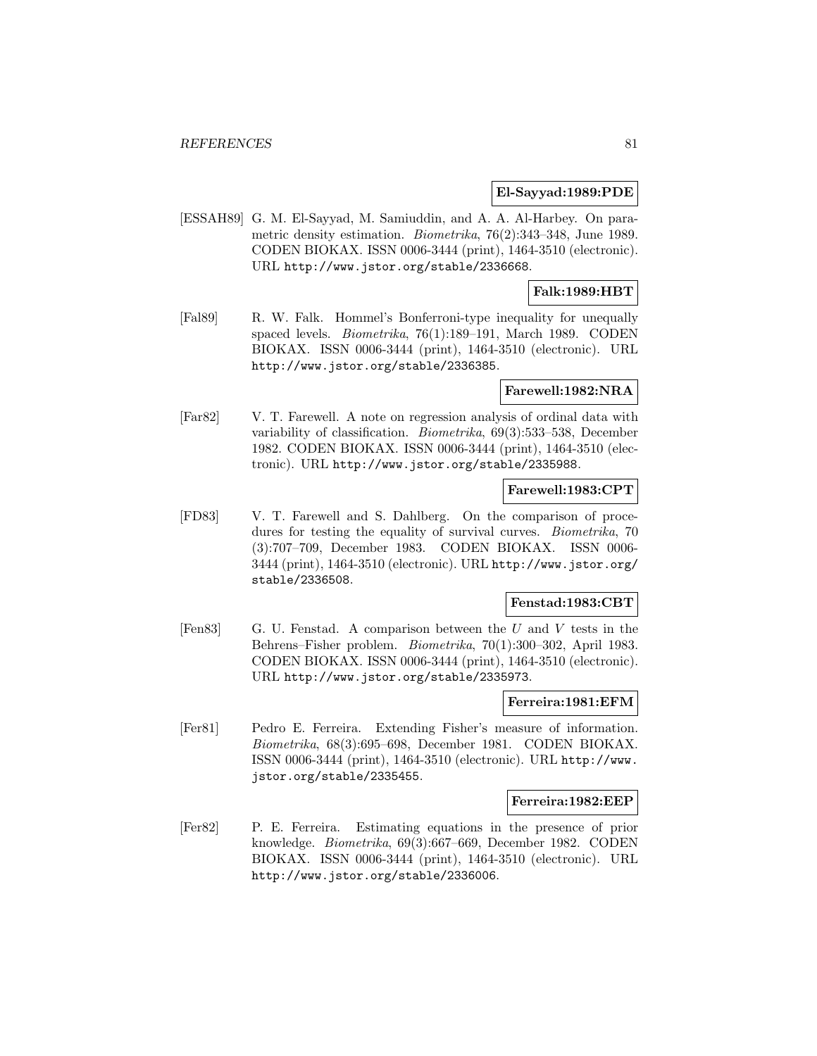**El-Sayyad:1989:PDE**

[ESSAH89] G. M. El-Sayyad, M. Samiuddin, and A. A. Al-Harbey. On parametric density estimation. *Biometrika*, 76(2):343–348, June 1989. CODEN BIOKAX. ISSN 0006-3444 (print), 1464-3510 (electronic). URL http://www.jstor.org/stable/2336668.

**Falk:1989:HBT**

[Fal89] R. W. Falk. Hommel's Bonferroni-type inequality for unequally spaced levels. *Biometrika*, 76(1):189–191, March 1989. CODEN BIOKAX. ISSN 0006-3444 (print), 1464-3510 (electronic). URL http://www.jstor.org/stable/2336385.

**Farewell:1982:NRA**

[Far82] V. T. Farewell. A note on regression analysis of ordinal data with variability of classification. *Biometrika*, 69(3):533–538, December 1982. CODEN BIOKAX. ISSN 0006-3444 (print), 1464-3510 (electronic). URL http://www.jstor.org/stable/2335988.

**Farewell:1983:CPT**

[FD83] V. T. Farewell and S. Dahlberg. On the comparison of procedures for testing the equality of survival curves. *Biometrika*, 70 (3):707–709, December 1983. CODEN BIOKAX. ISSN 0006-3444 (print), 1464-3510 (electronic). URL http://www.jstor.org/stable/2336508.

**Fenstad:1983:CBT**

[Fen83] G. U. Fenstad. A comparison between the $U$ and $V$ tests in the Behrens–Fisher problem. *Biometrika*, 70(1):300–302, April 1983. CODEN BIOKAX. ISSN 0006-3444 (print), 1464-3510 (electronic). URL http://www.jstor.org/stable/2335973.

**Ferreira:1981:EFM**

[Fer81] Pedro E. Ferreira. Extending Fisher's measure of information. *Biometrika*, 68(3):695–698, December 1981. CODEN BIOKAX. ISSN 0006-3444 (print), 1464-3510 (electronic). URL http://www.jstor.org/stable/2335455.

**Ferreira:1982:EEP**

[Fer82] P. E. Ferreira. Estimating equations in the presence of prior knowledge. *Biometrika*, 69(3):667–669, December 1982. CODEN BIOKAX. ISSN 0006-3444 (print), 1464-3510 (electronic). URL http://www.jstor.org/stable/2336006.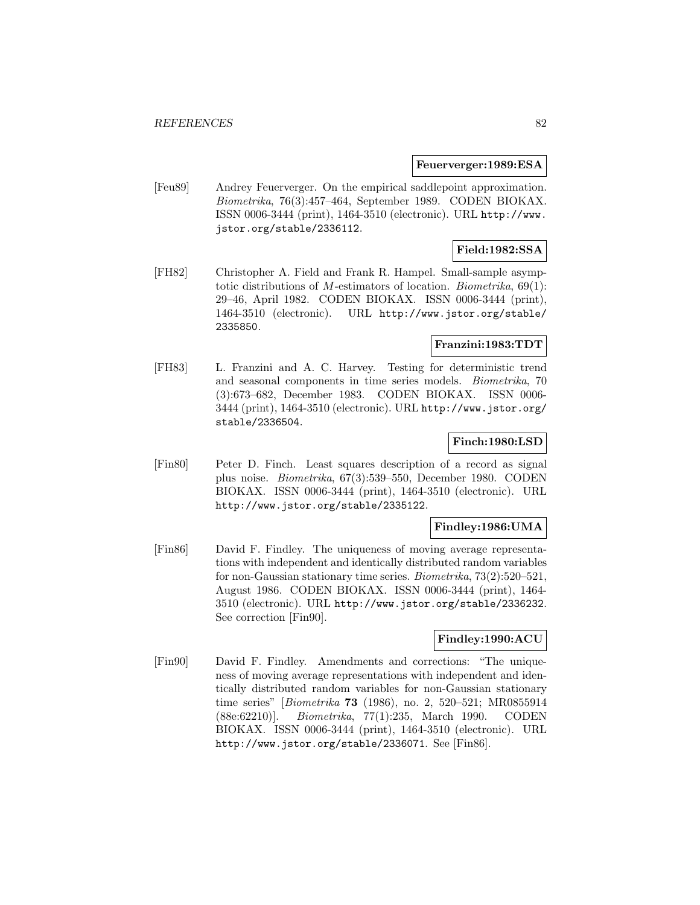**Feuerverger:1989:ESA**

[Feu89] Andrey Feuerverger. On the empirical saddlepoint approximation. *Biometrika*, 76(3):457–464, September 1989. CODEN BIOKAX. ISSN 0006-3444 (print), 1464-3510 (electronic). URL http://www.jstor.org/stable/2336112.

**Field:1982:SSA**

[FH82] Christopher A. Field and Frank R. Hampel. Small-sample asymptotic distributions of $M$-estimators of location. *Biometrika*, 69(1): 29–46, April 1982. CODEN BIOKAX. ISSN 0006-3444 (print), 1464-3510 (electronic). URL http://www.jstor.org/stable/2335850.

**Franzini:1983:TDT**

[FH83] L. Franzini and A. C. Harvey. Testing for deterministic trend and seasonal components in time series models. *Biometrika*, 70 (3):673–682, December 1983. CODEN BIOKAX. ISSN 0006-3444 (print), 1464-3510 (electronic). URL http://www.jstor.org/stable/2336504.

**Finch:1980:LSD**

[Fin80] Peter D. Finch. Least squares description of a record as signal plus noise. *Biometrika*, 67(3):539–550, December 1980. CODEN BIOKAX. ISSN 0006-3444 (print), 1464-3510 (electronic). URL http://www.jstor.org/stable/2335122.

**Findley:1986:UMA**

[Fin86] David F. Findley. The uniqueness of moving average representations with independent and identically distributed random variables for non-Gaussian stationary time series. *Biometrika*, 73(2):520–521, August 1986. CODEN BIOKAX. ISSN 0006-3444 (print), 1464-3510 (electronic). URL http://www.jstor.org/stable/2336232. See correction [Fin90].

**Findley:1990:ACU**

[Fin90] David F. Findley. Amendments and corrections: "The uniqueness of moving average representations with independent and identically distributed random variables for non-Gaussian stationary time series" [*Biometrika* **73** (1986), no. 2, 520–521; MR0855914 (88e:62210)]. *Biometrika*, 77(1):235, March 1990. CODEN BIOKAX. ISSN 0006-3444 (print), 1464-3510 (electronic). URL http://www.jstor.org/stable/2336071. See [Fin86].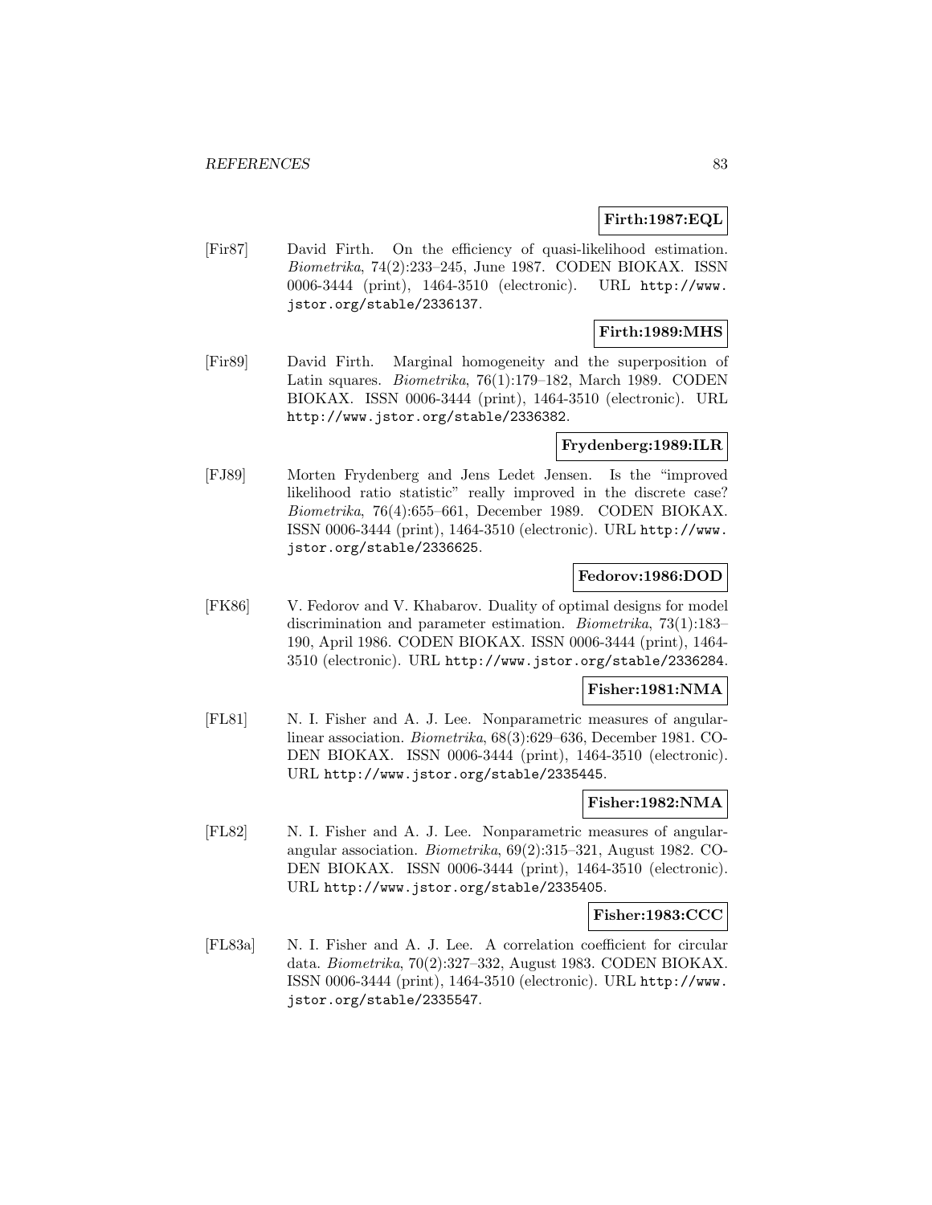**Firth:1987:EQL**

[Fir87] David Firth. On the efficiency of quasi-likelihood estimation. *Biometrika*, 74(2):233–245, June 1987. CODEN BIOKAX. ISSN 0006-3444 (print), 1464-3510 (electronic). URL http://www.jstor.org/stable/2336137.

**Firth:1989:MHS**

[Fir89] David Firth. Marginal homogeneity and the superposition of Latin squares. *Biometrika*, 76(1):179–182, March 1989. CODEN BIOKAX. ISSN 0006-3444 (print), 1464-3510 (electronic). URL http://www.jstor.org/stable/2336382.

**Frydenberg:1989:ILR**

[FJ89] Morten Frydenberg and Jens Ledet Jensen. Is the "improved likelihood ratio statistic" really improved in the discrete case? *Biometrika*, 76(4):655–661, December 1989. CODEN BIOKAX. ISSN 0006-3444 (print), 1464-3510 (electronic). URL http://www.jstor.org/stable/2336625.

**Fedorov:1986:DOD**

[FK86] V. Fedorov and V. Khabarov. Duality of optimal designs for model discrimination and parameter estimation. *Biometrika*, 73(1):183–190, April 1986. CODEN BIOKAX. ISSN 0006-3444 (print), 1464-3510 (electronic). URL http://www.jstor.org/stable/2336284.

**Fisher:1981:NMA**

[FL81] N. I. Fisher and A. J. Lee. Nonparametric measures of angular-linear association. *Biometrika*, 68(3):629–636, December 1981. CODEN BIOKAX. ISSN 0006-3444 (print), 1464-3510 (electronic). URL http://www.jstor.org/stable/2335445.

**Fisher:1982:NMA**

[FL82] N. I. Fisher and A. J. Lee. Nonparametric measures of angular-angular association. *Biometrika*, 69(2):315–321, August 1982. CODEN BIOKAX. ISSN 0006-3444 (print), 1464-3510 (electronic). URL http://www.jstor.org/stable/2335405.

**Fisher:1983:CCC**

[FL83a] N. I. Fisher and A. J. Lee. A correlation coefficient for circular data. *Biometrika*, 70(2):327–332, August 1983. CODEN BIOKAX. ISSN 0006-3444 (print), 1464-3510 (electronic). URL http://www.jstor.org/stable/2335547.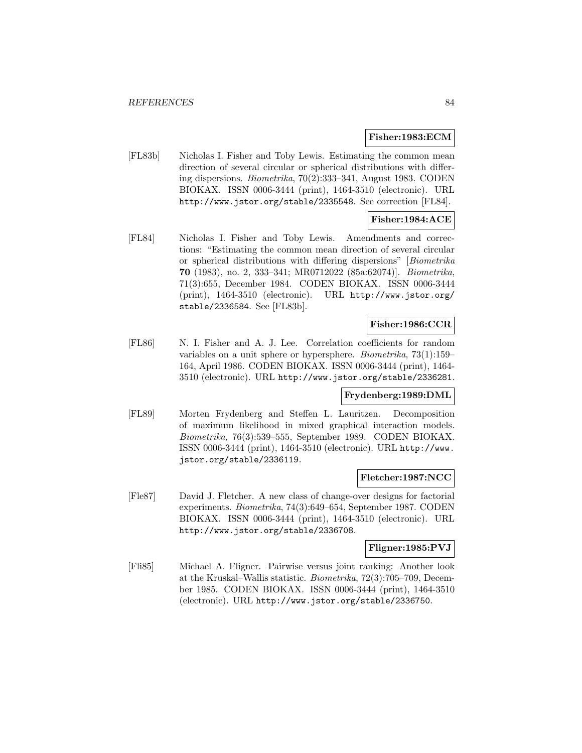**Fisher:1983:ECM**

[FL83b] Nicholas I. Fisher and Toby Lewis. Estimating the common mean direction of several circular or spherical distributions with differing dispersions. *Biometrika*, 70(2):333–341, August 1983. CODEN BIOKAX. ISSN 0006-3444 (print), 1464-3510 (electronic). URL http://www.jstor.org/stable/2335548. See correction [FL84].

**Fisher:1984:ACE**

[FL84] Nicholas I. Fisher and Toby Lewis. Amendments and corrections: "Estimating the common mean direction of several circular or spherical distributions with differing dispersions" [*Biometrika* **70** (1983), no. 2, 333–341; MR0712022 (85a:62074)]. *Biometrika*, 71(3):655, December 1984. CODEN BIOKAX. ISSN 0006-3444 (print), 1464-3510 (electronic). URL http://www.jstor.org/stable/2336584. See [FL83b].

**Fisher:1986:CCR**

[FL86] N. I. Fisher and A. J. Lee. Correlation coefficients for random variables on a unit sphere or hypersphere. *Biometrika*, 73(1):159–164, April 1986. CODEN BIOKAX. ISSN 0006-3444 (print), 1464-3510 (electronic). URL http://www.jstor.org/stable/2336281.

**Frydenberg:1989:DML**

[FL89] Morten Frydenberg and Steffen L. Lauritzen. Decomposition of maximum likelihood in mixed graphical interaction models. *Biometrika*, 76(3):539–555, September 1989. CODEN BIOKAX. ISSN 0006-3444 (print), 1464-3510 (electronic). URL http://www.jstor.org/stable/2336119.

**Fletcher:1987:NCC**

[Fle87] David J. Fletcher. A new class of change-over designs for factorial experiments. *Biometrika*, 74(3):649–654, September 1987. CODEN BIOKAX. ISSN 0006-3444 (print), 1464-3510 (electronic). URL http://www.jstor.org/stable/2336708.

**Fligner:1985:PVJ**

[Fli85] Michael A. Fligner. Pairwise versus joint ranking: Another look at the Kruskal–Wallis statistic. *Biometrika*, 72(3):705–709, December 1985. CODEN BIOKAX. ISSN 0006-3444 (print), 1464-3510 (electronic). URL http://www.jstor.org/stable/2336750.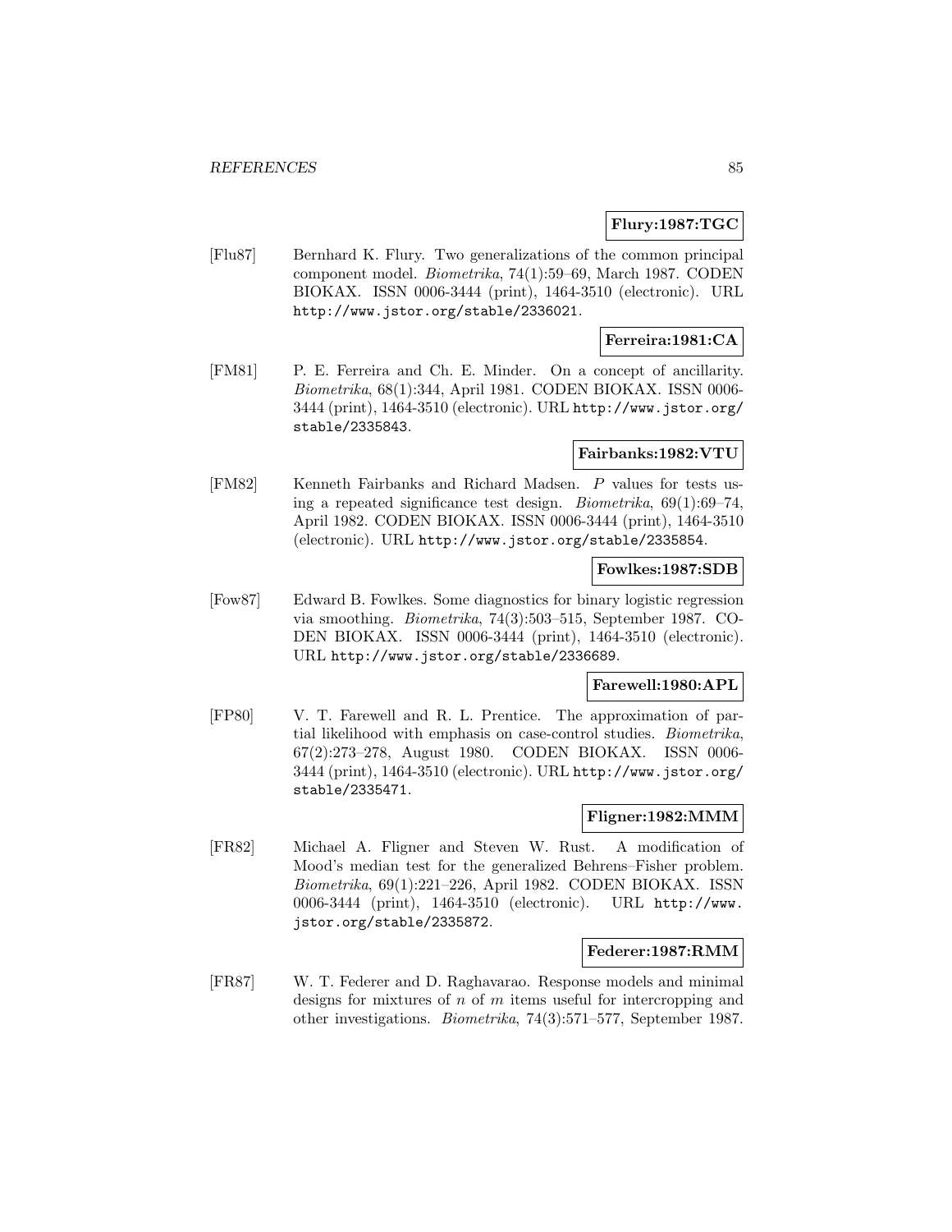**Flury:1987:TGC**

[Flu87] Bernhard K. Flury. Two generalizations of the common principal component model. *Biometrika*, 74(1):59–69, March 1987. CODEN BIOKAX. ISSN 0006-3444 (print), 1464-3510 (electronic). URL http://www.jstor.org/stable/2336021.

**Ferreira:1981:CA**

[FM81] P. E. Ferreira and Ch. E. Minder. On a concept of ancillarity. *Biometrika*, 68(1):344, April 1981. CODEN BIOKAX. ISSN 0006-3444 (print), 1464-3510 (electronic). URL http://www.jstor.org/stable/2335843.

**Fairbanks:1982:VTU**

[FM82] Kenneth Fairbanks and Richard Madsen. $P$ values for tests using a repeated significance test design. *Biometrika*, 69(1):69–74, April 1982. CODEN BIOKAX. ISSN 0006-3444 (print), 1464-3510 (electronic). URL http://www.jstor.org/stable/2335854.

**Fowlkes:1987:SDB**

[Fow87] Edward B. Fowlkes. Some diagnostics for binary logistic regression via smoothing. *Biometrika*, 74(3):503–515, September 1987. CODEN BIOKAX. ISSN 0006-3444 (print), 1464-3510 (electronic). URL http://www.jstor.org/stable/2336689.

**Farewell:1980:APL**

[FP80] V. T. Farewell and R. L. Prentice. The approximation of partial likelihood with emphasis on case-control studies. *Biometrika*, 67(2):273–278, August 1980. CODEN BIOKAX. ISSN 0006-3444 (print), 1464-3510 (electronic). URL http://www.jstor.org/stable/2335471.

**Fligner:1982:MMM**

[FR82] Michael A. Fligner and Steven W. Rust. A modification of Mood's median test for the generalized Behrens–Fisher problem. *Biometrika*, 69(1):221–226, April 1982. CODEN BIOKAX. ISSN 0006-3444 (print), 1464-3510 (electronic). URL http://www.jstor.org/stable/2335872.

**Federer:1987:RMM**

[FR87] W. T. Federer and D. Raghavarao. Response models and minimal designs for mixtures of $n$ of $m$ items useful for intercropping and other investigations. *Biometrika*, 74(3):571–577, September 1987.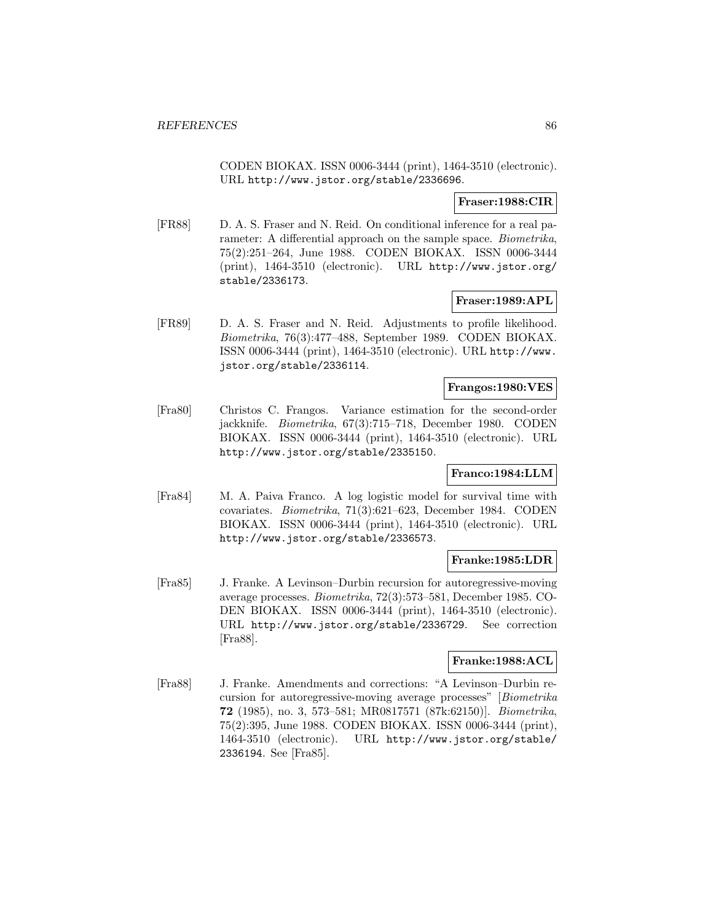CODEN BIOKAX. ISSN 0006-3444 (print), 1464-3510 (electronic). URL http://www.jstor.org/stable/2336696.

**Fraser:1988:CIR**

[FR88] D. A. S. Fraser and N. Reid. On conditional inference for a real parameter: A differential approach on the sample space. *Biometrika*, 75(2):251–264, June 1988. CODEN BIOKAX. ISSN 0006-3444 (print), 1464-3510 (electronic). URL http://www.jstor.org/stable/2336173.

**Fraser:1989:APL**

[FR89] D. A. S. Fraser and N. Reid. Adjustments to profile likelihood. *Biometrika*, 76(3):477–488, September 1989. CODEN BIOKAX. ISSN 0006-3444 (print), 1464-3510 (electronic). URL http://www.jstor.org/stable/2336114.

**Frangos:1980:VES**

[Fra80] Christos C. Frangos. Variance estimation for the second-order jackknife. *Biometrika*, 67(3):715–718, December 1980. CODEN BIOKAX. ISSN 0006-3444 (print), 1464-3510 (electronic). URL http://www.jstor.org/stable/2335150.

**Franco:1984:LLM**

[Fra84] M. A. Paiva Franco. A log logistic model for survival time with covariates. *Biometrika*, 71(3):621–623, December 1984. CODEN BIOKAX. ISSN 0006-3444 (print), 1464-3510 (electronic). URL http://www.jstor.org/stable/2336573.

**Franke:1985:LDR**

[Fra85] J. Franke. A Levinson–Durbin recursion for autoregressive-moving average processes. *Biometrika*, 72(3):573–581, December 1985. CODEN BIOKAX. ISSN 0006-3444 (print), 1464-3510 (electronic). URL http://www.jstor.org/stable/2336729. See correction [Fra88].

**Franke:1988:ACL**

[Fra88] J. Franke. Amendments and corrections: "A Levinson–Durbin recursion for autoregressive-moving average processes" [*Biometrika* **72** (1985), no. 3, 573–581; MR0817571 (87k:62150)]. *Biometrika*, 75(2):395, June 1988. CODEN BIOKAX. ISSN 0006-3444 (print), 1464-3510 (electronic). URL http://www.jstor.org/stable/2336194. See [Fra85].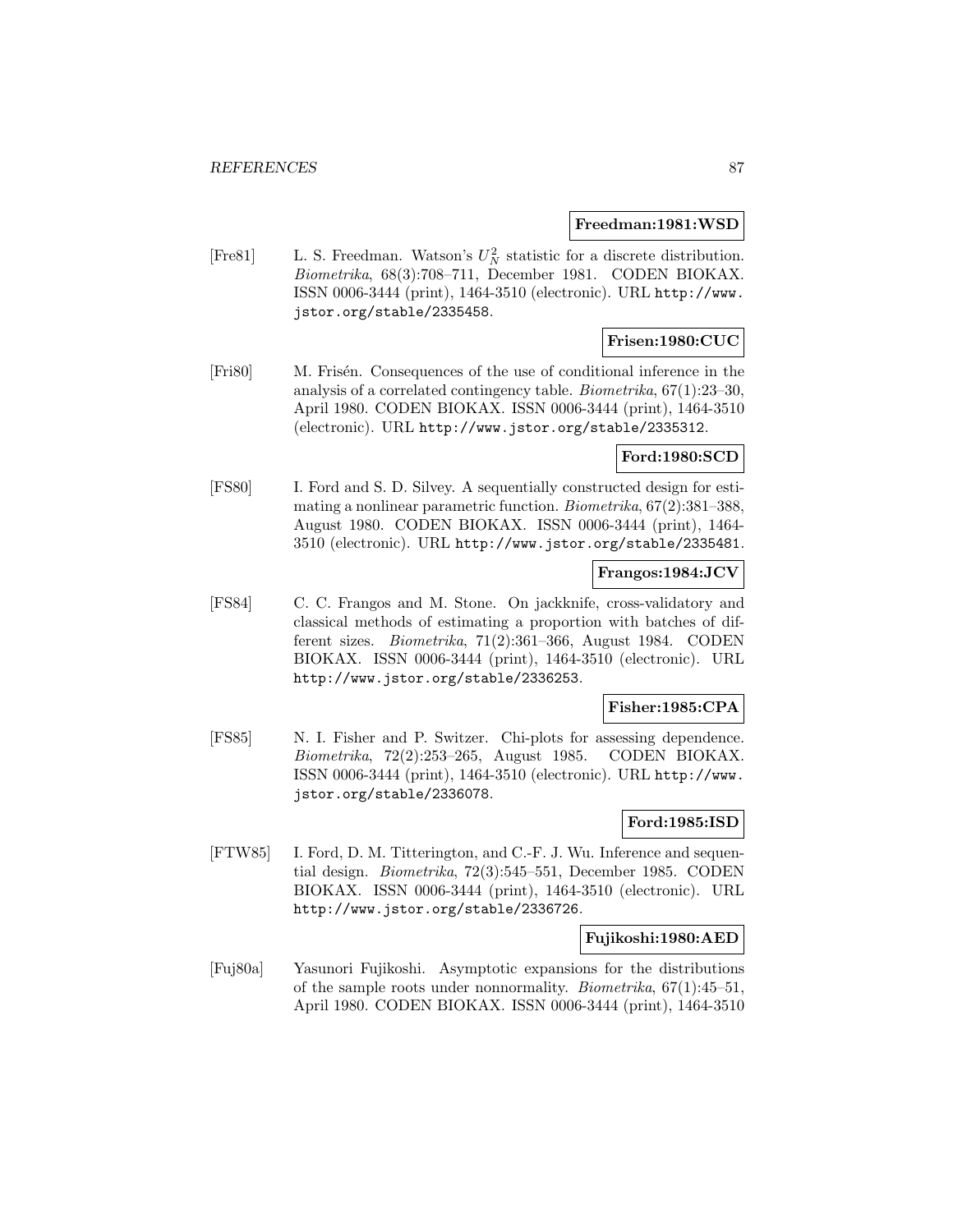**Freedman:1981:WSD**

[Fre81] L. S. Freedman. Watson's $U_N^2$ statistic for a discrete distribution. *Biometrika*, 68(3):708–711, December 1981. CODEN BIOKAX. ISSN 0006-3444 (print), 1464-3510 (electronic). URL http://www.jstor.org/stable/2335458.

**Frisen:1980:CUC**

[Fri80] M. Frisén. Consequences of the use of conditional inference in the analysis of a correlated contingency table. *Biometrika*, 67(1):23–30, April 1980. CODEN BIOKAX. ISSN 0006-3444 (print), 1464-3510 (electronic). URL http://www.jstor.org/stable/2335312.

**Ford:1980:SCD**

[FS80] I. Ford and S. D. Silvey. A sequentially constructed design for estimating a nonlinear parametric function. *Biometrika*, 67(2):381–388, August 1980. CODEN BIOKAX. ISSN 0006-3444 (print), 1464-3510 (electronic). URL http://www.jstor.org/stable/2335481.

**Frangos:1984:JCV**

[FS84] C. C. Frangos and M. Stone. On jackknife, cross-validatory and classical methods of estimating a proportion with batches of different sizes. *Biometrika*, 71(2):361–366, August 1984. CODEN BIOKAX. ISSN 0006-3444 (print), 1464-3510 (electronic). URL http://www.jstor.org/stable/2336253.

**Fisher:1985:CPA**

[FS85] N. I. Fisher and P. Switzer. Chi-plots for assessing dependence. *Biometrika*, 72(2):253–265, August 1985. CODEN BIOKAX. ISSN 0006-3444 (print), 1464-3510 (electronic). URL http://www.jstor.org/stable/2336078.

**Ford:1985:ISD**

[FTW85] I. Ford, D. M. Titterington, and C.-F. J. Wu. Inference and sequential design. *Biometrika*, 72(3):545–551, December 1985. CODEN BIOKAX. ISSN 0006-3444 (print), 1464-3510 (electronic). URL http://www.jstor.org/stable/2336726.

**Fujikoshi:1980:AED**

[Fuj80a] Yasunori Fujikoshi. Asymptotic expansions for the distributions of the sample roots under nonnormality. *Biometrika*, 67(1):45–51, April 1980. CODEN BIOKAX. ISSN 0006-3444 (print), 1464-3510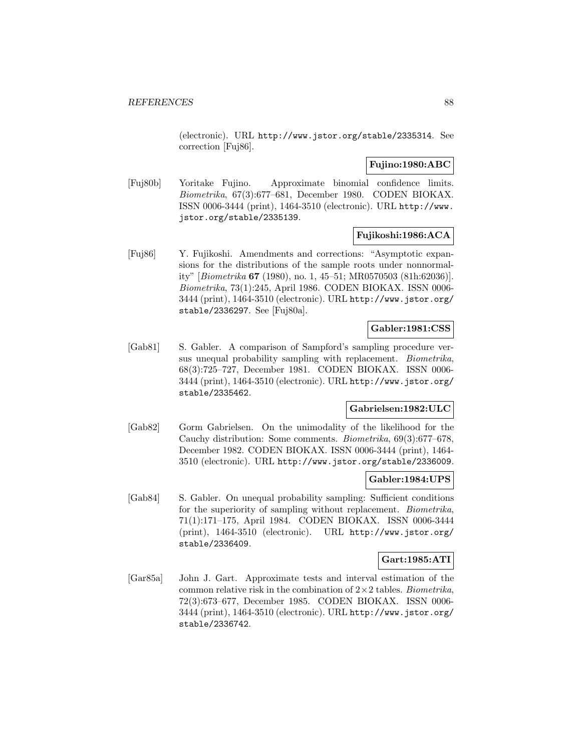(electronic). URL http://www.jstor.org/stable/2335314. See correction [Fuj86].

**Fujino:1980:ABC**

[Fuj80b] Yoritake Fujino. Approximate binomial confidence limits. *Biometrika*, 67(3):677–681, December 1980. CODEN BIOKAX. ISSN 0006-3444 (print), 1464-3510 (electronic). URL http://www.jstor.org/stable/2335139.

**Fujikoshi:1986:ACA**

[Fuj86] Y. Fujikoshi. Amendments and corrections: "Asymptotic expansions for the distributions of the sample roots under nonnormality" [*Biometrika* **67** (1980), no. 1, 45–51; MR0570503 (81h:62036)]. *Biometrika*, 73(1):245, April 1986. CODEN BIOKAX. ISSN 0006-3444 (print), 1464-3510 (electronic). URL http://www.jstor.org/stable/2336297. See [Fuj80a].

**Gabler:1981:CSS**

[Gab81] S. Gabler. A comparison of Sampford's sampling procedure versus unequal probability sampling with replacement. *Biometrika*, 68(3):725–727, December 1981. CODEN BIOKAX. ISSN 0006-3444 (print), 1464-3510 (electronic). URL http://www.jstor.org/stable/2335462.

**Gabrielsen:1982:ULC**

[Gab82] Gorm Gabrielsen. On the unimodality of the likelihood for the Cauchy distribution: Some comments. *Biometrika*, 69(3):677–678, December 1982. CODEN BIOKAX. ISSN 0006-3444 (print), 1464-3510 (electronic). URL http://www.jstor.org/stable/2336009.

**Gabler:1984:UPS**

[Gab84] S. Gabler. On unequal probability sampling: Sufficient conditions for the superiority of sampling without replacement. *Biometrika*, 71(1):171–175, April 1984. CODEN BIOKAX. ISSN 0006-3444 (print), 1464-3510 (electronic). URL http://www.jstor.org/stable/2336409.

**Gart:1985:ATI**

[Gar85a] John J. Gart. Approximate tests and interval estimation of the common relative risk in the combination of $2\times2$ tables. *Biometrika*, 72(3):673–677, December 1985. CODEN BIOKAX. ISSN 0006-3444 (print), 1464-3510 (electronic). URL http://www.jstor.org/stable/2336742.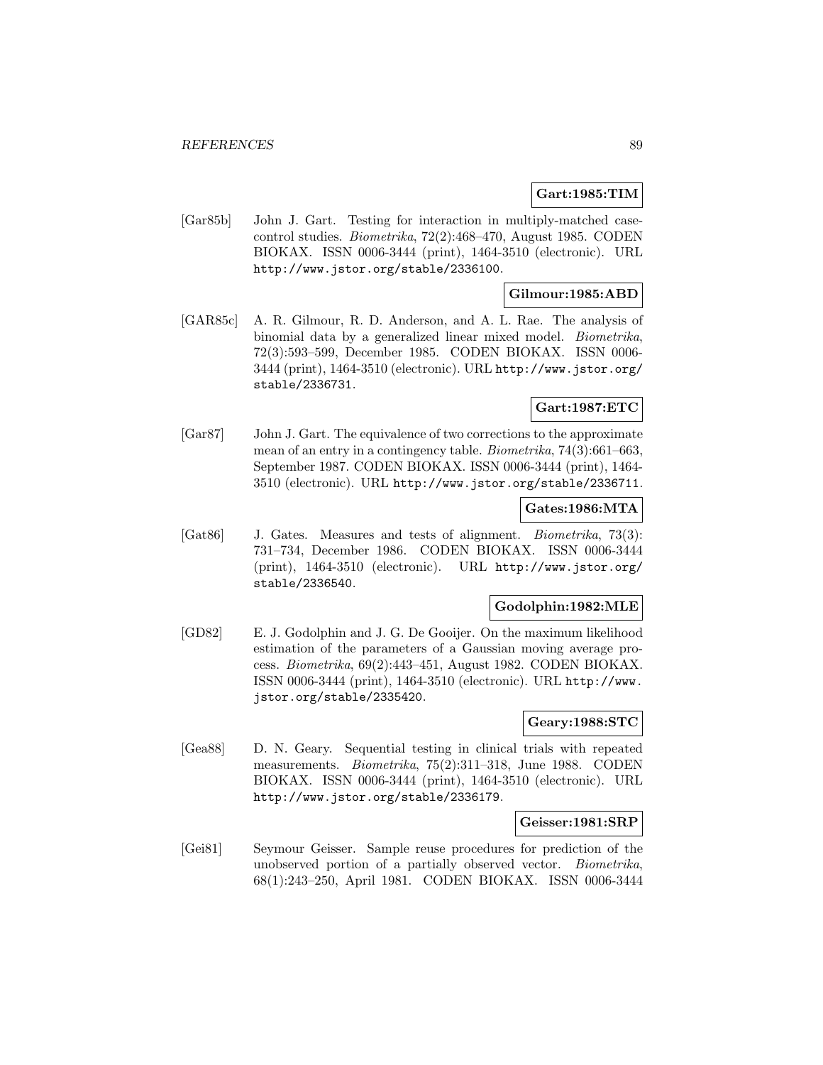**Gart:1985:TIM**

[Gar85b] John J. Gart. Testing for interaction in multiply-matched case-control studies. *Biometrika*, 72(2):468–470, August 1985. CODEN BIOKAX. ISSN 0006-3444 (print), 1464-3510 (electronic). URL http://www.jstor.org/stable/2336100.

**Gilmour:1985:ABD**

[GAR85c] A. R. Gilmour, R. D. Anderson, and A. L. Rae. The analysis of binomial data by a generalized linear mixed model. *Biometrika*, 72(3):593–599, December 1985. CODEN BIOKAX. ISSN 0006-3444 (print), 1464-3510 (electronic). URL http://www.jstor.org/stable/2336731.

**Gart:1987:ETC**

[Gar87] John J. Gart. The equivalence of two corrections to the approximate mean of an entry in a contingency table. *Biometrika*, 74(3):661–663, September 1987. CODEN BIOKAX. ISSN 0006-3444 (print), 1464-3510 (electronic). URL http://www.jstor.org/stable/2336711.

**Gates:1986:MTA**

[Gat86] J. Gates. Measures and tests of alignment. *Biometrika*, 73(3):731–734, December 1986. CODEN BIOKAX. ISSN 0006-3444 (print), 1464-3510 (electronic). URL http://www.jstor.org/stable/2336540.

**Godolphin:1982:MLE**

[GD82] E. J. Godolphin and J. G. De Gooijer. On the maximum likelihood estimation of the parameters of a Gaussian moving average process. *Biometrika*, 69(2):443–451, August 1982. CODEN BIOKAX. ISSN 0006-3444 (print), 1464-3510 (electronic). URL http://www.jstor.org/stable/2335420.

**Geary:1988:STC**

[Gea88] D. N. Geary. Sequential testing in clinical trials with repeated measurements. *Biometrika*, 75(2):311–318, June 1988. CODEN BIOKAX. ISSN 0006-3444 (print), 1464-3510 (electronic). URL http://www.jstor.org/stable/2336179.

**Geisser:1981:SRP**

[Gei81] Seymour Geisser. Sample reuse procedures for prediction of the unobserved portion of a partially observed vector. *Biometrika*, 68(1):243–250, April 1981. CODEN BIOKAX. ISSN 0006-3444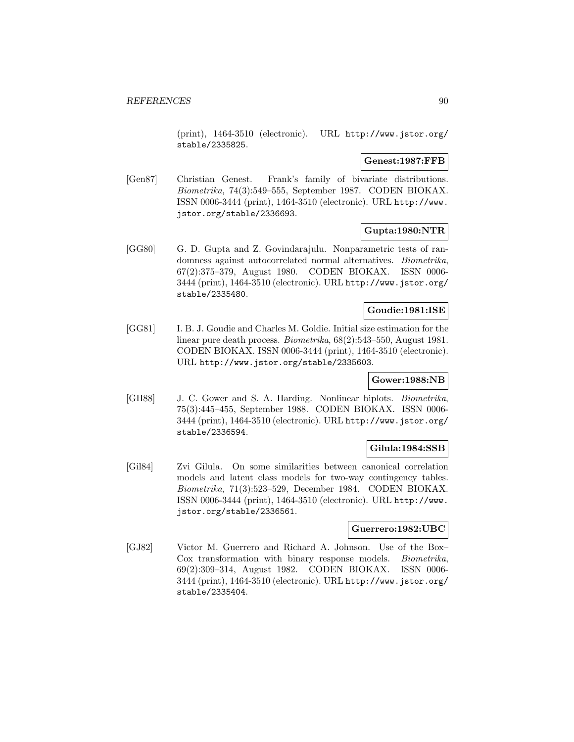(print), 1464-3510 (electronic). URL http://www.jstor.org/stable/2335825.

**Genest:1987:FFB**

[Gen87] Christian Genest. Frank's family of bivariate distributions. *Biometrika*, 74(3):549–555, September 1987. CODEN BIOKAX. ISSN 0006-3444 (print), 1464-3510 (electronic). URL http://www.jstor.org/stable/2336693.

**Gupta:1980:NTR**

[GG80] G. D. Gupta and Z. Govindarajulu. Nonparametric tests of randomness against autocorrelated normal alternatives. *Biometrika*, 67(2):375–379, August 1980. CODEN BIOKAX. ISSN 0006-3444 (print), 1464-3510 (electronic). URL http://www.jstor.org/stable/2335480.

**Goudie:1981:ISE**

[GG81] I. B. J. Goudie and Charles M. Goldie. Initial size estimation for the linear pure death process. *Biometrika*, 68(2):543–550, August 1981. CODEN BIOKAX. ISSN 0006-3444 (print), 1464-3510 (electronic). URL http://www.jstor.org/stable/2335603.

**Gower:1988:NB**

[GH88] J. C. Gower and S. A. Harding. Nonlinear biplots. *Biometrika*, 75(3):445–455, September 1988. CODEN BIOKAX. ISSN 0006-3444 (print), 1464-3510 (electronic). URL http://www.jstor.org/stable/2336594.

**Gilula:1984:SSB**

[Gil84] Zvi Gilula. On some similarities between canonical correlation models and latent class models for two-way contingency tables. *Biometrika*, 71(3):523–529, December 1984. CODEN BIOKAX. ISSN 0006-3444 (print), 1464-3510 (electronic). URL http://www.jstor.org/stable/2336561.

**Guerrero:1982:UBC**

[GJ82] Victor M. Guerrero and Richard A. Johnson. Use of the Box–Cox transformation with binary response models. *Biometrika*, 69(2):309–314, August 1982. CODEN BIOKAX. ISSN 0006-3444 (print), 1464-3510 (electronic). URL http://www.jstor.org/stable/2335404.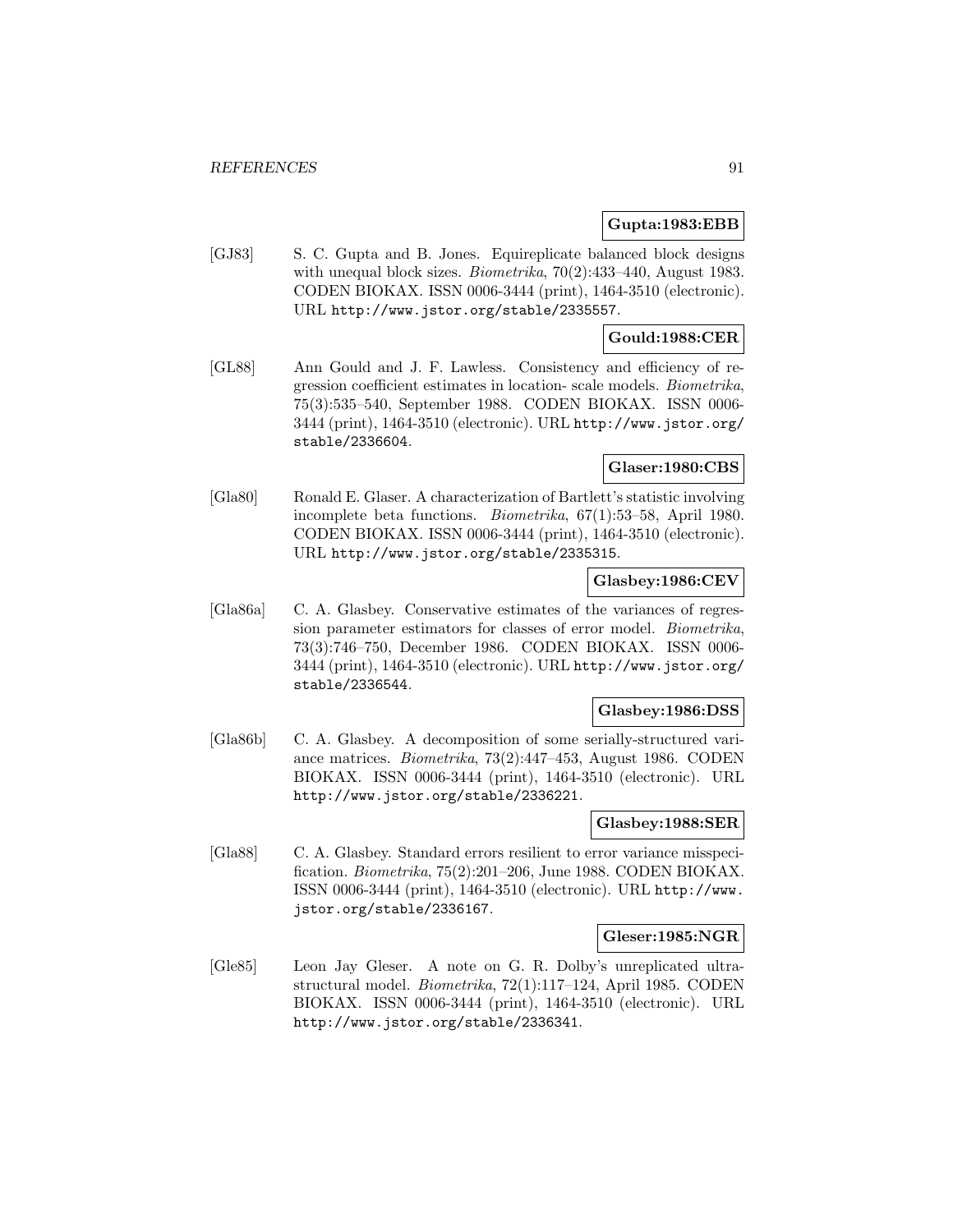**Gupta:1983:EBB**

[GJ83] S. C. Gupta and B. Jones. Equireplicate balanced block designs with unequal block sizes. *Biometrika*, 70(2):433–440, August 1983. CODEN BIOKAX. ISSN 0006-3444 (print), 1464-3510 (electronic). URL http://www.jstor.org/stable/2335557.

**Gould:1988:CER**

[GL88] Ann Gould and J. F. Lawless. Consistency and efficiency of regression coefficient estimates in location- scale models. *Biometrika*, 75(3):535–540, September 1988. CODEN BIOKAX. ISSN 0006-3444 (print), 1464-3510 (electronic). URL http://www.jstor.org/stable/2336604.

**Glaser:1980:CBS**

[Gla80] Ronald E. Glaser. A characterization of Bartlett's statistic involving incomplete beta functions. *Biometrika*, 67(1):53–58, April 1980. CODEN BIOKAX. ISSN 0006-3444 (print), 1464-3510 (electronic). URL http://www.jstor.org/stable/2335315.

**Glasbey:1986:CEV**

[Gla86a] C. A. Glasbey. Conservative estimates of the variances of regression parameter estimators for classes of error model. *Biometrika*, 73(3):746–750, December 1986. CODEN BIOKAX. ISSN 0006-3444 (print), 1464-3510 (electronic). URL http://www.jstor.org/stable/2336544.

**Glasbey:1986:DSS**

[Gla86b] C. A. Glasbey. A decomposition of some serially-structured variance matrices. *Biometrika*, 73(2):447–453, August 1986. CODEN BIOKAX. ISSN 0006-3444 (print), 1464-3510 (electronic). URL http://www.jstor.org/stable/2336221.

**Glasbey:1988:SER**

[Gla88] C. A. Glasbey. Standard errors resilient to error variance misspecification. *Biometrika*, 75(2):201–206, June 1988. CODEN BIOKAX. ISSN 0006-3444 (print), 1464-3510 (electronic). URL http://www.jstor.org/stable/2336167.

**Gleser:1985:NGR**

[Gle85] Leon Jay Gleser. A note on G. R. Dolby's unreplicated ultrastructural model. *Biometrika*, 72(1):117–124, April 1985. CODEN BIOKAX. ISSN 0006-3444 (print), 1464-3510 (electronic). URL http://www.jstor.org/stable/2336341.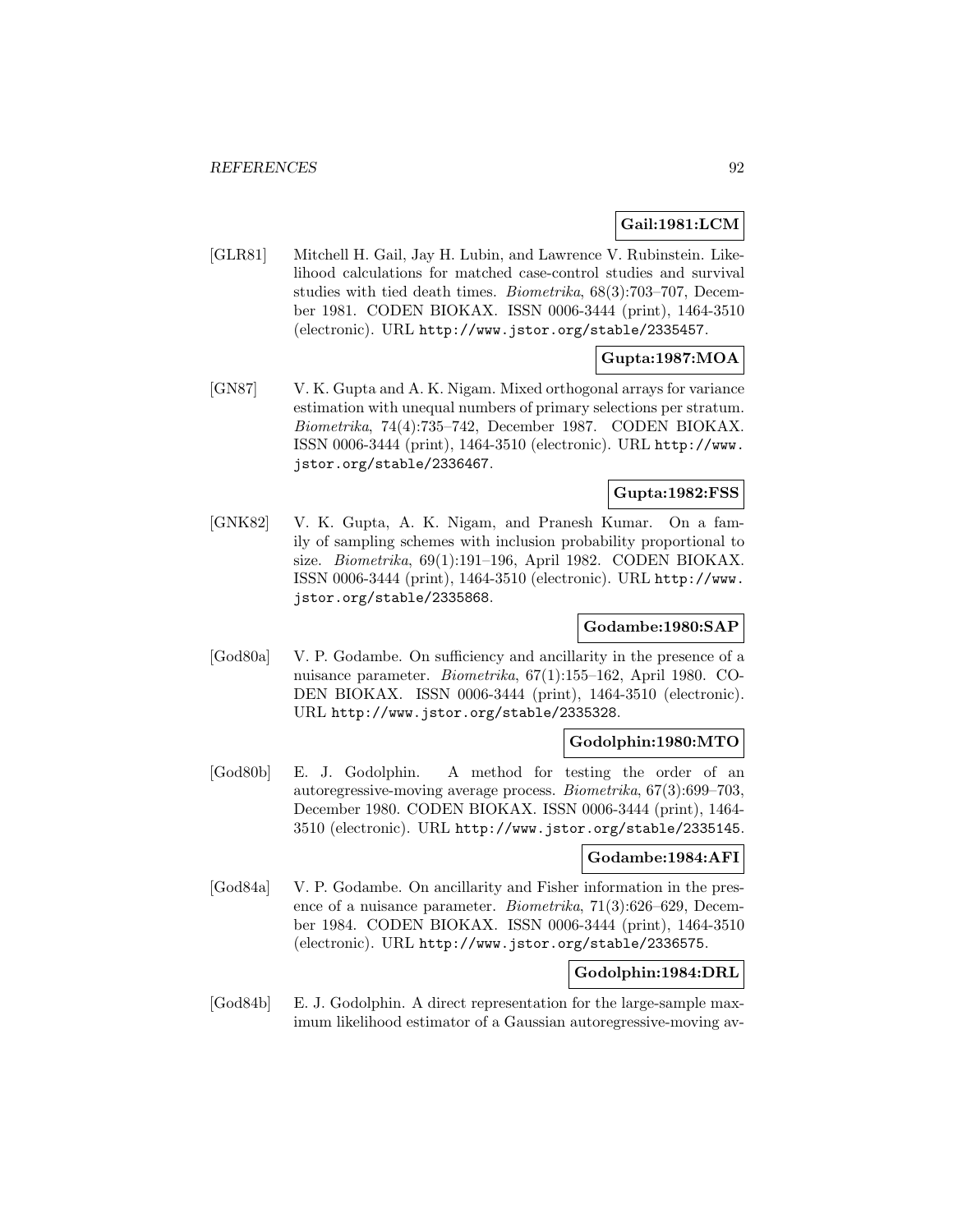**Gail:1981:LCM**

[GLR81] Mitchell H. Gail, Jay H. Lubin, and Lawrence V. Rubinstein. Likelihood calculations for matched case-control studies and survival studies with tied death times. *Biometrika*, 68(3):703–707, December 1981. CODEN BIOKAX. ISSN 0006-3444 (print), 1464-3510 (electronic). URL http://www.jstor.org/stable/2335457.

**Gupta:1987:MOA**

[GN87] V. K. Gupta and A. K. Nigam. Mixed orthogonal arrays for variance estimation with unequal numbers of primary selections per stratum. *Biometrika*, 74(4):735–742, December 1987. CODEN BIOKAX. ISSN 0006-3444 (print), 1464-3510 (electronic). URL http://www.jstor.org/stable/2336467.

**Gupta:1982:FSS**

[GNK82] V. K. Gupta, A. K. Nigam, and Pranesh Kumar. On a family of sampling schemes with inclusion probability proportional to size. *Biometrika*, 69(1):191–196, April 1982. CODEN BIOKAX. ISSN 0006-3444 (print), 1464-3510 (electronic). URL http://www.jstor.org/stable/2335868.

**Godambe:1980:SAP**

[God80a] V. P. Godambe. On sufficiency and ancillarity in the presence of a nuisance parameter. *Biometrika*, 67(1):155–162, April 1980. CODEN BIOKAX. ISSN 0006-3444 (print), 1464-3510 (electronic). URL http://www.jstor.org/stable/2335328.

**Godolphin:1980:MTO**

[God80b] E. J. Godolphin. A method for testing the order of an autoregressive-moving average process. *Biometrika*, 67(3):699–703, December 1980. CODEN BIOKAX. ISSN 0006-3444 (print), 1464-3510 (electronic). URL http://www.jstor.org/stable/2335145.

**Godambe:1984:AFI**

[God84a] V. P. Godambe. On ancillarity and Fisher information in the presence of a nuisance parameter. *Biometrika*, 71(3):626–629, December 1984. CODEN BIOKAX. ISSN 0006-3444 (print), 1464-3510 (electronic). URL http://www.jstor.org/stable/2336575.

**Godolphin:1984:DRL**

[God84b] E. J. Godolphin. A direct representation for the large-sample maximum likelihood estimator of a Gaussian autoregressive-moving av-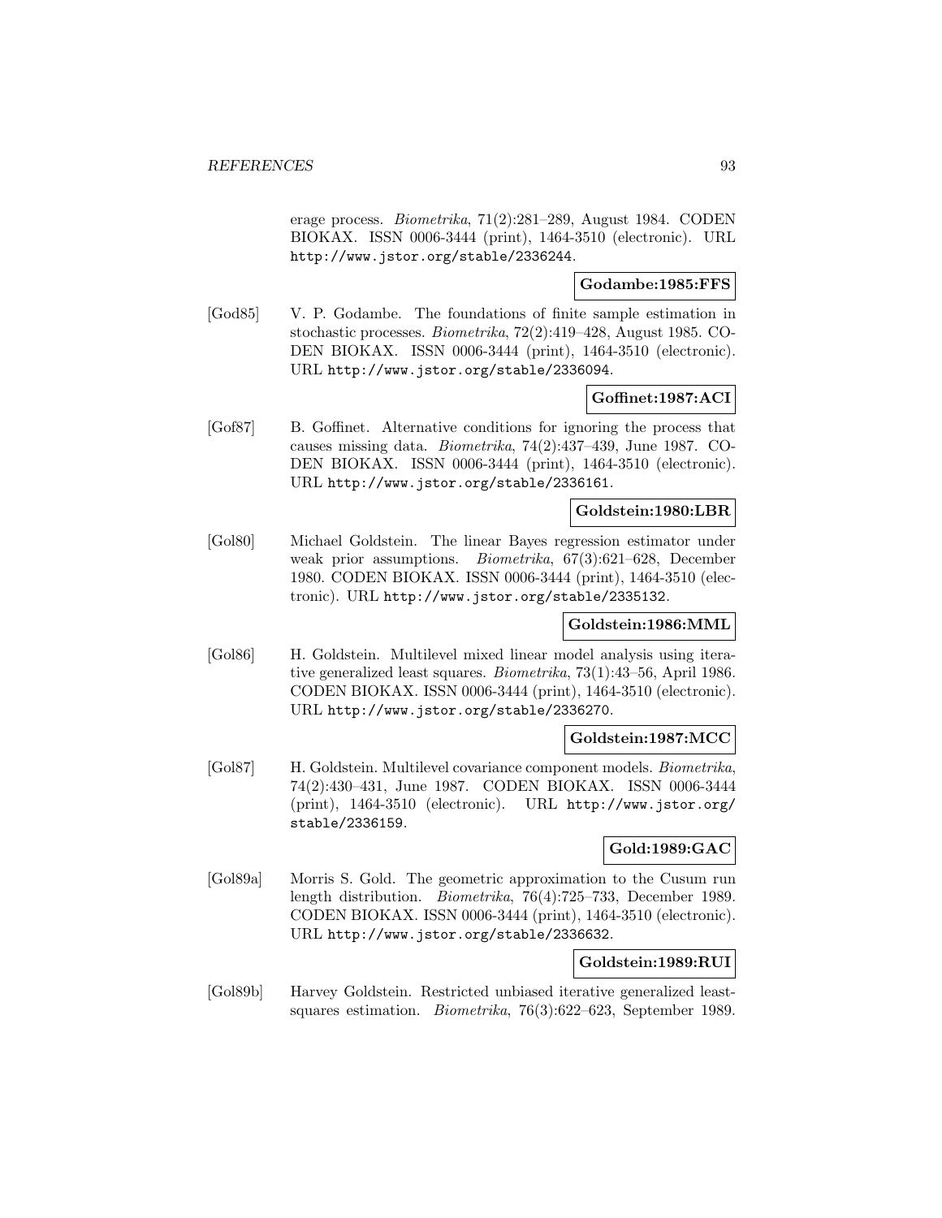erage process. *Biometrika*, 71(2):281–289, August 1984. CODEN BIOKAX. ISSN 0006-3444 (print), 1464-3510 (electronic). URL http://www.jstor.org/stable/2336244.

**Godambe:1985:FFS**

[God85] V. P. Godambe. The foundations of finite sample estimation in stochastic processes. *Biometrika*, 72(2):419–428, August 1985. CODEN BIOKAX. ISSN 0006-3444 (print), 1464-3510 (electronic). URL http://www.jstor.org/stable/2336094.

**Goffinet:1987:ACI**

[Gof87] B. Goffinet. Alternative conditions for ignoring the process that causes missing data. *Biometrika*, 74(2):437–439, June 1987. CODEN BIOKAX. ISSN 0006-3444 (print), 1464-3510 (electronic). URL http://www.jstor.org/stable/2336161.

**Goldstein:1980:LBR**

[Gol80] Michael Goldstein. The linear Bayes regression estimator under weak prior assumptions. *Biometrika*, 67(3):621–628, December 1980. CODEN BIOKAX. ISSN 0006-3444 (print), 1464-3510 (electronic). URL http://www.jstor.org/stable/2335132.

**Goldstein:1986:MML**

[Gol86] H. Goldstein. Multilevel mixed linear model analysis using iterative generalized least squares. *Biometrika*, 73(1):43–56, April 1986. CODEN BIOKAX. ISSN 0006-3444 (print), 1464-3510 (electronic). URL http://www.jstor.org/stable/2336270.

**Goldstein:1987:MCC**

[Gol87] H. Goldstein. Multilevel covariance component models. *Biometrika*, 74(2):430–431, June 1987. CODEN BIOKAX. ISSN 0006-3444 (print), 1464-3510 (electronic). URL http://www.jstor.org/stable/2336159.

**Gold:1989:GAC**

[Gol89a] Morris S. Gold. The geometric approximation to the Cusum run length distribution. *Biometrika*, 76(4):725–733, December 1989. CODEN BIOKAX. ISSN 0006-3444 (print), 1464-3510 (electronic). URL http://www.jstor.org/stable/2336632.

**Goldstein:1989:RUI**

[Gol89b] Harvey Goldstein. Restricted unbiased iterative generalized least-squares estimation. *Biometrika*, 76(3):622–623, September 1989.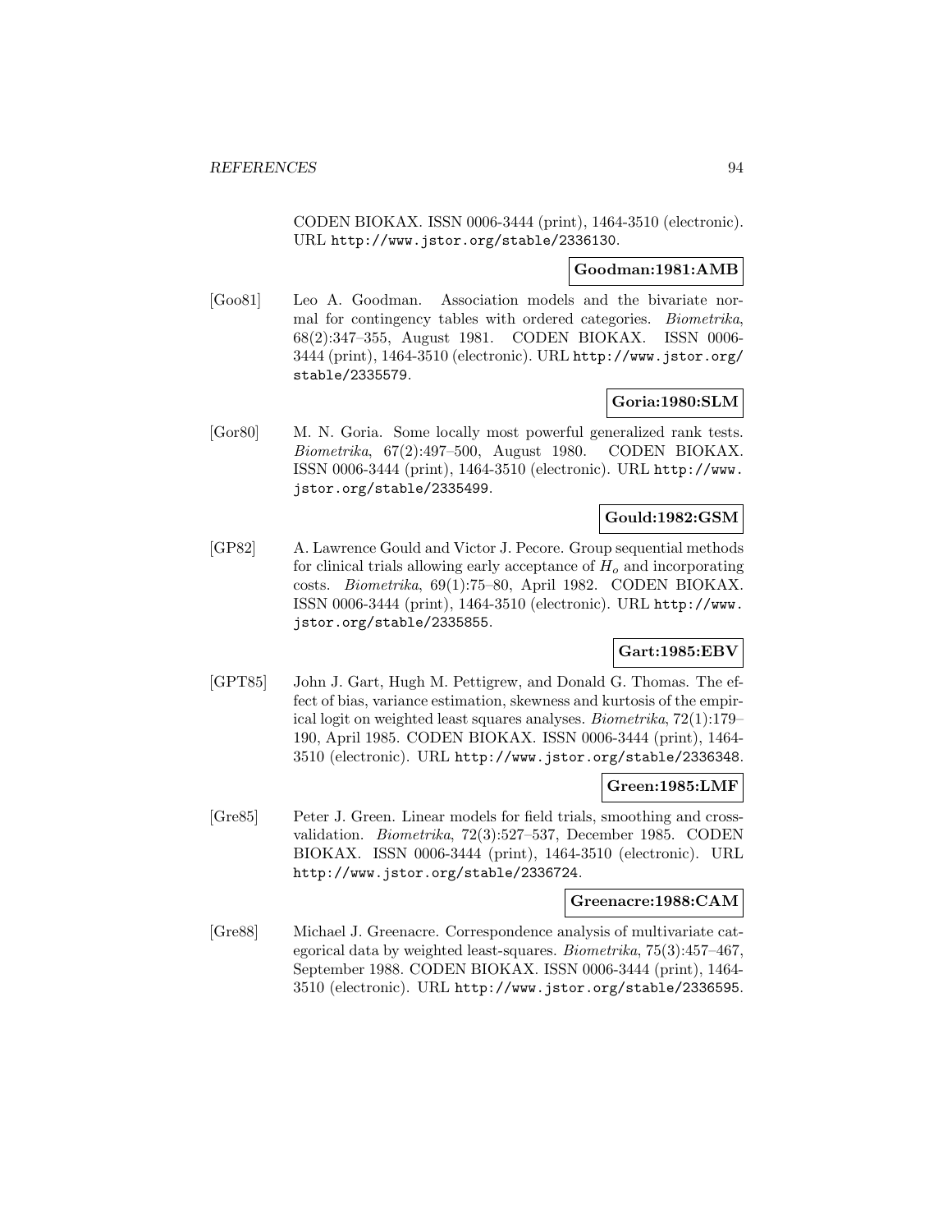CODEN BIOKAX. ISSN 0006-3444 (print), 1464-3510 (electronic). URL http://www.jstor.org/stable/2336130.

**Goodman:1981:AMB**

[Goo81] Leo A. Goodman. Association models and the bivariate normal for contingency tables with ordered categories. *Biometrika*, 68(2):347–355, August 1981. CODEN BIOKAX. ISSN 0006-3444 (print), 1464-3510 (electronic). URL http://www.jstor.org/stable/2335579.

**Goria:1980:SLM**

[Gor80] M. N. Goria. Some locally most powerful generalized rank tests. *Biometrika*, 67(2):497–500, August 1980. CODEN BIOKAX. ISSN 0006-3444 (print), 1464-3510 (electronic). URL http://www.jstor.org/stable/2335499.

**Gould:1982:GSM**

[GP82] A. Lawrence Gould and Victor J. Pecore. Group sequential methods for clinical trials allowing early acceptance of $H_o$ and incorporating costs. *Biometrika*, 69(1):75–80, April 1982. CODEN BIOKAX. ISSN 0006-3444 (print), 1464-3510 (electronic). URL http://www.jstor.org/stable/2335855.

**Gart:1985:EBV**

[GPT85] John J. Gart, Hugh M. Pettigrew, and Donald G. Thomas. The effect of bias, variance estimation, skewness and kurtosis of the empirical logit on weighted least squares analyses. *Biometrika*, 72(1):179–190, April 1985. CODEN BIOKAX. ISSN 0006-3444 (print), 1464-3510 (electronic). URL http://www.jstor.org/stable/2336348.

**Green:1985:LMF**

[Gre85] Peter J. Green. Linear models for field trials, smoothing and cross-validation. *Biometrika*, 72(3):527–537, December 1985. CODEN BIOKAX. ISSN 0006-3444 (print), 1464-3510 (electronic). URL http://www.jstor.org/stable/2336724.

**Greenacre:1988:CAM**

[Gre88] Michael J. Greenacre. Correspondence analysis of multivariate categorical data by weighted least-squares. *Biometrika*, 75(3):457–467, September 1988. CODEN BIOKAX. ISSN 0006-3444 (print), 1464-3510 (electronic). URL http://www.jstor.org/stable/2336595.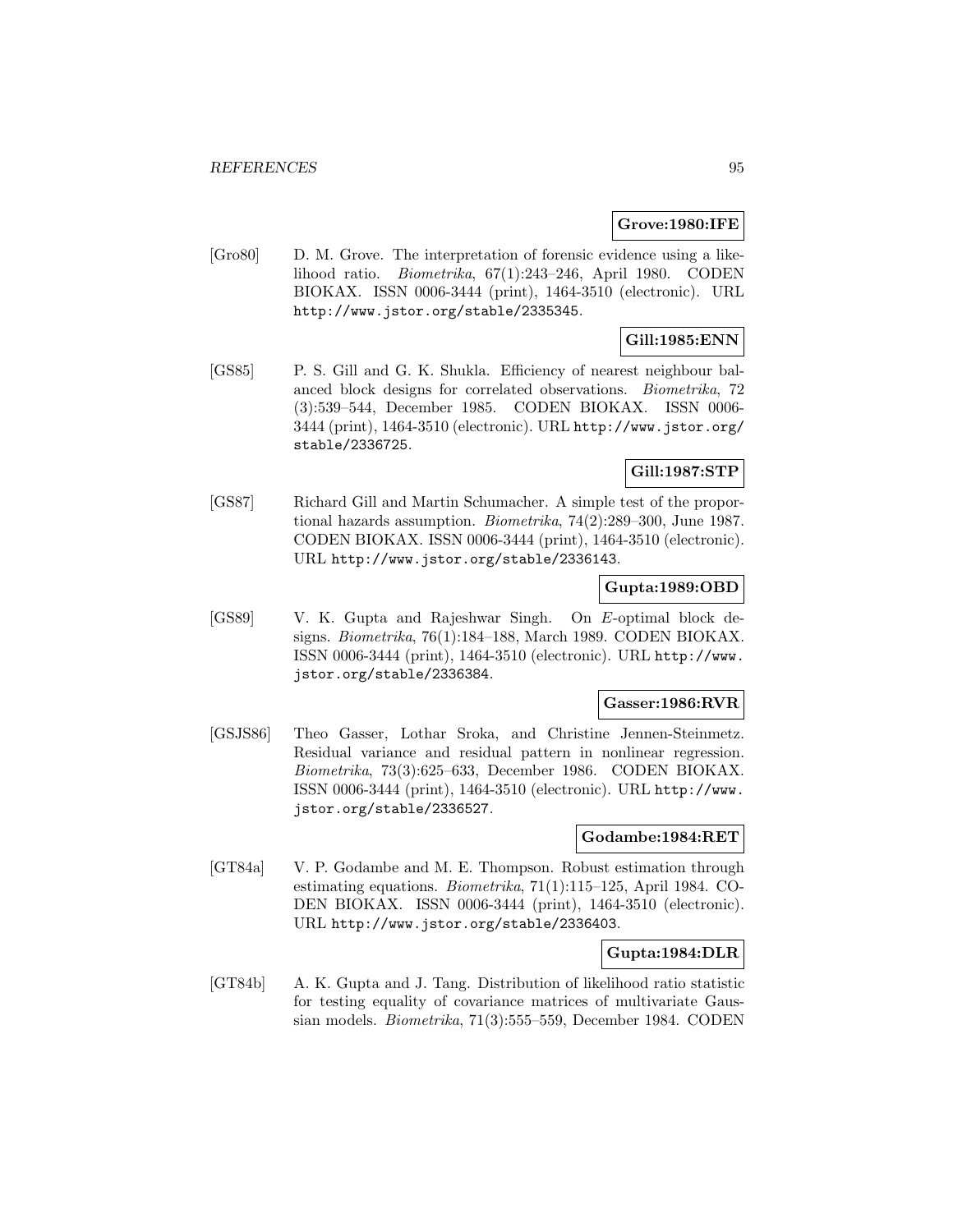**Grove:1980:IFE**

[Gro80] D. M. Grove. The interpretation of forensic evidence using a likelihood ratio. *Biometrika*, 67(1):243–246, April 1980. CODEN BIOKAX. ISSN 0006-3444 (print), 1464-3510 (electronic). URL http://www.jstor.org/stable/2335345.

**Gill:1985:ENN**

[GS85] P. S. Gill and G. K. Shukla. Efficiency of nearest neighbour balanced block designs for correlated observations. *Biometrika*, 72 (3):539–544, December 1985. CODEN BIOKAX. ISSN 0006-3444 (print), 1464-3510 (electronic). URL http://www.jstor.org/stable/2336725.

**Gill:1987:STP**

[GS87] Richard Gill and Martin Schumacher. A simple test of the proportional hazards assumption. *Biometrika*, 74(2):289–300, June 1987. CODEN BIOKAX. ISSN 0006-3444 (print), 1464-3510 (electronic). URL http://www.jstor.org/stable/2336143.

**Gupta:1989:OBD**

[GS89] V. K. Gupta and Rajeshwar Singh. On $E$-optimal block designs. *Biometrika*, 76(1):184–188, March 1989. CODEN BIOKAX. ISSN 0006-3444 (print), 1464-3510 (electronic). URL http://www.jstor.org/stable/2336384.

**Gasser:1986:RVR**

[GSJS86] Theo Gasser, Lothar Sroka, and Christine Jennen-Steinmetz. Residual variance and residual pattern in nonlinear regression. *Biometrika*, 73(3):625–633, December 1986. CODEN BIOKAX. ISSN 0006-3444 (print), 1464-3510 (electronic). URL http://www.jstor.org/stable/2336527.

**Godambe:1984:RET**

[GT84a] V. P. Godambe and M. E. Thompson. Robust estimation through estimating equations. *Biometrika*, 71(1):115–125, April 1984. CODEN BIOKAX. ISSN 0006-3444 (print), 1464-3510 (electronic). URL http://www.jstor.org/stable/2336403.

**Gupta:1984:DLR**

[GT84b] A. K. Gupta and J. Tang. Distribution of likelihood ratio statistic for testing equality of covariance matrices of multivariate Gaussian models. *Biometrika*, 71(3):555–559, December 1984. CODEN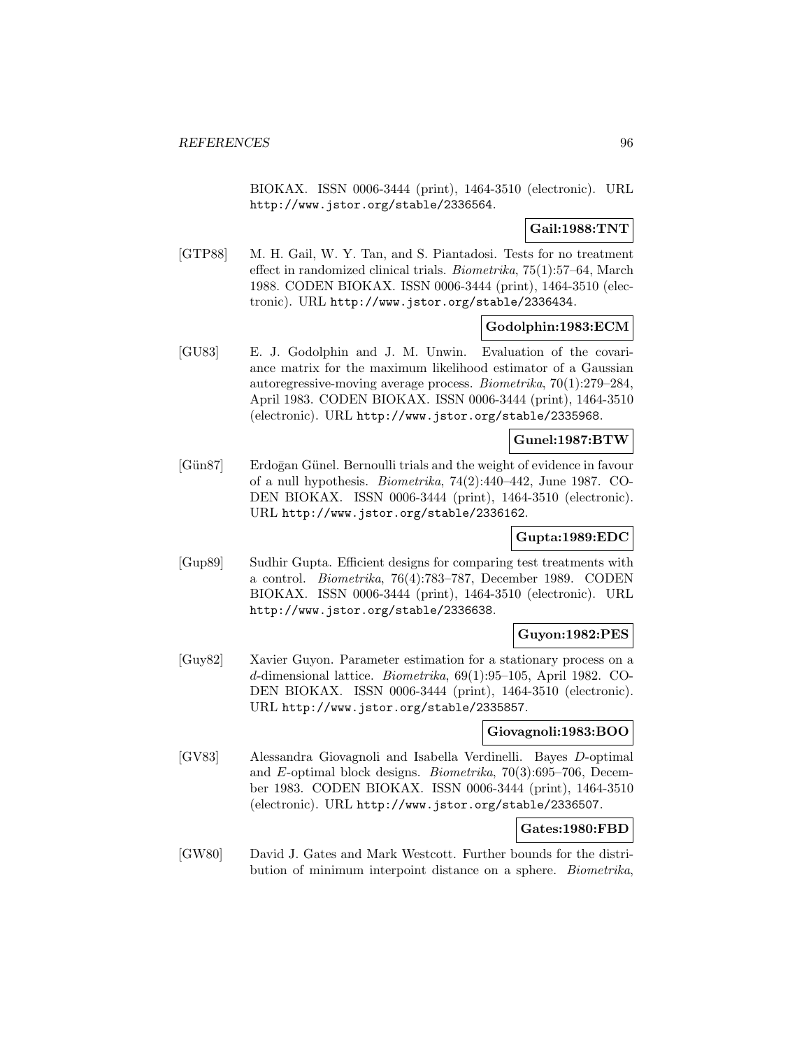BIOKAX. ISSN 0006-3444 (print), 1464-3510 (electronic). URL http://www.jstor.org/stable/2336564.

**Gail:1988:TNT**

[GTP88] M. H. Gail, W. Y. Tan, and S. Piantadosi. Tests for no treatment effect in randomized clinical trials. *Biometrika*, 75(1):57–64, March 1988. CODEN BIOKAX. ISSN 0006-3444 (print), 1464-3510 (electronic). URL http://www.jstor.org/stable/2336434.

**Godolphin:1983:ECM**

[GU83] E. J. Godolphin and J. M. Unwin. Evaluation of the covariance matrix for the maximum likelihood estimator of a Gaussian autoregressive-moving average process. *Biometrika*, 70(1):279–284, April 1983. CODEN BIOKAX. ISSN 0006-3444 (print), 1464-3510 (electronic). URL http://www.jstor.org/stable/2335968.

**Gunel:1987:BTW**

[Gün87] Erdoḡan Günel. Bernoulli trials and the weight of evidence in favour of a null hypothesis. *Biometrika*, 74(2):440–442, June 1987. CODEN BIOKAX. ISSN 0006-3444 (print), 1464-3510 (electronic). URL http://www.jstor.org/stable/2336162.

**Gupta:1989:EDC**

[Gup89] Sudhir Gupta. Efficient designs for comparing test treatments with a control. *Biometrika*, 76(4):783–787, December 1989. CODEN BIOKAX. ISSN 0006-3444 (print), 1464-3510 (electronic). URL http://www.jstor.org/stable/2336638.

**Guyon:1982:PES**

[Guy82] Xavier Guyon. Parameter estimation for a stationary process on a $d$-dimensional lattice. *Biometrika*, 69(1):95–105, April 1982. CODEN BIOKAX. ISSN 0006-3444 (print), 1464-3510 (electronic). URL http://www.jstor.org/stable/2335857.

**Giovagnoli:1983:BOO**

[GV83] Alessandra Giovagnoli and Isabella Verdinelli. Bayes $D$-optimal and $E$-optimal block designs. *Biometrika*, 70(3):695–706, December 1983. CODEN BIOKAX. ISSN 0006-3444 (print), 1464-3510 (electronic). URL http://www.jstor.org/stable/2336507.

**Gates:1980:FBD**

[GW80] David J. Gates and Mark Westcott. Further bounds for the distribution of minimum interpoint distance on a sphere. *Biometrika*,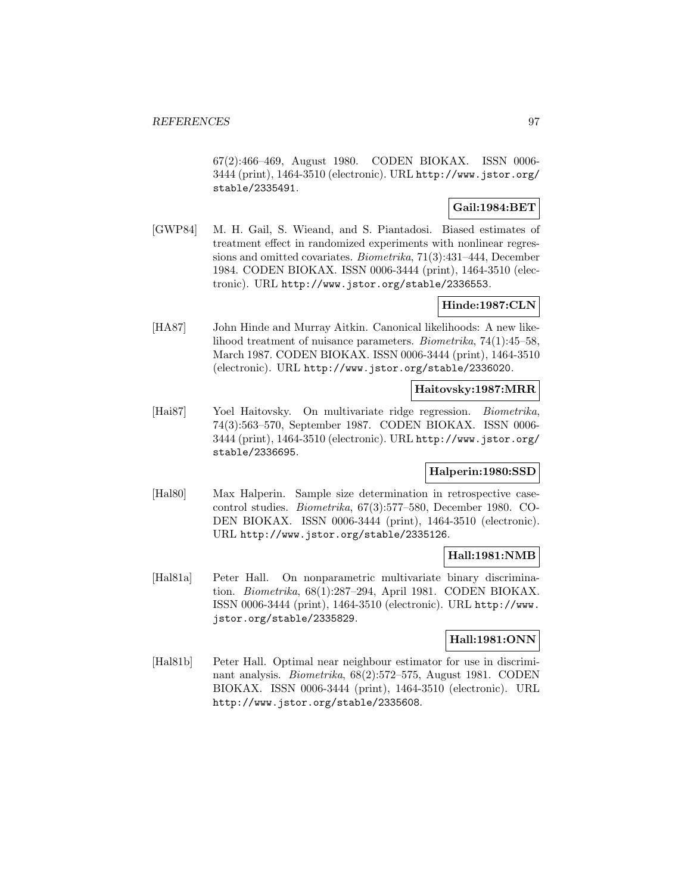67(2):466–469, August 1980. CODEN BIOKAX. ISSN 0006-3444 (print), 1464-3510 (electronic). URL http://www.jstor.org/stable/2335491.

**Gail:1984:BET**

[GWP84] M. H. Gail, S. Wieand, and S. Piantadosi. Biased estimates of treatment effect in randomized experiments with nonlinear regressions and omitted covariates. *Biometrika*, 71(3):431–444, December 1984. CODEN BIOKAX. ISSN 0006-3444 (print), 1464-3510 (electronic). URL http://www.jstor.org/stable/2336553.

**Hinde:1987:CLN**

[HA87] John Hinde and Murray Aitkin. Canonical likelihoods: A new likelihood treatment of nuisance parameters. *Biometrika*, 74(1):45–58, March 1987. CODEN BIOKAX. ISSN 0006-3444 (print), 1464-3510 (electronic). URL http://www.jstor.org/stable/2336020.

**Haitovsky:1987:MRR**

[Hai87] Yoel Haitovsky. On multivariate ridge regression. *Biometrika*, 74(3):563–570, September 1987. CODEN BIOKAX. ISSN 0006-3444 (print), 1464-3510 (electronic). URL http://www.jstor.org/stable/2336695.

**Halperin:1980:SSD**

[Hal80] Max Halperin. Sample size determination in retrospective case-control studies. *Biometrika*, 67(3):577–580, December 1980. CODEN BIOKAX. ISSN 0006-3444 (print), 1464-3510 (electronic). URL http://www.jstor.org/stable/2335126.

**Hall:1981:NMB**

[Hal81a] Peter Hall. On nonparametric multivariate binary discrimination. *Biometrika*, 68(1):287–294, April 1981. CODEN BIOKAX. ISSN 0006-3444 (print), 1464-3510 (electronic). URL http://www.jstor.org/stable/2335829.

**Hall:1981:ONN**

[Hal81b] Peter Hall. Optimal near neighbour estimator for use in discriminant analysis. *Biometrika*, 68(2):572–575, August 1981. CODEN BIOKAX. ISSN 0006-3444 (print), 1464-3510 (electronic). URL http://www.jstor.org/stable/2335608.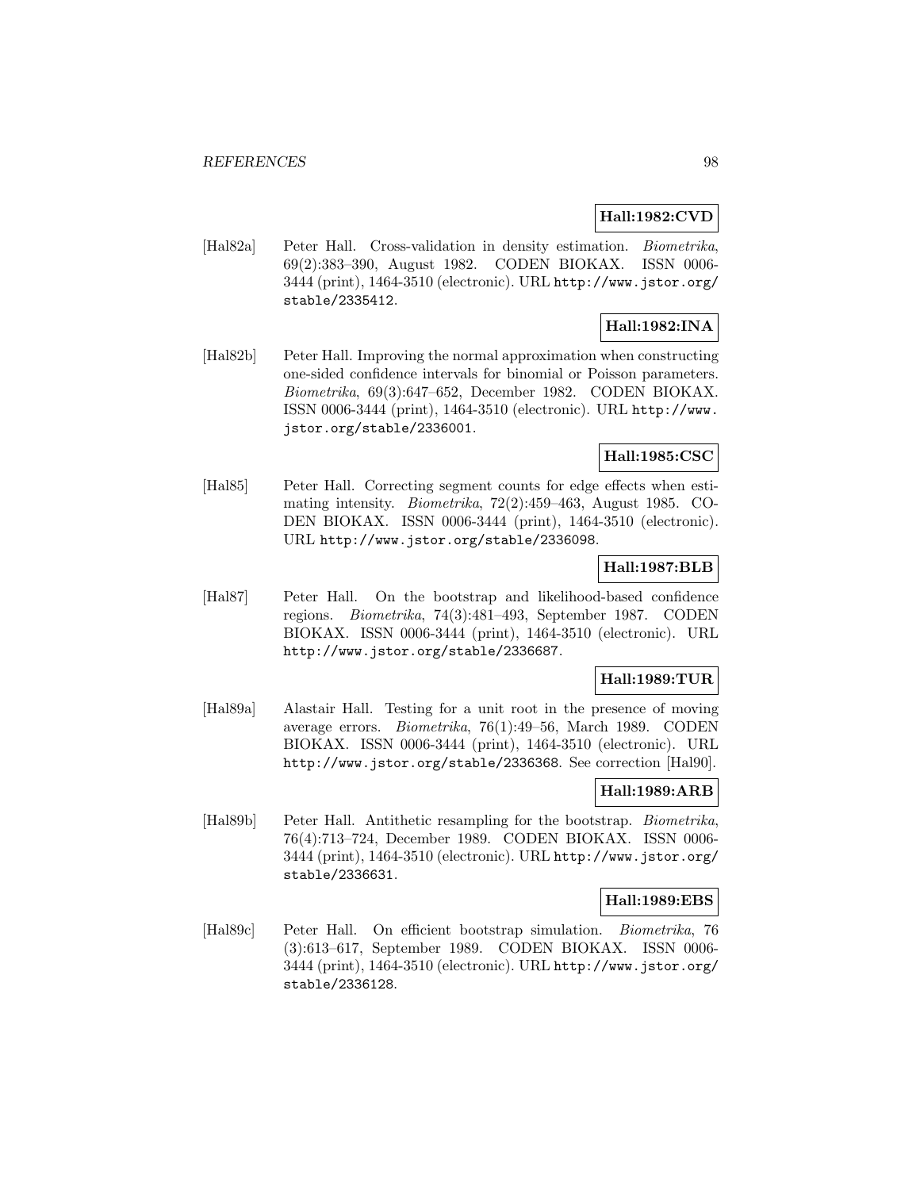**Hall:1982:CVD**

[Hal82a] Peter Hall. Cross-validation in density estimation. *Biometrika*, 69(2):383–390, August 1982. CODEN BIOKAX. ISSN 0006-3444 (print), 1464-3510 (electronic). URL http://www.jstor.org/stable/2335412.

**Hall:1982:INA**

[Hal82b] Peter Hall. Improving the normal approximation when constructing one-sided confidence intervals for binomial or Poisson parameters. *Biometrika*, 69(3):647–652, December 1982. CODEN BIOKAX. ISSN 0006-3444 (print), 1464-3510 (electronic). URL http://www.jstor.org/stable/2336001.

**Hall:1985:CSC**

[Hal85] Peter Hall. Correcting segment counts for edge effects when estimating intensity. *Biometrika*, 72(2):459–463, August 1985. CODEN BIOKAX. ISSN 0006-3444 (print), 1464-3510 (electronic). URL http://www.jstor.org/stable/2336098.

**Hall:1987:BLB**

[Hal87] Peter Hall. On the bootstrap and likelihood-based confidence regions. *Biometrika*, 74(3):481–493, September 1987. CODEN BIOKAX. ISSN 0006-3444 (print), 1464-3510 (electronic). URL http://www.jstor.org/stable/2336687.

**Hall:1989:TUR**

[Hal89a] Alastair Hall. Testing for a unit root in the presence of moving average errors. *Biometrika*, 76(1):49–56, March 1989. CODEN BIOKAX. ISSN 0006-3444 (print), 1464-3510 (electronic). URL http://www.jstor.org/stable/2336368. See correction [Hal90].

**Hall:1989:ARB**

[Hal89b] Peter Hall. Antithetic resampling for the bootstrap. *Biometrika*, 76(4):713–724, December 1989. CODEN BIOKAX. ISSN 0006-3444 (print), 1464-3510 (electronic). URL http://www.jstor.org/stable/2336631.

**Hall:1989:EBS**

[Hal89c] Peter Hall. On efficient bootstrap simulation. *Biometrika*, 76 (3):613–617, September 1989. CODEN BIOKAX. ISSN 0006-3444 (print), 1464-3510 (electronic). URL http://www.jstor.org/stable/2336128.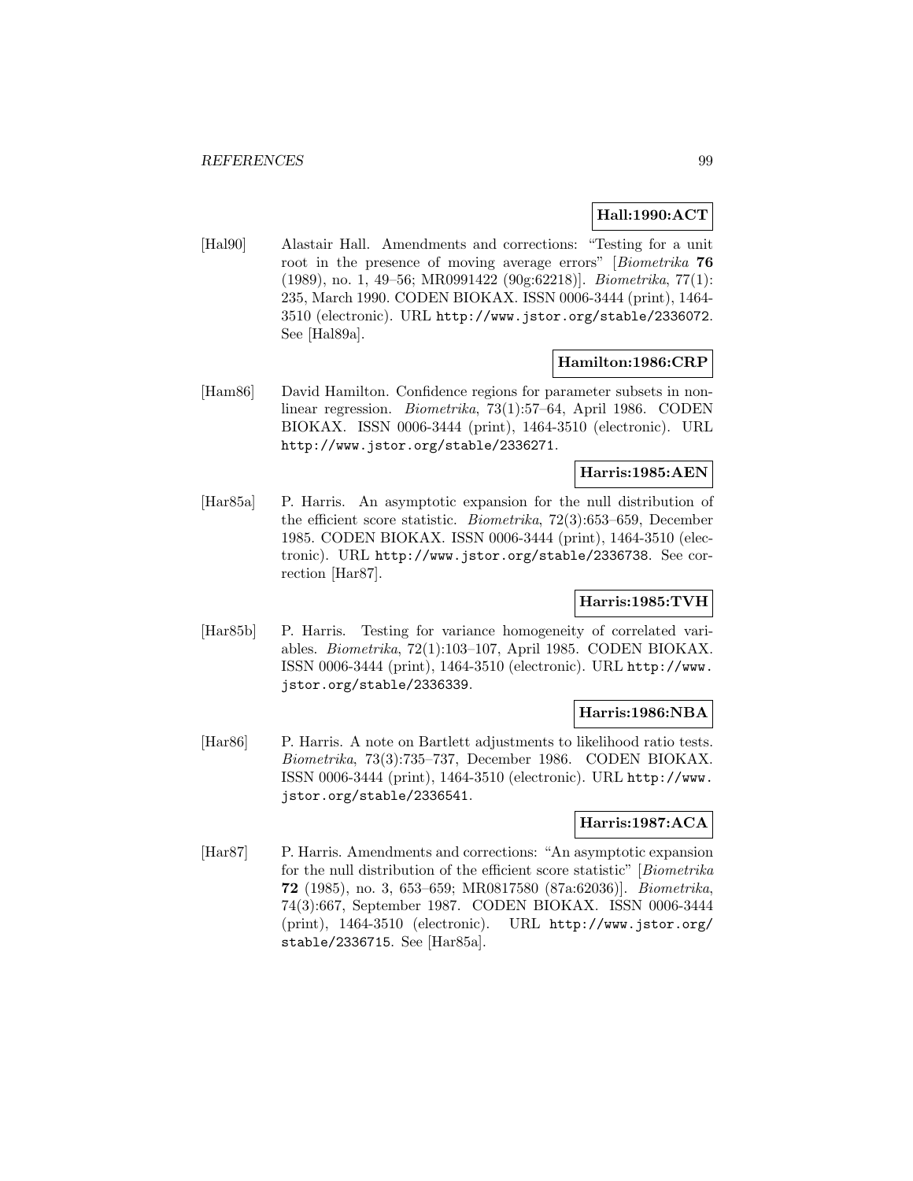**Hall:1990:ACT**

[Hal90] Alastair Hall. Amendments and corrections: "Testing for a unit root in the presence of moving average errors" [*Biometrika* **76** (1989), no. 1, 49–56; MR0991422 (90g:62218)]. *Biometrika*, 77(1): 235, March 1990. CODEN BIOKAX. ISSN 0006-3444 (print), 1464-3510 (electronic). URL http://www.jstor.org/stable/2336072. See [Hal89a].

**Hamilton:1986:CRP**

[Ham86] David Hamilton. Confidence regions for parameter subsets in nonlinear regression. *Biometrika*, 73(1):57–64, April 1986. CODEN BIOKAX. ISSN 0006-3444 (print), 1464-3510 (electronic). URL http://www.jstor.org/stable/2336271.

**Harris:1985:AEN**

[Har85a] P. Harris. An asymptotic expansion for the null distribution of the efficient score statistic. *Biometrika*, 72(3):653–659, December 1985. CODEN BIOKAX. ISSN 0006-3444 (print), 1464-3510 (electronic). URL http://www.jstor.org/stable/2336738. See correction [Har87].

**Harris:1985:TVH**

[Har85b] P. Harris. Testing for variance homogeneity of correlated variables. *Biometrika*, 72(1):103–107, April 1985. CODEN BIOKAX. ISSN 0006-3444 (print), 1464-3510 (electronic). URL http://www.jstor.org/stable/2336339.

**Harris:1986:NBA**

[Har86] P. Harris. A note on Bartlett adjustments to likelihood ratio tests. *Biometrika*, 73(3):735–737, December 1986. CODEN BIOKAX. ISSN 0006-3444 (print), 1464-3510 (electronic). URL http://www.jstor.org/stable/2336541.

**Harris:1987:ACA**

[Har87] P. Harris. Amendments and corrections: "An asymptotic expansion for the null distribution of the efficient score statistic" [*Biometrika* **72** (1985), no. 3, 653–659; MR0817580 (87a:62036)]. *Biometrika*, 74(3):667, September 1987. CODEN BIOKAX. ISSN 0006-3444 (print), 1464-3510 (electronic). URL http://www.jstor.org/stable/2336715. See [Har85a].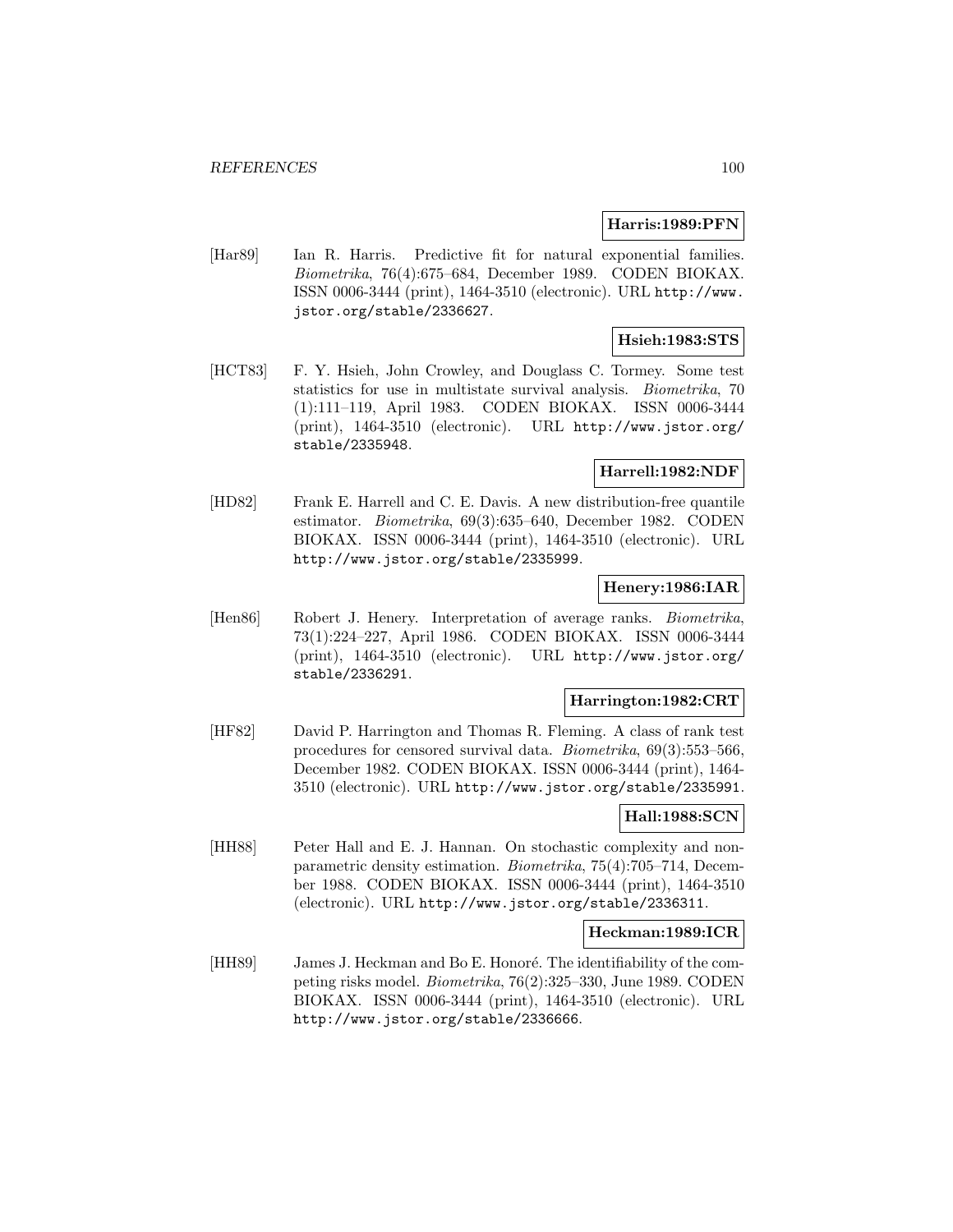**Harris:1989:PFN**

[Har89] Ian R. Harris. Predictive fit for natural exponential families. *Biometrika*, 76(4):675–684, December 1989. CODEN BIOKAX. ISSN 0006-3444 (print), 1464-3510 (electronic). URL `http://www.jstor.org/stable/2336627`.

**Hsieh:1983:STS**

[HCT83] F. Y. Hsieh, John Crowley, and Douglass C. Tormey. Some test statistics for use in multistate survival analysis. *Biometrika*, 70 (1):111–119, April 1983. CODEN BIOKAX. ISSN 0006-3444 (print), 1464-3510 (electronic). URL `http://www.jstor.org/stable/2335948`.

**Harrell:1982:NDF**

[HD82] Frank E. Harrell and C. E. Davis. A new distribution-free quantile estimator. *Biometrika*, 69(3):635–640, December 1982. CODEN BIOKAX. ISSN 0006-3444 (print), 1464-3510 (electronic). URL `http://www.jstor.org/stable/2335999`.

**Henery:1986:IAR**

[Hen86] Robert J. Henery. Interpretation of average ranks. *Biometrika*, 73(1):224–227, April 1986. CODEN BIOKAX. ISSN 0006-3444 (print), 1464-3510 (electronic). URL `http://www.jstor.org/stable/2336291`.

**Harrington:1982:CRT**

[HF82] David P. Harrington and Thomas R. Fleming. A class of rank test procedures for censored survival data. *Biometrika*, 69(3):553–566, December 1982. CODEN BIOKAX. ISSN 0006-3444 (print), 1464-3510 (electronic). URL `http://www.jstor.org/stable/2335991`.

**Hall:1988:SCN**

[HH88] Peter Hall and E. J. Hannan. On stochastic complexity and nonparametric density estimation. *Biometrika*, 75(4):705–714, December 1988. CODEN BIOKAX. ISSN 0006-3444 (print), 1464-3510 (electronic). URL `http://www.jstor.org/stable/2336311`.

**Heckman:1989:ICR**

[HH89] James J. Heckman and Bo E. Honoré. The identifiability of the competing risks model. *Biometrika*, 76(2):325–330, June 1989. CODEN BIOKAX. ISSN 0006-3444 (print), 1464-3510 (electronic). URL `http://www.jstor.org/stable/2336666`.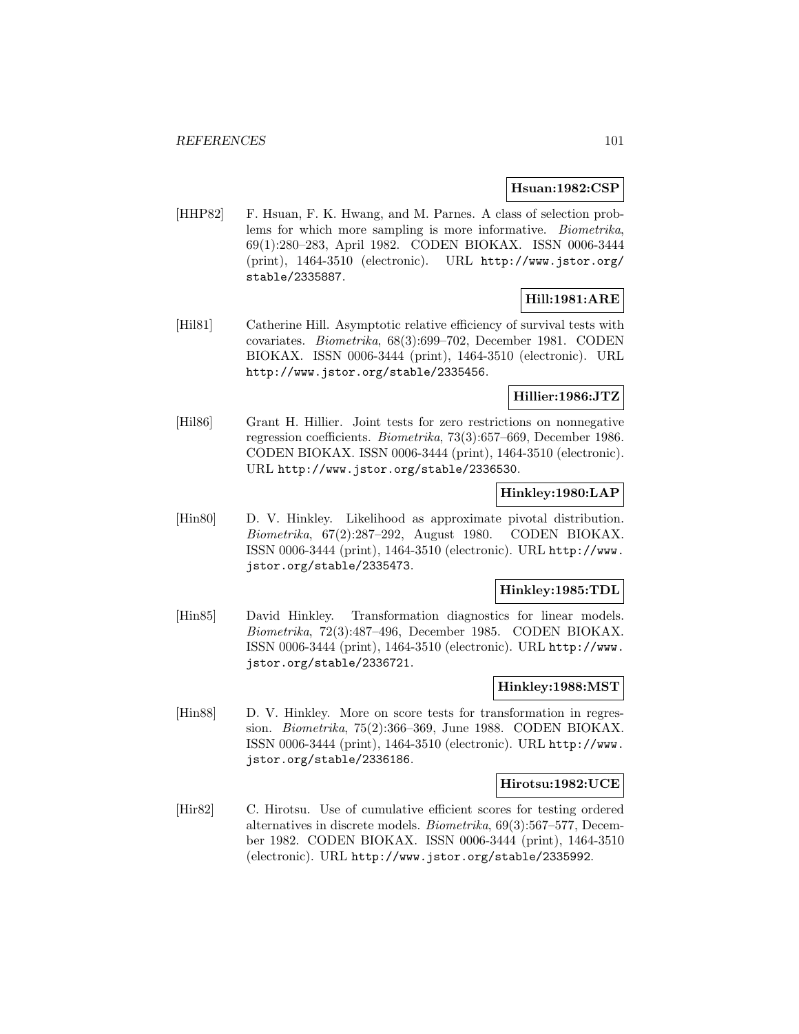**Hsuan:1982:CSP**

[HHP82] F. Hsuan, F. K. Hwang, and M. Parnes. A class of selection problems for which more sampling is more informative. *Biometrika*, 69(1):280–283, April 1982. CODEN BIOKAX. ISSN 0006-3444 (print), 1464-3510 (electronic). URL http://www.jstor.org/stable/2335887.

**Hill:1981:ARE**

[Hil81] Catherine Hill. Asymptotic relative efficiency of survival tests with covariates. *Biometrika*, 68(3):699–702, December 1981. CODEN BIOKAX. ISSN 0006-3444 (print), 1464-3510 (electronic). URL http://www.jstor.org/stable/2335456.

**Hillier:1986:JTZ**

[Hil86] Grant H. Hillier. Joint tests for zero restrictions on nonnegative regression coefficients. *Biometrika*, 73(3):657–669, December 1986. CODEN BIOKAX. ISSN 0006-3444 (print), 1464-3510 (electronic). URL http://www.jstor.org/stable/2336530.

**Hinkley:1980:LAP**

[Hin80] D. V. Hinkley. Likelihood as approximate pivotal distribution. *Biometrika*, 67(2):287–292, August 1980. CODEN BIOKAX. ISSN 0006-3444 (print), 1464-3510 (electronic). URL http://www.jstor.org/stable/2335473.

**Hinkley:1985:TDL**

[Hin85] David Hinkley. Transformation diagnostics for linear models. *Biometrika*, 72(3):487–496, December 1985. CODEN BIOKAX. ISSN 0006-3444 (print), 1464-3510 (electronic). URL http://www.jstor.org/stable/2336721.

**Hinkley:1988:MST**

[Hin88] D. V. Hinkley. More on score tests for transformation in regression. *Biometrika*, 75(2):366–369, June 1988. CODEN BIOKAX. ISSN 0006-3444 (print), 1464-3510 (electronic). URL http://www.jstor.org/stable/2336186.

**Hirotsu:1982:UCE**

[Hir82] C. Hirotsu. Use of cumulative efficient scores for testing ordered alternatives in discrete models. *Biometrika*, 69(3):567–577, December 1982. CODEN BIOKAX. ISSN 0006-3444 (print), 1464-3510 (electronic). URL http://www.jstor.org/stable/2335992.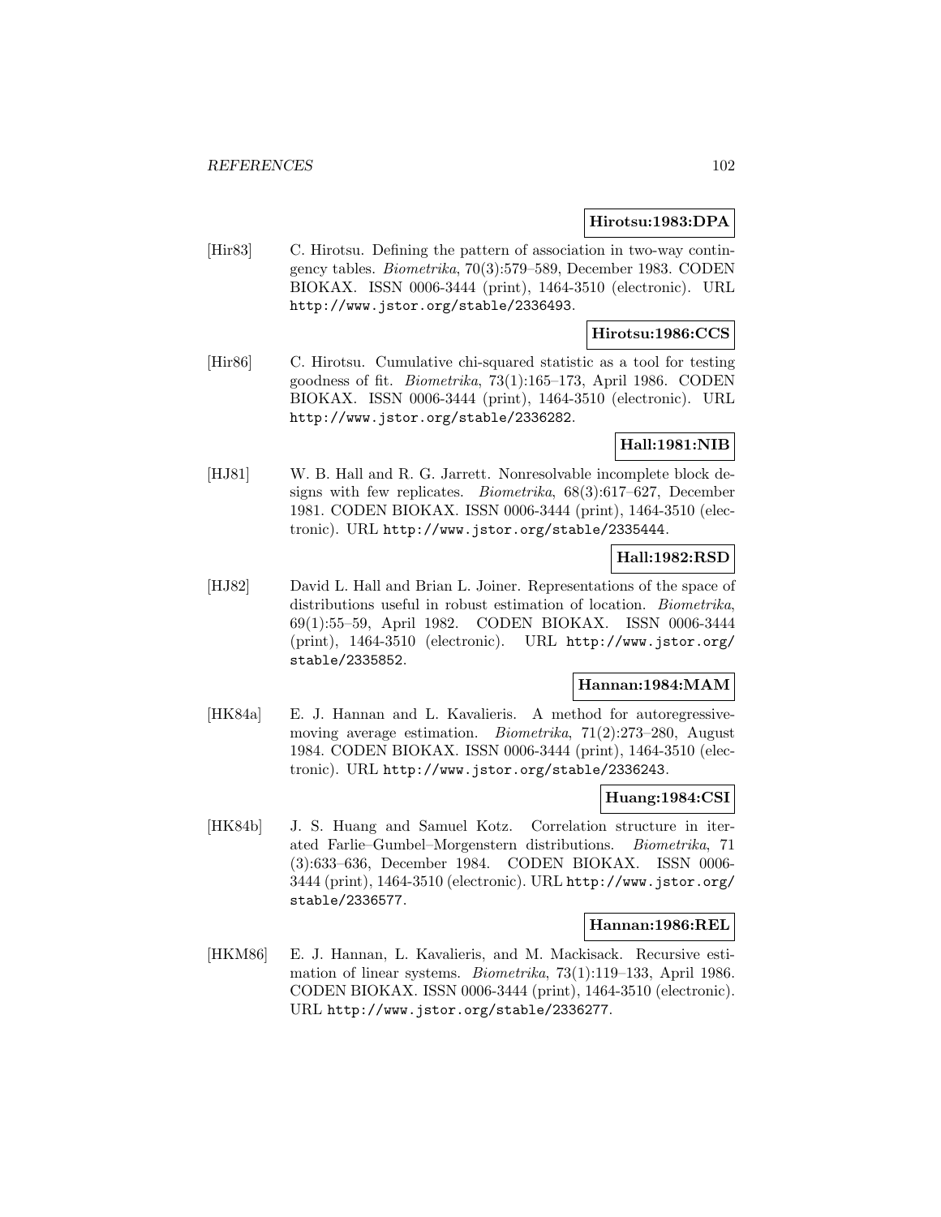**Hirotsu:1983:DPA**

[Hir83] C. Hirotsu. Defining the pattern of association in two-way contingency tables. *Biometrika*, 70(3):579–589, December 1983. CODEN BIOKAX. ISSN 0006-3444 (print), 1464-3510 (electronic). URL http://www.jstor.org/stable/2336493.

**Hirotsu:1986:CCS**

[Hir86] C. Hirotsu. Cumulative chi-squared statistic as a tool for testing goodness of fit. *Biometrika*, 73(1):165–173, April 1986. CODEN BIOKAX. ISSN 0006-3444 (print), 1464-3510 (electronic). URL http://www.jstor.org/stable/2336282.

**Hall:1981:NIB**

[HJ81] W. B. Hall and R. G. Jarrett. Nonresolvable incomplete block designs with few replicates. *Biometrika*, 68(3):617–627, December 1981. CODEN BIOKAX. ISSN 0006-3444 (print), 1464-3510 (electronic). URL http://www.jstor.org/stable/2335444.

**Hall:1982:RSD**

[HJ82] David L. Hall and Brian L. Joiner. Representations of the space of distributions useful in robust estimation of location. *Biometrika*, 69(1):55–59, April 1982. CODEN BIOKAX. ISSN 0006-3444 (print), 1464-3510 (electronic). URL http://www.jstor.org/stable/2335852.

**Hannan:1984:MAM**

[HK84a] E. J. Hannan and L. Kavalieris. A method for autoregressive-moving average estimation. *Biometrika*, 71(2):273–280, August 1984. CODEN BIOKAX. ISSN 0006-3444 (print), 1464-3510 (electronic). URL http://www.jstor.org/stable/2336243.

**Huang:1984:CSI**

[HK84b] J. S. Huang and Samuel Kotz. Correlation structure in iterated Farlie–Gumbel–Morgenstern distributions. *Biometrika*, 71 (3):633–636, December 1984. CODEN BIOKAX. ISSN 0006-3444 (print), 1464-3510 (electronic). URL http://www.jstor.org/stable/2336577.

**Hannan:1986:REL**

[HKM86] E. J. Hannan, L. Kavalieris, and M. Mackisack. Recursive estimation of linear systems. *Biometrika*, 73(1):119–133, April 1986. CODEN BIOKAX. ISSN 0006-3444 (print), 1464-3510 (electronic). URL http://www.jstor.org/stable/2336277.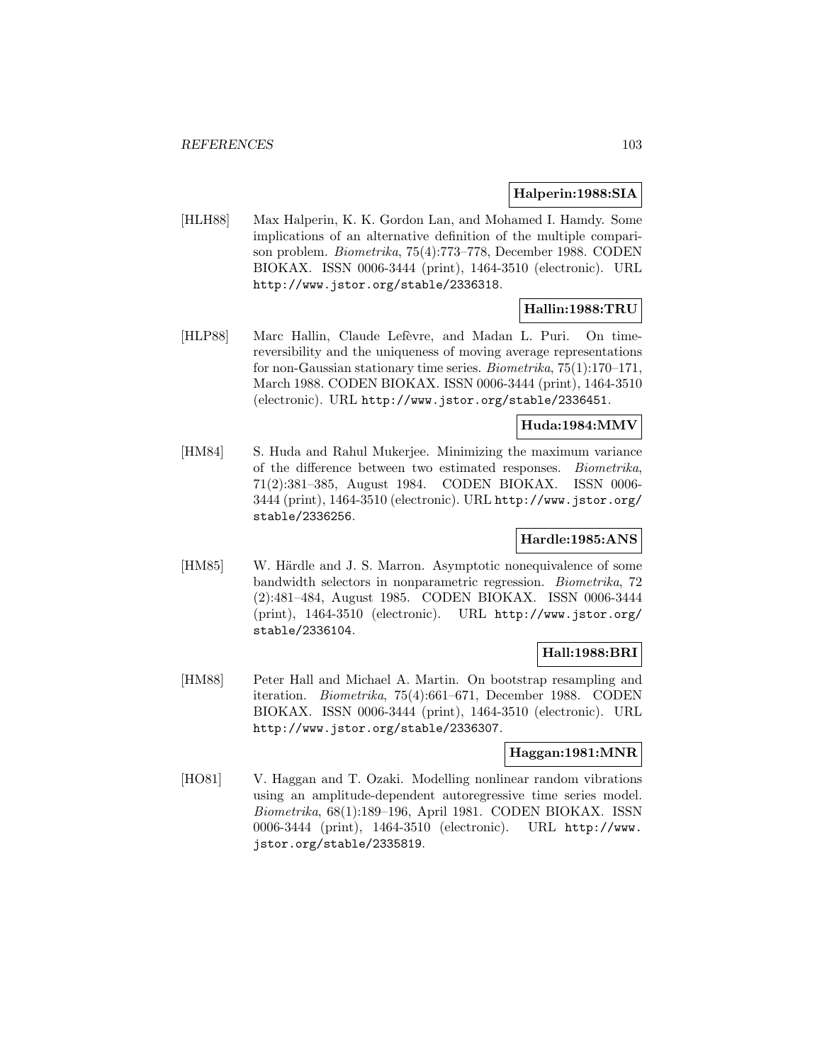**Halperin:1988:SIA**

[HLH88] Max Halperin, K. K. Gordon Lan, and Mohamed I. Hamdy. Some implications of an alternative definition of the multiple comparison problem. *Biometrika*, 75(4):773–778, December 1988. CODEN BIOKAX. ISSN 0006-3444 (print), 1464-3510 (electronic). URL http://www.jstor.org/stable/2336318.

**Hallin:1988:TRU**

[HLP88] Marc Hallin, Claude Lefèvre, and Madan L. Puri. On time-reversibility and the uniqueness of moving average representations for non-Gaussian stationary time series. *Biometrika*, 75(1):170–171, March 1988. CODEN BIOKAX. ISSN 0006-3444 (print), 1464-3510 (electronic). URL http://www.jstor.org/stable/2336451.

**Huda:1984:MMV**

[HM84] S. Huda and Rahul Mukerjee. Minimizing the maximum variance of the difference between two estimated responses. *Biometrika*, 71(2):381–385, August 1984. CODEN BIOKAX. ISSN 0006-3444 (print), 1464-3510 (electronic). URL http://www.jstor.org/stable/2336256.

**Hardle:1985:ANS**

[HM85] W. Härdle and J. S. Marron. Asymptotic nonequivalence of some bandwidth selectors in nonparametric regression. *Biometrika*, 72 (2):481–484, August 1985. CODEN BIOKAX. ISSN 0006-3444 (print), 1464-3510 (electronic). URL http://www.jstor.org/stable/2336104.

**Hall:1988:BRI**

[HM88] Peter Hall and Michael A. Martin. On bootstrap resampling and iteration. *Biometrika*, 75(4):661–671, December 1988. CODEN BIOKAX. ISSN 0006-3444 (print), 1464-3510 (electronic). URL http://www.jstor.org/stable/2336307.

**Haggan:1981:MNR**

[HO81] V. Haggan and T. Ozaki. Modelling nonlinear random vibrations using an amplitude-dependent autoregressive time series model. *Biometrika*, 68(1):189–196, April 1981. CODEN BIOKAX. ISSN 0006-3444 (print), 1464-3510 (electronic). URL http://www.jstor.org/stable/2335819.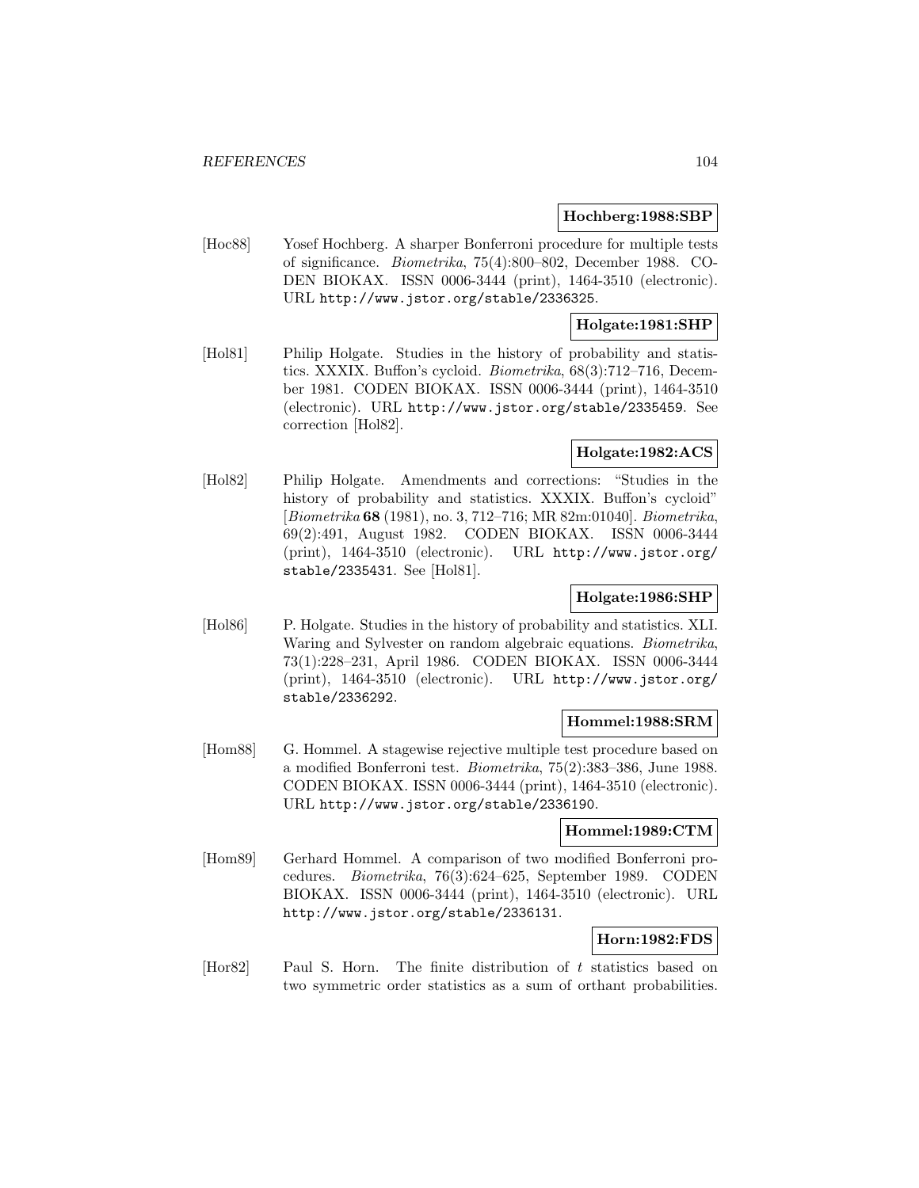**Hochberg:1988:SBP**

[Hoc88] Yosef Hochberg. A sharper Bonferroni procedure for multiple tests of significance. *Biometrika*, 75(4):800–802, December 1988. CODEN BIOKAX. ISSN 0006-3444 (print), 1464-3510 (electronic). URL http://www.jstor.org/stable/2336325.

**Holgate:1981:SHP**

[Hol81] Philip Holgate. Studies in the history of probability and statistics. XXXIX. Buffon's cycloid. *Biometrika*, 68(3):712–716, December 1981. CODEN BIOKAX. ISSN 0006-3444 (print), 1464-3510 (electronic). URL http://www.jstor.org/stable/2335459. See correction [Hol82].

**Holgate:1982:ACS**

[Hol82] Philip Holgate. Amendments and corrections: "Studies in the history of probability and statistics. XXXIX. Buffon's cycloid" [*Biometrika* **68** (1981), no. 3, 712–716; MR 82m:01040]. *Biometrika*, 69(2):491, August 1982. CODEN BIOKAX. ISSN 0006-3444 (print), 1464-3510 (electronic). URL http://www.jstor.org/stable/2335431. See [Hol81].

**Holgate:1986:SHP**

[Hol86] P. Holgate. Studies in the history of probability and statistics. XLI. Waring and Sylvester on random algebraic equations. *Biometrika*, 73(1):228–231, April 1986. CODEN BIOKAX. ISSN 0006-3444 (print), 1464-3510 (electronic). URL http://www.jstor.org/stable/2336292.

**Hommel:1988:SRM**

[Hom88] G. Hommel. A stagewise rejective multiple test procedure based on a modified Bonferroni test. *Biometrika*, 75(2):383–386, June 1988. CODEN BIOKAX. ISSN 0006-3444 (print), 1464-3510 (electronic). URL http://www.jstor.org/stable/2336190.

**Hommel:1989:CTM**

[Hom89] Gerhard Hommel. A comparison of two modified Bonferroni procedures. *Biometrika*, 76(3):624–625, September 1989. CODEN BIOKAX. ISSN 0006-3444 (print), 1464-3510 (electronic). URL http://www.jstor.org/stable/2336131.

**Horn:1982:FDS**

[Hor82] Paul S. Horn. The finite distribution of $t$ statistics based on two symmetric order statistics as a sum of orthant probabilities.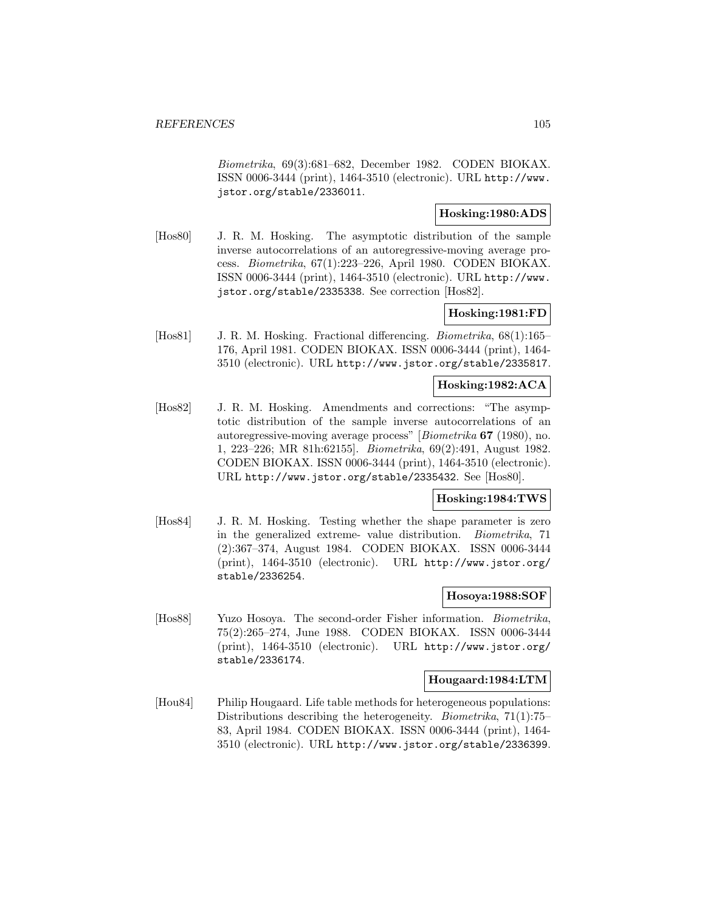*Biometrika*, 69(3):681–682, December 1982. CODEN BIOKAX. ISSN 0006-3444 (print), 1464-3510 (electronic). URL http://www.jstor.org/stable/2336011.

**Hosking:1980:ADS**

[Hos80] J. R. M. Hosking. The asymptotic distribution of the sample inverse autocorrelations of an autoregressive-moving average process. *Biometrika*, 67(1):223–226, April 1980. CODEN BIOKAX. ISSN 0006-3444 (print), 1464-3510 (electronic). URL http://www.jstor.org/stable/2335338. See correction [Hos82].

**Hosking:1981:FD**

[Hos81] J. R. M. Hosking. Fractional differencing. *Biometrika*, 68(1):165–176, April 1981. CODEN BIOKAX. ISSN 0006-3444 (print), 1464-3510 (electronic). URL http://www.jstor.org/stable/2335817.

**Hosking:1982:ACA**

[Hos82] J. R. M. Hosking. Amendments and corrections: "The asymptotic distribution of the sample inverse autocorrelations of an autoregressive-moving average process" [*Biometrika* **67** (1980), no. 1, 223–226; MR 81h:62155]. *Biometrika*, 69(2):491, August 1982. CODEN BIOKAX. ISSN 0006-3444 (print), 1464-3510 (electronic). URL http://www.jstor.org/stable/2335432. See [Hos80].

**Hosking:1984:TWS**

[Hos84] J. R. M. Hosking. Testing whether the shape parameter is zero in the generalized extreme- value distribution. *Biometrika*, 71 (2):367–374, August 1984. CODEN BIOKAX. ISSN 0006-3444 (print), 1464-3510 (electronic). URL http://www.jstor.org/stable/2336254.

**Hosoya:1988:SOF**

[Hos88] Yuzo Hosoya. The second-order Fisher information. *Biometrika*, 75(2):265–274, June 1988. CODEN BIOKAX. ISSN 0006-3444 (print), 1464-3510 (electronic). URL http://www.jstor.org/stable/2336174.

**Hougaard:1984:LTM**

[Hou84] Philip Hougaard. Life table methods for heterogeneous populations: Distributions describing the heterogeneity. *Biometrika*, 71(1):75–83, April 1984. CODEN BIOKAX. ISSN 0006-3444 (print), 1464-3510 (electronic). URL http://www.jstor.org/stable/2336399.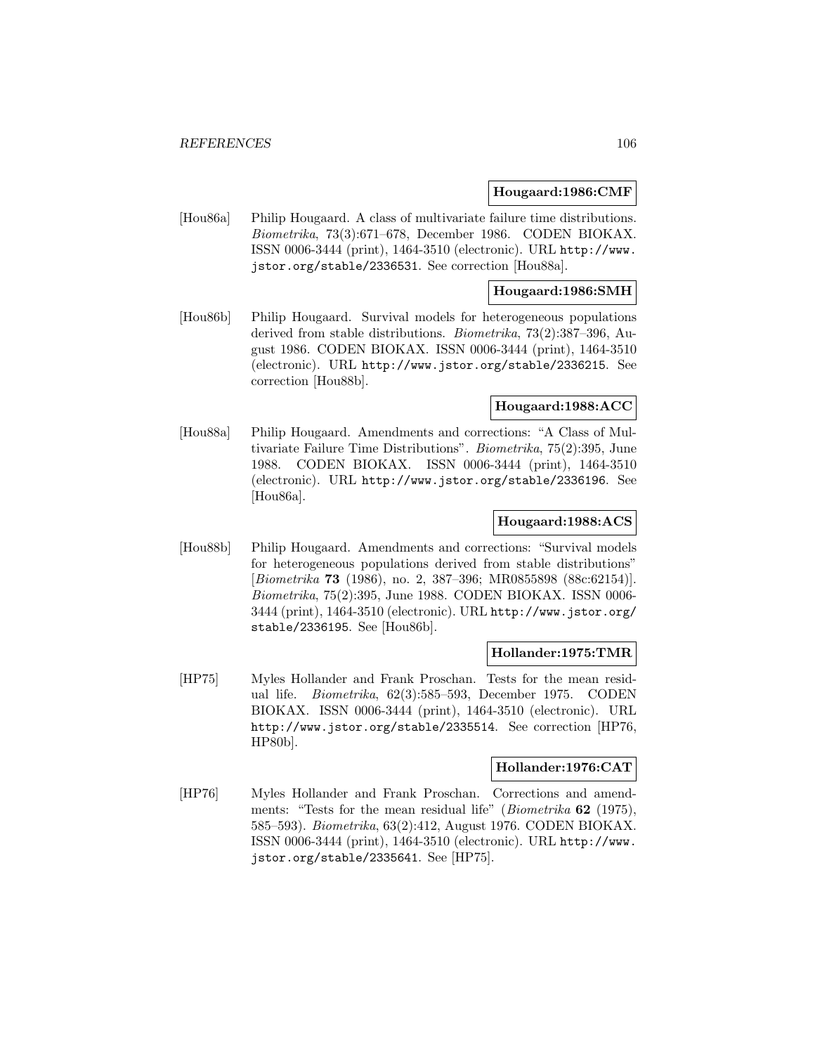**Hougaard:1986:CMF**

[Hou86a] Philip Hougaard. A class of multivariate failure time distributions. *Biometrika*, 73(3):671–678, December 1986. CODEN BIOKAX. ISSN 0006-3444 (print), 1464-3510 (electronic). URL http://www.jstor.org/stable/2336531. See correction [Hou88a].

**Hougaard:1986:SMH**

[Hou86b] Philip Hougaard. Survival models for heterogeneous populations derived from stable distributions. *Biometrika*, 73(2):387–396, August 1986. CODEN BIOKAX. ISSN 0006-3444 (print), 1464-3510 (electronic). URL http://www.jstor.org/stable/2336215. See correction [Hou88b].

**Hougaard:1988:ACC**

[Hou88a] Philip Hougaard. Amendments and corrections: "A Class of Multivariate Failure Time Distributions". *Biometrika*, 75(2):395, June 1988. CODEN BIOKAX. ISSN 0006-3444 (print), 1464-3510 (electronic). URL http://www.jstor.org/stable/2336196. See [Hou86a].

**Hougaard:1988:ACS**

[Hou88b] Philip Hougaard. Amendments and corrections: "Survival models for heterogeneous populations derived from stable distributions" [*Biometrika* **73** (1986), no. 2, 387–396; MR0855898 (88c:62154)]. *Biometrika*, 75(2):395, June 1988. CODEN BIOKAX. ISSN 0006-3444 (print), 1464-3510 (electronic). URL http://www.jstor.org/stable/2336195. See [Hou86b].

**Hollander:1975:TMR**

[HP75] Myles Hollander and Frank Proschan. Tests for the mean residual life. *Biometrika*, 62(3):585–593, December 1975. CODEN BIOKAX. ISSN 0006-3444 (print), 1464-3510 (electronic). URL http://www.jstor.org/stable/2335514. See correction [HP76, HP80b].

**Hollander:1976:CAT**

[HP76] Myles Hollander and Frank Proschan. Corrections and amendments: "Tests for the mean residual life" (*Biometrika* **62** (1975), 585–593). *Biometrika*, 63(2):412, August 1976. CODEN BIOKAX. ISSN 0006-3444 (print), 1464-3510 (electronic). URL http://www.jstor.org/stable/2335641. See [HP75].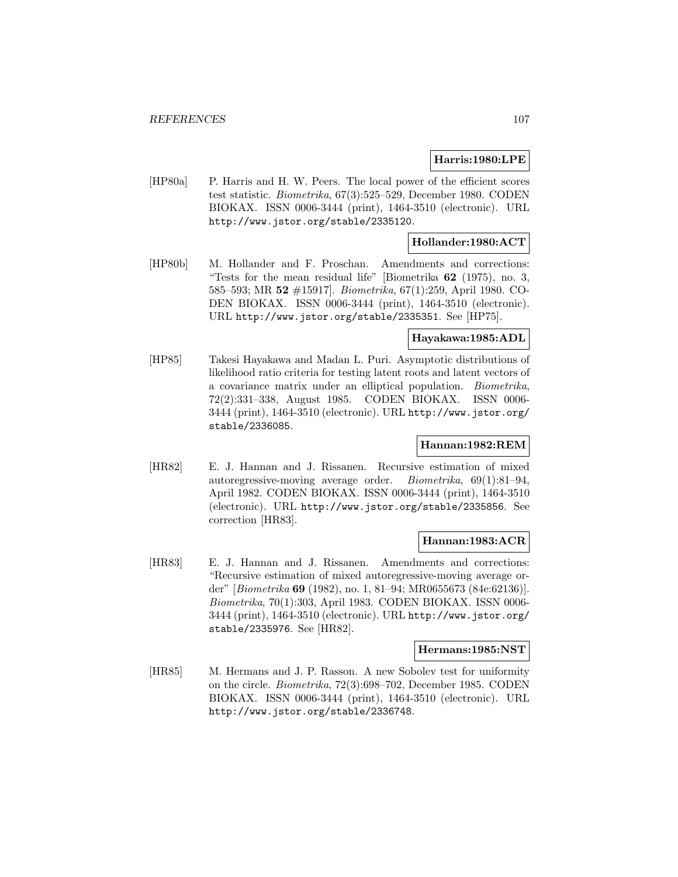**Harris:1980:LPE**

[HP80a] P. Harris and H. W. Peers. The local power of the efficient scores test statistic. *Biometrika*, 67(3):525–529, December 1980. CODEN BIOKAX. ISSN 0006-3444 (print), 1464-3510 (electronic). URL http://www.jstor.org/stable/2335120.

**Hollander:1980:ACT**

[HP80b] M. Hollander and F. Proschan. Amendments and corrections: "Tests for the mean residual life" [Biometrika **62** (1975), no. 3, 585–593; MR **52** #15917]. *Biometrika*, 67(1):259, April 1980. CODEN BIOKAX. ISSN 0006-3444 (print), 1464-3510 (electronic). URL http://www.jstor.org/stable/2335351. See [HP75].

**Hayakawa:1985:ADL**

[HP85] Takesi Hayakawa and Madan L. Puri. Asymptotic distributions of likelihood ratio criteria for testing latent roots and latent vectors of a covariance matrix under an elliptical population. *Biometrika*, 72(2):331–338, August 1985. CODEN BIOKAX. ISSN 0006-3444 (print), 1464-3510 (electronic). URL http://www.jstor.org/stable/2336085.

**Hannan:1982:REM**

[HR82] E. J. Hannan and J. Rissanen. Recursive estimation of mixed autoregressive-moving average order. *Biometrika*, 69(1):81–94, April 1982. CODEN BIOKAX. ISSN 0006-3444 (print), 1464-3510 (electronic). URL http://www.jstor.org/stable/2335856. See correction [HR83].

**Hannan:1983:ACR**

[HR83] E. J. Hannan and J. Rissanen. Amendments and corrections: "Recursive estimation of mixed autoregressive-moving average order" [*Biometrika* **69** (1982), no. 1, 81–94; MR0655673 (84e:62136)]. *Biometrika*, 70(1):303, April 1983. CODEN BIOKAX. ISSN 0006-3444 (print), 1464-3510 (electronic). URL http://www.jstor.org/stable/2335976. See [HR82].

**Hermans:1985:NST**

[HR85] M. Hermans and J. P. Rasson. A new Sobolev test for uniformity on the circle. *Biometrika*, 72(3):698–702, December 1985. CODEN BIOKAX. ISSN 0006-3444 (print), 1464-3510 (electronic). URL http://www.jstor.org/stable/2336748.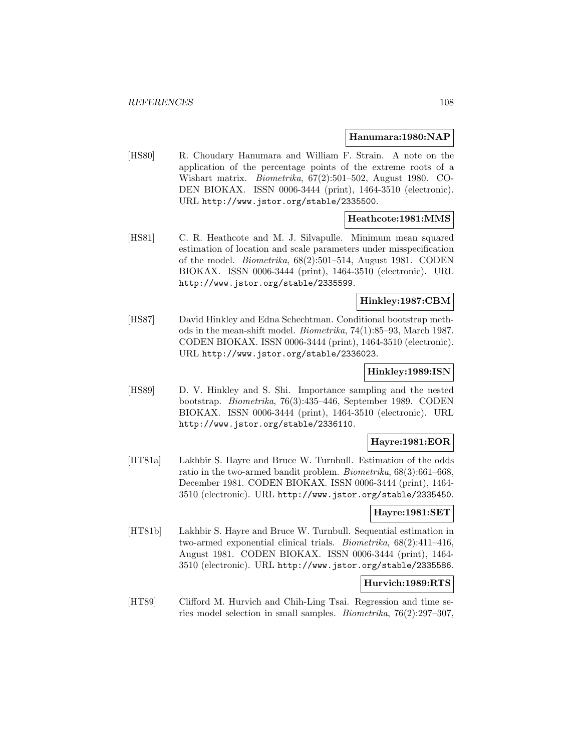**Hanumara:1980:NAP**

[HS80] R. Choudary Hanumara and William F. Strain. A note on the application of the percentage points of the extreme roots of a Wishart matrix. *Biometrika*, 67(2):501–502, August 1980. CODEN BIOKAX. ISSN 0006-3444 (print), 1464-3510 (electronic). URL http://www.jstor.org/stable/2335500.

**Heathcote:1981:MMS**

[HS81] C. R. Heathcote and M. J. Silvapulle. Minimum mean squared estimation of location and scale parameters under misspecification of the model. *Biometrika*, 68(2):501–514, August 1981. CODEN BIOKAX. ISSN 0006-3444 (print), 1464-3510 (electronic). URL http://www.jstor.org/stable/2335599.

**Hinkley:1987:CBM**

[HS87] David Hinkley and Edna Schechtman. Conditional bootstrap methods in the mean-shift model. *Biometrika*, 74(1):85–93, March 1987. CODEN BIOKAX. ISSN 0006-3444 (print), 1464-3510 (electronic). URL http://www.jstor.org/stable/2336023.

**Hinkley:1989:ISN**

[HS89] D. V. Hinkley and S. Shi. Importance sampling and the nested bootstrap. *Biometrika*, 76(3):435–446, September 1989. CODEN BIOKAX. ISSN 0006-3444 (print), 1464-3510 (electronic). URL http://www.jstor.org/stable/2336110.

**Hayre:1981:EOR**

[HT81a] Lakhbir S. Hayre and Bruce W. Turnbull. Estimation of the odds ratio in the two-armed bandit problem. *Biometrika*, 68(3):661–668, December 1981. CODEN BIOKAX. ISSN 0006-3444 (print), 1464-3510 (electronic). URL http://www.jstor.org/stable/2335450.

**Hayre:1981:SET**

[HT81b] Lakhbir S. Hayre and Bruce W. Turnbull. Sequential estimation in two-armed exponential clinical trials. *Biometrika*, 68(2):411–416, August 1981. CODEN BIOKAX. ISSN 0006-3444 (print), 1464-3510 (electronic). URL http://www.jstor.org/stable/2335586.

**Hurvich:1989:RTS**

[HT89] Clifford M. Hurvich and Chih-Ling Tsai. Regression and time series model selection in small samples. *Biometrika*, 76(2):297–307,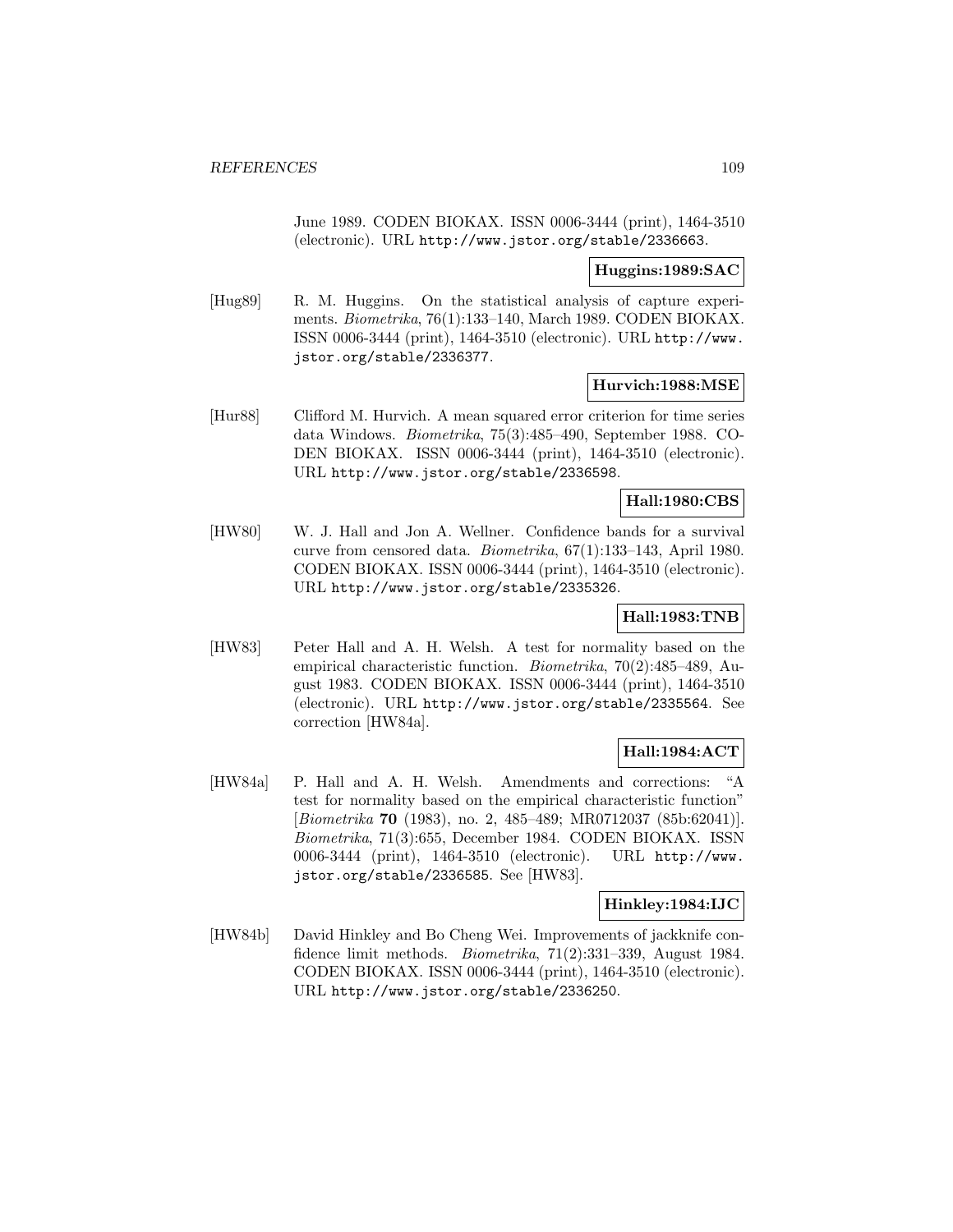June 1989. CODEN BIOKAX. ISSN 0006-3444 (print), 1464-3510 (electronic). URL http://www.jstor.org/stable/2336663.

**Huggins:1989:SAC**

[Hug89] R. M. Huggins. On the statistical analysis of capture experiments. *Biometrika*, 76(1):133–140, March 1989. CODEN BIOKAX. ISSN 0006-3444 (print), 1464-3510 (electronic). URL http://www.jstor.org/stable/2336377.

**Hurvich:1988:MSE**

[Hur88] Clifford M. Hurvich. A mean squared error criterion for time series data Windows. *Biometrika*, 75(3):485–490, September 1988. CODEN BIOKAX. ISSN 0006-3444 (print), 1464-3510 (electronic). URL http://www.jstor.org/stable/2336598.

**Hall:1980:CBS**

[HW80] W. J. Hall and Jon A. Wellner. Confidence bands for a survival curve from censored data. *Biometrika*, 67(1):133–143, April 1980. CODEN BIOKAX. ISSN 0006-3444 (print), 1464-3510 (electronic). URL http://www.jstor.org/stable/2335326.

**Hall:1983:TNB**

[HW83] Peter Hall and A. H. Welsh. A test for normality based on the empirical characteristic function. *Biometrika*, 70(2):485–489, August 1983. CODEN BIOKAX. ISSN 0006-3444 (print), 1464-3510 (electronic). URL http://www.jstor.org/stable/2335564. See correction [HW84a].

**Hall:1984:ACT**

[HW84a] P. Hall and A. H. Welsh. Amendments and corrections: "A test for normality based on the empirical characteristic function" [*Biometrika* **70** (1983), no. 2, 485–489; MR0712037 (85b:62041)]. *Biometrika*, 71(3):655, December 1984. CODEN BIOKAX. ISSN 0006-3444 (print), 1464-3510 (electronic). URL http://www.jstor.org/stable/2336585. See [HW83].

**Hinkley:1984:IJC**

[HW84b] David Hinkley and Bo Cheng Wei. Improvements of jackknife confidence limit methods. *Biometrika*, 71(2):331–339, August 1984. CODEN BIOKAX. ISSN 0006-3444 (print), 1464-3510 (electronic). URL http://www.jstor.org/stable/2336250.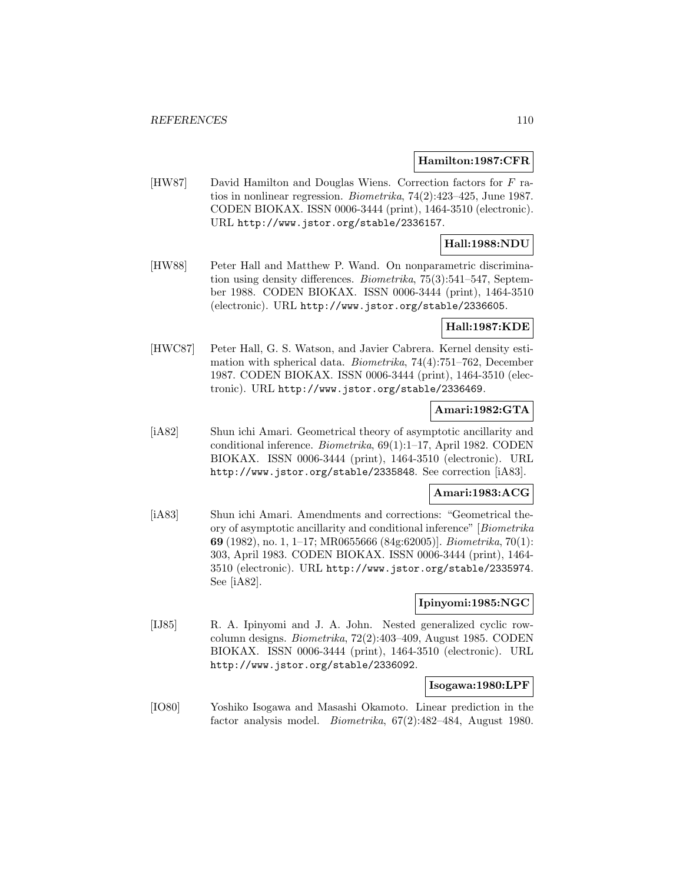**Hamilton:1987:CFR**

[HW87] David Hamilton and Douglas Wiens. Correction factors for $F$ ratios in nonlinear regression. *Biometrika*, 74(2):423–425, June 1987. CODEN BIOKAX. ISSN 0006-3444 (print), 1464-3510 (electronic). URL http://www.jstor.org/stable/2336157.

**Hall:1988:NDU**

[HW88] Peter Hall and Matthew P. Wand. On nonparametric discrimination using density differences. *Biometrika*, 75(3):541–547, September 1988. CODEN BIOKAX. ISSN 0006-3444 (print), 1464-3510 (electronic). URL http://www.jstor.org/stable/2336605.

**Hall:1987:KDE**

[HWC87] Peter Hall, G. S. Watson, and Javier Cabrera. Kernel density estimation with spherical data. *Biometrika*, 74(4):751–762, December 1987. CODEN BIOKAX. ISSN 0006-3444 (print), 1464-3510 (electronic). URL http://www.jstor.org/stable/2336469.

**Amari:1982:GTA**

[iA82] Shun ichi Amari. Geometrical theory of asymptotic ancillarity and conditional inference. *Biometrika*, 69(1):1–17, April 1982. CODEN BIOKAX. ISSN 0006-3444 (print), 1464-3510 (electronic). URL http://www.jstor.org/stable/2335848. See correction [iA83].

**Amari:1983:ACG**

[iA83] Shun ichi Amari. Amendments and corrections: "Geometrical theory of asymptotic ancillarity and conditional inference" [*Biometrika* **69** (1982), no. 1, 1–17; MR0655666 (84g:62005)]. *Biometrika*, 70(1): 303, April 1983. CODEN BIOKAX. ISSN 0006-3444 (print), 1464-3510 (electronic). URL http://www.jstor.org/stable/2335974. See [iA82].

**Ipinyomi:1985:NGC**

[IJ85] R. A. Ipinyomi and J. A. John. Nested generalized cyclic row-column designs. *Biometrika*, 72(2):403–409, August 1985. CODEN BIOKAX. ISSN 0006-3444 (print), 1464-3510 (electronic). URL http://www.jstor.org/stable/2336092.

**Isogawa:1980:LPF**

[IO80] Yoshiko Isogawa and Masashi Okamoto. Linear prediction in the factor analysis model. *Biometrika*, 67(2):482–484, August 1980.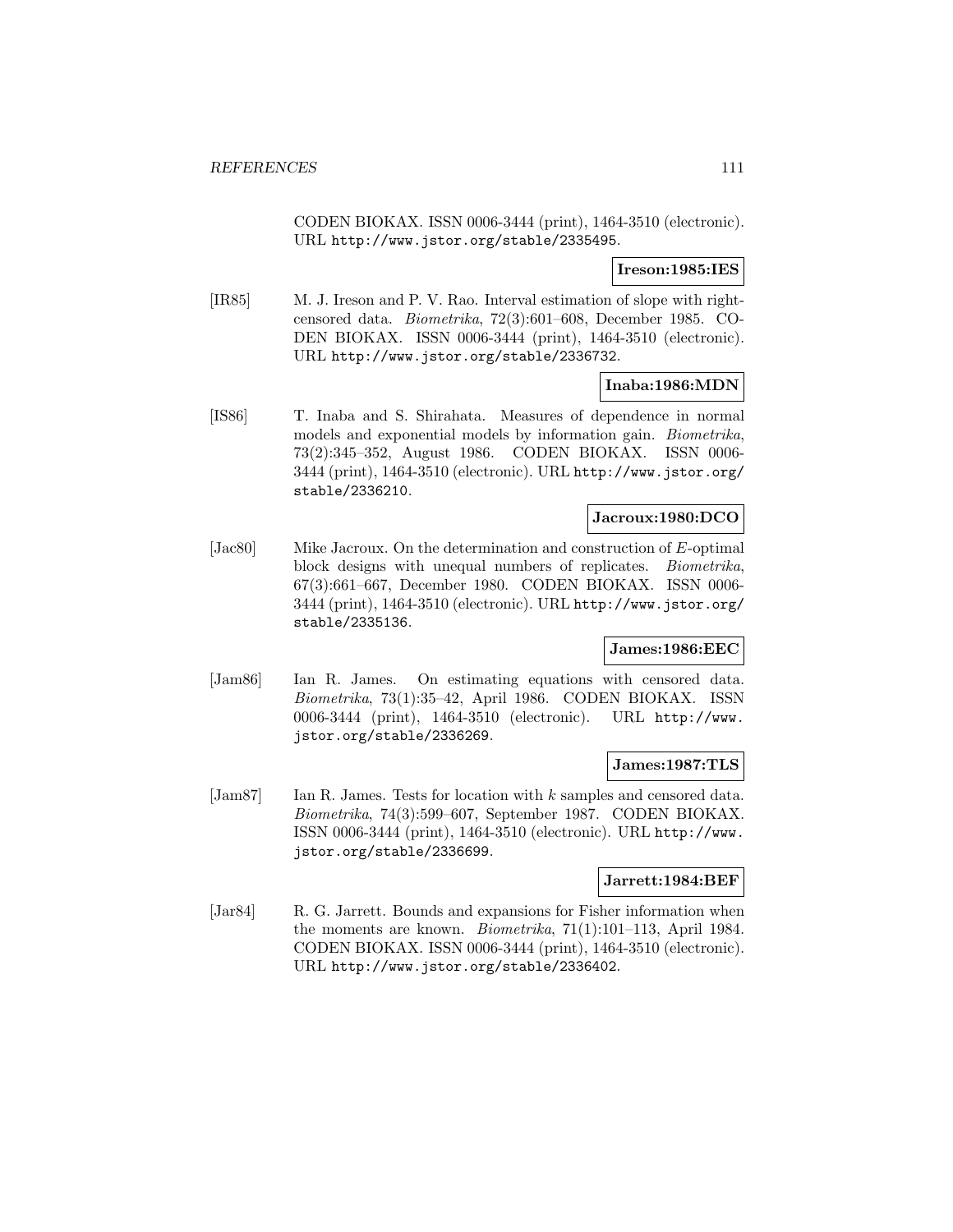CODEN BIOKAX. ISSN 0006-3444 (print), 1464-3510 (electronic). URL http://www.jstor.org/stable/2335495.

**Ireson:1985:IES**

[IR85] M. J. Ireson and P. V. Rao. Interval estimation of slope with right-censored data. *Biometrika*, 72(3):601–608, December 1985. CODEN BIOKAX. ISSN 0006-3444 (print), 1464-3510 (electronic). URL http://www.jstor.org/stable/2336732.

**Inaba:1986:MDN**

[IS86] T. Inaba and S. Shirahata. Measures of dependence in normal models and exponential models by information gain. *Biometrika*, 73(2):345–352, August 1986. CODEN BIOKAX. ISSN 0006-3444 (print), 1464-3510 (electronic). URL http://www.jstor.org/stable/2336210.

**Jacroux:1980:DCO**

[Jac80] Mike Jacroux. On the determination and construction of $E$-optimal block designs with unequal numbers of replicates. *Biometrika*, 67(3):661–667, December 1980. CODEN BIOKAX. ISSN 0006-3444 (print), 1464-3510 (electronic). URL http://www.jstor.org/stable/2335136.

**James:1986:EEC**

[Jam86] Ian R. James. On estimating equations with censored data. *Biometrika*, 73(1):35–42, April 1986. CODEN BIOKAX. ISSN 0006-3444 (print), 1464-3510 (electronic). URL http://www.jstor.org/stable/2336269.

**James:1987:TLS**

[Jam87] Ian R. James. Tests for location with $k$ samples and censored data. *Biometrika*, 74(3):599–607, September 1987. CODEN BIOKAX. ISSN 0006-3444 (print), 1464-3510 (electronic). URL http://www.jstor.org/stable/2336699.

**Jarrett:1984:BEF**

[Jar84] R. G. Jarrett. Bounds and expansions for Fisher information when the moments are known. *Biometrika*, 71(1):101–113, April 1984. CODEN BIOKAX. ISSN 0006-3444 (print), 1464-3510 (electronic). URL http://www.jstor.org/stable/2336402.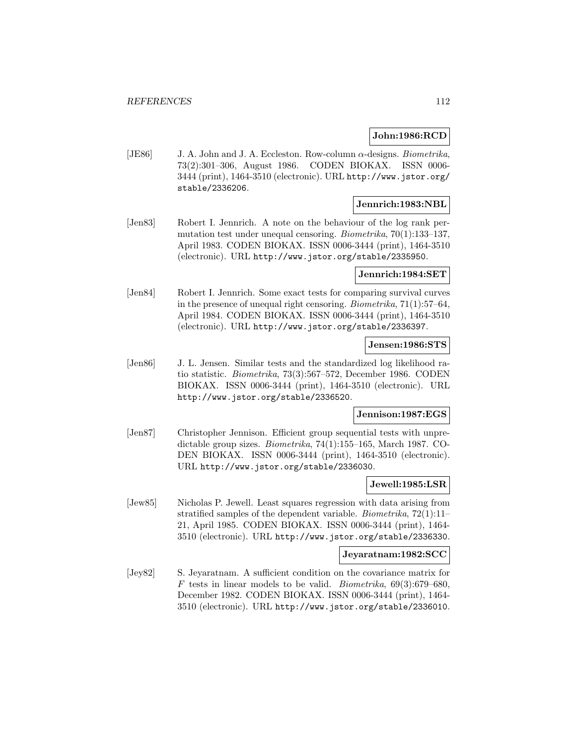**John:1986:RCD**

[JE86] J. A. John and J. A. Eccleston. Row-column $\alpha$-designs. *Biometrika*, 73(2):301–306, August 1986. CODEN BIOKAX. ISSN 0006-3444 (print), 1464-3510 (electronic). URL http://www.jstor.org/stable/2336206.

**Jennrich:1983:NBL**

[Jen83] Robert I. Jennrich. A note on the behaviour of the log rank permutation test under unequal censoring. *Biometrika*, 70(1):133–137, April 1983. CODEN BIOKAX. ISSN 0006-3444 (print), 1464-3510 (electronic). URL http://www.jstor.org/stable/2335950.

**Jennrich:1984:SET**

[Jen84] Robert I. Jennrich. Some exact tests for comparing survival curves in the presence of unequal right censoring. *Biometrika*, 71(1):57–64, April 1984. CODEN BIOKAX. ISSN 0006-3444 (print), 1464-3510 (electronic). URL http://www.jstor.org/stable/2336397.

**Jensen:1986:STS**

[Jen86] J. L. Jensen. Similar tests and the standardized log likelihood ratio statistic. *Biometrika*, 73(3):567–572, December 1986. CODEN BIOKAX. ISSN 0006-3444 (print), 1464-3510 (electronic). URL http://www.jstor.org/stable/2336520.

**Jennison:1987:EGS**

[Jen87] Christopher Jennison. Efficient group sequential tests with unpredictable group sizes. *Biometrika*, 74(1):155–165, March 1987. CODEN BIOKAX. ISSN 0006-3444 (print), 1464-3510 (electronic). URL http://www.jstor.org/stable/2336030.

**Jewell:1985:LSR**

[Jew85] Nicholas P. Jewell. Least squares regression with data arising from stratified samples of the dependent variable. *Biometrika*, 72(1):11–21, April 1985. CODEN BIOKAX. ISSN 0006-3444 (print), 1464-3510 (electronic). URL http://www.jstor.org/stable/2336330.

**Jeyaratnam:1982:SCC**

[Jey82] S. Jeyaratnam. A sufficient condition on the covariance matrix for $F$ tests in linear models to be valid. *Biometrika*, 69(3):679–680, December 1982. CODEN BIOKAX. ISSN 0006-3444 (print), 1464-3510 (electronic). URL http://www.jstor.org/stable/2336010.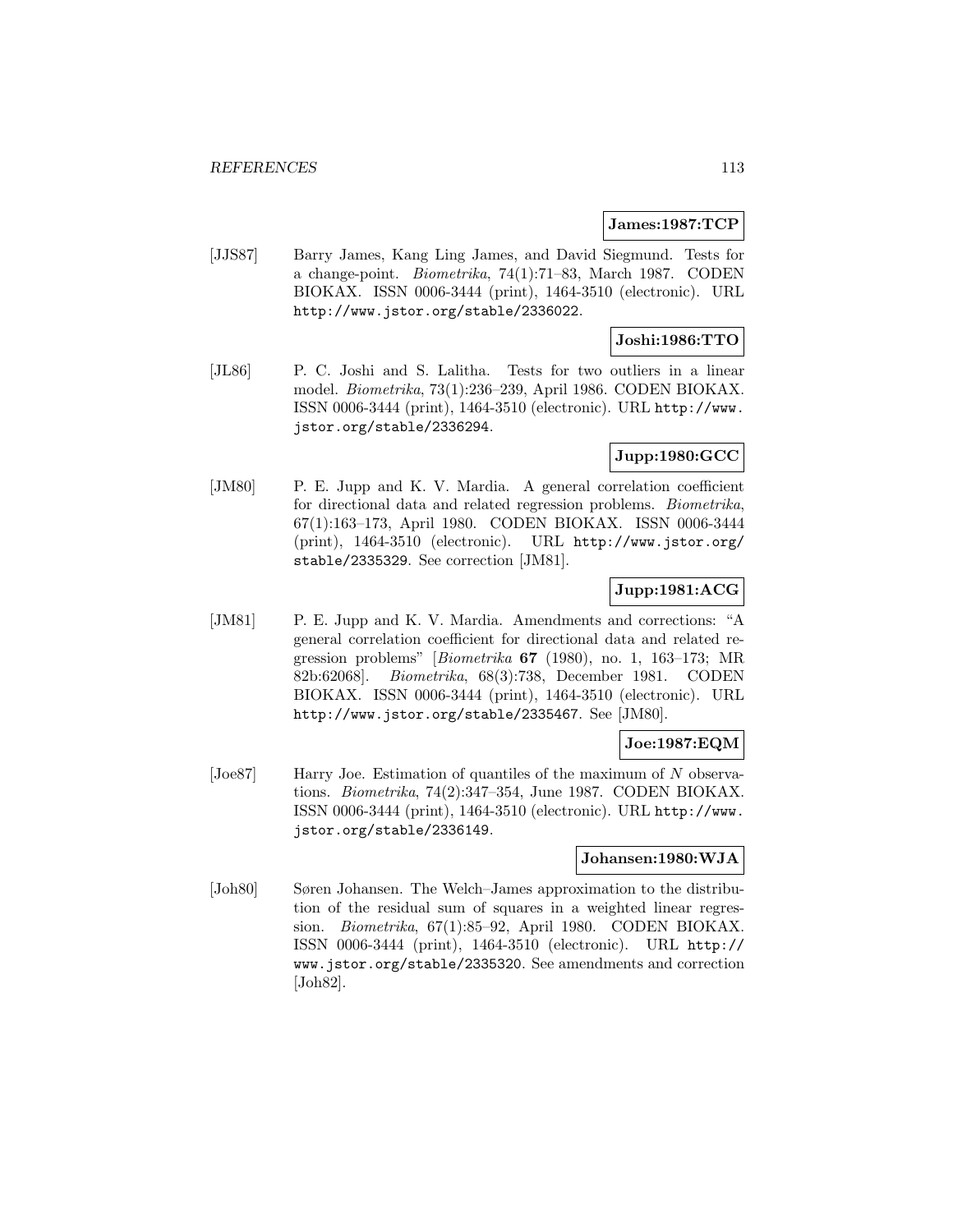**James:1987:TCP**

[JJS87] Barry James, Kang Ling James, and David Siegmund. Tests for a change-point. *Biometrika*, 74(1):71–83, March 1987. CODEN BIOKAX. ISSN 0006-3444 (print), 1464-3510 (electronic). URL http://www.jstor.org/stable/2336022.

**Joshi:1986:TTO**

[JL86] P. C. Joshi and S. Lalitha. Tests for two outliers in a linear model. *Biometrika*, 73(1):236–239, April 1986. CODEN BIOKAX. ISSN 0006-3444 (print), 1464-3510 (electronic). URL http://www.jstor.org/stable/2336294.

**Jupp:1980:GCC**

[JM80] P. E. Jupp and K. V. Mardia. A general correlation coefficient for directional data and related regression problems. *Biometrika*, 67(1):163–173, April 1980. CODEN BIOKAX. ISSN 0006-3444 (print), 1464-3510 (electronic). URL http://www.jstor.org/stable/2335329. See correction [JM81].

**Jupp:1981:ACG**

[JM81] P. E. Jupp and K. V. Mardia. Amendments and corrections: "A general correlation coefficient for directional data and related regression problems" [*Biometrika* **67** (1980), no. 1, 163–173; MR 82b:62068]. *Biometrika*, 68(3):738, December 1981. CODEN BIOKAX. ISSN 0006-3444 (print), 1464-3510 (electronic). URL http://www.jstor.org/stable/2335467. See [JM80].

**Joe:1987:EQM**

[Joe87] Harry Joe. Estimation of quantiles of the maximum of $N$ observations. *Biometrika*, 74(2):347–354, June 1987. CODEN BIOKAX. ISSN 0006-3444 (print), 1464-3510 (electronic). URL http://www.jstor.org/stable/2336149.

**Johansen:1980:WJA**

[Joh80] Søren Johansen. The Welch–James approximation to the distribution of the residual sum of squares in a weighted linear regression. *Biometrika*, 67(1):85–92, April 1980. CODEN BIOKAX. ISSN 0006-3444 (print), 1464-3510 (electronic). URL http://www.jstor.org/stable/2335320. See amendments and correction [Joh82].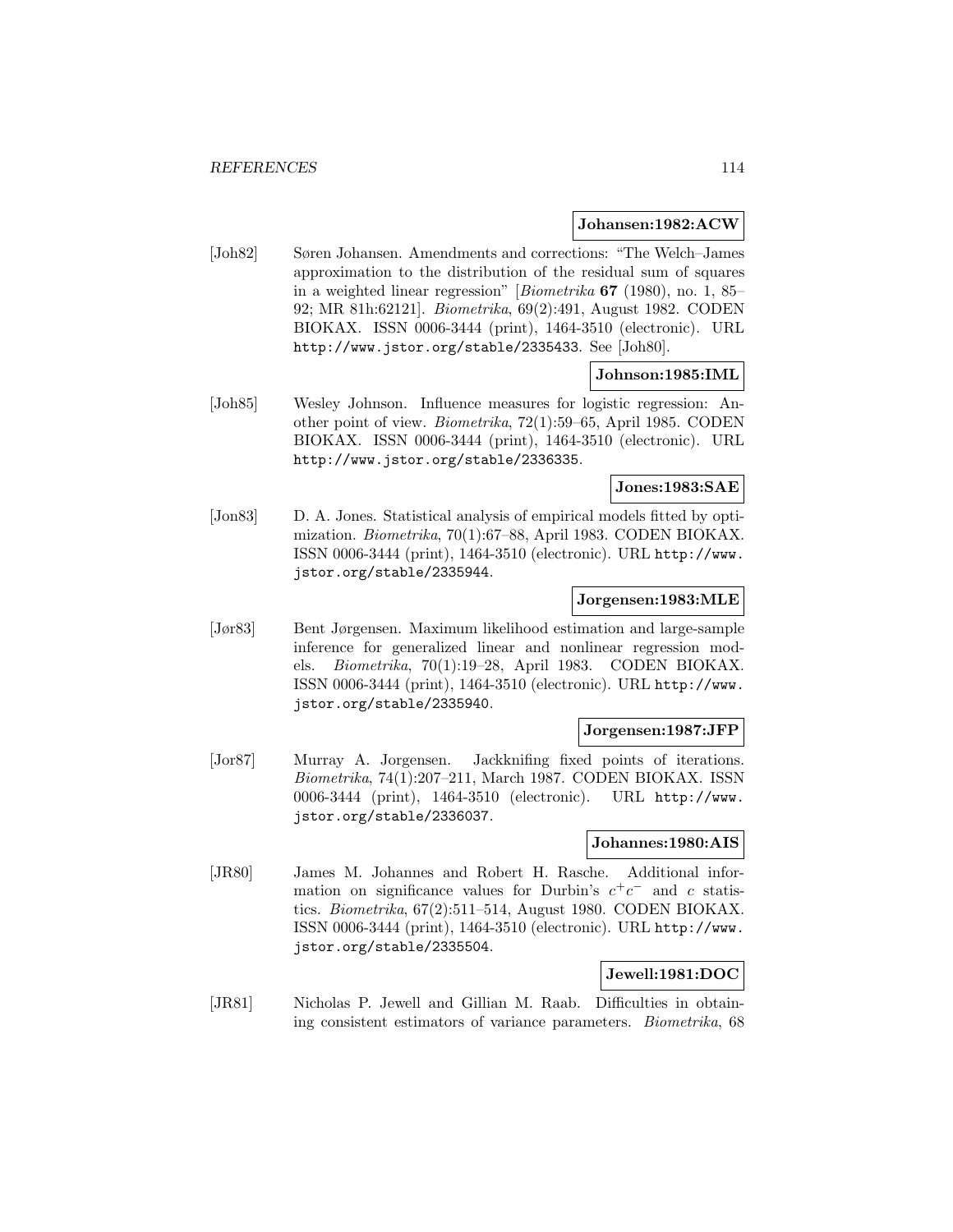**Johansen:1982:ACW**

[Joh82] Søren Johansen. Amendments and corrections: "The Welch–James approximation to the distribution of the residual sum of squares in a weighted linear regression" [*Biometrika* **67** (1980), no. 1, 85–92; MR 81h:62121]. *Biometrika*, 69(2):491, August 1982. CODEN BIOKAX. ISSN 0006-3444 (print), 1464-3510 (electronic). URL http://www.jstor.org/stable/2335433. See [Joh80].

**Johnson:1985:IML**

[Joh85] Wesley Johnson. Influence measures for logistic regression: Another point of view. *Biometrika*, 72(1):59–65, April 1985. CODEN BIOKAX. ISSN 0006-3444 (print), 1464-3510 (electronic). URL http://www.jstor.org/stable/2336335.

**Jones:1983:SAE**

[Jon83] D. A. Jones. Statistical analysis of empirical models fitted by optimization. *Biometrika*, 70(1):67–88, April 1983. CODEN BIOKAX. ISSN 0006-3444 (print), 1464-3510 (electronic). URL http://www.jstor.org/stable/2335944.

**Jorgensen:1983:MLE**

[Jør83] Bent Jørgensen. Maximum likelihood estimation and large-sample inference for generalized linear and nonlinear regression models. *Biometrika*, 70(1):19–28, April 1983. CODEN BIOKAX. ISSN 0006-3444 (print), 1464-3510 (electronic). URL http://www.jstor.org/stable/2335940.

**Jorgensen:1987:JFP**

[Jor87] Murray A. Jorgensen. Jackknifing fixed points of iterations. *Biometrika*, 74(1):207–211, March 1987. CODEN BIOKAX. ISSN 0006-3444 (print), 1464-3510 (electronic). URL http://www.jstor.org/stable/2336037.

**Johannes:1980:AIS**

[JR80] James M. Johannes and Robert H. Rasche. Additional information on significance values for Durbin's $c^+c^-$ and $c$ statistics. *Biometrika*, 67(2):511–514, August 1980. CODEN BIOKAX. ISSN 0006-3444 (print), 1464-3510 (electronic). URL http://www.jstor.org/stable/2335504.

**Jewell:1981:DOC**

[JR81] Nicholas P. Jewell and Gillian M. Raab. Difficulties in obtaining consistent estimators of variance parameters. *Biometrika*, 68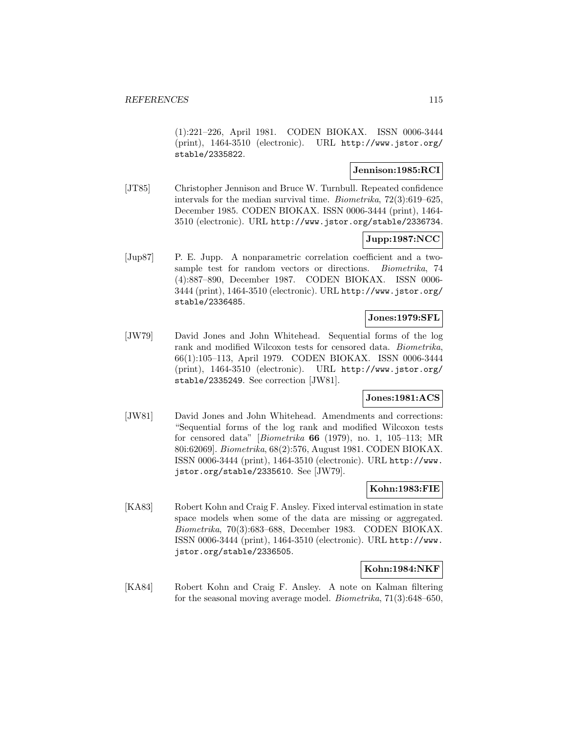(1):221–226, April 1981. CODEN BIOKAX. ISSN 0006-3444 (print), 1464-3510 (electronic). URL http://www.jstor.org/stable/2335822.

**Jennison:1985:RCI**

[JT85] Christopher Jennison and Bruce W. Turnbull. Repeated confidence intervals for the median survival time. *Biometrika*, 72(3):619–625, December 1985. CODEN BIOKAX. ISSN 0006-3444 (print), 1464-3510 (electronic). URL http://www.jstor.org/stable/2336734.

**Jupp:1987:NCC**

[Jup87] P. E. Jupp. A nonparametric correlation coefficient and a two-sample test for random vectors or directions. *Biometrika*, 74 (4):887–890, December 1987. CODEN BIOKAX. ISSN 0006-3444 (print), 1464-3510 (electronic). URL http://www.jstor.org/stable/2336485.

**Jones:1979:SFL**

[JW79] David Jones and John Whitehead. Sequential forms of the log rank and modified Wilcoxon tests for censored data. *Biometrika*, 66(1):105–113, April 1979. CODEN BIOKAX. ISSN 0006-3444 (print), 1464-3510 (electronic). URL http://www.jstor.org/stable/2335249. See correction [JW81].

**Jones:1981:ACS**

[JW81] David Jones and John Whitehead. Amendments and corrections: "Sequential forms of the log rank and modified Wilcoxon tests for censored data" [*Biometrika* **66** (1979), no. 1, 105–113; MR 80i:62069]. *Biometrika*, 68(2):576, August 1981. CODEN BIOKAX. ISSN 0006-3444 (print), 1464-3510 (electronic). URL http://www.jstor.org/stable/2335610. See [JW79].

**Kohn:1983:FIE**

[KA83] Robert Kohn and Craig F. Ansley. Fixed interval estimation in state space models when some of the data are missing or aggregated. *Biometrika*, 70(3):683–688, December 1983. CODEN BIOKAX. ISSN 0006-3444 (print), 1464-3510 (electronic). URL http://www.jstor.org/stable/2336505.

**Kohn:1984:NKF**

[KA84] Robert Kohn and Craig F. Ansley. A note on Kalman filtering for the seasonal moving average model. *Biometrika*, 71(3):648–650,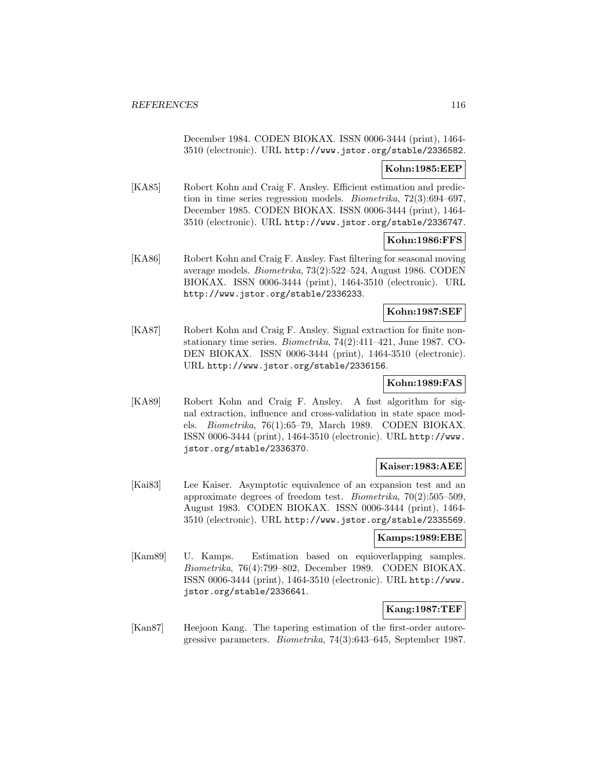December 1984. CODEN BIOKAX. ISSN 0006-3444 (print), 1464-3510 (electronic). URL http://www.jstor.org/stable/2336582.

**Kohn:1985:EEP**

[KA85] Robert Kohn and Craig F. Ansley. Efficient estimation and prediction in time series regression models. *Biometrika*, 72(3):694–697, December 1985. CODEN BIOKAX. ISSN 0006-3444 (print), 1464-3510 (electronic). URL http://www.jstor.org/stable/2336747.

**Kohn:1986:FFS**

[KA86] Robert Kohn and Craig F. Ansley. Fast filtering for seasonal moving average models. *Biometrika*, 73(2):522–524, August 1986. CODEN BIOKAX. ISSN 0006-3444 (print), 1464-3510 (electronic). URL http://www.jstor.org/stable/2336233.

**Kohn:1987:SEF**

[KA87] Robert Kohn and Craig F. Ansley. Signal extraction for finite nonstationary time series. *Biometrika*, 74(2):411–421, June 1987. CODEN BIOKAX. ISSN 0006-3444 (print), 1464-3510 (electronic). URL http://www.jstor.org/stable/2336156.

**Kohn:1989:FAS**

[KA89] Robert Kohn and Craig F. Ansley. A fast algorithm for signal extraction, influence and cross-validation in state space models. *Biometrika*, 76(1):65–79, March 1989. CODEN BIOKAX. ISSN 0006-3444 (print), 1464-3510 (electronic). URL http://www.jstor.org/stable/2336370.

**Kaiser:1983:AEE**

[Kai83] Lee Kaiser. Asymptotic equivalence of an expansion test and an approximate degrees of freedom test. *Biometrika*, 70(2):505–509, August 1983. CODEN BIOKAX. ISSN 0006-3444 (print), 1464-3510 (electronic). URL http://www.jstor.org/stable/2335569.

**Kamps:1989:EBE**

[Kam89] U. Kamps. Estimation based on equioverlapping samples. *Biometrika*, 76(4):799–802, December 1989. CODEN BIOKAX. ISSN 0006-3444 (print), 1464-3510 (electronic). URL http://www.jstor.org/stable/2336641.

**Kang:1987:TEF**

[Kan87] Heejoon Kang. The tapering estimation of the first-order autoregressive parameters. *Biometrika*, 74(3):643–645, September 1987.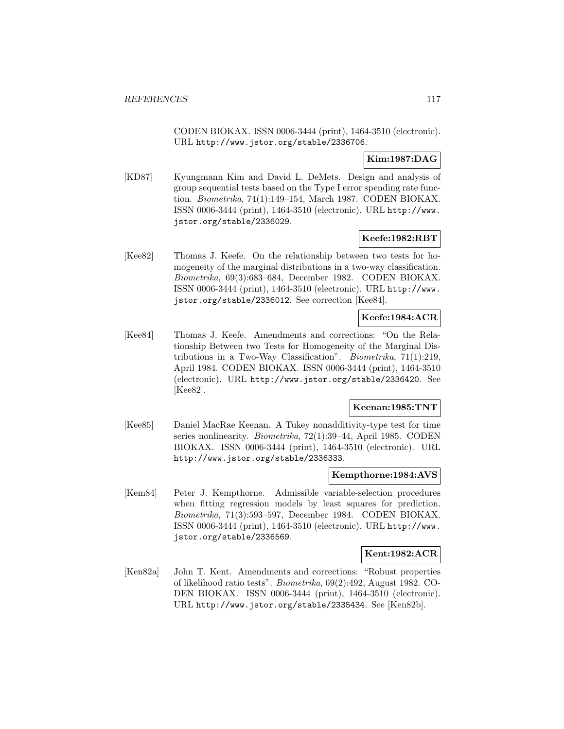CODEN BIOKAX. ISSN 0006-3444 (print), 1464-3510 (electronic). URL http://www.jstor.org/stable/2336706.

**Kim:1987:DAG**

[KD87] Kyungmann Kim and David L. DeMets. Design and analysis of group sequential tests based on the Type I error spending rate function. *Biometrika*, 74(1):149–154, March 1987. CODEN BIOKAX. ISSN 0006-3444 (print), 1464-3510 (electronic). URL http://www.jstor.org/stable/2336029.

**Keefe:1982:RBT**

[Kee82] Thomas J. Keefe. On the relationship between two tests for homogeneity of the marginal distributions in a two-way classification. *Biometrika*, 69(3):683–684, December 1982. CODEN BIOKAX. ISSN 0006-3444 (print), 1464-3510 (electronic). URL http://www.jstor.org/stable/2336012. See correction [Kee84].

**Keefe:1984:ACR**

[Kee84] Thomas J. Keefe. Amendments and corrections: "On the Relationship Between two Tests for Homogeneity of the Marginal Distributions in a Two-Way Classification". *Biometrika*, 71(1):219, April 1984. CODEN BIOKAX. ISSN 0006-3444 (print), 1464-3510 (electronic). URL http://www.jstor.org/stable/2336420. See [Kee82].

**Keenan:1985:TNT**

[Kee85] Daniel MacRae Keenan. A Tukey nonadditivity-type test for time series nonlinearity. *Biometrika*, 72(1):39–44, April 1985. CODEN BIOKAX. ISSN 0006-3444 (print), 1464-3510 (electronic). URL http://www.jstor.org/stable/2336333.

**Kempthorne:1984:AVS**

[Kem84] Peter J. Kempthorne. Admissible variable-selection procedures when fitting regression models by least squares for prediction. *Biometrika*, 71(3):593–597, December 1984. CODEN BIOKAX. ISSN 0006-3444 (print), 1464-3510 (electronic). URL http://www.jstor.org/stable/2336569.

**Kent:1982:ACR**

[Ken82a] John T. Kent. Amendments and corrections: "Robust properties of likelihood ratio tests". *Biometrika*, 69(2):492, August 1982. CODEN BIOKAX. ISSN 0006-3444 (print), 1464-3510 (electronic). URL http://www.jstor.org/stable/2335434. See [Ken82b].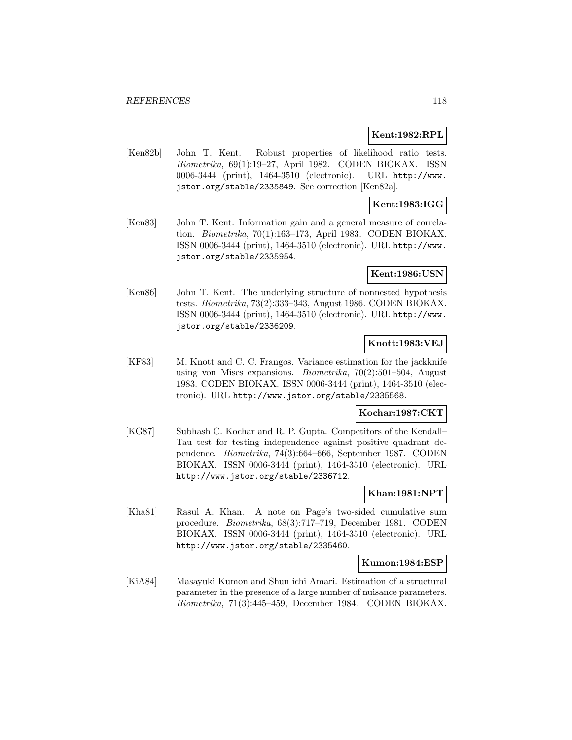**Kent:1982:RPL**

[Ken82b] John T. Kent. Robust properties of likelihood ratio tests. *Biometrika*, 69(1):19–27, April 1982. CODEN BIOKAX. ISSN 0006-3444 (print), 1464-3510 (electronic). URL http://www.jstor.org/stable/2335849. See correction [Ken82a].

**Kent:1983:IGG**

[Ken83] John T. Kent. Information gain and a general measure of correlation. *Biometrika*, 70(1):163–173, April 1983. CODEN BIOKAX. ISSN 0006-3444 (print), 1464-3510 (electronic). URL http://www.jstor.org/stable/2335954.

**Kent:1986:USN**

[Ken86] John T. Kent. The underlying structure of nonnested hypothesis tests. *Biometrika*, 73(2):333–343, August 1986. CODEN BIOKAX. ISSN 0006-3444 (print), 1464-3510 (electronic). URL http://www.jstor.org/stable/2336209.

**Knott:1983:VEJ**

[KF83] M. Knott and C. C. Frangos. Variance estimation for the jackknife using von Mises expansions. *Biometrika*, 70(2):501–504, August 1983. CODEN BIOKAX. ISSN 0006-3444 (print), 1464-3510 (electronic). URL http://www.jstor.org/stable/2335568.

**Kochar:1987:CKT**

[KG87] Subhash C. Kochar and R. P. Gupta. Competitors of the Kendall–Tau test for testing independence against positive quadrant dependence. *Biometrika*, 74(3):664–666, September 1987. CODEN BIOKAX. ISSN 0006-3444 (print), 1464-3510 (electronic). URL http://www.jstor.org/stable/2336712.

**Khan:1981:NPT**

[Kha81] Rasul A. Khan. A note on Page's two-sided cumulative sum procedure. *Biometrika*, 68(3):717–719, December 1981. CODEN BIOKAX. ISSN 0006-3444 (print), 1464-3510 (electronic). URL http://www.jstor.org/stable/2335460.

**Kumon:1984:ESP**

[KiA84] Masayuki Kumon and Shun ichi Amari. Estimation of a structural parameter in the presence of a large number of nuisance parameters. *Biometrika*, 71(3):445–459, December 1984. CODEN BIOKAX.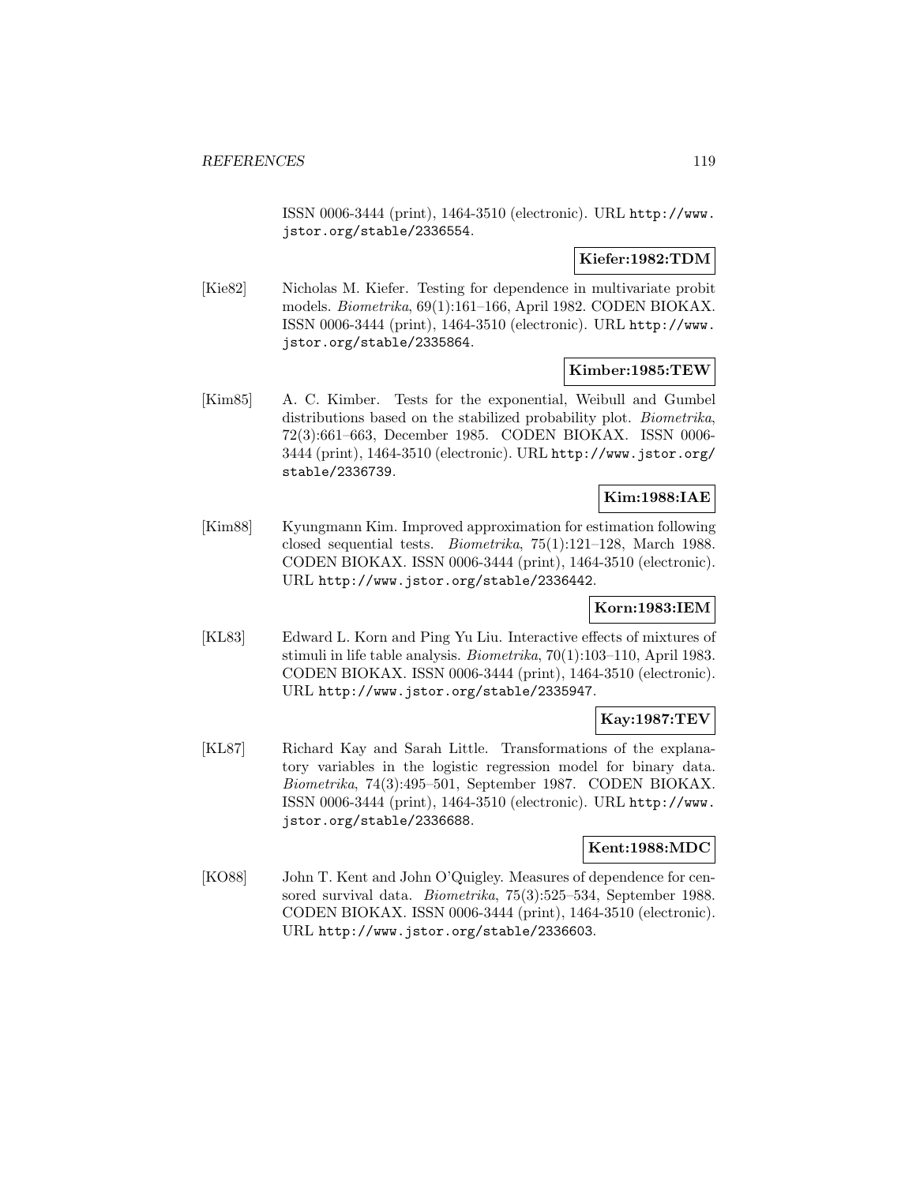ISSN 0006-3444 (print), 1464-3510 (electronic). URL http://www.jstor.org/stable/2336554.

**Kiefer:1982:TDM**

[Kie82] Nicholas M. Kiefer. Testing for dependence in multivariate probit models. *Biometrika*, 69(1):161–166, April 1982. CODEN BIOKAX. ISSN 0006-3444 (print), 1464-3510 (electronic). URL http://www.jstor.org/stable/2335864.

**Kimber:1985:TEW**

[Kim85] A. C. Kimber. Tests for the exponential, Weibull and Gumbel distributions based on the stabilized probability plot. *Biometrika*, 72(3):661–663, December 1985. CODEN BIOKAX. ISSN 0006-3444 (print), 1464-3510 (electronic). URL http://www.jstor.org/stable/2336739.

**Kim:1988:IAE**

[Kim88] Kyungmann Kim. Improved approximation for estimation following closed sequential tests. *Biometrika*, 75(1):121–128, March 1988. CODEN BIOKAX. ISSN 0006-3444 (print), 1464-3510 (electronic). URL http://www.jstor.org/stable/2336442.

**Korn:1983:IEM**

[KL83] Edward L. Korn and Ping Yu Liu. Interactive effects of mixtures of stimuli in life table analysis. *Biometrika*, 70(1):103–110, April 1983. CODEN BIOKAX. ISSN 0006-3444 (print), 1464-3510 (electronic). URL http://www.jstor.org/stable/2335947.

**Kay:1987:TEV**

[KL87] Richard Kay and Sarah Little. Transformations of the explanatory variables in the logistic regression model for binary data. *Biometrika*, 74(3):495–501, September 1987. CODEN BIOKAX. ISSN 0006-3444 (print), 1464-3510 (electronic). URL http://www.jstor.org/stable/2336688.

**Kent:1988:MDC**

[KO88] John T. Kent and John O'Quigley. Measures of dependence for censored survival data. *Biometrika*, 75(3):525–534, September 1988. CODEN BIOKAX. ISSN 0006-3444 (print), 1464-3510 (electronic). URL http://www.jstor.org/stable/2336603.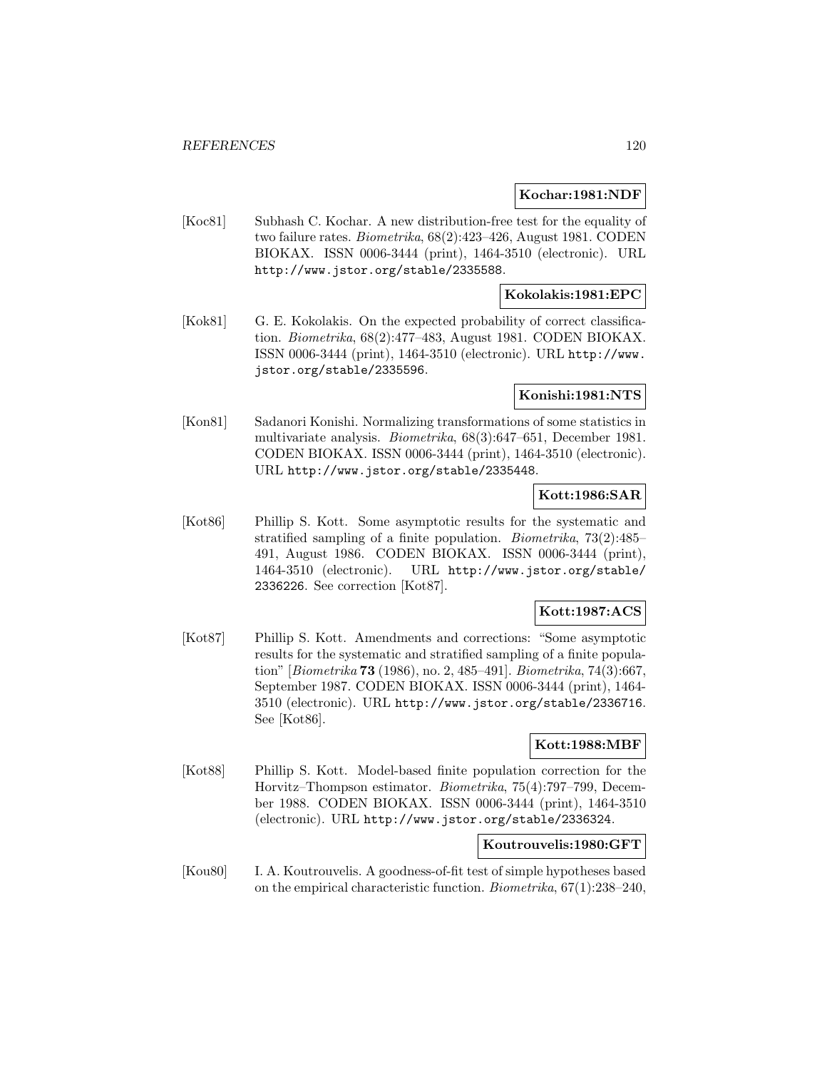**Kochar:1981:NDF**

[Koc81] Subhash C. Kochar. A new distribution-free test for the equality of two failure rates. *Biometrika*, 68(2):423–426, August 1981. CODEN BIOKAX. ISSN 0006-3444 (print), 1464-3510 (electronic). URL http://www.jstor.org/stable/2335588.

**Kokolakis:1981:EPC**

[Kok81] G. E. Kokolakis. On the expected probability of correct classification. *Biometrika*, 68(2):477–483, August 1981. CODEN BIOKAX. ISSN 0006-3444 (print), 1464-3510 (electronic). URL http://www.jstor.org/stable/2335596.

**Konishi:1981:NTS**

[Kon81] Sadanori Konishi. Normalizing transformations of some statistics in multivariate analysis. *Biometrika*, 68(3):647–651, December 1981. CODEN BIOKAX. ISSN 0006-3444 (print), 1464-3510 (electronic). URL http://www.jstor.org/stable/2335448.

**Kott:1986:SAR**

[Kot86] Phillip S. Kott. Some asymptotic results for the systematic and stratified sampling of a finite population. *Biometrika*, 73(2):485–491, August 1986. CODEN BIOKAX. ISSN 0006-3444 (print), 1464-3510 (electronic). URL http://www.jstor.org/stable/2336226. See correction [Kot87].

**Kott:1987:ACS**

[Kot87] Phillip S. Kott. Amendments and corrections: "Some asymptotic results for the systematic and stratified sampling of a finite population" [*Biometrika* **73** (1986), no. 2, 485–491]. *Biometrika*, 74(3):667, September 1987. CODEN BIOKAX. ISSN 0006-3444 (print), 1464-3510 (electronic). URL http://www.jstor.org/stable/2336716. See [Kot86].

**Kott:1988:MBF**

[Kot88] Phillip S. Kott. Model-based finite population correction for the Horvitz–Thompson estimator. *Biometrika*, 75(4):797–799, December 1988. CODEN BIOKAX. ISSN 0006-3444 (print), 1464-3510 (electronic). URL http://www.jstor.org/stable/2336324.

**Koutrouvelis:1980:GFT**

[Kou80] I. A. Koutrouvelis. A goodness-of-fit test of simple hypotheses based on the empirical characteristic function. *Biometrika*, 67(1):238–240,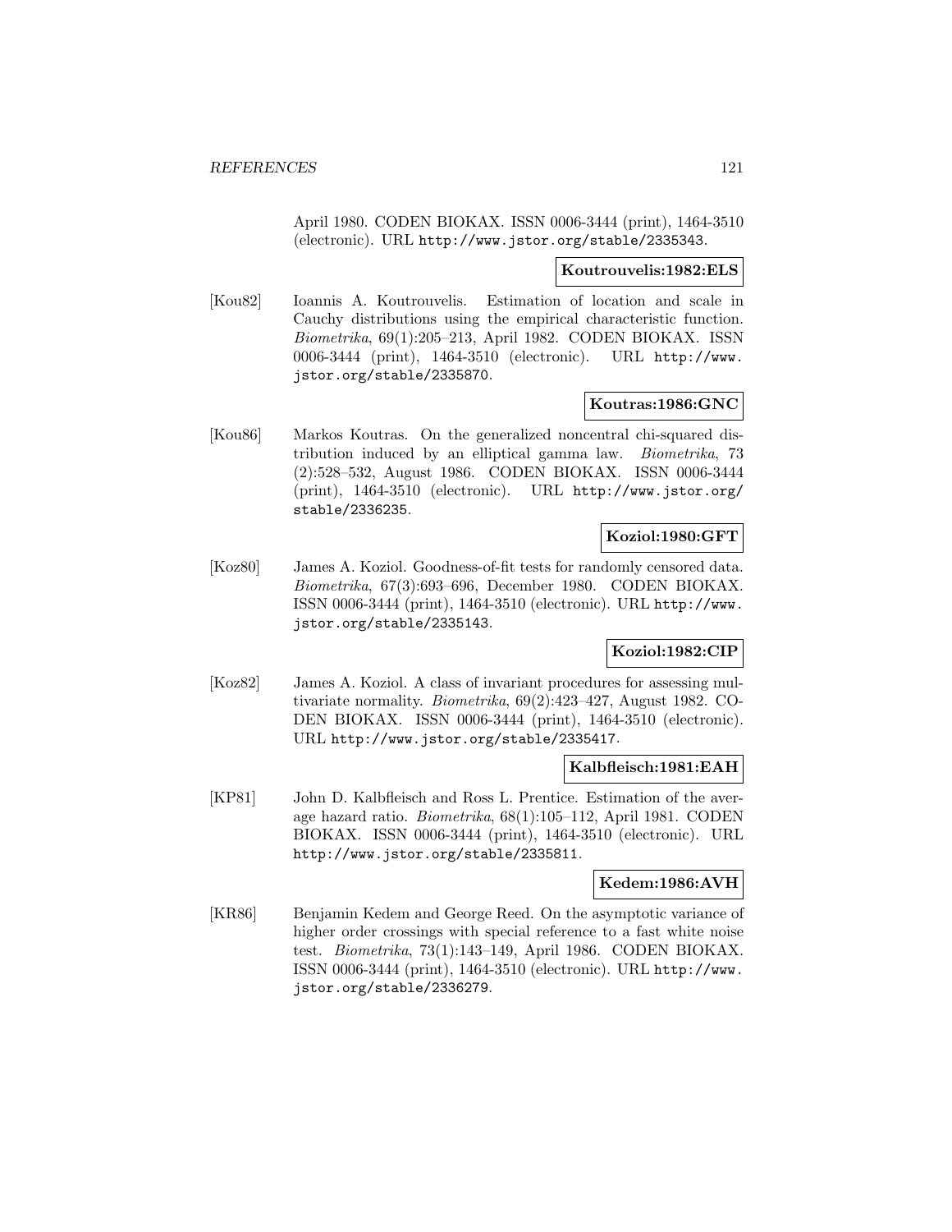April 1980. CODEN BIOKAX. ISSN 0006-3444 (print), 1464-3510 (electronic). URL http://www.jstor.org/stable/2335343.

**Koutrouvelis:1982:ELS**

[Kou82] Ioannis A. Koutrouvelis. Estimation of location and scale in Cauchy distributions using the empirical characteristic function. *Biometrika*, 69(1):205–213, April 1982. CODEN BIOKAX. ISSN 0006-3444 (print), 1464-3510 (electronic). URL http://www.jstor.org/stable/2335870.

**Koutras:1986:GNC**

[Kou86] Markos Koutras. On the generalized noncentral chi-squared distribution induced by an elliptical gamma law. *Biometrika*, 73 (2):528–532, August 1986. CODEN BIOKAX. ISSN 0006-3444 (print), 1464-3510 (electronic). URL http://www.jstor.org/stable/2336235.

**Koziol:1980:GFT**

[Koz80] James A. Koziol. Goodness-of-fit tests for randomly censored data. *Biometrika*, 67(3):693–696, December 1980. CODEN BIOKAX. ISSN 0006-3444 (print), 1464-3510 (electronic). URL http://www.jstor.org/stable/2335143.

**Koziol:1982:CIP**

[Koz82] James A. Koziol. A class of invariant procedures for assessing multivariate normality. *Biometrika*, 69(2):423–427, August 1982. CODEN BIOKAX. ISSN 0006-3444 (print), 1464-3510 (electronic). URL http://www.jstor.org/stable/2335417.

**Kalbfleisch:1981:EAH**

[KP81] John D. Kalbfleisch and Ross L. Prentice. Estimation of the average hazard ratio. *Biometrika*, 68(1):105–112, April 1981. CODEN BIOKAX. ISSN 0006-3444 (print), 1464-3510 (electronic). URL http://www.jstor.org/stable/2335811.

**Kedem:1986:AVH**

[KR86] Benjamin Kedem and George Reed. On the asymptotic variance of higher order crossings with special reference to a fast white noise test. *Biometrika*, 73(1):143–149, April 1986. CODEN BIOKAX. ISSN 0006-3444 (print), 1464-3510 (electronic). URL http://www.jstor.org/stable/2336279.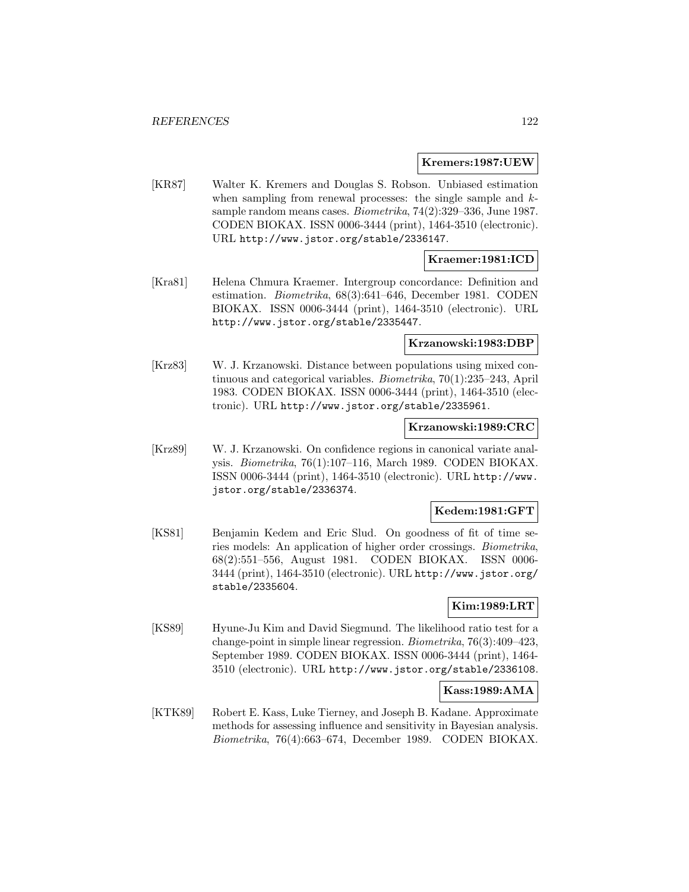**Kremers:1987:UEW**

[KR87] Walter K. Kremers and Douglas S. Robson. Unbiased estimation when sampling from renewal processes: the single sample and $k$-sample random means cases. *Biometrika*, 74(2):329–336, June 1987. CODEN BIOKAX. ISSN 0006-3444 (print), 1464-3510 (electronic). URL http://www.jstor.org/stable/2336147.

**Kraemer:1981:ICD**

[Kra81] Helena Chmura Kraemer. Intergroup concordance: Definition and estimation. *Biometrika*, 68(3):641–646, December 1981. CODEN BIOKAX. ISSN 0006-3444 (print), 1464-3510 (electronic). URL http://www.jstor.org/stable/2335447.

**Krzanowski:1983:DBP**

[Krz83] W. J. Krzanowski. Distance between populations using mixed continuous and categorical variables. *Biometrika*, 70(1):235–243, April 1983. CODEN BIOKAX. ISSN 0006-3444 (print), 1464-3510 (electronic). URL http://www.jstor.org/stable/2335961.

**Krzanowski:1989:CRC**

[Krz89] W. J. Krzanowski. On confidence regions in canonical variate analysis. *Biometrika*, 76(1):107–116, March 1989. CODEN BIOKAX. ISSN 0006-3444 (print), 1464-3510 (electronic). URL http://www.jstor.org/stable/2336374.

**Kedem:1981:GFT**

[KS81] Benjamin Kedem and Eric Slud. On goodness of fit of time series models: An application of higher order crossings. *Biometrika*, 68(2):551–556, August 1981. CODEN BIOKAX. ISSN 0006-3444 (print), 1464-3510 (electronic). URL http://www.jstor.org/stable/2335604.

**Kim:1989:LRT**

[KS89] Hyune-Ju Kim and David Siegmund. The likelihood ratio test for a change-point in simple linear regression. *Biometrika*, 76(3):409–423, September 1989. CODEN BIOKAX. ISSN 0006-3444 (print), 1464-3510 (electronic). URL http://www.jstor.org/stable/2336108.

**Kass:1989:AMA**

[KTK89] Robert E. Kass, Luke Tierney, and Joseph B. Kadane. Approximate methods for assessing influence and sensitivity in Bayesian analysis. *Biometrika*, 76(4):663–674, December 1989. CODEN BIOKAX.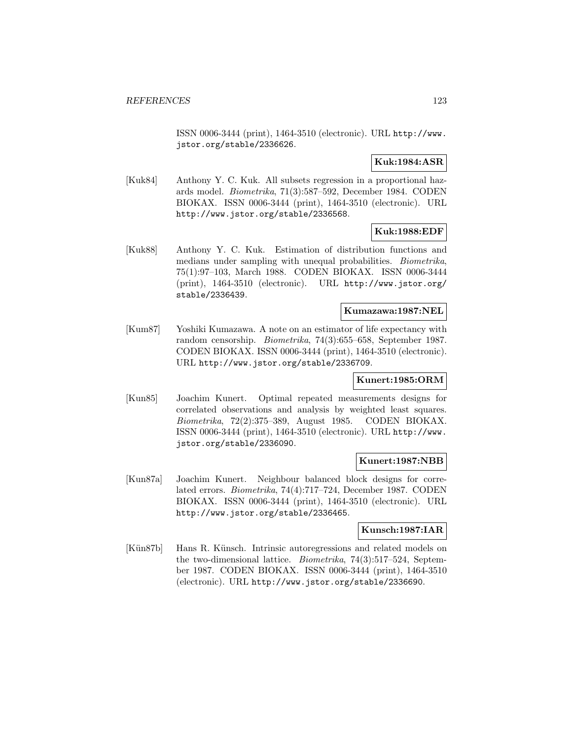ISSN 0006-3444 (print), 1464-3510 (electronic). URL http://www.jstor.org/stable/2336626.

**Kuk:1984:ASR**

[Kuk84] Anthony Y. C. Kuk. All subsets regression in a proportional hazards model. *Biometrika*, 71(3):587–592, December 1984. CODEN BIOKAX. ISSN 0006-3444 (print), 1464-3510 (electronic). URL http://www.jstor.org/stable/2336568.

**Kuk:1988:EDF**

[Kuk88] Anthony Y. C. Kuk. Estimation of distribution functions and medians under sampling with unequal probabilities. *Biometrika*, 75(1):97–103, March 1988. CODEN BIOKAX. ISSN 0006-3444 (print), 1464-3510 (electronic). URL http://www.jstor.org/stable/2336439.

**Kumazawa:1987:NEL**

[Kum87] Yoshiki Kumazawa. A note on an estimator of life expectancy with random censorship. *Biometrika*, 74(3):655–658, September 1987. CODEN BIOKAX. ISSN 0006-3444 (print), 1464-3510 (electronic). URL http://www.jstor.org/stable/2336709.

**Kunert:1985:ORM**

[Kun85] Joachim Kunert. Optimal repeated measurements designs for correlated observations and analysis by weighted least squares. *Biometrika*, 72(2):375–389, August 1985. CODEN BIOKAX. ISSN 0006-3444 (print), 1464-3510 (electronic). URL http://www.jstor.org/stable/2336090.

**Kunert:1987:NBB**

[Kun87a] Joachim Kunert. Neighbour balanced block designs for correlated errors. *Biometrika*, 74(4):717–724, December 1987. CODEN BIOKAX. ISSN 0006-3444 (print), 1464-3510 (electronic). URL http://www.jstor.org/stable/2336465.

**Kunsch:1987:IAR**

[Kün87b] Hans R. Künsch. Intrinsic autoregressions and related models on the two-dimensional lattice. *Biometrika*, 74(3):517–524, September 1987. CODEN BIOKAX. ISSN 0006-3444 (print), 1464-3510 (electronic). URL http://www.jstor.org/stable/2336690.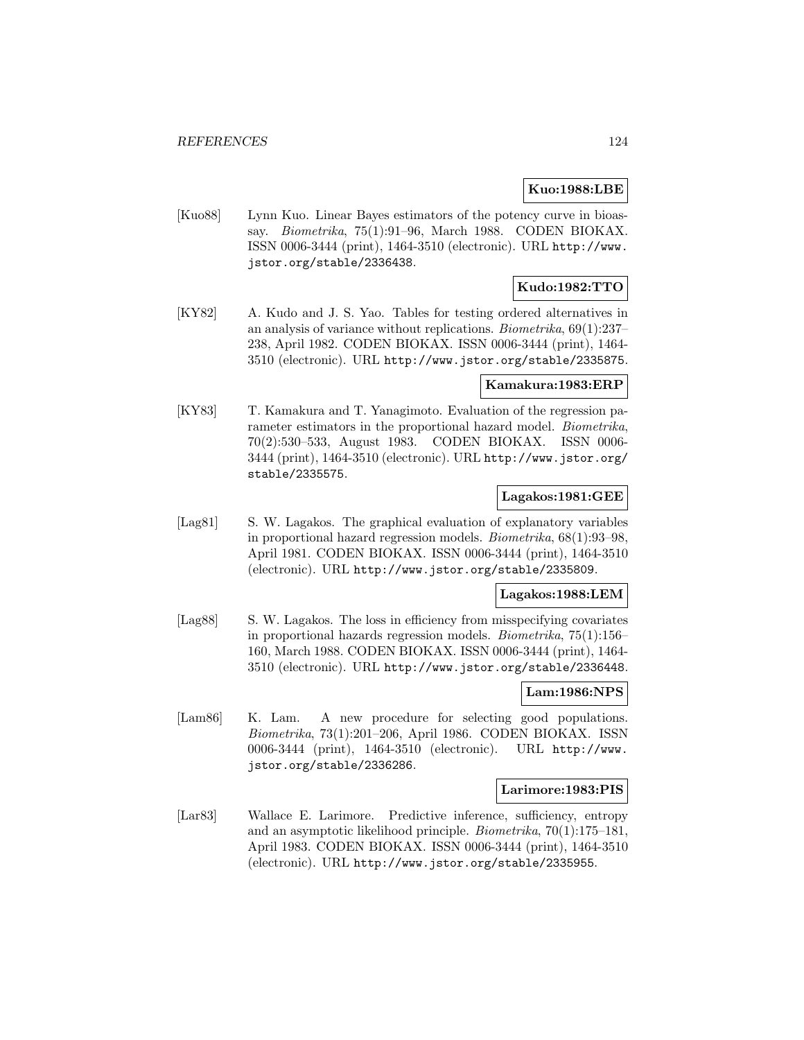**Kuo:1988:LBE**

[Kuo88] Lynn Kuo. Linear Bayes estimators of the potency curve in bioassay. *Biometrika*, 75(1):91–96, March 1988. CODEN BIOKAX. ISSN 0006-3444 (print), 1464-3510 (electronic). URL http://www.jstor.org/stable/2336438.

**Kudo:1982:TTO**

[KY82] A. Kudo and J. S. Yao. Tables for testing ordered alternatives in an analysis of variance without replications. *Biometrika*, 69(1):237–238, April 1982. CODEN BIOKAX. ISSN 0006-3444 (print), 1464-3510 (electronic). URL http://www.jstor.org/stable/2335875.

**Kamakura:1983:ERP**

[KY83] T. Kamakura and T. Yanagimoto. Evaluation of the regression parameter estimators in the proportional hazard model. *Biometrika*, 70(2):530–533, August 1983. CODEN BIOKAX. ISSN 0006-3444 (print), 1464-3510 (electronic). URL http://www.jstor.org/stable/2335575.

**Lagakos:1981:GEE**

[Lag81] S. W. Lagakos. The graphical evaluation of explanatory variables in proportional hazard regression models. *Biometrika*, 68(1):93–98, April 1981. CODEN BIOKAX. ISSN 0006-3444 (print), 1464-3510 (electronic). URL http://www.jstor.org/stable/2335809.

**Lagakos:1988:LEM**

[Lag88] S. W. Lagakos. The loss in efficiency from misspecifying covariates in proportional hazards regression models. *Biometrika*, 75(1):156–160, March 1988. CODEN BIOKAX. ISSN 0006-3444 (print), 1464-3510 (electronic). URL http://www.jstor.org/stable/2336448.

**Lam:1986:NPS**

[Lam86] K. Lam. A new procedure for selecting good populations. *Biometrika*, 73(1):201–206, April 1986. CODEN BIOKAX. ISSN 0006-3444 (print), 1464-3510 (electronic). URL http://www.jstor.org/stable/2336286.

**Larimore:1983:PIS**

[Lar83] Wallace E. Larimore. Predictive inference, sufficiency, entropy and an asymptotic likelihood principle. *Biometrika*, 70(1):175–181, April 1983. CODEN BIOKAX. ISSN 0006-3444 (print), 1464-3510 (electronic). URL http://www.jstor.org/stable/2335955.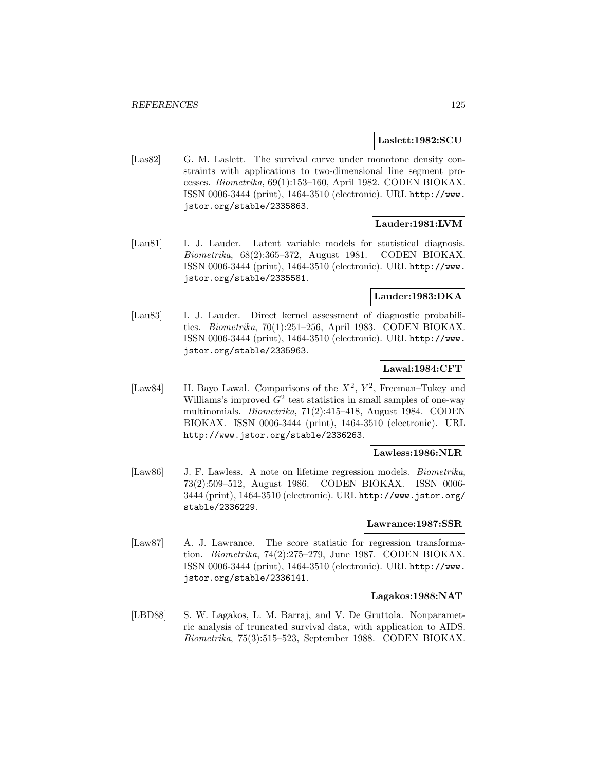**Laslett:1982:SCU**

[Las82] G. M. Laslett. The survival curve under monotone density constraints with applications to two-dimensional line segment processes. *Biometrika*, 69(1):153–160, April 1982. CODEN BIOKAX. ISSN 0006-3444 (print), 1464-3510 (electronic). URL http://www.jstor.org/stable/2335863.

**Lauder:1981:LVM**

[Lau81] I. J. Lauder. Latent variable models for statistical diagnosis. *Biometrika*, 68(2):365–372, August 1981. CODEN BIOKAX. ISSN 0006-3444 (print), 1464-3510 (electronic). URL http://www.jstor.org/stable/2335581.

**Lauder:1983:DKA**

[Lau83] I. J. Lauder. Direct kernel assessment of diagnostic probabilities. *Biometrika*, 70(1):251–256, April 1983. CODEN BIOKAX. ISSN 0006-3444 (print), 1464-3510 (electronic). URL http://www.jstor.org/stable/2335963.

**Lawal:1984:CFT**

[Law84] H. Bayo Lawal. Comparisons of the $X^2$, $Y^2$, Freeman–Tukey and Williams's improved $G^2$ test statistics in small samples of one-way multinomials. *Biometrika*, 71(2):415–418, August 1984. CODEN BIOKAX. ISSN 0006-3444 (print), 1464-3510 (electronic). URL http://www.jstor.org/stable/2336263.

**Lawless:1986:NLR**

[Law86] J. F. Lawless. A note on lifetime regression models. *Biometrika*, 73(2):509–512, August 1986. CODEN BIOKAX. ISSN 0006-3444 (print), 1464-3510 (electronic). URL http://www.jstor.org/stable/2336229.

**Lawrance:1987:SSR**

[Law87] A. J. Lawrance. The score statistic for regression transformation. *Biometrika*, 74(2):275–279, June 1987. CODEN BIOKAX. ISSN 0006-3444 (print), 1464-3510 (electronic). URL http://www.jstor.org/stable/2336141.

**Lagakos:1988:NAT**

[LBD88] S. W. Lagakos, L. M. Barraj, and V. De Gruttola. Nonparametric analysis of truncated survival data, with application to AIDS. *Biometrika*, 75(3):515–523, September 1988. CODEN BIOKAX.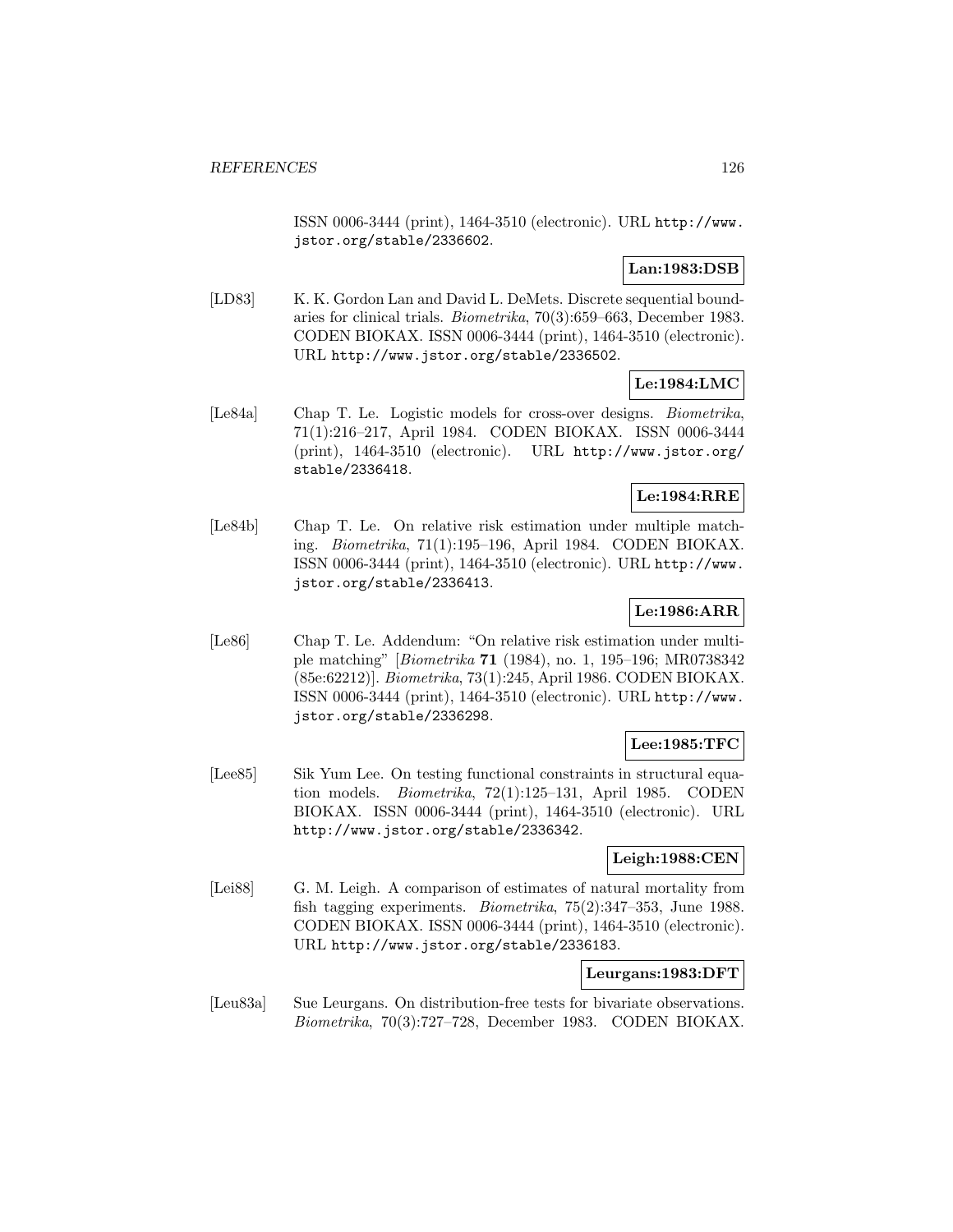ISSN 0006-3444 (print), 1464-3510 (electronic). URL http://www.jstor.org/stable/2336602.

**Lan:1983:DSB**

[LD83] K. K. Gordon Lan and David L. DeMets. Discrete sequential boundaries for clinical trials. *Biometrika*, 70(3):659–663, December 1983. CODEN BIOKAX. ISSN 0006-3444 (print), 1464-3510 (electronic). URL http://www.jstor.org/stable/2336502.

**Le:1984:LMC**

[Le84a] Chap T. Le. Logistic models for cross-over designs. *Biometrika*, 71(1):216–217, April 1984. CODEN BIOKAX. ISSN 0006-3444 (print), 1464-3510 (electronic). URL http://www.jstor.org/stable/2336418.

**Le:1984:RRE**

[Le84b] Chap T. Le. On relative risk estimation under multiple matching. *Biometrika*, 71(1):195–196, April 1984. CODEN BIOKAX. ISSN 0006-3444 (print), 1464-3510 (electronic). URL http://www.jstor.org/stable/2336413.

**Le:1986:ARR**

[Le86] Chap T. Le. Addendum: "On relative risk estimation under multiple matching" [*Biometrika* **71** (1984), no. 1, 195–196; MR0738342 (85e:62212)]. *Biometrika*, 73(1):245, April 1986. CODEN BIOKAX. ISSN 0006-3444 (print), 1464-3510 (electronic). URL http://www.jstor.org/stable/2336298.

**Lee:1985:TFC**

[Lee85] Sik Yum Lee. On testing functional constraints in structural equation models. *Biometrika*, 72(1):125–131, April 1985. CODEN BIOKAX. ISSN 0006-3444 (print), 1464-3510 (electronic). URL http://www.jstor.org/stable/2336342.

**Leigh:1988:CEN**

[Lei88] G. M. Leigh. A comparison of estimates of natural mortality from fish tagging experiments. *Biometrika*, 75(2):347–353, June 1988. CODEN BIOKAX. ISSN 0006-3444 (print), 1464-3510 (electronic). URL http://www.jstor.org/stable/2336183.

**Leurgans:1983:DFT**

[Leu83a] Sue Leurgans. On distribution-free tests for bivariate observations. *Biometrika*, 70(3):727–728, December 1983. CODEN BIOKAX.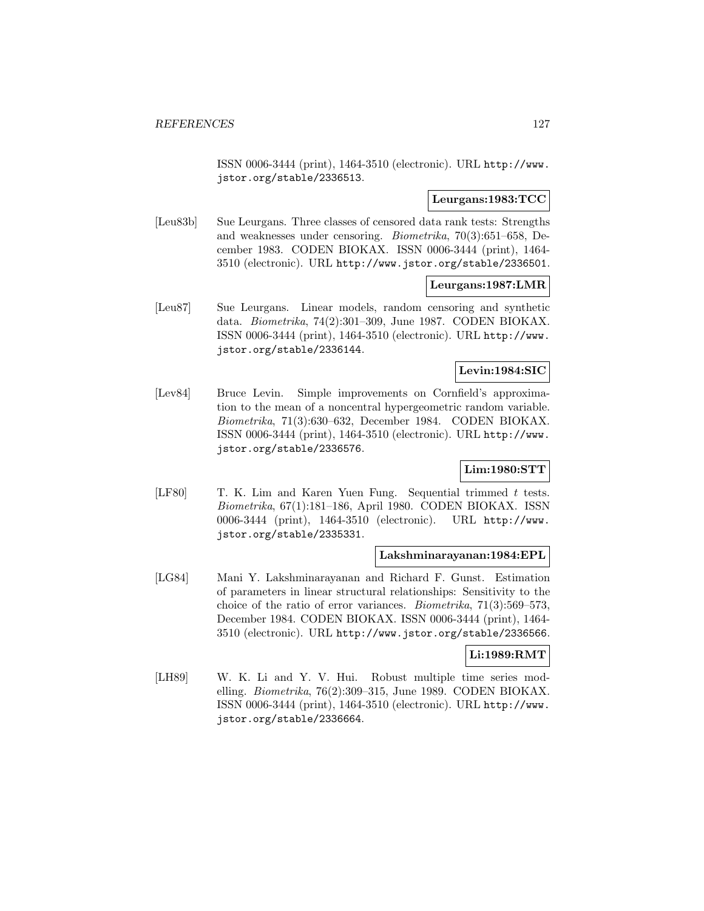ISSN 0006-3444 (print), 1464-3510 (electronic). URL http://www.jstor.org/stable/2336513.

**Leurgans:1983:TCC**

[Leu83b] Sue Leurgans. Three classes of censored data rank tests: Strengths and weaknesses under censoring. *Biometrika*, 70(3):651–658, December 1983. CODEN BIOKAX. ISSN 0006-3444 (print), 1464-3510 (electronic). URL http://www.jstor.org/stable/2336501.

**Leurgans:1987:LMR**

[Leu87] Sue Leurgans. Linear models, random censoring and synthetic data. *Biometrika*, 74(2):301–309, June 1987. CODEN BIOKAX. ISSN 0006-3444 (print), 1464-3510 (electronic). URL http://www.jstor.org/stable/2336144.

**Levin:1984:SIC**

[Lev84] Bruce Levin. Simple improvements on Cornfield's approximation to the mean of a noncentral hypergeometric random variable. *Biometrika*, 71(3):630–632, December 1984. CODEN BIOKAX. ISSN 0006-3444 (print), 1464-3510 (electronic). URL http://www.jstor.org/stable/2336576.

**Lim:1980:STT**

[LF80] T. K. Lim and Karen Yuen Fung. Sequential trimmed $t$ tests. *Biometrika*, 67(1):181–186, April 1980. CODEN BIOKAX. ISSN 0006-3444 (print), 1464-3510 (electronic). URL http://www.jstor.org/stable/2335331.

**Lakshminarayanan:1984:EPL**

[LG84] Mani Y. Lakshminarayanan and Richard F. Gunst. Estimation of parameters in linear structural relationships: Sensitivity to the choice of the ratio of error variances. *Biometrika*, 71(3):569–573, December 1984. CODEN BIOKAX. ISSN 0006-3444 (print), 1464-3510 (electronic). URL http://www.jstor.org/stable/2336566.

**Li:1989:RMT**

[LH89] W. K. Li and Y. V. Hui. Robust multiple time series modelling. *Biometrika*, 76(2):309–315, June 1989. CODEN BIOKAX. ISSN 0006-3444 (print), 1464-3510 (electronic). URL http://www.jstor.org/stable/2336664.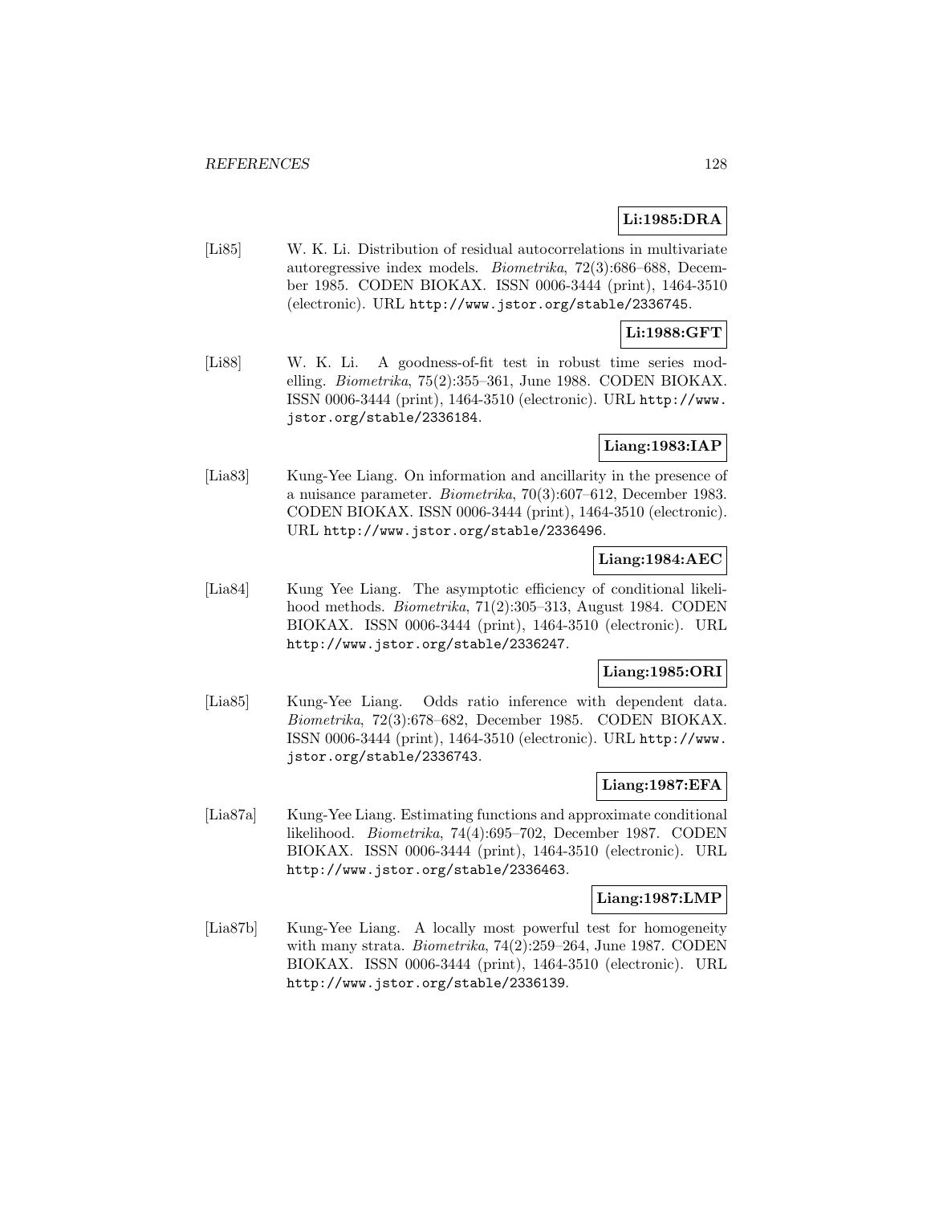**Li:1985:DRA**

[Li85] W. K. Li. Distribution of residual autocorrelations in multivariate autoregressive index models. *Biometrika*, 72(3):686–688, December 1985. CODEN BIOKAX. ISSN 0006-3444 (print), 1464-3510 (electronic). URL http://www.jstor.org/stable/2336745.

**Li:1988:GFT**

[Li88] W. K. Li. A goodness-of-fit test in robust time series modelling. *Biometrika*, 75(2):355–361, June 1988. CODEN BIOKAX. ISSN 0006-3444 (print), 1464-3510 (electronic). URL http://www.jstor.org/stable/2336184.

**Liang:1983:IAP**

[Lia83] Kung-Yee Liang. On information and ancillarity in the presence of a nuisance parameter. *Biometrika*, 70(3):607–612, December 1983. CODEN BIOKAX. ISSN 0006-3444 (print), 1464-3510 (electronic). URL http://www.jstor.org/stable/2336496.

**Liang:1984:AEC**

[Lia84] Kung Yee Liang. The asymptotic efficiency of conditional likelihood methods. *Biometrika*, 71(2):305–313, August 1984. CODEN BIOKAX. ISSN 0006-3444 (print), 1464-3510 (electronic). URL http://www.jstor.org/stable/2336247.

**Liang:1985:ORI**

[Lia85] Kung-Yee Liang. Odds ratio inference with dependent data. *Biometrika*, 72(3):678–682, December 1985. CODEN BIOKAX. ISSN 0006-3444 (print), 1464-3510 (electronic). URL http://www.jstor.org/stable/2336743.

**Liang:1987:EFA**

[Lia87a] Kung-Yee Liang. Estimating functions and approximate conditional likelihood. *Biometrika*, 74(4):695–702, December 1987. CODEN BIOKAX. ISSN 0006-3444 (print), 1464-3510 (electronic). URL http://www.jstor.org/stable/2336463.

**Liang:1987:LMP**

[Lia87b] Kung-Yee Liang. A locally most powerful test for homogeneity with many strata. *Biometrika*, 74(2):259–264, June 1987. CODEN BIOKAX. ISSN 0006-3444 (print), 1464-3510 (electronic). URL http://www.jstor.org/stable/2336139.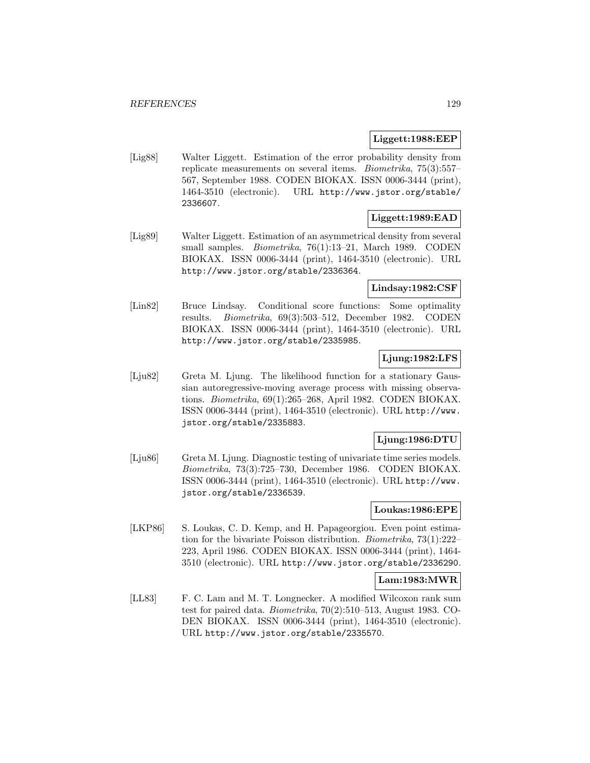**Liggett:1988:EEP**

[Lig88] Walter Liggett. Estimation of the error probability density from replicate measurements on several items. *Biometrika*, 75(3):557–567, September 1988. CODEN BIOKAX. ISSN 0006-3444 (print), 1464-3510 (electronic). URL http://www.jstor.org/stable/2336607.

**Liggett:1989:EAD**

[Lig89] Walter Liggett. Estimation of an asymmetrical density from several small samples. *Biometrika*, 76(1):13–21, March 1989. CODEN BIOKAX. ISSN 0006-3444 (print), 1464-3510 (electronic). URL http://www.jstor.org/stable/2336364.

**Lindsay:1982:CSF**

[Lin82] Bruce Lindsay. Conditional score functions: Some optimality results. *Biometrika*, 69(3):503–512, December 1982. CODEN BIOKAX. ISSN 0006-3444 (print), 1464-3510 (electronic). URL http://www.jstor.org/stable/2335985.

**Ljung:1982:LFS**

[Lju82] Greta M. Ljung. The likelihood function for a stationary Gaussian autoregressive-moving average process with missing observations. *Biometrika*, 69(1):265–268, April 1982. CODEN BIOKAX. ISSN 0006-3444 (print), 1464-3510 (electronic). URL http://www.jstor.org/stable/2335883.

**Ljung:1986:DTU**

[Lju86] Greta M. Ljung. Diagnostic testing of univariate time series models. *Biometrika*, 73(3):725–730, December 1986. CODEN BIOKAX. ISSN 0006-3444 (print), 1464-3510 (electronic). URL http://www.jstor.org/stable/2336539.

**Loukas:1986:EPE**

[LKP86] S. Loukas, C. D. Kemp, and H. Papageorgiou. Even point estimation for the bivariate Poisson distribution. *Biometrika*, 73(1):222–223, April 1986. CODEN BIOKAX. ISSN 0006-3444 (print), 1464-3510 (electronic). URL http://www.jstor.org/stable/2336290.

**Lam:1983:MWR**

[LL83] F. C. Lam and M. T. Longnecker. A modified Wilcoxon rank sum test for paired data. *Biometrika*, 70(2):510–513, August 1983. CODEN BIOKAX. ISSN 0006-3444 (print), 1464-3510 (electronic). URL http://www.jstor.org/stable/2335570.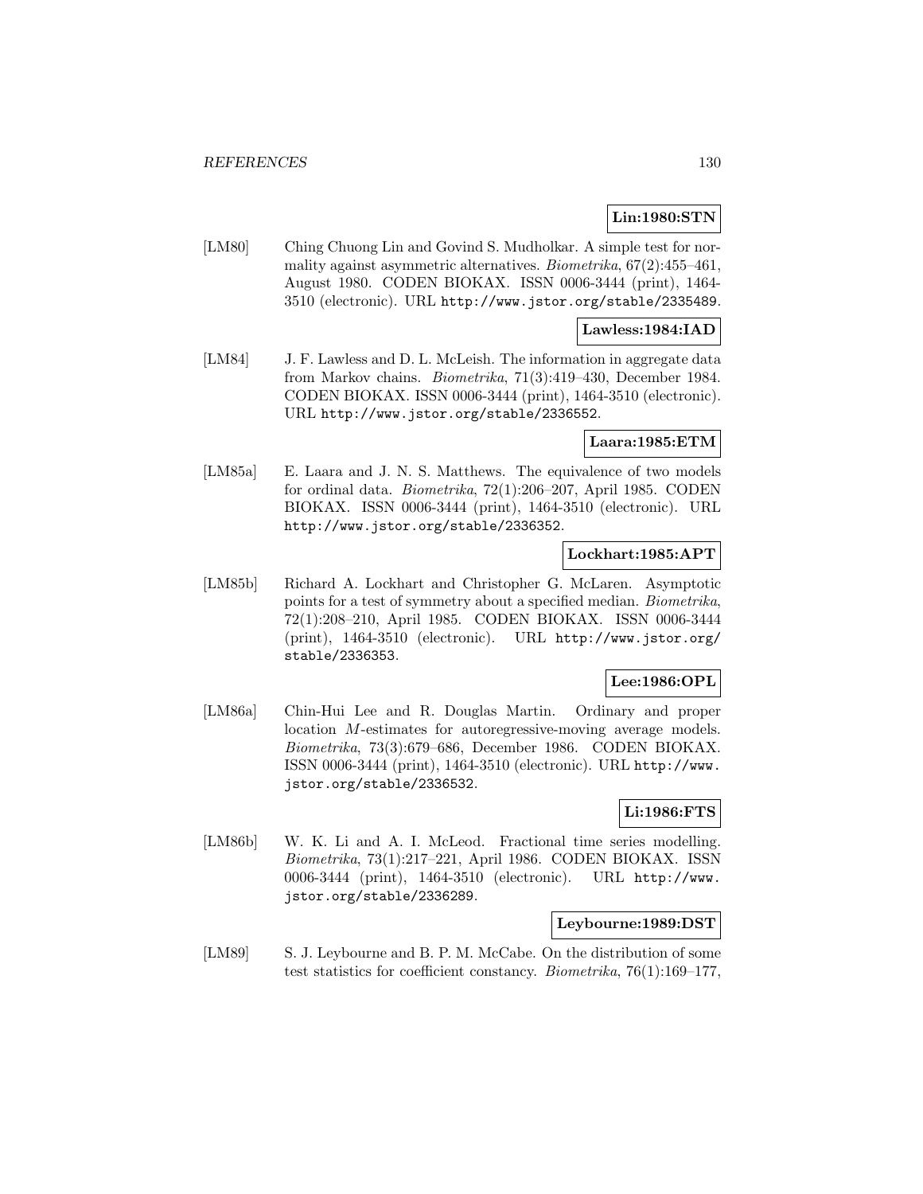**Lin:1980:STN**

[LM80] Ching Chuong Lin and Govind S. Mudholkar. A simple test for normality against asymmetric alternatives. *Biometrika*, 67(2):455–461, August 1980. CODEN BIOKAX. ISSN 0006-3444 (print), 1464-3510 (electronic). URL http://www.jstor.org/stable/2335489.

**Lawless:1984:IAD**

[LM84] J. F. Lawless and D. L. McLeish. The information in aggregate data from Markov chains. *Biometrika*, 71(3):419–430, December 1984. CODEN BIOKAX. ISSN 0006-3444 (print), 1464-3510 (electronic). URL http://www.jstor.org/stable/2336552.

**Laara:1985:ETM**

[LM85a] E. Laara and J. N. S. Matthews. The equivalence of two models for ordinal data. *Biometrika*, 72(1):206–207, April 1985. CODEN BIOKAX. ISSN 0006-3444 (print), 1464-3510 (electronic). URL http://www.jstor.org/stable/2336352.

**Lockhart:1985:APT**

[LM85b] Richard A. Lockhart and Christopher G. McLaren. Asymptotic points for a test of symmetry about a specified median. *Biometrika*, 72(1):208–210, April 1985. CODEN BIOKAX. ISSN 0006-3444 (print), 1464-3510 (electronic). URL http://www.jstor.org/stable/2336353.

**Lee:1986:OPL**

[LM86a] Chin-Hui Lee and R. Douglas Martin. Ordinary and proper location $M$-estimates for autoregressive-moving average models. *Biometrika*, 73(3):679–686, December 1986. CODEN BIOKAX. ISSN 0006-3444 (print), 1464-3510 (electronic). URL http://www.jstor.org/stable/2336532.

**Li:1986:FTS**

[LM86b] W. K. Li and A. I. McLeod. Fractional time series modelling. *Biometrika*, 73(1):217–221, April 1986. CODEN BIOKAX. ISSN 0006-3444 (print), 1464-3510 (electronic). URL http://www.jstor.org/stable/2336289.

**Leybourne:1989:DST**

[LM89] S. J. Leybourne and B. P. M. McCabe. On the distribution of some test statistics for coefficient constancy. *Biometrika*, 76(1):169–177,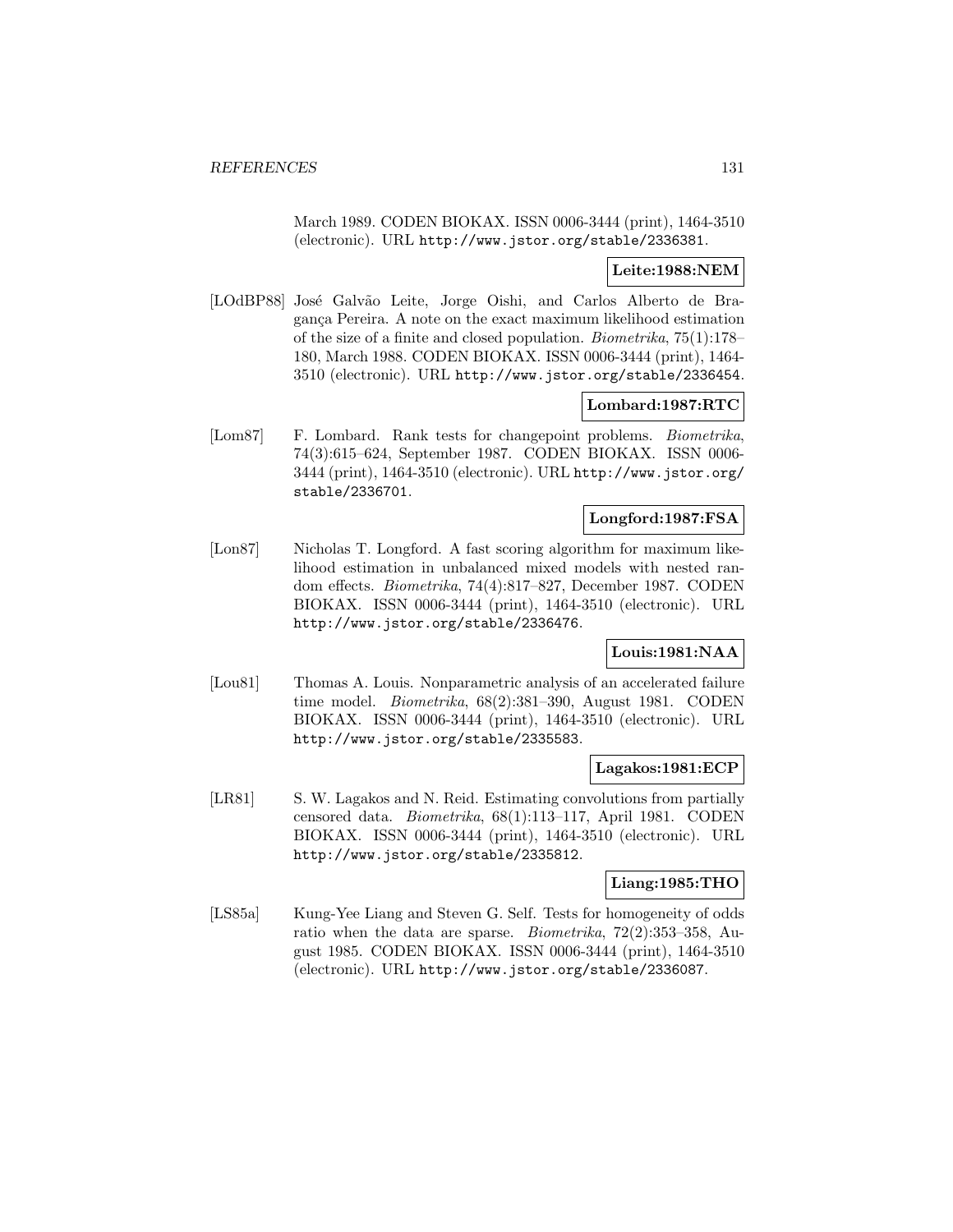March 1989. CODEN BIOKAX. ISSN 0006-3444 (print), 1464-3510 (electronic). URL http://www.jstor.org/stable/2336381.

**Leite:1988:NEM**

[LOdBP88] José Galvão Leite, Jorge Oishi, and Carlos Alberto de Bragança Pereira. A note on the exact maximum likelihood estimation of the size of a finite and closed population. *Biometrika*, 75(1):178–180, March 1988. CODEN BIOKAX. ISSN 0006-3444 (print), 1464-3510 (electronic). URL http://www.jstor.org/stable/2336454.

**Lombard:1987:RTC**

[Lom87] F. Lombard. Rank tests for changepoint problems. *Biometrika*, 74(3):615–624, September 1987. CODEN BIOKAX. ISSN 0006-3444 (print), 1464-3510 (electronic). URL http://www.jstor.org/stable/2336701.

**Longford:1987:FSA**

[Lon87] Nicholas T. Longford. A fast scoring algorithm for maximum likelihood estimation in unbalanced mixed models with nested random effects. *Biometrika*, 74(4):817–827, December 1987. CODEN BIOKAX. ISSN 0006-3444 (print), 1464-3510 (electronic). URL http://www.jstor.org/stable/2336476.

**Louis:1981:NAA**

[Lou81] Thomas A. Louis. Nonparametric analysis of an accelerated failure time model. *Biometrika*, 68(2):381–390, August 1981. CODEN BIOKAX. ISSN 0006-3444 (print), 1464-3510 (electronic). URL http://www.jstor.org/stable/2335583.

**Lagakos:1981:ECP**

[LR81] S. W. Lagakos and N. Reid. Estimating convolutions from partially censored data. *Biometrika*, 68(1):113–117, April 1981. CODEN BIOKAX. ISSN 0006-3444 (print), 1464-3510 (electronic). URL http://www.jstor.org/stable/2335812.

**Liang:1985:THO**

[LS85a] Kung-Yee Liang and Steven G. Self. Tests for homogeneity of odds ratio when the data are sparse. *Biometrika*, 72(2):353–358, August 1985. CODEN BIOKAX. ISSN 0006-3444 (print), 1464-3510 (electronic). URL http://www.jstor.org/stable/2336087.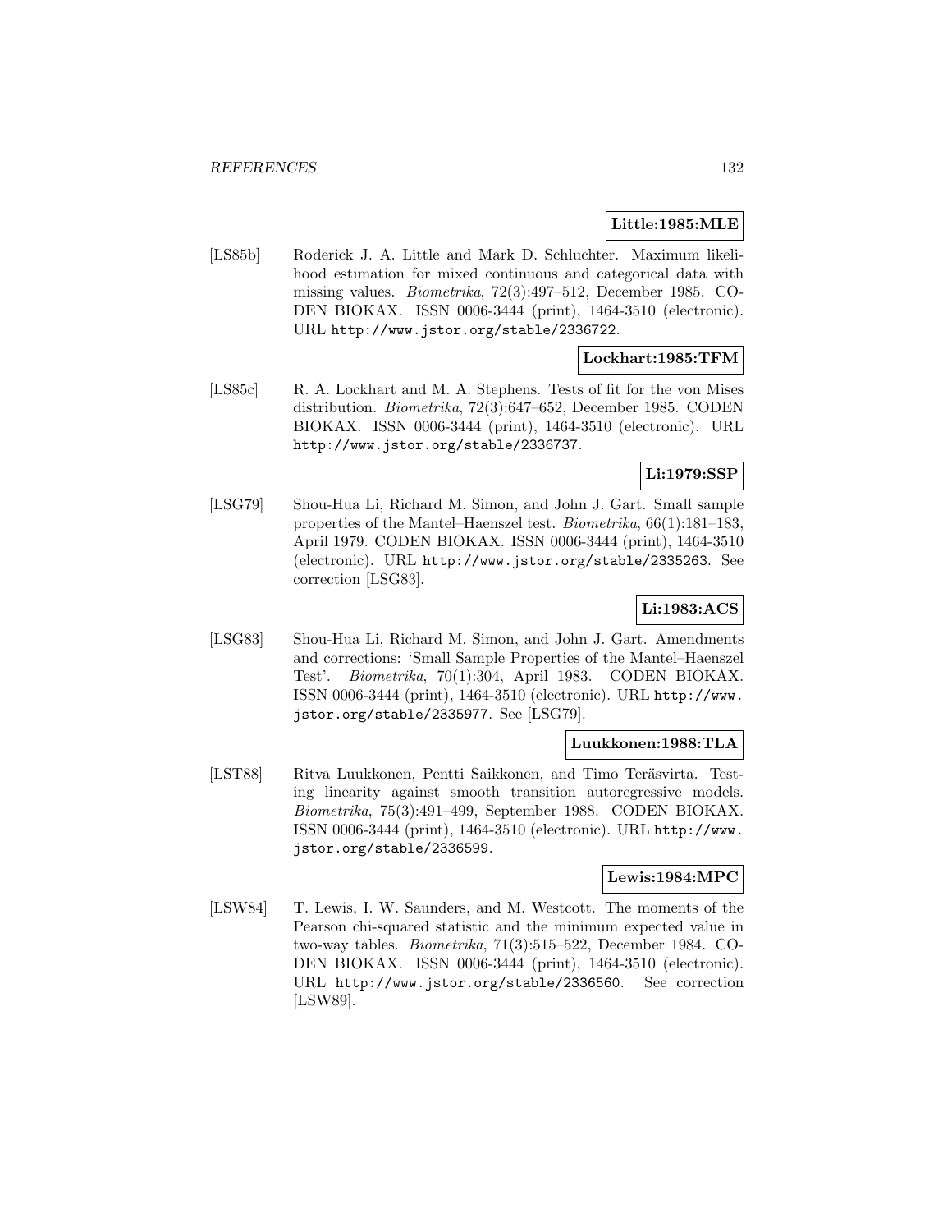**Little:1985:MLE**

[LS85b] Roderick J. A. Little and Mark D. Schluchter. Maximum likelihood estimation for mixed continuous and categorical data with missing values. *Biometrika*, 72(3):497–512, December 1985. CODEN BIOKAX. ISSN 0006-3444 (print), 1464-3510 (electronic). URL http://www.jstor.org/stable/2336722.

**Lockhart:1985:TFM**

[LS85c] R. A. Lockhart and M. A. Stephens. Tests of fit for the von Mises distribution. *Biometrika*, 72(3):647–652, December 1985. CODEN BIOKAX. ISSN 0006-3444 (print), 1464-3510 (electronic). URL http://www.jstor.org/stable/2336737.

**Li:1979:SSP**

[LSG79] Shou-Hua Li, Richard M. Simon, and John J. Gart. Small sample properties of the Mantel–Haenszel test. *Biometrika*, 66(1):181–183, April 1979. CODEN BIOKAX. ISSN 0006-3444 (print), 1464-3510 (electronic). URL http://www.jstor.org/stable/2335263. See correction [LSG83].

**Li:1983:ACS**

[LSG83] Shou-Hua Li, Richard M. Simon, and John J. Gart. Amendments and corrections: 'Small Sample Properties of the Mantel–Haenszel Test'. *Biometrika*, 70(1):304, April 1983. CODEN BIOKAX. ISSN 0006-3444 (print), 1464-3510 (electronic). URL http://www.jstor.org/stable/2335977. See [LSG79].

**Luukkonen:1988:TLA**

[LST88] Ritva Luukkonen, Pentti Saikkonen, and Timo Teräsvirta. Testing linearity against smooth transition autoregressive models. *Biometrika*, 75(3):491–499, September 1988. CODEN BIOKAX. ISSN 0006-3444 (print), 1464-3510 (electronic). URL http://www.jstor.org/stable/2336599.

**Lewis:1984:MPC**

[LSW84] T. Lewis, I. W. Saunders, and M. Westcott. The moments of the Pearson chi-squared statistic and the minimum expected value in two-way tables. *Biometrika*, 71(3):515–522, December 1984. CODEN BIOKAX. ISSN 0006-3444 (print), 1464-3510 (electronic). URL http://www.jstor.org/stable/2336560. See correction [LSW89].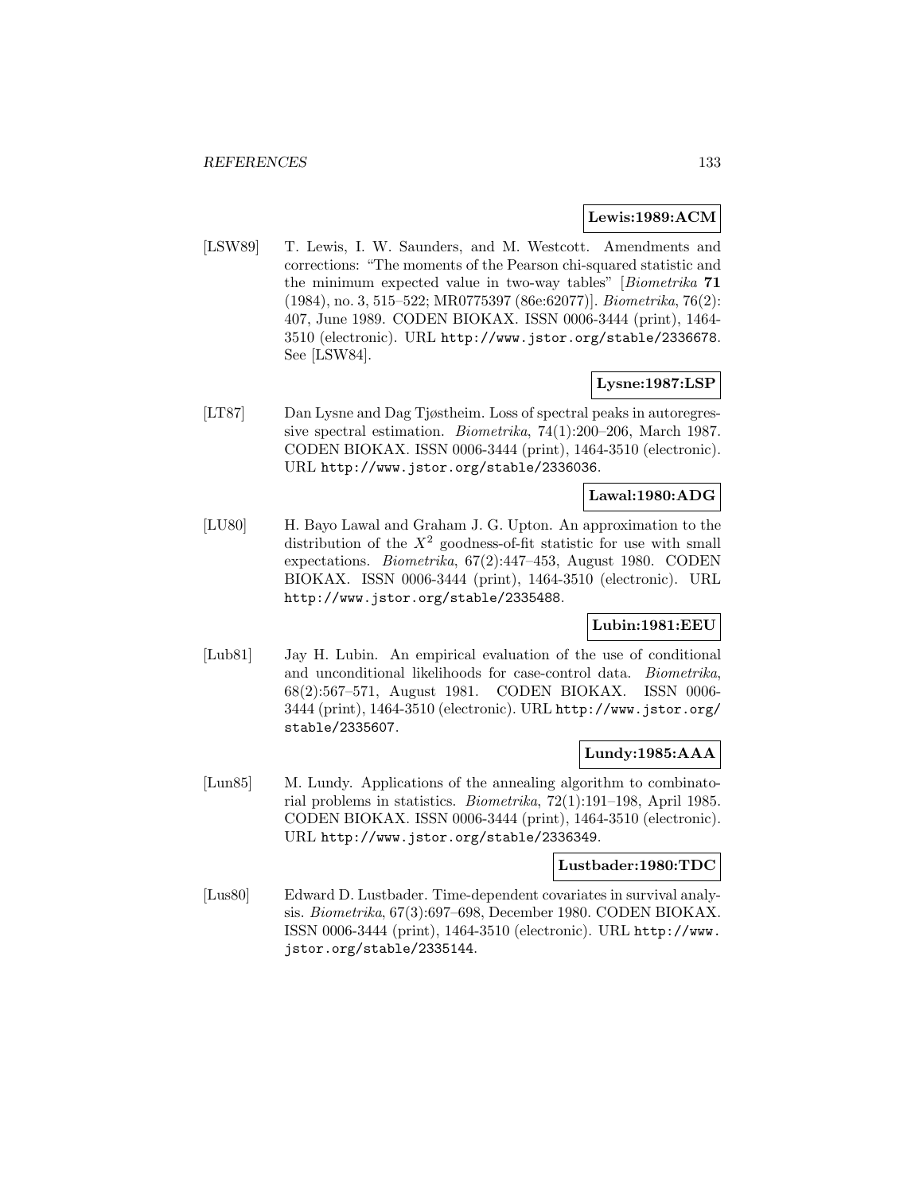**Lewis:1989:ACM**

[LSW89] T. Lewis, I. W. Saunders, and M. Westcott. Amendments and corrections: "The moments of the Pearson chi-squared statistic and the minimum expected value in two-way tables" [*Biometrika* **71** (1984), no. 3, 515–522; MR0775397 (86e:62077)]. *Biometrika*, 76(2): 407, June 1989. CODEN BIOKAX. ISSN 0006-3444 (print), 1464-3510 (electronic). URL http://www.jstor.org/stable/2336678. See [LSW84].

**Lysne:1987:LSP**

[LT87] Dan Lysne and Dag Tjøstheim. Loss of spectral peaks in autoregressive spectral estimation. *Biometrika*, 74(1):200–206, March 1987. CODEN BIOKAX. ISSN 0006-3444 (print), 1464-3510 (electronic). URL http://www.jstor.org/stable/2336036.

**Lawal:1980:ADG**

[LU80] H. Bayo Lawal and Graham J. G. Upton. An approximation to the distribution of the $X^2$ goodness-of-fit statistic for use with small expectations. *Biometrika*, 67(2):447–453, August 1980. CODEN BIOKAX. ISSN 0006-3444 (print), 1464-3510 (electronic). URL http://www.jstor.org/stable/2335488.

**Lubin:1981:EEU**

[Lub81] Jay H. Lubin. An empirical evaluation of the use of conditional and unconditional likelihoods for case-control data. *Biometrika*, 68(2):567–571, August 1981. CODEN BIOKAX. ISSN 0006-3444 (print), 1464-3510 (electronic). URL http://www.jstor.org/stable/2335607.

**Lundy:1985:AAA**

[Lun85] M. Lundy. Applications of the annealing algorithm to combinatorial problems in statistics. *Biometrika*, 72(1):191–198, April 1985. CODEN BIOKAX. ISSN 0006-3444 (print), 1464-3510 (electronic). URL http://www.jstor.org/stable/2336349.

**Lustbader:1980:TDC**

[Lus80] Edward D. Lustbader. Time-dependent covariates in survival analysis. *Biometrika*, 67(3):697–698, December 1980. CODEN BIOKAX. ISSN 0006-3444 (print), 1464-3510 (electronic). URL http://www.jstor.org/stable/2335144.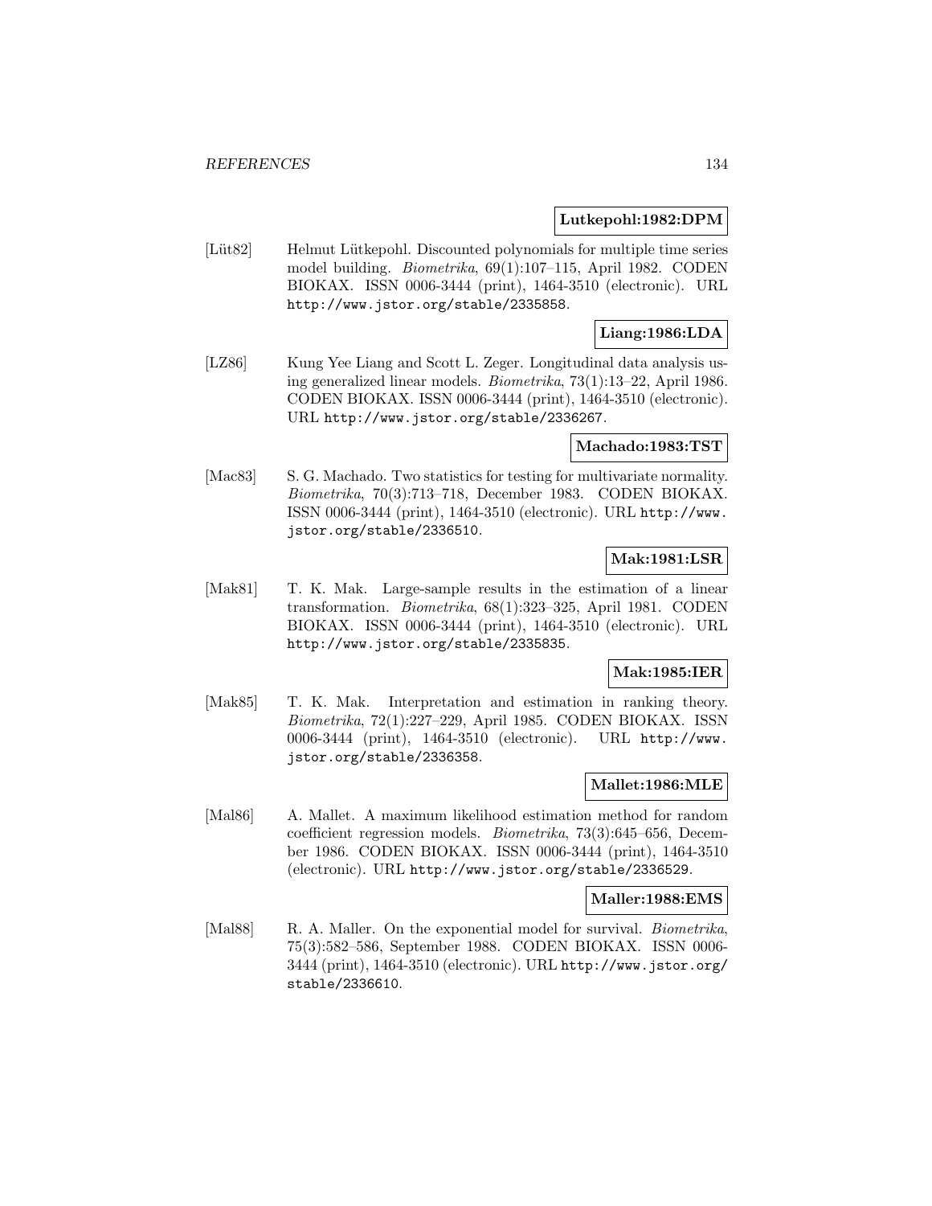**Lutkepohl:1982:DPM**

[Lüt82] Helmut Lütkepohl. Discounted polynomials for multiple time series model building. *Biometrika*, 69(1):107–115, April 1982. CODEN BIOKAX. ISSN 0006-3444 (print), 1464-3510 (electronic). URL http://www.jstor.org/stable/2335858.

**Liang:1986:LDA**

[LZ86] Kung Yee Liang and Scott L. Zeger. Longitudinal data analysis using generalized linear models. *Biometrika*, 73(1):13–22, April 1986. CODEN BIOKAX. ISSN 0006-3444 (print), 1464-3510 (electronic). URL http://www.jstor.org/stable/2336267.

**Machado:1983:TST**

[Mac83] S. G. Machado. Two statistics for testing for multivariate normality. *Biometrika*, 70(3):713–718, December 1983. CODEN BIOKAX. ISSN 0006-3444 (print), 1464-3510 (electronic). URL http://www.jstor.org/stable/2336510.

**Mak:1981:LSR**

[Mak81] T. K. Mak. Large-sample results in the estimation of a linear transformation. *Biometrika*, 68(1):323–325, April 1981. CODEN BIOKAX. ISSN 0006-3444 (print), 1464-3510 (electronic). URL http://www.jstor.org/stable/2335835.

**Mak:1985:IER**

[Mak85] T. K. Mak. Interpretation and estimation in ranking theory. *Biometrika*, 72(1):227–229, April 1985. CODEN BIOKAX. ISSN 0006-3444 (print), 1464-3510 (electronic). URL http://www.jstor.org/stable/2336358.

**Mallet:1986:MLE**

[Mal86] A. Mallet. A maximum likelihood estimation method for random coefficient regression models. *Biometrika*, 73(3):645–656, December 1986. CODEN BIOKAX. ISSN 0006-3444 (print), 1464-3510 (electronic). URL http://www.jstor.org/stable/2336529.

**Maller:1988:EMS**

[Mal88] R. A. Maller. On the exponential model for survival. *Biometrika*, 75(3):582–586, September 1988. CODEN BIOKAX. ISSN 0006-3444 (print), 1464-3510 (electronic). URL http://www.jstor.org/stable/2336610.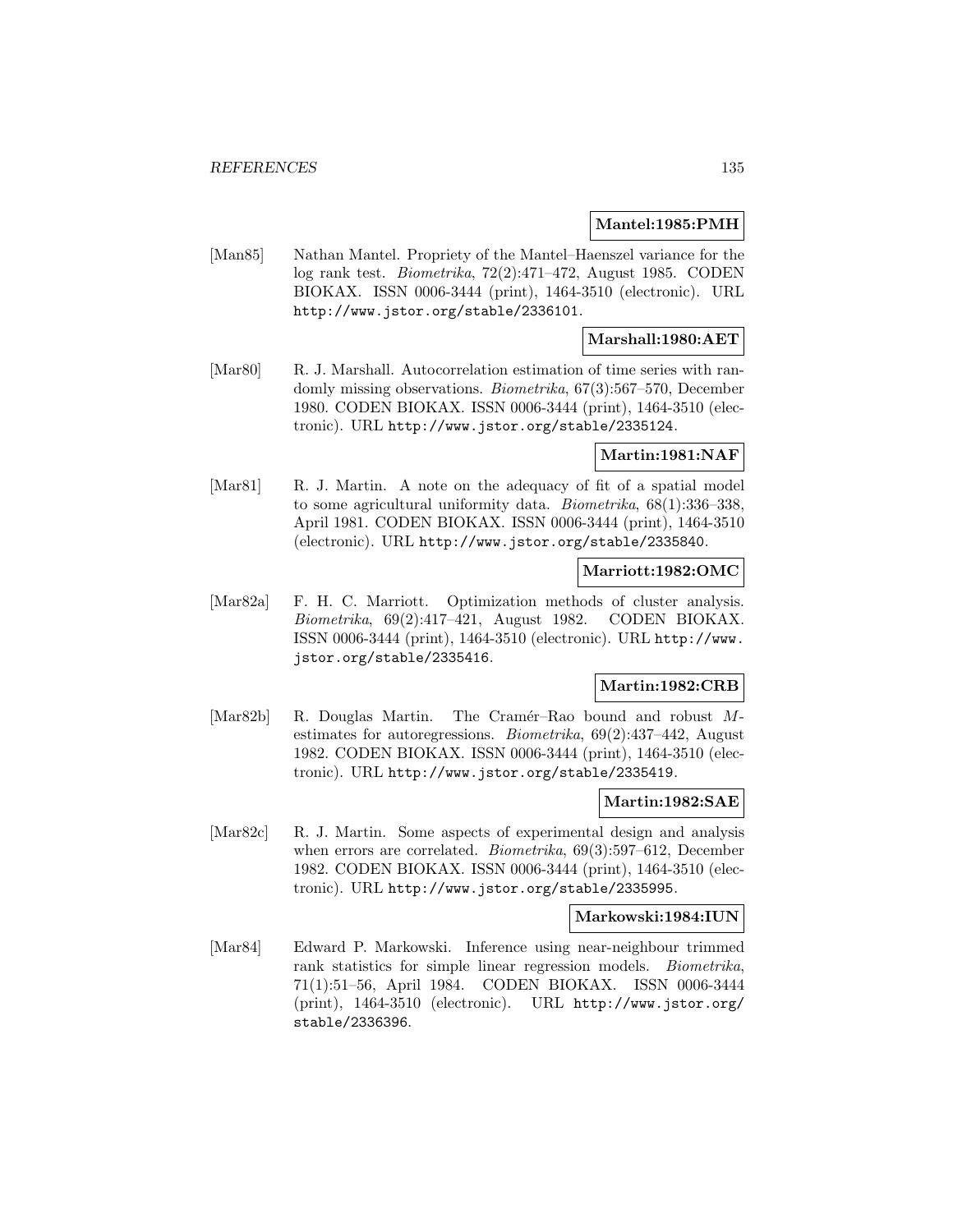**Mantel:1985:PMH**

[Man85] Nathan Mantel. Propriety of the Mantel–Haenszel variance for the log rank test. *Biometrika*, 72(2):471–472, August 1985. CODEN BIOKAX. ISSN 0006-3444 (print), 1464-3510 (electronic). URL http://www.jstor.org/stable/2336101.

**Marshall:1980:AET**

[Mar80] R. J. Marshall. Autocorrelation estimation of time series with randomly missing observations. *Biometrika*, 67(3):567–570, December 1980. CODEN BIOKAX. ISSN 0006-3444 (print), 1464-3510 (electronic). URL http://www.jstor.org/stable/2335124.

**Martin:1981:NAF**

[Mar81] R. J. Martin. A note on the adequacy of fit of a spatial model to some agricultural uniformity data. *Biometrika*, 68(1):336–338, April 1981. CODEN BIOKAX. ISSN 0006-3444 (print), 1464-3510 (electronic). URL http://www.jstor.org/stable/2335840.

**Marriott:1982:OMC**

[Mar82a] F. H. C. Marriott. Optimization methods of cluster analysis. *Biometrika*, 69(2):417–421, August 1982. CODEN BIOKAX. ISSN 0006-3444 (print), 1464-3510 (electronic). URL http://www.jstor.org/stable/2335416.

**Martin:1982:CRB**

[Mar82b] R. Douglas Martin. The Cramér–Rao bound and robust $M$-estimates for autoregressions. *Biometrika*, 69(2):437–442, August 1982. CODEN BIOKAX. ISSN 0006-3444 (print), 1464-3510 (electronic). URL http://www.jstor.org/stable/2335419.

**Martin:1982:SAE**

[Mar82c] R. J. Martin. Some aspects of experimental design and analysis when errors are correlated. *Biometrika*, 69(3):597–612, December 1982. CODEN BIOKAX. ISSN 0006-3444 (print), 1464-3510 (electronic). URL http://www.jstor.org/stable/2335995.

**Markowski:1984:IUN**

[Mar84] Edward P. Markowski. Inference using near-neighbour trimmed rank statistics for simple linear regression models. *Biometrika*, 71(1):51–56, April 1984. CODEN BIOKAX. ISSN 0006-3444 (print), 1464-3510 (electronic). URL http://www.jstor.org/stable/2336396.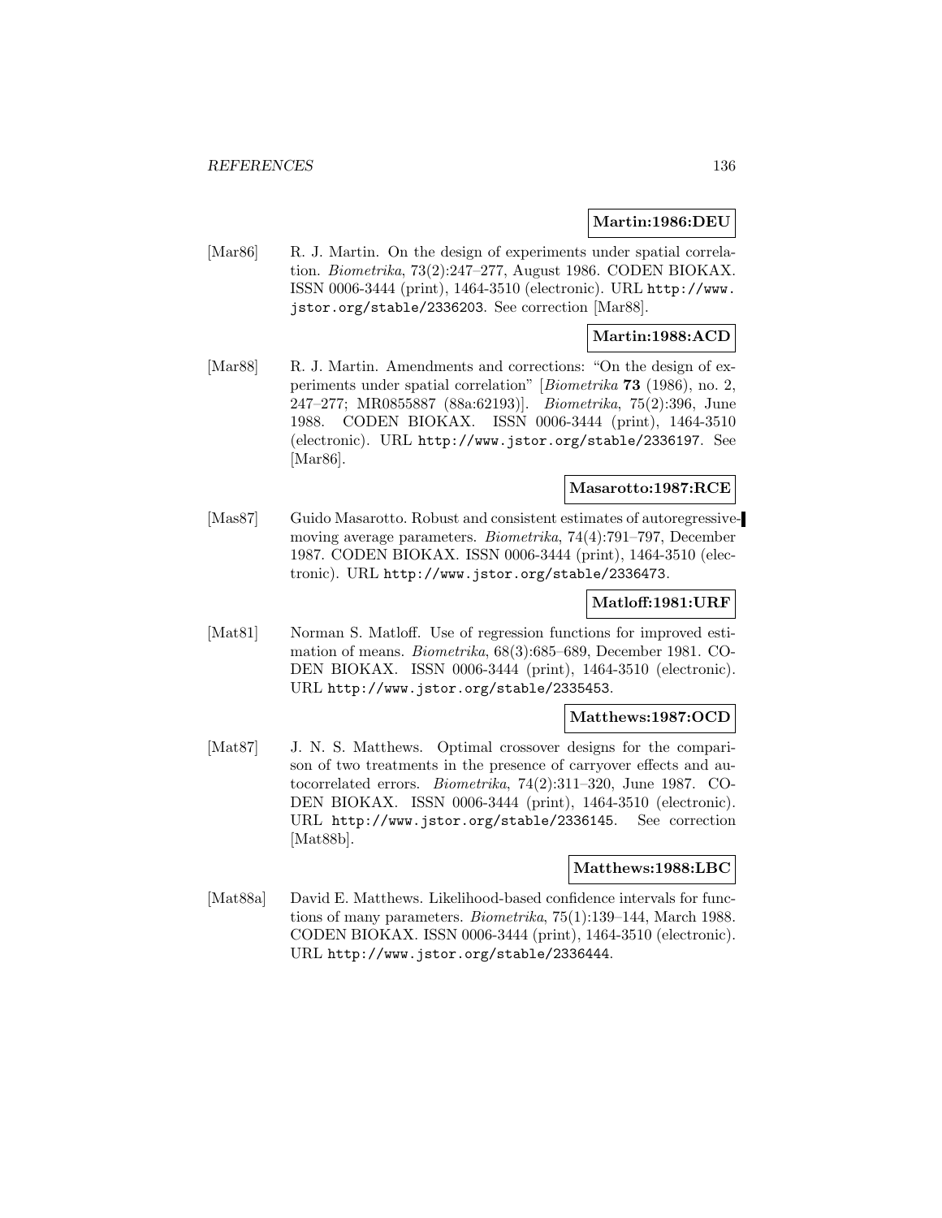**Martin:1986:DEU**

[Mar86] R. J. Martin. On the design of experiments under spatial correlation. *Biometrika*, 73(2):247–277, August 1986. CODEN BIOKAX. ISSN 0006-3444 (print), 1464-3510 (electronic). URL http://www.jstor.org/stable/2336203. See correction [Mar88].

**Martin:1988:ACD**

[Mar88] R. J. Martin. Amendments and corrections: "On the design of experiments under spatial correlation" [*Biometrika* **73** (1986), no. 2, 247–277; MR0855887 (88a:62193)]. *Biometrika*, 75(2):396, June 1988. CODEN BIOKAX. ISSN 0006-3444 (print), 1464-3510 (electronic). URL http://www.jstor.org/stable/2336197. See [Mar86].

**Masarotto:1987:RCE**

[Mas87] Guido Masarotto. Robust and consistent estimates of autoregressive-moving average parameters. *Biometrika*, 74(4):791–797, December 1987. CODEN BIOKAX. ISSN 0006-3444 (print), 1464-3510 (electronic). URL http://www.jstor.org/stable/2336473.

**Matloff:1981:URF**

[Mat81] Norman S. Matloff. Use of regression functions for improved estimation of means. *Biometrika*, 68(3):685–689, December 1981. CODEN BIOKAX. ISSN 0006-3444 (print), 1464-3510 (electronic). URL http://www.jstor.org/stable/2335453.

**Matthews:1987:OCD**

[Mat87] J. N. S. Matthews. Optimal crossover designs for the comparison of two treatments in the presence of carryover effects and autocorrelated errors. *Biometrika*, 74(2):311–320, June 1987. CODEN BIOKAX. ISSN 0006-3444 (print), 1464-3510 (electronic). URL http://www.jstor.org/stable/2336145. See correction [Mat88b].

**Matthews:1988:LBC**

[Mat88a] David E. Matthews. Likelihood-based confidence intervals for functions of many parameters. *Biometrika*, 75(1):139–144, March 1988. CODEN BIOKAX. ISSN 0006-3444 (print), 1464-3510 (electronic). URL http://www.jstor.org/stable/2336444.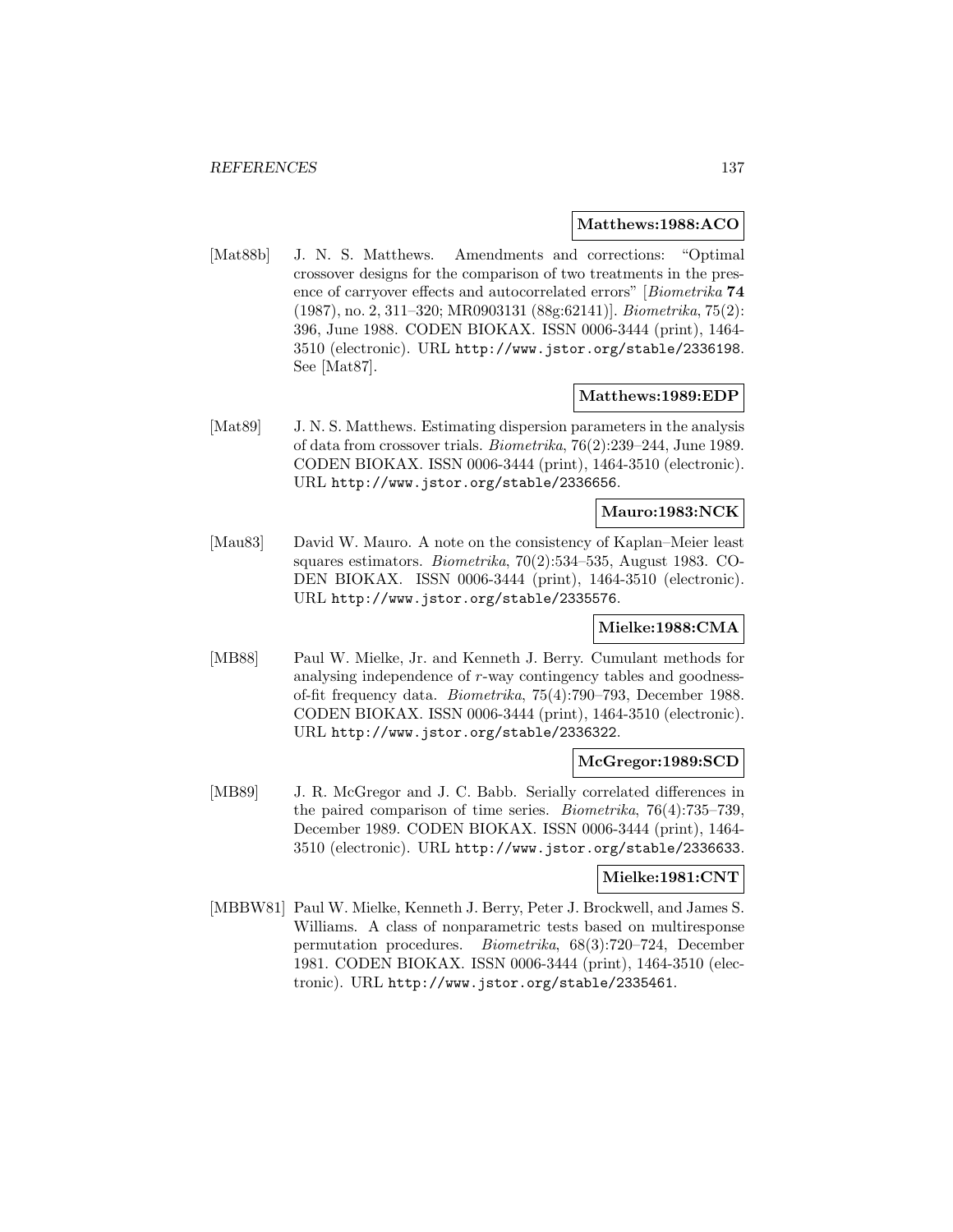**Matthews:1988:ACO**

[Mat88b] J. N. S. Matthews. Amendments and corrections: "Optimal crossover designs for the comparison of two treatments in the presence of carryover effects and autocorrelated errors" [*Biometrika* **74** (1987), no. 2, 311–320; MR0903131 (88g:62141)]. *Biometrika*, 75(2): 396, June 1988. CODEN BIOKAX. ISSN 0006-3444 (print), 1464-3510 (electronic). URL `http://www.jstor.org/stable/2336198`. See [Mat87].

**Matthews:1989:EDP**

[Mat89] J. N. S. Matthews. Estimating dispersion parameters in the analysis of data from crossover trials. *Biometrika*, 76(2):239–244, June 1989. CODEN BIOKAX. ISSN 0006-3444 (print), 1464-3510 (electronic). URL `http://www.jstor.org/stable/2336656`.

**Mauro:1983:NCK**

[Mau83] David W. Mauro. A note on the consistency of Kaplan–Meier least squares estimators. *Biometrika*, 70(2):534–535, August 1983. CODEN BIOKAX. ISSN 0006-3444 (print), 1464-3510 (electronic). URL `http://www.jstor.org/stable/2335576`.

**Mielke:1988:CMA**

[MB88] Paul W. Mielke, Jr. and Kenneth J. Berry. Cumulant methods for analysing independence of $r$-way contingency tables and goodness-of-fit frequency data. *Biometrika*, 75(4):790–793, December 1988. CODEN BIOKAX. ISSN 0006-3444 (print), 1464-3510 (electronic). URL `http://www.jstor.org/stable/2336322`.

**McGregor:1989:SCD**

[MB89] J. R. McGregor and J. C. Babb. Serially correlated differences in the paired comparison of time series. *Biometrika*, 76(4):735–739, December 1989. CODEN BIOKAX. ISSN 0006-3444 (print), 1464-3510 (electronic). URL `http://www.jstor.org/stable/2336633`.

**Mielke:1981:CNT**

[MBBW81] Paul W. Mielke, Kenneth J. Berry, Peter J. Brockwell, and James S. Williams. A class of nonparametric tests based on multiresponse permutation procedures. *Biometrika*, 68(3):720–724, December 1981. CODEN BIOKAX. ISSN 0006-3444 (print), 1464-3510 (electronic). URL `http://www.jstor.org/stable/2335461`.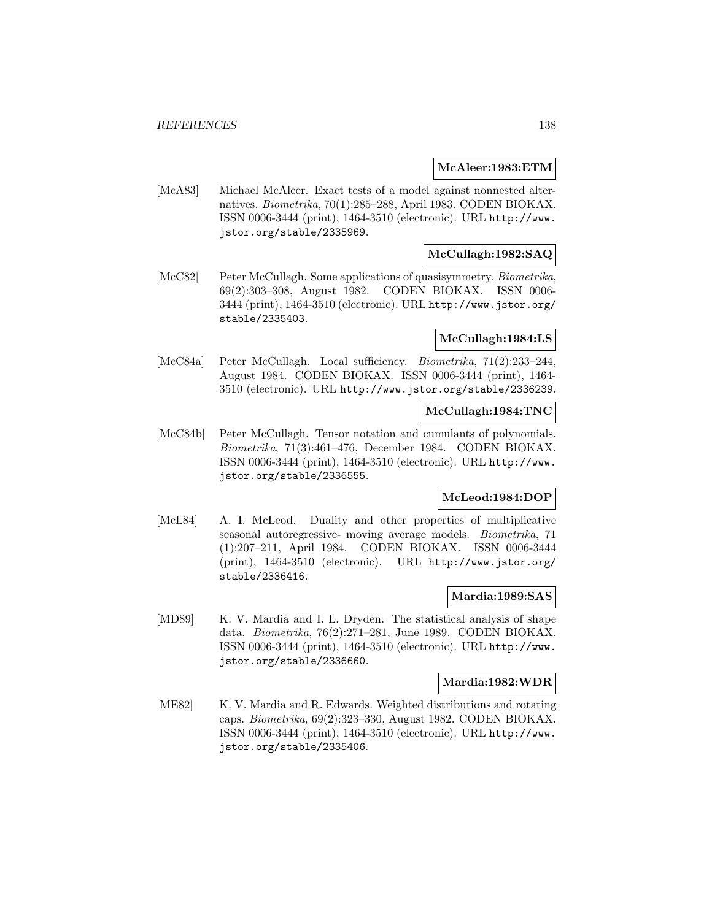**McAleer:1983:ETM**

[McA83] Michael McAleer. Exact tests of a model against nonnested alternatives. *Biometrika*, 70(1):285–288, April 1983. CODEN BIOKAX. ISSN 0006-3444 (print), 1464-3510 (electronic). URL http://www.jstor.org/stable/2335969.

**McCullagh:1982:SAQ**

[McC82] Peter McCullagh. Some applications of quasisymmetry. *Biometrika*, 69(2):303–308, August 1982. CODEN BIOKAX. ISSN 0006-3444 (print), 1464-3510 (electronic). URL http://www.jstor.org/stable/2335403.

**McCullagh:1984:LS**

[McC84a] Peter McCullagh. Local sufficiency. *Biometrika*, 71(2):233–244, August 1984. CODEN BIOKAX. ISSN 0006-3444 (print), 1464-3510 (electronic). URL http://www.jstor.org/stable/2336239.

**McCullagh:1984:TNC**

[McC84b] Peter McCullagh. Tensor notation and cumulants of polynomials. *Biometrika*, 71(3):461–476, December 1984. CODEN BIOKAX. ISSN 0006-3444 (print), 1464-3510 (electronic). URL http://www.jstor.org/stable/2336555.

**McLeod:1984:DOP**

[McL84] A. I. McLeod. Duality and other properties of multiplicative seasonal autoregressive- moving average models. *Biometrika*, 71 (1):207–211, April 1984. CODEN BIOKAX. ISSN 0006-3444 (print), 1464-3510 (electronic). URL http://www.jstor.org/stable/2336416.

**Mardia:1989:SAS**

[MD89] K. V. Mardia and I. L. Dryden. The statistical analysis of shape data. *Biometrika*, 76(2):271–281, June 1989. CODEN BIOKAX. ISSN 0006-3444 (print), 1464-3510 (electronic). URL http://www.jstor.org/stable/2336660.

**Mardia:1982:WDR**

[ME82] K. V. Mardia and R. Edwards. Weighted distributions and rotating caps. *Biometrika*, 69(2):323–330, August 1982. CODEN BIOKAX. ISSN 0006-3444 (print), 1464-3510 (electronic). URL http://www.jstor.org/stable/2335406.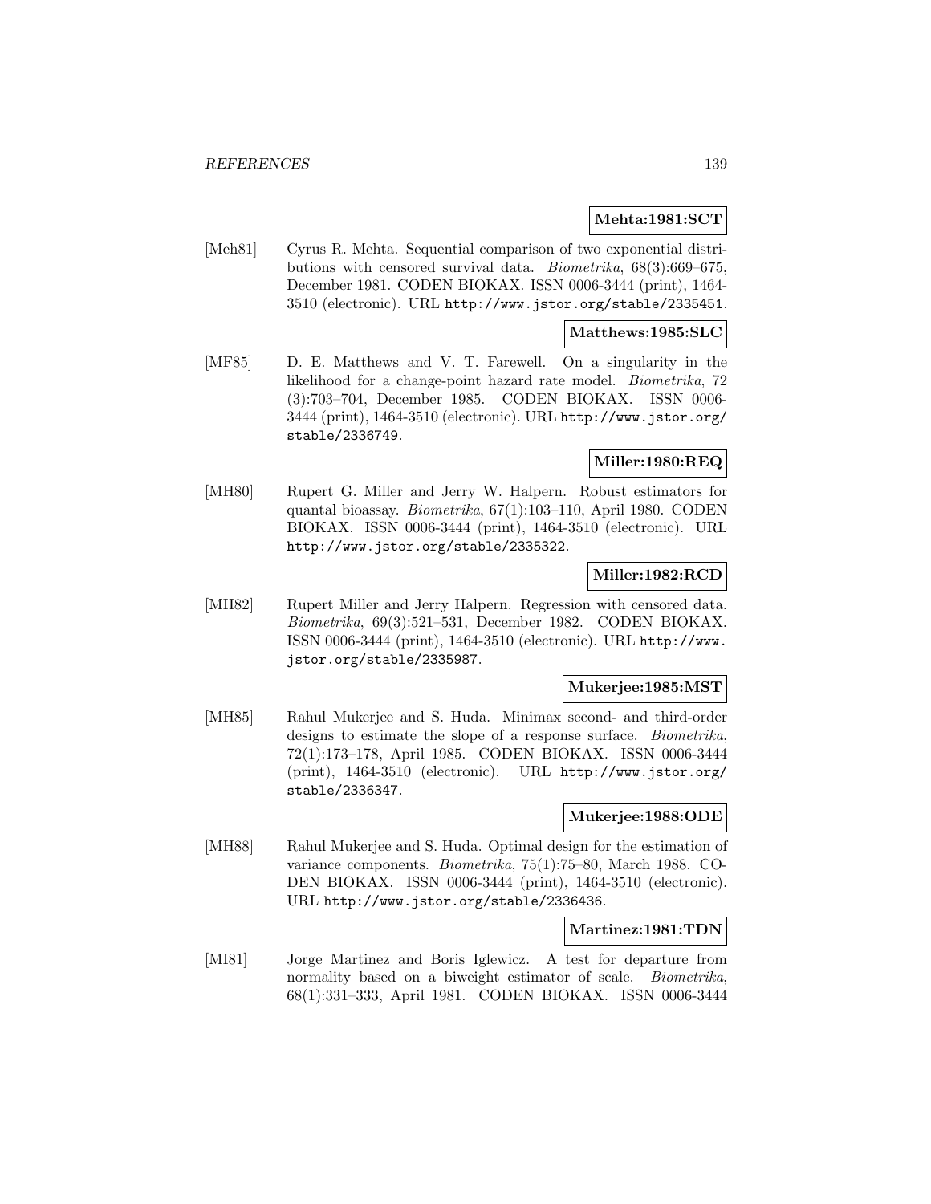**Mehta:1981:SCT**

[Meh81] Cyrus R. Mehta. Sequential comparison of two exponential distributions with censored survival data. *Biometrika*, 68(3):669–675, December 1981. CODEN BIOKAX. ISSN 0006-3444 (print), 1464-3510 (electronic). URL http://www.jstor.org/stable/2335451.

**Matthews:1985:SLC**

[MF85] D. E. Matthews and V. T. Farewell. On a singularity in the likelihood for a change-point hazard rate model. *Biometrika*, 72 (3):703–704, December 1985. CODEN BIOKAX. ISSN 0006-3444 (print), 1464-3510 (electronic). URL http://www.jstor.org/stable/2336749.

**Miller:1980:REQ**

[MH80] Rupert G. Miller and Jerry W. Halpern. Robust estimators for quantal bioassay. *Biometrika*, 67(1):103–110, April 1980. CODEN BIOKAX. ISSN 0006-3444 (print), 1464-3510 (electronic). URL http://www.jstor.org/stable/2335322.

**Miller:1982:RCD**

[MH82] Rupert Miller and Jerry Halpern. Regression with censored data. *Biometrika*, 69(3):521–531, December 1982. CODEN BIOKAX. ISSN 0006-3444 (print), 1464-3510 (electronic). URL http://www.jstor.org/stable/2335987.

**Mukerjee:1985:MST**

[MH85] Rahul Mukerjee and S. Huda. Minimax second- and third-order designs to estimate the slope of a response surface. *Biometrika*, 72(1):173–178, April 1985. CODEN BIOKAX. ISSN 0006-3444 (print), 1464-3510 (electronic). URL http://www.jstor.org/stable/2336347.

**Mukerjee:1988:ODE**

[MH88] Rahul Mukerjee and S. Huda. Optimal design for the estimation of variance components. *Biometrika*, 75(1):75–80, March 1988. CODEN BIOKAX. ISSN 0006-3444 (print), 1464-3510 (electronic). URL http://www.jstor.org/stable/2336436.

**Martinez:1981:TDN**

[MI81] Jorge Martinez and Boris Iglewicz. A test for departure from normality based on a biweight estimator of scale. *Biometrika*, 68(1):331–333, April 1981. CODEN BIOKAX. ISSN 0006-3444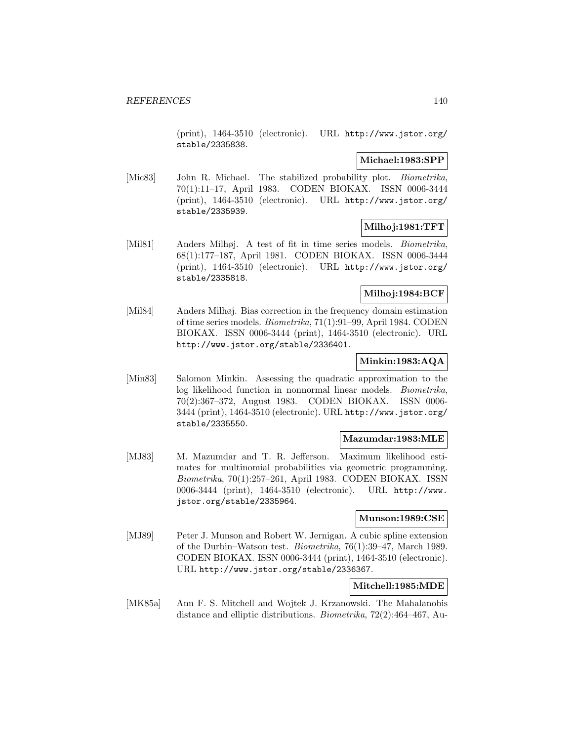(print), 1464-3510 (electronic). URL http://www.jstor.org/stable/2335838.

**Michael:1983:SPP**

[Mic83] John R. Michael. The stabilized probability plot. *Biometrika*, 70(1):11–17, April 1983. CODEN BIOKAX. ISSN 0006-3444 (print), 1464-3510 (electronic). URL http://www.jstor.org/stable/2335939.

**Milhoj:1981:TFT**

[Mil81] Anders Milhøj. A test of fit in time series models. *Biometrika*, 68(1):177–187, April 1981. CODEN BIOKAX. ISSN 0006-3444 (print), 1464-3510 (electronic). URL http://www.jstor.org/stable/2335818.

**Milhoj:1984:BCF**

[Mil84] Anders Milhøj. Bias correction in the frequency domain estimation of time series models. *Biometrika*, 71(1):91–99, April 1984. CODEN BIOKAX. ISSN 0006-3444 (print), 1464-3510 (electronic). URL http://www.jstor.org/stable/2336401.

**Minkin:1983:AQA**

[Min83] Salomon Minkin. Assessing the quadratic approximation to the log likelihood function in nonnormal linear models. *Biometrika*, 70(2):367–372, August 1983. CODEN BIOKAX. ISSN 0006-3444 (print), 1464-3510 (electronic). URL http://www.jstor.org/stable/2335550.

**Mazumdar:1983:MLE**

[MJ83] M. Mazumdar and T. R. Jefferson. Maximum likelihood estimates for multinomial probabilities via geometric programming. *Biometrika*, 70(1):257–261, April 1983. CODEN BIOKAX. ISSN 0006-3444 (print), 1464-3510 (electronic). URL http://www.jstor.org/stable/2335964.

**Munson:1989:CSE**

[MJ89] Peter J. Munson and Robert W. Jernigan. A cubic spline extension of the Durbin–Watson test. *Biometrika*, 76(1):39–47, March 1989. CODEN BIOKAX. ISSN 0006-3444 (print), 1464-3510 (electronic). URL http://www.jstor.org/stable/2336367.

**Mitchell:1985:MDE**

[MK85a] Ann F. S. Mitchell and Wojtek J. Krzanowski. The Mahalanobis distance and elliptic distributions. *Biometrika*, 72(2):464–467, Au-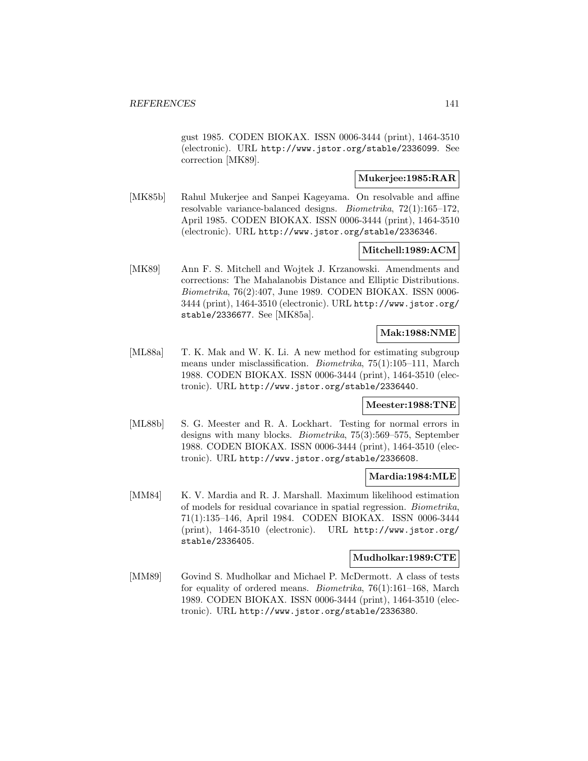gust 1985. CODEN BIOKAX. ISSN 0006-3444 (print), 1464-3510 (electronic). URL http://www.jstor.org/stable/2336099. See correction [MK89].

**Mukerjee:1985:RAR**

[MK85b] Rahul Mukerjee and Sanpei Kageyama. On resolvable and affine resolvable variance-balanced designs. *Biometrika*, 72(1):165–172, April 1985. CODEN BIOKAX. ISSN 0006-3444 (print), 1464-3510 (electronic). URL http://www.jstor.org/stable/2336346.

**Mitchell:1989:ACM**

[MK89] Ann F. S. Mitchell and Wojtek J. Krzanowski. Amendments and corrections: The Mahalanobis Distance and Elliptic Distributions. *Biometrika*, 76(2):407, June 1989. CODEN BIOKAX. ISSN 0006-3444 (print), 1464-3510 (electronic). URL http://www.jstor.org/stable/2336677. See [MK85a].

**Mak:1988:NME**

[ML88a] T. K. Mak and W. K. Li. A new method for estimating subgroup means under misclassification. *Biometrika*, 75(1):105–111, March 1988. CODEN BIOKAX. ISSN 0006-3444 (print), 1464-3510 (electronic). URL http://www.jstor.org/stable/2336440.

**Meester:1988:TNE**

[ML88b] S. G. Meester and R. A. Lockhart. Testing for normal errors in designs with many blocks. *Biometrika*, 75(3):569–575, September 1988. CODEN BIOKAX. ISSN 0006-3444 (print), 1464-3510 (electronic). URL http://www.jstor.org/stable/2336608.

**Mardia:1984:MLE**

[MM84] K. V. Mardia and R. J. Marshall. Maximum likelihood estimation of models for residual covariance in spatial regression. *Biometrika*, 71(1):135–146, April 1984. CODEN BIOKAX. ISSN 0006-3444 (print), 1464-3510 (electronic). URL http://www.jstor.org/stable/2336405.

**Mudholkar:1989:CTE**

[MM89] Govind S. Mudholkar and Michael P. McDermott. A class of tests for equality of ordered means. *Biometrika*, 76(1):161–168, March 1989. CODEN BIOKAX. ISSN 0006-3444 (print), 1464-3510 (electronic). URL http://www.jstor.org/stable/2336380.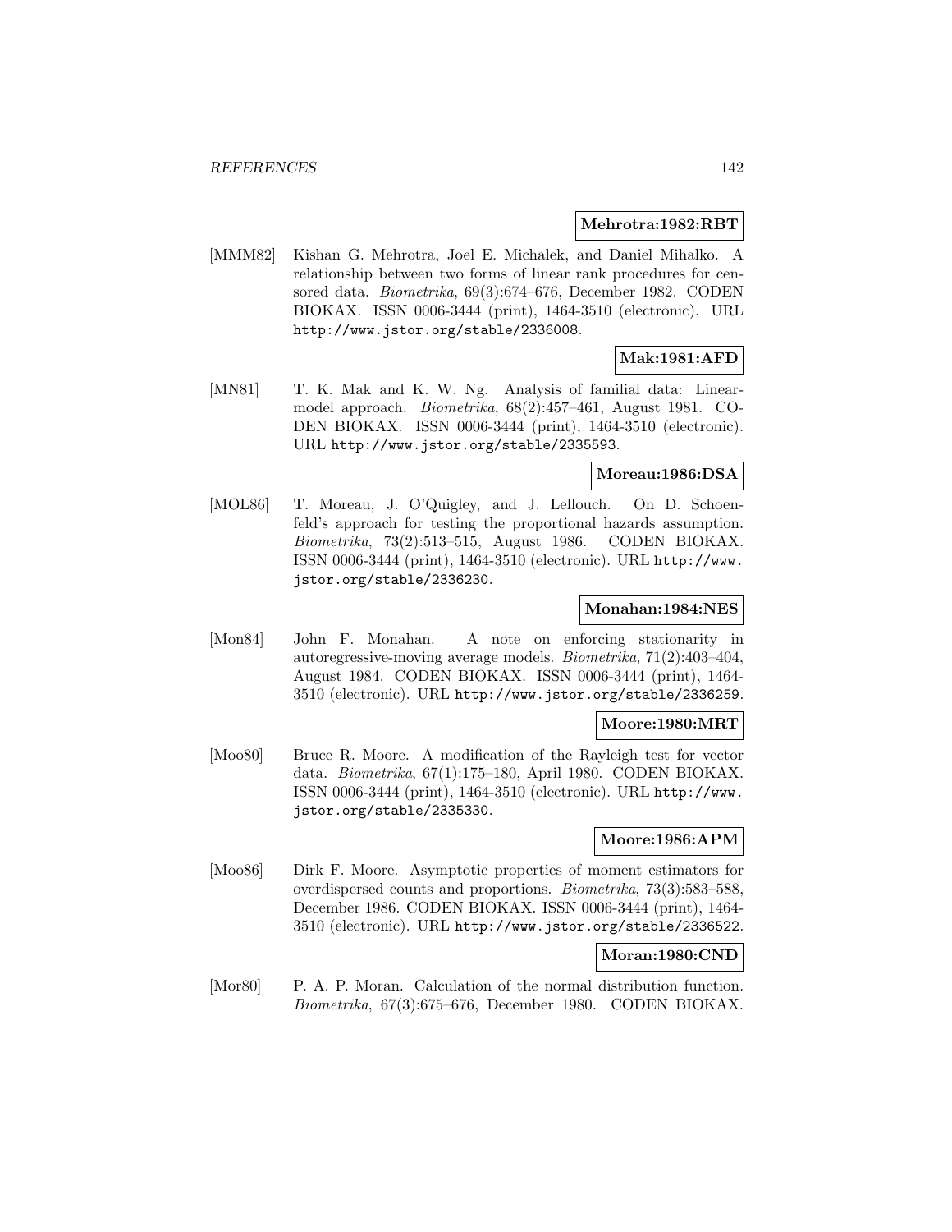**Mehrotra:1982:RBT**

[MMM82] Kishan G. Mehrotra, Joel E. Michalek, and Daniel Mihalko. A relationship between two forms of linear rank procedures for censored data. *Biometrika*, 69(3):674–676, December 1982. CODEN BIOKAX. ISSN 0006-3444 (print), 1464-3510 (electronic). URL http://www.jstor.org/stable/2336008.

**Mak:1981:AFD**

[MN81] T. K. Mak and K. W. Ng. Analysis of familial data: Linear-model approach. *Biometrika*, 68(2):457–461, August 1981. CODEN BIOKAX. ISSN 0006-3444 (print), 1464-3510 (electronic). URL http://www.jstor.org/stable/2335593.

**Moreau:1986:DSA**

[MOL86] T. Moreau, J. O'Quigley, and J. Lellouch. On D. Schoenfeld's approach for testing the proportional hazards assumption. *Biometrika*, 73(2):513–515, August 1986. CODEN BIOKAX. ISSN 0006-3444 (print), 1464-3510 (electronic). URL http://www.jstor.org/stable/2336230.

**Monahan:1984:NES**

[Mon84] John F. Monahan. A note on enforcing stationarity in autoregressive-moving average models. *Biometrika*, 71(2):403–404, August 1984. CODEN BIOKAX. ISSN 0006-3444 (print), 1464-3510 (electronic). URL http://www.jstor.org/stable/2336259.

**Moore:1980:MRT**

[Moo80] Bruce R. Moore. A modification of the Rayleigh test for vector data. *Biometrika*, 67(1):175–180, April 1980. CODEN BIOKAX. ISSN 0006-3444 (print), 1464-3510 (electronic). URL http://www.jstor.org/stable/2335330.

**Moore:1986:APM**

[Moo86] Dirk F. Moore. Asymptotic properties of moment estimators for overdispersed counts and proportions. *Biometrika*, 73(3):583–588, December 1986. CODEN BIOKAX. ISSN 0006-3444 (print), 1464-3510 (electronic). URL http://www.jstor.org/stable/2336522.

**Moran:1980:CND**

[Mor80] P. A. P. Moran. Calculation of the normal distribution function. *Biometrika*, 67(3):675–676, December 1980. CODEN BIOKAX.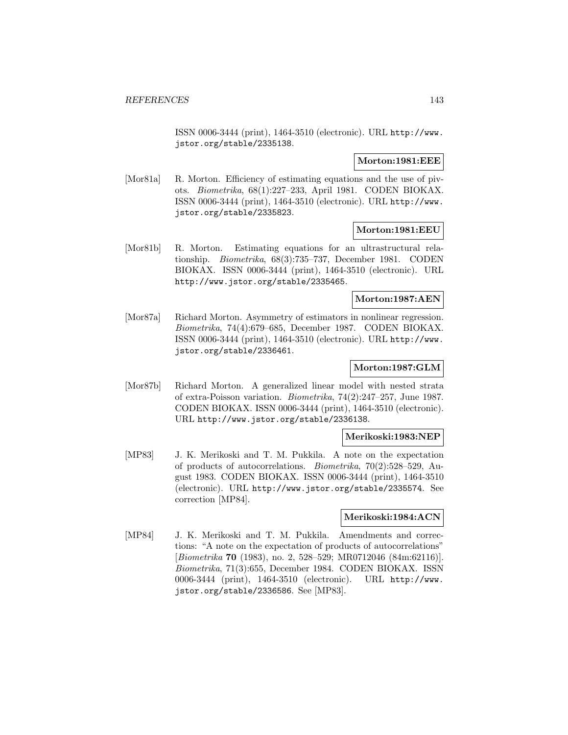ISSN 0006-3444 (print), 1464-3510 (electronic). URL http://www.jstor.org/stable/2335138.

**Morton:1981:EEE**

[Mor81a] R. Morton. Efficiency of estimating equations and the use of pivots. *Biometrika*, 68(1):227–233, April 1981. CODEN BIOKAX. ISSN 0006-3444 (print), 1464-3510 (electronic). URL http://www.jstor.org/stable/2335823.

**Morton:1981:EEU**

[Mor81b] R. Morton. Estimating equations for an ultrastructural relationship. *Biometrika*, 68(3):735–737, December 1981. CODEN BIOKAX. ISSN 0006-3444 (print), 1464-3510 (electronic). URL http://www.jstor.org/stable/2335465.

**Morton:1987:AEN**

[Mor87a] Richard Morton. Asymmetry of estimators in nonlinear regression. *Biometrika*, 74(4):679–685, December 1987. CODEN BIOKAX. ISSN 0006-3444 (print), 1464-3510 (electronic). URL http://www.jstor.org/stable/2336461.

**Morton:1987:GLM**

[Mor87b] Richard Morton. A generalized linear model with nested strata of extra-Poisson variation. *Biometrika*, 74(2):247–257, June 1987. CODEN BIOKAX. ISSN 0006-3444 (print), 1464-3510 (electronic). URL http://www.jstor.org/stable/2336138.

**Merikoski:1983:NEP**

[MP83] J. K. Merikoski and T. M. Pukkila. A note on the expectation of products of autocorrelations. *Biometrika*, 70(2):528–529, August 1983. CODEN BIOKAX. ISSN 0006-3444 (print), 1464-3510 (electronic). URL http://www.jstor.org/stable/2335574. See correction [MP84].

**Merikoski:1984:ACN**

[MP84] J. K. Merikoski and T. M. Pukkila. Amendments and corrections: "A note on the expectation of products of autocorrelations" [*Biometrika* **70** (1983), no. 2, 528–529; MR0712046 (84m:62116)]. *Biometrika*, 71(3):655, December 1984. CODEN BIOKAX. ISSN 0006-3444 (print), 1464-3510 (electronic). URL http://www.jstor.org/stable/2336586. See [MP83].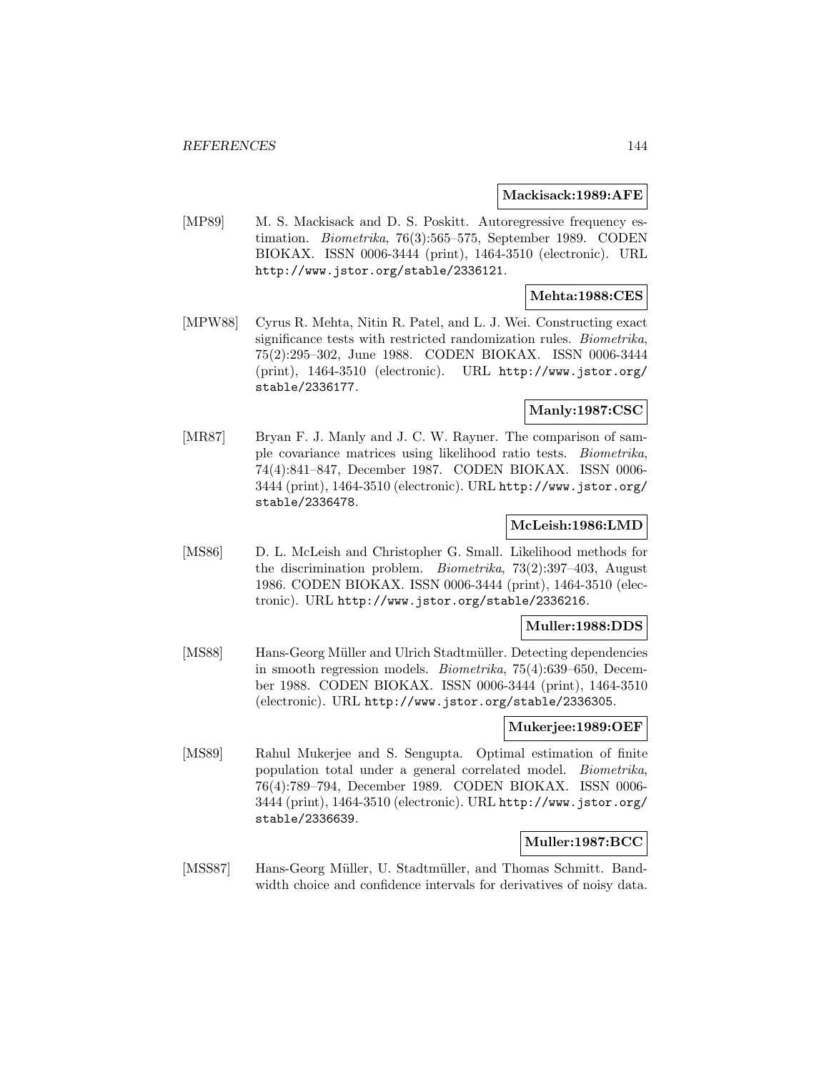**Mackisack:1989:AFE**

[MP89] M. S. Mackisack and D. S. Poskitt. Autoregressive frequency estimation. *Biometrika*, 76(3):565–575, September 1989. CODEN BIOKAX. ISSN 0006-3444 (print), 1464-3510 (electronic). URL http://www.jstor.org/stable/2336121.

**Mehta:1988:CES**

[MPW88] Cyrus R. Mehta, Nitin R. Patel, and L. J. Wei. Constructing exact significance tests with restricted randomization rules. *Biometrika*, 75(2):295–302, June 1988. CODEN BIOKAX. ISSN 0006-3444 (print), 1464-3510 (electronic). URL http://www.jstor.org/stable/2336177.

**Manly:1987:CSC**

[MR87] Bryan F. J. Manly and J. C. W. Rayner. The comparison of sample covariance matrices using likelihood ratio tests. *Biometrika*, 74(4):841–847, December 1987. CODEN BIOKAX. ISSN 0006-3444 (print), 1464-3510 (electronic). URL http://www.jstor.org/stable/2336478.

**McLeish:1986:LMD**

[MS86] D. L. McLeish and Christopher G. Small. Likelihood methods for the discrimination problem. *Biometrika*, 73(2):397–403, August 1986. CODEN BIOKAX. ISSN 0006-3444 (print), 1464-3510 (electronic). URL http://www.jstor.org/stable/2336216.

**Muller:1988:DDS**

[MS88] Hans-Georg Müller and Ulrich Stadtmüller. Detecting dependencies in smooth regression models. *Biometrika*, 75(4):639–650, December 1988. CODEN BIOKAX. ISSN 0006-3444 (print), 1464-3510 (electronic). URL http://www.jstor.org/stable/2336305.

**Mukerjee:1989:OEF**

[MS89] Rahul Mukerjee and S. Sengupta. Optimal estimation of finite population total under a general correlated model. *Biometrika*, 76(4):789–794, December 1989. CODEN BIOKAX. ISSN 0006-3444 (print), 1464-3510 (electronic). URL http://www.jstor.org/stable/2336639.

**Muller:1987:BCC**

[MSS87] Hans-Georg Müller, U. Stadtmüller, and Thomas Schmitt. Bandwidth choice and confidence intervals for derivatives of noisy data.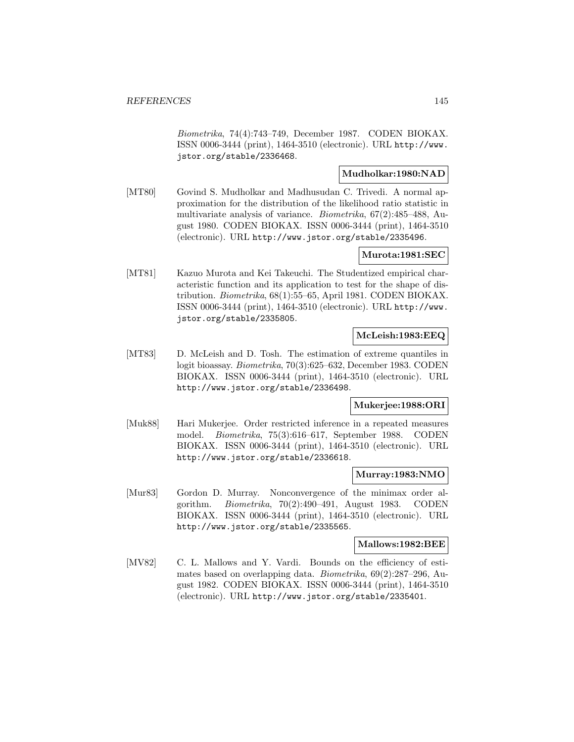*Biometrika*, 74(4):743–749, December 1987. CODEN BIOKAX. ISSN 0006-3444 (print), 1464-3510 (electronic). URL http://www.jstor.org/stable/2336468.

**Mudholkar:1980:NAD**

[MT80] Govind S. Mudholkar and Madhusudan C. Trivedi. A normal approximation for the distribution of the likelihood ratio statistic in multivariate analysis of variance. *Biometrika*, 67(2):485–488, August 1980. CODEN BIOKAX. ISSN 0006-3444 (print), 1464-3510 (electronic). URL http://www.jstor.org/stable/2335496.

**Murota:1981:SEC**

[MT81] Kazuo Murota and Kei Takeuchi. The Studentized empirical characteristic function and its application to test for the shape of distribution. *Biometrika*, 68(1):55–65, April 1981. CODEN BIOKAX. ISSN 0006-3444 (print), 1464-3510 (electronic). URL http://www.jstor.org/stable/2335805.

**McLeish:1983:EEQ**

[MT83] D. McLeish and D. Tosh. The estimation of extreme quantiles in logit bioassay. *Biometrika*, 70(3):625–632, December 1983. CODEN BIOKAX. ISSN 0006-3444 (print), 1464-3510 (electronic). URL http://www.jstor.org/stable/2336498.

**Mukerjee:1988:ORI**

[Muk88] Hari Mukerjee. Order restricted inference in a repeated measures model. *Biometrika*, 75(3):616–617, September 1988. CODEN BIOKAX. ISSN 0006-3444 (print), 1464-3510 (electronic). URL http://www.jstor.org/stable/2336618.

**Murray:1983:NMO**

[Mur83] Gordon D. Murray. Nonconvergence of the minimax order algorithm. *Biometrika*, 70(2):490–491, August 1983. CODEN BIOKAX. ISSN 0006-3444 (print), 1464-3510 (electronic). URL http://www.jstor.org/stable/2335565.

**Mallows:1982:BEE**

[MV82] C. L. Mallows and Y. Vardi. Bounds on the efficiency of estimates based on overlapping data. *Biometrika*, 69(2):287–296, August 1982. CODEN BIOKAX. ISSN 0006-3444 (print), 1464-3510 (electronic). URL http://www.jstor.org/stable/2335401.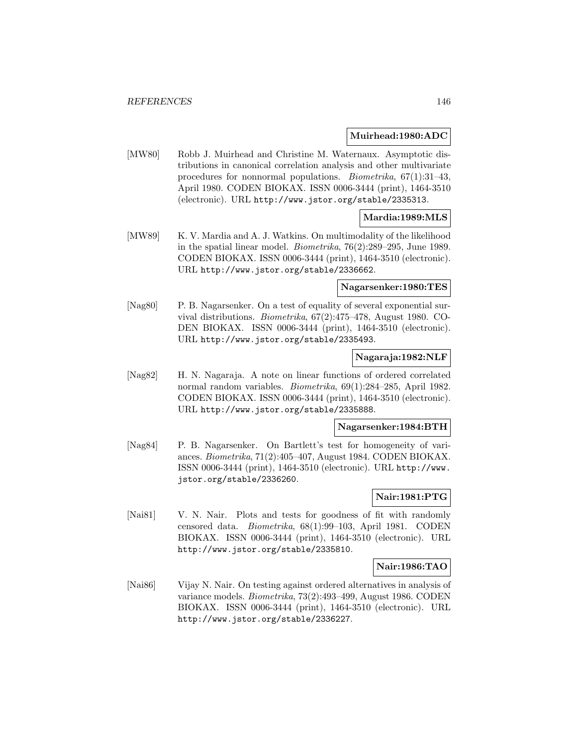**Muirhead:1980:ADC**

[MW80] Robb J. Muirhead and Christine M. Waternaux. Asymptotic distributions in canonical correlation analysis and other multivariate procedures for nonnormal populations. *Biometrika*, 67(1):31–43, April 1980. CODEN BIOKAX. ISSN 0006-3444 (print), 1464-3510 (electronic). URL http://www.jstor.org/stable/2335313.

**Mardia:1989:MLS**

[MW89] K. V. Mardia and A. J. Watkins. On multimodality of the likelihood in the spatial linear model. *Biometrika*, 76(2):289–295, June 1989. CODEN BIOKAX. ISSN 0006-3444 (print), 1464-3510 (electronic). URL http://www.jstor.org/stable/2336662.

**Nagarsenker:1980:TES**

[Nag80] P. B. Nagarsenker. On a test of equality of several exponential survival distributions. *Biometrika*, 67(2):475–478, August 1980. CODEN BIOKAX. ISSN 0006-3444 (print), 1464-3510 (electronic). URL http://www.jstor.org/stable/2335493.

**Nagaraja:1982:NLF**

[Nag82] H. N. Nagaraja. A note on linear functions of ordered correlated normal random variables. *Biometrika*, 69(1):284–285, April 1982. CODEN BIOKAX. ISSN 0006-3444 (print), 1464-3510 (electronic). URL http://www.jstor.org/stable/2335888.

**Nagarsenker:1984:BTH**

[Nag84] P. B. Nagarsenker. On Bartlett's test for homogeneity of variances. *Biometrika*, 71(2):405–407, August 1984. CODEN BIOKAX. ISSN 0006-3444 (print), 1464-3510 (electronic). URL http://www.jstor.org/stable/2336260.

**Nair:1981:PTG**

[Nai81] V. N. Nair. Plots and tests for goodness of fit with randomly censored data. *Biometrika*, 68(1):99–103, April 1981. CODEN BIOKAX. ISSN 0006-3444 (print), 1464-3510 (electronic). URL http://www.jstor.org/stable/2335810.

**Nair:1986:TAO**

[Nai86] Vijay N. Nair. On testing against ordered alternatives in analysis of variance models. *Biometrika*, 73(2):493–499, August 1986. CODEN BIOKAX. ISSN 0006-3444 (print), 1464-3510 (electronic). URL http://www.jstor.org/stable/2336227.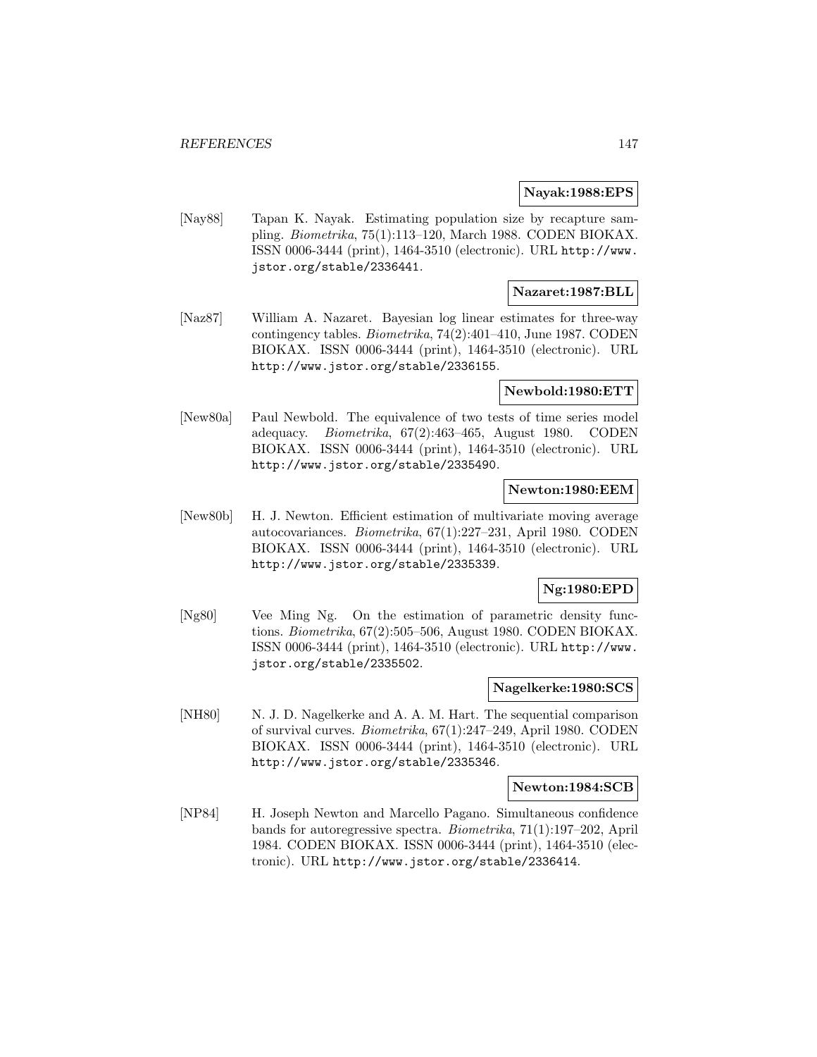**Nayak:1988:EPS**

[Nay88] Tapan K. Nayak. Estimating population size by recapture sampling. *Biometrika*, 75(1):113–120, March 1988. CODEN BIOKAX. ISSN 0006-3444 (print), 1464-3510 (electronic). URL http://www.jstor.org/stable/2336441.

**Nazaret:1987:BLL**

[Naz87] William A. Nazaret. Bayesian log linear estimates for three-way contingency tables. *Biometrika*, 74(2):401–410, June 1987. CODEN BIOKAX. ISSN 0006-3444 (print), 1464-3510 (electronic). URL http://www.jstor.org/stable/2336155.

**Newbold:1980:ETT**

[New80a] Paul Newbold. The equivalence of two tests of time series model adequacy. *Biometrika*, 67(2):463–465, August 1980. CODEN BIOKAX. ISSN 0006-3444 (print), 1464-3510 (electronic). URL http://www.jstor.org/stable/2335490.

**Newton:1980:EEM**

[New80b] H. J. Newton. Efficient estimation of multivariate moving average autocovariances. *Biometrika*, 67(1):227–231, April 1980. CODEN BIOKAX. ISSN 0006-3444 (print), 1464-3510 (electronic). URL http://www.jstor.org/stable/2335339.

**Ng:1980:EPD**

[Ng80] Vee Ming Ng. On the estimation of parametric density functions. *Biometrika*, 67(2):505–506, August 1980. CODEN BIOKAX. ISSN 0006-3444 (print), 1464-3510 (electronic). URL http://www.jstor.org/stable/2335502.

**Nagelkerke:1980:SCS**

[NH80] N. J. D. Nagelkerke and A. A. M. Hart. The sequential comparison of survival curves. *Biometrika*, 67(1):247–249, April 1980. CODEN BIOKAX. ISSN 0006-3444 (print), 1464-3510 (electronic). URL http://www.jstor.org/stable/2335346.

**Newton:1984:SCB**

[NP84] H. Joseph Newton and Marcello Pagano. Simultaneous confidence bands for autoregressive spectra. *Biometrika*, 71(1):197–202, April 1984. CODEN BIOKAX. ISSN 0006-3444 (print), 1464-3510 (electronic). URL http://www.jstor.org/stable/2336414.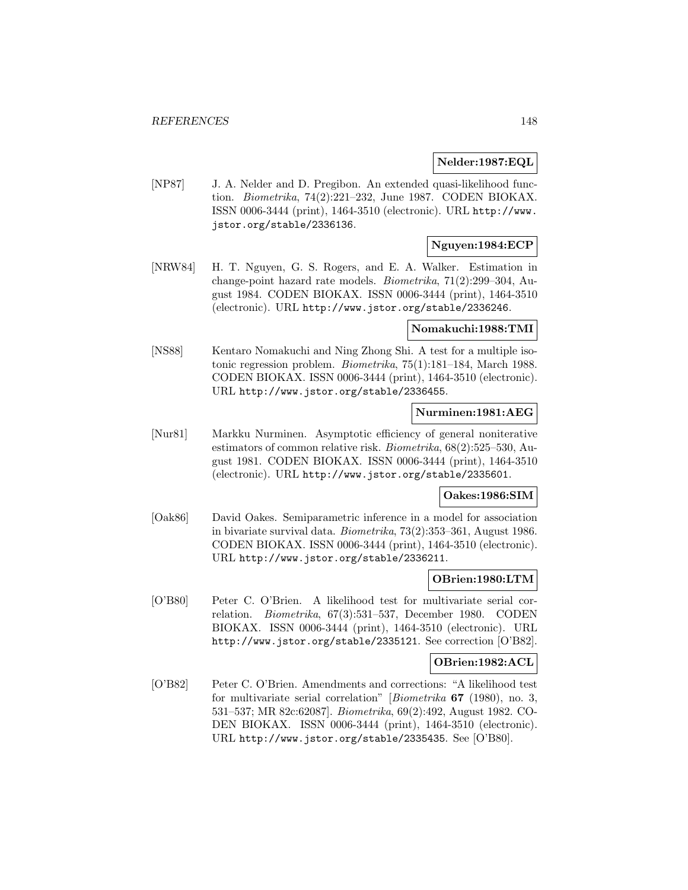**Nelder:1987:EQL**

[NP87] J. A. Nelder and D. Pregibon. An extended quasi-likelihood function. *Biometrika*, 74(2):221–232, June 1987. CODEN BIOKAX. ISSN 0006-3444 (print), 1464-3510 (electronic). URL http://www.jstor.org/stable/2336136.

**Nguyen:1984:ECP**

[NRW84] H. T. Nguyen, G. S. Rogers, and E. A. Walker. Estimation in change-point hazard rate models. *Biometrika*, 71(2):299–304, August 1984. CODEN BIOKAX. ISSN 0006-3444 (print), 1464-3510 (electronic). URL http://www.jstor.org/stable/2336246.

**Nomakuchi:1988:TMI**

[NS88] Kentaro Nomakuchi and Ning Zhong Shi. A test for a multiple isotonic regression problem. *Biometrika*, 75(1):181–184, March 1988. CODEN BIOKAX. ISSN 0006-3444 (print), 1464-3510 (electronic). URL http://www.jstor.org/stable/2336455.

**Nurminen:1981:AEG**

[Nur81] Markku Nurminen. Asymptotic efficiency of general noniterative estimators of common relative risk. *Biometrika*, 68(2):525–530, August 1981. CODEN BIOKAX. ISSN 0006-3444 (print), 1464-3510 (electronic). URL http://www.jstor.org/stable/2335601.

**Oakes:1986:SIM**

[Oak86] David Oakes. Semiparametric inference in a model for association in bivariate survival data. *Biometrika*, 73(2):353–361, August 1986. CODEN BIOKAX. ISSN 0006-3444 (print), 1464-3510 (electronic). URL http://www.jstor.org/stable/2336211.

**OBrien:1980:LTM**

[O'B80] Peter C. O'Brien. A likelihood test for multivariate serial correlation. *Biometrika*, 67(3):531–537, December 1980. CODEN BIOKAX. ISSN 0006-3444 (print), 1464-3510 (electronic). URL http://www.jstor.org/stable/2335121. See correction [O'B82].

**OBrien:1982:ACL**

[O'B82] Peter C. O'Brien. Amendments and corrections: "A likelihood test for multivariate serial correlation" [*Biometrika* **67** (1980), no. 3, 531–537; MR 82c:62087]. *Biometrika*, 69(2):492, August 1982. CODEN BIOKAX. ISSN 0006-3444 (print), 1464-3510 (electronic). URL http://www.jstor.org/stable/2335435. See [O'B80].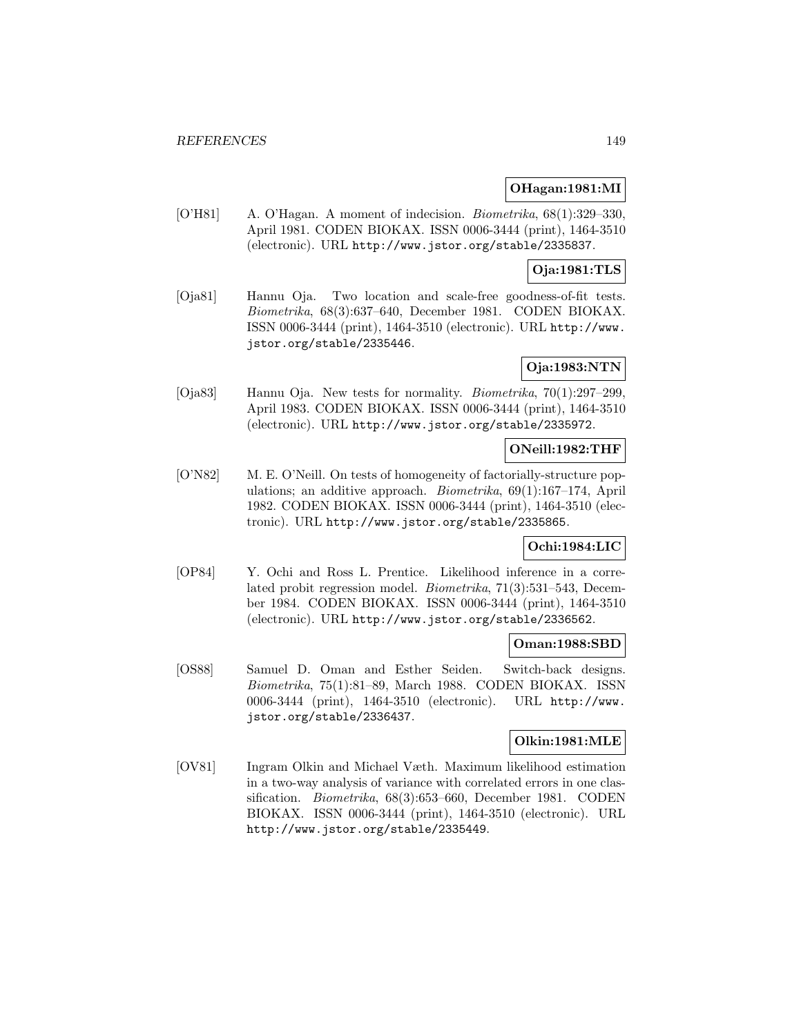**OHagan:1981:MI**

[O'H81] A. O'Hagan. A moment of indecision. *Biometrika*, 68(1):329–330, April 1981. CODEN BIOKAX. ISSN 0006-3444 (print), 1464-3510 (electronic). URL http://www.jstor.org/stable/2335837.

**Oja:1981:TLS**

[Oja81] Hannu Oja. Two location and scale-free goodness-of-fit tests. *Biometrika*, 68(3):637–640, December 1981. CODEN BIOKAX. ISSN 0006-3444 (print), 1464-3510 (electronic). URL http://www.jstor.org/stable/2335446.

**Oja:1983:NTN**

[Oja83] Hannu Oja. New tests for normality. *Biometrika*, 70(1):297–299, April 1983. CODEN BIOKAX. ISSN 0006-3444 (print), 1464-3510 (electronic). URL http://www.jstor.org/stable/2335972.

**ONeill:1982:THF**

[O'N82] M. E. O'Neill. On tests of homogeneity of factorially-structure populations; an additive approach. *Biometrika*, 69(1):167–174, April 1982. CODEN BIOKAX. ISSN 0006-3444 (print), 1464-3510 (electronic). URL http://www.jstor.org/stable/2335865.

**Ochi:1984:LIC**

[OP84] Y. Ochi and Ross L. Prentice. Likelihood inference in a correlated probit regression model. *Biometrika*, 71(3):531–543, December 1984. CODEN BIOKAX. ISSN 0006-3444 (print), 1464-3510 (electronic). URL http://www.jstor.org/stable/2336562.

**Oman:1988:SBD**

[OS88] Samuel D. Oman and Esther Seiden. Switch-back designs. *Biometrika*, 75(1):81–89, March 1988. CODEN BIOKAX. ISSN 0006-3444 (print), 1464-3510 (electronic). URL http://www.jstor.org/stable/2336437.

**Olkin:1981:MLE**

[OV81] Ingram Olkin and Michael Væth. Maximum likelihood estimation in a two-way analysis of variance with correlated errors in one classification. *Biometrika*, 68(3):653–660, December 1981. CODEN BIOKAX. ISSN 0006-3444 (print), 1464-3510 (electronic). URL http://www.jstor.org/stable/2335449.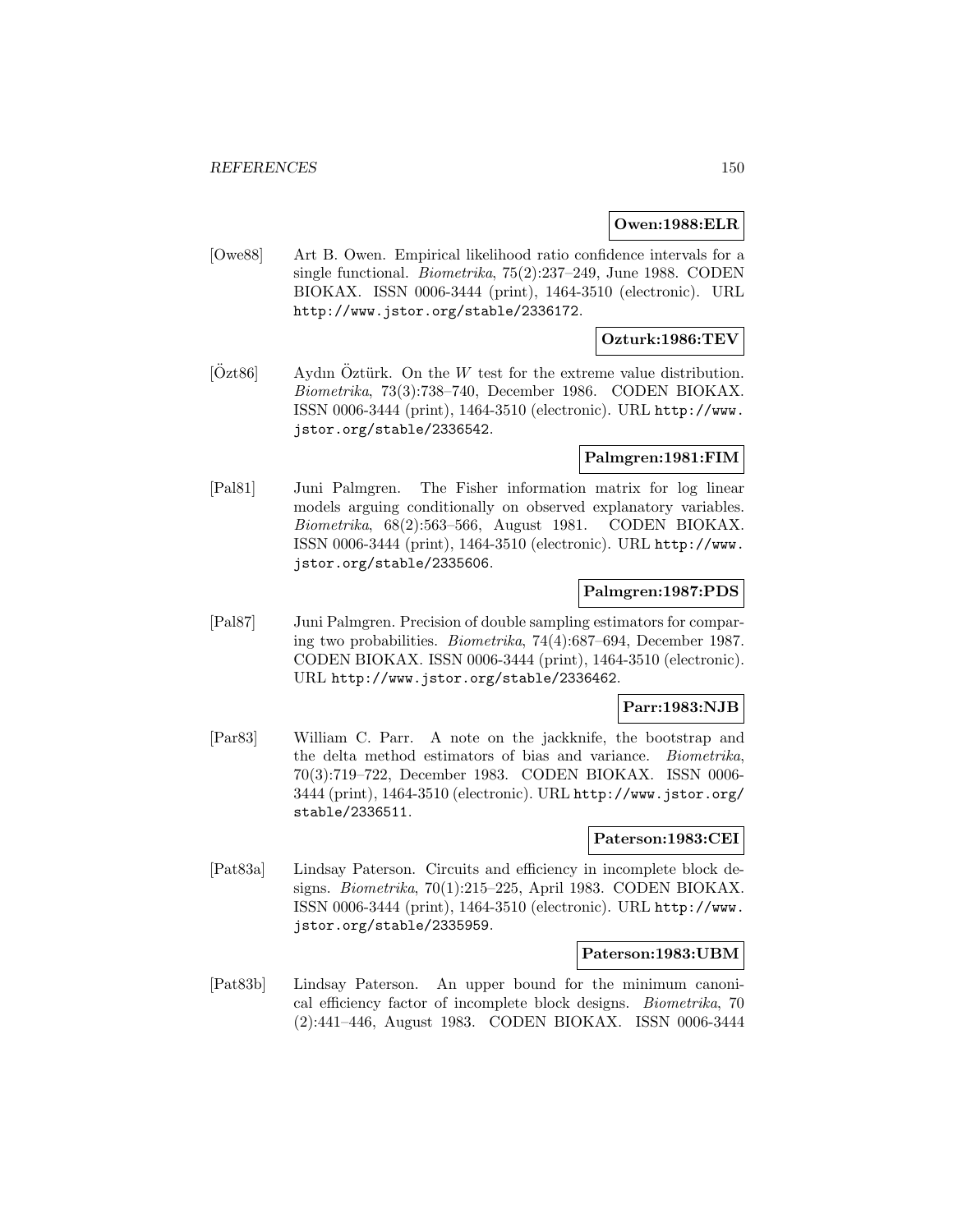**Owen:1988:ELR**

[Owe88] Art B. Owen. Empirical likelihood ratio confidence intervals for a single functional. *Biometrika*, 75(2):237–249, June 1988. CODEN BIOKAX. ISSN 0006-3444 (print), 1464-3510 (electronic). URL http://www.jstor.org/stable/2336172.

**Ozturk:1986:TEV**

[Özt86] Aydın Öztürk. On the $W$ test for the extreme value distribution. *Biometrika*, 73(3):738–740, December 1986. CODEN BIOKAX. ISSN 0006-3444 (print), 1464-3510 (electronic). URL http://www.jstor.org/stable/2336542.

**Palmgren:1981:FIM**

[Pal81] Juni Palmgren. The Fisher information matrix for log linear models arguing conditionally on observed explanatory variables. *Biometrika*, 68(2):563–566, August 1981. CODEN BIOKAX. ISSN 0006-3444 (print), 1464-3510 (electronic). URL http://www.jstor.org/stable/2335606.

**Palmgren:1987:PDS**

[Pal87] Juni Palmgren. Precision of double sampling estimators for comparing two probabilities. *Biometrika*, 74(4):687–694, December 1987. CODEN BIOKAX. ISSN 0006-3444 (print), 1464-3510 (electronic). URL http://www.jstor.org/stable/2336462.

**Parr:1983:NJB**

[Par83] William C. Parr. A note on the jackknife, the bootstrap and the delta method estimators of bias and variance. *Biometrika*, 70(3):719–722, December 1983. CODEN BIOKAX. ISSN 0006-3444 (print), 1464-3510 (electronic). URL http://www.jstor.org/stable/2336511.

**Paterson:1983:CEI**

[Pat83a] Lindsay Paterson. Circuits and efficiency in incomplete block designs. *Biometrika*, 70(1):215–225, April 1983. CODEN BIOKAX. ISSN 0006-3444 (print), 1464-3510 (electronic). URL http://www.jstor.org/stable/2335959.

**Paterson:1983:UBM**

[Pat83b] Lindsay Paterson. An upper bound for the minimum canonical efficiency factor of incomplete block designs. *Biometrika*, 70 (2):441–446, August 1983. CODEN BIOKAX. ISSN 0006-3444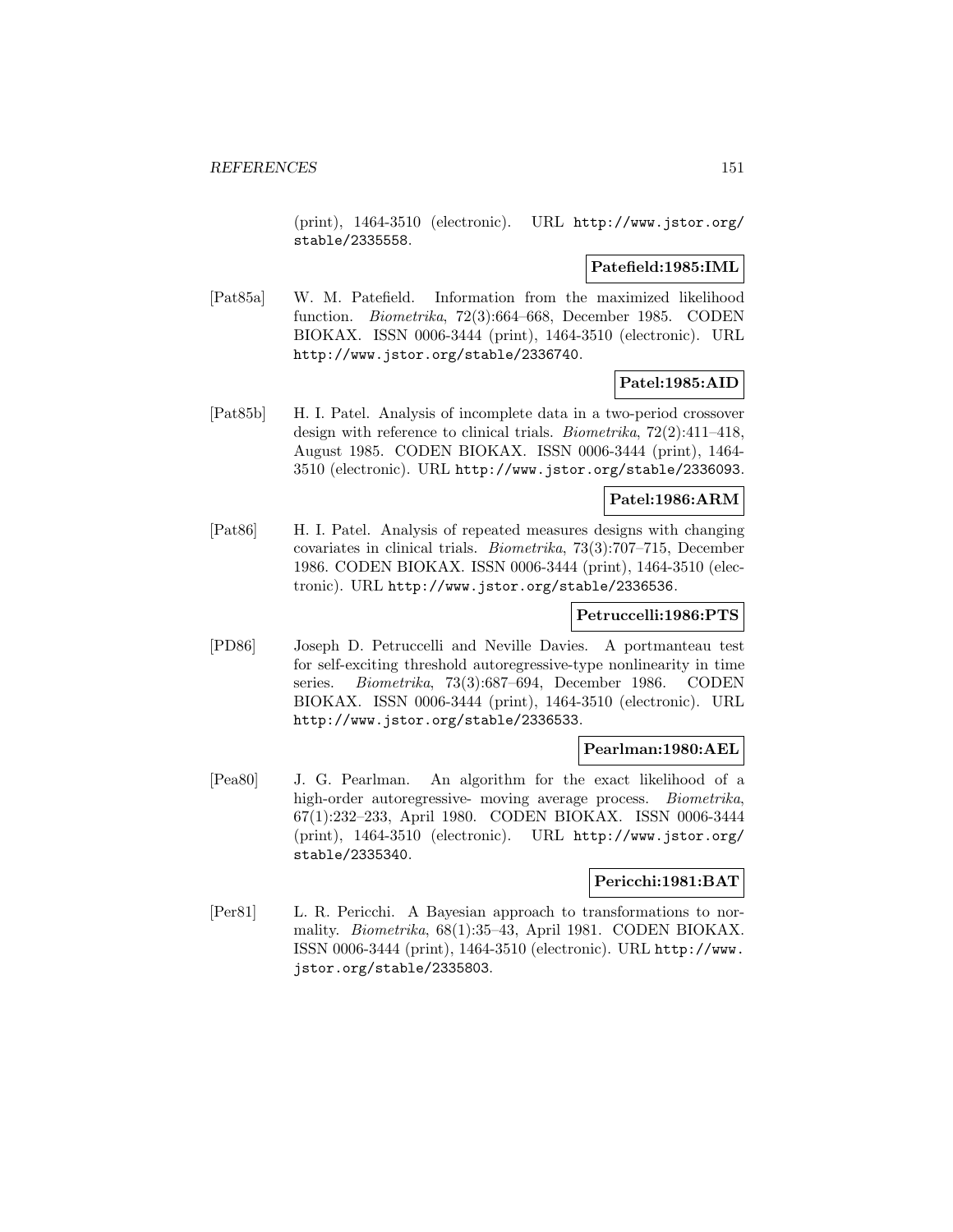(print), 1464-3510 (electronic). URL http://www.jstor.org/stable/2335558.

**Patefield:1985:IML**

[Pat85a] W. M. Patefield. Information from the maximized likelihood function. *Biometrika*, 72(3):664–668, December 1985. CODEN BIOKAX. ISSN 0006-3444 (print), 1464-3510 (electronic). URL http://www.jstor.org/stable/2336740.

**Patel:1985:AID**

[Pat85b] H. I. Patel. Analysis of incomplete data in a two-period crossover design with reference to clinical trials. *Biometrika*, 72(2):411–418, August 1985. CODEN BIOKAX. ISSN 0006-3444 (print), 1464-3510 (electronic). URL http://www.jstor.org/stable/2336093.

**Patel:1986:ARM**

[Pat86] H. I. Patel. Analysis of repeated measures designs with changing covariates in clinical trials. *Biometrika*, 73(3):707–715, December 1986. CODEN BIOKAX. ISSN 0006-3444 (print), 1464-3510 (electronic). URL http://www.jstor.org/stable/2336536.

**Petruccelli:1986:PTS**

[PD86] Joseph D. Petruccelli and Neville Davies. A portmanteau test for self-exciting threshold autoregressive-type nonlinearity in time series. *Biometrika*, 73(3):687–694, December 1986. CODEN BIOKAX. ISSN 0006-3444 (print), 1464-3510 (electronic). URL http://www.jstor.org/stable/2336533.

**Pearlman:1980:AEL**

[Pea80] J. G. Pearlman. An algorithm for the exact likelihood of a high-order autoregressive- moving average process. *Biometrika*, 67(1):232–233, April 1980. CODEN BIOKAX. ISSN 0006-3444 (print), 1464-3510 (electronic). URL http://www.jstor.org/stable/2335340.

**Pericchi:1981:BAT**

[Per81] L. R. Pericchi. A Bayesian approach to transformations to normality. *Biometrika*, 68(1):35–43, April 1981. CODEN BIOKAX. ISSN 0006-3444 (print), 1464-3510 (electronic). URL http://www.jstor.org/stable/2335803.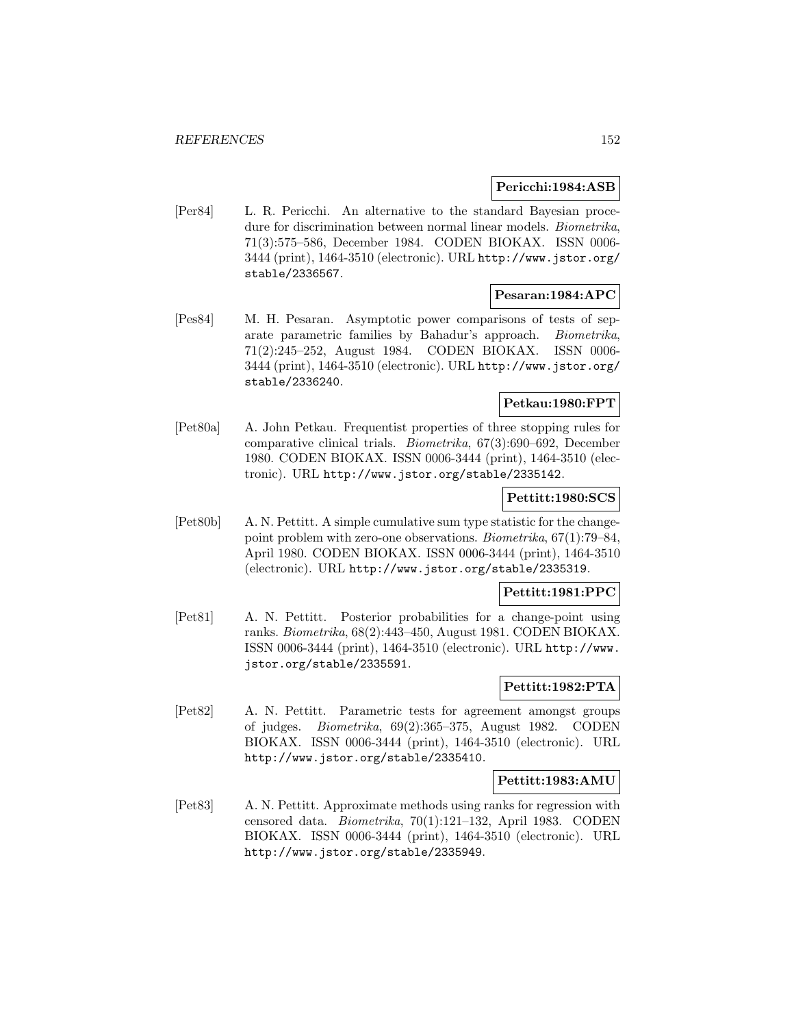**Pericchi:1984:ASB**

[Per84] L. R. Pericchi. An alternative to the standard Bayesian procedure for discrimination between normal linear models. *Biometrika*, 71(3):575–586, December 1984. CODEN BIOKAX. ISSN 0006-3444 (print), 1464-3510 (electronic). URL http://www.jstor.org/stable/2336567.

**Pesaran:1984:APC**

[Pes84] M. H. Pesaran. Asymptotic power comparisons of tests of separate parametric families by Bahadur's approach. *Biometrika*, 71(2):245–252, August 1984. CODEN BIOKAX. ISSN 0006-3444 (print), 1464-3510 (electronic). URL http://www.jstor.org/stable/2336240.

**Petkau:1980:FPT**

[Pet80a] A. John Petkau. Frequentist properties of three stopping rules for comparative clinical trials. *Biometrika*, 67(3):690–692, December 1980. CODEN BIOKAX. ISSN 0006-3444 (print), 1464-3510 (electronic). URL http://www.jstor.org/stable/2335142.

**Pettitt:1980:SCS**

[Pet80b] A. N. Pettitt. A simple cumulative sum type statistic for the change-point problem with zero-one observations. *Biometrika*, 67(1):79–84, April 1980. CODEN BIOKAX. ISSN 0006-3444 (print), 1464-3510 (electronic). URL http://www.jstor.org/stable/2335319.

**Pettitt:1981:PPC**

[Pet81] A. N. Pettitt. Posterior probabilities for a change-point using ranks. *Biometrika*, 68(2):443–450, August 1981. CODEN BIOKAX. ISSN 0006-3444 (print), 1464-3510 (electronic). URL http://www.jstor.org/stable/2335591.

**Pettitt:1982:PTA**

[Pet82] A. N. Pettitt. Parametric tests for agreement amongst groups of judges. *Biometrika*, 69(2):365–375, August 1982. CODEN BIOKAX. ISSN 0006-3444 (print), 1464-3510 (electronic). URL http://www.jstor.org/stable/2335410.

**Pettitt:1983:AMU**

[Pet83] A. N. Pettitt. Approximate methods using ranks for regression with censored data. *Biometrika*, 70(1):121–132, April 1983. CODEN BIOKAX. ISSN 0006-3444 (print), 1464-3510 (electronic). URL http://www.jstor.org/stable/2335949.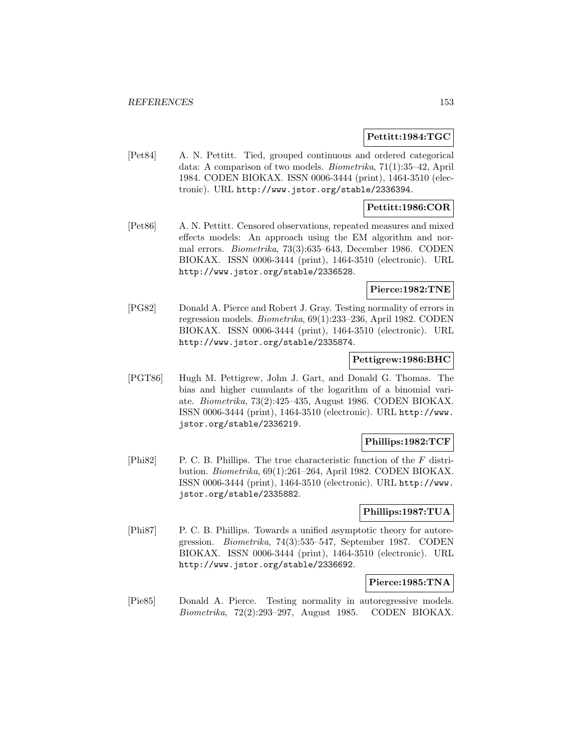**Pettitt:1984:TGC**

[Pet84] A. N. Pettitt. Tied, grouped continuous and ordered categorical data: A comparison of two models. *Biometrika*, 71(1):35–42, April 1984. CODEN BIOKAX. ISSN 0006-3444 (print), 1464-3510 (electronic). URL http://www.jstor.org/stable/2336394.

**Pettitt:1986:COR**

[Pet86] A. N. Pettitt. Censored observations, repeated measures and mixed effects models: An approach using the EM algorithm and normal errors. *Biometrika*, 73(3):635–643, December 1986. CODEN BIOKAX. ISSN 0006-3444 (print), 1464-3510 (electronic). URL http://www.jstor.org/stable/2336528.

**Pierce:1982:TNE**

[PG82] Donald A. Pierce and Robert J. Gray. Testing normality of errors in regression models. *Biometrika*, 69(1):233–236, April 1982. CODEN BIOKAX. ISSN 0006-3444 (print), 1464-3510 (electronic). URL http://www.jstor.org/stable/2335874.

**Pettigrew:1986:BHC**

[PGT86] Hugh M. Pettigrew, John J. Gart, and Donald G. Thomas. The bias and higher cumulants of the logarithm of a binomial variate. *Biometrika*, 73(2):425–435, August 1986. CODEN BIOKAX. ISSN 0006-3444 (print), 1464-3510 (electronic). URL http://www.jstor.org/stable/2336219.

**Phillips:1982:TCF**

[Phi82] P. C. B. Phillips. The true characteristic function of the $F$ distribution. *Biometrika*, 69(1):261–264, April 1982. CODEN BIOKAX. ISSN 0006-3444 (print), 1464-3510 (electronic). URL http://www.jstor.org/stable/2335882.

**Phillips:1987:TUA**

[Phi87] P. C. B. Phillips. Towards a unified asymptotic theory for autoregression. *Biometrika*, 74(3):535–547, September 1987. CODEN BIOKAX. ISSN 0006-3444 (print), 1464-3510 (electronic). URL http://www.jstor.org/stable/2336692.

**Pierce:1985:TNA**

[Pie85] Donald A. Pierce. Testing normality in autoregressive models. *Biometrika*, 72(2):293–297, August 1985. CODEN BIOKAX.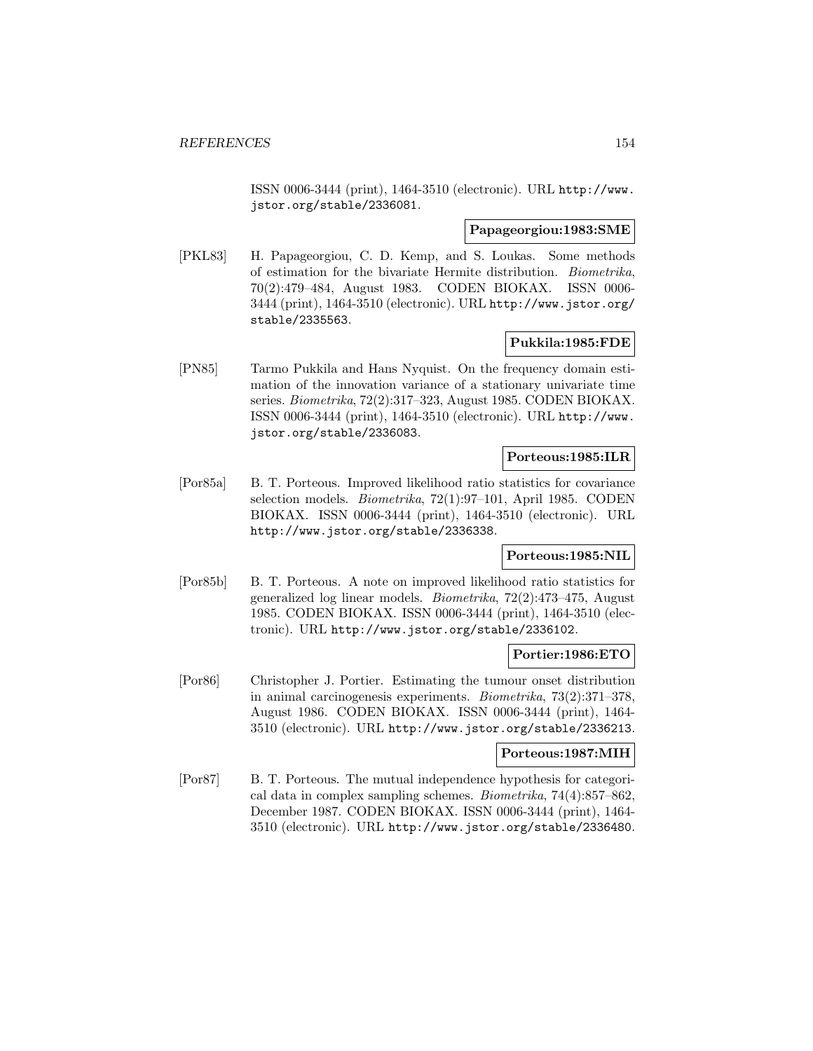ISSN 0006-3444 (print), 1464-3510 (electronic). URL http://www.jstor.org/stable/2336081.

**Papageorgiou:1983:SME**

[PKL83] H. Papageorgiou, C. D. Kemp, and S. Loukas. Some methods of estimation for the bivariate Hermite distribution. *Biometrika*, 70(2):479–484, August 1983. CODEN BIOKAX. ISSN 0006-3444 (print), 1464-3510 (electronic). URL http://www.jstor.org/stable/2335563.

**Pukkila:1985:FDE**

[PN85] Tarmo Pukkila and Hans Nyquist. On the frequency domain estimation of the innovation variance of a stationary univariate time series. *Biometrika*, 72(2):317–323, August 1985. CODEN BIOKAX. ISSN 0006-3444 (print), 1464-3510 (electronic). URL http://www.jstor.org/stable/2336083.

**Porteous:1985:ILR**

[Por85a] B. T. Porteous. Improved likelihood ratio statistics for covariance selection models. *Biometrika*, 72(1):97–101, April 1985. CODEN BIOKAX. ISSN 0006-3444 (print), 1464-3510 (electronic). URL http://www.jstor.org/stable/2336338.

**Porteous:1985:NIL**

[Por85b] B. T. Porteous. A note on improved likelihood ratio statistics for generalized log linear models. *Biometrika*, 72(2):473–475, August 1985. CODEN BIOKAX. ISSN 0006-3444 (print), 1464-3510 (electronic). URL http://www.jstor.org/stable/2336102.

**Portier:1986:ETO**

[Por86] Christopher J. Portier. Estimating the tumour onset distribution in animal carcinogenesis experiments. *Biometrika*, 73(2):371–378, August 1986. CODEN BIOKAX. ISSN 0006-3444 (print), 1464-3510 (electronic). URL http://www.jstor.org/stable/2336213.

**Porteous:1987:MIH**

[Por87] B. T. Porteous. The mutual independence hypothesis for categorical data in complex sampling schemes. *Biometrika*, 74(4):857–862, December 1987. CODEN BIOKAX. ISSN 0006-3444 (print), 1464-3510 (electronic). URL http://www.jstor.org/stable/2336480.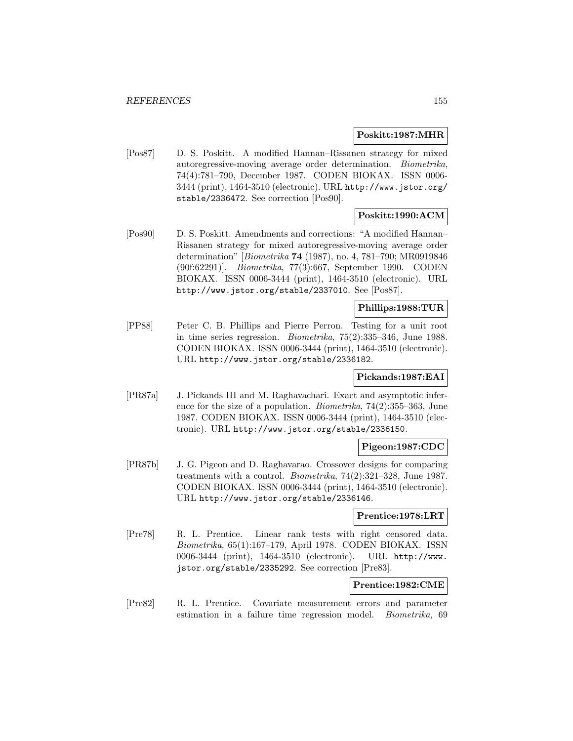**Poskitt:1987:MHR**

[Pos87] D. S. Poskitt. A modified Hannan–Rissanen strategy for mixed autoregressive-moving average order determination. *Biometrika*, 74(4):781–790, December 1987. CODEN BIOKAX. ISSN 0006-3444 (print), 1464-3510 (electronic). URL http://www.jstor.org/stable/2336472. See correction [Pos90].

**Poskitt:1990:ACM**

[Pos90] D. S. Poskitt. Amendments and corrections: "A modified Hannan–Rissanen strategy for mixed autoregressive-moving average order determination" [*Biometrika* **74** (1987), no. 4, 781–790; MR0919846 (90f:62291)]. *Biometrika*, 77(3):667, September 1990. CODEN BIOKAX. ISSN 0006-3444 (print), 1464-3510 (electronic). URL http://www.jstor.org/stable/2337010. See [Pos87].

**Phillips:1988:TUR**

[PP88] Peter C. B. Phillips and Pierre Perron. Testing for a unit root in time series regression. *Biometrika*, 75(2):335–346, June 1988. CODEN BIOKAX. ISSN 0006-3444 (print), 1464-3510 (electronic). URL http://www.jstor.org/stable/2336182.

**Pickands:1987:EAI**

[PR87a] J. Pickands III and M. Raghavachari. Exact and asymptotic inference for the size of a population. *Biometrika*, 74(2):355–363, June 1987. CODEN BIOKAX. ISSN 0006-3444 (print), 1464-3510 (electronic). URL http://www.jstor.org/stable/2336150.

**Pigeon:1987:CDC**

[PR87b] J. G. Pigeon and D. Raghavarao. Crossover designs for comparing treatments with a control. *Biometrika*, 74(2):321–328, June 1987. CODEN BIOKAX. ISSN 0006-3444 (print), 1464-3510 (electronic). URL http://www.jstor.org/stable/2336146.

**Prentice:1978:LRT**

[Pre78] R. L. Prentice. Linear rank tests with right censored data. *Biometrika*, 65(1):167–179, April 1978. CODEN BIOKAX. ISSN 0006-3444 (print), 1464-3510 (electronic). URL http://www.jstor.org/stable/2335292. See correction [Pre83].

**Prentice:1982:CME**

[Pre82] R. L. Prentice. Covariate measurement errors and parameter estimation in a failure time regression model. *Biometrika*, 69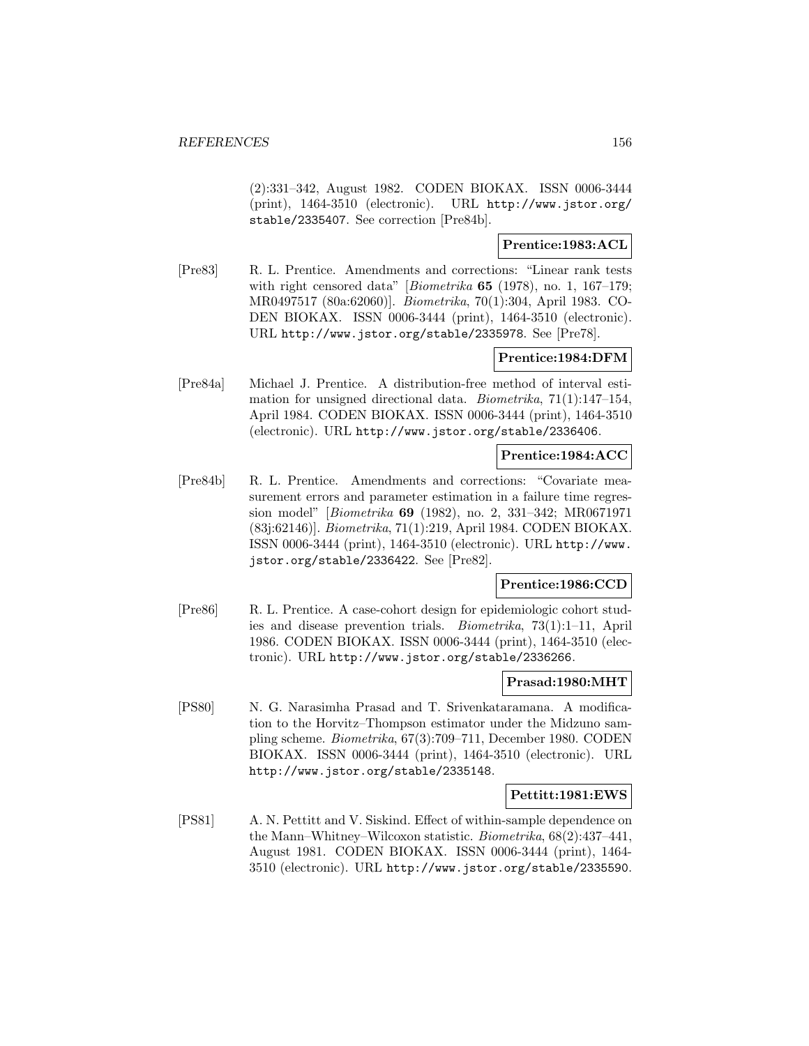(2):331–342, August 1982. CODEN BIOKAX. ISSN 0006-3444 (print), 1464-3510 (electronic). URL http://www.jstor.org/stable/2335407. See correction [Pre84b].

**Prentice:1983:ACL**

[Pre83] R. L. Prentice. Amendments and corrections: "Linear rank tests with right censored data" [*Biometrika* **65** (1978), no. 1, 167–179; MR0497517 (80a:62060)]. *Biometrika*, 70(1):304, April 1983. CODEN BIOKAX. ISSN 0006-3444 (print), 1464-3510 (electronic). URL http://www.jstor.org/stable/2335978. See [Pre78].

**Prentice:1984:DFM**

[Pre84a] Michael J. Prentice. A distribution-free method of interval estimation for unsigned directional data. *Biometrika*, 71(1):147–154, April 1984. CODEN BIOKAX. ISSN 0006-3444 (print), 1464-3510 (electronic). URL http://www.jstor.org/stable/2336406.

**Prentice:1984:ACC**

[Pre84b] R. L. Prentice. Amendments and corrections: "Covariate measurement errors and parameter estimation in a failure time regression model" [*Biometrika* **69** (1982), no. 2, 331–342; MR0671971 (83j:62146)]. *Biometrika*, 71(1):219, April 1984. CODEN BIOKAX. ISSN 0006-3444 (print), 1464-3510 (electronic). URL http://www.jstor.org/stable/2336422. See [Pre82].

**Prentice:1986:CCD**

[Pre86] R. L. Prentice. A case-cohort design for epidemiologic cohort studies and disease prevention trials. *Biometrika*, 73(1):1–11, April 1986. CODEN BIOKAX. ISSN 0006-3444 (print), 1464-3510 (electronic). URL http://www.jstor.org/stable/2336266.

**Prasad:1980:MHT**

[PS80] N. G. Narasimha Prasad and T. Srivenkataramana. A modification to the Horvitz–Thompson estimator under the Midzuno sampling scheme. *Biometrika*, 67(3):709–711, December 1980. CODEN BIOKAX. ISSN 0006-3444 (print), 1464-3510 (electronic). URL http://www.jstor.org/stable/2335148.

**Pettitt:1981:EWS**

[PS81] A. N. Pettitt and V. Siskind. Effect of within-sample dependence on the Mann–Whitney–Wilcoxon statistic. *Biometrika*, 68(2):437–441, August 1981. CODEN BIOKAX. ISSN 0006-3444 (print), 1464-3510 (electronic). URL http://www.jstor.org/stable/2335590.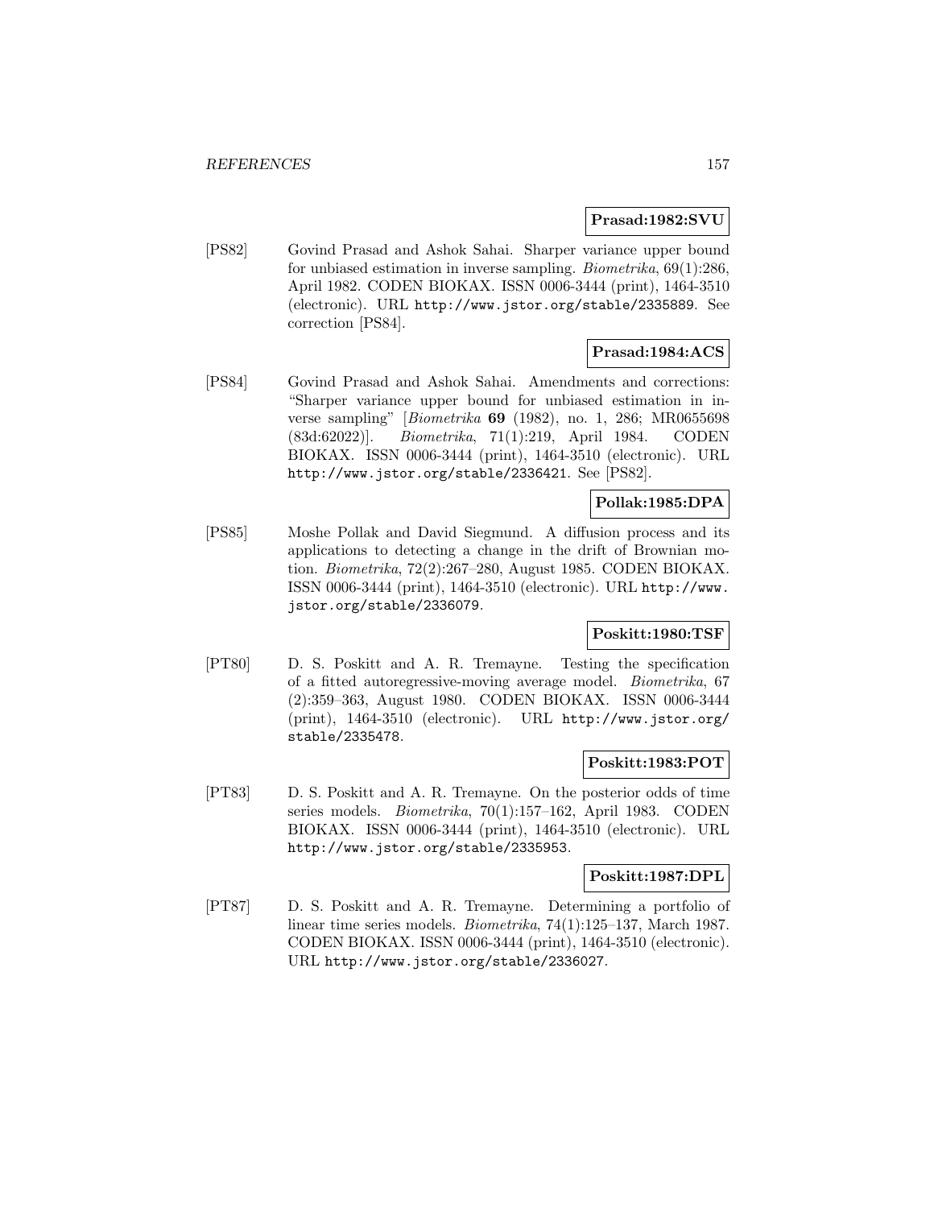**Prasad:1982:SVU**

[PS82] Govind Prasad and Ashok Sahai. Sharper variance upper bound for unbiased estimation in inverse sampling. *Biometrika*, 69(1):286, April 1982. CODEN BIOKAX. ISSN 0006-3444 (print), 1464-3510 (electronic). URL http://www.jstor.org/stable/2335889. See correction [PS84].

**Prasad:1984:ACS**

[PS84] Govind Prasad and Ashok Sahai. Amendments and corrections: "Sharper variance upper bound for unbiased estimation in inverse sampling" [*Biometrika* **69** (1982), no. 1, 286; MR0655698 (83d:62022)]. *Biometrika*, 71(1):219, April 1984. CODEN BIOKAX. ISSN 0006-3444 (print), 1464-3510 (electronic). URL http://www.jstor.org/stable/2336421. See [PS82].

**Pollak:1985:DPA**

[PS85] Moshe Pollak and David Siegmund. A diffusion process and its applications to detecting a change in the drift of Brownian motion. *Biometrika*, 72(2):267–280, August 1985. CODEN BIOKAX. ISSN 0006-3444 (print), 1464-3510 (electronic). URL http://www.jstor.org/stable/2336079.

**Poskitt:1980:TSF**

[PT80] D. S. Poskitt and A. R. Tremayne. Testing the specification of a fitted autoregressive-moving average model. *Biometrika*, 67 (2):359–363, August 1980. CODEN BIOKAX. ISSN 0006-3444 (print), 1464-3510 (electronic). URL http://www.jstor.org/stable/2335478.

**Poskitt:1983:POT**

[PT83] D. S. Poskitt and A. R. Tremayne. On the posterior odds of time series models. *Biometrika*, 70(1):157–162, April 1983. CODEN BIOKAX. ISSN 0006-3444 (print), 1464-3510 (electronic). URL http://www.jstor.org/stable/2335953.

**Poskitt:1987:DPL**

[PT87] D. S. Poskitt and A. R. Tremayne. Determining a portfolio of linear time series models. *Biometrika*, 74(1):125–137, March 1987. CODEN BIOKAX. ISSN 0006-3444 (print), 1464-3510 (electronic). URL http://www.jstor.org/stable/2336027.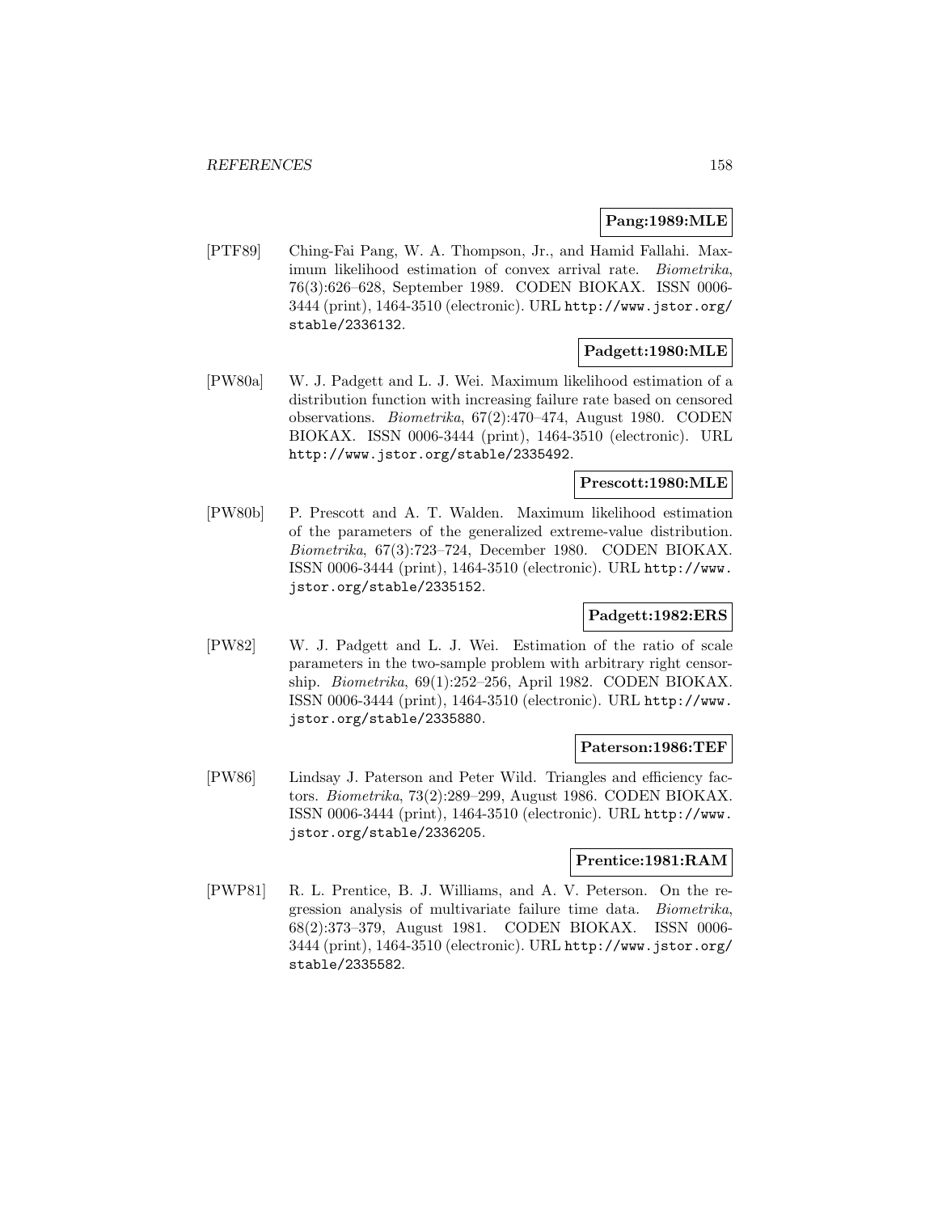**Pang:1989:MLE**

[PTF89] Ching-Fai Pang, W. A. Thompson, Jr., and Hamid Fallahi. Maximum likelihood estimation of convex arrival rate. *Biometrika*, 76(3):626–628, September 1989. CODEN BIOKAX. ISSN 0006-3444 (print), 1464-3510 (electronic). URL http://www.jstor.org/stable/2336132.

**Padgett:1980:MLE**

[PW80a] W. J. Padgett and L. J. Wei. Maximum likelihood estimation of a distribution function with increasing failure rate based on censored observations. *Biometrika*, 67(2):470–474, August 1980. CODEN BIOKAX. ISSN 0006-3444 (print), 1464-3510 (electronic). URL http://www.jstor.org/stable/2335492.

**Prescott:1980:MLE**

[PW80b] P. Prescott and A. T. Walden. Maximum likelihood estimation of the parameters of the generalized extreme-value distribution. *Biometrika*, 67(3):723–724, December 1980. CODEN BIOKAX. ISSN 0006-3444 (print), 1464-3510 (electronic). URL http://www.jstor.org/stable/2335152.

**Padgett:1982:ERS**

[PW82] W. J. Padgett and L. J. Wei. Estimation of the ratio of scale parameters in the two-sample problem with arbitrary right censorship. *Biometrika*, 69(1):252–256, April 1982. CODEN BIOKAX. ISSN 0006-3444 (print), 1464-3510 (electronic). URL http://www.jstor.org/stable/2335880.

**Paterson:1986:TEF**

[PW86] Lindsay J. Paterson and Peter Wild. Triangles and efficiency factors. *Biometrika*, 73(2):289–299, August 1986. CODEN BIOKAX. ISSN 0006-3444 (print), 1464-3510 (electronic). URL http://www.jstor.org/stable/2336205.

**Prentice:1981:RAM**

[PWP81] R. L. Prentice, B. J. Williams, and A. V. Peterson. On the regression analysis of multivariate failure time data. *Biometrika*, 68(2):373–379, August 1981. CODEN BIOKAX. ISSN 0006-3444 (print), 1464-3510 (electronic). URL http://www.jstor.org/stable/2335582.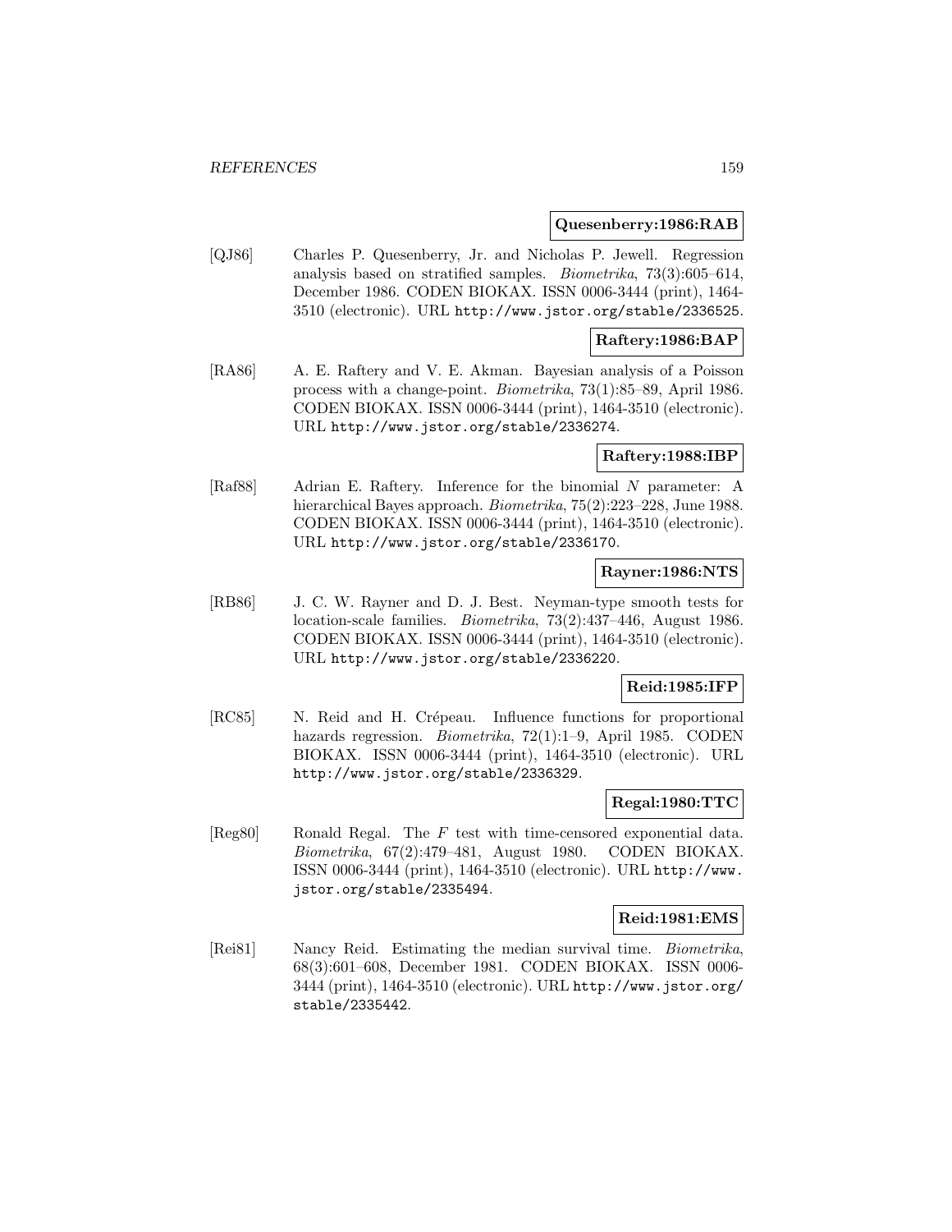**Quesenberry:1986:RAB**

[QJ86] Charles P. Quesenberry, Jr. and Nicholas P. Jewell. Regression analysis based on stratified samples. *Biometrika*, 73(3):605–614, December 1986. CODEN BIOKAX. ISSN 0006-3444 (print), 1464-3510 (electronic). URL http://www.jstor.org/stable/2336525.

**Raftery:1986:BAP**

[RA86] A. E. Raftery and V. E. Akman. Bayesian analysis of a Poisson process with a change-point. *Biometrika*, 73(1):85–89, April 1986. CODEN BIOKAX. ISSN 0006-3444 (print), 1464-3510 (electronic). URL http://www.jstor.org/stable/2336274.

**Raftery:1988:IBP**

[Raf88] Adrian E. Raftery. Inference for the binomial $N$ parameter: A hierarchical Bayes approach. *Biometrika*, 75(2):223–228, June 1988. CODEN BIOKAX. ISSN 0006-3444 (print), 1464-3510 (electronic). URL http://www.jstor.org/stable/2336170.

**Rayner:1986:NTS**

[RB86] J. C. W. Rayner and D. J. Best. Neyman-type smooth tests for location-scale families. *Biometrika*, 73(2):437–446, August 1986. CODEN BIOKAX. ISSN 0006-3444 (print), 1464-3510 (electronic). URL http://www.jstor.org/stable/2336220.

**Reid:1985:IFP**

[RC85] N. Reid and H. Crépeau. Influence functions for proportional hazards regression. *Biometrika*, 72(1):1–9, April 1985. CODEN BIOKAX. ISSN 0006-3444 (print), 1464-3510 (electronic). URL http://www.jstor.org/stable/2336329.

**Regal:1980:TTC**

[Reg80] Ronald Regal. The $F$ test with time-censored exponential data. *Biometrika*, 67(2):479–481, August 1980. CODEN BIOKAX. ISSN 0006-3444 (print), 1464-3510 (electronic). URL http://www.jstor.org/stable/2335494.

**Reid:1981:EMS**

[Rei81] Nancy Reid. Estimating the median survival time. *Biometrika*, 68(3):601–608, December 1981. CODEN BIOKAX. ISSN 0006-3444 (print), 1464-3510 (electronic). URL http://www.jstor.org/stable/2335442.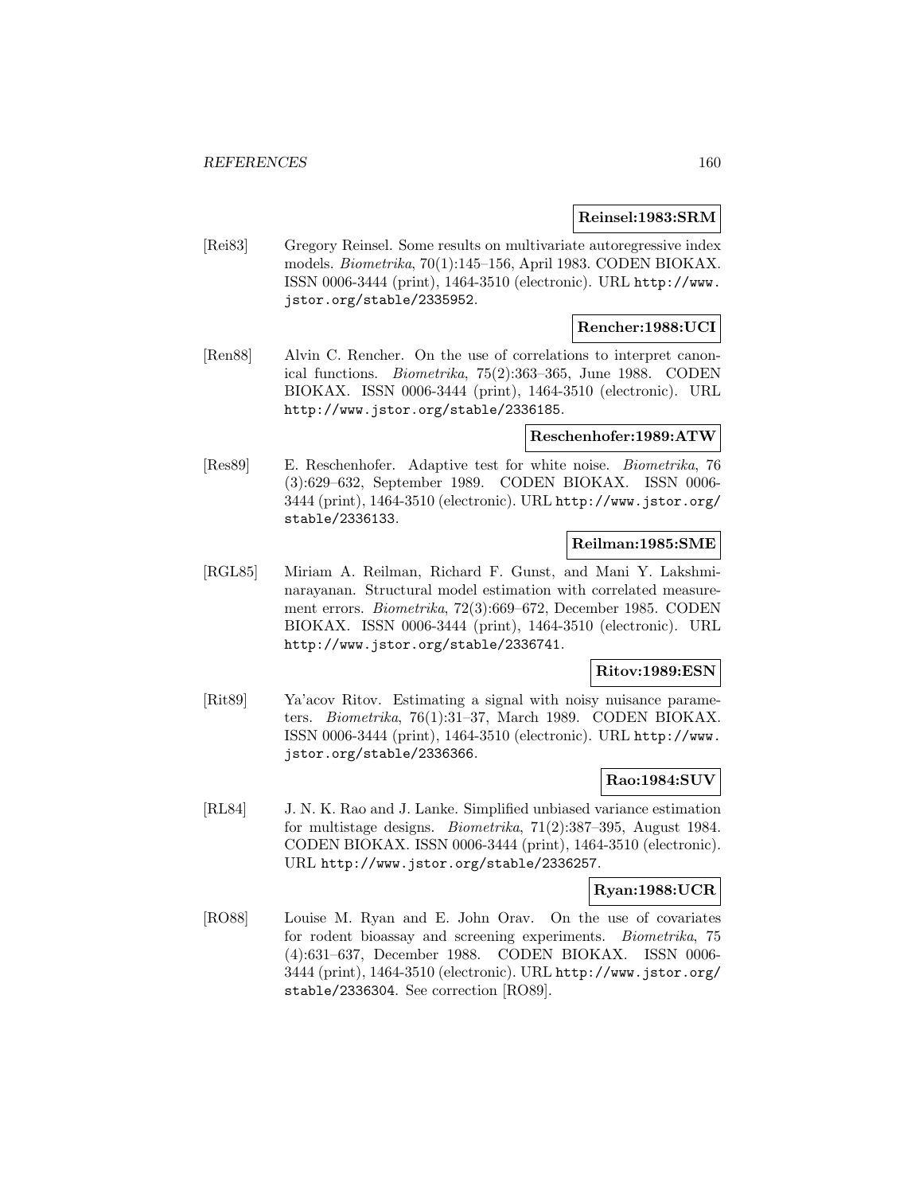**Reinsel:1983:SRM**

[Rei83] Gregory Reinsel. Some results on multivariate autoregressive index models. *Biometrika*, 70(1):145–156, April 1983. CODEN BIOKAX. ISSN 0006-3444 (print), 1464-3510 (electronic). URL http://www.jstor.org/stable/2335952.

**Rencher:1988:UCI**

[Ren88] Alvin C. Rencher. On the use of correlations to interpret canonical functions. *Biometrika*, 75(2):363–365, June 1988. CODEN BIOKAX. ISSN 0006-3444 (print), 1464-3510 (electronic). URL http://www.jstor.org/stable/2336185.

**Reschenhofer:1989:ATW**

[Res89] E. Reschenhofer. Adaptive test for white noise. *Biometrika*, 76 (3):629–632, September 1989. CODEN BIOKAX. ISSN 0006-3444 (print), 1464-3510 (electronic). URL http://www.jstor.org/stable/2336133.

**Reilman:1985:SME**

[RGL85] Miriam A. Reilman, Richard F. Gunst, and Mani Y. Lakshminarayanan. Structural model estimation with correlated measurement errors. *Biometrika*, 72(3):669–672, December 1985. CODEN BIOKAX. ISSN 0006-3444 (print), 1464-3510 (electronic). URL http://www.jstor.org/stable/2336741.

**Ritov:1989:ESN**

[Rit89] Ya'acov Ritov. Estimating a signal with noisy nuisance parameters. *Biometrika*, 76(1):31–37, March 1989. CODEN BIOKAX. ISSN 0006-3444 (print), 1464-3510 (electronic). URL http://www.jstor.org/stable/2336366.

**Rao:1984:SUV**

[RL84] J. N. K. Rao and J. Lanke. Simplified unbiased variance estimation for multistage designs. *Biometrika*, 71(2):387–395, August 1984. CODEN BIOKAX. ISSN 0006-3444 (print), 1464-3510 (electronic). URL http://www.jstor.org/stable/2336257.

**Ryan:1988:UCR**

[RO88] Louise M. Ryan and E. John Orav. On the use of covariates for rodent bioassay and screening experiments. *Biometrika*, 75 (4):631–637, December 1988. CODEN BIOKAX. ISSN 0006-3444 (print), 1464-3510 (electronic). URL http://www.jstor.org/stable/2336304. See correction [RO89].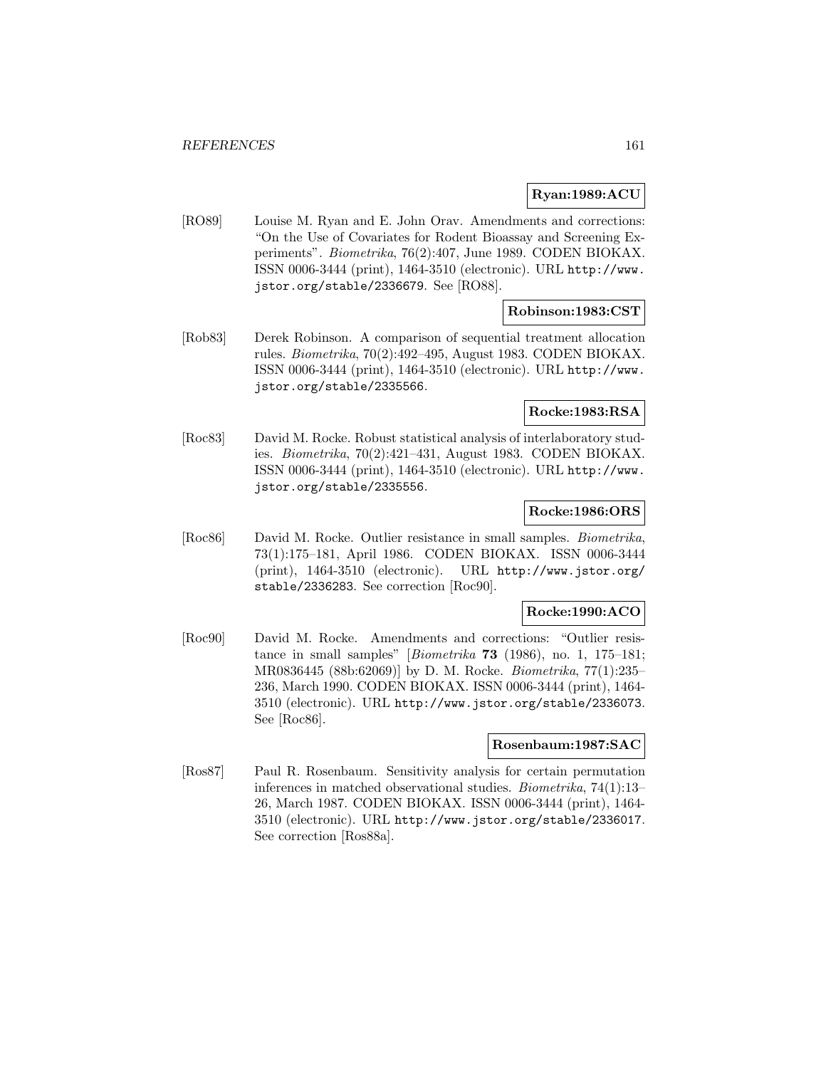**Ryan:1989:ACU**

[RO89] Louise M. Ryan and E. John Orav. Amendments and corrections: "On the Use of Covariates for Rodent Bioassay and Screening Experiments". *Biometrika*, 76(2):407, June 1989. CODEN BIOKAX. ISSN 0006-3444 (print), 1464-3510 (electronic). URL http://www.jstor.org/stable/2336679. See [RO88].

**Robinson:1983:CST**

[Rob83] Derek Robinson. A comparison of sequential treatment allocation rules. *Biometrika*, 70(2):492–495, August 1983. CODEN BIOKAX. ISSN 0006-3444 (print), 1464-3510 (electronic). URL http://www.jstor.org/stable/2335566.

**Rocke:1983:RSA**

[Roc83] David M. Rocke. Robust statistical analysis of interlaboratory studies. *Biometrika*, 70(2):421–431, August 1983. CODEN BIOKAX. ISSN 0006-3444 (print), 1464-3510 (electronic). URL http://www.jstor.org/stable/2335556.

**Rocke:1986:ORS**

[Roc86] David M. Rocke. Outlier resistance in small samples. *Biometrika*, 73(1):175–181, April 1986. CODEN BIOKAX. ISSN 0006-3444 (print), 1464-3510 (electronic). URL http://www.jstor.org/stable/2336283. See correction [Roc90].

**Rocke:1990:ACO**

[Roc90] David M. Rocke. Amendments and corrections: "Outlier resistance in small samples" [*Biometrika* **73** (1986), no. 1, 175–181; MR0836445 (88b:62069)] by D. M. Rocke. *Biometrika*, 77(1):235–236, March 1990. CODEN BIOKAX. ISSN 0006-3444 (print), 1464-3510 (electronic). URL http://www.jstor.org/stable/2336073. See [Roc86].

**Rosenbaum:1987:SAC**

[Ros87] Paul R. Rosenbaum. Sensitivity analysis for certain permutation inferences in matched observational studies. *Biometrika*, 74(1):13–26, March 1987. CODEN BIOKAX. ISSN 0006-3444 (print), 1464-3510 (electronic). URL http://www.jstor.org/stable/2336017. See correction [Ros88a].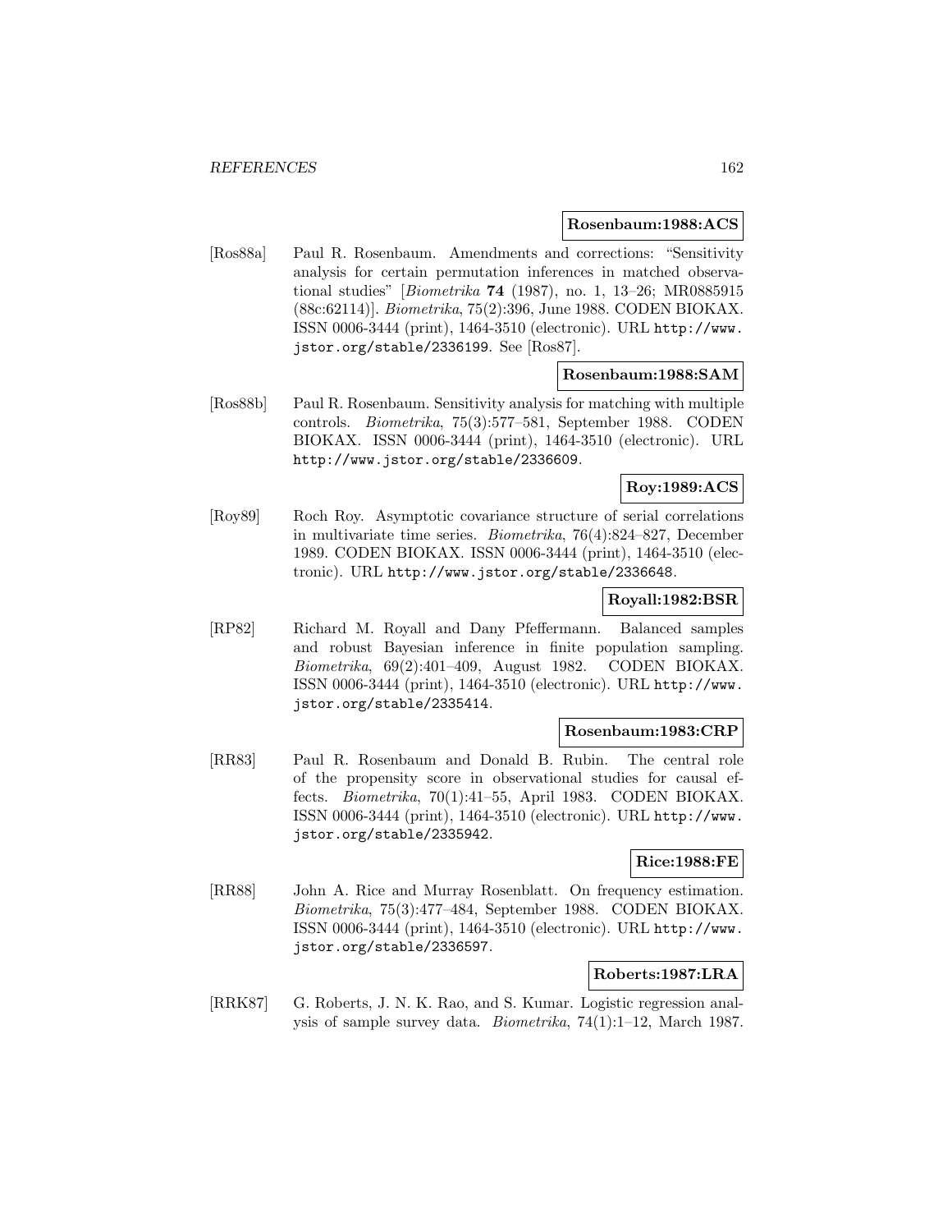**Rosenbaum:1988:ACS**

[Ros88a] Paul R. Rosenbaum. Amendments and corrections: "Sensitivity analysis for certain permutation inferences in matched observational studies" [*Biometrika* **74** (1987), no. 1, 13–26; MR0885915 (88c:62114)]. *Biometrika*, 75(2):396, June 1988. CODEN BIOKAX. ISSN 0006-3444 (print), 1464-3510 (electronic). URL http://www.jstor.org/stable/2336199. See [Ros87].

**Rosenbaum:1988:SAM**

[Ros88b] Paul R. Rosenbaum. Sensitivity analysis for matching with multiple controls. *Biometrika*, 75(3):577–581, September 1988. CODEN BIOKAX. ISSN 0006-3444 (print), 1464-3510 (electronic). URL http://www.jstor.org/stable/2336609.

**Roy:1989:ACS**

[Roy89] Roch Roy. Asymptotic covariance structure of serial correlations in multivariate time series. *Biometrika*, 76(4):824–827, December 1989. CODEN BIOKAX. ISSN 0006-3444 (print), 1464-3510 (electronic). URL http://www.jstor.org/stable/2336648.

**Royall:1982:BSR**

[RP82] Richard M. Royall and Dany Pfeffermann. Balanced samples and robust Bayesian inference in finite population sampling. *Biometrika*, 69(2):401–409, August 1982. CODEN BIOKAX. ISSN 0006-3444 (print), 1464-3510 (electronic). URL http://www.jstor.org/stable/2335414.

**Rosenbaum:1983:CRP**

[RR83] Paul R. Rosenbaum and Donald B. Rubin. The central role of the propensity score in observational studies for causal effects. *Biometrika*, 70(1):41–55, April 1983. CODEN BIOKAX. ISSN 0006-3444 (print), 1464-3510 (electronic). URL http://www.jstor.org/stable/2335942.

**Rice:1988:FE**

[RR88] John A. Rice and Murray Rosenblatt. On frequency estimation. *Biometrika*, 75(3):477–484, September 1988. CODEN BIOKAX. ISSN 0006-3444 (print), 1464-3510 (electronic). URL http://www.jstor.org/stable/2336597.

**Roberts:1987:LRA**

[RRK87] G. Roberts, J. N. K. Rao, and S. Kumar. Logistic regression analysis of sample survey data. *Biometrika*, 74(1):1–12, March 1987.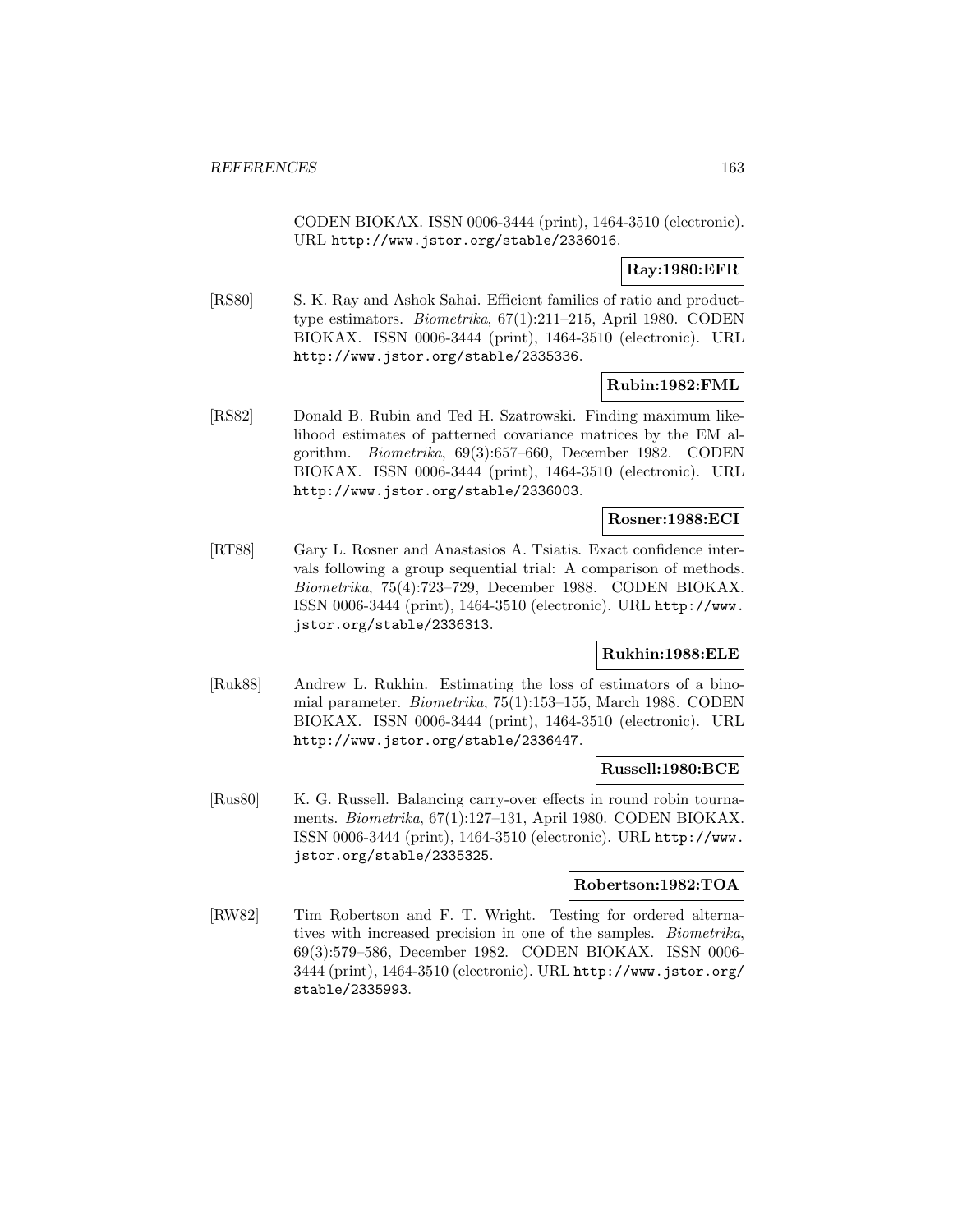CODEN BIOKAX. ISSN 0006-3444 (print), 1464-3510 (electronic). URL http://www.jstor.org/stable/2336016.

**Ray:1980:EFR**

[RS80] S. K. Ray and Ashok Sahai. Efficient families of ratio and product-type estimators. *Biometrika*, 67(1):211–215, April 1980. CODEN BIOKAX. ISSN 0006-3444 (print), 1464-3510 (electronic). URL http://www.jstor.org/stable/2335336.

**Rubin:1982:FML**

[RS82] Donald B. Rubin and Ted H. Szatrowski. Finding maximum likelihood estimates of patterned covariance matrices by the EM algorithm. *Biometrika*, 69(3):657–660, December 1982. CODEN BIOKAX. ISSN 0006-3444 (print), 1464-3510 (electronic). URL http://www.jstor.org/stable/2336003.

**Rosner:1988:ECI**

[RT88] Gary L. Rosner and Anastasios A. Tsiatis. Exact confidence intervals following a group sequential trial: A comparison of methods. *Biometrika*, 75(4):723–729, December 1988. CODEN BIOKAX. ISSN 0006-3444 (print), 1464-3510 (electronic). URL http://www.jstor.org/stable/2336313.

**Rukhin:1988:ELE**

[Ruk88] Andrew L. Rukhin. Estimating the loss of estimators of a binomial parameter. *Biometrika*, 75(1):153–155, March 1988. CODEN BIOKAX. ISSN 0006-3444 (print), 1464-3510 (electronic). URL http://www.jstor.org/stable/2336447.

**Russell:1980:BCE**

[Rus80] K. G. Russell. Balancing carry-over effects in round robin tournaments. *Biometrika*, 67(1):127–131, April 1980. CODEN BIOKAX. ISSN 0006-3444 (print), 1464-3510 (electronic). URL http://www.jstor.org/stable/2335325.

**Robertson:1982:TOA**

[RW82] Tim Robertson and F. T. Wright. Testing for ordered alternatives with increased precision in one of the samples. *Biometrika*, 69(3):579–586, December 1982. CODEN BIOKAX. ISSN 0006-3444 (print), 1464-3510 (electronic). URL http://www.jstor.org/stable/2335993.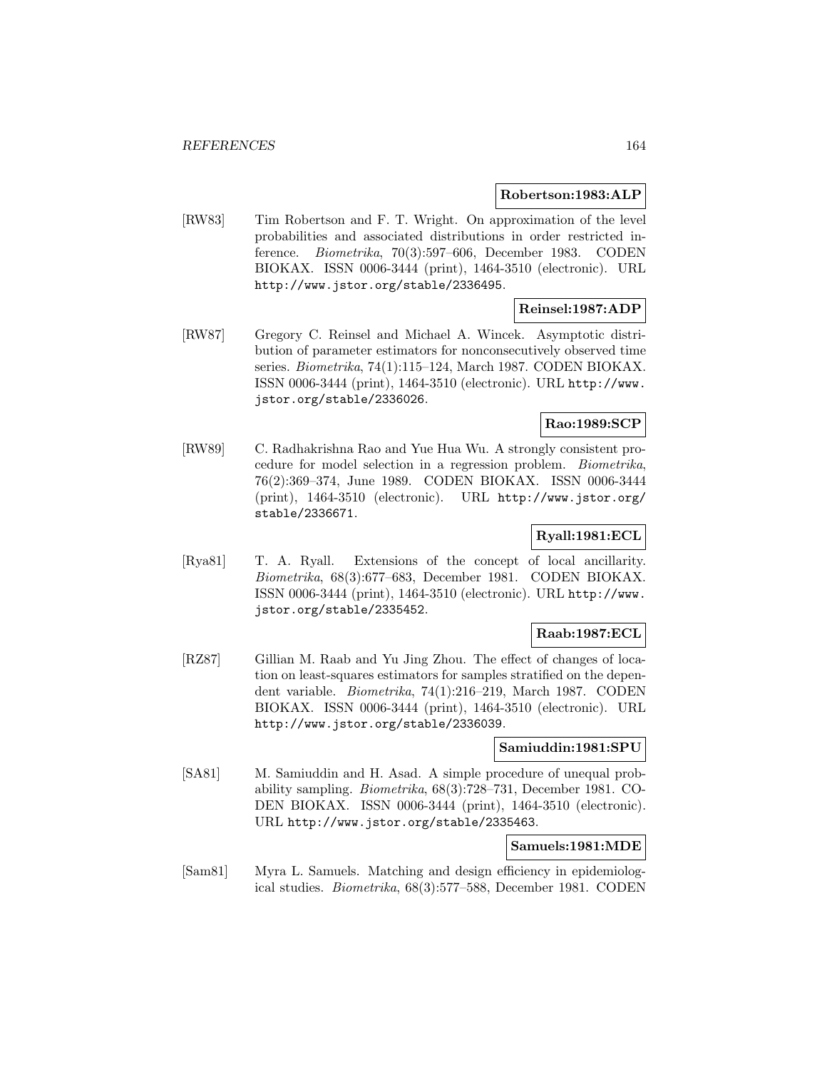**Robertson:1983:ALP**

[RW83] Tim Robertson and F. T. Wright. On approximation of the level probabilities and associated distributions in order restricted inference. *Biometrika*, 70(3):597–606, December 1983. CODEN BIOKAX. ISSN 0006-3444 (print), 1464-3510 (electronic). URL http://www.jstor.org/stable/2336495.

**Reinsel:1987:ADP**

[RW87] Gregory C. Reinsel and Michael A. Wincek. Asymptotic distribution of parameter estimators for nonconsecutively observed time series. *Biometrika*, 74(1):115–124, March 1987. CODEN BIOKAX. ISSN 0006-3444 (print), 1464-3510 (electronic). URL http://www.jstor.org/stable/2336026.

**Rao:1989:SCP**

[RW89] C. Radhakrishna Rao and Yue Hua Wu. A strongly consistent procedure for model selection in a regression problem. *Biometrika*, 76(2):369–374, June 1989. CODEN BIOKAX. ISSN 0006-3444 (print), 1464-3510 (electronic). URL http://www.jstor.org/stable/2336671.

**Ryall:1981:ECL**

[Rya81] T. A. Ryall. Extensions of the concept of local ancillarity. *Biometrika*, 68(3):677–683, December 1981. CODEN BIOKAX. ISSN 0006-3444 (print), 1464-3510 (electronic). URL http://www.jstor.org/stable/2335452.

**Raab:1987:ECL**

[RZ87] Gillian M. Raab and Yu Jing Zhou. The effect of changes of location on least-squares estimators for samples stratified on the dependent variable. *Biometrika*, 74(1):216–219, March 1987. CODEN BIOKAX. ISSN 0006-3444 (print), 1464-3510 (electronic). URL http://www.jstor.org/stable/2336039.

**Samiuddin:1981:SPU**

[SA81] M. Samiuddin and H. Asad. A simple procedure of unequal probability sampling. *Biometrika*, 68(3):728–731, December 1981. CODEN BIOKAX. ISSN 0006-3444 (print), 1464-3510 (electronic). URL http://www.jstor.org/stable/2335463.

**Samuels:1981:MDE**

[Sam81] Myra L. Samuels. Matching and design efficiency in epidemiological studies. *Biometrika*, 68(3):577–588, December 1981. CODEN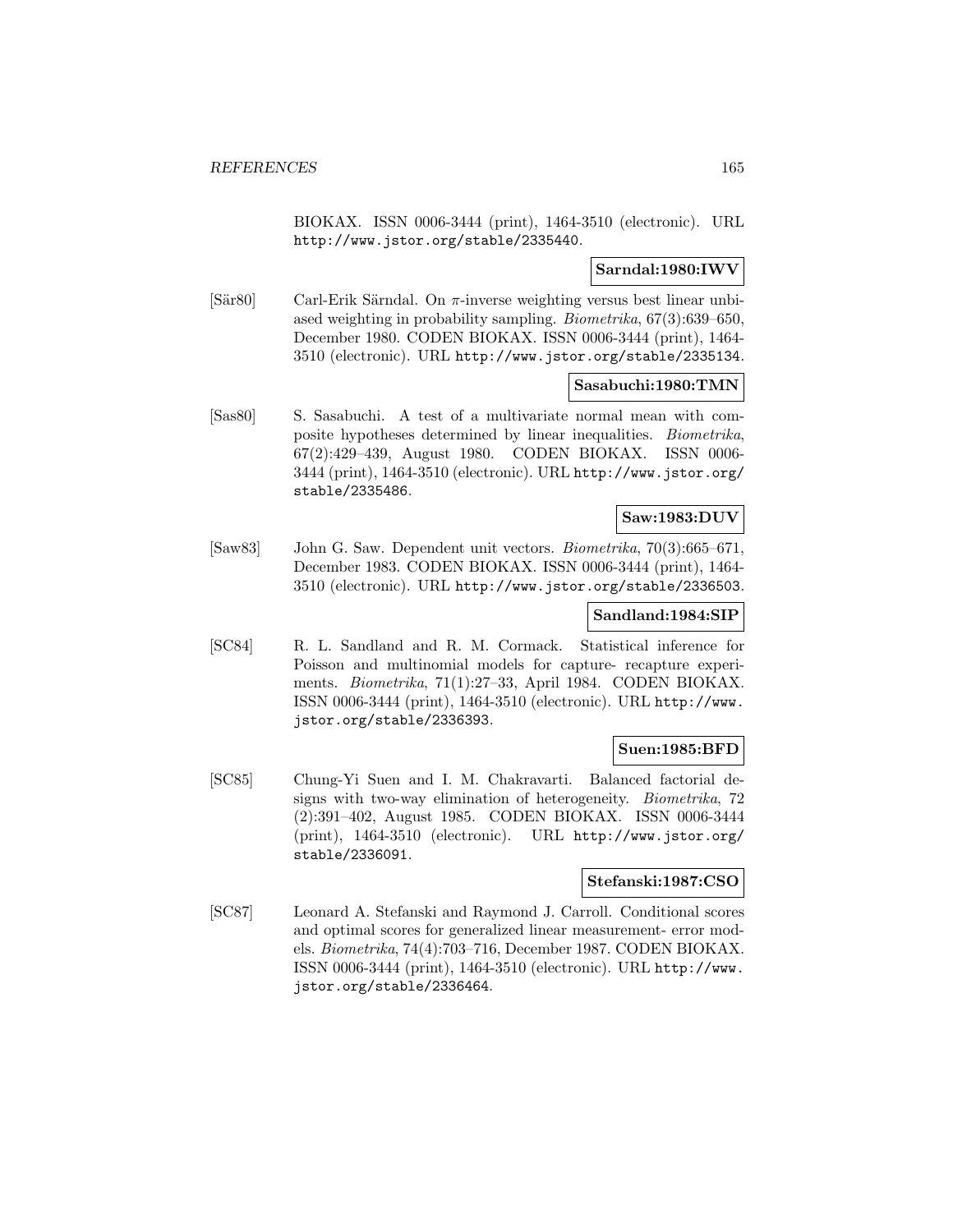BIOKAX. ISSN 0006-3444 (print), 1464-3510 (electronic). URL http://www.jstor.org/stable/2335440.

**Sarndal:1980:IWV**

[Sär80] Carl-Erik Särndal. On $\pi$-inverse weighting versus best linear unbiased weighting in probability sampling. *Biometrika*, 67(3):639–650, December 1980. CODEN BIOKAX. ISSN 0006-3444 (print), 1464-3510 (electronic). URL http://www.jstor.org/stable/2335134.

**Sasabuchi:1980:TMN**

[Sas80] S. Sasabuchi. A test of a multivariate normal mean with composite hypotheses determined by linear inequalities. *Biometrika*, 67(2):429–439, August 1980. CODEN BIOKAX. ISSN 0006-3444 (print), 1464-3510 (electronic). URL http://www.jstor.org/stable/2335486.

**Saw:1983:DUV**

[Saw83] John G. Saw. Dependent unit vectors. *Biometrika*, 70(3):665–671, December 1983. CODEN BIOKAX. ISSN 0006-3444 (print), 1464-3510 (electronic). URL http://www.jstor.org/stable/2336503.

**Sandland:1984:SIP**

[SC84] R. L. Sandland and R. M. Cormack. Statistical inference for Poisson and multinomial models for capture- recapture experiments. *Biometrika*, 71(1):27–33, April 1984. CODEN BIOKAX. ISSN 0006-3444 (print), 1464-3510 (electronic). URL http://www.jstor.org/stable/2336393.

**Suen:1985:BFD**

[SC85] Chung-Yi Suen and I. M. Chakravarti. Balanced factorial designs with two-way elimination of heterogeneity. *Biometrika*, 72 (2):391–402, August 1985. CODEN BIOKAX. ISSN 0006-3444 (print), 1464-3510 (electronic). URL http://www.jstor.org/stable/2336091.

**Stefanski:1987:CSO**

[SC87] Leonard A. Stefanski and Raymond J. Carroll. Conditional scores and optimal scores for generalized linear measurement- error models. *Biometrika*, 74(4):703–716, December 1987. CODEN BIOKAX. ISSN 0006-3444 (print), 1464-3510 (electronic). URL http://www.jstor.org/stable/2336464.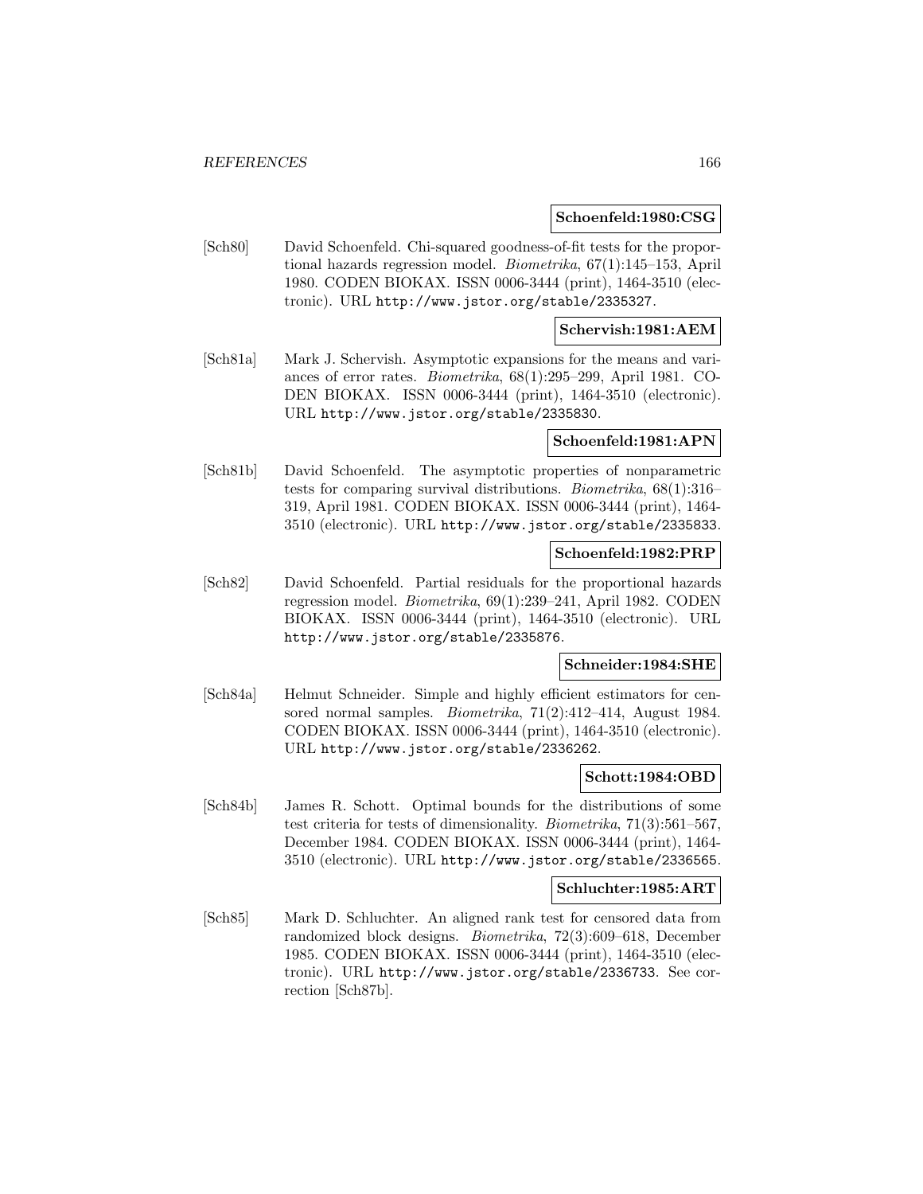**Schoenfeld:1980:CSG**

[Sch80] David Schoenfeld. Chi-squared goodness-of-fit tests for the proportional hazards regression model. *Biometrika*, 67(1):145–153, April 1980. CODEN BIOKAX. ISSN 0006-3444 (print), 1464-3510 (electronic). URL `http://www.jstor.org/stable/2335327`.

**Schervish:1981:AEM**

[Sch81a] Mark J. Schervish. Asymptotic expansions for the means and variances of error rates. *Biometrika*, 68(1):295–299, April 1981. CODEN BIOKAX. ISSN 0006-3444 (print), 1464-3510 (electronic). URL `http://www.jstor.org/stable/2335830`.

**Schoenfeld:1981:APN**

[Sch81b] David Schoenfeld. The asymptotic properties of nonparametric tests for comparing survival distributions. *Biometrika*, 68(1):316–319, April 1981. CODEN BIOKAX. ISSN 0006-3444 (print), 1464-3510 (electronic). URL `http://www.jstor.org/stable/2335833`.

**Schoenfeld:1982:PRP**

[Sch82] David Schoenfeld. Partial residuals for the proportional hazards regression model. *Biometrika*, 69(1):239–241, April 1982. CODEN BIOKAX. ISSN 0006-3444 (print), 1464-3510 (electronic). URL `http://www.jstor.org/stable/2335876`.

**Schneider:1984:SHE**

[Sch84a] Helmut Schneider. Simple and highly efficient estimators for censored normal samples. *Biometrika*, 71(2):412–414, August 1984. CODEN BIOKAX. ISSN 0006-3444 (print), 1464-3510 (electronic). URL `http://www.jstor.org/stable/2336262`.

**Schott:1984:OBD**

[Sch84b] James R. Schott. Optimal bounds for the distributions of some test criteria for tests of dimensionality. *Biometrika*, 71(3):561–567, December 1984. CODEN BIOKAX. ISSN 0006-3444 (print), 1464-3510 (electronic). URL `http://www.jstor.org/stable/2336565`.

**Schluchter:1985:ART**

[Sch85] Mark D. Schluchter. An aligned rank test for censored data from randomized block designs. *Biometrika*, 72(3):609–618, December 1985. CODEN BIOKAX. ISSN 0006-3444 (print), 1464-3510 (electronic). URL `http://www.jstor.org/stable/2336733`. See correction [Sch87b].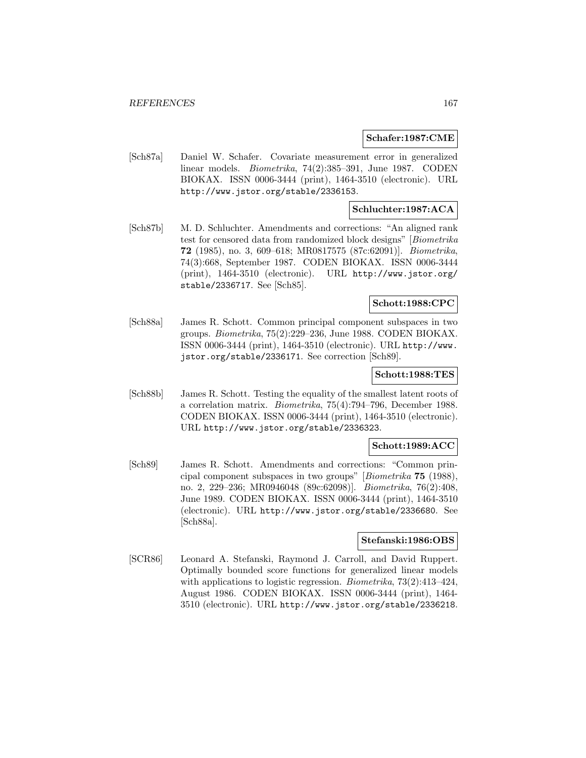**Schafer:1987:CME**

[Sch87a] Daniel W. Schafer. Covariate measurement error in generalized linear models. *Biometrika*, 74(2):385–391, June 1987. CODEN BIOKAX. ISSN 0006-3444 (print), 1464-3510 (electronic). URL http://www.jstor.org/stable/2336153.

**Schluchter:1987:ACA**

[Sch87b] M. D. Schluchter. Amendments and corrections: "An aligned rank test for censored data from randomized block designs" [*Biometrika* **72** (1985), no. 3, 609–618; MR0817575 (87c:62091)]. *Biometrika*, 74(3):668, September 1987. CODEN BIOKAX. ISSN 0006-3444 (print), 1464-3510 (electronic). URL http://www.jstor.org/stable/2336717. See [Sch85].

**Schott:1988:CPC**

[Sch88a] James R. Schott. Common principal component subspaces in two groups. *Biometrika*, 75(2):229–236, June 1988. CODEN BIOKAX. ISSN 0006-3444 (print), 1464-3510 (electronic). URL http://www.jstor.org/stable/2336171. See correction [Sch89].

**Schott:1988:TES**

[Sch88b] James R. Schott. Testing the equality of the smallest latent roots of a correlation matrix. *Biometrika*, 75(4):794–796, December 1988. CODEN BIOKAX. ISSN 0006-3444 (print), 1464-3510 (electronic). URL http://www.jstor.org/stable/2336323.

**Schott:1989:ACC**

[Sch89] James R. Schott. Amendments and corrections: "Common principal component subspaces in two groups" [*Biometrika* **75** (1988), no. 2, 229–236; MR0946048 (89c:62098)]. *Biometrika*, 76(2):408, June 1989. CODEN BIOKAX. ISSN 0006-3444 (print), 1464-3510 (electronic). URL http://www.jstor.org/stable/2336680. See [Sch88a].

**Stefanski:1986:OBS**

[SCR86] Leonard A. Stefanski, Raymond J. Carroll, and David Ruppert. Optimally bounded score functions for generalized linear models with applications to logistic regression. *Biometrika*, 73(2):413–424, August 1986. CODEN BIOKAX. ISSN 0006-3444 (print), 1464-3510 (electronic). URL http://www.jstor.org/stable/2336218.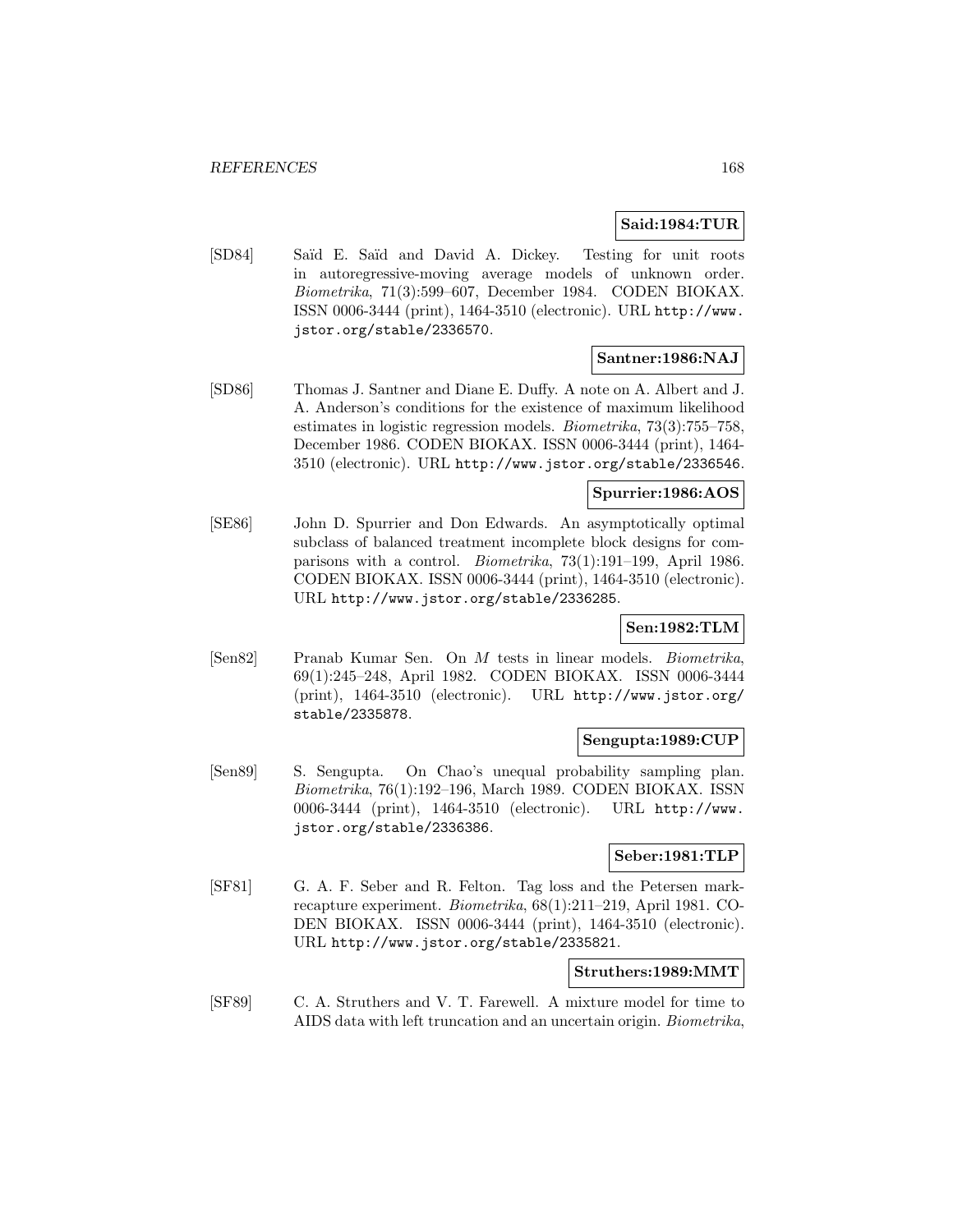**Said:1984:TUR**

[SD84] Saïd E. Saïd and David A. Dickey. Testing for unit roots in autoregressive-moving average models of unknown order. *Biometrika*, 71(3):599–607, December 1984. CODEN BIOKAX. ISSN 0006-3444 (print), 1464-3510 (electronic). URL `http://www.jstor.org/stable/2336570`.

**Santner:1986:NAJ**

[SD86] Thomas J. Santner and Diane E. Duffy. A note on A. Albert and J. A. Anderson's conditions for the existence of maximum likelihood estimates in logistic regression models. *Biometrika*, 73(3):755–758, December 1986. CODEN BIOKAX. ISSN 0006-3444 (print), 1464-3510 (electronic). URL `http://www.jstor.org/stable/2336546`.

**Spurrier:1986:AOS**

[SE86] John D. Spurrier and Don Edwards. An asymptotically optimal subclass of balanced treatment incomplete block designs for comparisons with a control. *Biometrika*, 73(1):191–199, April 1986. CODEN BIOKAX. ISSN 0006-3444 (print), 1464-3510 (electronic). URL `http://www.jstor.org/stable/2336285`.

**Sen:1982:TLM**

[Sen82] Pranab Kumar Sen. On $M$ tests in linear models. *Biometrika*, 69(1):245–248, April 1982. CODEN BIOKAX. ISSN 0006-3444 (print), 1464-3510 (electronic). URL `http://www.jstor.org/stable/2335878`.

**Sengupta:1989:CUP**

[Sen89] S. Sengupta. On Chao's unequal probability sampling plan. *Biometrika*, 76(1):192–196, March 1989. CODEN BIOKAX. ISSN 0006-3444 (print), 1464-3510 (electronic). URL `http://www.jstor.org/stable/2336386`.

**Seber:1981:TLP**

[SF81] G. A. F. Seber and R. Felton. Tag loss and the Petersen mark-recapture experiment. *Biometrika*, 68(1):211–219, April 1981. CODEN BIOKAX. ISSN 0006-3444 (print), 1464-3510 (electronic). URL `http://www.jstor.org/stable/2335821`.

**Struthers:1989:MMT**

[SF89] C. A. Struthers and V. T. Farewell. A mixture model for time to AIDS data with left truncation and an uncertain origin. *Biometrika*,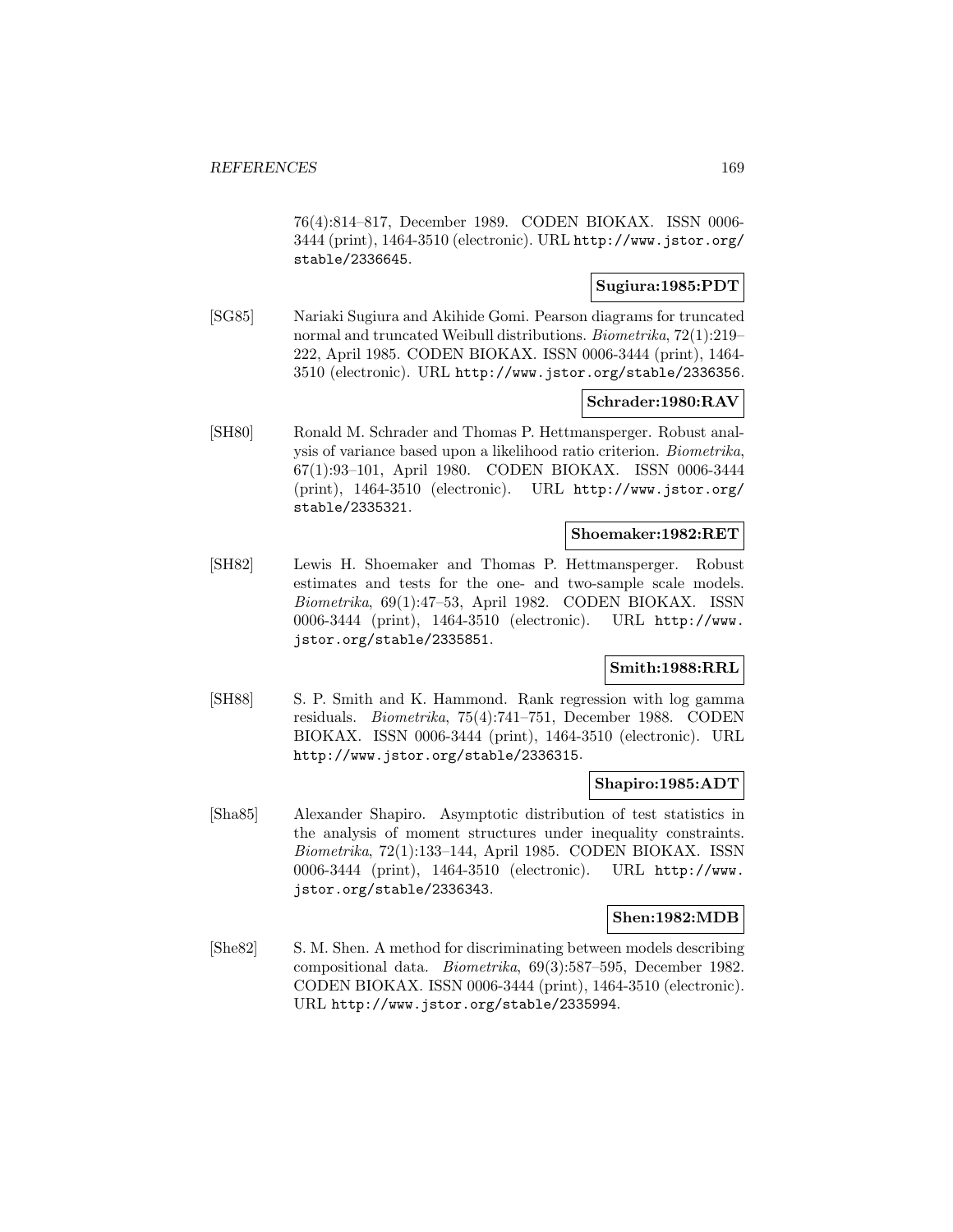76(4):814–817, December 1989. CODEN BIOKAX. ISSN 0006-3444 (print), 1464-3510 (electronic). URL http://www.jstor.org/stable/2336645.

**Sugiura:1985:PDT**

[SG85] Nariaki Sugiura and Akihide Gomi. Pearson diagrams for truncated normal and truncated Weibull distributions. *Biometrika*, 72(1):219–222, April 1985. CODEN BIOKAX. ISSN 0006-3444 (print), 1464-3510 (electronic). URL http://www.jstor.org/stable/2336356.

**Schrader:1980:RAV**

[SH80] Ronald M. Schrader and Thomas P. Hettmansperger. Robust analysis of variance based upon a likelihood ratio criterion. *Biometrika*, 67(1):93–101, April 1980. CODEN BIOKAX. ISSN 0006-3444 (print), 1464-3510 (electronic). URL http://www.jstor.org/stable/2335321.

**Shoemaker:1982:RET**

[SH82] Lewis H. Shoemaker and Thomas P. Hettmansperger. Robust estimates and tests for the one- and two-sample scale models. *Biometrika*, 69(1):47–53, April 1982. CODEN BIOKAX. ISSN 0006-3444 (print), 1464-3510 (electronic). URL http://www.jstor.org/stable/2335851.

**Smith:1988:RRL**

[SH88] S. P. Smith and K. Hammond. Rank regression with log gamma residuals. *Biometrika*, 75(4):741–751, December 1988. CODEN BIOKAX. ISSN 0006-3444 (print), 1464-3510 (electronic). URL http://www.jstor.org/stable/2336315.

**Shapiro:1985:ADT**

[Sha85] Alexander Shapiro. Asymptotic distribution of test statistics in the analysis of moment structures under inequality constraints. *Biometrika*, 72(1):133–144, April 1985. CODEN BIOKAX. ISSN 0006-3444 (print), 1464-3510 (electronic). URL http://www.jstor.org/stable/2336343.

**Shen:1982:MDB**

[She82] S. M. Shen. A method for discriminating between models describing compositional data. *Biometrika*, 69(3):587–595, December 1982. CODEN BIOKAX. ISSN 0006-3444 (print), 1464-3510 (electronic). URL http://www.jstor.org/stable/2335994.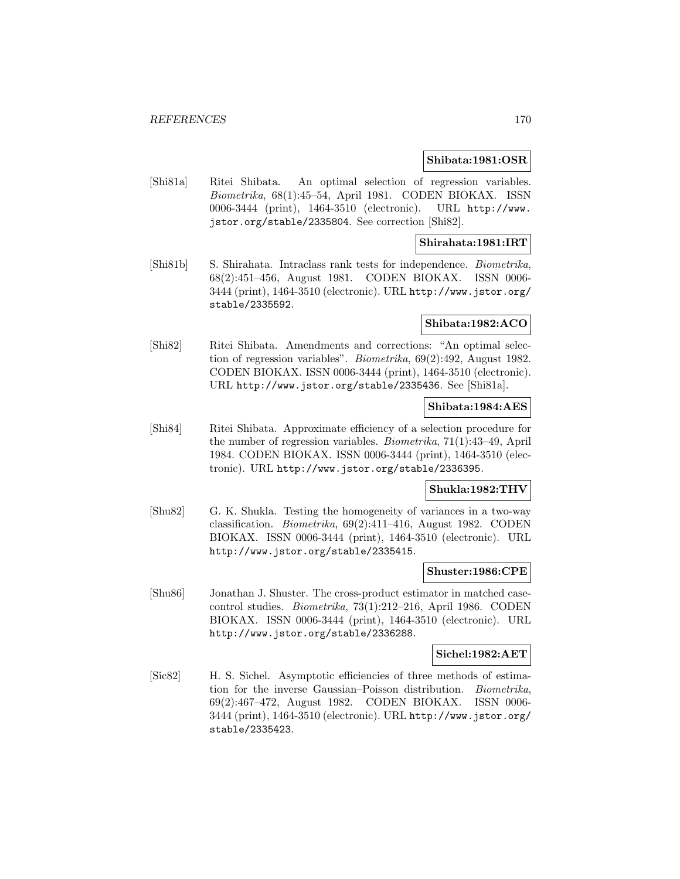**Shibata:1981:OSR**

[Shi81a] Ritei Shibata. An optimal selection of regression variables. *Biometrika*, 68(1):45–54, April 1981. CODEN BIOKAX. ISSN 0006-3444 (print), 1464-3510 (electronic). URL http://www.jstor.org/stable/2335804. See correction [Shi82].

**Shirahata:1981:IRT**

[Shi81b] S. Shirahata. Intraclass rank tests for independence. *Biometrika*, 68(2):451–456, August 1981. CODEN BIOKAX. ISSN 0006-3444 (print), 1464-3510 (electronic). URL http://www.jstor.org/stable/2335592.

**Shibata:1982:ACO**

[Shi82] Ritei Shibata. Amendments and corrections: "An optimal selection of regression variables". *Biometrika*, 69(2):492, August 1982. CODEN BIOKAX. ISSN 0006-3444 (print), 1464-3510 (electronic). URL http://www.jstor.org/stable/2335436. See [Shi81a].

**Shibata:1984:AES**

[Shi84] Ritei Shibata. Approximate efficiency of a selection procedure for the number of regression variables. *Biometrika*, 71(1):43–49, April 1984. CODEN BIOKAX. ISSN 0006-3444 (print), 1464-3510 (electronic). URL http://www.jstor.org/stable/2336395.

**Shukla:1982:THV**

[Shu82] G. K. Shukla. Testing the homogeneity of variances in a two-way classification. *Biometrika*, 69(2):411–416, August 1982. CODEN BIOKAX. ISSN 0006-3444 (print), 1464-3510 (electronic). URL http://www.jstor.org/stable/2335415.

**Shuster:1986:CPE**

[Shu86] Jonathan J. Shuster. The cross-product estimator in matched case-control studies. *Biometrika*, 73(1):212–216, April 1986. CODEN BIOKAX. ISSN 0006-3444 (print), 1464-3510 (electronic). URL http://www.jstor.org/stable/2336288.

**Sichel:1982:AET**

[Sic82] H. S. Sichel. Asymptotic efficiencies of three methods of estimation for the inverse Gaussian–Poisson distribution. *Biometrika*, 69(2):467–472, August 1982. CODEN BIOKAX. ISSN 0006-3444 (print), 1464-3510 (electronic). URL http://www.jstor.org/stable/2335423.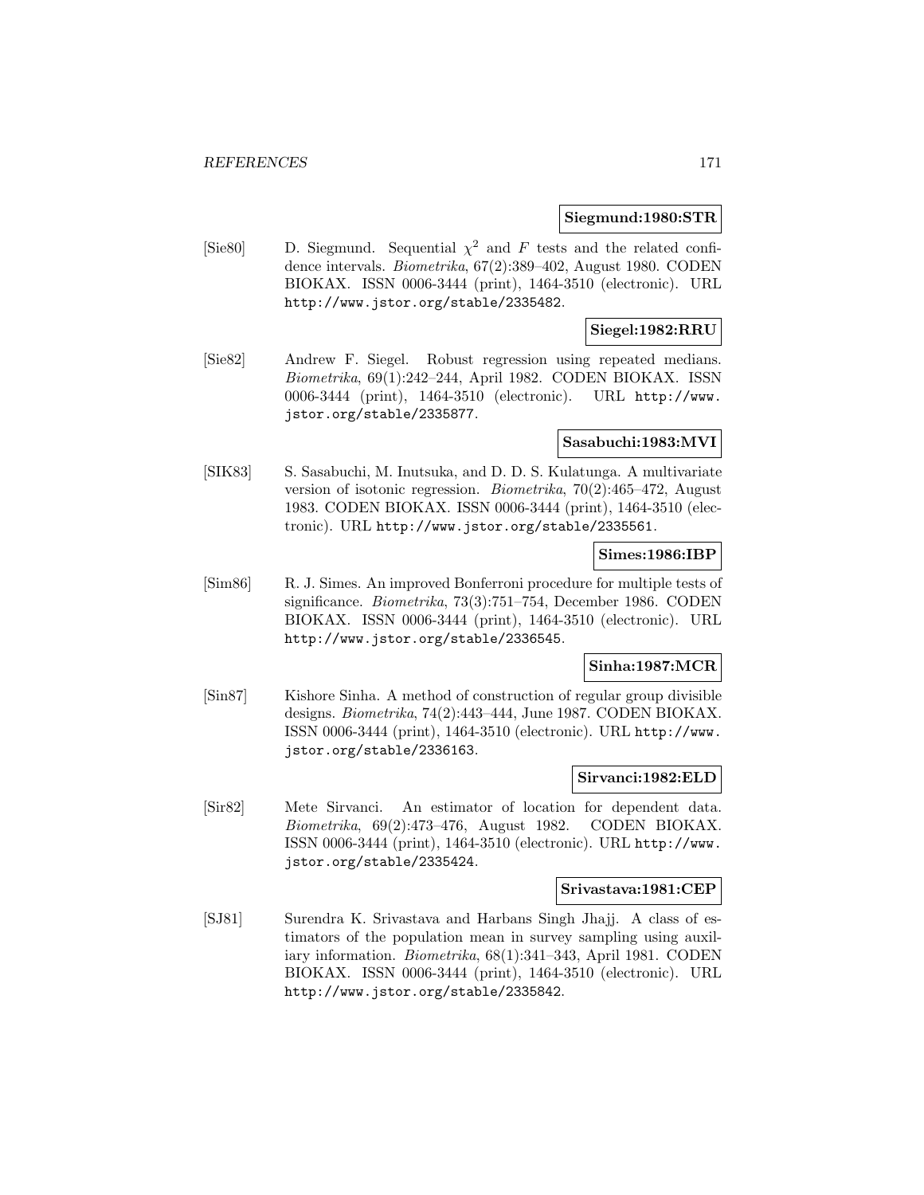**Siegmund:1980:STR**

[Sie80] D. Siegmund. Sequential $\chi^2$ and $F$ tests and the related confidence intervals. *Biometrika*, 67(2):389–402, August 1980. CODEN BIOKAX. ISSN 0006-3444 (print), 1464-3510 (electronic). URL http://www.jstor.org/stable/2335482.

**Siegel:1982:RRU**

[Sie82] Andrew F. Siegel. Robust regression using repeated medians. *Biometrika*, 69(1):242–244, April 1982. CODEN BIOKAX. ISSN 0006-3444 (print), 1464-3510 (electronic). URL http://www.jstor.org/stable/2335877.

**Sasabuchi:1983:MVI**

[SIK83] S. Sasabuchi, M. Inutsuka, and D. D. S. Kulatunga. A multivariate version of isotonic regression. *Biometrika*, 70(2):465–472, August 1983. CODEN BIOKAX. ISSN 0006-3444 (print), 1464-3510 (electronic). URL http://www.jstor.org/stable/2335561.

**Simes:1986:IBP**

[Sim86] R. J. Simes. An improved Bonferroni procedure for multiple tests of significance. *Biometrika*, 73(3):751–754, December 1986. CODEN BIOKAX. ISSN 0006-3444 (print), 1464-3510 (electronic). URL http://www.jstor.org/stable/2336545.

**Sinha:1987:MCR**

[Sin87] Kishore Sinha. A method of construction of regular group divisible designs. *Biometrika*, 74(2):443–444, June 1987. CODEN BIOKAX. ISSN 0006-3444 (print), 1464-3510 (electronic). URL http://www.jstor.org/stable/2336163.

**Sirvanci:1982:ELD**

[Sir82] Mete Sirvanci. An estimator of location for dependent data. *Biometrika*, 69(2):473–476, August 1982. CODEN BIOKAX. ISSN 0006-3444 (print), 1464-3510 (electronic). URL http://www.jstor.org/stable/2335424.

**Srivastava:1981:CEP**

[SJ81] Surendra K. Srivastava and Harbans Singh Jhajj. A class of estimators of the population mean in survey sampling using auxiliary information. *Biometrika*, 68(1):341–343, April 1981. CODEN BIOKAX. ISSN 0006-3444 (print), 1464-3510 (electronic). URL http://www.jstor.org/stable/2335842.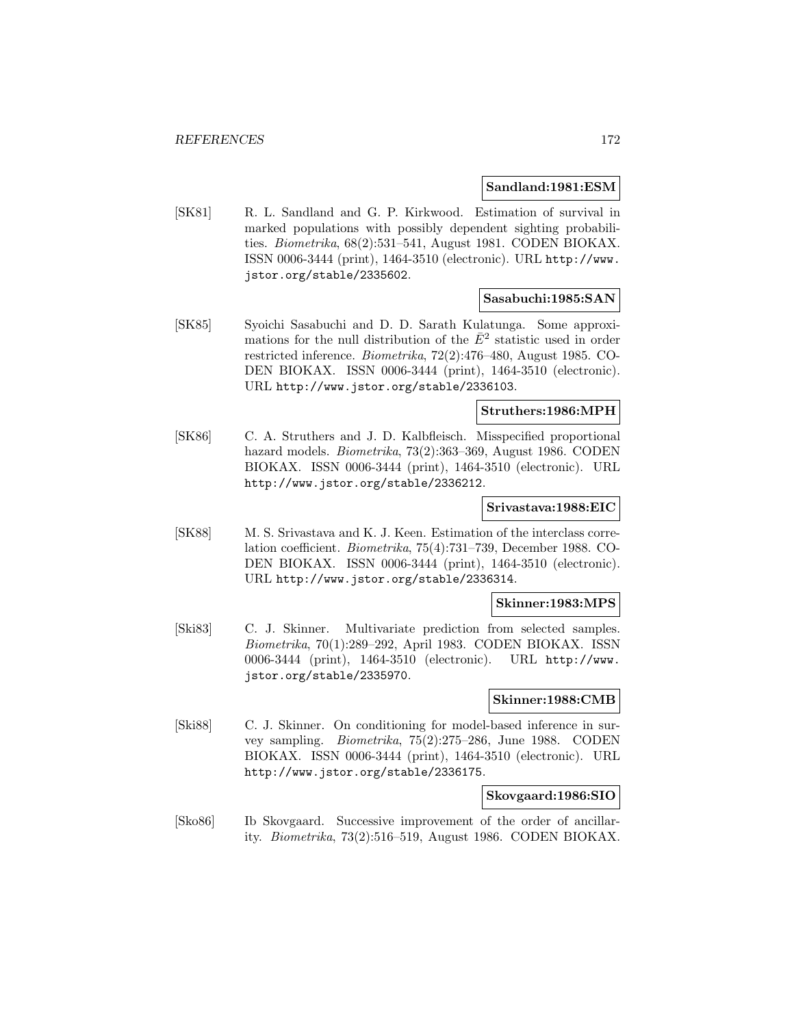**Sandland:1981:ESM**

[SK81] R. L. Sandland and G. P. Kirkwood. Estimation of survival in marked populations with possibly dependent sighting probabilities. *Biometrika*, 68(2):531–541, August 1981. CODEN BIOKAX. ISSN 0006-3444 (print), 1464-3510 (electronic). URL http://www.jstor.org/stable/2335602.

**Sasabuchi:1985:SAN**

[SK85] Syoichi Sasabuchi and D. D. Sarath Kulatunga. Some approximations for the null distribution of the $\bar{E}^2$ statistic used in order restricted inference. *Biometrika*, 72(2):476–480, August 1985. CODEN BIOKAX. ISSN 0006-3444 (print), 1464-3510 (electronic). URL http://www.jstor.org/stable/2336103.

**Struthers:1986:MPH**

[SK86] C. A. Struthers and J. D. Kalbfleisch. Misspecified proportional hazard models. *Biometrika*, 73(2):363–369, August 1986. CODEN BIOKAX. ISSN 0006-3444 (print), 1464-3510 (electronic). URL http://www.jstor.org/stable/2336212.

**Srivastava:1988:EIC**

[SK88] M. S. Srivastava and K. J. Keen. Estimation of the interclass correlation coefficient. *Biometrika*, 75(4):731–739, December 1988. CODEN BIOKAX. ISSN 0006-3444 (print), 1464-3510 (electronic). URL http://www.jstor.org/stable/2336314.

**Skinner:1983:MPS**

[Ski83] C. J. Skinner. Multivariate prediction from selected samples. *Biometrika*, 70(1):289–292, April 1983. CODEN BIOKAX. ISSN 0006-3444 (print), 1464-3510 (electronic). URL http://www.jstor.org/stable/2335970.

**Skinner:1988:CMB**

[Ski88] C. J. Skinner. On conditioning for model-based inference in survey sampling. *Biometrika*, 75(2):275–286, June 1988. CODEN BIOKAX. ISSN 0006-3444 (print), 1464-3510 (electronic). URL http://www.jstor.org/stable/2336175.

**Skovgaard:1986:SIO**

[Sko86] Ib Skovgaard. Successive improvement of the order of ancillarity. *Biometrika*, 73(2):516–519, August 1986. CODEN BIOKAX.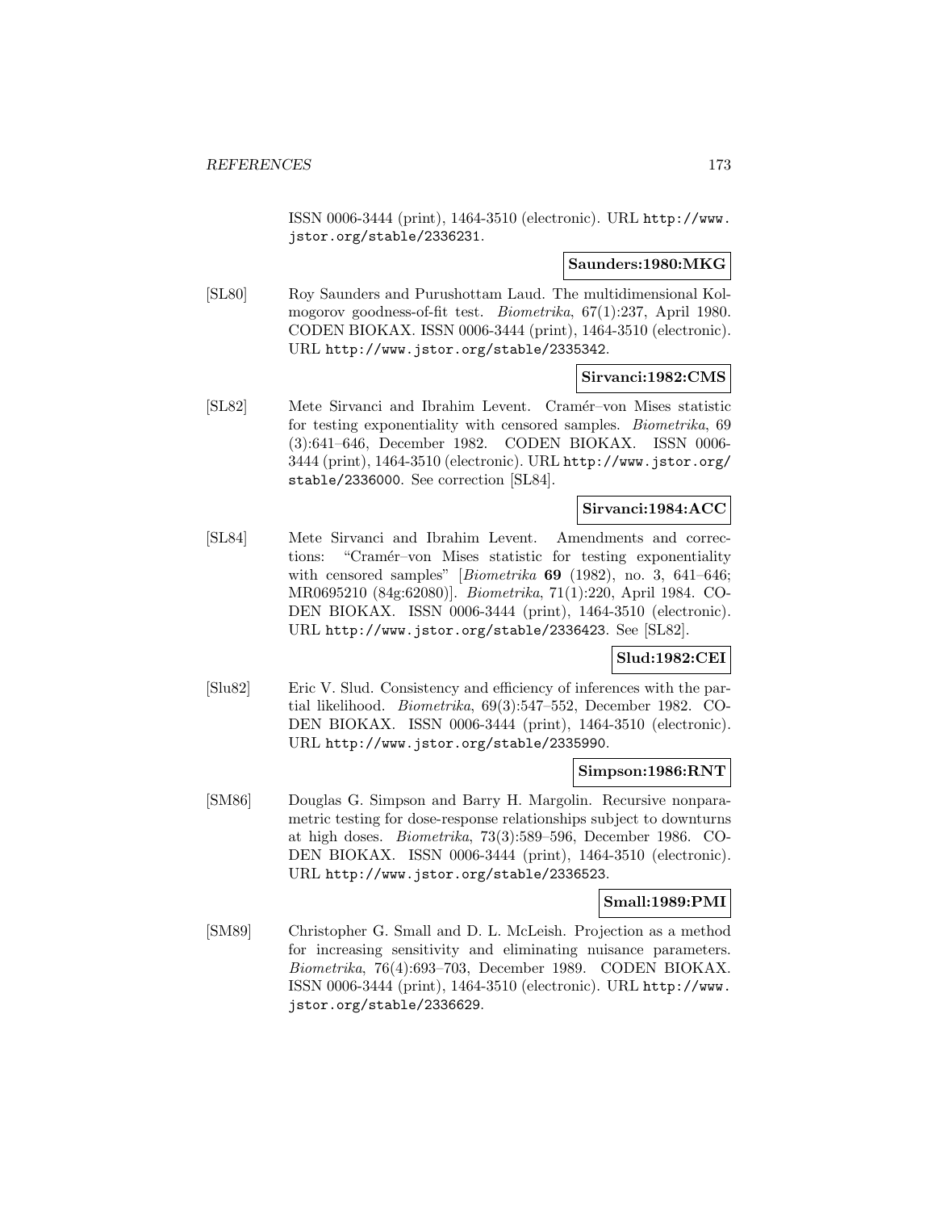ISSN 0006-3444 (print), 1464-3510 (electronic). URL http://www.jstor.org/stable/2336231.

**Saunders:1980:MKG**

[SL80] Roy Saunders and Purushottam Laud. The multidimensional Kolmogorov goodness-of-fit test. *Biometrika*, 67(1):237, April 1980. CODEN BIOKAX. ISSN 0006-3444 (print), 1464-3510 (electronic). URL http://www.jstor.org/stable/2335342.

**Sirvanci:1982:CMS**

[SL82] Mete Sirvanci and Ibrahim Levent. Cramér–von Mises statistic for testing exponentiality with censored samples. *Biometrika*, 69 (3):641–646, December 1982. CODEN BIOKAX. ISSN 0006-3444 (print), 1464-3510 (electronic). URL http://www.jstor.org/stable/2336000. See correction [SL84].

**Sirvanci:1984:ACC**

[SL84] Mete Sirvanci and Ibrahim Levent. Amendments and corrections: "Cramér–von Mises statistic for testing exponentiality with censored samples" [*Biometrika* **69** (1982), no. 3, 641–646; MR0695210 (84g:62080)]. *Biometrika*, 71(1):220, April 1984. CODEN BIOKAX. ISSN 0006-3444 (print), 1464-3510 (electronic). URL http://www.jstor.org/stable/2336423. See [SL82].

**Slud:1982:CEI**

[Slu82] Eric V. Slud. Consistency and efficiency of inferences with the partial likelihood. *Biometrika*, 69(3):547–552, December 1982. CODEN BIOKAX. ISSN 0006-3444 (print), 1464-3510 (electronic). URL http://www.jstor.org/stable/2335990.

**Simpson:1986:RNT**

[SM86] Douglas G. Simpson and Barry H. Margolin. Recursive nonparametric testing for dose-response relationships subject to downturns at high doses. *Biometrika*, 73(3):589–596, December 1986. CODEN BIOKAX. ISSN 0006-3444 (print), 1464-3510 (electronic). URL http://www.jstor.org/stable/2336523.

**Small:1989:PMI**

[SM89] Christopher G. Small and D. L. McLeish. Projection as a method for increasing sensitivity and eliminating nuisance parameters. *Biometrika*, 76(4):693–703, December 1989. CODEN BIOKAX. ISSN 0006-3444 (print), 1464-3510 (electronic). URL http://www.jstor.org/stable/2336629.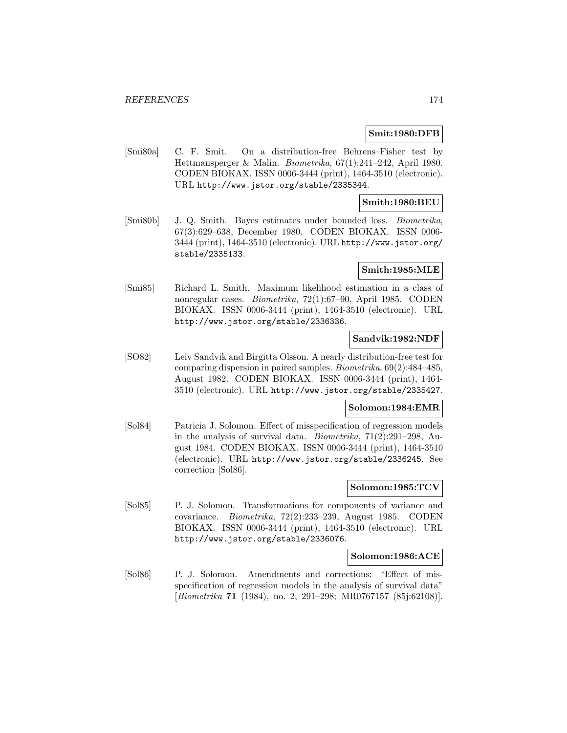**Smit:1980:DFB**

[Smi80a] C. F. Smit. On a distribution-free Behrens–Fisher test by Hettmansperger & Malin. *Biometrika*, 67(1):241–242, April 1980. CODEN BIOKAX. ISSN 0006-3444 (print), 1464-3510 (electronic). URL http://www.jstor.org/stable/2335344.

**Smith:1980:BEU**

[Smi80b] J. Q. Smith. Bayes estimates under bounded loss. *Biometrika*, 67(3):629–638, December 1980. CODEN BIOKAX. ISSN 0006-3444 (print), 1464-3510 (electronic). URL http://www.jstor.org/stable/2335133.

**Smith:1985:MLE**

[Smi85] Richard L. Smith. Maximum likelihood estimation in a class of nonregular cases. *Biometrika*, 72(1):67–90, April 1985. CODEN BIOKAX. ISSN 0006-3444 (print), 1464-3510 (electronic). URL http://www.jstor.org/stable/2336336.

**Sandvik:1982:NDF**

[SO82] Leiv Sandvik and Birgitta Olsson. A nearly distribution-free test for comparing dispersion in paired samples. *Biometrika*, 69(2):484–485, August 1982. CODEN BIOKAX. ISSN 0006-3444 (print), 1464-3510 (electronic). URL http://www.jstor.org/stable/2335427.

**Solomon:1984:EMR**

[Sol84] Patricia J. Solomon. Effect of misspecification of regression models in the analysis of survival data. *Biometrika*, 71(2):291–298, August 1984. CODEN BIOKAX. ISSN 0006-3444 (print), 1464-3510 (electronic). URL http://www.jstor.org/stable/2336245. See correction [Sol86].

**Solomon:1985:TCV**

[Sol85] P. J. Solomon. Transformations for components of variance and covariance. *Biometrika*, 72(2):233–239, August 1985. CODEN BIOKAX. ISSN 0006-3444 (print), 1464-3510 (electronic). URL http://www.jstor.org/stable/2336076.

**Solomon:1986:ACE**

[Sol86] P. J. Solomon. Amendments and corrections: "Effect of misspecification of regression models in the analysis of survival data" [*Biometrika* **71** (1984), no. 2, 291–298; MR0767157 (85j:62108)].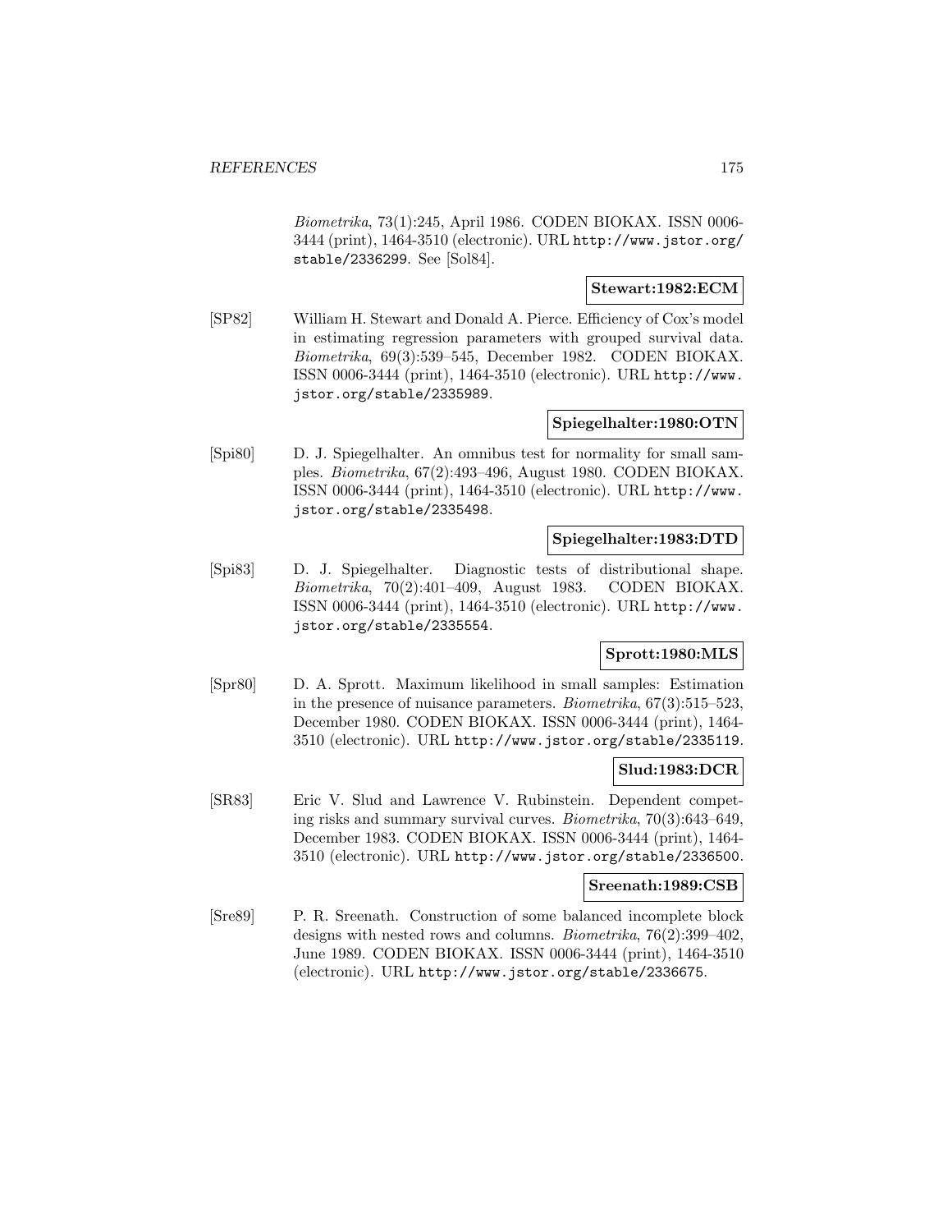*Biometrika*, 73(1):245, April 1986. CODEN BIOKAX. ISSN 0006-3444 (print), 1464-3510 (electronic). URL http://www.jstor.org/stable/2336299. See [Sol84].

**Stewart:1982:ECM**

[SP82] William H. Stewart and Donald A. Pierce. Efficiency of Cox's model in estimating regression parameters with grouped survival data. *Biometrika*, 69(3):539–545, December 1982. CODEN BIOKAX. ISSN 0006-3444 (print), 1464-3510 (electronic). URL http://www.jstor.org/stable/2335989.

**Spiegelhalter:1980:OTN**

[Spi80] D. J. Spiegelhalter. An omnibus test for normality for small samples. *Biometrika*, 67(2):493–496, August 1980. CODEN BIOKAX. ISSN 0006-3444 (print), 1464-3510 (electronic). URL http://www.jstor.org/stable/2335498.

**Spiegelhalter:1983:DTD**

[Spi83] D. J. Spiegelhalter. Diagnostic tests of distributional shape. *Biometrika*, 70(2):401–409, August 1983. CODEN BIOKAX. ISSN 0006-3444 (print), 1464-3510 (electronic). URL http://www.jstor.org/stable/2335554.

**Sprott:1980:MLS**

[Spr80] D. A. Sprott. Maximum likelihood in small samples: Estimation in the presence of nuisance parameters. *Biometrika*, 67(3):515–523, December 1980. CODEN BIOKAX. ISSN 0006-3444 (print), 1464-3510 (electronic). URL http://www.jstor.org/stable/2335119.

**Slud:1983:DCR**

[SR83] Eric V. Slud and Lawrence V. Rubinstein. Dependent competing risks and summary survival curves. *Biometrika*, 70(3):643–649, December 1983. CODEN BIOKAX. ISSN 0006-3444 (print), 1464-3510 (electronic). URL http://www.jstor.org/stable/2336500.

**Sreenath:1989:CSB**

[Sre89] P. R. Sreenath. Construction of some balanced incomplete block designs with nested rows and columns. *Biometrika*, 76(2):399–402, June 1989. CODEN BIOKAX. ISSN 0006-3444 (print), 1464-3510 (electronic). URL http://www.jstor.org/stable/2336675.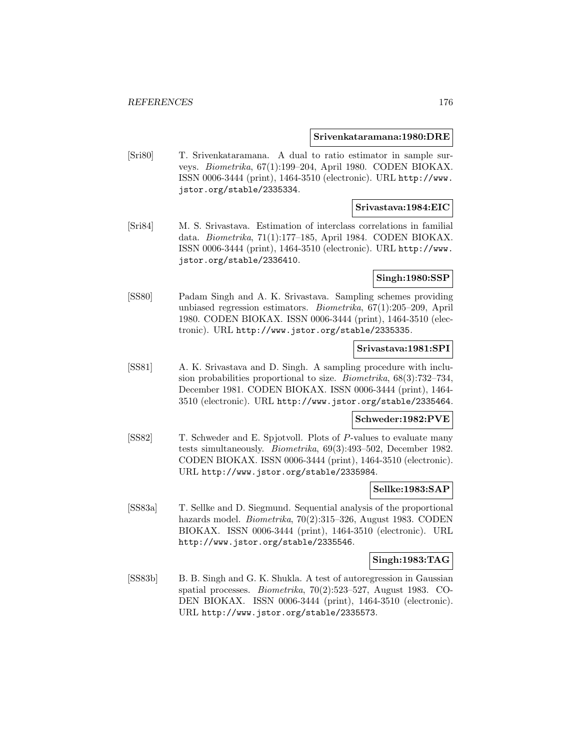**Srivenkataramana:1980:DRE**

[Sri80] T. Srivenkataramana. A dual to ratio estimator in sample surveys. *Biometrika*, 67(1):199–204, April 1980. CODEN BIOKAX. ISSN 0006-3444 (print), 1464-3510 (electronic). URL http://www.jstor.org/stable/2335334.

**Srivastava:1984:EIC**

[Sri84] M. S. Srivastava. Estimation of interclass correlations in familial data. *Biometrika*, 71(1):177–185, April 1984. CODEN BIOKAX. ISSN 0006-3444 (print), 1464-3510 (electronic). URL http://www.jstor.org/stable/2336410.

**Singh:1980:SSP**

[SS80] Padam Singh and A. K. Srivastava. Sampling schemes providing unbiased regression estimators. *Biometrika*, 67(1):205–209, April 1980. CODEN BIOKAX. ISSN 0006-3444 (print), 1464-3510 (electronic). URL http://www.jstor.org/stable/2335335.

**Srivastava:1981:SPI**

[SS81] A. K. Srivastava and D. Singh. A sampling procedure with inclusion probabilities proportional to size. *Biometrika*, 68(3):732–734, December 1981. CODEN BIOKAX. ISSN 0006-3444 (print), 1464-3510 (electronic). URL http://www.jstor.org/stable/2335464.

**Schweder:1982:PVE**

[SS82] T. Schweder and E. Spjotvoll. Plots of *P*-values to evaluate many tests simultaneously. *Biometrika*, 69(3):493–502, December 1982. CODEN BIOKAX. ISSN 0006-3444 (print), 1464-3510 (electronic). URL http://www.jstor.org/stable/2335984.

**Sellke:1983:SAP**

[SS83a] T. Sellke and D. Siegmund. Sequential analysis of the proportional hazards model. *Biometrika*, 70(2):315–326, August 1983. CODEN BIOKAX. ISSN 0006-3444 (print), 1464-3510 (electronic). URL http://www.jstor.org/stable/2335546.

**Singh:1983:TAG**

[SS83b] B. B. Singh and G. K. Shukla. A test of autoregression in Gaussian spatial processes. *Biometrika*, 70(2):523–527, August 1983. CODEN BIOKAX. ISSN 0006-3444 (print), 1464-3510 (electronic). URL http://www.jstor.org/stable/2335573.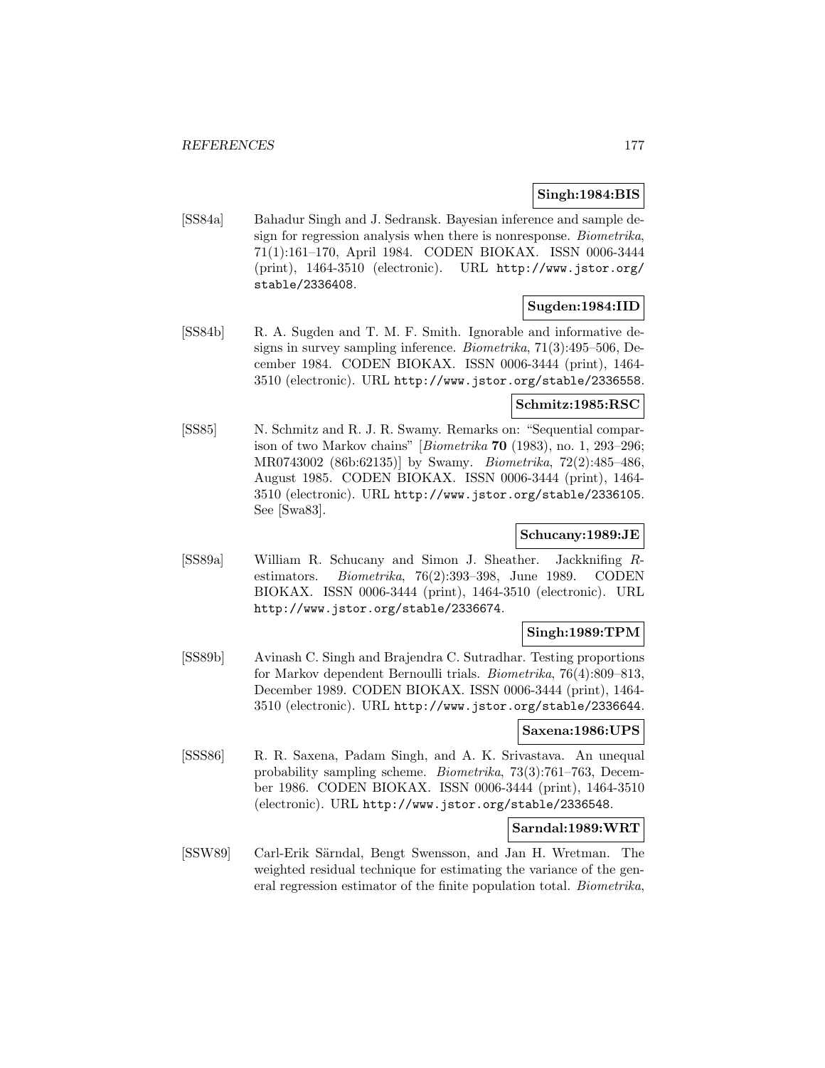**Singh:1984:BIS**

[SS84a] Bahadur Singh and J. Sedransk. Bayesian inference and sample design for regression analysis when there is nonresponse. *Biometrika*, 71(1):161–170, April 1984. CODEN BIOKAX. ISSN 0006-3444 (print), 1464-3510 (electronic). URL http://www.jstor.org/stable/2336408.

**Sugden:1984:IID**

[SS84b] R. A. Sugden and T. M. F. Smith. Ignorable and informative designs in survey sampling inference. *Biometrika*, 71(3):495–506, December 1984. CODEN BIOKAX. ISSN 0006-3444 (print), 1464-3510 (electronic). URL http://www.jstor.org/stable/2336558.

**Schmitz:1985:RSC**

[SS85] N. Schmitz and R. J. R. Swamy. Remarks on: "Sequential comparison of two Markov chains" [*Biometrika* **70** (1983), no. 1, 293–296; MR0743002 (86b:62135)] by Swamy. *Biometrika*, 72(2):485–486, August 1985. CODEN BIOKAX. ISSN 0006-3444 (print), 1464-3510 (electronic). URL http://www.jstor.org/stable/2336105. See [Swa83].

**Schucany:1989:JE**

[SS89a] William R. Schucany and Simon J. Sheather. Jackknifing *R*-estimators. *Biometrika*, 76(2):393–398, June 1989. CODEN BIOKAX. ISSN 0006-3444 (print), 1464-3510 (electronic). URL http://www.jstor.org/stable/2336674.

**Singh:1989:TPM**

[SS89b] Avinash C. Singh and Brajendra C. Sutradhar. Testing proportions for Markov dependent Bernoulli trials. *Biometrika*, 76(4):809–813, December 1989. CODEN BIOKAX. ISSN 0006-3444 (print), 1464-3510 (electronic). URL http://www.jstor.org/stable/2336644.

**Saxena:1986:UPS**

[SSS86] R. R. Saxena, Padam Singh, and A. K. Srivastava. An unequal probability sampling scheme. *Biometrika*, 73(3):761–763, December 1986. CODEN BIOKAX. ISSN 0006-3444 (print), 1464-3510 (electronic). URL http://www.jstor.org/stable/2336548.

**Sarndal:1989:WRT**

[SSW89] Carl-Erik Särndal, Bengt Swensson, and Jan H. Wretman. The weighted residual technique for estimating the variance of the general regression estimator of the finite population total. *Biometrika*,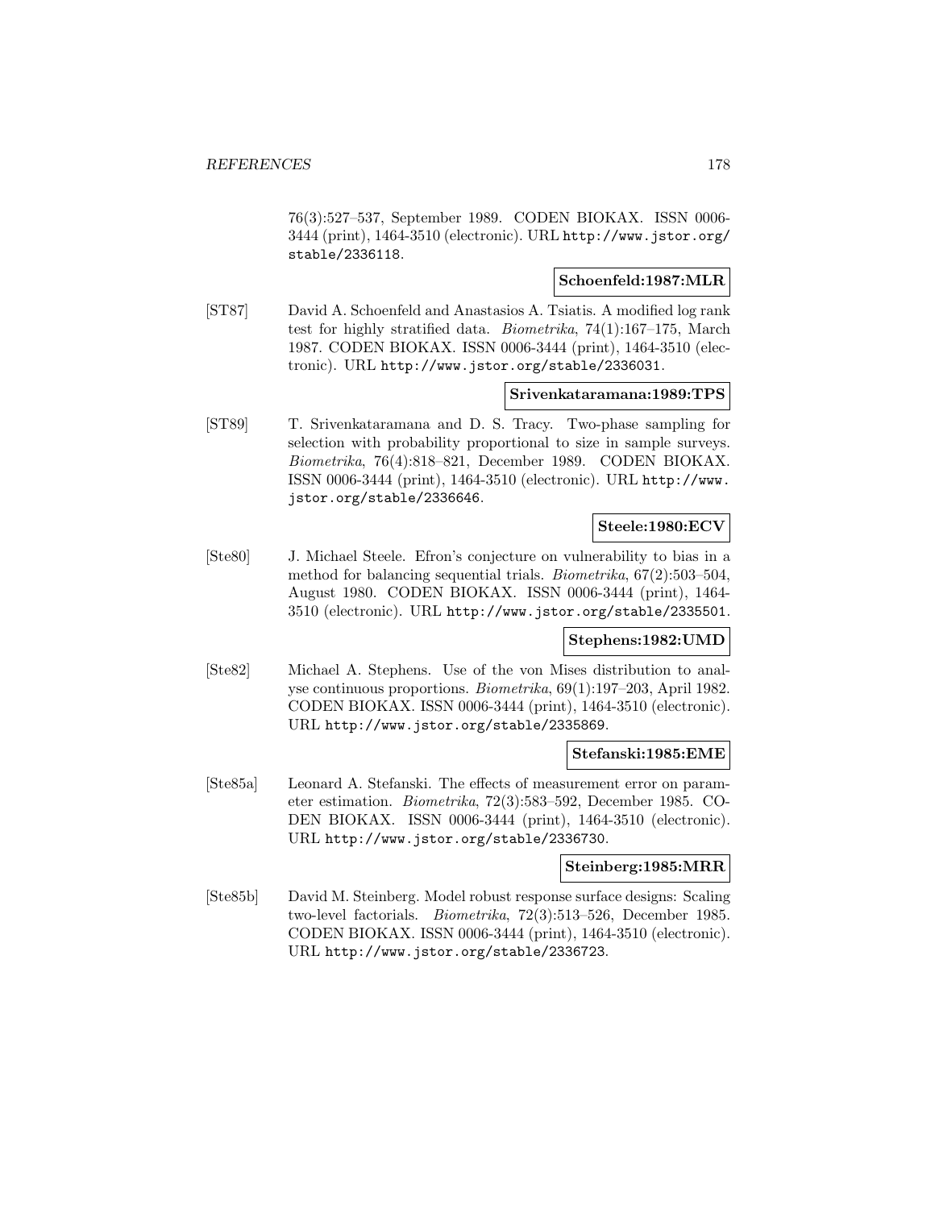76(3):527–537, September 1989. CODEN BIOKAX. ISSN 0006-3444 (print), 1464-3510 (electronic). URL http://www.jstor.org/stable/2336118.

**Schoenfeld:1987:MLR**

[ST87] David A. Schoenfeld and Anastasios A. Tsiatis. A modified log rank test for highly stratified data. *Biometrika*, 74(1):167–175, March 1987. CODEN BIOKAX. ISSN 0006-3444 (print), 1464-3510 (electronic). URL http://www.jstor.org/stable/2336031.

**Srivenkataramana:1989:TPS**

[ST89] T. Srivenkataramana and D. S. Tracy. Two-phase sampling for selection with probability proportional to size in sample surveys. *Biometrika*, 76(4):818–821, December 1989. CODEN BIOKAX. ISSN 0006-3444 (print), 1464-3510 (electronic). URL http://www.jstor.org/stable/2336646.

**Steele:1980:ECV**

[Ste80] J. Michael Steele. Efron's conjecture on vulnerability to bias in a method for balancing sequential trials. *Biometrika*, 67(2):503–504, August 1980. CODEN BIOKAX. ISSN 0006-3444 (print), 1464-3510 (electronic). URL http://www.jstor.org/stable/2335501.

**Stephens:1982:UMD**

[Ste82] Michael A. Stephens. Use of the von Mises distribution to analyse continuous proportions. *Biometrika*, 69(1):197–203, April 1982. CODEN BIOKAX. ISSN 0006-3444 (print), 1464-3510 (electronic). URL http://www.jstor.org/stable/2335869.

**Stefanski:1985:EME**

[Ste85a] Leonard A. Stefanski. The effects of measurement error on parameter estimation. *Biometrika*, 72(3):583–592, December 1985. CODEN BIOKAX. ISSN 0006-3444 (print), 1464-3510 (electronic). URL http://www.jstor.org/stable/2336730.

**Steinberg:1985:MRR**

[Ste85b] David M. Steinberg. Model robust response surface designs: Scaling two-level factorials. *Biometrika*, 72(3):513–526, December 1985. CODEN BIOKAX. ISSN 0006-3444 (print), 1464-3510 (electronic). URL http://www.jstor.org/stable/2336723.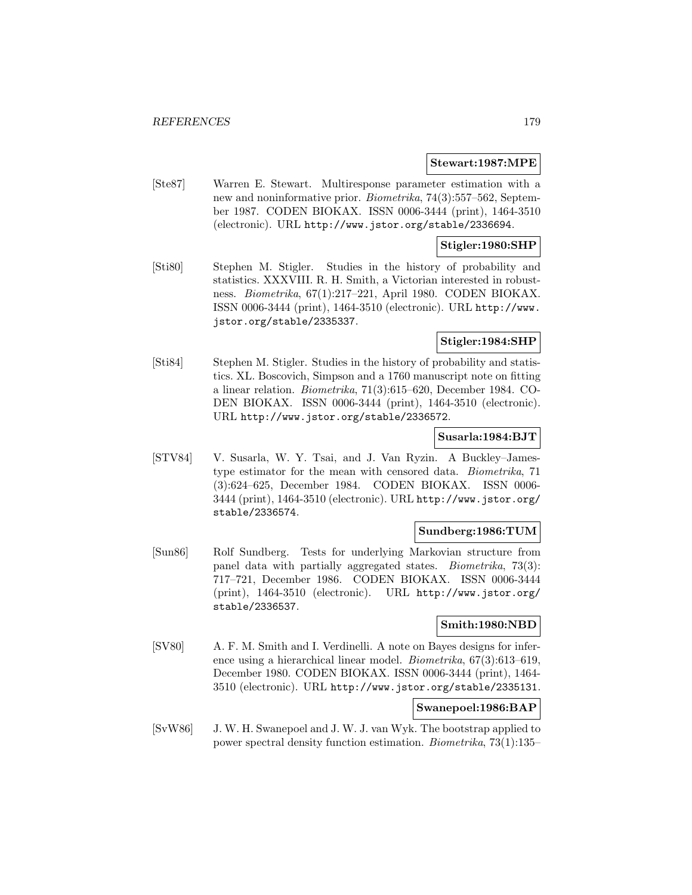**Stewart:1987:MPE**

[Ste87] Warren E. Stewart. Multiresponse parameter estimation with a new and noninformative prior. *Biometrika*, 74(3):557–562, September 1987. CODEN BIOKAX. ISSN 0006-3444 (print), 1464-3510 (electronic). URL http://www.jstor.org/stable/2336694.

**Stigler:1980:SHP**

[Sti80] Stephen M. Stigler. Studies in the history of probability and statistics. XXXVIII. R. H. Smith, a Victorian interested in robustness. *Biometrika*, 67(1):217–221, April 1980. CODEN BIOKAX. ISSN 0006-3444 (print), 1464-3510 (electronic). URL http://www.jstor.org/stable/2335337.

**Stigler:1984:SHP**

[Sti84] Stephen M. Stigler. Studies in the history of probability and statistics. XL. Boscovich, Simpson and a 1760 manuscript note on fitting a linear relation. *Biometrika*, 71(3):615–620, December 1984. CODEN BIOKAX. ISSN 0006-3444 (print), 1464-3510 (electronic). URL http://www.jstor.org/stable/2336572.

**Susarla:1984:BJT**

[STV84] V. Susarla, W. Y. Tsai, and J. Van Ryzin. A Buckley–James-type estimator for the mean with censored data. *Biometrika*, 71 (3):624–625, December 1984. CODEN BIOKAX. ISSN 0006-3444 (print), 1464-3510 (electronic). URL http://www.jstor.org/stable/2336574.

**Sundberg:1986:TUM**

[Sun86] Rolf Sundberg. Tests for underlying Markovian structure from panel data with partially aggregated states. *Biometrika*, 73(3): 717–721, December 1986. CODEN BIOKAX. ISSN 0006-3444 (print), 1464-3510 (electronic). URL http://www.jstor.org/stable/2336537.

**Smith:1980:NBD**

[SV80] A. F. M. Smith and I. Verdinelli. A note on Bayes designs for inference using a hierarchical linear model. *Biometrika*, 67(3):613–619, December 1980. CODEN BIOKAX. ISSN 0006-3444 (print), 1464-3510 (electronic). URL http://www.jstor.org/stable/2335131.

**Swanepoel:1986:BAP**

[SvW86] J. W. H. Swanepoel and J. W. J. van Wyk. The bootstrap applied to power spectral density function estimation. *Biometrika*, 73(1):135–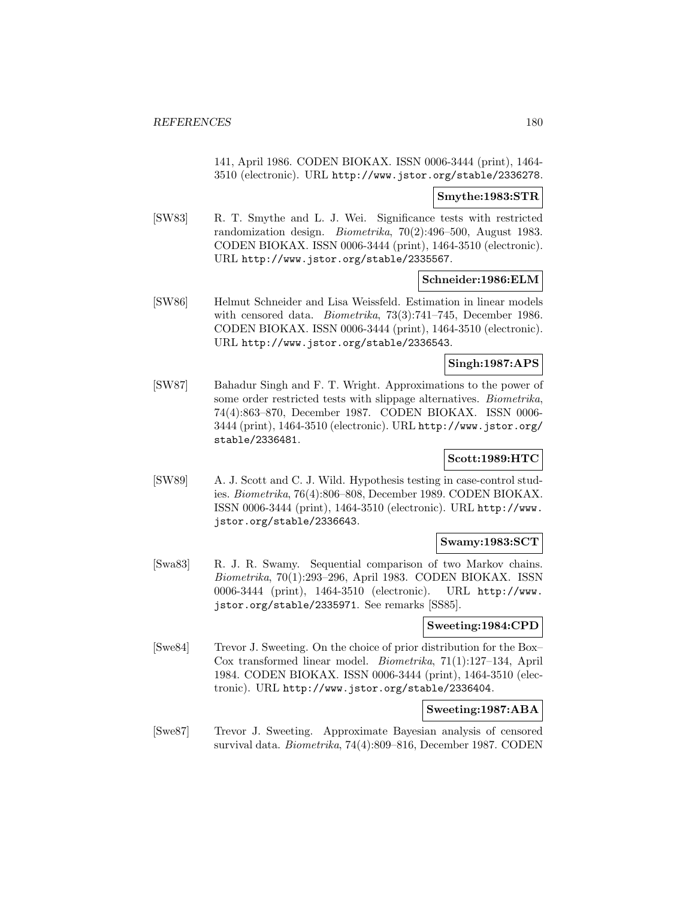141, April 1986. CODEN BIOKAX. ISSN 0006-3444 (print), 1464-3510 (electronic). URL http://www.jstor.org/stable/2336278.

**Smythe:1983:STR**

[SW83] R. T. Smythe and L. J. Wei. Significance tests with restricted randomization design. *Biometrika*, 70(2):496–500, August 1983. CODEN BIOKAX. ISSN 0006-3444 (print), 1464-3510 (electronic). URL http://www.jstor.org/stable/2335567.

**Schneider:1986:ELM**

[SW86] Helmut Schneider and Lisa Weissfeld. Estimation in linear models with censored data. *Biometrika*, 73(3):741–745, December 1986. CODEN BIOKAX. ISSN 0006-3444 (print), 1464-3510 (electronic). URL http://www.jstor.org/stable/2336543.

**Singh:1987:APS**

[SW87] Bahadur Singh and F. T. Wright. Approximations to the power of some order restricted tests with slippage alternatives. *Biometrika*, 74(4):863–870, December 1987. CODEN BIOKAX. ISSN 0006-3444 (print), 1464-3510 (electronic). URL http://www.jstor.org/stable/2336481.

**Scott:1989:HTC**

[SW89] A. J. Scott and C. J. Wild. Hypothesis testing in case-control studies. *Biometrika*, 76(4):806–808, December 1989. CODEN BIOKAX. ISSN 0006-3444 (print), 1464-3510 (electronic). URL http://www.jstor.org/stable/2336643.

**Swamy:1983:SCT**

[Swa83] R. J. R. Swamy. Sequential comparison of two Markov chains. *Biometrika*, 70(1):293–296, April 1983. CODEN BIOKAX. ISSN 0006-3444 (print), 1464-3510 (electronic). URL http://www.jstor.org/stable/2335971. See remarks [SS85].

**Sweeting:1984:CPD**

[Swe84] Trevor J. Sweeting. On the choice of prior distribution for the Box–Cox transformed linear model. *Biometrika*, 71(1):127–134, April 1984. CODEN BIOKAX. ISSN 0006-3444 (print), 1464-3510 (electronic). URL http://www.jstor.org/stable/2336404.

**Sweeting:1987:ABA**

[Swe87] Trevor J. Sweeting. Approximate Bayesian analysis of censored survival data. *Biometrika*, 74(4):809–816, December 1987. CODEN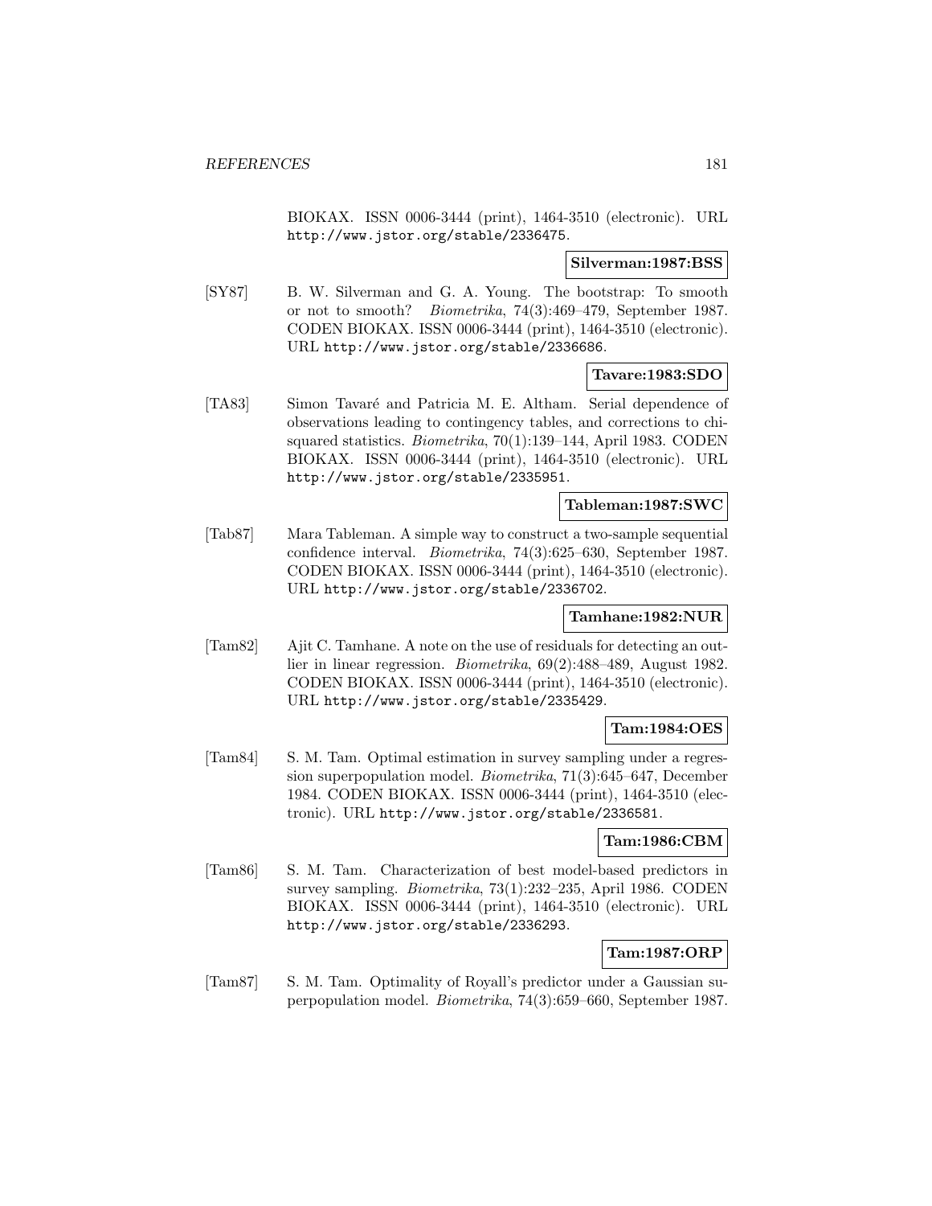BIOKAX. ISSN 0006-3444 (print), 1464-3510 (electronic). URL http://www.jstor.org/stable/2336475.

**Silverman:1987:BSS**

[SY87] B. W. Silverman and G. A. Young. The bootstrap: To smooth or not to smooth? *Biometrika*, 74(3):469–479, September 1987. CODEN BIOKAX. ISSN 0006-3444 (print), 1464-3510 (electronic). URL http://www.jstor.org/stable/2336686.

**Tavare:1983:SDO**

[TA83] Simon Tavaré and Patricia M. E. Altham. Serial dependence of observations leading to contingency tables, and corrections to chi-squared statistics. *Biometrika*, 70(1):139–144, April 1983. CODEN BIOKAX. ISSN 0006-3444 (print), 1464-3510 (electronic). URL http://www.jstor.org/stable/2335951.

**Tableman:1987:SWC**

[Tab87] Mara Tableman. A simple way to construct a two-sample sequential confidence interval. *Biometrika*, 74(3):625–630, September 1987. CODEN BIOKAX. ISSN 0006-3444 (print), 1464-3510 (electronic). URL http://www.jstor.org/stable/2336702.

**Tamhane:1982:NUR**

[Tam82] Ajit C. Tamhane. A note on the use of residuals for detecting an outlier in linear regression. *Biometrika*, 69(2):488–489, August 1982. CODEN BIOKAX. ISSN 0006-3444 (print), 1464-3510 (electronic). URL http://www.jstor.org/stable/2335429.

**Tam:1984:OES**

[Tam84] S. M. Tam. Optimal estimation in survey sampling under a regression superpopulation model. *Biometrika*, 71(3):645–647, December 1984. CODEN BIOKAX. ISSN 0006-3444 (print), 1464-3510 (electronic). URL http://www.jstor.org/stable/2336581.

**Tam:1986:CBM**

[Tam86] S. M. Tam. Characterization of best model-based predictors in survey sampling. *Biometrika*, 73(1):232–235, April 1986. CODEN BIOKAX. ISSN 0006-3444 (print), 1464-3510 (electronic). URL http://www.jstor.org/stable/2336293.

**Tam:1987:ORP**

[Tam87] S. M. Tam. Optimality of Royall's predictor under a Gaussian superpopulation model. *Biometrika*, 74(3):659–660, September 1987.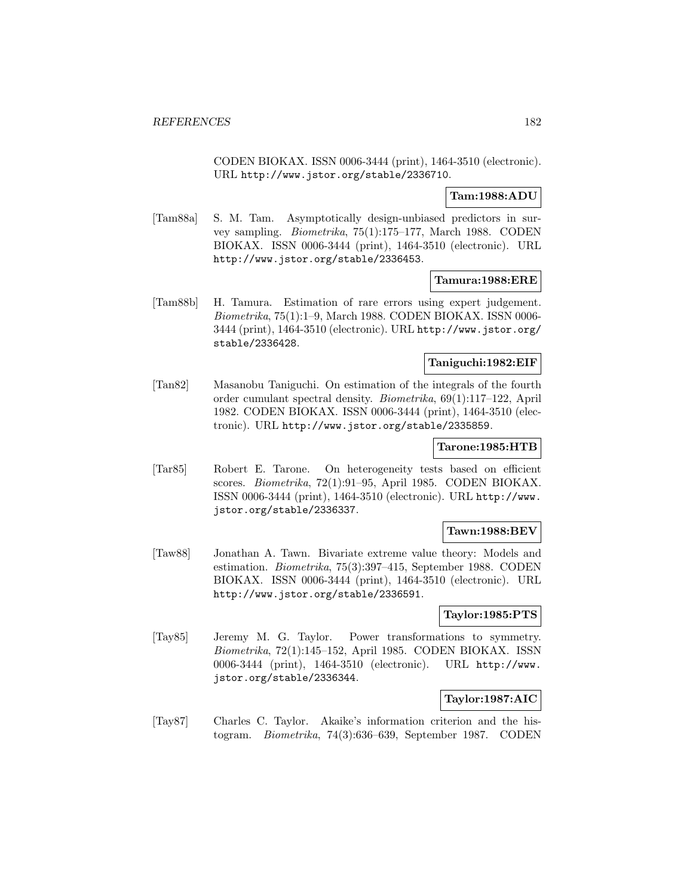CODEN BIOKAX. ISSN 0006-3444 (print), 1464-3510 (electronic). URL http://www.jstor.org/stable/2336710.

**Tam:1988:ADU**

[Tam88a] S. M. Tam. Asymptotically design-unbiased predictors in survey sampling. *Biometrika*, 75(1):175–177, March 1988. CODEN BIOKAX. ISSN 0006-3444 (print), 1464-3510 (electronic). URL http://www.jstor.org/stable/2336453.

**Tamura:1988:ERE**

[Tam88b] H. Tamura. Estimation of rare errors using expert judgement. *Biometrika*, 75(1):1–9, March 1988. CODEN BIOKAX. ISSN 0006-3444 (print), 1464-3510 (electronic). URL http://www.jstor.org/stable/2336428.

**Taniguchi:1982:EIF**

[Tan82] Masanobu Taniguchi. On estimation of the integrals of the fourth order cumulant spectral density. *Biometrika*, 69(1):117–122, April 1982. CODEN BIOKAX. ISSN 0006-3444 (print), 1464-3510 (electronic). URL http://www.jstor.org/stable/2335859.

**Tarone:1985:HTB**

[Tar85] Robert E. Tarone. On heterogeneity tests based on efficient scores. *Biometrika*, 72(1):91–95, April 1985. CODEN BIOKAX. ISSN 0006-3444 (print), 1464-3510 (electronic). URL http://www.jstor.org/stable/2336337.

**Tawn:1988:BEV**

[Taw88] Jonathan A. Tawn. Bivariate extreme value theory: Models and estimation. *Biometrika*, 75(3):397–415, September 1988. CODEN BIOKAX. ISSN 0006-3444 (print), 1464-3510 (electronic). URL http://www.jstor.org/stable/2336591.

**Taylor:1985:PTS**

[Tay85] Jeremy M. G. Taylor. Power transformations to symmetry. *Biometrika*, 72(1):145–152, April 1985. CODEN BIOKAX. ISSN 0006-3444 (print), 1464-3510 (electronic). URL http://www.jstor.org/stable/2336344.

**Taylor:1987:AIC**

[Tay87] Charles C. Taylor. Akaike's information criterion and the histogram. *Biometrika*, 74(3):636–639, September 1987. CODEN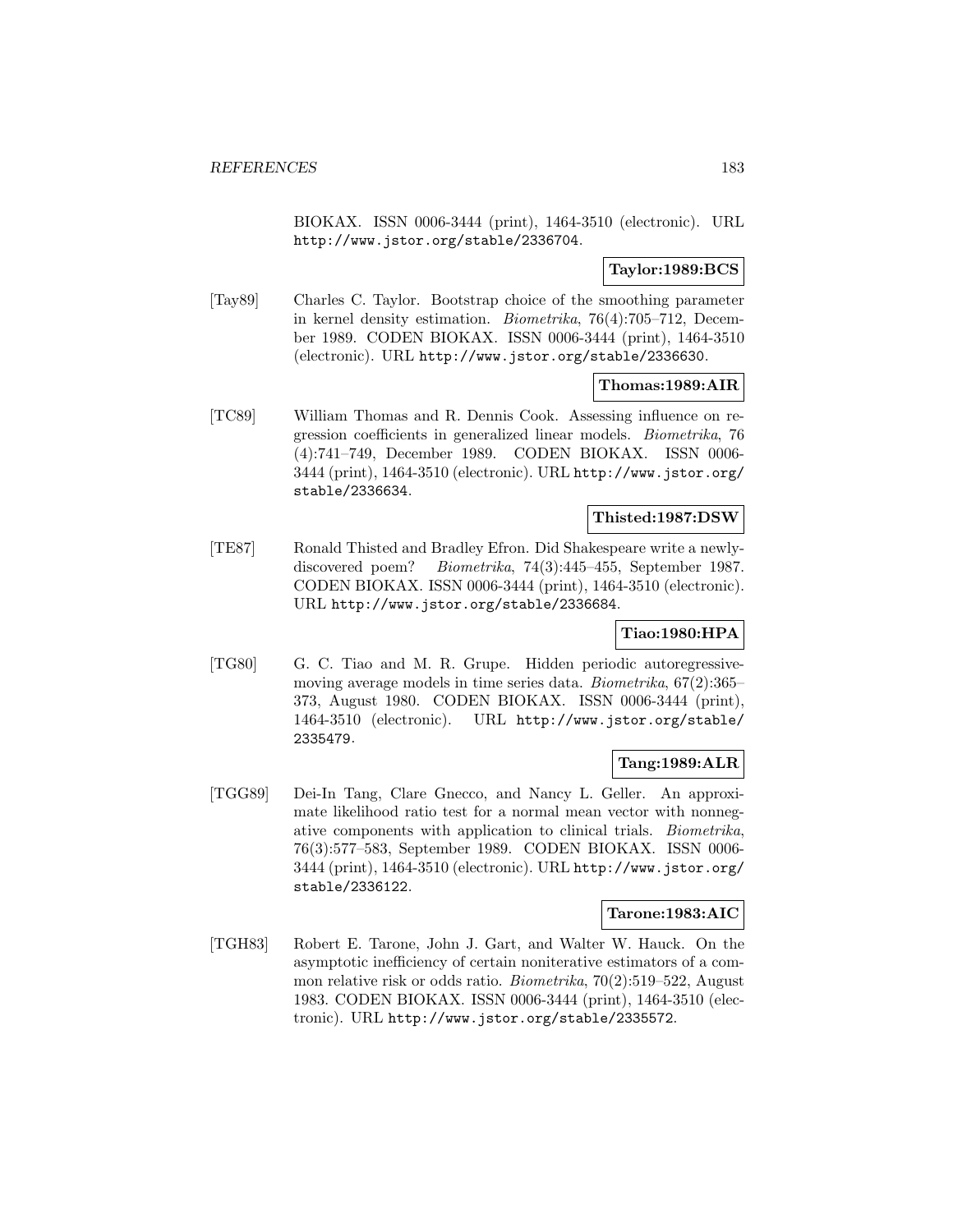BIOKAX. ISSN 0006-3444 (print), 1464-3510 (electronic). URL http://www.jstor.org/stable/2336704.

**Taylor:1989:BCS**

[Tay89] Charles C. Taylor. Bootstrap choice of the smoothing parameter in kernel density estimation. *Biometrika*, 76(4):705–712, December 1989. CODEN BIOKAX. ISSN 0006-3444 (print), 1464-3510 (electronic). URL http://www.jstor.org/stable/2336630.

**Thomas:1989:AIR**

[TC89] William Thomas and R. Dennis Cook. Assessing influence on regression coefficients in generalized linear models. *Biometrika*, 76 (4):741–749, December 1989. CODEN BIOKAX. ISSN 0006-3444 (print), 1464-3510 (electronic). URL http://www.jstor.org/stable/2336634.

**Thisted:1987:DSW**

[TE87] Ronald Thisted and Bradley Efron. Did Shakespeare write a newly-discovered poem? *Biometrika*, 74(3):445–455, September 1987. CODEN BIOKAX. ISSN 0006-3444 (print), 1464-3510 (electronic). URL http://www.jstor.org/stable/2336684.

**Tiao:1980:HPA**

[TG80] G. C. Tiao and M. R. Grupe. Hidden periodic autoregressive-moving average models in time series data. *Biometrika*, 67(2):365–373, August 1980. CODEN BIOKAX. ISSN 0006-3444 (print), 1464-3510 (electronic). URL http://www.jstor.org/stable/2335479.

**Tang:1989:ALR**

[TGG89] Dei-In Tang, Clare Gnecco, and Nancy L. Geller. An approximate likelihood ratio test for a normal mean vector with nonnegative components with application to clinical trials. *Biometrika*, 76(3):577–583, September 1989. CODEN BIOKAX. ISSN 0006-3444 (print), 1464-3510 (electronic). URL http://www.jstor.org/stable/2336122.

**Tarone:1983:AIC**

[TGH83] Robert E. Tarone, John J. Gart, and Walter W. Hauck. On the asymptotic inefficiency of certain noniterative estimators of a common relative risk or odds ratio. *Biometrika*, 70(2):519–522, August 1983. CODEN BIOKAX. ISSN 0006-3444 (print), 1464-3510 (electronic). URL http://www.jstor.org/stable/2335572.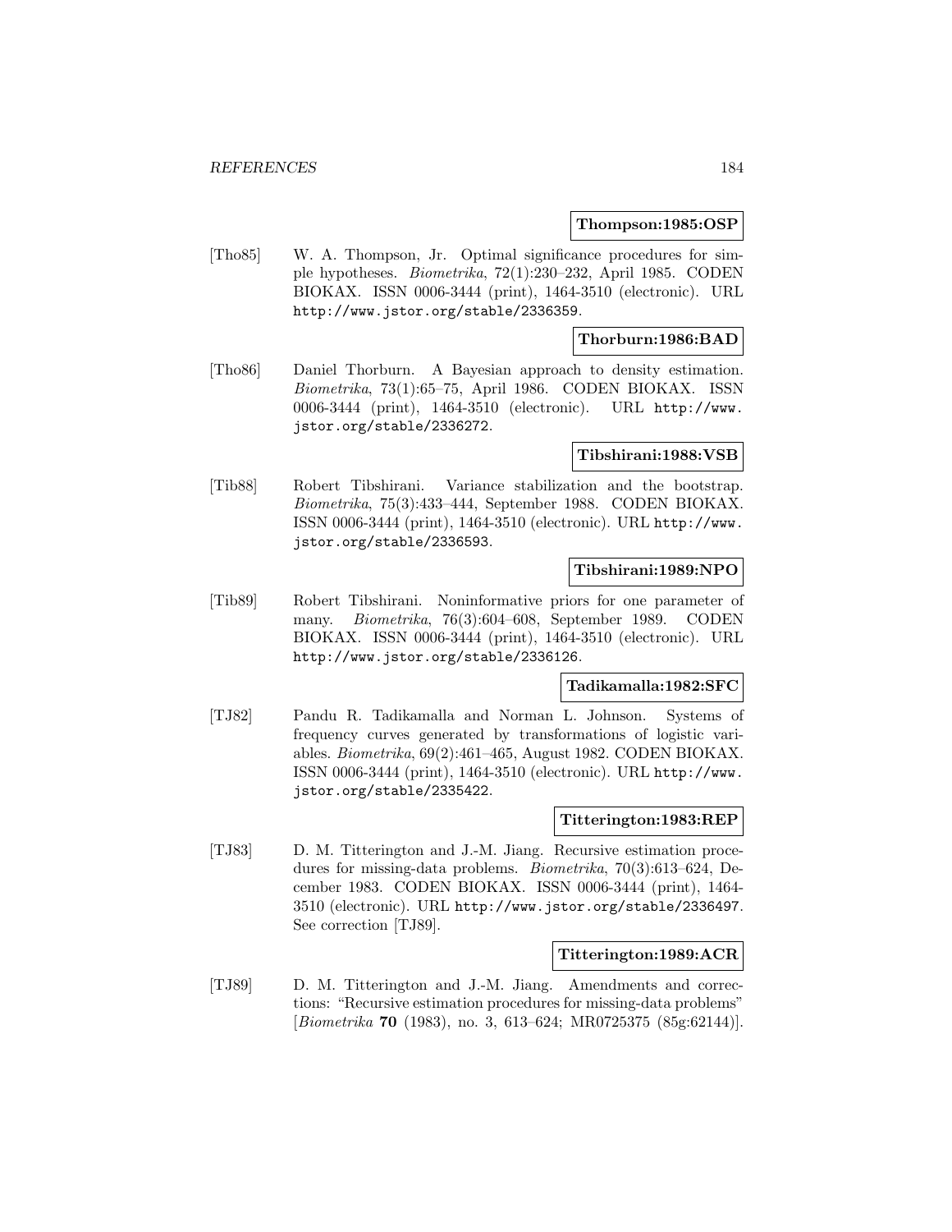**Thompson:1985:OSP**

[Tho85] W. A. Thompson, Jr. Optimal significance procedures for simple hypotheses. *Biometrika*, 72(1):230–232, April 1985. CODEN BIOKAX. ISSN 0006-3444 (print), 1464-3510 (electronic). URL http://www.jstor.org/stable/2336359.

**Thorburn:1986:BAD**

[Tho86] Daniel Thorburn. A Bayesian approach to density estimation. *Biometrika*, 73(1):65–75, April 1986. CODEN BIOKAX. ISSN 0006-3444 (print), 1464-3510 (electronic). URL http://www.jstor.org/stable/2336272.

**Tibshirani:1988:VSB**

[Tib88] Robert Tibshirani. Variance stabilization and the bootstrap. *Biometrika*, 75(3):433–444, September 1988. CODEN BIOKAX. ISSN 0006-3444 (print), 1464-3510 (electronic). URL http://www.jstor.org/stable/2336593.

**Tibshirani:1989:NPO**

[Tib89] Robert Tibshirani. Noninformative priors for one parameter of many. *Biometrika*, 76(3):604–608, September 1989. CODEN BIOKAX. ISSN 0006-3444 (print), 1464-3510 (electronic). URL http://www.jstor.org/stable/2336126.

**Tadikamalla:1982:SFC**

[TJ82] Pandu R. Tadikamalla and Norman L. Johnson. Systems of frequency curves generated by transformations of logistic variables. *Biometrika*, 69(2):461–465, August 1982. CODEN BIOKAX. ISSN 0006-3444 (print), 1464-3510 (electronic). URL http://www.jstor.org/stable/2335422.

**Titterington:1983:REP**

[TJ83] D. M. Titterington and J.-M. Jiang. Recursive estimation procedures for missing-data problems. *Biometrika*, 70(3):613–624, December 1983. CODEN BIOKAX. ISSN 0006-3444 (print), 1464-3510 (electronic). URL http://www.jstor.org/stable/2336497. See correction [TJ89].

**Titterington:1989:ACR**

[TJ89] D. M. Titterington and J.-M. Jiang. Amendments and corrections: "Recursive estimation procedures for missing-data problems" [*Biometrika* **70** (1983), no. 3, 613–624; MR0725375 (85g:62144)].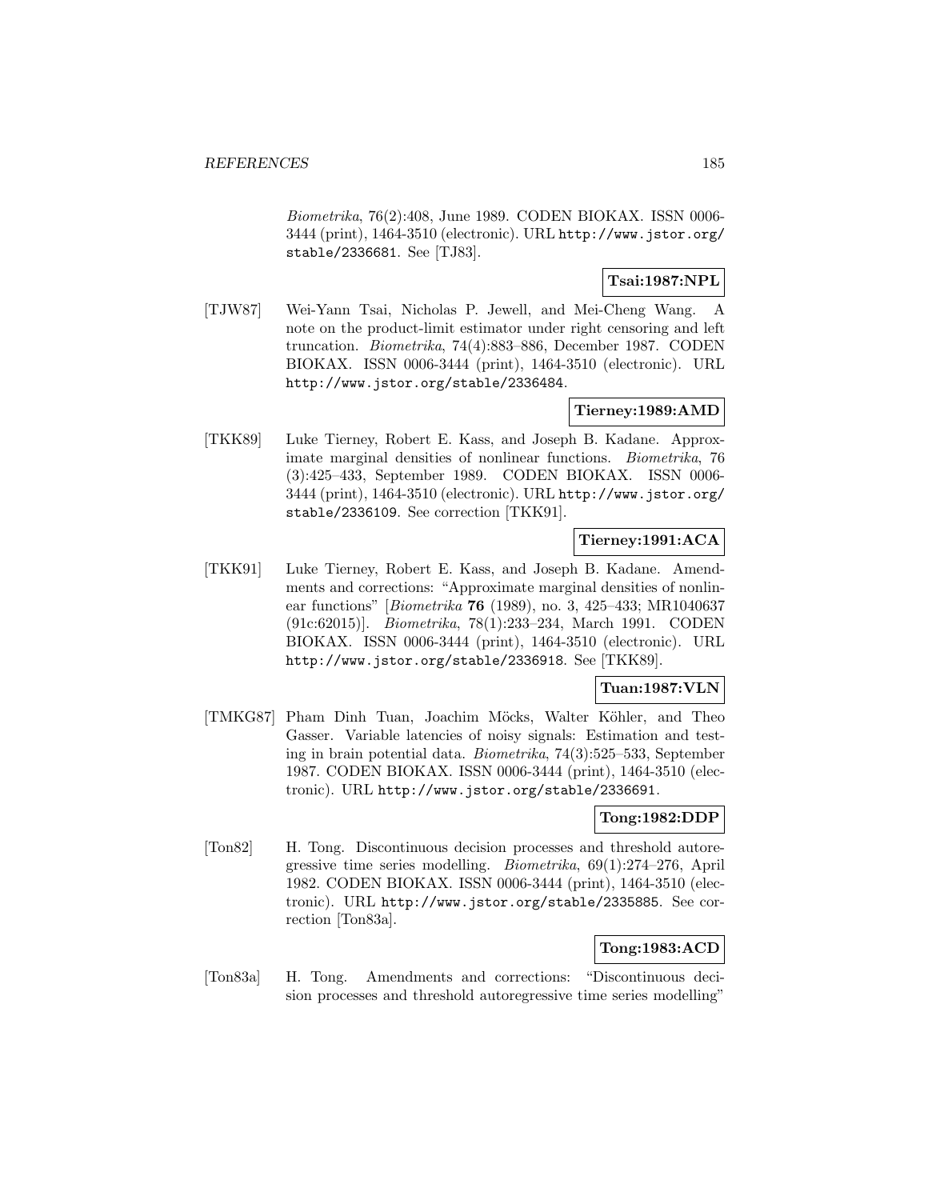*Biometrika*, 76(2):408, June 1989. CODEN BIOKAX. ISSN 0006-3444 (print), 1464-3510 (electronic). URL http://www.jstor.org/stable/2336681. See [TJ83].

**Tsai:1987:NPL**

[TJW87] Wei-Yann Tsai, Nicholas P. Jewell, and Mei-Cheng Wang. A note on the product-limit estimator under right censoring and left truncation. *Biometrika*, 74(4):883–886, December 1987. CODEN BIOKAX. ISSN 0006-3444 (print), 1464-3510 (electronic). URL http://www.jstor.org/stable/2336484.

**Tierney:1989:AMD**

[TKK89] Luke Tierney, Robert E. Kass, and Joseph B. Kadane. Approximate marginal densities of nonlinear functions. *Biometrika*, 76 (3):425–433, September 1989. CODEN BIOKAX. ISSN 0006-3444 (print), 1464-3510 (electronic). URL http://www.jstor.org/stable/2336109. See correction [TKK91].

**Tierney:1991:ACA**

[TKK91] Luke Tierney, Robert E. Kass, and Joseph B. Kadane. Amendments and corrections: "Approximate marginal densities of nonlinear functions" [*Biometrika* **76** (1989), no. 3, 425–433; MR1040637 (91c:62015)]. *Biometrika*, 78(1):233–234, March 1991. CODEN BIOKAX. ISSN 0006-3444 (print), 1464-3510 (electronic). URL http://www.jstor.org/stable/2336918. See [TKK89].

**Tuan:1987:VLN**

[TMKG87] Pham Dinh Tuan, Joachim Möcks, Walter Köhler, and Theo Gasser. Variable latencies of noisy signals: Estimation and testing in brain potential data. *Biometrika*, 74(3):525–533, September 1987. CODEN BIOKAX. ISSN 0006-3444 (print), 1464-3510 (electronic). URL http://www.jstor.org/stable/2336691.

**Tong:1982:DDP**

[Ton82] H. Tong. Discontinuous decision processes and threshold autoregressive time series modelling. *Biometrika*, 69(1):274–276, April 1982. CODEN BIOKAX. ISSN 0006-3444 (print), 1464-3510 (electronic). URL http://www.jstor.org/stable/2335885. See correction [Ton83a].

**Tong:1983:ACD**

[Ton83a] H. Tong. Amendments and corrections: "Discontinuous decision processes and threshold autoregressive time series modelling"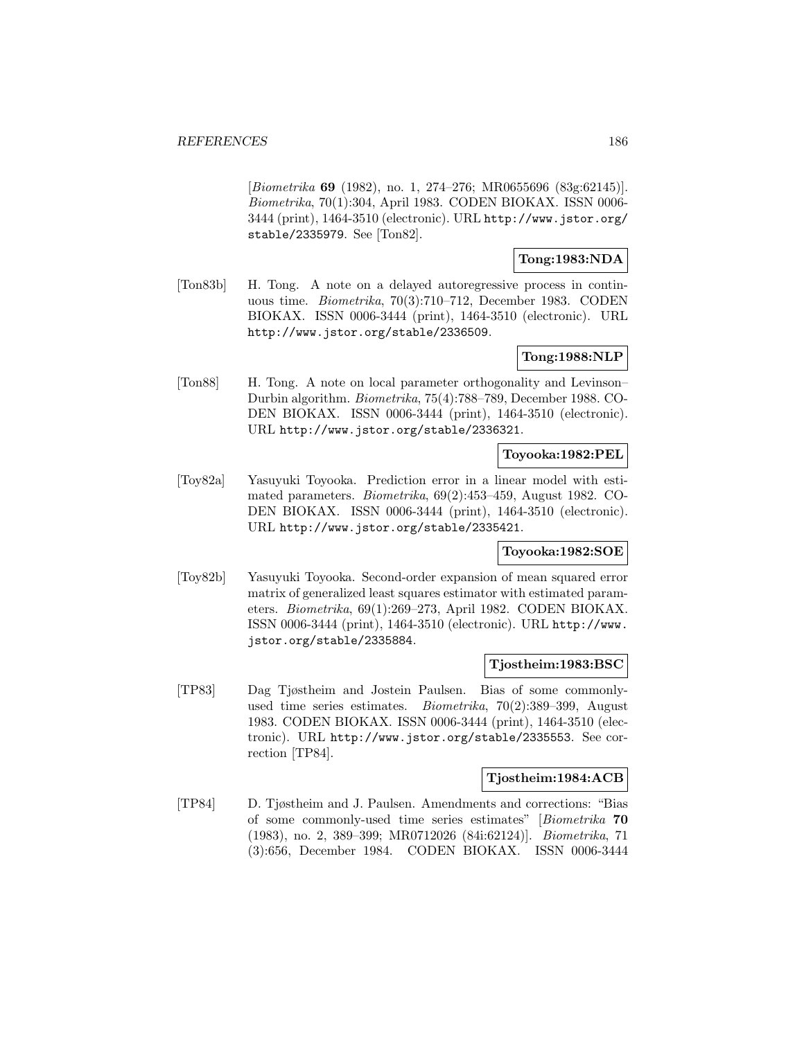[*Biometrika* **69** (1982), no. 1, 274–276; MR0655696 (83g:62145)]. *Biometrika*, 70(1):304, April 1983. CODEN BIOKAX. ISSN 0006-3444 (print), 1464-3510 (electronic). URL http://www.jstor.org/stable/2335979. See [Ton82].

**Tong:1983:NDA**

[Ton83b] H. Tong. A note on a delayed autoregressive process in continuous time. *Biometrika*, 70(3):710–712, December 1983. CODEN BIOKAX. ISSN 0006-3444 (print), 1464-3510 (electronic). URL http://www.jstor.org/stable/2336509.

**Tong:1988:NLP**

[Ton88] H. Tong. A note on local parameter orthogonality and Levinson–Durbin algorithm. *Biometrika*, 75(4):788–789, December 1988. CODEN BIOKAX. ISSN 0006-3444 (print), 1464-3510 (electronic). URL http://www.jstor.org/stable/2336321.

**Toyooka:1982:PEL**

[Toy82a] Yasuyuki Toyooka. Prediction error in a linear model with estimated parameters. *Biometrika*, 69(2):453–459, August 1982. CODEN BIOKAX. ISSN 0006-3444 (print), 1464-3510 (electronic). URL http://www.jstor.org/stable/2335421.

**Toyooka:1982:SOE**

[Toy82b] Yasuyuki Toyooka. Second-order expansion of mean squared error matrix of generalized least squares estimator with estimated parameters. *Biometrika*, 69(1):269–273, April 1982. CODEN BIOKAX. ISSN 0006-3444 (print), 1464-3510 (electronic). URL http://www.jstor.org/stable/2335884.

**Tjostheim:1983:BSC**

[TP83] Dag Tjøstheim and Jostein Paulsen. Bias of some commonly-used time series estimates. *Biometrika*, 70(2):389–399, August 1983. CODEN BIOKAX. ISSN 0006-3444 (print), 1464-3510 (electronic). URL http://www.jstor.org/stable/2335553. See correction [TP84].

**Tjostheim:1984:ACB**

[TP84] D. Tjøstheim and J. Paulsen. Amendments and corrections: "Bias of some commonly-used time series estimates" [*Biometrika* **70** (1983), no. 2, 389–399; MR0712026 (84i:62124)]. *Biometrika*, 71 (3):656, December 1984. CODEN BIOKAX. ISSN 0006-3444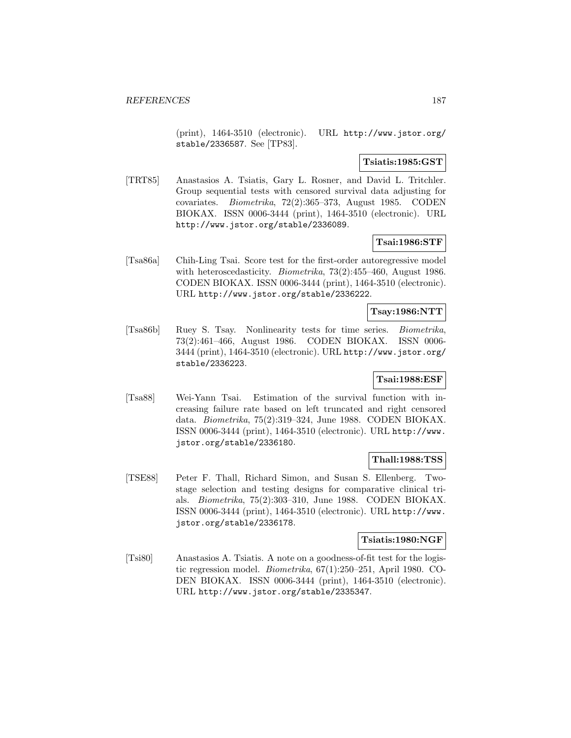(print), 1464-3510 (electronic). URL http://www.jstor.org/stable/2336587. See [TP83].

**Tsiatis:1985:GST**

[TRT85] Anastasios A. Tsiatis, Gary L. Rosner, and David L. Tritchler. Group sequential tests with censored survival data adjusting for covariates. *Biometrika*, 72(2):365–373, August 1985. CODEN BIOKAX. ISSN 0006-3444 (print), 1464-3510 (electronic). URL http://www.jstor.org/stable/2336089.

**Tsai:1986:STF**

[Tsa86a] Chih-Ling Tsai. Score test for the first-order autoregressive model with heteroscedasticity. *Biometrika*, 73(2):455–460, August 1986. CODEN BIOKAX. ISSN 0006-3444 (print), 1464-3510 (electronic). URL http://www.jstor.org/stable/2336222.

**Tsay:1986:NTT**

[Tsa86b] Ruey S. Tsay. Nonlinearity tests for time series. *Biometrika*, 73(2):461–466, August 1986. CODEN BIOKAX. ISSN 0006-3444 (print), 1464-3510 (electronic). URL http://www.jstor.org/stable/2336223.

**Tsai:1988:ESF**

[Tsa88] Wei-Yann Tsai. Estimation of the survival function with increasing failure rate based on left truncated and right censored data. *Biometrika*, 75(2):319–324, June 1988. CODEN BIOKAX. ISSN 0006-3444 (print), 1464-3510 (electronic). URL http://www.jstor.org/stable/2336180.

**Thall:1988:TSS**

[TSE88] Peter F. Thall, Richard Simon, and Susan S. Ellenberg. Two-stage selection and testing designs for comparative clinical trials. *Biometrika*, 75(2):303–310, June 1988. CODEN BIOKAX. ISSN 0006-3444 (print), 1464-3510 (electronic). URL http://www.jstor.org/stable/2336178.

**Tsiatis:1980:NGF**

[Tsi80] Anastasios A. Tsiatis. A note on a goodness-of-fit test for the logistic regression model. *Biometrika*, 67(1):250–251, April 1980. CODEN BIOKAX. ISSN 0006-3444 (print), 1464-3510 (electronic). URL http://www.jstor.org/stable/2335347.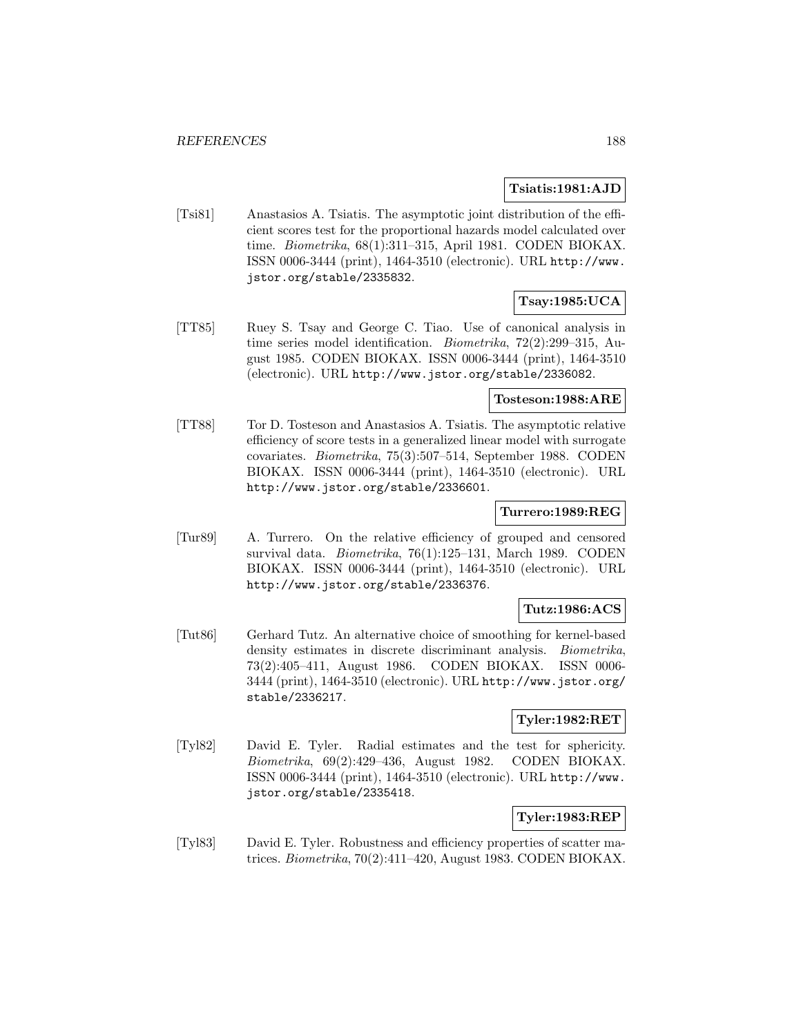**Tsiatis:1981:AJD**

[Tsi81] Anastasios A. Tsiatis. The asymptotic joint distribution of the efficient scores test for the proportional hazards model calculated over time. *Biometrika*, 68(1):311–315, April 1981. CODEN BIOKAX. ISSN 0006-3444 (print), 1464-3510 (electronic). URL http://www.jstor.org/stable/2335832.

**Tsay:1985:UCA**

[TT85] Ruey S. Tsay and George C. Tiao. Use of canonical analysis in time series model identification. *Biometrika*, 72(2):299–315, August 1985. CODEN BIOKAX. ISSN 0006-3444 (print), 1464-3510 (electronic). URL http://www.jstor.org/stable/2336082.

**Tosteson:1988:ARE**

[TT88] Tor D. Tosteson and Anastasios A. Tsiatis. The asymptotic relative efficiency of score tests in a generalized linear model with surrogate covariates. *Biometrika*, 75(3):507–514, September 1988. CODEN BIOKAX. ISSN 0006-3444 (print), 1464-3510 (electronic). URL http://www.jstor.org/stable/2336601.

**Turrero:1989:REG**

[Tur89] A. Turrero. On the relative efficiency of grouped and censored survival data. *Biometrika*, 76(1):125–131, March 1989. CODEN BIOKAX. ISSN 0006-3444 (print), 1464-3510 (electronic). URL http://www.jstor.org/stable/2336376.

**Tutz:1986:ACS**

[Tut86] Gerhard Tutz. An alternative choice of smoothing for kernel-based density estimates in discrete discriminant analysis. *Biometrika*, 73(2):405–411, August 1986. CODEN BIOKAX. ISSN 0006-3444 (print), 1464-3510 (electronic). URL http://www.jstor.org/stable/2336217.

**Tyler:1982:RET**

[Tyl82] David E. Tyler. Radial estimates and the test for sphericity. *Biometrika*, 69(2):429–436, August 1982. CODEN BIOKAX. ISSN 0006-3444 (print), 1464-3510 (electronic). URL http://www.jstor.org/stable/2335418.

**Tyler:1983:REP**

[Tyl83] David E. Tyler. Robustness and efficiency properties of scatter matrices. *Biometrika*, 70(2):411–420, August 1983. CODEN BIOKAX.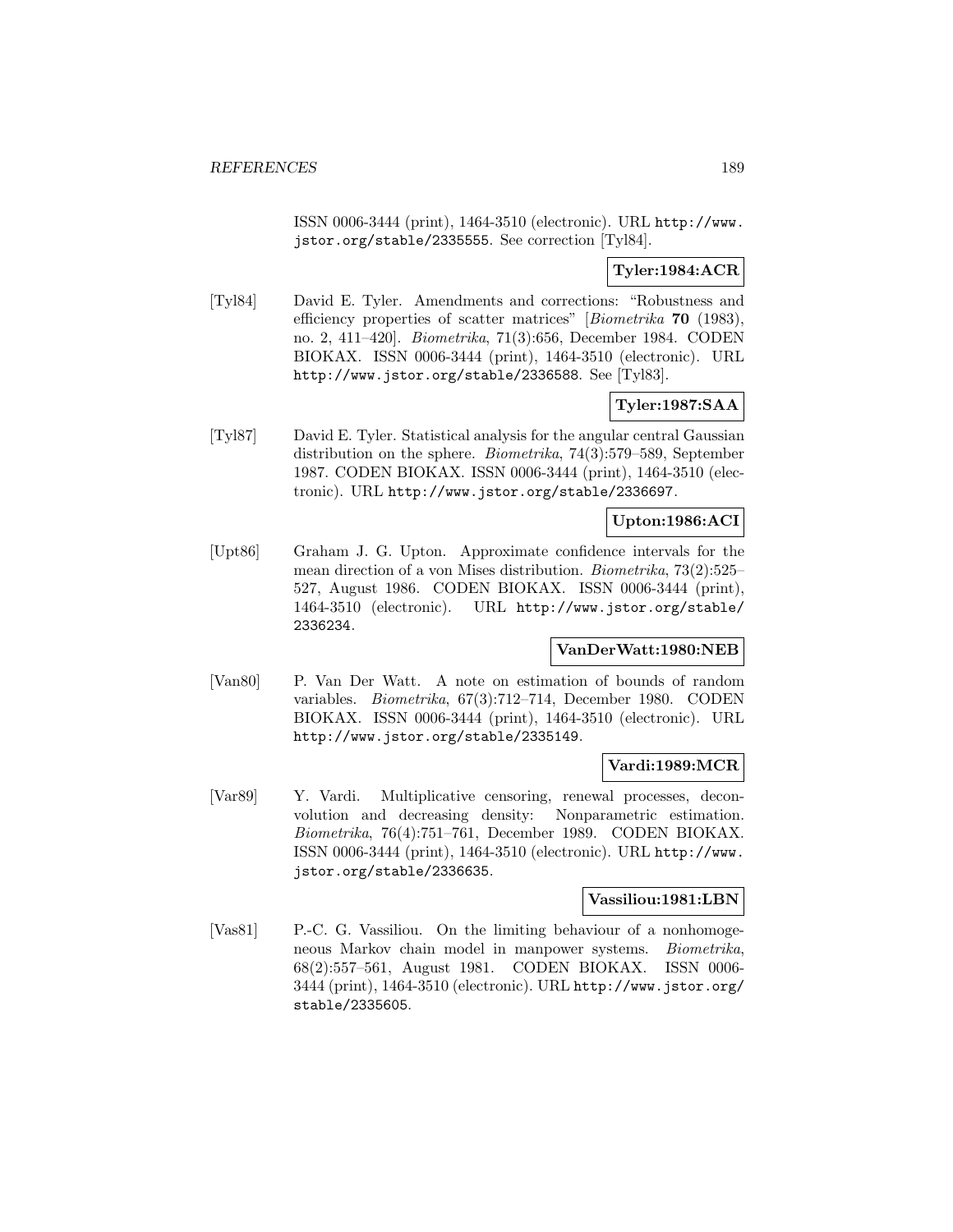ISSN 0006-3444 (print), 1464-3510 (electronic). URL http://www.jstor.org/stable/2335555. See correction [Tyl84].

**Tyler:1984:ACR**

[Tyl84] David E. Tyler. Amendments and corrections: "Robustness and efficiency properties of scatter matrices" [*Biometrika* **70** (1983), no. 2, 411–420]. *Biometrika*, 71(3):656, December 1984. CODEN BIOKAX. ISSN 0006-3444 (print), 1464-3510 (electronic). URL http://www.jstor.org/stable/2336588. See [Tyl83].

**Tyler:1987:SAA**

[Tyl87] David E. Tyler. Statistical analysis for the angular central Gaussian distribution on the sphere. *Biometrika*, 74(3):579–589, September 1987. CODEN BIOKAX. ISSN 0006-3444 (print), 1464-3510 (electronic). URL http://www.jstor.org/stable/2336697.

**Upton:1986:ACI**

[Upt86] Graham J. G. Upton. Approximate confidence intervals for the mean direction of a von Mises distribution. *Biometrika*, 73(2):525–527, August 1986. CODEN BIOKAX. ISSN 0006-3444 (print), 1464-3510 (electronic). URL http://www.jstor.org/stable/2336234.

**VanDerWatt:1980:NEB**

[Van80] P. Van Der Watt. A note on estimation of bounds of random variables. *Biometrika*, 67(3):712–714, December 1980. CODEN BIOKAX. ISSN 0006-3444 (print), 1464-3510 (electronic). URL http://www.jstor.org/stable/2335149.

**Vardi:1989:MCR**

[Var89] Y. Vardi. Multiplicative censoring, renewal processes, deconvolution and decreasing density: Nonparametric estimation. *Biometrika*, 76(4):751–761, December 1989. CODEN BIOKAX. ISSN 0006-3444 (print), 1464-3510 (electronic). URL http://www.jstor.org/stable/2336635.

**Vassiliou:1981:LBN**

[Vas81] P.-C. G. Vassiliou. On the limiting behaviour of a nonhomogeneous Markov chain model in manpower systems. *Biometrika*, 68(2):557–561, August 1981. CODEN BIOKAX. ISSN 0006-3444 (print), 1464-3510 (electronic). URL http://www.jstor.org/stable/2335605.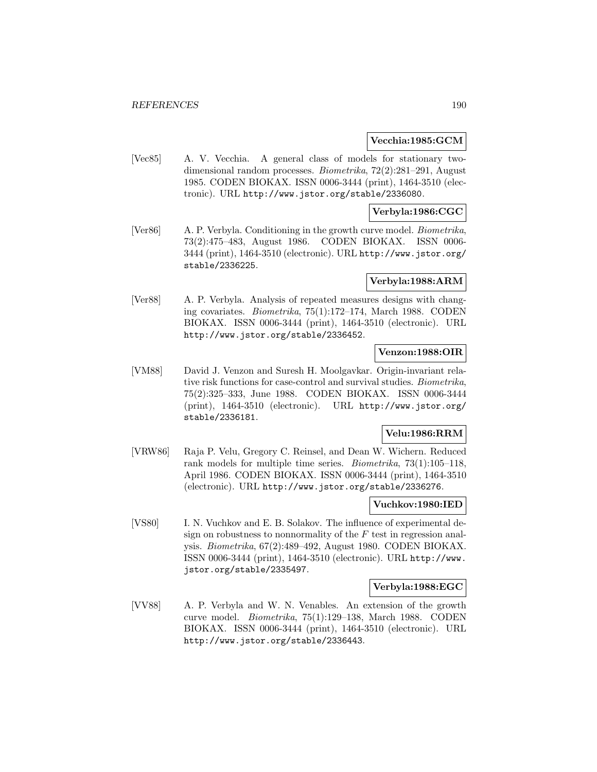**Vecchia:1985:GCM**

[Vec85] A. V. Vecchia. A general class of models for stationary two-dimensional random processes. *Biometrika*, 72(2):281–291, August 1985. CODEN BIOKAX. ISSN 0006-3444 (print), 1464-3510 (electronic). URL http://www.jstor.org/stable/2336080.

**Verbyla:1986:CGC**

[Ver86] A. P. Verbyla. Conditioning in the growth curve model. *Biometrika*, 73(2):475–483, August 1986. CODEN BIOKAX. ISSN 0006-3444 (print), 1464-3510 (electronic). URL http://www.jstor.org/stable/2336225.

**Verbyla:1988:ARM**

[Ver88] A. P. Verbyla. Analysis of repeated measures designs with changing covariates. *Biometrika*, 75(1):172–174, March 1988. CODEN BIOKAX. ISSN 0006-3444 (print), 1464-3510 (electronic). URL http://www.jstor.org/stable/2336452.

**Venzon:1988:OIR**

[VM88] David J. Venzon and Suresh H. Moolgavkar. Origin-invariant relative risk functions for case-control and survival studies. *Biometrika*, 75(2):325–333, June 1988. CODEN BIOKAX. ISSN 0006-3444 (print), 1464-3510 (electronic). URL http://www.jstor.org/stable/2336181.

**Velu:1986:RRM**

[VRW86] Raja P. Velu, Gregory C. Reinsel, and Dean W. Wichern. Reduced rank models for multiple time series. *Biometrika*, 73(1):105–118, April 1986. CODEN BIOKAX. ISSN 0006-3444 (print), 1464-3510 (electronic). URL http://www.jstor.org/stable/2336276.

**Vuchkov:1980:IED**

[VS80] I. N. Vuchkov and E. B. Solakov. The influence of experimental design on robustness to nonnormality of the $F$ test in regression analysis. *Biometrika*, 67(2):489–492, August 1980. CODEN BIOKAX. ISSN 0006-3444 (print), 1464-3510 (electronic). URL http://www.jstor.org/stable/2335497.

**Verbyla:1988:EGC**

[VV88] A. P. Verbyla and W. N. Venables. An extension of the growth curve model. *Biometrika*, 75(1):129–138, March 1988. CODEN BIOKAX. ISSN 0006-3444 (print), 1464-3510 (electronic). URL http://www.jstor.org/stable/2336443.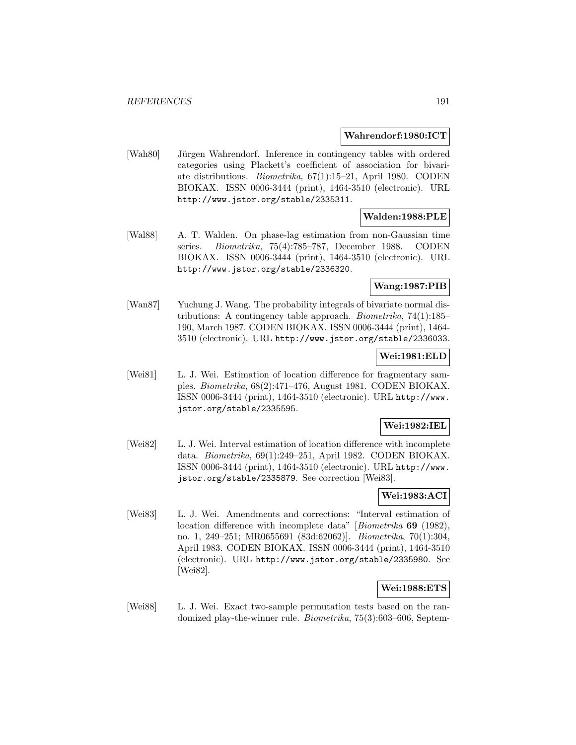**Wahrendorf:1980:ICT**

[Wah80] Jürgen Wahrendorf. Inference in contingency tables with ordered categories using Plackett's coefficient of association for bivariate distributions. *Biometrika*, 67(1):15–21, April 1980. CODEN BIOKAX. ISSN 0006-3444 (print), 1464-3510 (electronic). URL http://www.jstor.org/stable/2335311.

**Walden:1988:PLE**

[Wal88] A. T. Walden. On phase-lag estimation from non-Gaussian time series. *Biometrika*, 75(4):785–787, December 1988. CODEN BIOKAX. ISSN 0006-3444 (print), 1464-3510 (electronic). URL http://www.jstor.org/stable/2336320.

**Wang:1987:PIB**

[Wan87] Yuchung J. Wang. The probability integrals of bivariate normal distributions: A contingency table approach. *Biometrika*, 74(1):185–190, March 1987. CODEN BIOKAX. ISSN 0006-3444 (print), 1464-3510 (electronic). URL http://www.jstor.org/stable/2336033.

**Wei:1981:ELD**

[Wei81] L. J. Wei. Estimation of location difference for fragmentary samples. *Biometrika*, 68(2):471–476, August 1981. CODEN BIOKAX. ISSN 0006-3444 (print), 1464-3510 (electronic). URL http://www.jstor.org/stable/2335595.

**Wei:1982:IEL**

[Wei82] L. J. Wei. Interval estimation of location difference with incomplete data. *Biometrika*, 69(1):249–251, April 1982. CODEN BIOKAX. ISSN 0006-3444 (print), 1464-3510 (electronic). URL http://www.jstor.org/stable/2335879. See correction [Wei83].

**Wei:1983:ACI**

[Wei83] L. J. Wei. Amendments and corrections: "Interval estimation of location difference with incomplete data" [*Biometrika* **69** (1982), no. 1, 249–251; MR0655691 (83d:62062)]. *Biometrika*, 70(1):304, April 1983. CODEN BIOKAX. ISSN 0006-3444 (print), 1464-3510 (electronic). URL http://www.jstor.org/stable/2335980. See [Wei82].

**Wei:1988:ETS**

[Wei88] L. J. Wei. Exact two-sample permutation tests based on the randomized play-the-winner rule. *Biometrika*, 75(3):603–606, Septem-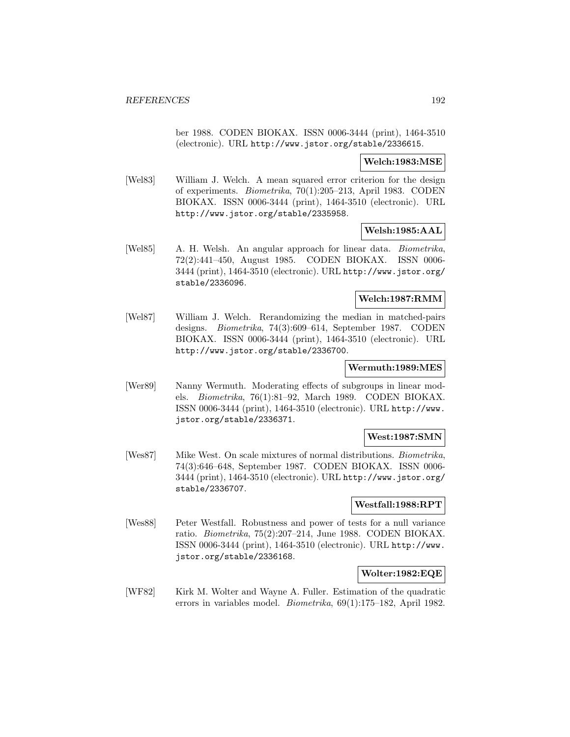ber 1988. CODEN BIOKAX. ISSN 0006-3444 (print), 1464-3510 (electronic). URL http://www.jstor.org/stable/2336615.

**Welch:1983:MSE**

[Wel83] William J. Welch. A mean squared error criterion for the design of experiments. *Biometrika*, 70(1):205–213, April 1983. CODEN BIOKAX. ISSN 0006-3444 (print), 1464-3510 (electronic). URL http://www.jstor.org/stable/2335958.

**Welsh:1985:AAL**

[Wel85] A. H. Welsh. An angular approach for linear data. *Biometrika*, 72(2):441–450, August 1985. CODEN BIOKAX. ISSN 0006-3444 (print), 1464-3510 (electronic). URL http://www.jstor.org/stable/2336096.

**Welch:1987:RMM**

[Wel87] William J. Welch. Rerandomizing the median in matched-pairs designs. *Biometrika*, 74(3):609–614, September 1987. CODEN BIOKAX. ISSN 0006-3444 (print), 1464-3510 (electronic). URL http://www.jstor.org/stable/2336700.

**Wermuth:1989:MES**

[Wer89] Nanny Wermuth. Moderating effects of subgroups in linear models. *Biometrika*, 76(1):81–92, March 1989. CODEN BIOKAX. ISSN 0006-3444 (print), 1464-3510 (electronic). URL http://www.jstor.org/stable/2336371.

**West:1987:SMN**

[Wes87] Mike West. On scale mixtures of normal distributions. *Biometrika*, 74(3):646–648, September 1987. CODEN BIOKAX. ISSN 0006-3444 (print), 1464-3510 (electronic). URL http://www.jstor.org/stable/2336707.

**Westfall:1988:RPT**

[Wes88] Peter Westfall. Robustness and power of tests for a null variance ratio. *Biometrika*, 75(2):207–214, June 1988. CODEN BIOKAX. ISSN 0006-3444 (print), 1464-3510 (electronic). URL http://www.jstor.org/stable/2336168.

**Wolter:1982:EQE**

[WF82] Kirk M. Wolter and Wayne A. Fuller. Estimation of the quadratic errors in variables model. *Biometrika*, 69(1):175–182, April 1982.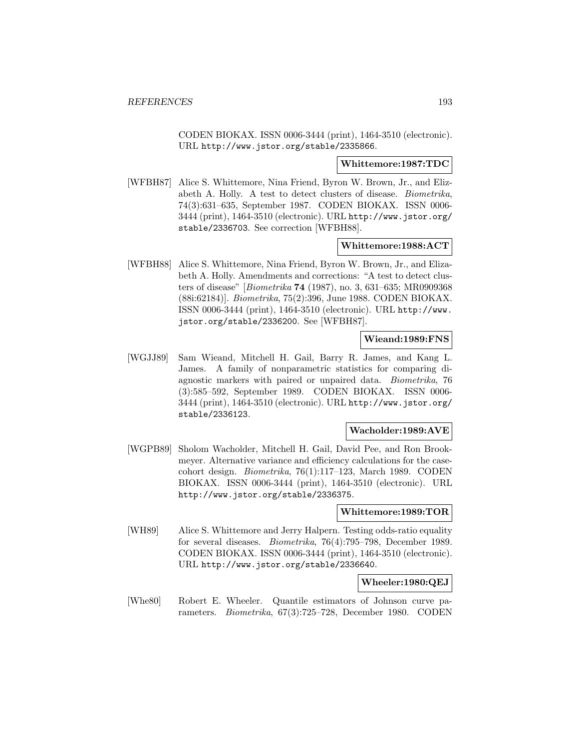CODEN BIOKAX. ISSN 0006-3444 (print), 1464-3510 (electronic). URL http://www.jstor.org/stable/2335866.

**Whittemore:1987:TDC**

[WFBH87] Alice S. Whittemore, Nina Friend, Byron W. Brown, Jr., and Elizabeth A. Holly. A test to detect clusters of disease. *Biometrika*, 74(3):631–635, September 1987. CODEN BIOKAX. ISSN 0006-3444 (print), 1464-3510 (electronic). URL http://www.jstor.org/stable/2336703. See correction [WFBH88].

**Whittemore:1988:ACT**

[WFBH88] Alice S. Whittemore, Nina Friend, Byron W. Brown, Jr., and Elizabeth A. Holly. Amendments and corrections: "A test to detect clusters of disease" [*Biometrika* **74** (1987), no. 3, 631–635; MR0909368 (88i:62184)]. *Biometrika*, 75(2):396, June 1988. CODEN BIOKAX. ISSN 0006-3444 (print), 1464-3510 (electronic). URL http://www.jstor.org/stable/2336200. See [WFBH87].

**Wieand:1989:FNS**

[WGJJ89] Sam Wieand, Mitchell H. Gail, Barry R. James, and Kang L. James. A family of nonparametric statistics for comparing diagnostic markers with paired or unpaired data. *Biometrika*, 76 (3):585–592, September 1989. CODEN BIOKAX. ISSN 0006-3444 (print), 1464-3510 (electronic). URL http://www.jstor.org/stable/2336123.

**Wacholder:1989:AVE**

[WGPB89] Sholom Wacholder, Mitchell H. Gail, David Pee, and Ron Brookmeyer. Alternative variance and efficiency calculations for the case-cohort design. *Biometrika*, 76(1):117–123, March 1989. CODEN BIOKAX. ISSN 0006-3444 (print), 1464-3510 (electronic). URL http://www.jstor.org/stable/2336375.

**Whittemore:1989:TOR**

[WH89] Alice S. Whittemore and Jerry Halpern. Testing odds-ratio equality for several diseases. *Biometrika*, 76(4):795–798, December 1989. CODEN BIOKAX. ISSN 0006-3444 (print), 1464-3510 (electronic). URL http://www.jstor.org/stable/2336640.

**Wheeler:1980:QEJ**

[Whe80] Robert E. Wheeler. Quantile estimators of Johnson curve parameters. *Biometrika*, 67(3):725–728, December 1980. CODEN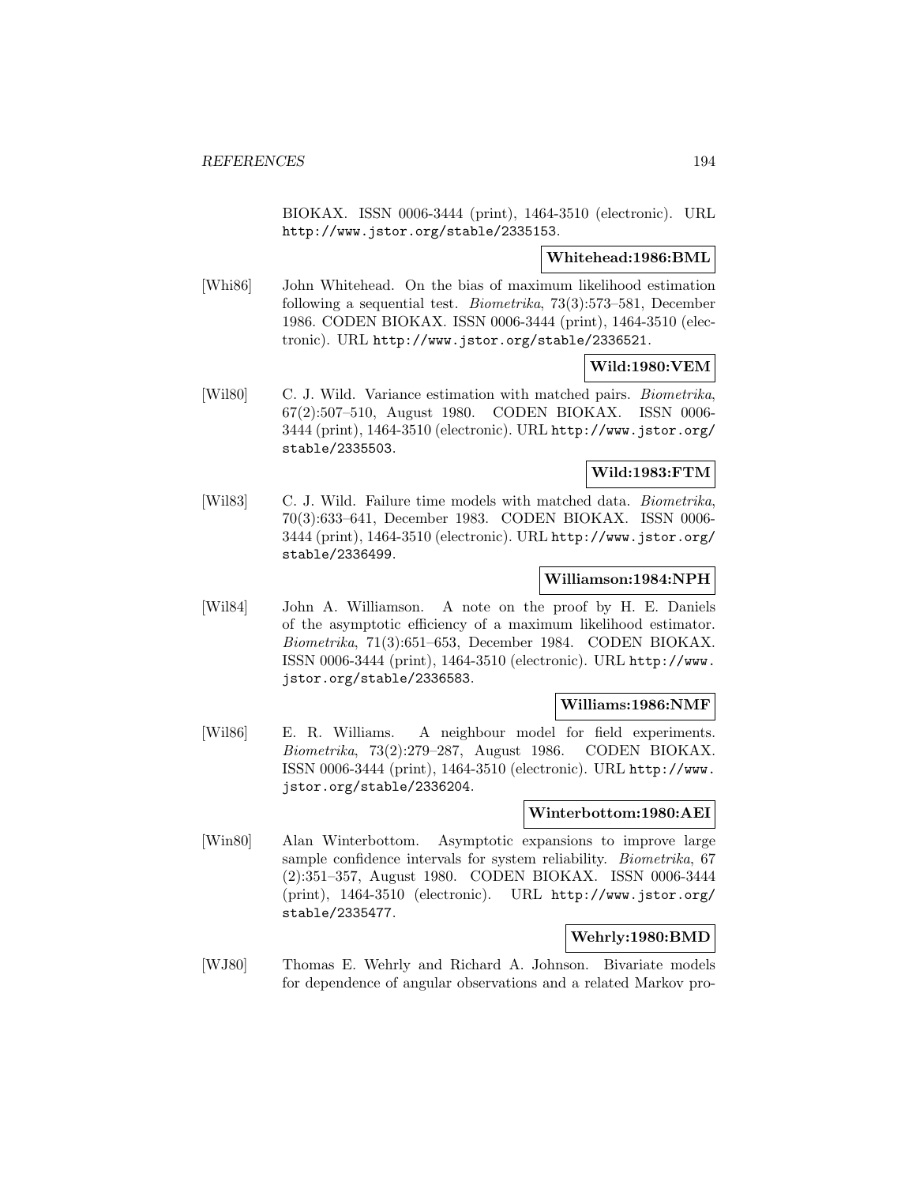BIOKAX. ISSN 0006-3444 (print), 1464-3510 (electronic). URL http://www.jstor.org/stable/2335153.

**Whitehead:1986:BML**

[Whi86] John Whitehead. On the bias of maximum likelihood estimation following a sequential test. *Biometrika*, 73(3):573–581, December 1986. CODEN BIOKAX. ISSN 0006-3444 (print), 1464-3510 (electronic). URL http://www.jstor.org/stable/2336521.

**Wild:1980:VEM**

[Wil80] C. J. Wild. Variance estimation with matched pairs. *Biometrika*, 67(2):507–510, August 1980. CODEN BIOKAX. ISSN 0006-3444 (print), 1464-3510 (electronic). URL http://www.jstor.org/stable/2335503.

**Wild:1983:FTM**

[Wil83] C. J. Wild. Failure time models with matched data. *Biometrika*, 70(3):633–641, December 1983. CODEN BIOKAX. ISSN 0006-3444 (print), 1464-3510 (electronic). URL http://www.jstor.org/stable/2336499.

**Williamson:1984:NPH**

[Wil84] John A. Williamson. A note on the proof by H. E. Daniels of the asymptotic efficiency of a maximum likelihood estimator. *Biometrika*, 71(3):651–653, December 1984. CODEN BIOKAX. ISSN 0006-3444 (print), 1464-3510 (electronic). URL http://www.jstor.org/stable/2336583.

**Williams:1986:NMF**

[Wil86] E. R. Williams. A neighbour model for field experiments. *Biometrika*, 73(2):279–287, August 1986. CODEN BIOKAX. ISSN 0006-3444 (print), 1464-3510 (electronic). URL http://www.jstor.org/stable/2336204.

**Winterbottom:1980:AEI**

[Win80] Alan Winterbottom. Asymptotic expansions to improve large sample confidence intervals for system reliability. *Biometrika*, 67 (2):351–357, August 1980. CODEN BIOKAX. ISSN 0006-3444 (print), 1464-3510 (electronic). URL http://www.jstor.org/stable/2335477.

**Wehrly:1980:BMD**

[WJ80] Thomas E. Wehrly and Richard A. Johnson. Bivariate models for dependence of angular observations and a related Markov pro-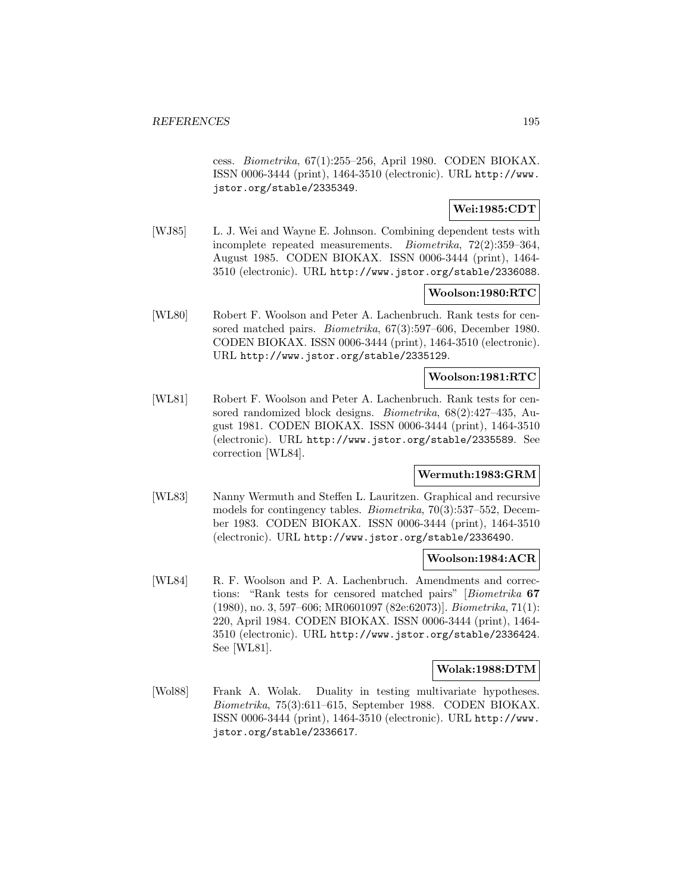cess. *Biometrika*, 67(1):255–256, April 1980. CODEN BIOKAX. ISSN 0006-3444 (print), 1464-3510 (electronic). URL http://www.jstor.org/stable/2335349.

**Wei:1985:CDT**

[WJ85] L. J. Wei and Wayne E. Johnson. Combining dependent tests with incomplete repeated measurements. *Biometrika*, 72(2):359–364, August 1985. CODEN BIOKAX. ISSN 0006-3444 (print), 1464-3510 (electronic). URL http://www.jstor.org/stable/2336088.

**Woolson:1980:RTC**

[WL80] Robert F. Woolson and Peter A. Lachenbruch. Rank tests for censored matched pairs. *Biometrika*, 67(3):597–606, December 1980. CODEN BIOKAX. ISSN 0006-3444 (print), 1464-3510 (electronic). URL http://www.jstor.org/stable/2335129.

**Woolson:1981:RTC**

[WL81] Robert F. Woolson and Peter A. Lachenbruch. Rank tests for censored randomized block designs. *Biometrika*, 68(2):427–435, August 1981. CODEN BIOKAX. ISSN 0006-3444 (print), 1464-3510 (electronic). URL http://www.jstor.org/stable/2335589. See correction [WL84].

**Wermuth:1983:GRM**

[WL83] Nanny Wermuth and Steffen L. Lauritzen. Graphical and recursive models for contingency tables. *Biometrika*, 70(3):537–552, December 1983. CODEN BIOKAX. ISSN 0006-3444 (print), 1464-3510 (electronic). URL http://www.jstor.org/stable/2336490.

**Woolson:1984:ACR**

[WL84] R. F. Woolson and P. A. Lachenbruch. Amendments and corrections: "Rank tests for censored matched pairs" [*Biometrika* **67** (1980), no. 3, 597–606; MR0601097 (82e:62073)]. *Biometrika*, 71(1):220, April 1984. CODEN BIOKAX. ISSN 0006-3444 (print), 1464-3510 (electronic). URL http://www.jstor.org/stable/2336424. See [WL81].

**Wolak:1988:DTM**

[Wol88] Frank A. Wolak. Duality in testing multivariate hypotheses. *Biometrika*, 75(3):611–615, September 1988. CODEN BIOKAX. ISSN 0006-3444 (print), 1464-3510 (electronic). URL http://www.jstor.org/stable/2336617.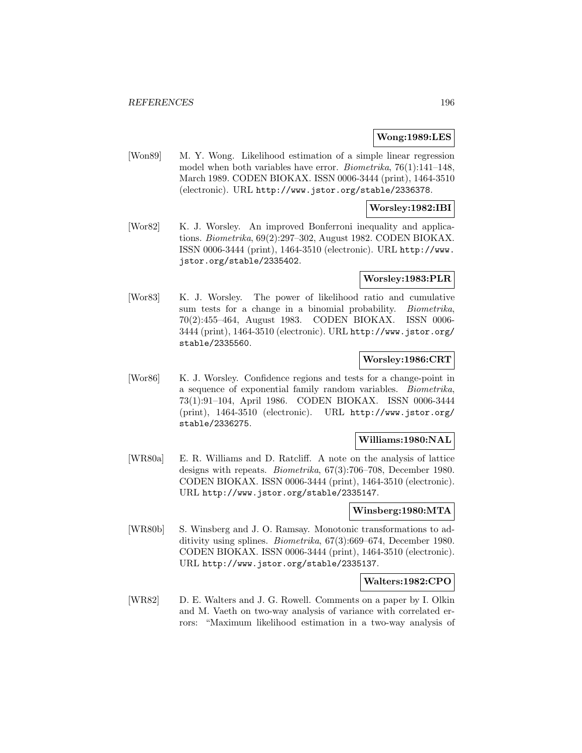**Wong:1989:LES**

[Won89] M. Y. Wong. Likelihood estimation of a simple linear regression model when both variables have error. *Biometrika*, 76(1):141–148, March 1989. CODEN BIOKAX. ISSN 0006-3444 (print), 1464-3510 (electronic). URL `http://www.jstor.org/stable/2336378`.

**Worsley:1982:IBI**

[Wor82] K. J. Worsley. An improved Bonferroni inequality and applications. *Biometrika*, 69(2):297–302, August 1982. CODEN BIOKAX. ISSN 0006-3444 (print), 1464-3510 (electronic). URL `http://www.jstor.org/stable/2335402`.

**Worsley:1983:PLR**

[Wor83] K. J. Worsley. The power of likelihood ratio and cumulative sum tests for a change in a binomial probability. *Biometrika*, 70(2):455–464, August 1983. CODEN BIOKAX. ISSN 0006-3444 (print), 1464-3510 (electronic). URL `http://www.jstor.org/stable/2335560`.

**Worsley:1986:CRT**

[Wor86] K. J. Worsley. Confidence regions and tests for a change-point in a sequence of exponential family random variables. *Biometrika*, 73(1):91–104, April 1986. CODEN BIOKAX. ISSN 0006-3444 (print), 1464-3510 (electronic). URL `http://www.jstor.org/stable/2336275`.

**Williams:1980:NAL**

[WR80a] E. R. Williams and D. Ratcliff. A note on the analysis of lattice designs with repeats. *Biometrika*, 67(3):706–708, December 1980. CODEN BIOKAX. ISSN 0006-3444 (print), 1464-3510 (electronic). URL `http://www.jstor.org/stable/2335147`.

**Winsberg:1980:MTA**

[WR80b] S. Winsberg and J. O. Ramsay. Monotonic transformations to additivity using splines. *Biometrika*, 67(3):669–674, December 1980. CODEN BIOKAX. ISSN 0006-3444 (print), 1464-3510 (electronic). URL `http://www.jstor.org/stable/2335137`.

**Walters:1982:CPO**

[WR82] D. E. Walters and J. G. Rowell. Comments on a paper by I. Olkin and M. Vaeth on two-way analysis of variance with correlated errors: "Maximum likelihood estimation in a two-way analysis of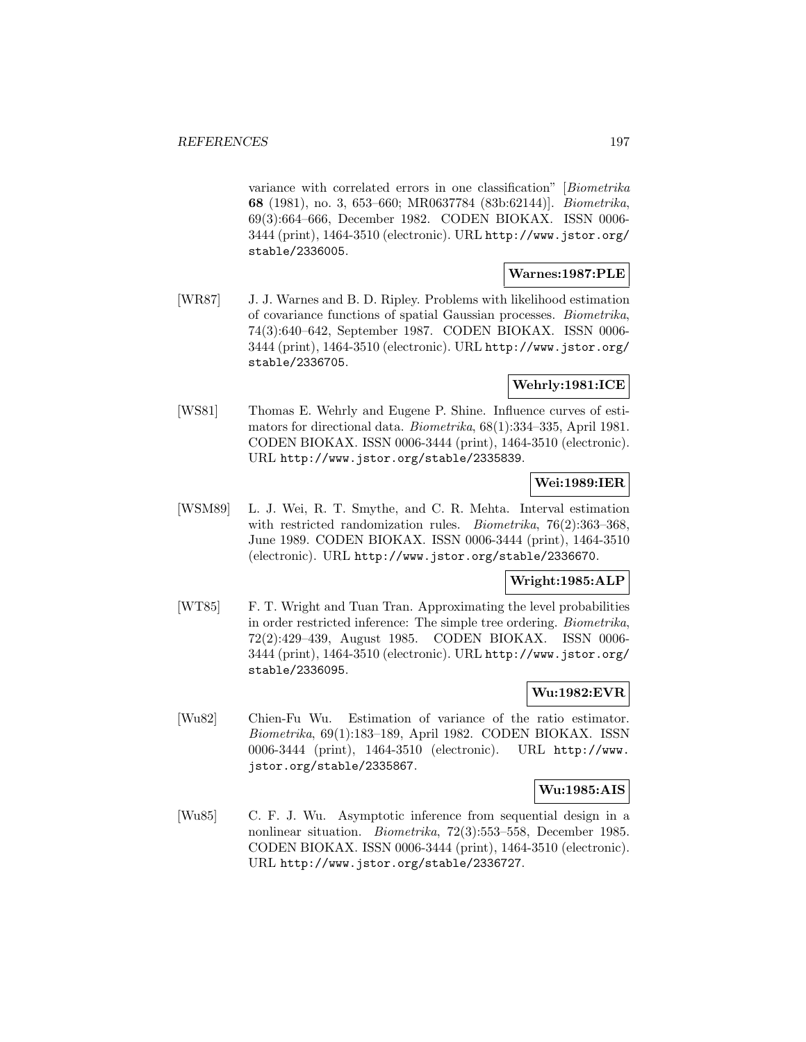variance with correlated errors in one classification" [*Biometrika* **68** (1981), no. 3, 653–660; MR0637784 (83b:62144)]. *Biometrika*, 69(3):664–666, December 1982. CODEN BIOKAX. ISSN 0006-3444 (print), 1464-3510 (electronic). URL http://www.jstor.org/stable/2336005.

**Warnes:1987:PLE**

[WR87] J. J. Warnes and B. D. Ripley. Problems with likelihood estimation of covariance functions of spatial Gaussian processes. *Biometrika*, 74(3):640–642, September 1987. CODEN BIOKAX. ISSN 0006-3444 (print), 1464-3510 (electronic). URL http://www.jstor.org/stable/2336705.

**Wehrly:1981:ICE**

[WS81] Thomas E. Wehrly and Eugene P. Shine. Influence curves of estimators for directional data. *Biometrika*, 68(1):334–335, April 1981. CODEN BIOKAX. ISSN 0006-3444 (print), 1464-3510 (electronic). URL http://www.jstor.org/stable/2335839.

**Wei:1989:IER**

[WSM89] L. J. Wei, R. T. Smythe, and C. R. Mehta. Interval estimation with restricted randomization rules. *Biometrika*, 76(2):363–368, June 1989. CODEN BIOKAX. ISSN 0006-3444 (print), 1464-3510 (electronic). URL http://www.jstor.org/stable/2336670.

**Wright:1985:ALP**

[WT85] F. T. Wright and Tuan Tran. Approximating the level probabilities in order restricted inference: The simple tree ordering. *Biometrika*, 72(2):429–439, August 1985. CODEN BIOKAX. ISSN 0006-3444 (print), 1464-3510 (electronic). URL http://www.jstor.org/stable/2336095.

**Wu:1982:EVR**

[Wu82] Chien-Fu Wu. Estimation of variance of the ratio estimator. *Biometrika*, 69(1):183–189, April 1982. CODEN BIOKAX. ISSN 0006-3444 (print), 1464-3510 (electronic). URL http://www.jstor.org/stable/2335867.

**Wu:1985:AIS**

[Wu85] C. F. J. Wu. Asymptotic inference from sequential design in a nonlinear situation. *Biometrika*, 72(3):553–558, December 1985. CODEN BIOKAX. ISSN 0006-3444 (print), 1464-3510 (electronic). URL http://www.jstor.org/stable/2336727.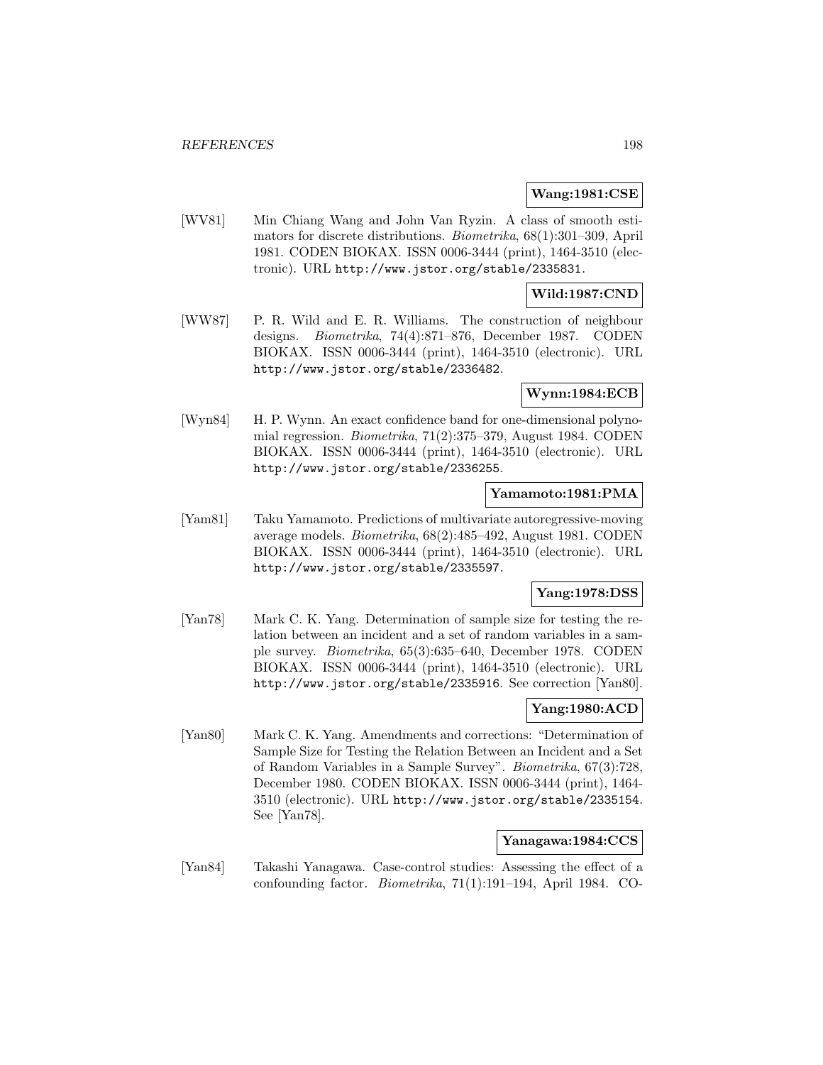**Wang:1981:CSE**

[WV81] Min Chiang Wang and John Van Ryzin. A class of smooth estimators for discrete distributions. *Biometrika*, 68(1):301–309, April 1981. CODEN BIOKAX. ISSN 0006-3444 (print), 1464-3510 (electronic). URL http://www.jstor.org/stable/2335831.

**Wild:1987:CND**

[WW87] P. R. Wild and E. R. Williams. The construction of neighbour designs. *Biometrika*, 74(4):871–876, December 1987. CODEN BIOKAX. ISSN 0006-3444 (print), 1464-3510 (electronic). URL http://www.jstor.org/stable/2336482.

**Wynn:1984:ECB**

[Wyn84] H. P. Wynn. An exact confidence band for one-dimensional polynomial regression. *Biometrika*, 71(2):375–379, August 1984. CODEN BIOKAX. ISSN 0006-3444 (print), 1464-3510 (electronic). URL http://www.jstor.org/stable/2336255.

**Yamamoto:1981:PMA**

[Yam81] Taku Yamamoto. Predictions of multivariate autoregressive-moving average models. *Biometrika*, 68(2):485–492, August 1981. CODEN BIOKAX. ISSN 0006-3444 (print), 1464-3510 (electronic). URL http://www.jstor.org/stable/2335597.

**Yang:1978:DSS**

[Yan78] Mark C. K. Yang. Determination of sample size for testing the relation between an incident and a set of random variables in a sample survey. *Biometrika*, 65(3):635–640, December 1978. CODEN BIOKAX. ISSN 0006-3444 (print), 1464-3510 (electronic). URL http://www.jstor.org/stable/2335916. See correction [Yan80].

**Yang:1980:ACD**

[Yan80] Mark C. K. Yang. Amendments and corrections: "Determination of Sample Size for Testing the Relation Between an Incident and a Set of Random Variables in a Sample Survey". *Biometrika*, 67(3):728, December 1980. CODEN BIOKAX. ISSN 0006-3444 (print), 1464-3510 (electronic). URL http://www.jstor.org/stable/2335154. See [Yan78].

**Yanagawa:1984:CCS**

[Yan84] Takashi Yanagawa. Case-control studies: Assessing the effect of a confounding factor. *Biometrika*, 71(1):191–194, April 1984. CO-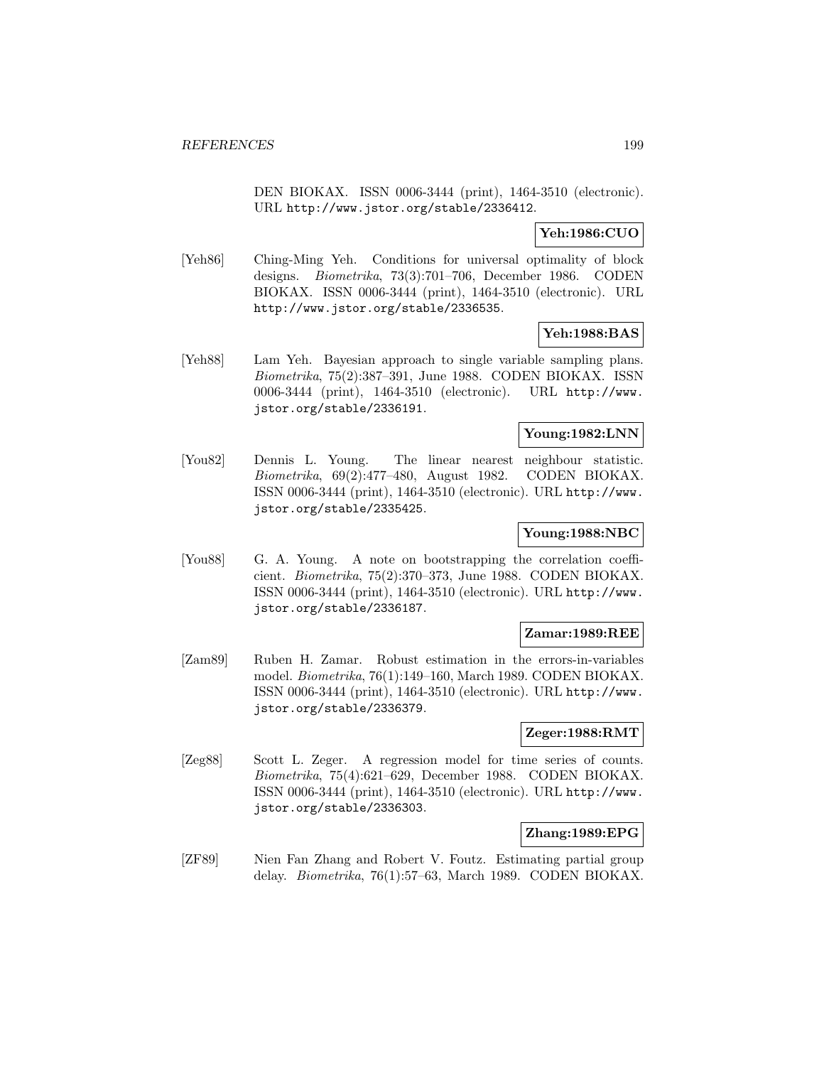DEN BIOKAX. ISSN 0006-3444 (print), 1464-3510 (electronic). URL http://www.jstor.org/stable/2336412.

**Yeh:1986:CUO**

[Yeh86] Ching-Ming Yeh. Conditions for universal optimality of block designs. *Biometrika*, 73(3):701–706, December 1986. CODEN BIOKAX. ISSN 0006-3444 (print), 1464-3510 (electronic). URL http://www.jstor.org/stable/2336535.

**Yeh:1988:BAS**

[Yeh88] Lam Yeh. Bayesian approach to single variable sampling plans. *Biometrika*, 75(2):387–391, June 1988. CODEN BIOKAX. ISSN 0006-3444 (print), 1464-3510 (electronic). URL http://www.jstor.org/stable/2336191.

**Young:1982:LNN**

[You82] Dennis L. Young. The linear nearest neighbour statistic. *Biometrika*, 69(2):477–480, August 1982. CODEN BIOKAX. ISSN 0006-3444 (print), 1464-3510 (electronic). URL http://www.jstor.org/stable/2335425.

**Young:1988:NBC**

[You88] G. A. Young. A note on bootstrapping the correlation coefficient. *Biometrika*, 75(2):370–373, June 1988. CODEN BIOKAX. ISSN 0006-3444 (print), 1464-3510 (electronic). URL http://www.jstor.org/stable/2336187.

**Zamar:1989:REE**

[Zam89] Ruben H. Zamar. Robust estimation in the errors-in-variables model. *Biometrika*, 76(1):149–160, March 1989. CODEN BIOKAX. ISSN 0006-3444 (print), 1464-3510 (electronic). URL http://www.jstor.org/stable/2336379.

**Zeger:1988:RMT**

[Zeg88] Scott L. Zeger. A regression model for time series of counts. *Biometrika*, 75(4):621–629, December 1988. CODEN BIOKAX. ISSN 0006-3444 (print), 1464-3510 (electronic). URL http://www.jstor.org/stable/2336303.

**Zhang:1989:EPG**

[ZF89] Nien Fan Zhang and Robert V. Foutz. Estimating partial group delay. *Biometrika*, 76(1):57–63, March 1989. CODEN BIOKAX.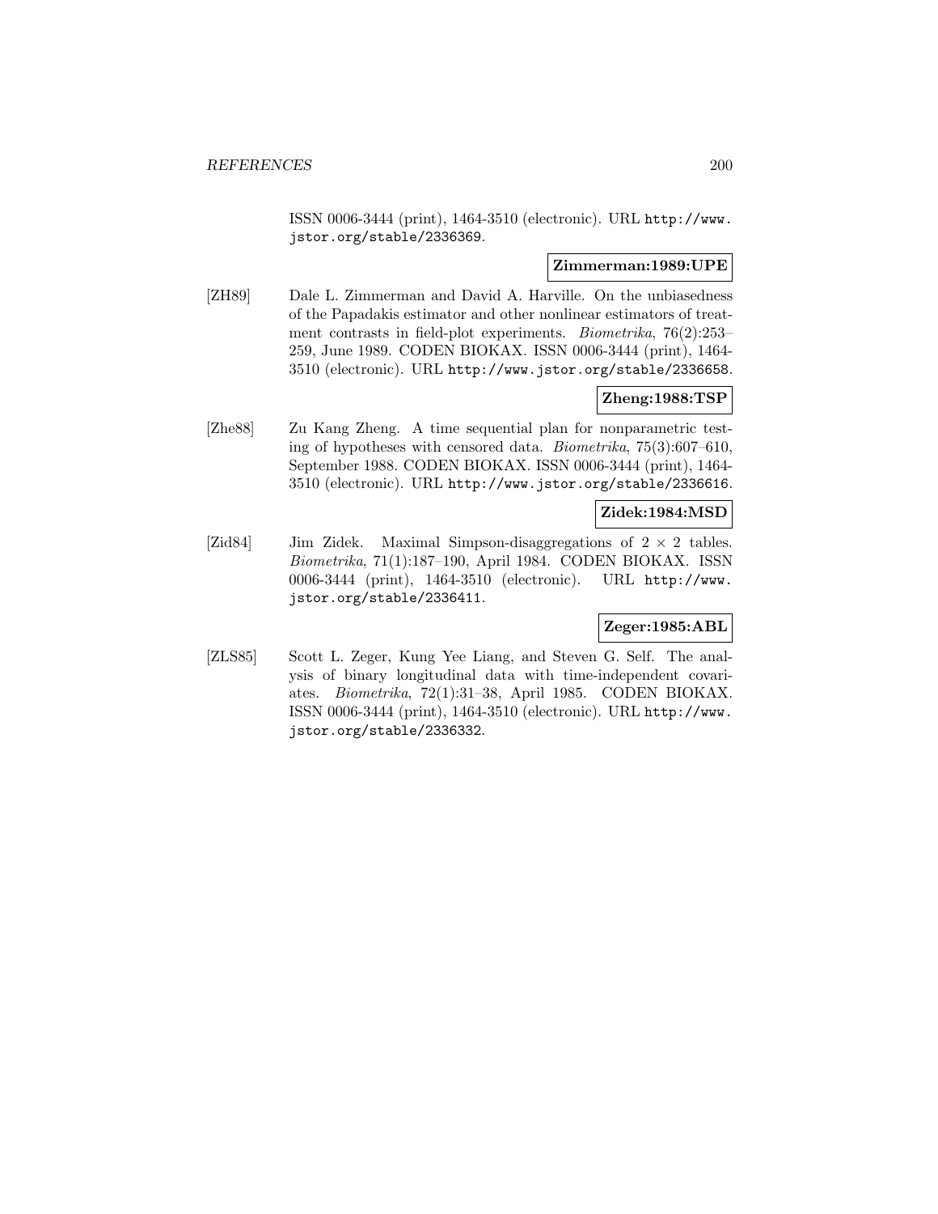ISSN 0006-3444 (print), 1464-3510 (electronic). URL http://www.jstor.org/stable/2336369.

**Zimmerman:1989:UPE**

[ZH89] Dale L. Zimmerman and David A. Harville. On the unbiasedness of the Papadakis estimator and other nonlinear estimators of treatment contrasts in field-plot experiments. *Biometrika*, 76(2):253–259, June 1989. CODEN BIOKAX. ISSN 0006-3444 (print), 1464-3510 (electronic). URL http://www.jstor.org/stable/2336658.

**Zheng:1988:TSP**

[Zhe88] Zu Kang Zheng. A time sequential plan for nonparametric testing of hypotheses with censored data. *Biometrika*, 75(3):607–610, September 1988. CODEN BIOKAX. ISSN 0006-3444 (print), 1464-3510 (electronic). URL http://www.jstor.org/stable/2336616.

**Zidek:1984:MSD**

[Zid84] Jim Zidek. Maximal Simpson-disaggregations of $2 \times 2$ tables. *Biometrika*, 71(1):187–190, April 1984. CODEN BIOKAX. ISSN 0006-3444 (print), 1464-3510 (electronic). URL http://www.jstor.org/stable/2336411.

**Zeger:1985:ABL**

[ZLS85] Scott L. Zeger, Kung Yee Liang, and Steven G. Self. The analysis of binary longitudinal data with time-independent covariates. *Biometrika*, 72(1):31–38, April 1985. CODEN BIOKAX. ISSN 0006-3444 (print), 1464-3510 (electronic). URL http://www.jstor.org/stable/2336332.